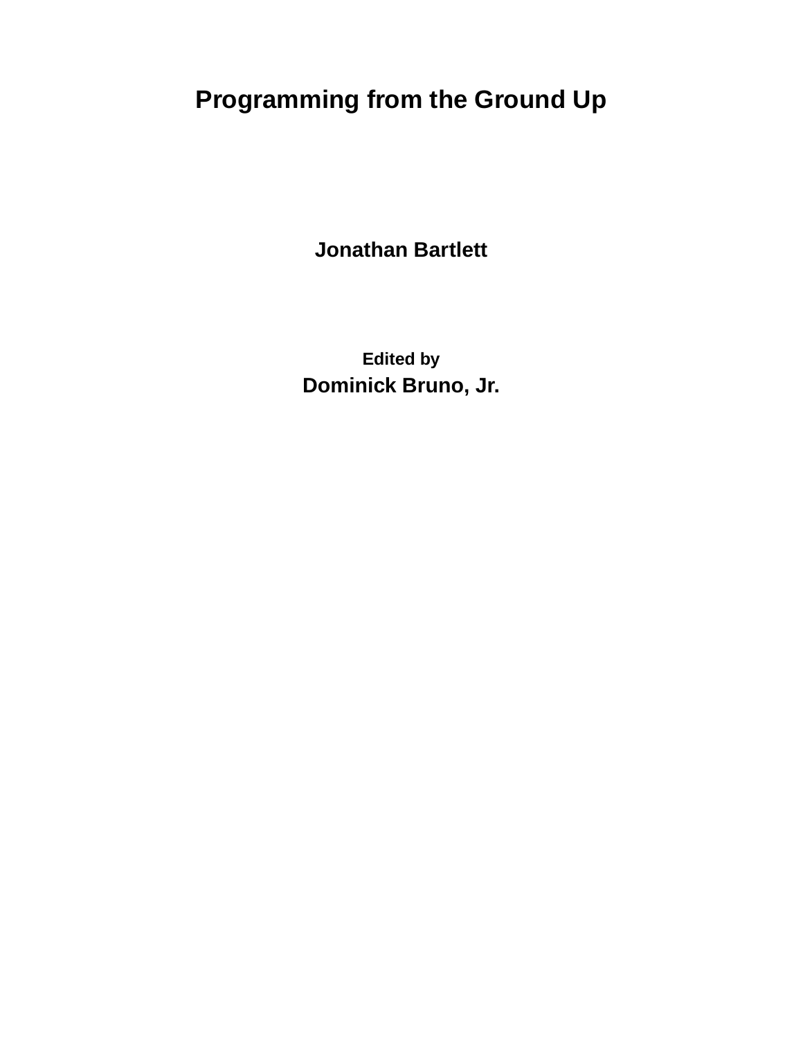# Programming from the Ground Up

**Jonathan Bartlett**

**Edited by**

**Dominick Bruno, Jr.**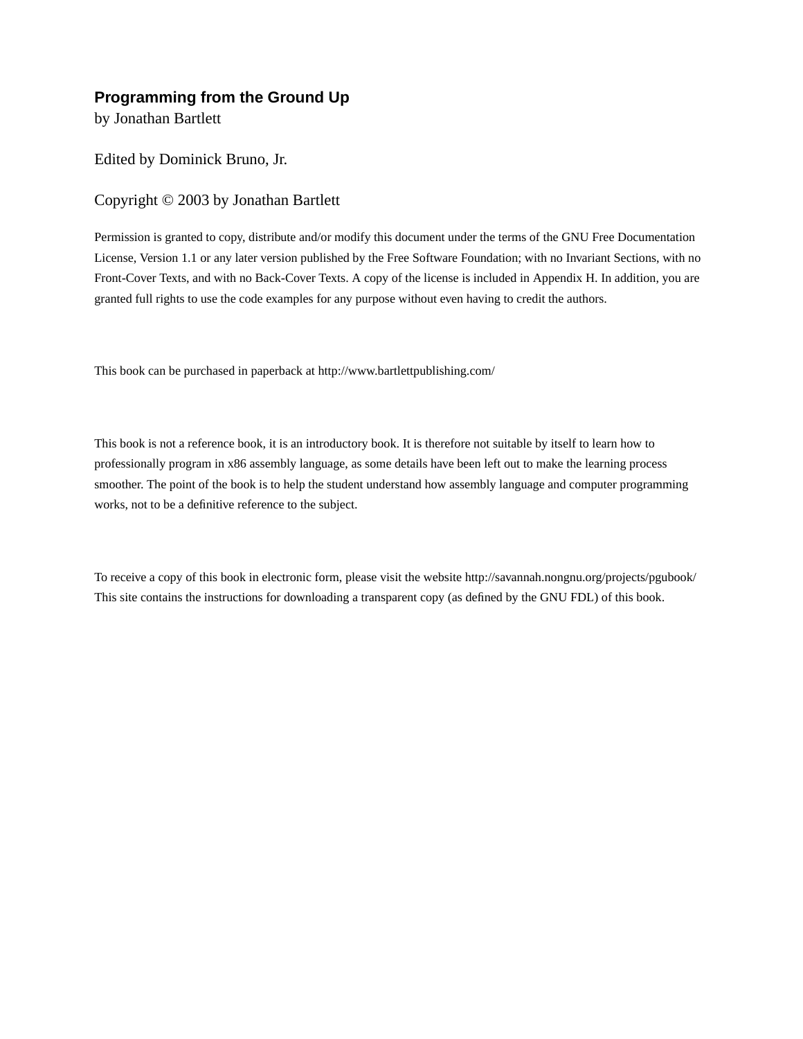**Programming from the Ground Up**
by Jonathan Bartlett

Edited by Dominick Bruno, Jr.

Copyright © 2003 by Jonathan Bartlett

Permission is granted to copy, distribute and/or modify this document under the terms of the GNU Free Documentation License, Version 1.1 or any later version published by the Free Software Foundation; with no Invariant Sections, with no Front-Cover Texts, and with no Back-Cover Texts. A copy of the license is included in Appendix H. In addition, you are granted full rights to use the code examples for any purpose without even having to credit the authors.

This book can be purchased in paperback at http://www.bartlettpublishing.com/

This book is not a reference book, it is an introductory book. It is therefore not suitable by itself to learn how to professionally program in x86 assembly language, as some details have been left out to make the learning process smoother. The point of the book is to help the student understand how assembly language and computer programming works, not to be a definitive reference to the subject.

To receive a copy of this book in electronic form, please visit the website http://savannah.nongnu.org/projects/pgubook/ This site contains the instructions for downloading a transparent copy (as defined by the GNU FDL) of this book.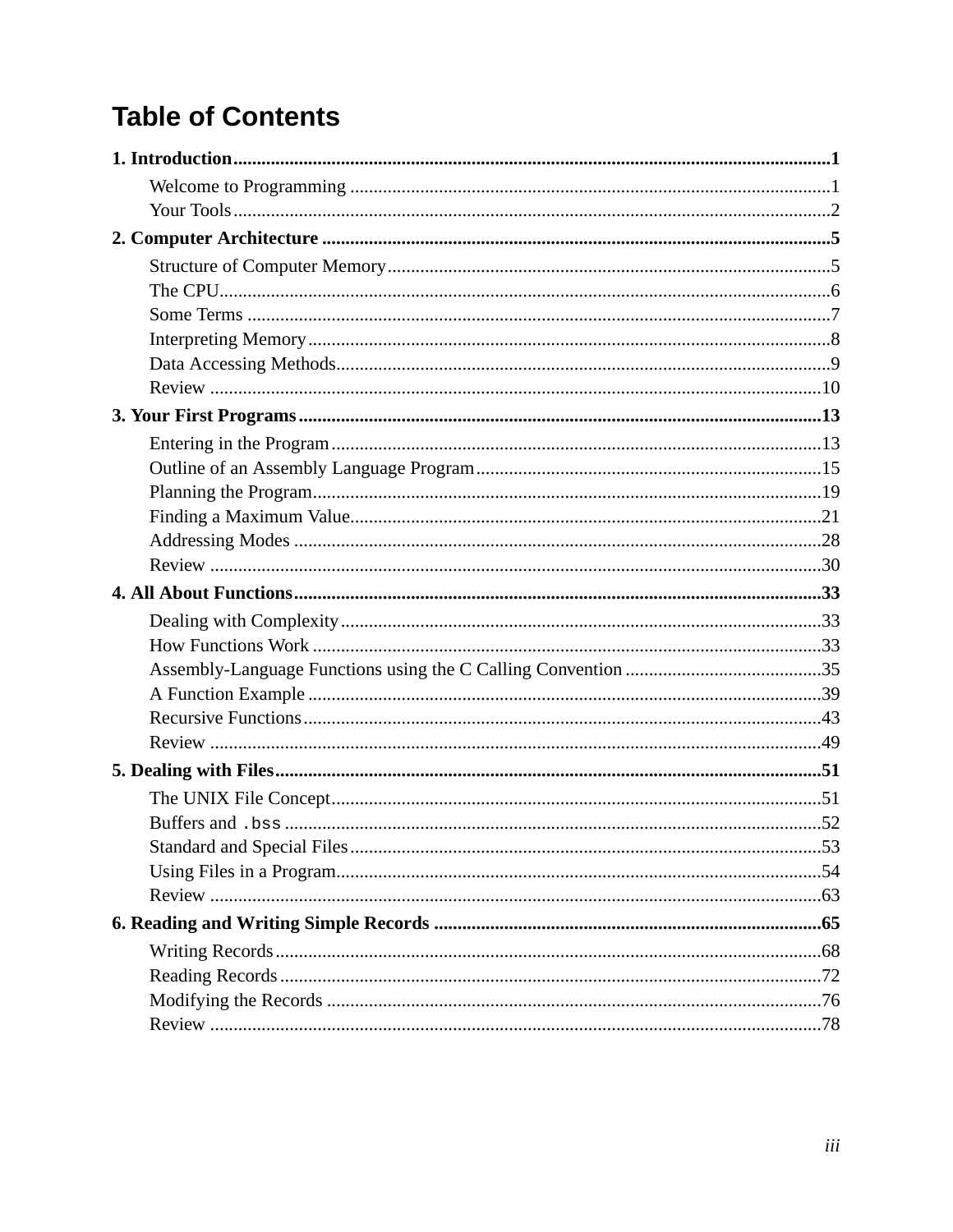# Table of Contents

**1. Introduction** ........ **1**

- Welcome to Programming ........ 1
- Your Tools ........ 2

**2. Computer Architecture** ........ **5**

- Structure of Computer Memory ........ 5
- The CPU ........ 6
- Some Terms ........ 7
- Interpreting Memory ........ 8
- Data Accessing Methods ........ 9
- Review ........ 10

**3. Your First Programs** ........ **13**

- Entering in the Program ........ 13
- Outline of an Assembly Language Program ........ 15
- Planning the Program ........ 19
- Finding a Maximum Value ........ 21
- Addressing Modes ........ 28
- Review ........ 30

**4. All About Functions** ........ **33**

- Dealing with Complexity ........ 33
- How Functions Work ........ 33
- Assembly-Language Functions using the C Calling Convention ........ 35
- A Function Example ........ 39
- Recursive Functions ........ 43
- Review ........ 49

**5. Dealing with Files** ........ **51**

- The UNIX File Concept ........ 51
- Buffers and `.bss` ........ 52
- Standard and Special Files ........ 53
- Using Files in a Program ........ 54
- Review ........ 63

**6. Reading and Writing Simple Records** ........ **65**

- Writing Records ........ 68
- Reading Records ........ 72
- Modifying the Records ........ 76
- Review ........ 78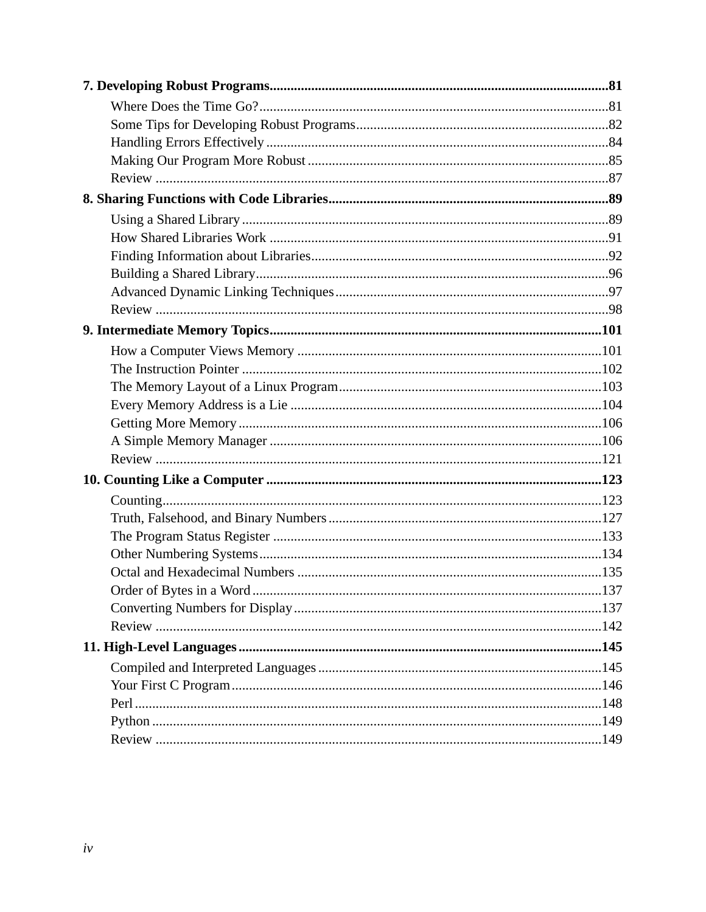**7. Developing Robust Programs** ........................................ **81**

- Where Does the Time Go? ........................................ 81
- Some Tips for Developing Robust Programs ........................................ 82
- Handling Errors Effectively ........................................ 84
- Making Our Program More Robust ........................................ 85
- Review ........................................ 87

**8. Sharing Functions with Code Libraries** ........................................ **89**

- Using a Shared Library ........................................ 89
- How Shared Libraries Work ........................................ 91
- Finding Information about Libraries ........................................ 92
- Building a Shared Library ........................................ 96
- Advanced Dynamic Linking Techniques ........................................ 97
- Review ........................................ 98

**9. Intermediate Memory Topics** ........................................ **101**

- How a Computer Views Memory ........................................ 101
- The Instruction Pointer ........................................ 102
- The Memory Layout of a Linux Program ........................................ 103
- Every Memory Address is a Lie ........................................ 104
- Getting More Memory ........................................ 106
- A Simple Memory Manager ........................................ 106
- Review ........................................ 121

**10. Counting Like a Computer** ........................................ **123**

- Counting ........................................ 123
- Truth, Falsehood, and Binary Numbers ........................................ 127
- The Program Status Register ........................................ 133
- Other Numbering Systems ........................................ 134
- Octal and Hexadecimal Numbers ........................................ 135
- Order of Bytes in a Word ........................................ 137
- Converting Numbers for Display ........................................ 137
- Review ........................................ 142

**11. High-Level Languages** ........................................ **145**

- Compiled and Interpreted Languages ........................................ 145
- Your First C Program ........................................ 146
- Perl ........................................ 148
- Python ........................................ 149
- Review ........................................ 149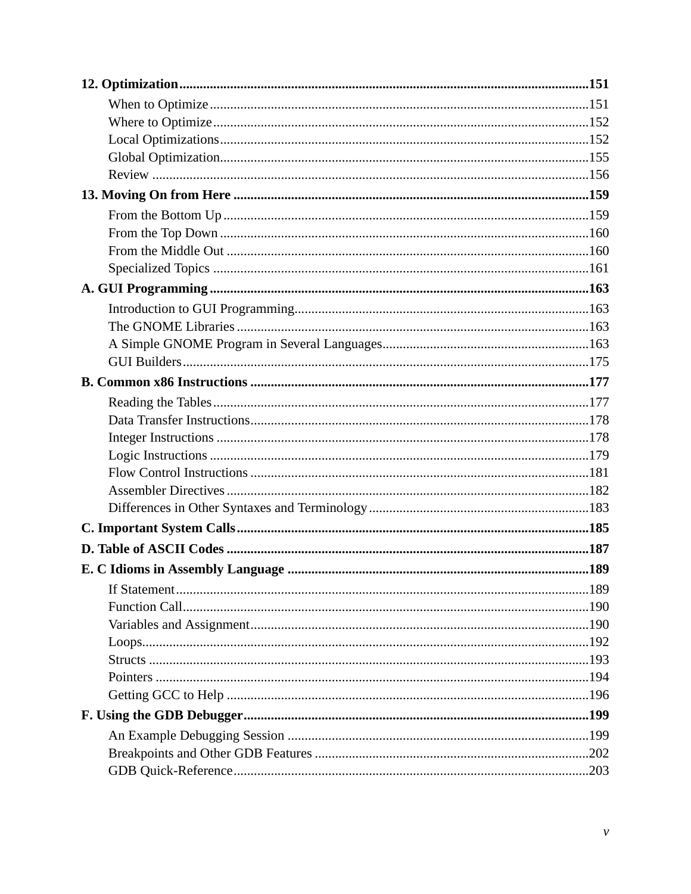**12. Optimization** ........................................................................................................................151

- When to Optimize ...............................................................................................................151
- Where to Optimize ..............................................................................................................152
- Local Optimizations ............................................................................................................152
- Global Optimization ............................................................................................................155
- Review ................................................................................................................................156

**13. Moving On from Here** ........................................................................................................159

- From the Bottom Up ...........................................................................................................159
- From the Top Down ............................................................................................................160
- From the Middle Out ..........................................................................................................160
- Specialized Topics ..............................................................................................................161

**A. GUI Programming** ...............................................................................................................163

- Introduction to GUI Programming ......................................................................................163
- The GNOME Libraries .......................................................................................................163
- A Simple GNOME Program in Several Languages ............................................................163
- GUI Builders .......................................................................................................................175

**B. Common x86 Instructions** ...................................................................................................177

- Reading the Tables ..............................................................................................................177
- Data Transfer Instructions ...................................................................................................178
- Integer Instructions .............................................................................................................178
- Logic Instructions ...............................................................................................................179
- Flow Control Instructions ...................................................................................................181
- Assembler Directives ..........................................................................................................182
- Differences in Other Syntaxes and Terminology ................................................................183

**C. Important System Calls** .......................................................................................................185

**D. Table of ASCII Codes** ..........................................................................................................187

**E. C Idioms in Assembly Language** ........................................................................................189

- If Statement .........................................................................................................................189
- Function Call .......................................................................................................................190
- Variables and Assignment ...................................................................................................190
- Loops ...................................................................................................................................192
- Structs .................................................................................................................................193
- Pointers ...............................................................................................................................194
- Getting GCC to Help ..........................................................................................................196

**F. Using the GDB Debugger** .....................................................................................................199

- An Example Debugging Session ........................................................................................199
- Breakpoints and Other GDB Features ................................................................................202
- GDB Quick-Reference ........................................................................................................203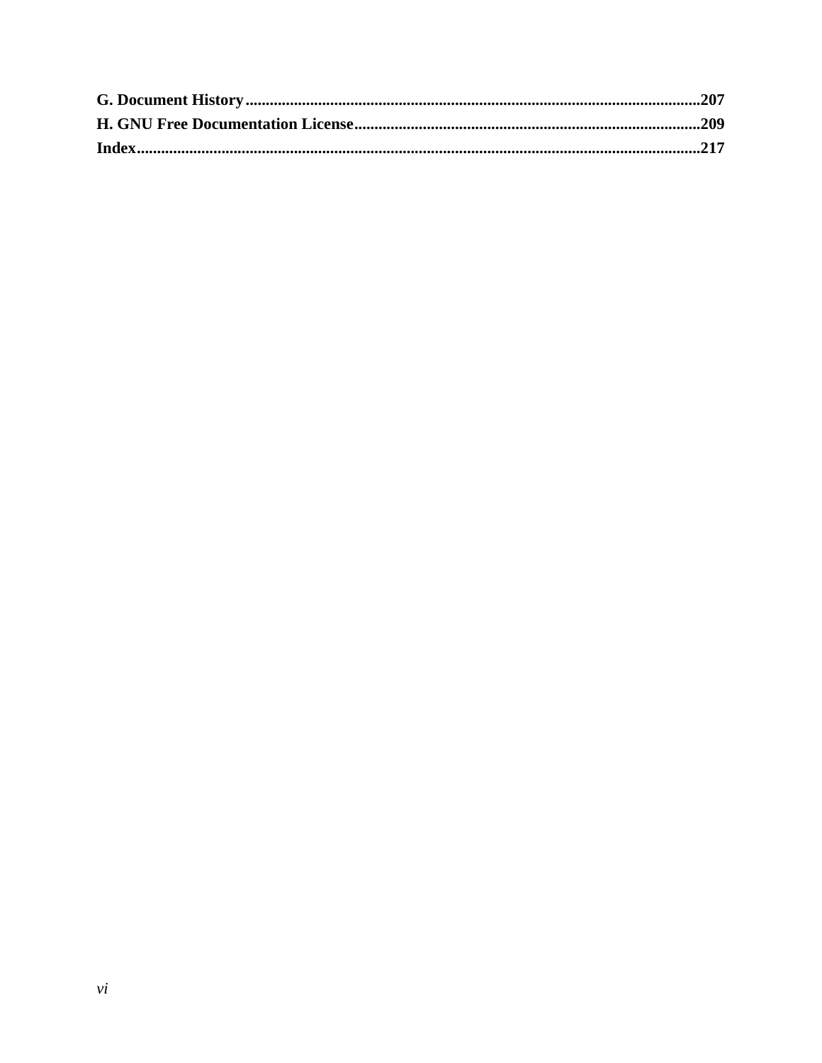**G. Document History**......................................................................................................................207
**H. GNU Free Documentation License**...........................................................................................209
**Index**...............................................................................................................................................217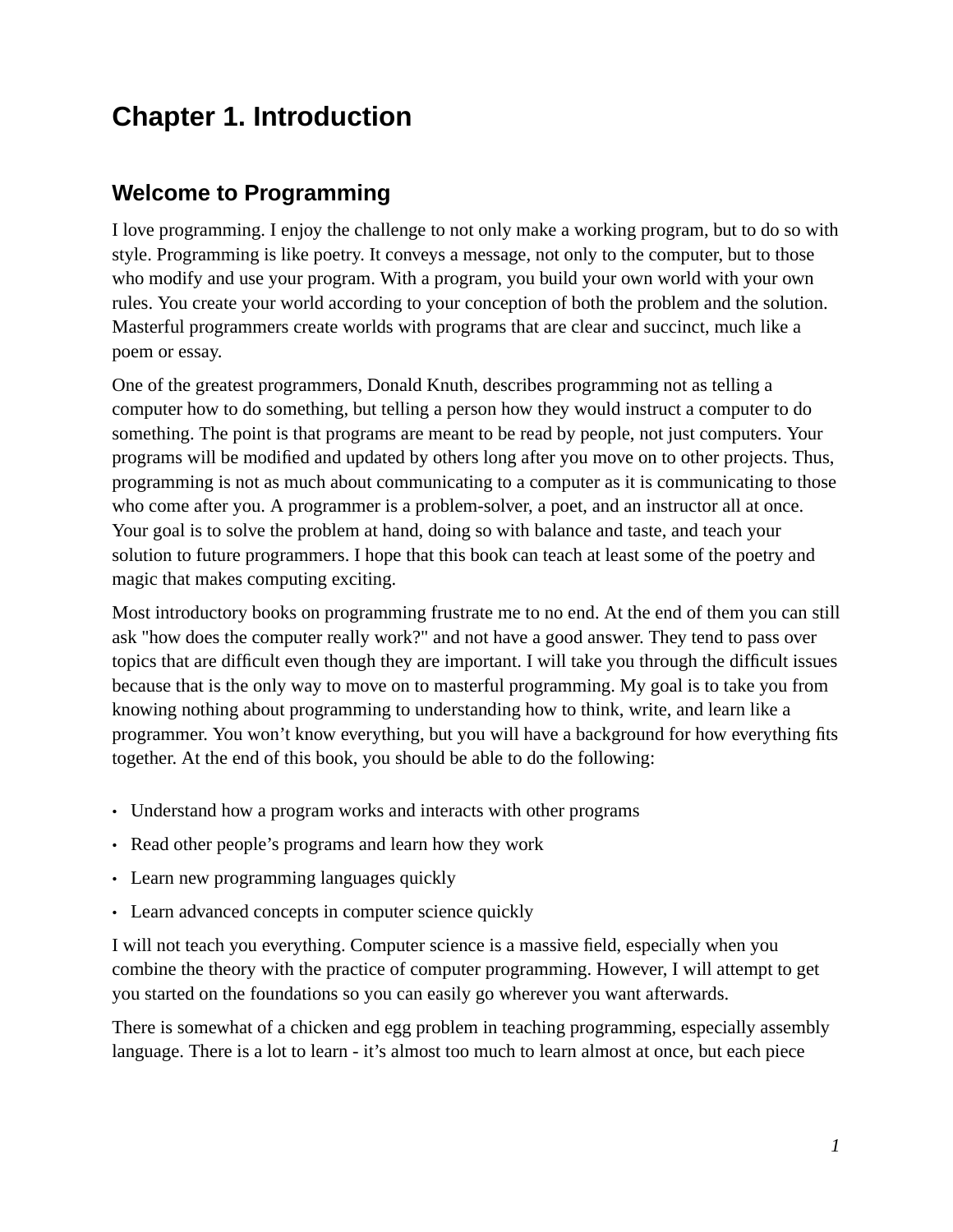# Chapter 1. Introduction

## Welcome to Programming

I love programming. I enjoy the challenge to not only make a working program, but to do so with style. Programming is like poetry. It conveys a message, not only to the computer, but to those who modify and use your program. With a program, you build your own world with your own rules. You create your world according to your conception of both the problem and the solution. Masterful programmers create worlds with programs that are clear and succinct, much like a poem or essay.

One of the greatest programmers, Donald Knuth, describes programming not as telling a computer how to do something, but telling a person how they would instruct a computer to do something. The point is that programs are meant to be read by people, not just computers. Your programs will be modified and updated by others long after you move on to other projects. Thus, programming is not as much about communicating to a computer as it is communicating to those who come after you. A programmer is a problem-solver, a poet, and an instructor all at once. Your goal is to solve the problem at hand, doing so with balance and taste, and teach your solution to future programmers. I hope that this book can teach at least some of the poetry and magic that makes computing exciting.

Most introductory books on programming frustrate me to no end. At the end of them you can still ask "how does the computer really work?" and not have a good answer. They tend to pass over topics that are difficult even though they are important. I will take you through the difficult issues because that is the only way to move on to masterful programming. My goal is to take you from knowing nothing about programming to understanding how to think, write, and learn like a programmer. You won’t know everything, but you will have a background for how everything fits together. At the end of this book, you should be able to do the following:

- Understand how a program works and interacts with other programs
- Read other people’s programs and learn how they work
- Learn new programming languages quickly
- Learn advanced concepts in computer science quickly

I will not teach you everything. Computer science is a massive field, especially when you combine the theory with the practice of computer programming. However, I will attempt to get you started on the foundations so you can easily go wherever you want afterwards.

There is somewhat of a chicken and egg problem in teaching programming, especially assembly language. There is a lot to learn - it’s almost too much to learn almost at once, but each piece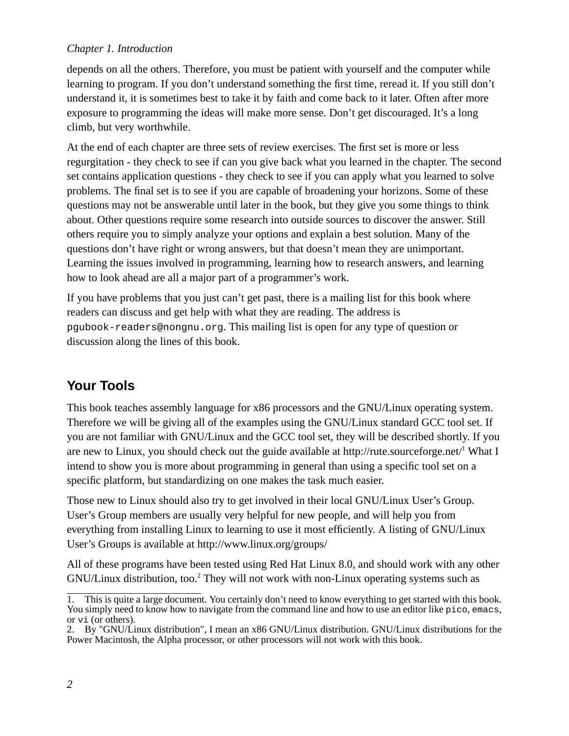depends on all the others. Therefore, you must be patient with yourself and the computer while learning to program. If you don't understand something the first time, reread it. If you still don't understand it, it is sometimes best to take it by faith and come back to it later. Often after more exposure to programming the ideas will make more sense. Don't get discouraged. It's a long climb, but very worthwhile.

At the end of each chapter are three sets of review exercises. The first set is more or less regurgitation - they check to see if can you give back what you learned in the chapter. The second set contains application questions - they check to see if you can apply what you learned to solve problems. The final set is to see if you are capable of broadening your horizons. Some of these questions may not be answerable until later in the book, but they give you some things to think about. Other questions require some research into outside sources to discover the answer. Still others require you to simply analyze your options and explain a best solution. Many of the questions don't have right or wrong answers, but that doesn't mean they are unimportant. Learning the issues involved in programming, learning how to research answers, and learning how to look ahead are all a major part of a programmer's work.

If you have problems that you just can't get past, there is a mailing list for this book where readers can discuss and get help with what they are reading. The address is `pgubook-readers@nongnu.org`. This mailing list is open for any type of question or discussion along the lines of this book.

## Your Tools

This book teaches assembly language for x86 processors and the GNU/Linux operating system. Therefore we will be giving all of the examples using the GNU/Linux standard GCC tool set. If you are not familiar with GNU/Linux and the GCC tool set, they will be described shortly. If you are new to Linux, you should check out the guide available at http://rute.sourceforge.net/[1] What I intend to show you is more about programming in general than using a specific tool set on a specific platform, but standardizing on one makes the task much easier.

Those new to Linux should also try to get involved in their local GNU/Linux User's Group. User's Group members are usually very helpful for new people, and will help you from everything from installing Linux to learning to use it most efficiently. A listing of GNU/Linux User's Groups is available at http://www.linux.org/groups/

All of these programs have been tested using Red Hat Linux 8.0, and should work with any other GNU/Linux distribution, too.[2] They will not work with non-Linux operating systems such as

---

1. This is quite a large document. You certainly don't need to know everything to get started with this book. You simply need to know how to navigate from the command line and how to use an editor like `pico`, `emacs`, or `vi` (or others).
2. By "GNU/Linux distribution", I mean an x86 GNU/Linux distribution. GNU/Linux distributions for the Power Macintosh, the Alpha processor, or other processors will not work with this book.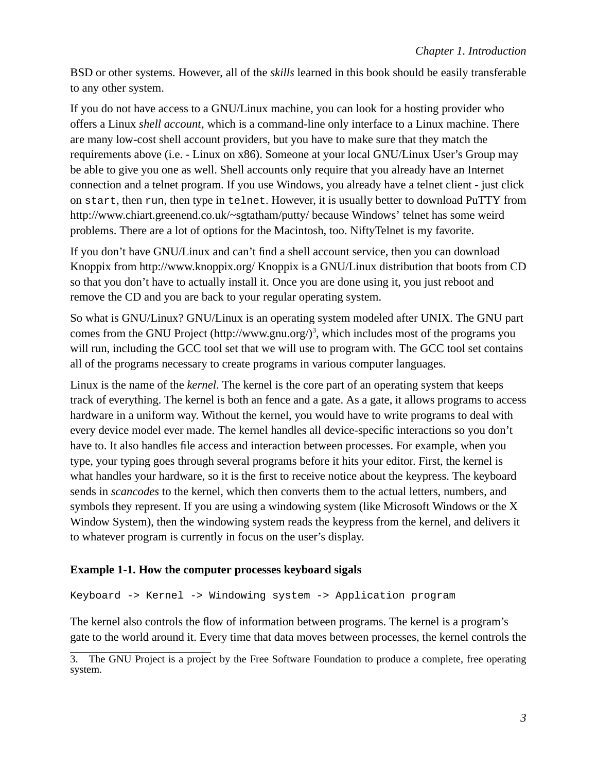BSD or other systems. However, all of the *skills* learned in this book should be easily transferable to any other system.

If you do not have access to a GNU/Linux machine, you can look for a hosting provider who offers a Linux *shell account*, which is a command-line only interface to a Linux machine. There are many low-cost shell account providers, but you have to make sure that they match the requirements above (i.e. - Linux on x86). Someone at your local GNU/Linux User's Group may be able to give you one as well. Shell accounts only require that you already have an Internet connection and a telnet program. If you use Windows, you already have a telnet client - just click on `start`, then `run`, then type in `telnet`. However, it is usually better to download PuTTY from http://www.chiart.greenend.co.uk/~sgtatham/putty/ because Windows' telnet has some weird problems. There are a lot of options for the Macintosh, too. NiftyTelnet is my favorite.

If you don't have GNU/Linux and can't find a shell account service, then you can download Knoppix from http://www.knoppix.org/ Knoppix is a GNU/Linux distribution that boots from CD so that you don't have to actually install it. Once you are done using it, you just reboot and remove the CD and you are back to your regular operating system.

So what is GNU/Linux? GNU/Linux is an operating system modeled after UNIX. The GNU part comes from the GNU Project (http://www.gnu.org/)[3], which includes most of the programs you will run, including the GCC tool set that we will use to program with. The GCC tool set contains all of the programs necessary to create programs in various computer languages.

Linux is the name of the *kernel*. The kernel is the core part of an operating system that keeps track of everything. The kernel is both an fence and a gate. As a gate, it allows programs to access hardware in a uniform way. Without the kernel, you would have to write programs to deal with every device model ever made. The kernel handles all device-specific interactions so you don't have to. It also handles file access and interaction between processes. For example, when you type, your typing goes through several programs before it hits your editor. First, the kernel is what handles your hardware, so it is the first to receive notice about the keypress. The keyboard sends in *scancodes* to the kernel, which then converts them to the actual letters, numbers, and symbols they represent. If you are using a windowing system (like Microsoft Windows or the X Window System), then the windowing system reads the keypress from the kernel, and delivers it to whatever program is currently in focus on the user's display.

**Example 1-1. How the computer processes keyboard sigals**

```
Keyboard -> Kernel -> Windowing system -> Application program
```

The kernel also controls the flow of information between programs. The kernel is a program's gate to the world around it. Every time that data moves between processes, the kernel controls the

3. The GNU Project is a project by the Free Software Foundation to produce a complete, free operating system.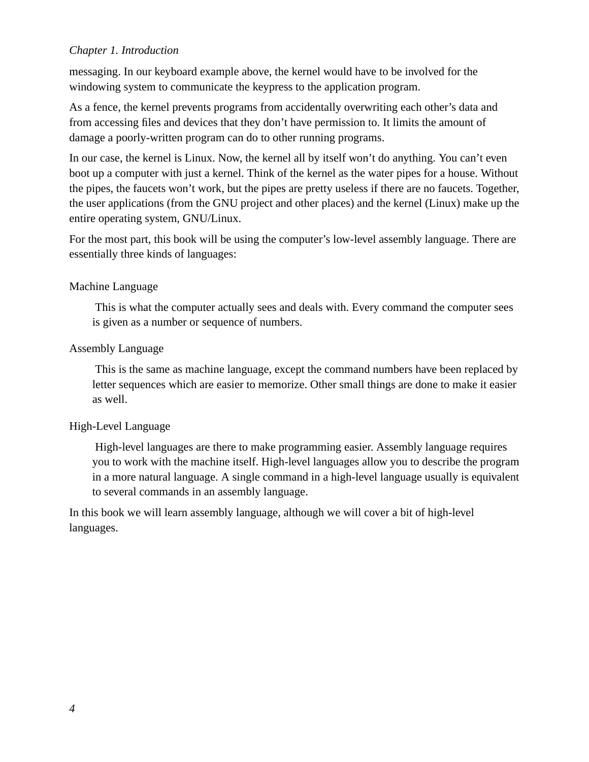messaging. In our keyboard example above, the kernel would have to be involved for the windowing system to communicate the keypress to the application program.

As a fence, the kernel prevents programs from accidentally overwriting each other's data and from accessing files and devices that they don't have permission to. It limits the amount of damage a poorly-written program can do to other running programs.

In our case, the kernel is Linux. Now, the kernel all by itself won't do anything. You can't even boot up a computer with just a kernel. Think of the kernel as the water pipes for a house. Without the pipes, the faucets won't work, but the pipes are pretty useless if there are no faucets. Together, the user applications (from the GNU project and other places) and the kernel (Linux) make up the entire operating system, GNU/Linux.

For the most part, this book will be using the computer's low-level assembly language. There are essentially three kinds of languages:

Machine Language

> This is what the computer actually sees and deals with. Every command the computer sees is given as a number or sequence of numbers.

Assembly Language

> This is the same as machine language, except the command numbers have been replaced by letter sequences which are easier to memorize. Other small things are done to make it easier as well.

High-Level Language

> High-level languages are there to make programming easier. Assembly language requires you to work with the machine itself. High-level languages allow you to describe the program in a more natural language. A single command in a high-level language usually is equivalent to several commands in an assembly language.

In this book we will learn assembly language, although we will cover a bit of high-level languages.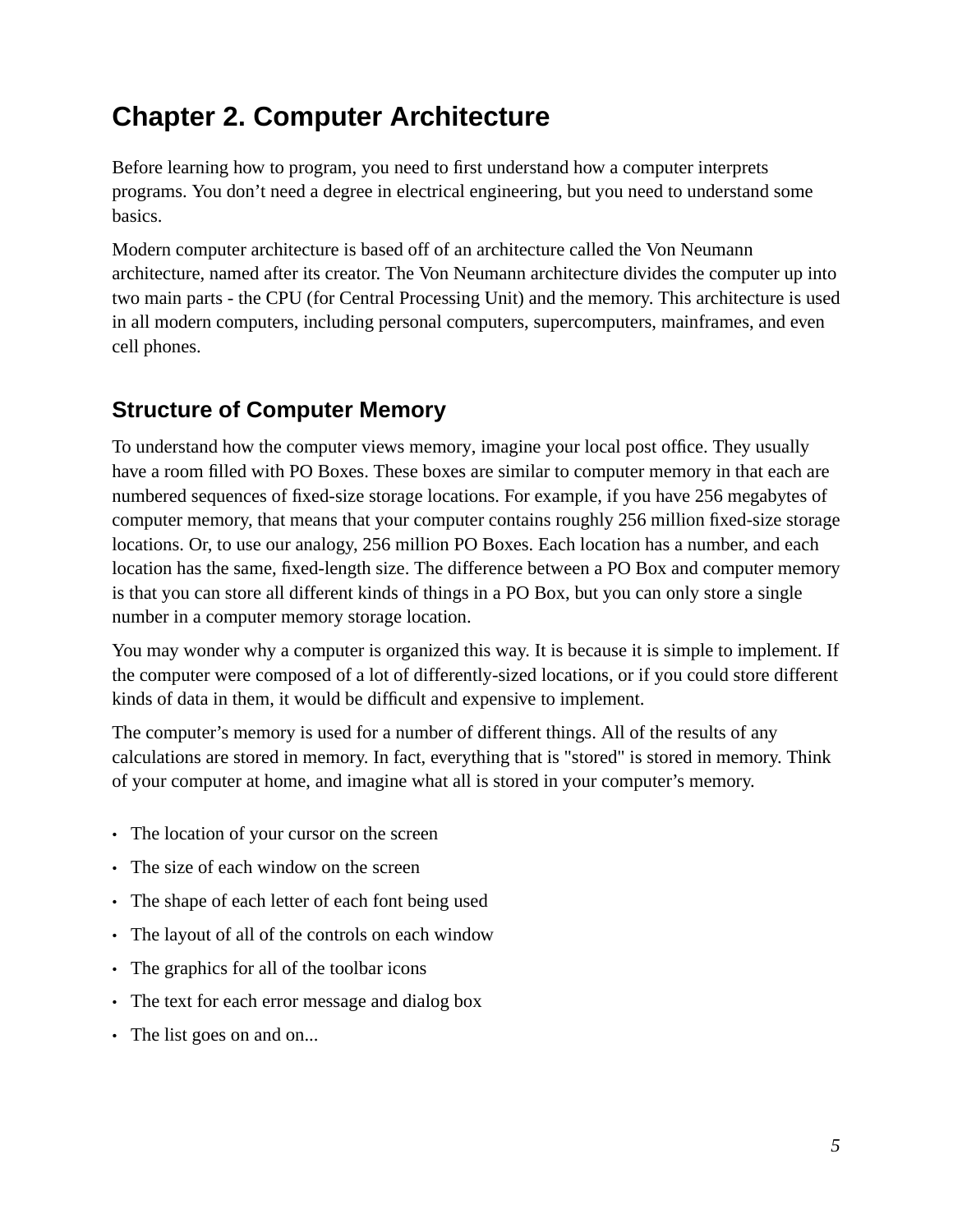# Chapter 2. Computer Architecture

Before learning how to program, you need to first understand how a computer interprets programs. You don't need a degree in electrical engineering, but you need to understand some basics.

Modern computer architecture is based off of an architecture called the Von Neumann architecture, named after its creator. The Von Neumann architecture divides the computer up into two main parts - the CPU (for Central Processing Unit) and the memory. This architecture is used in all modern computers, including personal computers, supercomputers, mainframes, and even cell phones.

## Structure of Computer Memory

To understand how the computer views memory, imagine your local post office. They usually have a room filled with PO Boxes. These boxes are similar to computer memory in that each are numbered sequences of fixed-size storage locations. For example, if you have 256 megabytes of computer memory, that means that your computer contains roughly 256 million fixed-size storage locations. Or, to use our analogy, 256 million PO Boxes. Each location has a number, and each location has the same, fixed-length size. The difference between a PO Box and computer memory is that you can store all different kinds of things in a PO Box, but you can only store a single number in a computer memory storage location.

You may wonder why a computer is organized this way. It is because it is simple to implement. If the computer were composed of a lot of differently-sized locations, or if you could store different kinds of data in them, it would be difficult and expensive to implement.

The computer's memory is used for a number of different things. All of the results of any calculations are stored in memory. In fact, everything that is "stored" is stored in memory. Think of your computer at home, and imagine what all is stored in your computer's memory.

- The location of your cursor on the screen
- The size of each window on the screen
- The shape of each letter of each font being used
- The layout of all of the controls on each window
- The graphics for all of the toolbar icons
- The text for each error message and dialog box
- The list goes on and on...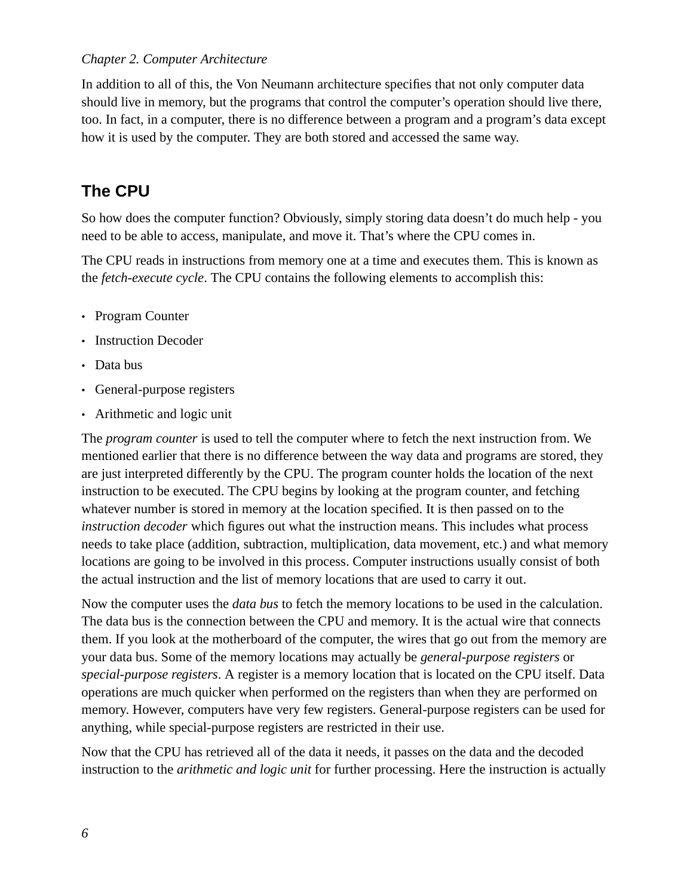In addition to all of this, the Von Neumann architecture specifies that not only computer data should live in memory, but the programs that control the computer's operation should live there, too. In fact, in a computer, there is no difference between a program and a program's data except how it is used by the computer. They are both stored and accessed the same way.

## The CPU

So how does the computer function? Obviously, simply storing data doesn't do much help - you need to be able to access, manipulate, and move it. That's where the CPU comes in.

The CPU reads in instructions from memory one at a time and executes them. This is known as the *fetch-execute cycle*. The CPU contains the following elements to accomplish this:

- Program Counter
- Instruction Decoder
- Data bus
- General-purpose registers
- Arithmetic and logic unit

The *program counter* is used to tell the computer where to fetch the next instruction from. We mentioned earlier that there is no difference between the way data and programs are stored, they are just interpreted differently by the CPU. The program counter holds the location of the next instruction to be executed. The CPU begins by looking at the program counter, and fetching whatever number is stored in memory at the location specified. It is then passed on to the *instruction decoder* which figures out what the instruction means. This includes what process needs to take place (addition, subtraction, multiplication, data movement, etc.) and what memory locations are going to be involved in this process. Computer instructions usually consist of both the actual instruction and the list of memory locations that are used to carry it out.

Now the computer uses the *data bus* to fetch the memory locations to be used in the calculation. The data bus is the connection between the CPU and memory. It is the actual wire that connects them. If you look at the motherboard of the computer, the wires that go out from the memory are your data bus. Some of the memory locations may actually be *general-purpose registers* or *special-purpose registers*. A register is a memory location that is located on the CPU itself. Data operations are much quicker when performed on the registers than when they are performed on memory. However, computers have very few registers. General-purpose registers can be used for anything, while special-purpose registers are restricted in their use.

Now that the CPU has retrieved all of the data it needs, it passes on the data and the decoded instruction to the *arithmetic and logic unit* for further processing. Here the instruction is actually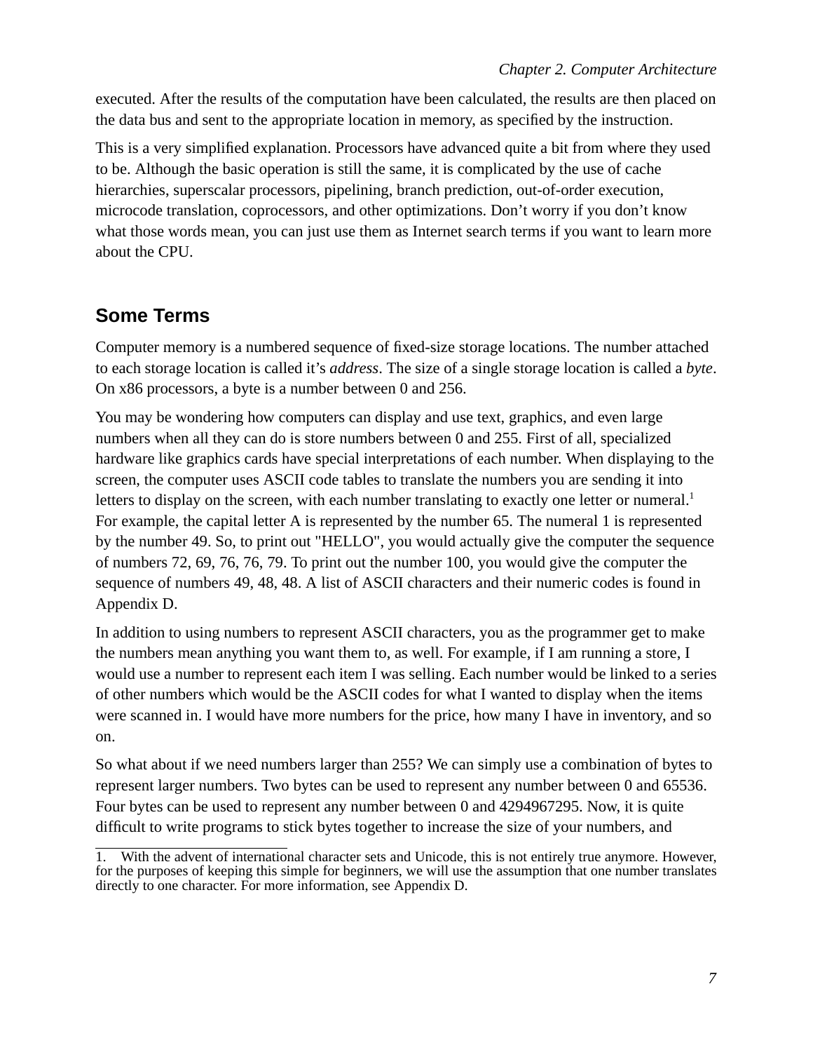executed. After the results of the computation have been calculated, the results are then placed on the data bus and sent to the appropriate location in memory, as specified by the instruction.

This is a very simplified explanation. Processors have advanced quite a bit from where they used to be. Although the basic operation is still the same, it is complicated by the use of cache hierarchies, superscalar processors, pipelining, branch prediction, out-of-order execution, microcode translation, coprocessors, and other optimizations. Don't worry if you don't know what those words mean, you can just use them as Internet search terms if you want to learn more about the CPU.

## Some Terms

Computer memory is a numbered sequence of fixed-size storage locations. The number attached to each storage location is called it's *address*. The size of a single storage location is called a *byte*. On x86 processors, a byte is a number between 0 and 256.

You may be wondering how computers can display and use text, graphics, and even large numbers when all they can do is store numbers between 0 and 255. First of all, specialized hardware like graphics cards have special interpretations of each number. When displaying to the screen, the computer uses ASCII code tables to translate the numbers you are sending it into letters to display on the screen, with each number translating to exactly one letter or numeral.[1] For example, the capital letter A is represented by the number 65. The numeral 1 is represented by the number 49. So, to print out "HELLO", you would actually give the computer the sequence of numbers 72, 69, 76, 76, 79. To print out the number 100, you would give the computer the sequence of numbers 49, 48, 48. A list of ASCII characters and their numeric codes is found in Appendix D.

In addition to using numbers to represent ASCII characters, you as the programmer get to make the numbers mean anything you want them to, as well. For example, if I am running a store, I would use a number to represent each item I was selling. Each number would be linked to a series of other numbers which would be the ASCII codes for what I wanted to display when the items were scanned in. I would have more numbers for the price, how many I have in inventory, and so on.

So what about if we need numbers larger than 255? We can simply use a combination of bytes to represent larger numbers. Two bytes can be used to represent any number between 0 and 65536. Four bytes can be used to represent any number between 0 and 4294967295. Now, it is quite difficult to write programs to stick bytes together to increase the size of your numbers, and

1. With the advent of international character sets and Unicode, this is not entirely true anymore. However, for the purposes of keeping this simple for beginners, we will use the assumption that one number translates directly to one character. For more information, see Appendix D.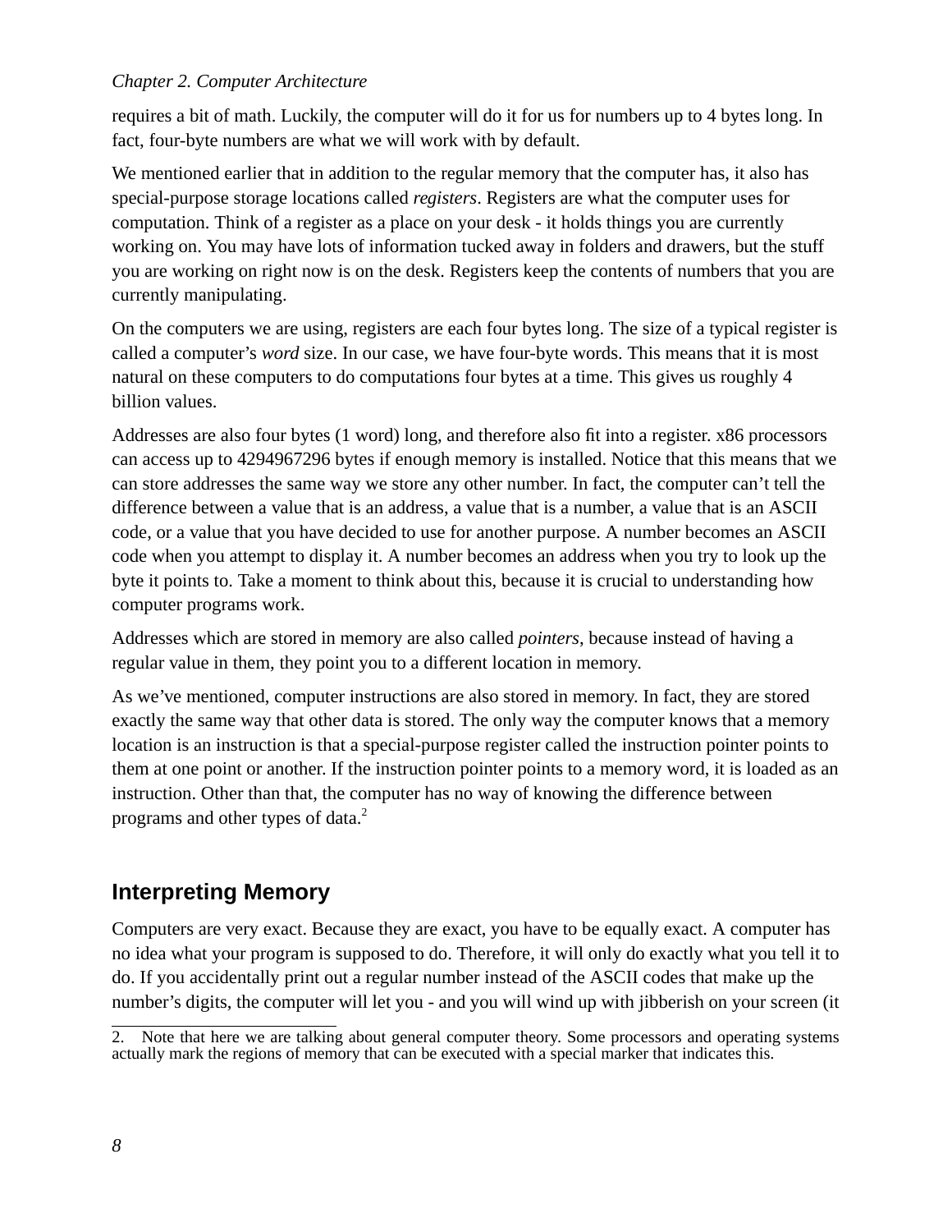requires a bit of math. Luckily, the computer will do it for us for numbers up to 4 bytes long. In fact, four-byte numbers are what we will work with by default.

We mentioned earlier that in addition to the regular memory that the computer has, it also has special-purpose storage locations called *registers*. Registers are what the computer uses for computation. Think of a register as a place on your desk - it holds things you are currently working on. You may have lots of information tucked away in folders and drawers, but the stuff you are working on right now is on the desk. Registers keep the contents of numbers that you are currently manipulating.

On the computers we are using, registers are each four bytes long. The size of a typical register is called a computer's *word* size. In our case, we have four-byte words. This means that it is most natural on these computers to do computations four bytes at a time. This gives us roughly 4 billion values.

Addresses are also four bytes (1 word) long, and therefore also fit into a register. x86 processors can access up to 4294967296 bytes if enough memory is installed. Notice that this means that we can store addresses the same way we store any other number. In fact, the computer can't tell the difference between a value that is an address, a value that is a number, a value that is an ASCII code, or a value that you have decided to use for another purpose. A number becomes an ASCII code when you attempt to display it. A number becomes an address when you try to look up the byte it points to. Take a moment to think about this, because it is crucial to understanding how computer programs work.

Addresses which are stored in memory are also called *pointers*, because instead of having a regular value in them, they point you to a different location in memory.

As we've mentioned, computer instructions are also stored in memory. In fact, they are stored exactly the same way that other data is stored. The only way the computer knows that a memory location is an instruction is that a special-purpose register called the instruction pointer points to them at one point or another. If the instruction pointer points to a memory word, it is loaded as an instruction. Other than that, the computer has no way of knowing the difference between programs and other types of data.[2]

## Interpreting Memory

Computers are very exact. Because they are exact, you have to be equally exact. A computer has no idea what your program is supposed to do. Therefore, it will only do exactly what you tell it to do. If you accidentally print out a regular number instead of the ASCII codes that make up the number's digits, the computer will let you - and you will wind up with jibberish on your screen (it

2. Note that here we are talking about general computer theory. Some processors and operating systems actually mark the regions of memory that can be executed with a special marker that indicates this.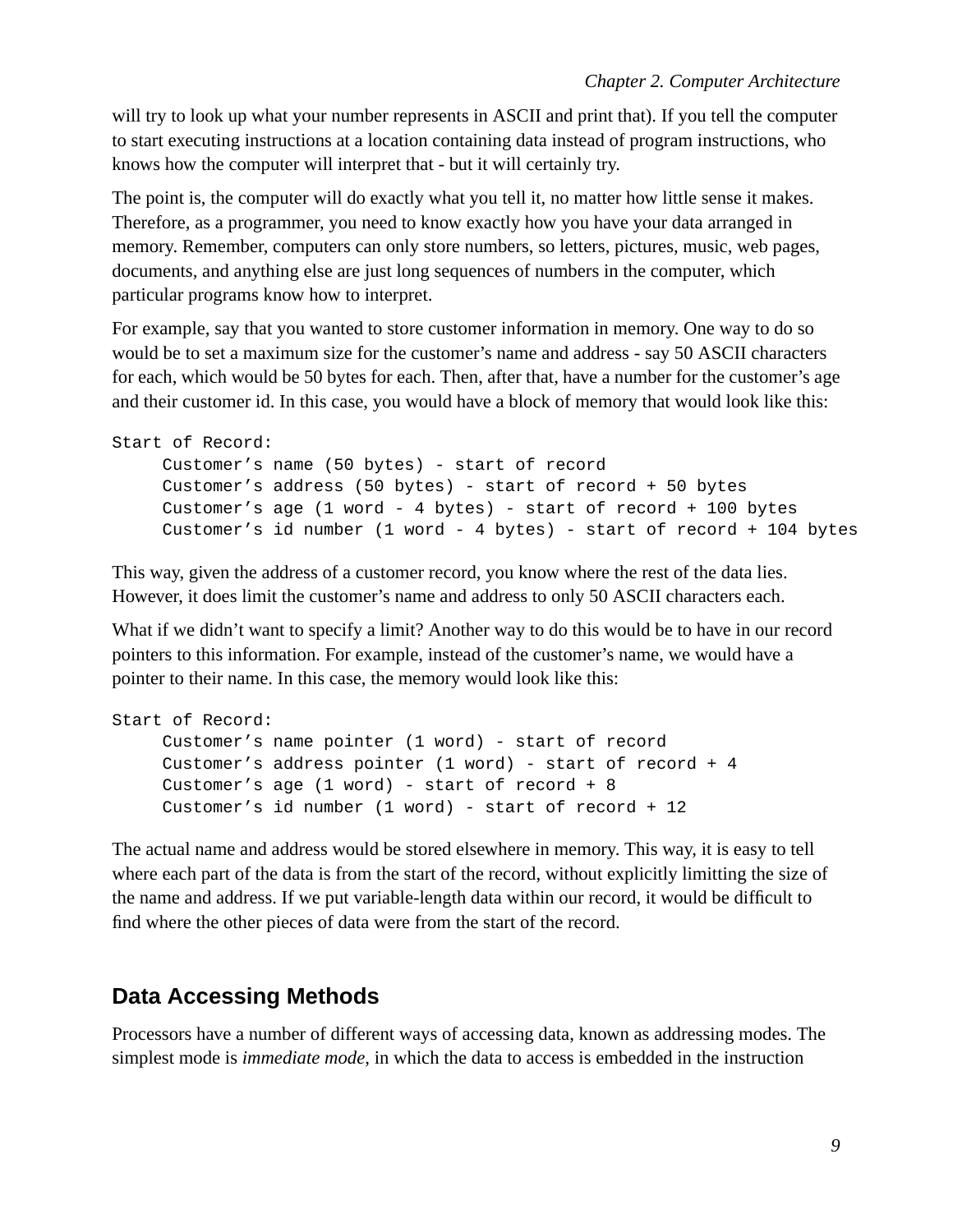will try to look up what your number represents in ASCII and print that). If you tell the computer to start executing instructions at a location containing data instead of program instructions, who knows how the computer will interpret that - but it will certainly try.

The point is, the computer will do exactly what you tell it, no matter how little sense it makes. Therefore, as a programmer, you need to know exactly how you have your data arranged in memory. Remember, computers can only store numbers, so letters, pictures, music, web pages, documents, and anything else are just long sequences of numbers in the computer, which particular programs know how to interpret.

For example, say that you wanted to store customer information in memory. One way to do so would be to set a maximum size for the customer's name and address - say 50 ASCII characters for each, which would be 50 bytes for each. Then, after that, have a number for the customer's age and their customer id. In this case, you would have a block of memory that would look like this:

```
Start of Record:
     Customer's name (50 bytes) - start of record
     Customer's address (50 bytes) - start of record + 50 bytes
     Customer's age (1 word - 4 bytes) - start of record + 100 bytes
     Customer's id number (1 word - 4 bytes) - start of record + 104 bytes
```

This way, given the address of a customer record, you know where the rest of the data lies. However, it does limit the customer's name and address to only 50 ASCII characters each.

What if we didn't want to specify a limit? Another way to do this would be to have in our record pointers to this information. For example, instead of the customer's name, we would have a pointer to their name. In this case, the memory would look like this:

```
Start of Record:
     Customer's name pointer (1 word) - start of record
     Customer's address pointer (1 word) - start of record + 4
     Customer's age (1 word) - start of record + 8
     Customer's id number (1 word) - start of record + 12
```

The actual name and address would be stored elsewhere in memory. This way, it is easy to tell where each part of the data is from the start of the record, without explicitly limitting the size of the name and address. If we put variable-length data within our record, it would be difficult to find where the other pieces of data were from the start of the record.

## Data Accessing Methods

Processors have a number of different ways of accessing data, known as addressing modes. The simplest mode is *immediate mode*, in which the data to access is embedded in the instruction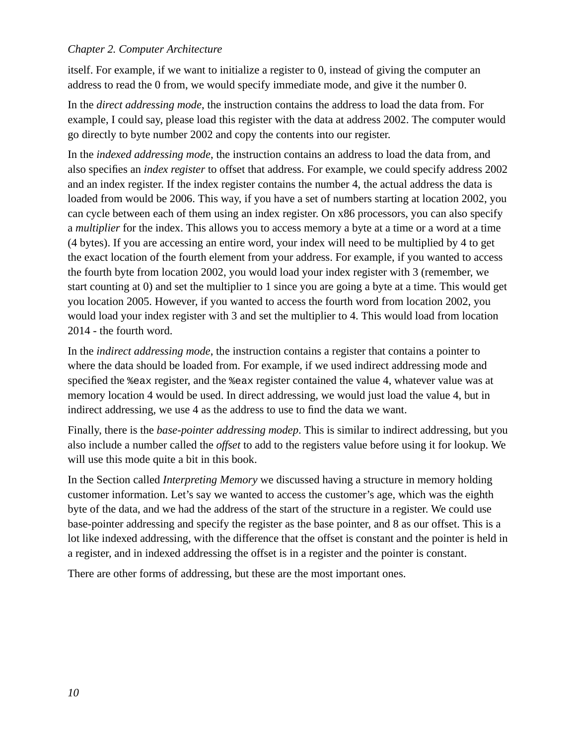itself. For example, if we want to initialize a register to 0, instead of giving the computer an address to read the 0 from, we would specify immediate mode, and give it the number 0.

In the *direct addressing mode*, the instruction contains the address to load the data from. For example, I could say, please load this register with the data at address 2002. The computer would go directly to byte number 2002 and copy the contents into our register.

In the *indexed addressing mode*, the instruction contains an address to load the data from, and also specifies an *index register* to offset that address. For example, we could specify address 2002 and an index register. If the index register contains the number 4, the actual address the data is loaded from would be 2006. This way, if you have a set of numbers starting at location 2002, you can cycle between each of them using an index register. On x86 processors, you can also specify a *multiplier* for the index. This allows you to access memory a byte at a time or a word at a time (4 bytes). If you are accessing an entire word, your index will need to be multiplied by 4 to get the exact location of the fourth element from your address. For example, if you wanted to access the fourth byte from location 2002, you would load your index register with 3 (remember, we start counting at 0) and set the multiplier to 1 since you are going a byte at a time. This would get you location 2005. However, if you wanted to access the fourth word from location 2002, you would load your index register with 3 and set the multiplier to 4. This would load from location 2014 - the fourth word.

In the *indirect addressing mode*, the instruction contains a register that contains a pointer to where the data should be loaded from. For example, if we used indirect addressing mode and specified the `%eax` register, and the `%eax` register contained the value 4, whatever value was at memory location 4 would be used. In direct addressing, we would just load the value 4, but in indirect addressing, we use 4 as the address to use to find the data we want.

Finally, there is the *base-pointer addressing modep*. This is similar to indirect addressing, but you also include a number called the *offset* to add to the registers value before using it for lookup. We will use this mode quite a bit in this book.

In the Section called *Interpreting Memory* we discussed having a structure in memory holding customer information. Let's say we wanted to access the customer's age, which was the eighth byte of the data, and we had the address of the start of the structure in a register. We could use base-pointer addressing and specify the register as the base pointer, and 8 as our offset. This is a lot like indexed addressing, with the difference that the offset is constant and the pointer is held in a register, and in indexed addressing the offset is in a register and the pointer is constant.

There are other forms of addressing, but these are the most important ones.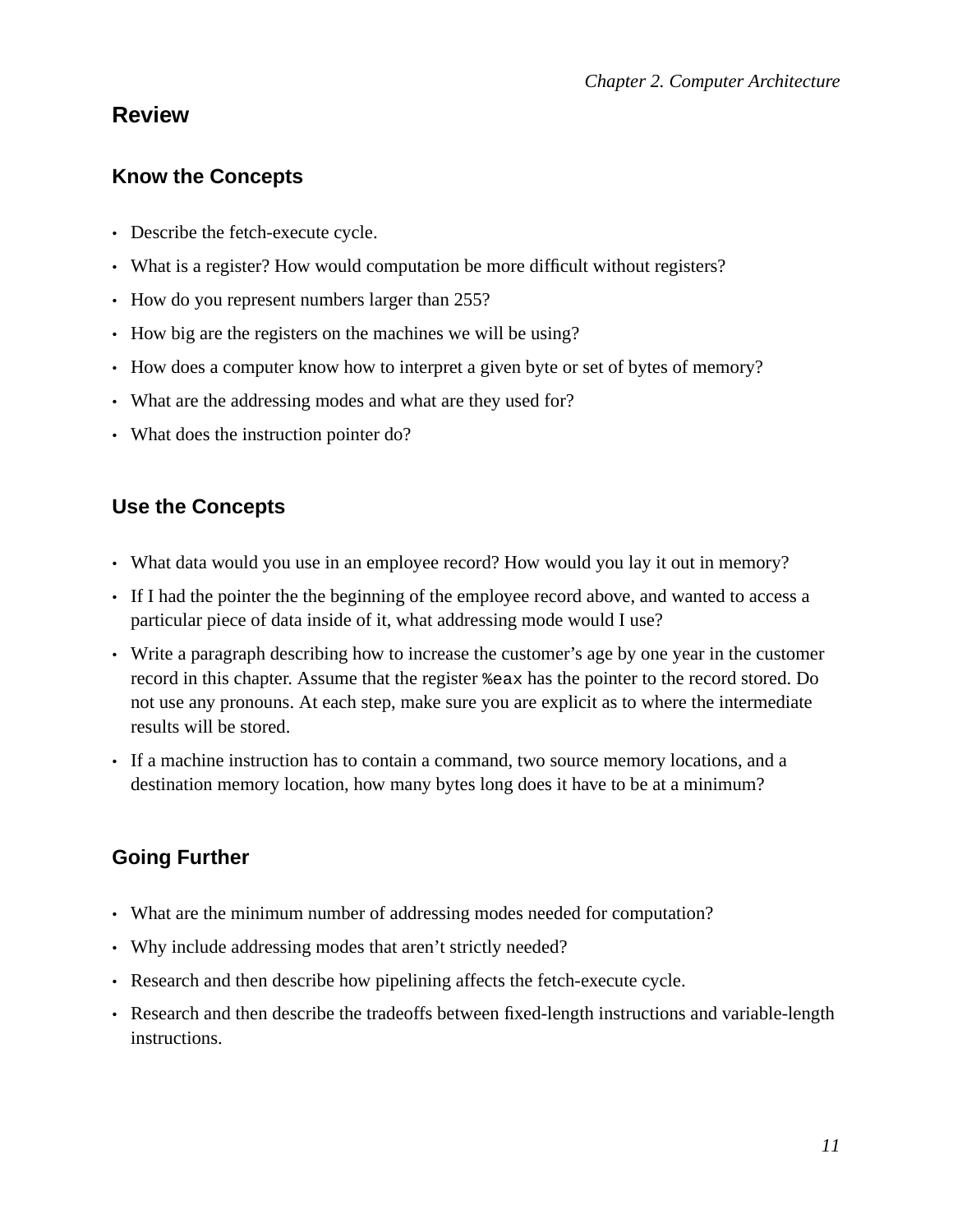## Review

### Know the Concepts

- Describe the fetch-execute cycle.
- What is a register? How would computation be more difficult without registers?
- How do you represent numbers larger than 255?
- How big are the registers on the machines we will be using?
- How does a computer know how to interpret a given byte or set of bytes of memory?
- What are the addressing modes and what are they used for?
- What does the instruction pointer do?

### Use the Concepts

- What data would you use in an employee record? How would you lay it out in memory?
- If I had the pointer the the beginning of the employee record above, and wanted to access a particular piece of data inside of it, what addressing mode would I use?
- Write a paragraph describing how to increase the customer's age by one year in the customer record in this chapter. Assume that the register `%eax` has the pointer to the record stored. Do not use any pronouns. At each step, make sure you are explicit as to where the intermediate results will be stored.
- If a machine instruction has to contain a command, two source memory locations, and a destination memory location, how many bytes long does it have to be at a minimum?

### Going Further

- What are the minimum number of addressing modes needed for computation?
- Why include addressing modes that aren't strictly needed?
- Research and then describe how pipelining affects the fetch-execute cycle.
- Research and then describe the tradeoffs between fixed-length instructions and variable-length instructions.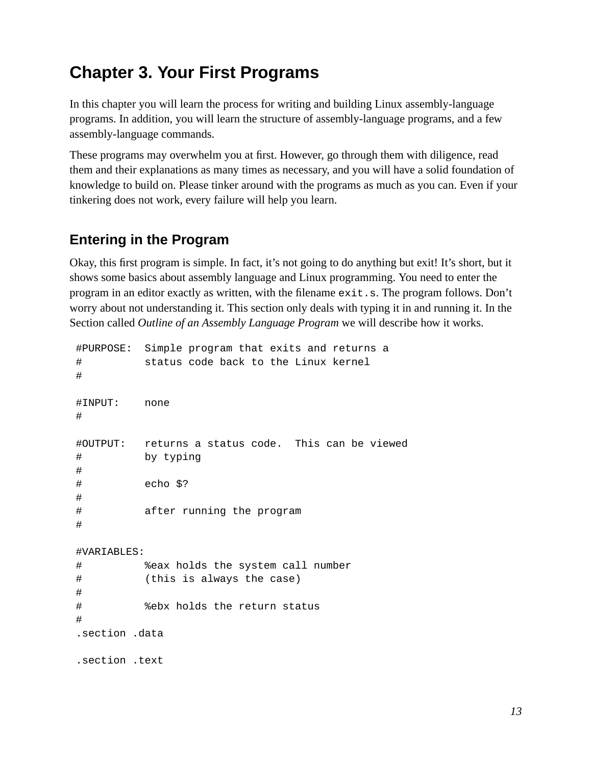# Chapter 3. Your First Programs

In this chapter you will learn the process for writing and building Linux assembly-language programs. In addition, you will learn the structure of assembly-language programs, and a few assembly-language commands.

These programs may overwhelm you at first. However, go through them with diligence, read them and their explanations as many times as necessary, and you will have a solid foundation of knowledge to build on. Please tinker around with the programs as much as you can. Even if your tinkering does not work, every failure will help you learn.

## Entering in the Program

Okay, this first program is simple. In fact, it's not going to do anything but exit! It's short, but it shows some basics about assembly language and Linux programming. You need to enter the program in an editor exactly as written, with the filename `exit.s`. The program follows. Don't worry about not understanding it. This section only deals with typing it in and running it. In the Section called *Outline of an Assembly Language Program* we will describe how it works.

```
#PURPOSE:  Simple program that exits and returns a
#          status code back to the Linux kernel
#

#INPUT:    none
#

#OUTPUT:   returns a status code.  This can be viewed
#          by typing
#
#          echo $?
#
#          after running the program
#

#VARIABLES:
#          %eax holds the system call number
#          (this is always the case)
#
#          %ebx holds the return status
#
.section .data

.section .text
```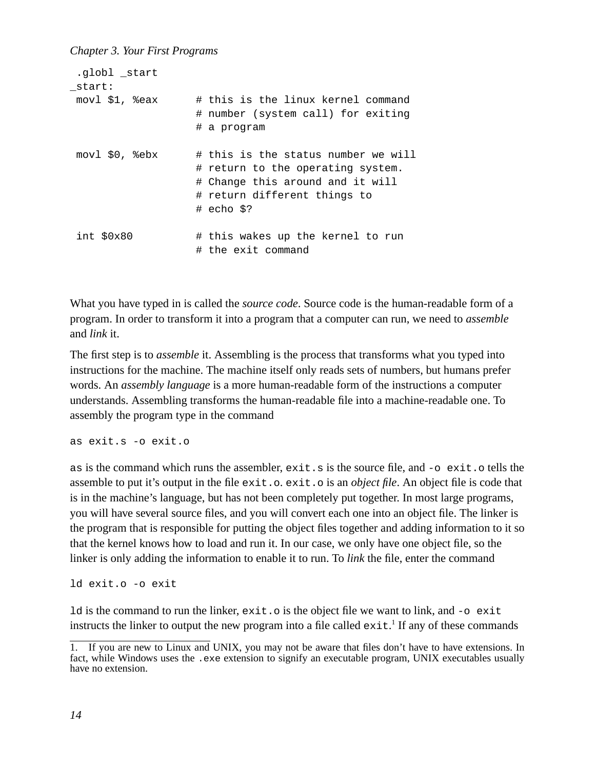```
 .globl _start
_start:
 movl $1, %eax      # this is the linux kernel command
                    # number (system call) for exiting
                    # a program

 movl $0, %ebx      # this is the status number we will
                    # return to the operating system.
                    # Change this around and it will
                    # return different things to
                    # echo $?

 int $0x80          # this wakes up the kernel to run
                    # the exit command
```

What you have typed in is called the *source code*. Source code is the human-readable form of a program. In order to transform it into a program that a computer can run, we need to *assemble* and *link* it.

The first step is to *assemble* it. Assembling is the process that transforms what you typed into instructions for the machine. The machine itself only reads sets of numbers, but humans prefer words. An *assembly language* is a more human-readable form of the instructions a computer understands. Assembling transforms the human-readable file into a machine-readable one. To assembly the program type in the command

```
as exit.s -o exit.o
```

`as` is the command which runs the assembler, `exit.s` is the source file, and `-o exit.o` tells the assemble to put it's output in the file `exit.o`. `exit.o` is an *object file*. An object file is code that is in the machine's language, but has not been completely put together. In most large programs, you will have several source files, and you will convert each one into an object file. The linker is the program that is responsible for putting the object files together and adding information to it so that the kernel knows how to load and run it. In our case, we only have one object file, so the linker is only adding the information to enable it to run. To *link* the file, enter the command

```
ld exit.o -o exit
```

`ld` is the command to run the linker, `exit.o` is the object file we want to link, and `-o exit` instructs the linker to output the new program into a file called `exit`.[1] If any of these commands

---

1. If you are new to Linux and UNIX, you may not be aware that files don't have to have extensions. In fact, while Windows uses the `.exe` extension to signify an executable program, UNIX executables usually have no extension.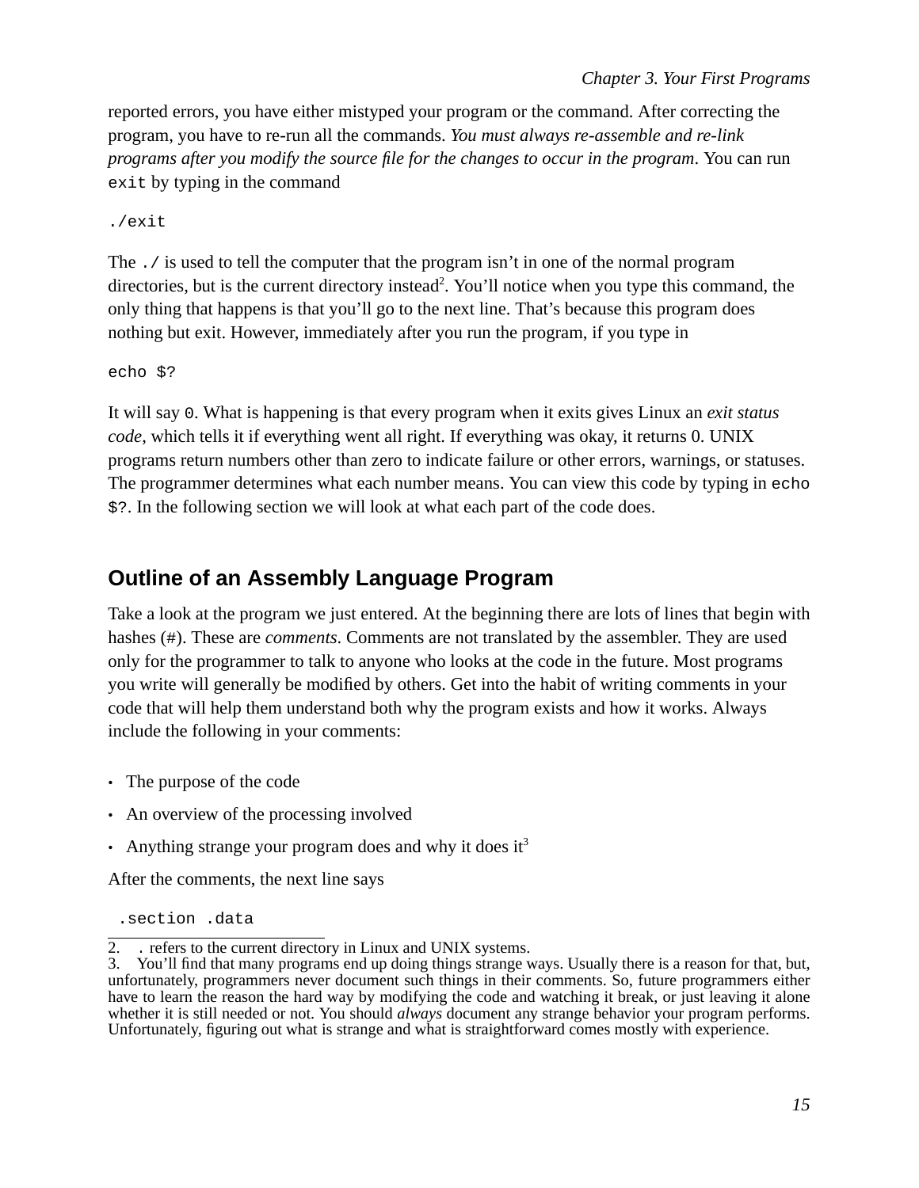reported errors, you have either mistyped your program or the command. After correcting the program, you have to re-run all the commands. *You must always re-assemble and re-link programs after you modify the source file for the changes to occur in the program*. You can run `exit` by typing in the command

```
./exit
```

The `./` is used to tell the computer that the program isn't in one of the normal program directories, but is the current directory instead[2]. You'll notice when you type this command, the only thing that happens is that you'll go to the next line. That's because this program does nothing but exit. However, immediately after you run the program, if you type in

```
echo $?
```

It will say `0`. What is happening is that every program when it exits gives Linux an *exit status code*, which tells it if everything went all right. If everything was okay, it returns 0. UNIX programs return numbers other than zero to indicate failure or other errors, warnings, or statuses. The programmer determines what each number means. You can view this code by typing in `echo $?`. In the following section we will look at what each part of the code does.

## Outline of an Assembly Language Program

Take a look at the program we just entered. At the beginning there are lots of lines that begin with hashes (#). These are *comments*. Comments are not translated by the assembler. They are used only for the programmer to talk to anyone who looks at the code in the future. Most programs you write will generally be modified by others. Get into the habit of writing comments in your code that will help them understand both why the program exists and how it works. Always include the following in your comments:

- The purpose of the code
- An overview of the processing involved
- Anything strange your program does and why it does it[3]

After the comments, the next line says

```
 .section .data
```

2. `.` refers to the current directory in Linux and UNIX systems.
3. You'll find that many programs end up doing things strange ways. Usually there is a reason for that, but, unfortunately, programmers never document such things in their comments. So, future programmers either have to learn the reason the hard way by modifying the code and watching it break, or just leaving it alone whether it is still needed or not. You should *always* document any strange behavior your program performs. Unfortunately, figuring out what is strange and what is straightforward comes mostly with experience.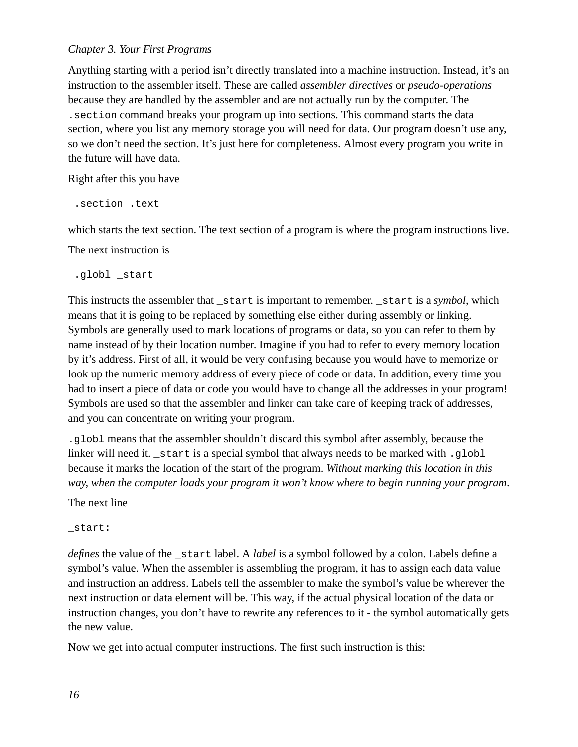Anything starting with a period isn't directly translated into a machine instruction. Instead, it's an instruction to the assembler itself. These are called *assembler directives* or *pseudo-operations* because they are handled by the assembler and are not actually run by the computer. The `.section` command breaks your program up into sections. This command starts the data section, where you list any memory storage you will need for data. Our program doesn't use any, so we don't need the section. It's just here for completeness. Almost every program you write in the future will have data.

Right after this you have

```
.section .text
```

which starts the text section. The text section of a program is where the program instructions live.

The next instruction is

```
.globl _start
```

This instructs the assembler that `_start` is important to remember. `_start` is a *symbol*, which means that it is going to be replaced by something else either during assembly or linking. Symbols are generally used to mark locations of programs or data, so you can refer to them by name instead of by their location number. Imagine if you had to refer to every memory location by it's address. First of all, it would be very confusing because you would have to memorize or look up the numeric memory address of every piece of code or data. In addition, every time you had to insert a piece of data or code you would have to change all the addresses in your program! Symbols are used so that the assembler and linker can take care of keeping track of addresses, and you can concentrate on writing your program.

`.globl` means that the assembler shouldn't discard this symbol after assembly, because the linker will need it. `_start` is a special symbol that always needs to be marked with `.globl` because it marks the location of the start of the program. *Without marking this location in this way, when the computer loads your program it won't know where to begin running your program*.

The next line

```
_start:
```

*defines* the value of the `_start` label. A *label* is a symbol followed by a colon. Labels define a symbol's value. When the assembler is assembling the program, it has to assign each data value and instruction an address. Labels tell the assembler to make the symbol's value be wherever the next instruction or data element will be. This way, if the actual physical location of the data or instruction changes, you don't have to rewrite any references to it - the symbol automatically gets the new value.

Now we get into actual computer instructions. The first such instruction is this: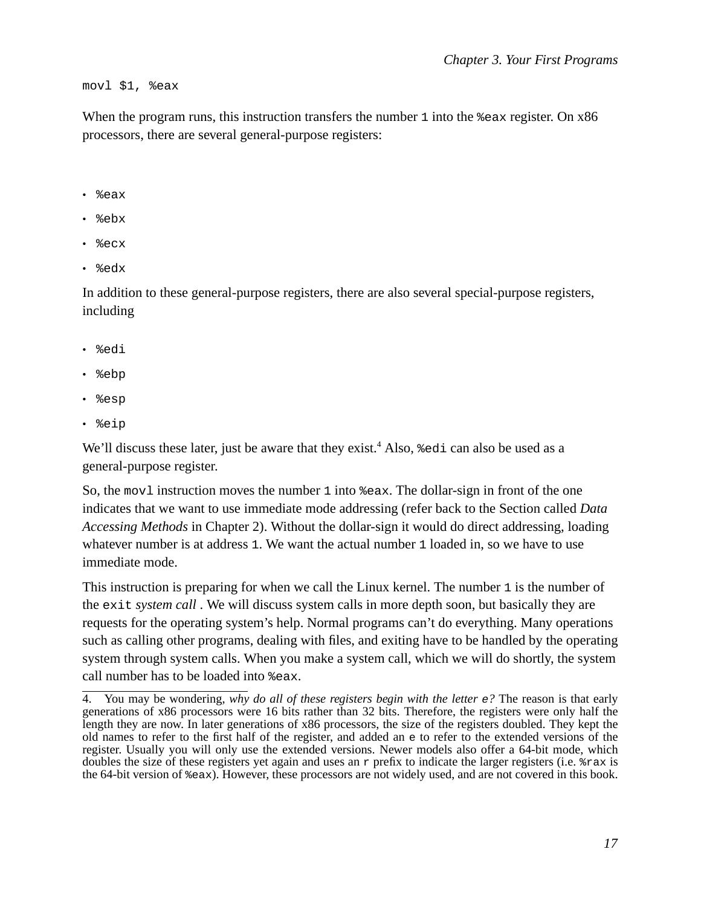```
movl $1, %eax
```

When the program runs, this instruction transfers the number `1` into the `%eax` register. On x86 processors, there are several general-purpose registers:

- `%eax`
- `%ebx`
- `%ecx`
- `%edx`

In addition to these general-purpose registers, there are also several special-purpose registers, including

- `%edi`
- `%ebp`
- `%esp`
- `%eip`

We'll discuss these later, just be aware that they exist.[4] Also, `%edi` can also be used as a general-purpose register.

So, the `movl` instruction moves the number `1` into `%eax`. The dollar-sign in front of the one indicates that we want to use immediate mode addressing (refer back to the Section called *Data Accessing Methods* in Chapter 2). Without the dollar-sign it would do direct addressing, loading whatever number is at address `1`. We want the actual number `1` loaded in, so we have to use immediate mode.

This instruction is preparing for when we call the Linux kernel. The number `1` is the number of the `exit` *system call* . We will discuss system calls in more depth soon, but basically they are requests for the operating system's help. Normal programs can't do everything. Many operations such as calling other programs, dealing with files, and exiting have to be handled by the operating system through system calls. When you make a system call, which we will do shortly, the system call number has to be loaded into `%eax`.

---

4. You may be wondering, *why do all of these registers begin with the letter* `e`*?* The reason is that early generations of x86 processors were 16 bits rather than 32 bits. Therefore, the registers were only half the length they are now. In later generations of x86 processors, the size of the registers doubled. They kept the old names to refer to the first half of the register, and added an `e` to refer to the extended versions of the register. Usually you will only use the extended versions. Newer models also offer a 64-bit mode, which doubles the size of these registers yet again and uses an `r` prefix to indicate the larger registers (i.e. `%rax` is the 64-bit version of `%eax`). However, these processors are not widely used, and are not covered in this book.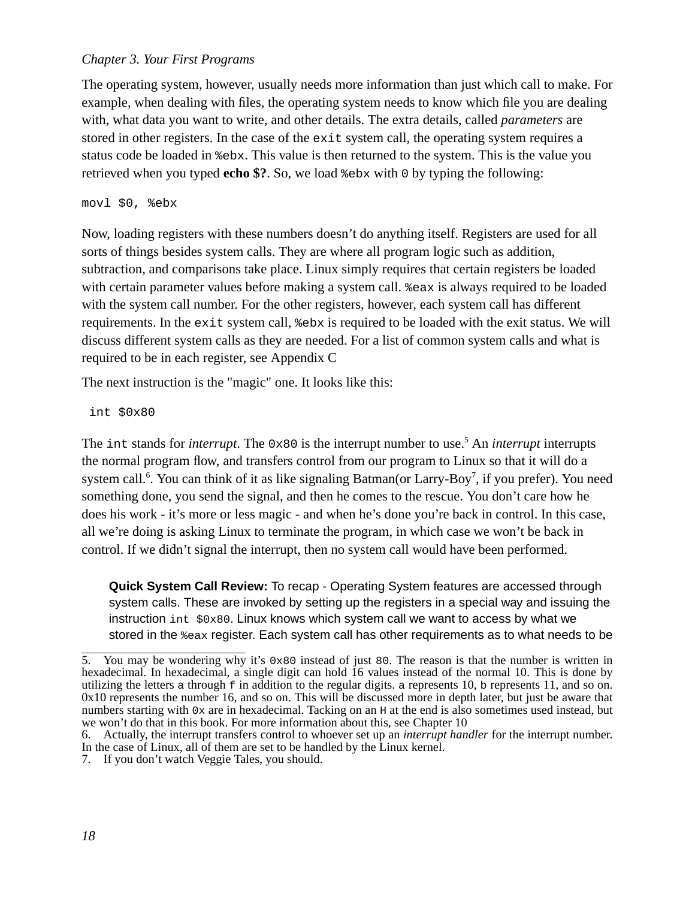The operating system, however, usually needs more information than just which call to make. For example, when dealing with files, the operating system needs to know which file you are dealing with, what data you want to write, and other details. The extra details, called *parameters* are stored in other registers. In the case of the `exit` system call, the operating system requires a status code be loaded in `%ebx`. This value is then returned to the system. This is the value you retrieved when you typed **echo $?**. So, we load `%ebx` with `0` by typing the following:

```
movl $0, %ebx
```

Now, loading registers with these numbers doesn't do anything itself. Registers are used for all sorts of things besides system calls. They are where all program logic such as addition, subtraction, and comparisons take place. Linux simply requires that certain registers be loaded with certain parameter values before making a system call. `%eax` is always required to be loaded with the system call number. For the other registers, however, each system call has different requirements. In the `exit` system call, `%ebx` is required to be loaded with the exit status. We will discuss different system calls as they are needed. For a list of common system calls and what is required to be in each register, see Appendix C

The next instruction is the "magic" one. It looks like this:

```
 int $0x80
```

The `int` stands for *interrupt*. The `0x80` is the interrupt number to use.[5] An *interrupt* interrupts the normal program flow, and transfers control from our program to Linux so that it will do a system call.[6]. You can think of it as like signaling Batman(or Larry-Boy[7], if you prefer). You need something done, you send the signal, and then he comes to the rescue. You don't care how he does his work - it's more or less magic - and when he's done you're back in control. In this case, all we're doing is asking Linux to terminate the program, in which case we won't be back in control. If we didn't signal the interrupt, then no system call would have been performed.

> **Quick System Call Review:** To recap - Operating System features are accessed through system calls. These are invoked by setting up the registers in a special way and issuing the instruction `int $0x80`. Linux knows which system call we want to access by what we stored in the `%eax` register. Each system call has other requirements as to what needs to be

---

5. You may be wondering why it's `0x80` instead of just `80`. The reason is that the number is written in hexadecimal. In hexadecimal, a single digit can hold 16 values instead of the normal 10. This is done by utilizing the letters `a` through `f` in addition to the regular digits. `a` represents 10, `b` represents 11, and so on. 0x10 represents the number 16, and so on. This will be discussed more in depth later, but just be aware that numbers starting with `0x` are in hexadecimal. Tacking on an `H` at the end is also sometimes used instead, but we won't do that in this book. For more information about this, see Chapter 10

6. Actually, the interrupt transfers control to whoever set up an *interrupt handler* for the interrupt number. In the case of Linux, all of them are set to be handled by the Linux kernel.

7. If you don't watch Veggie Tales, you should.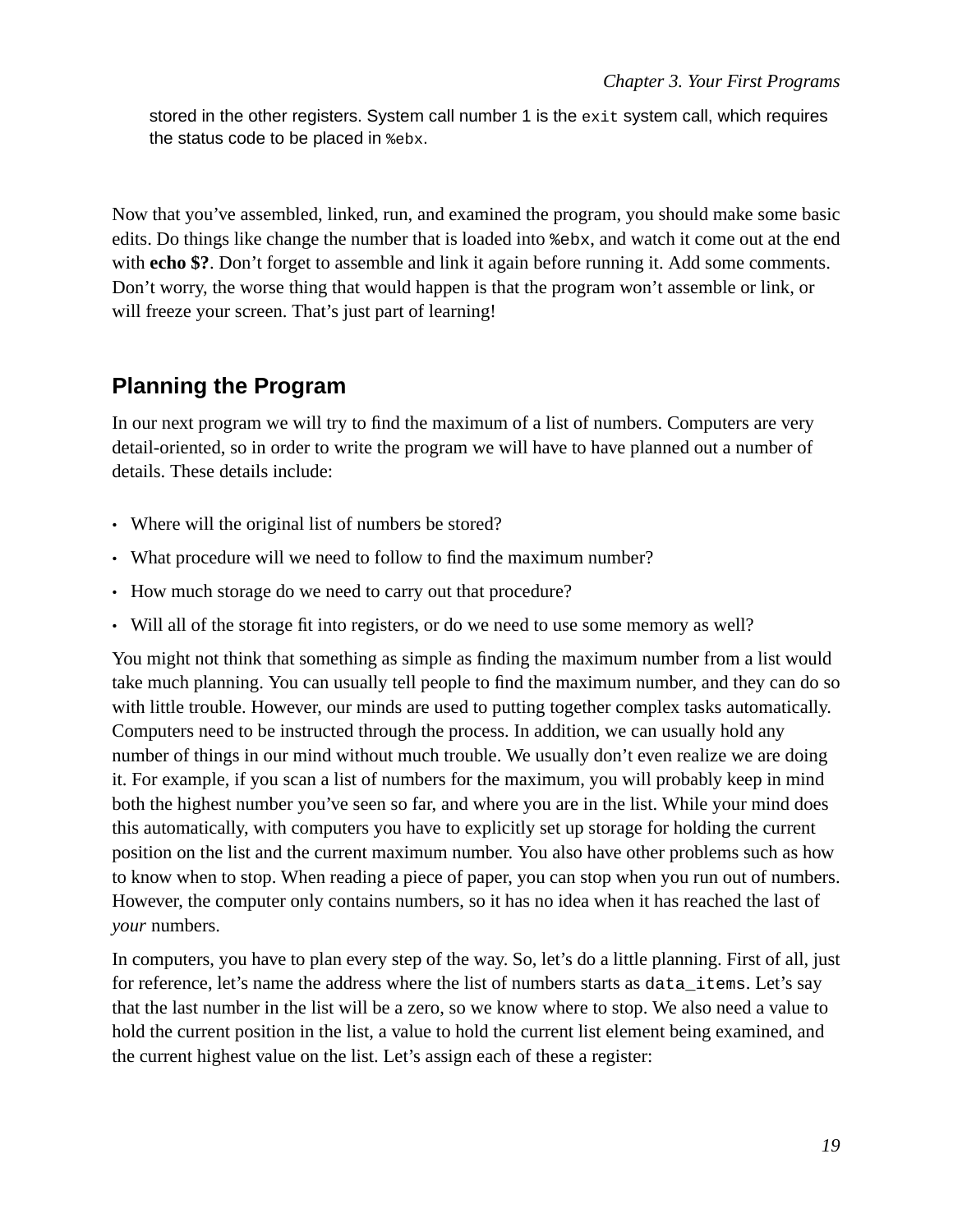stored in the other registers. System call number 1 is the `exit` system call, which requires the status code to be placed in `%ebx`.

Now that you've assembled, linked, run, and examined the program, you should make some basic edits. Do things like change the number that is loaded into `%ebx`, and watch it come out at the end with **echo $?**. Don't forget to assemble and link it again before running it. Add some comments. Don't worry, the worse thing that would happen is that the program won't assemble or link, or will freeze your screen. That's just part of learning!

## Planning the Program

In our next program we will try to find the maximum of a list of numbers. Computers are very detail-oriented, so in order to write the program we will have to have planned out a number of details. These details include:

- Where will the original list of numbers be stored?
- What procedure will we need to follow to find the maximum number?
- How much storage do we need to carry out that procedure?
- Will all of the storage fit into registers, or do we need to use some memory as well?

You might not think that something as simple as finding the maximum number from a list would take much planning. You can usually tell people to find the maximum number, and they can do so with little trouble. However, our minds are used to putting together complex tasks automatically. Computers need to be instructed through the process. In addition, we can usually hold any number of things in our mind without much trouble. We usually don't even realize we are doing it. For example, if you scan a list of numbers for the maximum, you will probably keep in mind both the highest number you've seen so far, and where you are in the list. While your mind does this automatically, with computers you have to explicitly set up storage for holding the current position on the list and the current maximum number. You also have other problems such as how to know when to stop. When reading a piece of paper, you can stop when you run out of numbers. However, the computer only contains numbers, so it has no idea when it has reached the last of *your* numbers.

In computers, you have to plan every step of the way. So, let's do a little planning. First of all, just for reference, let's name the address where the list of numbers starts as `data_items`. Let's say that the last number in the list will be a zero, so we know where to stop. We also need a value to hold the current position in the list, a value to hold the current list element being examined, and the current highest value on the list. Let's assign each of these a register: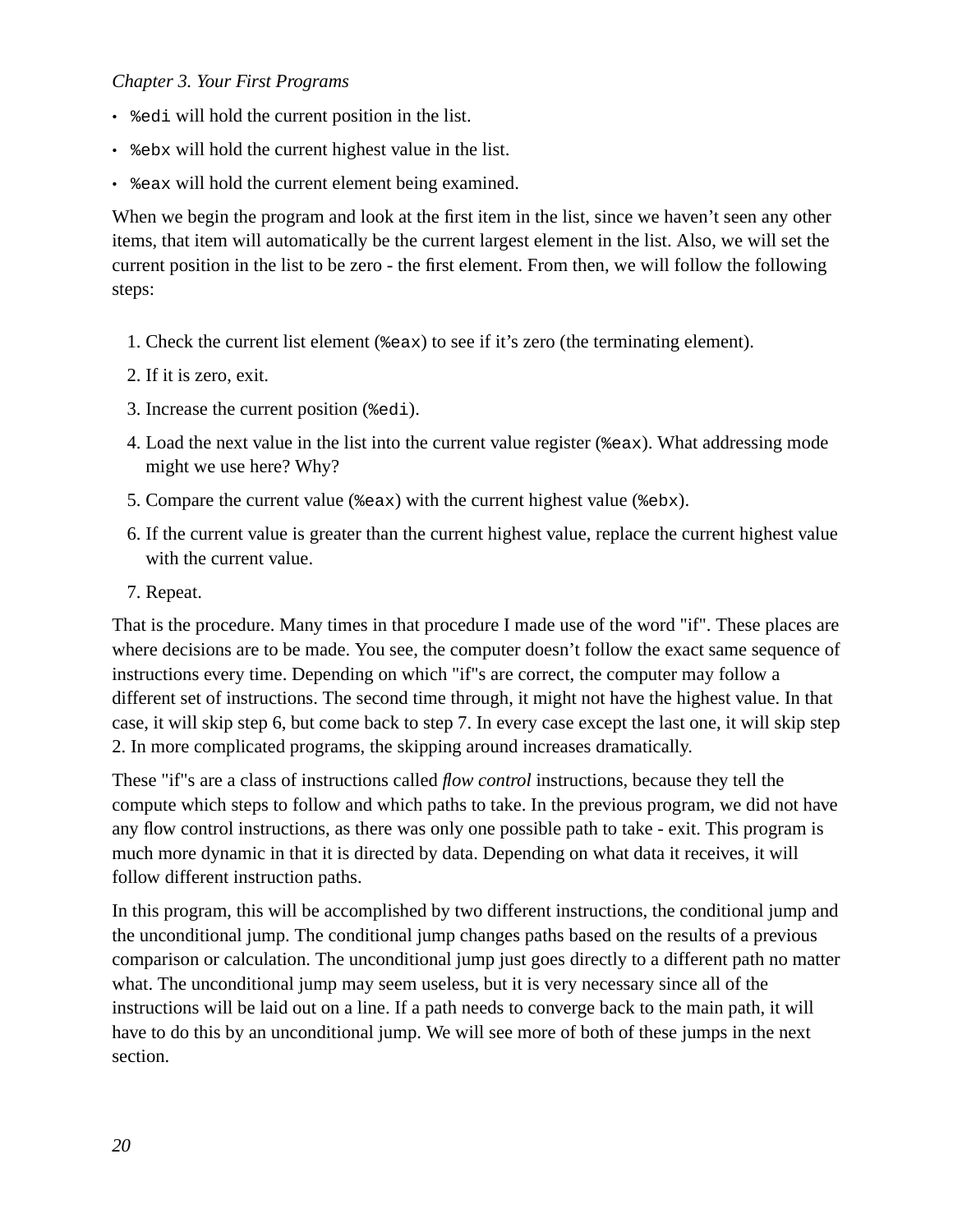- `%edi` will hold the current position in the list.
- `%ebx` will hold the current highest value in the list.
- `%eax` will hold the current element being examined.

When we begin the program and look at the first item in the list, since we haven't seen any other items, that item will automatically be the current largest element in the list. Also, we will set the current position in the list to be zero - the first element. From then, we will follow the following steps:

1. Check the current list element (`%eax`) to see if it's zero (the terminating element).
2. If it is zero, exit.
3. Increase the current position (`%edi`).
4. Load the next value in the list into the current value register (`%eax`). What addressing mode might we use here? Why?
5. Compare the current value (`%eax`) with the current highest value (`%ebx`).
6. If the current value is greater than the current highest value, replace the current highest value with the current value.
7. Repeat.

That is the procedure. Many times in that procedure I made use of the word "if". These places are where decisions are to be made. You see, the computer doesn't follow the exact same sequence of instructions every time. Depending on which "if"s are correct, the computer may follow a different set of instructions. The second time through, it might not have the highest value. In that case, it will skip step 6, but come back to step 7. In every case except the last one, it will skip step 2. In more complicated programs, the skipping around increases dramatically.

These "if"s are a class of instructions called *flow control* instructions, because they tell the compute which steps to follow and which paths to take. In the previous program, we did not have any flow control instructions, as there was only one possible path to take - exit. This program is much more dynamic in that it is directed by data. Depending on what data it receives, it will follow different instruction paths.

In this program, this will be accomplished by two different instructions, the conditional jump and the unconditional jump. The conditional jump changes paths based on the results of a previous comparison or calculation. The unconditional jump just goes directly to a different path no matter what. The unconditional jump may seem useless, but it is very necessary since all of the instructions will be laid out on a line. If a path needs to converge back to the main path, it will have to do this by an unconditional jump. We will see more of both of these jumps in the next section.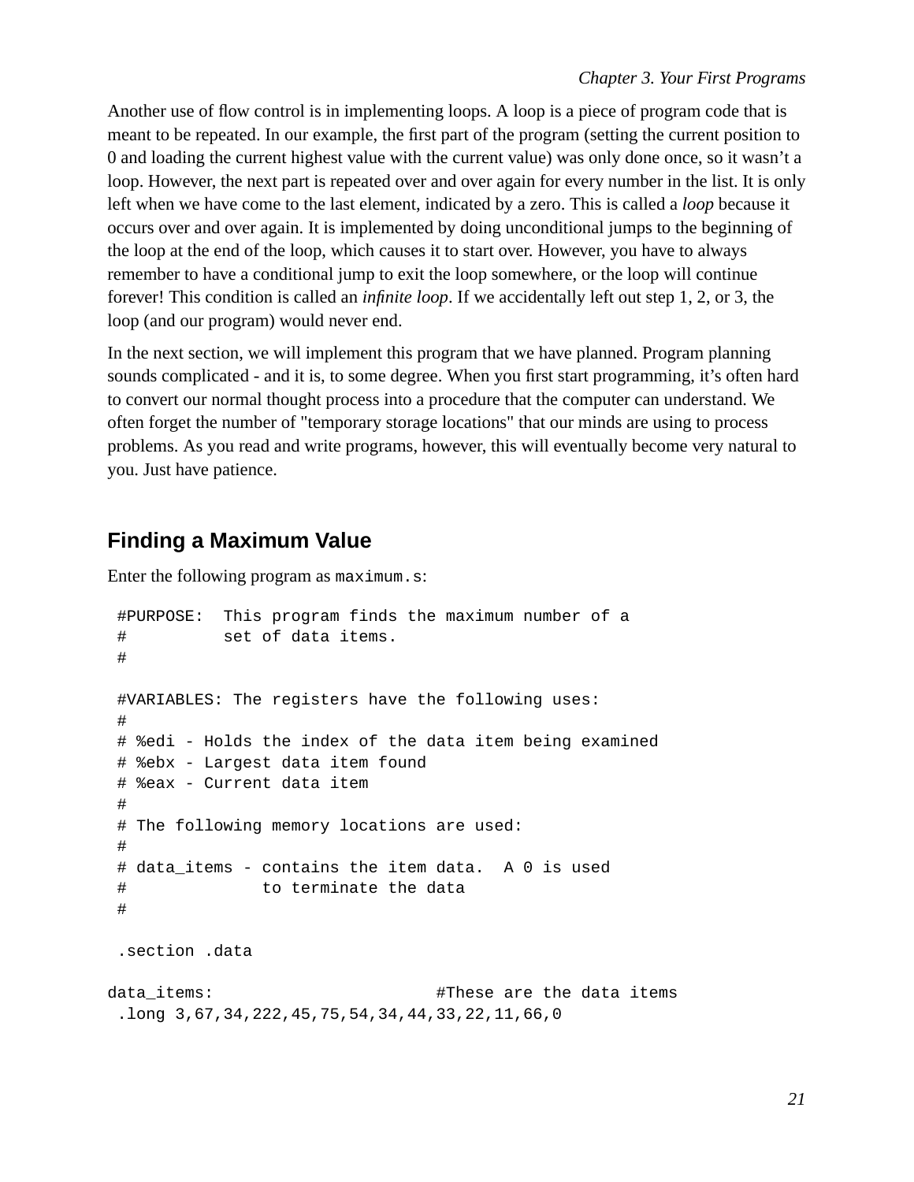Another use of flow control is in implementing loops. A loop is a piece of program code that is meant to be repeated. In our example, the first part of the program (setting the current position to 0 and loading the current highest value with the current value) was only done once, so it wasn't a loop. However, the next part is repeated over and over again for every number in the list. It is only left when we have come to the last element, indicated by a zero. This is called a *loop* because it occurs over and over again. It is implemented by doing unconditional jumps to the beginning of the loop at the end of the loop, which causes it to start over. However, you have to always remember to have a conditional jump to exit the loop somewhere, or the loop will continue forever! This condition is called an *infinite loop*. If we accidentally left out step 1, 2, or 3, the loop (and our program) would never end.

In the next section, we will implement this program that we have planned. Program planning sounds complicated - and it is, to some degree. When you first start programming, it's often hard to convert our normal thought process into a procedure that the computer can understand. We often forget the number of "temporary storage locations" that our minds are using to process problems. As you read and write programs, however, this will eventually become very natural to you. Just have patience.

## Finding a Maximum Value

Enter the following program as `maximum.s`:

```
 #PURPOSE:  This program finds the maximum number of a
 #          set of data items.
 #

 #VARIABLES: The registers have the following uses:
 #
 # %edi - Holds the index of the data item being examined
 # %ebx - Largest data item found
 # %eax - Current data item
 #
 # The following memory locations are used:
 #
 # data_items - contains the item data.  A 0 is used
 #              to terminate the data
 #

 .section .data

data_items:                        #These are the data items
 .long 3,67,34,222,45,75,54,34,44,33,22,11,66,0
```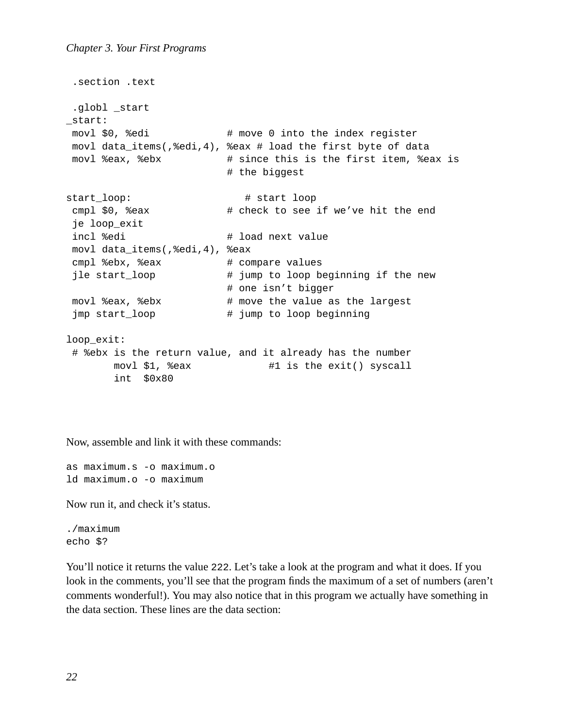```
 .section .text

 .globl _start
_start:
 movl $0, %edi            # move 0 into the index register
 movl data_items(,%edi,4), %eax # load the first byte of data
 movl %eax, %ebx          # since this is the first item, %eax is
                          # the biggest

start_loop:                  # start loop
 cmpl $0, %eax            # check to see if we've hit the end
 je loop_exit
 incl %edi                # load next value
 movl data_items(,%edi,4), %eax
 cmpl %ebx, %eax          # compare values
 jle start_loop           # jump to loop beginning if the new
                          # one isn't bigger
 movl %eax, %ebx          # move the value as the largest
 jmp start_loop           # jump to loop beginning

loop_exit:
 # %ebx is the return value, and it already has the number
        movl $1, %eax             #1 is the exit() syscall
        int  $0x80
```

Now, assemble and link it with these commands:

```
as maximum.s -o maximum.o
ld maximum.o -o maximum
```

Now run it, and check it's status.

```
./maximum
echo $?
```

You'll notice it returns the value `222`. Let's take a look at the program and what it does. If you look in the comments, you'll see that the program finds the maximum of a set of numbers (aren't comments wonderful!). You may also notice that in this program we actually have something in the data section. These lines are the data section: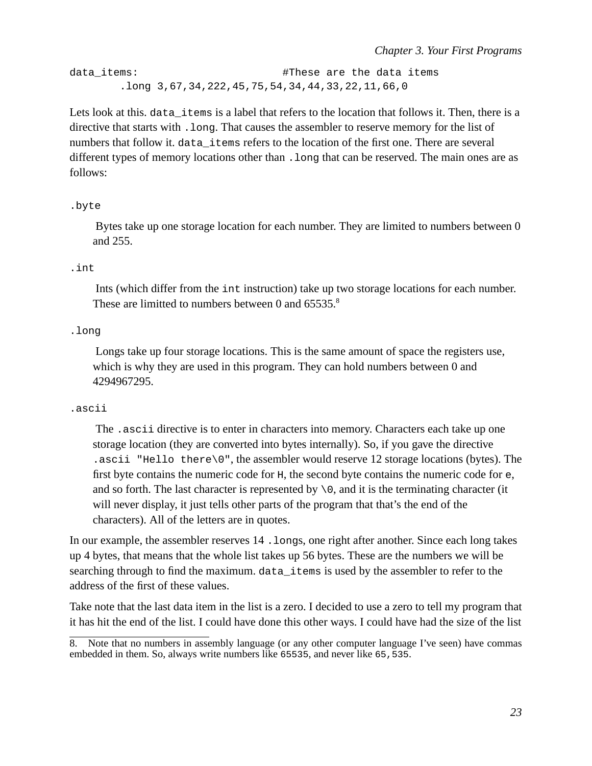```
data_items:                       #These are the data items
        .long 3,67,34,222,45,75,54,34,44,33,22,11,66,0
```

Lets look at this. `data_items` is a label that refers to the location that follows it. Then, there is a directive that starts with `.long`. That causes the assembler to reserve memory for the list of numbers that follow it. `data_items` refers to the location of the first one. There are several different types of memory locations other than `.long` that can be reserved. The main ones are as follows:

`.byte`

Bytes take up one storage location for each number. They are limited to numbers between 0 and 255.

`.int`

Ints (which differ from the `int` instruction) take up two storage locations for each number. These are limitted to numbers between 0 and 65535.[8]

`.long`

Longs take up four storage locations. This is the same amount of space the registers use, which is why they are used in this program. They can hold numbers between 0 and 4294967295.

`.ascii`

The `.ascii` directive is to enter in characters into memory. Characters each take up one storage location (they are converted into bytes internally). So, if you gave the directive `.ascii "Hello there\0"`, the assembler would reserve 12 storage locations (bytes). The first byte contains the numeric code for `H`, the second byte contains the numeric code for `e`, and so forth. The last character is represented by `\0`, and it is the terminating character (it will never display, it just tells other parts of the program that that's the end of the characters). All of the letters are in quotes.

In our example, the assembler reserves 14 `.long`s, one right after another. Since each long takes up 4 bytes, that means that the whole list takes up 56 bytes. These are the numbers we will be searching through to find the maximum. `data_items` is used by the assembler to refer to the address of the first of these values.

Take note that the last data item in the list is a zero. I decided to use a zero to tell my program that it has hit the end of the list. I could have done this other ways. I could have had the size of the list

8. Note that no numbers in assembly language (or any other computer language I've seen) have commas embedded in them. So, always write numbers like `65535`, and never like `65,535`.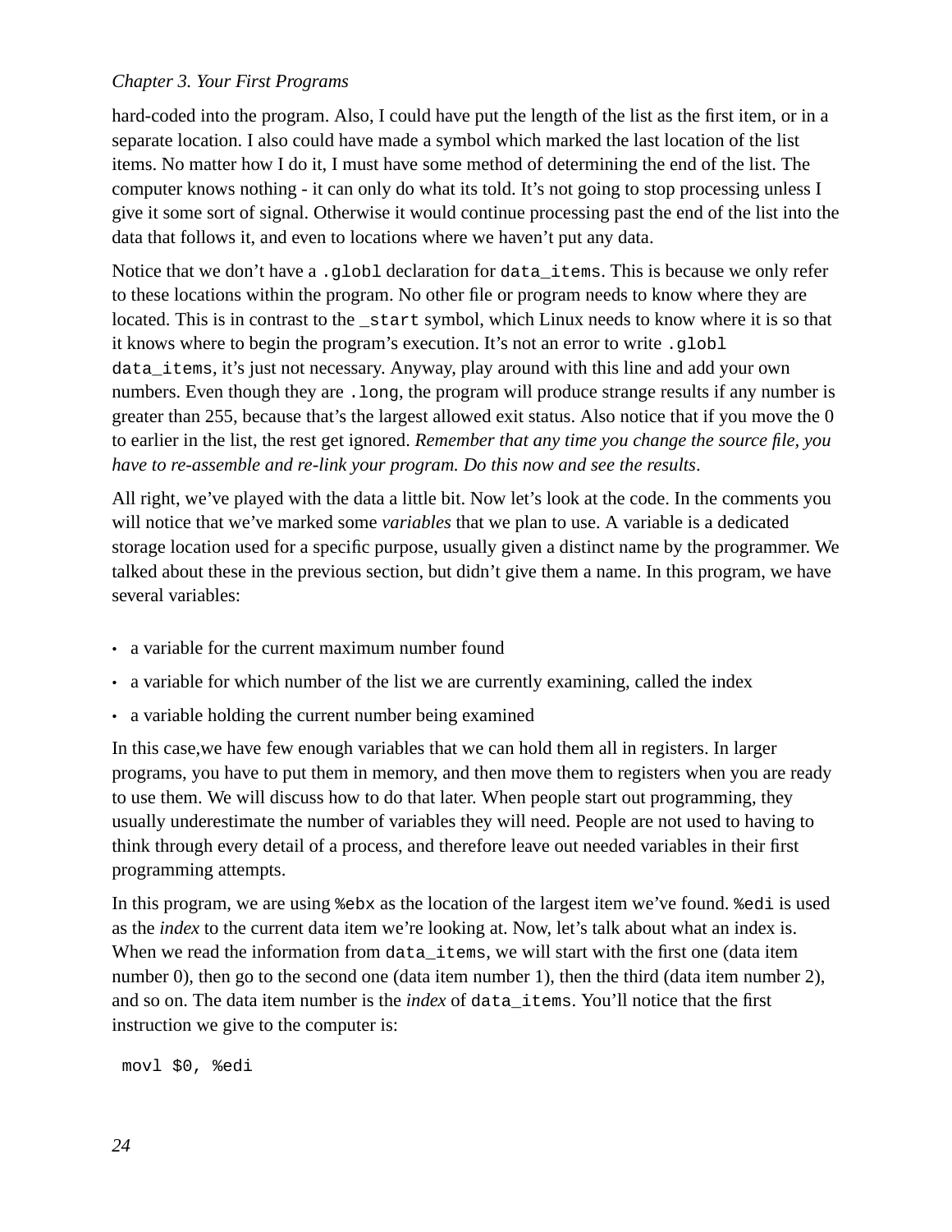hard-coded into the program. Also, I could have put the length of the list as the first item, or in a separate location. I also could have made a symbol which marked the last location of the list items. No matter how I do it, I must have some method of determining the end of the list. The computer knows nothing - it can only do what its told. It's not going to stop processing unless I give it some sort of signal. Otherwise it would continue processing past the end of the list into the data that follows it, and even to locations where we haven't put any data.

Notice that we don't have a `.globl` declaration for `data_items`. This is because we only refer to these locations within the program. No other file or program needs to know where they are located. This is in contrast to the `_start` symbol, which Linux needs to know where it is so that it knows where to begin the program's execution. It's not an error to write `.globl data_items`, it's just not necessary. Anyway, play around with this line and add your own numbers. Even though they are `.long`, the program will produce strange results if any number is greater than 255, because that's the largest allowed exit status. Also notice that if you move the 0 to earlier in the list, the rest get ignored. *Remember that any time you change the source file, you have to re-assemble and re-link your program. Do this now and see the results*.

All right, we've played with the data a little bit. Now let's look at the code. In the comments you will notice that we've marked some *variables* that we plan to use. A variable is a dedicated storage location used for a specific purpose, usually given a distinct name by the programmer. We talked about these in the previous section, but didn't give them a name. In this program, we have several variables:

- a variable for the current maximum number found
- a variable for which number of the list we are currently examining, called the index
- a variable holding the current number being examined

In this case,we have few enough variables that we can hold them all in registers. In larger programs, you have to put them in memory, and then move them to registers when you are ready to use them. We will discuss how to do that later. When people start out programming, they usually underestimate the number of variables they will need. People are not used to having to think through every detail of a process, and therefore leave out needed variables in their first programming attempts.

In this program, we are using `%ebx` as the location of the largest item we've found. `%edi` is used as the *index* to the current data item we're looking at. Now, let's talk about what an index is. When we read the information from `data_items`, we will start with the first one (data item number 0), then go to the second one (data item number 1), then the third (data item number 2), and so on. The data item number is the *index* of `data_items`. You'll notice that the first instruction we give to the computer is:

```
movl $0, %edi
```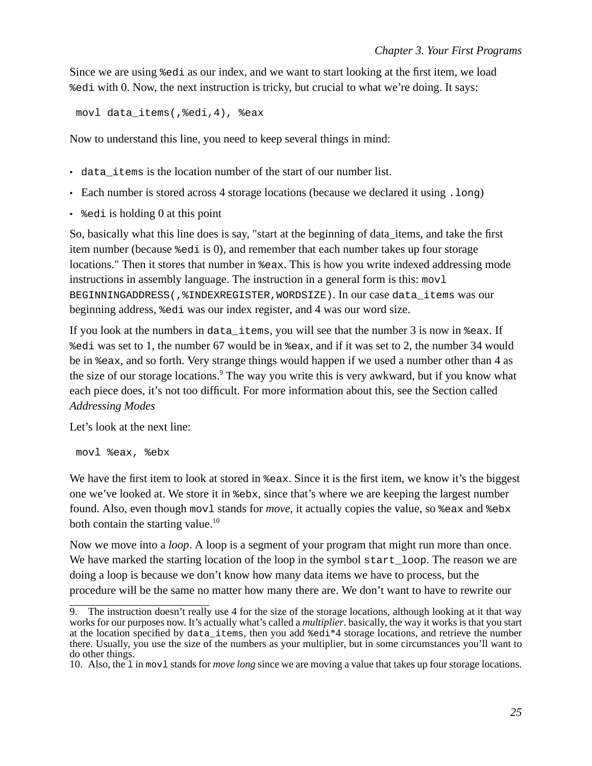Since we are using `%edi` as our index, and we want to start looking at the first item, we load `%edi` with 0. Now, the next instruction is tricky, but crucial to what we're doing. It says:

```
movl data_items(,%edi,4), %eax
```

Now to understand this line, you need to keep several things in mind:

- `data_items` is the location number of the start of our number list.
- Each number is stored across 4 storage locations (because we declared it using `.long`)
- `%edi` is holding 0 at this point

So, basically what this line does is say, "start at the beginning of data_items, and take the first item number (because `%edi` is 0), and remember that each number takes up four storage locations." Then it stores that number in `%eax`. This is how you write indexed addressing mode instructions in assembly language. The instruction in a general form is this: `movl BEGINNINGADDRESS(,%INDEXREGISTER,WORDSIZE)`. In our case `data_items` was our beginning address, `%edi` was our index register, and 4 was our word size.

If you look at the numbers in `data_items`, you will see that the number 3 is now in `%eax`. If `%edi` was set to 1, the number 67 would be in `%eax`, and if it was set to 2, the number 34 would be in `%eax`, and so forth. Very strange things would happen if we used a number other than 4 as the size of our storage locations.[9] The way you write this is very awkward, but if you know what each piece does, it's not too difficult. For more information about this, see the Section called *Addressing Modes*

Let's look at the next line:

```
movl %eax, %ebx
```

We have the first item to look at stored in `%eax`. Since it is the first item, we know it's the biggest one we've looked at. We store it in `%ebx`, since that's where we are keeping the largest number found. Also, even though `movl` stands for *move*, it actually copies the value, so `%eax` and `%ebx` both contain the starting value.[10]

Now we move into a *loop*. A loop is a segment of your program that might run more than once. We have marked the starting location of the loop in the symbol `start_loop`. The reason we are doing a loop is because we don't know how many data items we have to process, but the procedure will be the same no matter how many there are. We don't want to have to rewrite our

---

9. The instruction doesn't really use 4 for the size of the storage locations, although looking at it that way works for our purposes now. It's actually what's called a *multiplier*. basically, the way it works is that you start at the location specified by `data_items`, then you add `%edi*4` storage locations, and retrieve the number there. Usually, you use the size of the numbers as your multiplier, but in some circumstances you'll want to do other things.

10. Also, the `l` in `movl` stands for *move long* since we are moving a value that takes up four storage locations.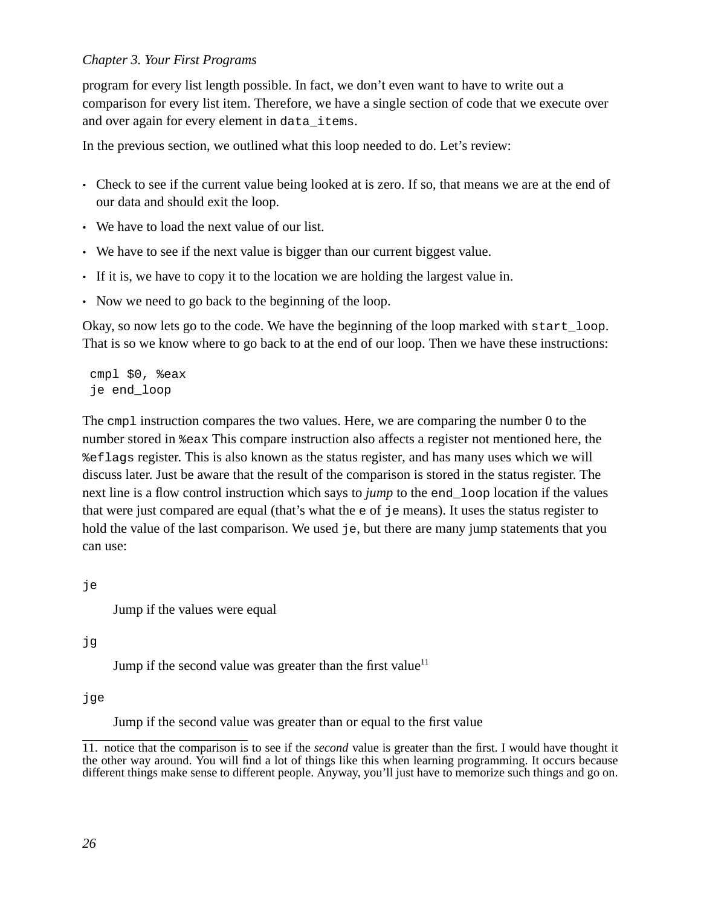program for every list length possible. In fact, we don't even want to have to write out a comparison for every list item. Therefore, we have a single section of code that we execute over and over again for every element in `data_items`.

In the previous section, we outlined what this loop needed to do. Let's review:

- Check to see if the current value being looked at is zero. If so, that means we are at the end of our data and should exit the loop.
- We have to load the next value of our list.
- We have to see if the next value is bigger than our current biggest value.
- If it is, we have to copy it to the location we are holding the largest value in.
- Now we need to go back to the beginning of the loop.

Okay, so now lets go to the code. We have the beginning of the loop marked with `start_loop`. That is so we know where to go back to at the end of our loop. Then we have these instructions:

```
cmpl $0, %eax
je end_loop
```

The `cmpl` instruction compares the two values. Here, we are comparing the number 0 to the number stored in `%eax` This compare instruction also affects a register not mentioned here, the `%eflags` register. This is also known as the status register, and has many uses which we will discuss later. Just be aware that the result of the comparison is stored in the status register. The next line is a flow control instruction which says to *jump* to the `end_loop` location if the values that were just compared are equal (that's what the `e` of `je` means). It uses the status register to hold the value of the last comparison. We used `je`, but there are many jump statements that you can use:

`je`

Jump if the values were equal

`jg`

Jump if the second value was greater than the first value[11]

`jge`

Jump if the second value was greater than or equal to the first value

---

11. notice that the comparison is to see if the *second* value is greater than the first. I would have thought it the other way around. You will find a lot of things like this when learning programming. It occurs because different things make sense to different people. Anyway, you'll just have to memorize such things and go on.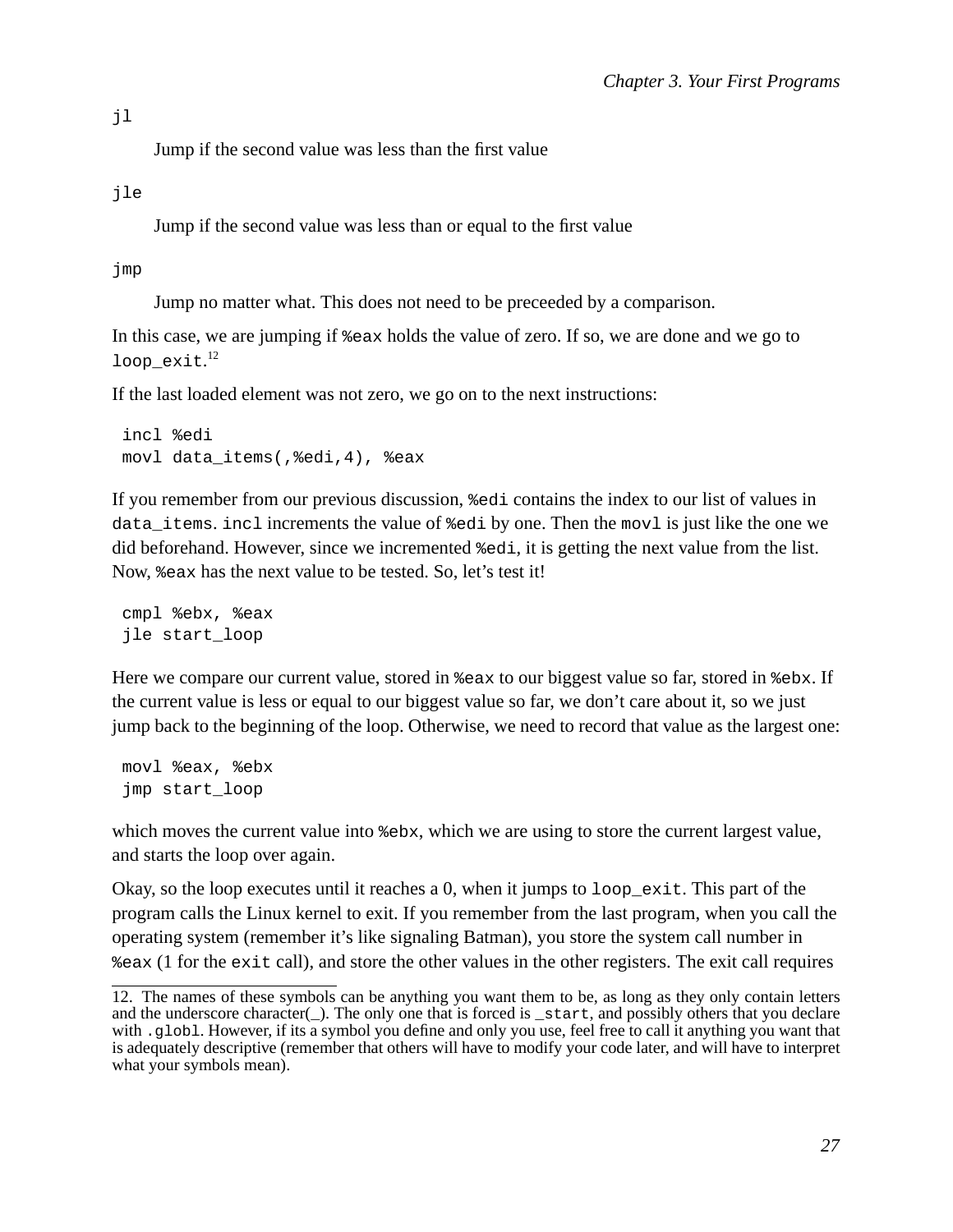`jl`

Jump if the second value was less than the first value

`jle`

Jump if the second value was less than or equal to the first value

`jmp`

Jump no matter what. This does not need to be preceeded by a comparison.

In this case, we are jumping if `%eax` holds the value of zero. If so, we are done and we go to `loop_exit`.[12]

If the last loaded element was not zero, we go on to the next instructions:

```
incl %edi
movl data_items(,%edi,4), %eax
```

If you remember from our previous discussion, `%edi` contains the index to our list of values in `data_items`. `incl` increments the value of `%edi` by one. Then the `movl` is just like the one we did beforehand. However, since we incremented `%edi`, it is getting the next value from the list. Now, `%eax` has the next value to be tested. So, let's test it!

```
cmpl %ebx, %eax
jle start_loop
```

Here we compare our current value, stored in `%eax` to our biggest value so far, stored in `%ebx`. If the current value is less or equal to our biggest value so far, we don't care about it, so we just jump back to the beginning of the loop. Otherwise, we need to record that value as the largest one:

```
movl %eax, %ebx
jmp start_loop
```

which moves the current value into `%ebx`, which we are using to store the current largest value, and starts the loop over again.

Okay, so the loop executes until it reaches a 0, when it jumps to `loop_exit`. This part of the program calls the Linux kernel to exit. If you remember from the last program, when you call the operating system (remember it's like signaling Batman), you store the system call number in `%eax` (1 for the `exit` call), and store the other values in the other registers. The exit call requires

---

12. The names of these symbols can be anything you want them to be, as long as they only contain letters and the underscore character(_). The only one that is forced is `_start`, and possibly others that you declare with `.globl`. However, if its a symbol you define and only you use, feel free to call it anything you want that is adequately descriptive (remember that others will have to modify your code later, and will have to interpret what your symbols mean).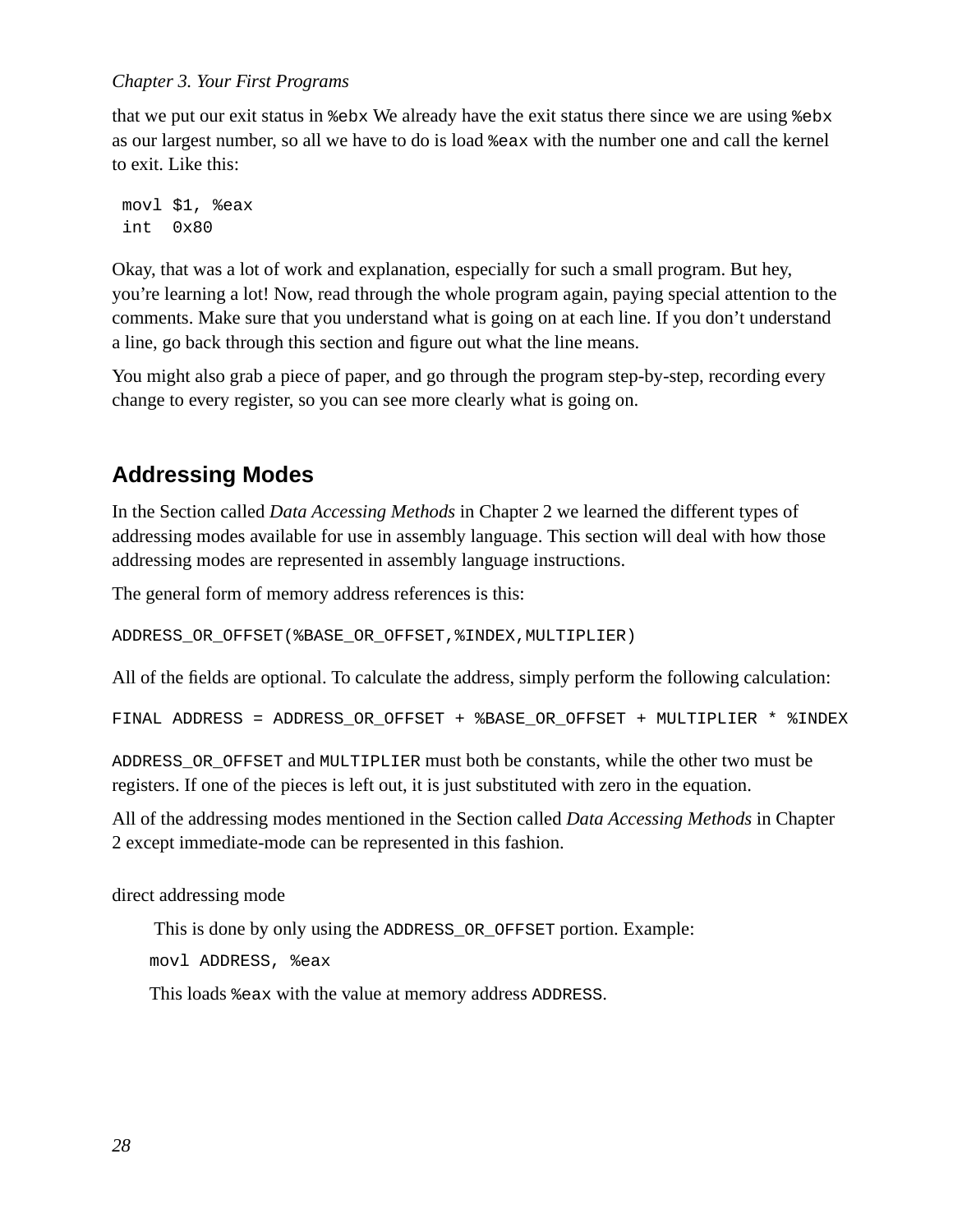that we put our exit status in `%ebx` We already have the exit status there since we are using `%ebx` as our largest number, so all we have to do is load `%eax` with the number one and call the kernel to exit. Like this:

```
movl $1, %eax
int  0x80
```

Okay, that was a lot of work and explanation, especially for such a small program. But hey, you're learning a lot! Now, read through the whole program again, paying special attention to the comments. Make sure that you understand what is going on at each line. If you don't understand a line, go back through this section and figure out what the line means.

You might also grab a piece of paper, and go through the program step-by-step, recording every change to every register, so you can see more clearly what is going on.

## Addressing Modes

In the Section called *Data Accessing Methods* in Chapter 2 we learned the different types of addressing modes available for use in assembly language. This section will deal with how those addressing modes are represented in assembly language instructions.

The general form of memory address references is this:

```
ADDRESS_OR_OFFSET(%BASE_OR_OFFSET,%INDEX,MULTIPLIER)
```

All of the fields are optional. To calculate the address, simply perform the following calculation:

```
FINAL ADDRESS = ADDRESS_OR_OFFSET + %BASE_OR_OFFSET + MULTIPLIER * %INDEX
```

`ADDRESS_OR_OFFSET` and `MULTIPLIER` must both be constants, while the other two must be registers. If one of the pieces is left out, it is just substituted with zero in the equation.

All of the addressing modes mentioned in the Section called *Data Accessing Methods* in Chapter 2 except immediate-mode can be represented in this fashion.

direct addressing mode

This is done by only using the `ADDRESS_OR_OFFSET` portion. Example:

```
movl ADDRESS, %eax
```

This loads `%eax` with the value at memory address `ADDRESS`.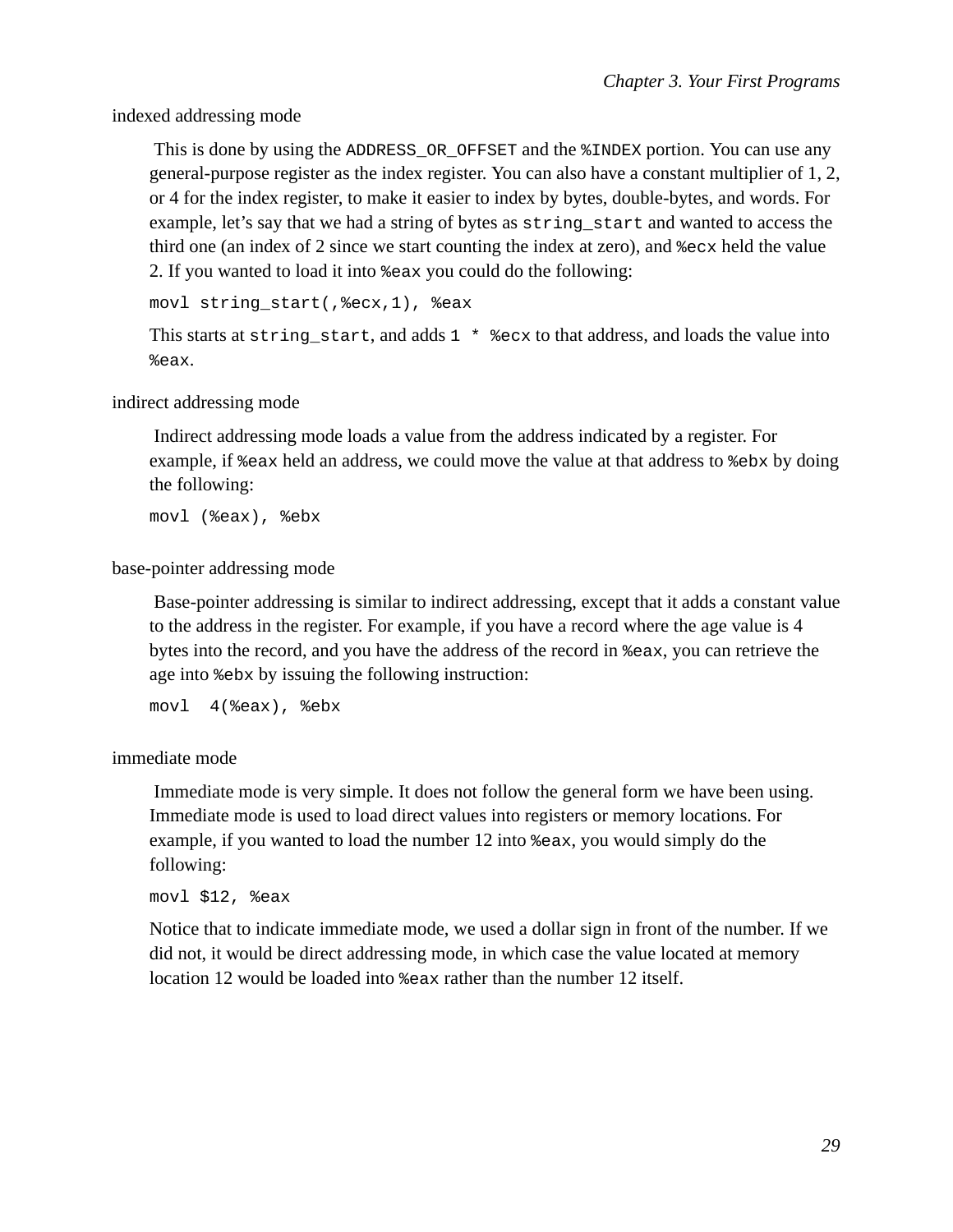indexed addressing mode

This is done by using the `ADDRESS_OR_OFFSET` and the `%INDEX` portion. You can use any general-purpose register as the index register. You can also have a constant multiplier of 1, 2, or 4 for the index register, to make it easier to index by bytes, double-bytes, and words. For example, let's say that we had a string of bytes as `string_start` and wanted to access the third one (an index of 2 since we start counting the index at zero), and `%ecx` held the value 2. If you wanted to load it into `%eax` you could do the following:

```
movl string_start(,%ecx,1), %eax
```

This starts at `string_start`, and adds `1 * %ecx` to that address, and loads the value into `%eax`.

indirect addressing mode

Indirect addressing mode loads a value from the address indicated by a register. For example, if `%eax` held an address, we could move the value at that address to `%ebx` by doing the following:

```
movl (%eax), %ebx
```

base-pointer addressing mode

Base-pointer addressing is similar to indirect addressing, except that it adds a constant value to the address in the register. For example, if you have a record where the age value is 4 bytes into the record, and you have the address of the record in `%eax`, you can retrieve the age into `%ebx` by issuing the following instruction:

```
movl  4(%eax), %ebx
```

immediate mode

Immediate mode is very simple. It does not follow the general form we have been using. Immediate mode is used to load direct values into registers or memory locations. For example, if you wanted to load the number 12 into `%eax`, you would simply do the following:

```
movl $12, %eax
```

Notice that to indicate immediate mode, we used a dollar sign in front of the number. If we did not, it would be direct addressing mode, in which case the value located at memory location 12 would be loaded into `%eax` rather than the number 12 itself.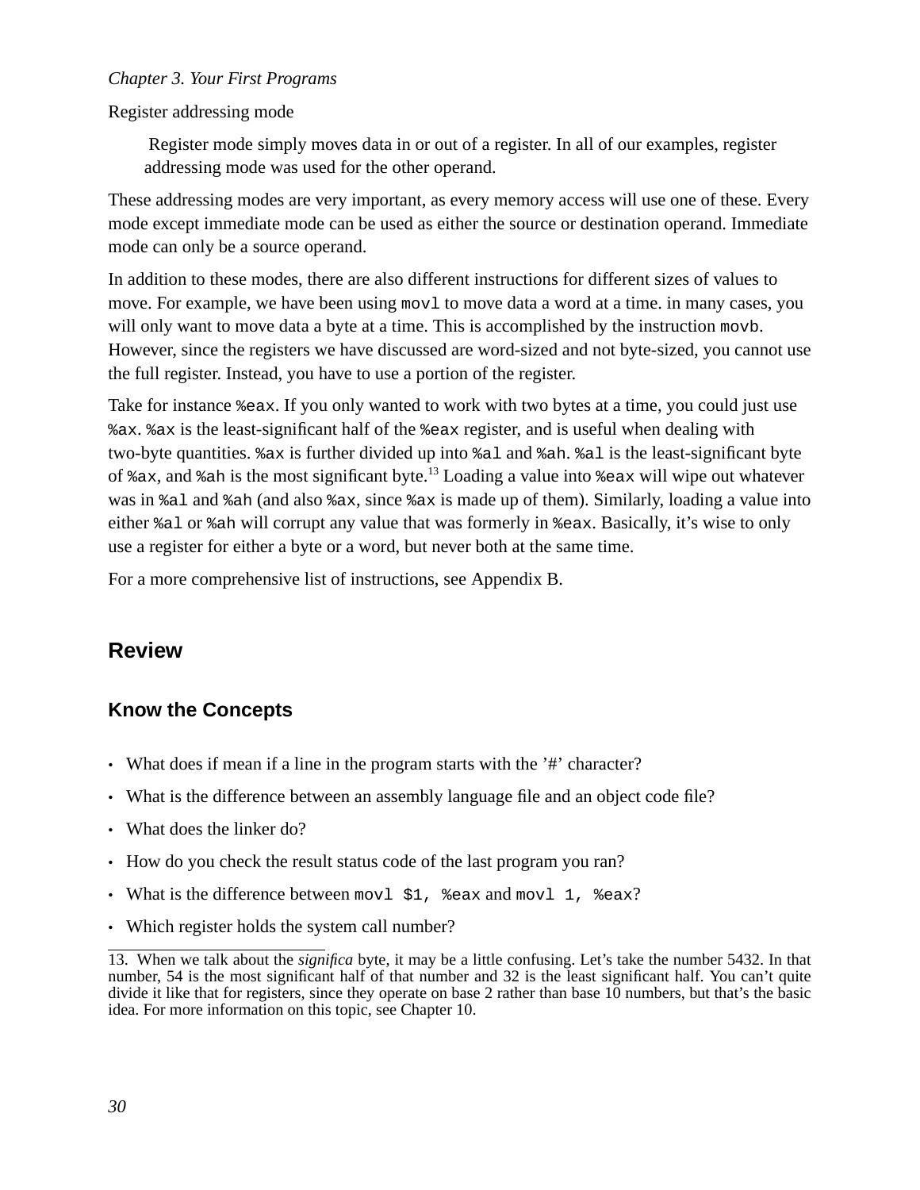Register addressing mode

> Register mode simply moves data in or out of a register. In all of our examples, register addressing mode was used for the other operand.

These addressing modes are very important, as every memory access will use one of these. Every mode except immediate mode can be used as either the source or destination operand. Immediate mode can only be a source operand.

In addition to these modes, there are also different instructions for different sizes of values to move. For example, we have been using `movl` to move data a word at a time. in many cases, you will only want to move data a byte at a time. This is accomplished by the instruction `movb`. However, since the registers we have discussed are word-sized and not byte-sized, you cannot use the full register. Instead, you have to use a portion of the register.

Take for instance `%eax`. If you only wanted to work with two bytes at a time, you could just use `%ax`. `%ax` is the least-significant half of the `%eax` register, and is useful when dealing with two-byte quantities. `%ax` is further divided up into `%al` and `%ah`. `%al` is the least-significant byte of `%ax`, and `%ah` is the most significant byte.[13] Loading a value into `%eax` will wipe out whatever was in `%al` and `%ah` (and also `%ax`, since `%ax` is made up of them). Similarly, loading a value into either `%al` or `%ah` will corrupt any value that was formerly in `%eax`. Basically, it's wise to only use a register for either a byte or a word, but never both at the same time.

For a more comprehensive list of instructions, see Appendix B.

## Review

### Know the Concepts

- What does if mean if a line in the program starts with the '#' character?
- What is the difference between an assembly language file and an object code file?
- What does the linker do?
- How do you check the result status code of the last program you ran?
- What is the difference between `movl $1, %eax` and `movl 1, %eax`?
- Which register holds the system call number?

---

13. When we talk about the *significa* byte, it may be a little confusing. Let's take the number 5432. In that number, 54 is the most significant half of that number and 32 is the least significant half. You can't quite divide it like that for registers, since they operate on base 2 rather than base 10 numbers, but that's the basic idea. For more information on this topic, see Chapter 10.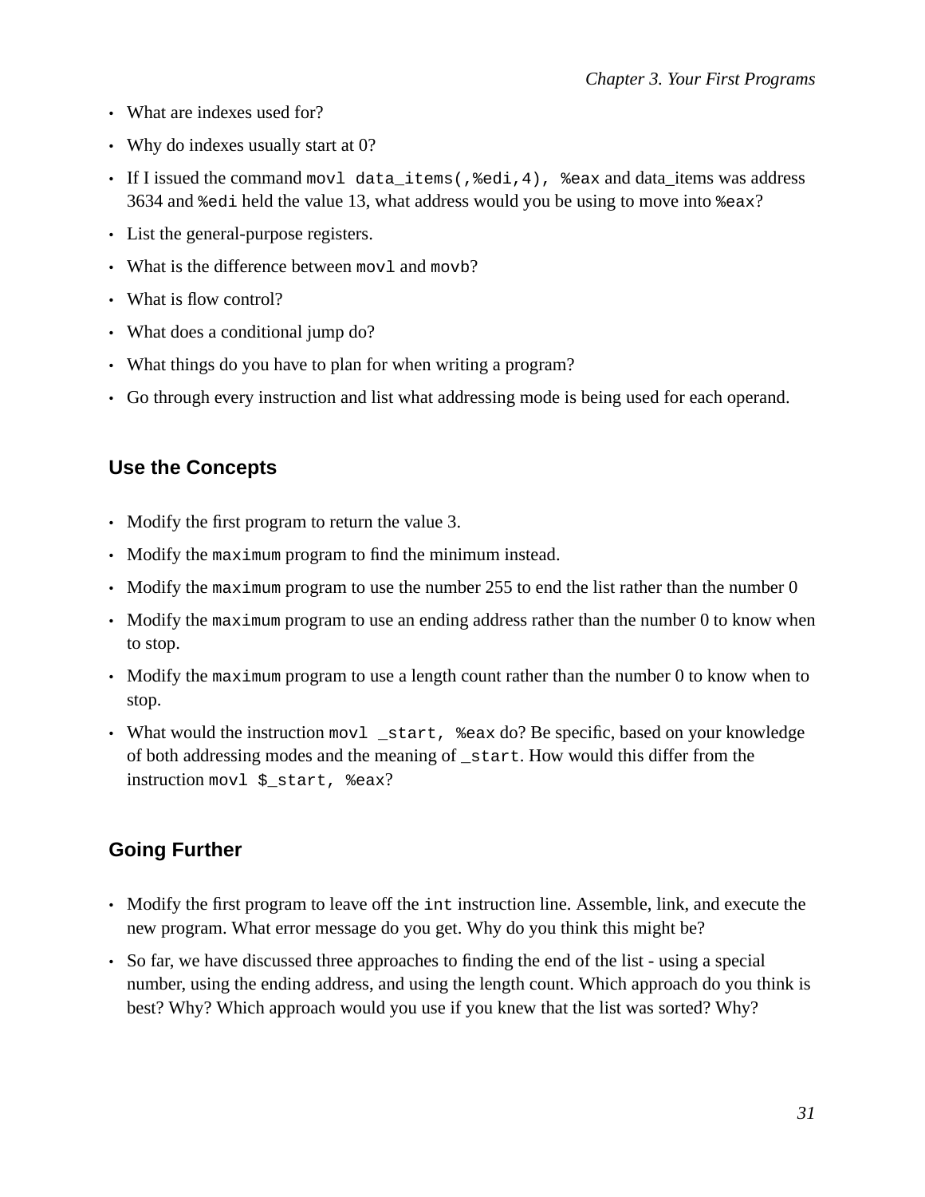- What are indexes used for?
- Why do indexes usually start at 0?
- If I issued the command `movl data_items(,%edi,4), %eax` and data_items was address 3634 and `%edi` held the value 13, what address would you be using to move into `%eax`?
- List the general-purpose registers.
- What is the difference between `movl` and `movb`?
- What is flow control?
- What does a conditional jump do?
- What things do you have to plan for when writing a program?
- Go through every instruction and list what addressing mode is being used for each operand.

### Use the Concepts

- Modify the first program to return the value 3.
- Modify the `maximum` program to find the minimum instead.
- Modify the `maximum` program to use the number 255 to end the list rather than the number 0
- Modify the `maximum` program to use an ending address rather than the number 0 to know when to stop.
- Modify the `maximum` program to use a length count rather than the number 0 to know when to stop.
- What would the instruction `movl _start, %eax` do? Be specific, based on your knowledge of both addressing modes and the meaning of `_start`. How would this differ from the instruction `movl $_start, %eax`?

### Going Further

- Modify the first program to leave off the `int` instruction line. Assemble, link, and execute the new program. What error message do you get. Why do you think this might be?
- So far, we have discussed three approaches to finding the end of the list - using a special number, using the ending address, and using the length count. Which approach do you think is best? Why? Which approach would you use if you knew that the list was sorted? Why?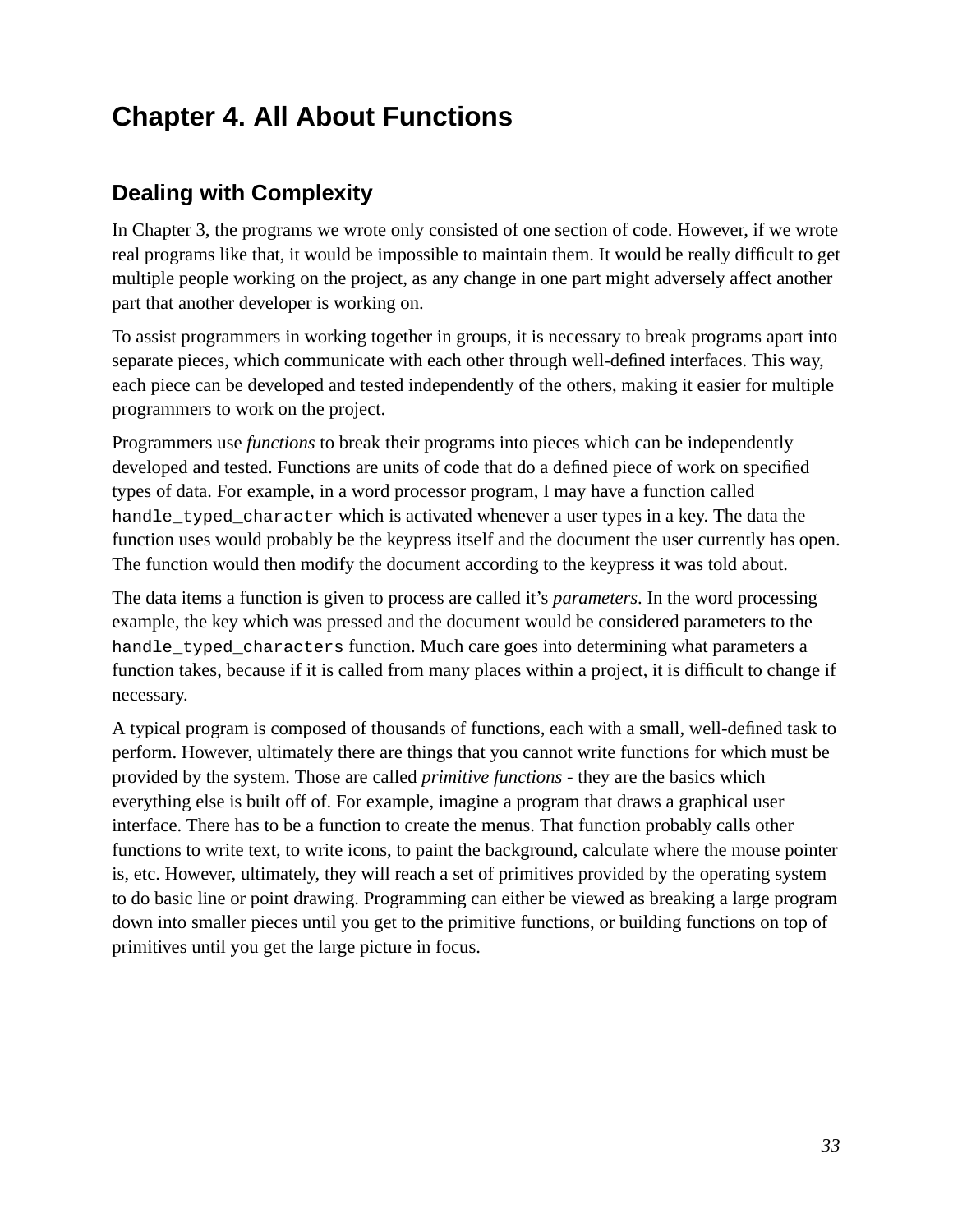# Chapter 4. All About Functions

## Dealing with Complexity

In Chapter 3, the programs we wrote only consisted of one section of code. However, if we wrote real programs like that, it would be impossible to maintain them. It would be really difficult to get multiple people working on the project, as any change in one part might adversely affect another part that another developer is working on.

To assist programmers in working together in groups, it is necessary to break programs apart into separate pieces, which communicate with each other through well-defined interfaces. This way, each piece can be developed and tested independently of the others, making it easier for multiple programmers to work on the project.

Programmers use *functions* to break their programs into pieces which can be independently developed and tested. Functions are units of code that do a defined piece of work on specified types of data. For example, in a word processor program, I may have a function called `handle_typed_character` which is activated whenever a user types in a key. The data the function uses would probably be the keypress itself and the document the user currently has open. The function would then modify the document according to the keypress it was told about.

The data items a function is given to process are called it's *parameters*. In the word processing example, the key which was pressed and the document would be considered parameters to the `handle_typed_characters` function. Much care goes into determining what parameters a function takes, because if it is called from many places within a project, it is difficult to change if necessary.

A typical program is composed of thousands of functions, each with a small, well-defined task to perform. However, ultimately there are things that you cannot write functions for which must be provided by the system. Those are called *primitive functions* - they are the basics which everything else is built off of. For example, imagine a program that draws a graphical user interface. There has to be a function to create the menus. That function probably calls other functions to write text, to write icons, to paint the background, calculate where the mouse pointer is, etc. However, ultimately, they will reach a set of primitives provided by the operating system to do basic line or point drawing. Programming can either be viewed as breaking a large program down into smaller pieces until you get to the primitive functions, or building functions on top of primitives until you get the large picture in focus.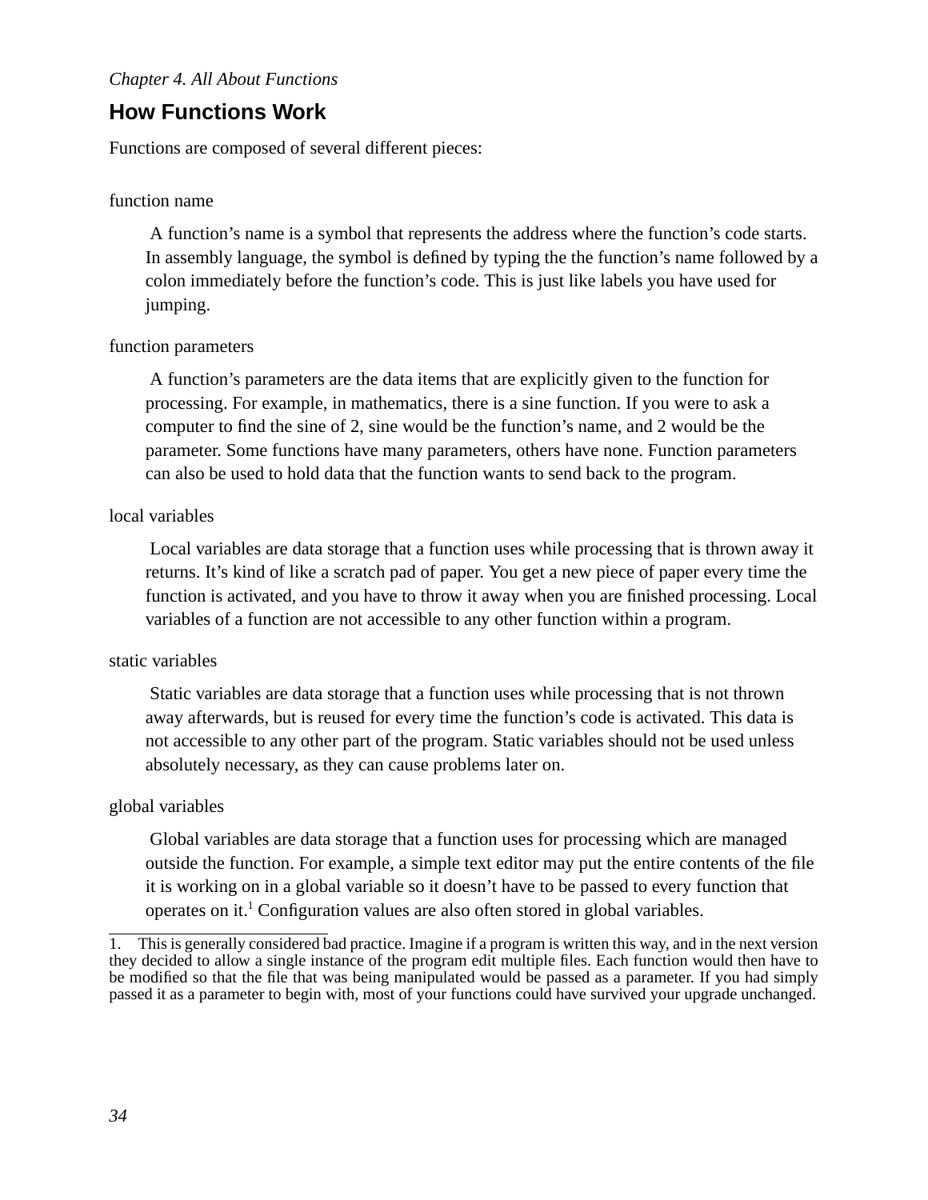## How Functions Work

Functions are composed of several different pieces:

function name

> A function's name is a symbol that represents the address where the function's code starts. In assembly language, the symbol is defined by typing the the function's name followed by a colon immediately before the function's code. This is just like labels you have used for jumping.

function parameters

> A function's parameters are the data items that are explicitly given to the function for processing. For example, in mathematics, there is a sine function. If you were to ask a computer to find the sine of 2, sine would be the function's name, and 2 would be the parameter. Some functions have many parameters, others have none. Function parameters can also be used to hold data that the function wants to send back to the program.

local variables

> Local variables are data storage that a function uses while processing that is thrown away it returns. It's kind of like a scratch pad of paper. You get a new piece of paper every time the function is activated, and you have to throw it away when you are finished processing. Local variables of a function are not accessible to any other function within a program.

static variables

> Static variables are data storage that a function uses while processing that is not thrown away afterwards, but is reused for every time the function's code is activated. This data is not accessible to any other part of the program. Static variables should not be used unless absolutely necessary, as they can cause problems later on.

global variables

> Global variables are data storage that a function uses for processing which are managed outside the function. For example, a simple text editor may put the entire contents of the file it is working on in a global variable so it doesn't have to be passed to every function that operates on it.[1] Configuration values are also often stored in global variables.

1. This is generally considered bad practice. Imagine if a program is written this way, and in the next version they decided to allow a single instance of the program edit multiple files. Each function would then have to be modified so that the file that was being manipulated would be passed as a parameter. If you had simply passed it as a parameter to begin with, most of your functions could have survived your upgrade unchanged.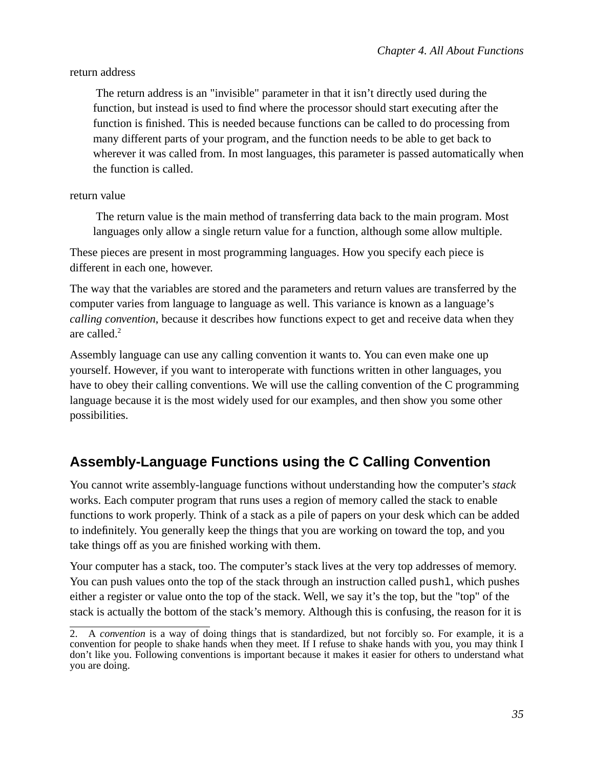return address

> The return address is an "invisible" parameter in that it isn't directly used during the function, but instead is used to find where the processor should start executing after the function is finished. This is needed because functions can be called to do processing from many different parts of your program, and the function needs to be able to get back to wherever it was called from. In most languages, this parameter is passed automatically when the function is called.

return value

> The return value is the main method of transferring data back to the main program. Most languages only allow a single return value for a function, although some allow multiple.

These pieces are present in most programming languages. How you specify each piece is different in each one, however.

The way that the variables are stored and the parameters and return values are transferred by the computer varies from language to language as well. This variance is known as a language's *calling convention*, because it describes how functions expect to get and receive data when they are called.[2]

Assembly language can use any calling convention it wants to. You can even make one up yourself. However, if you want to interoperate with functions written in other languages, you have to obey their calling conventions. We will use the calling convention of the C programming language because it is the most widely used for our examples, and then show you some other possibilities.

## Assembly-Language Functions using the C Calling Convention

You cannot write assembly-language functions without understanding how the computer's *stack* works. Each computer program that runs uses a region of memory called the stack to enable functions to work properly. Think of a stack as a pile of papers on your desk which can be added to indefinitely. You generally keep the things that you are working on toward the top, and you take things off as you are finished working with them.

Your computer has a stack, too. The computer's stack lives at the very top addresses of memory. You can push values onto the top of the stack through an instruction called `pushl`, which pushes either a register or value onto the top of the stack. Well, we say it's the top, but the "top" of the stack is actually the bottom of the stack's memory. Although this is confusing, the reason for it is

2. A *convention* is a way of doing things that is standardized, but not forcibly so. For example, it is a convention for people to shake hands when they meet. If I refuse to shake hands with you, you may think I don't like you. Following conventions is important because it makes it easier for others to understand what you are doing.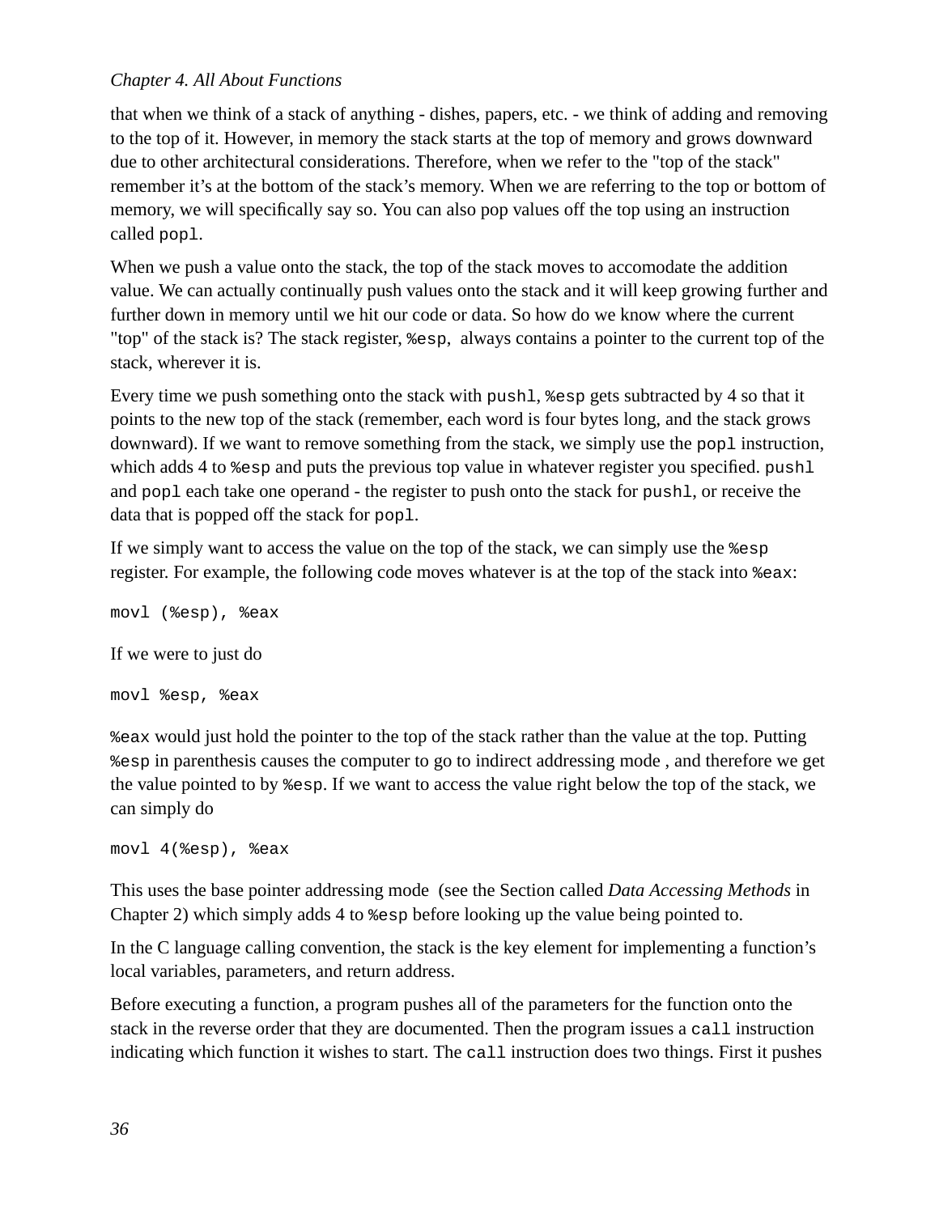that when we think of a stack of anything - dishes, papers, etc. - we think of adding and removing to the top of it. However, in memory the stack starts at the top of memory and grows downward due to other architectural considerations. Therefore, when we refer to the "top of the stack" remember it's at the bottom of the stack's memory. When we are referring to the top or bottom of memory, we will specifically say so. You can also pop values off the top using an instruction called `popl`.

When we push a value onto the stack, the top of the stack moves to accomodate the addition value. We can actually continually push values onto the stack and it will keep growing further and further down in memory until we hit our code or data. So how do we know where the current "top" of the stack is? The stack register, `%esp`, always contains a pointer to the current top of the stack, wherever it is.

Every time we push something onto the stack with `pushl`, `%esp` gets subtracted by 4 so that it points to the new top of the stack (remember, each word is four bytes long, and the stack grows downward). If we want to remove something from the stack, we simply use the `popl` instruction, which adds 4 to `%esp` and puts the previous top value in whatever register you specified. `pushl` and `popl` each take one operand - the register to push onto the stack for `pushl`, or receive the data that is popped off the stack for `popl`.

If we simply want to access the value on the top of the stack, we can simply use the `%esp` register. For example, the following code moves whatever is at the top of the stack into `%eax`:

```
movl (%esp), %eax
```

If we were to just do

```
movl %esp, %eax
```

`%eax` would just hold the pointer to the top of the stack rather than the value at the top. Putting `%esp` in parenthesis causes the computer to go to indirect addressing mode , and therefore we get the value pointed to by `%esp`. If we want to access the value right below the top of the stack, we can simply do

```
movl 4(%esp), %eax
```

This uses the base pointer addressing mode (see the Section called *Data Accessing Methods* in Chapter 2) which simply adds 4 to `%esp` before looking up the value being pointed to.

In the C language calling convention, the stack is the key element for implementing a function's local variables, parameters, and return address.

Before executing a function, a program pushes all of the parameters for the function onto the stack in the reverse order that they are documented. Then the program issues a `call` instruction indicating which function it wishes to start. The `call` instruction does two things. First it pushes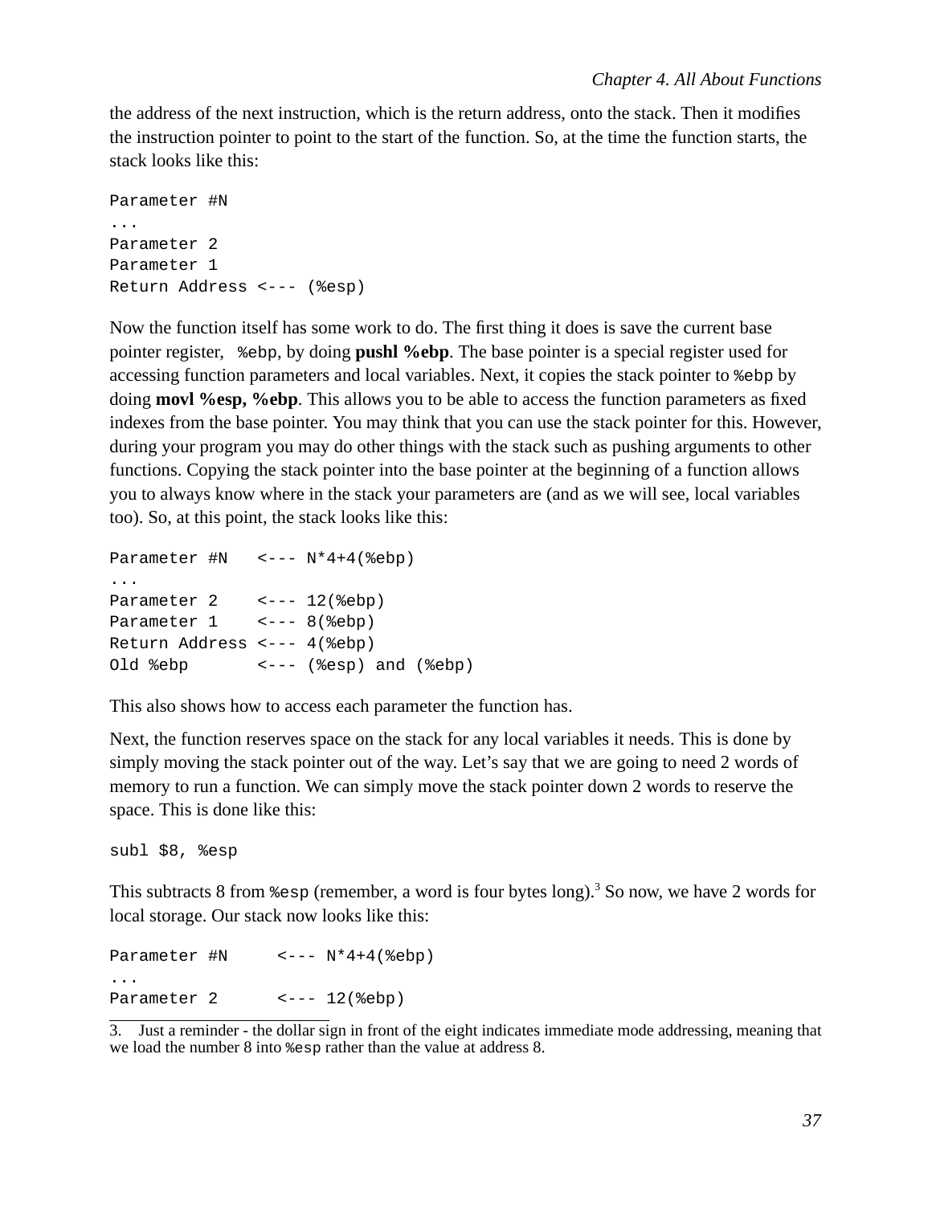the address of the next instruction, which is the return address, onto the stack. Then it modifies the instruction pointer to point to the start of the function. So, at the time the function starts, the stack looks like this:

```
Parameter #N
...
Parameter 2
Parameter 1
Return Address <--- (%esp)
```

Now the function itself has some work to do. The first thing it does is save the current base pointer register, `%ebp`, by doing **pushl %ebp**. The base pointer is a special register used for accessing function parameters and local variables. Next, it copies the stack pointer to `%ebp` by doing **movl %esp, %ebp**. This allows you to be able to access the function parameters as fixed indexes from the base pointer. You may think that you can use the stack pointer for this. However, during your program you may do other things with the stack such as pushing arguments to other functions. Copying the stack pointer into the base pointer at the beginning of a function allows you to always know where in the stack your parameters are (and as we will see, local variables too). So, at this point, the stack looks like this:

```
Parameter #N   <--- N*4+4(%ebp)
...
Parameter 2    <--- 12(%ebp)
Parameter 1    <--- 8(%ebp)
Return Address <--- 4(%ebp)
Old %ebp       <--- (%esp) and (%ebp)
```

This also shows how to access each parameter the function has.

Next, the function reserves space on the stack for any local variables it needs. This is done by simply moving the stack pointer out of the way. Let's say that we are going to need 2 words of memory to run a function. We can simply move the stack pointer down 2 words to reserve the space. This is done like this:

```
subl $8, %esp
```

This subtracts 8 from `%esp` (remember, a word is four bytes long).[3] So now, we have 2 words for local storage. Our stack now looks like this:

```
Parameter #N     <--- N*4+4(%ebp)
...
Parameter 2      <--- 12(%ebp)
```

3. Just a reminder - the dollar sign in front of the eight indicates immediate mode addressing, meaning that we load the number 8 into `%esp` rather than the value at address 8.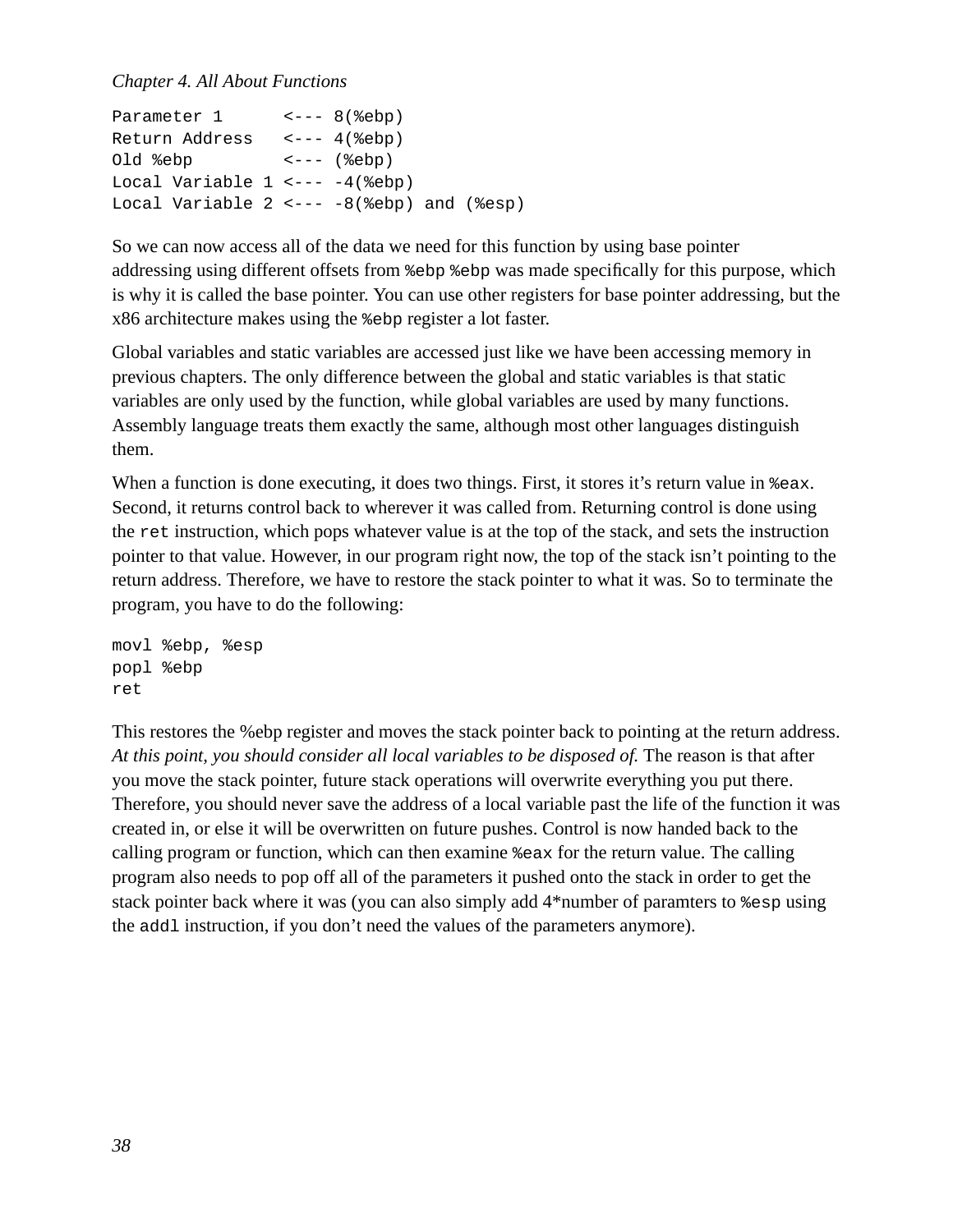```
Parameter 1      <--- 8(%ebp)
Return Address   <--- 4(%ebp)
Old %ebp         <--- (%ebp)
Local Variable 1 <--- -4(%ebp)
Local Variable 2 <--- -8(%ebp) and (%esp)
```

So we can now access all of the data we need for this function by using base pointer addressing using different offsets from `%ebp` `%ebp` was made specifically for this purpose, which is why it is called the base pointer. You can use other registers for base pointer addressing, but the x86 architecture makes using the `%ebp` register a lot faster.

Global variables and static variables are accessed just like we have been accessing memory in previous chapters. The only difference between the global and static variables is that static variables are only used by the function, while global variables are used by many functions. Assembly language treats them exactly the same, although most other languages distinguish them.

When a function is done executing, it does two things. First, it stores it's return value in `%eax`. Second, it returns control back to wherever it was called from. Returning control is done using the `ret` instruction, which pops whatever value is at the top of the stack, and sets the instruction pointer to that value. However, in our program right now, the top of the stack isn't pointing to the return address. Therefore, we have to restore the stack pointer to what it was. So to terminate the program, you have to do the following:

```
movl %ebp, %esp
popl %ebp
ret
```

This restores the %ebp register and moves the stack pointer back to pointing at the return address. *At this point, you should consider all local variables to be disposed of.* The reason is that after you move the stack pointer, future stack operations will overwrite everything you put there. Therefore, you should never save the address of a local variable past the life of the function it was created in, or else it will be overwritten on future pushes. Control is now handed back to the calling program or function, which can then examine `%eax` for the return value. The calling program also needs to pop off all of the parameters it pushed onto the stack in order to get the stack pointer back where it was (you can also simply add 4*number of paramters to `%esp` using the `addl` instruction, if you don't need the values of the parameters anymore).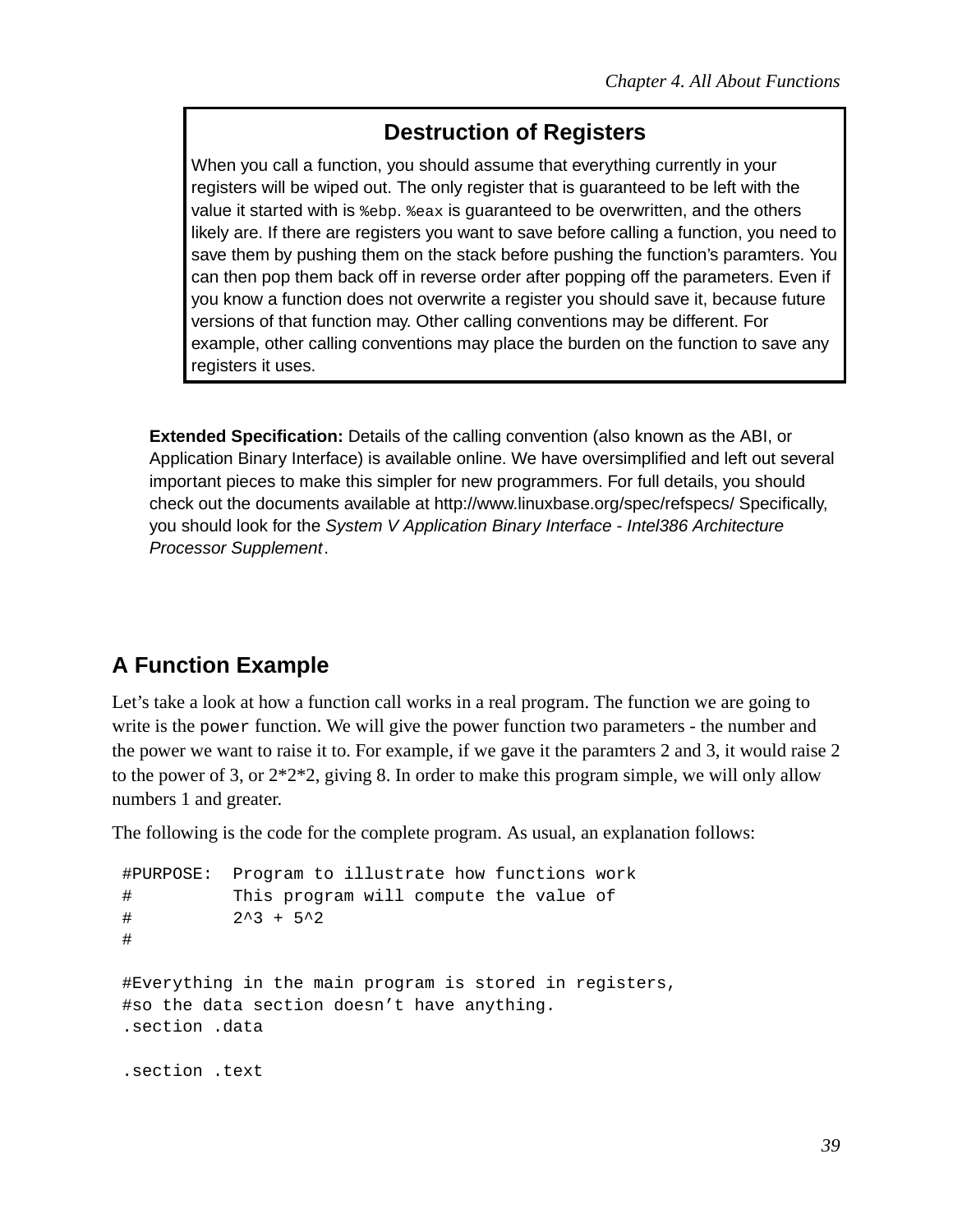### Destruction of Registers

When you call a function, you should assume that everything currently in your registers will be wiped out. The only register that is guaranteed to be left with the value it started with is `%ebp`. `%eax` is guaranteed to be overwritten, and the others likely are. If there are registers you want to save before calling a function, you need to save them by pushing them on the stack before pushing the function's paramters. You can then pop them back off in reverse order after popping off the parameters. Even if you know a function does not overwrite a register you should save it, because future versions of that function may. Other calling conventions may be different. For example, other calling conventions may place the burden on the function to save any registers it uses.

**Extended Specification:** Details of the calling convention (also known as the ABI, or Application Binary Interface) is available online. We have oversimplified and left out several important pieces to make this simpler for new programmers. For full details, you should check out the documents available at http://www.linuxbase.org/spec/refspecs/ Specifically, you should look for the *System V Application Binary Interface - Intel386 Architecture Processor Supplement*.

## A Function Example

Let's take a look at how a function call works in a real program. The function we are going to write is the `power` function. We will give the power function two parameters - the number and the power we want to raise it to. For example, if we gave it the paramters 2 and 3, it would raise 2 to the power of 3, or 2*2*2, giving 8. In order to make this program simple, we will only allow numbers 1 and greater.

The following is the code for the complete program. As usual, an explanation follows:

```
#PURPOSE:  Program to illustrate how functions work
#          This program will compute the value of
#          2^3 + 5^2
#

#Everything in the main program is stored in registers,
#so the data section doesn't have anything.
.section .data

.section .text
```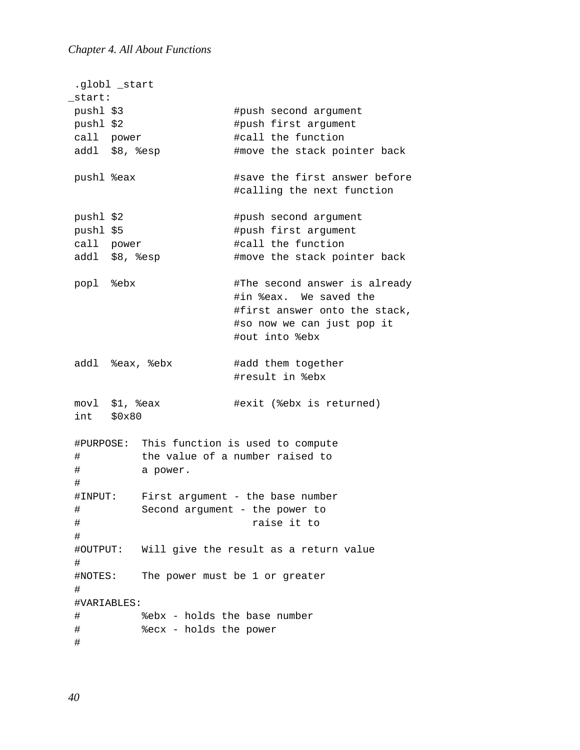```
 .globl _start
_start:
 pushl $3                  #push second argument
 pushl $2                  #push first argument
 call  power               #call the function
 addl  $8, %esp            #move the stack pointer back

 pushl %eax                #save the first answer before
                           #calling the next function

 pushl $2                  #push second argument
 pushl $5                  #push first argument
 call  power               #call the function
 addl  $8, %esp            #move the stack pointer back

 popl  %ebx                #The second answer is already
                           #in %eax.  We saved the
                           #first answer onto the stack,
                           #so now we can just pop it
                           #out into %ebx

 addl  %eax, %ebx          #add them together
                           #result in %ebx

 movl  $1, %eax            #exit (%ebx is returned)
 int   $0x80

 #PURPOSE:  This function is used to compute
 #          the value of a number raised to
 #          a power.
 #
 #INPUT:    First argument - the base number
 #          Second argument - the power to
 #                            raise it to
 #
 #OUTPUT:   Will give the result as a return value
 #
 #NOTES:    The power must be 1 or greater
 #
 #VARIABLES:
 #          %ebx - holds the base number
 #          %ecx - holds the power
 #
```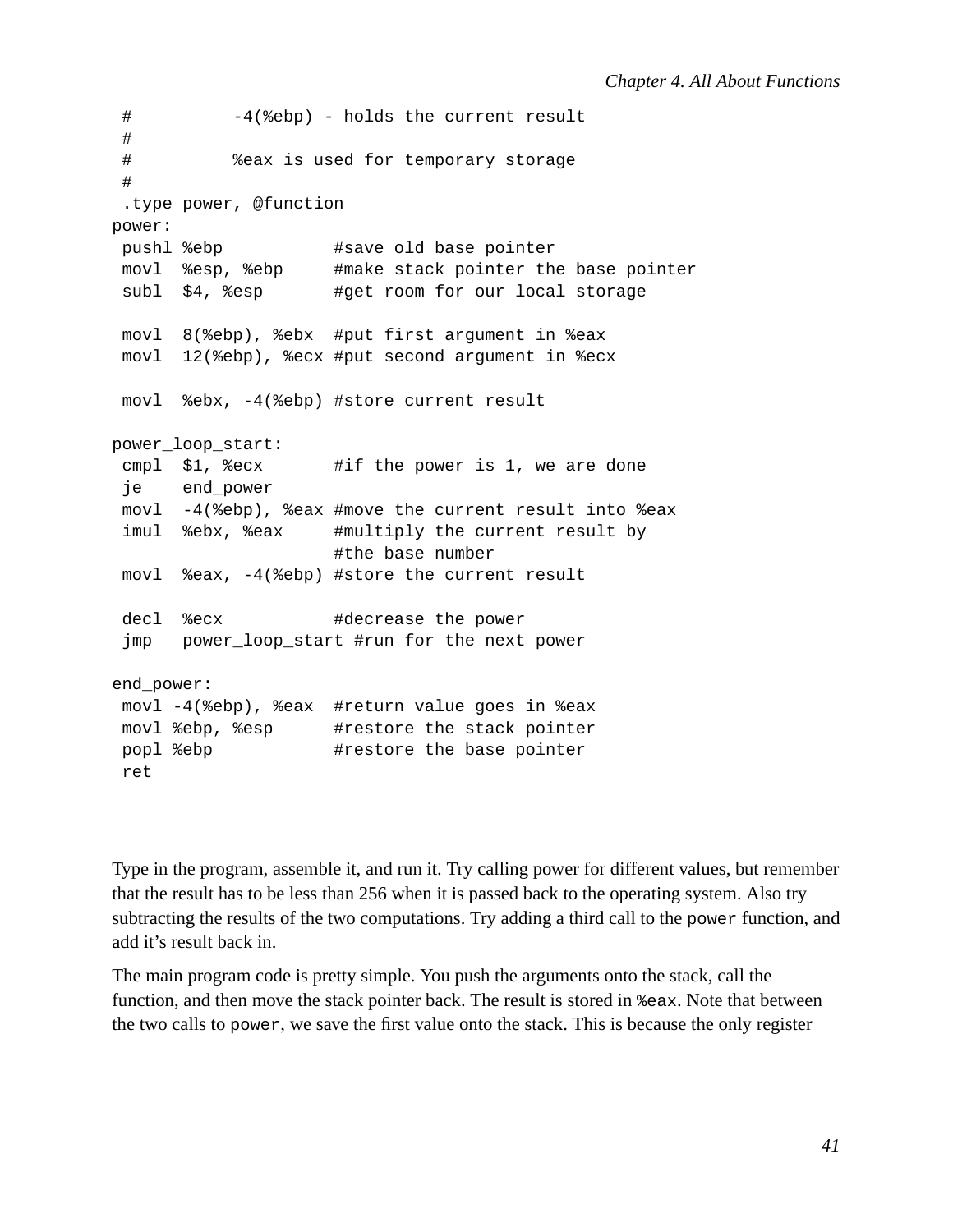```
 #          -4(%ebp) - holds the current result
 #
 #          %eax is used for temporary storage
 #
 .type power, @function
power:
 pushl %ebp           #save old base pointer
 movl  %esp, %ebp     #make stack pointer the base pointer
 subl  $4, %esp       #get room for our local storage

 movl  8(%ebp), %ebx  #put first argument in %eax
 movl  12(%ebp), %ecx #put second argument in %ecx

 movl  %ebx, -4(%ebp) #store current result

power_loop_start:
 cmpl  $1, %ecx       #if the power is 1, we are done
 je    end_power
 movl  -4(%ebp), %eax #move the current result into %eax
 imul  %ebx, %eax     #multiply the current result by
                      #the base number
 movl  %eax, -4(%ebp) #store the current result

 decl  %ecx           #decrease the power
 jmp   power_loop_start #run for the next power

end_power:
 movl -4(%ebp), %eax  #return value goes in %eax
 movl %ebp, %esp      #restore the stack pointer
 popl %ebp            #restore the base pointer
 ret
```

Type in the program, assemble it, and run it. Try calling power for different values, but remember that the result has to be less than 256 when it is passed back to the operating system. Also try subtracting the results of the two computations. Try adding a third call to the `power` function, and add it's result back in.

The main program code is pretty simple. You push the arguments onto the stack, call the function, and then move the stack pointer back. The result is stored in `%eax`. Note that between the two calls to `power`, we save the first value onto the stack. This is because the only register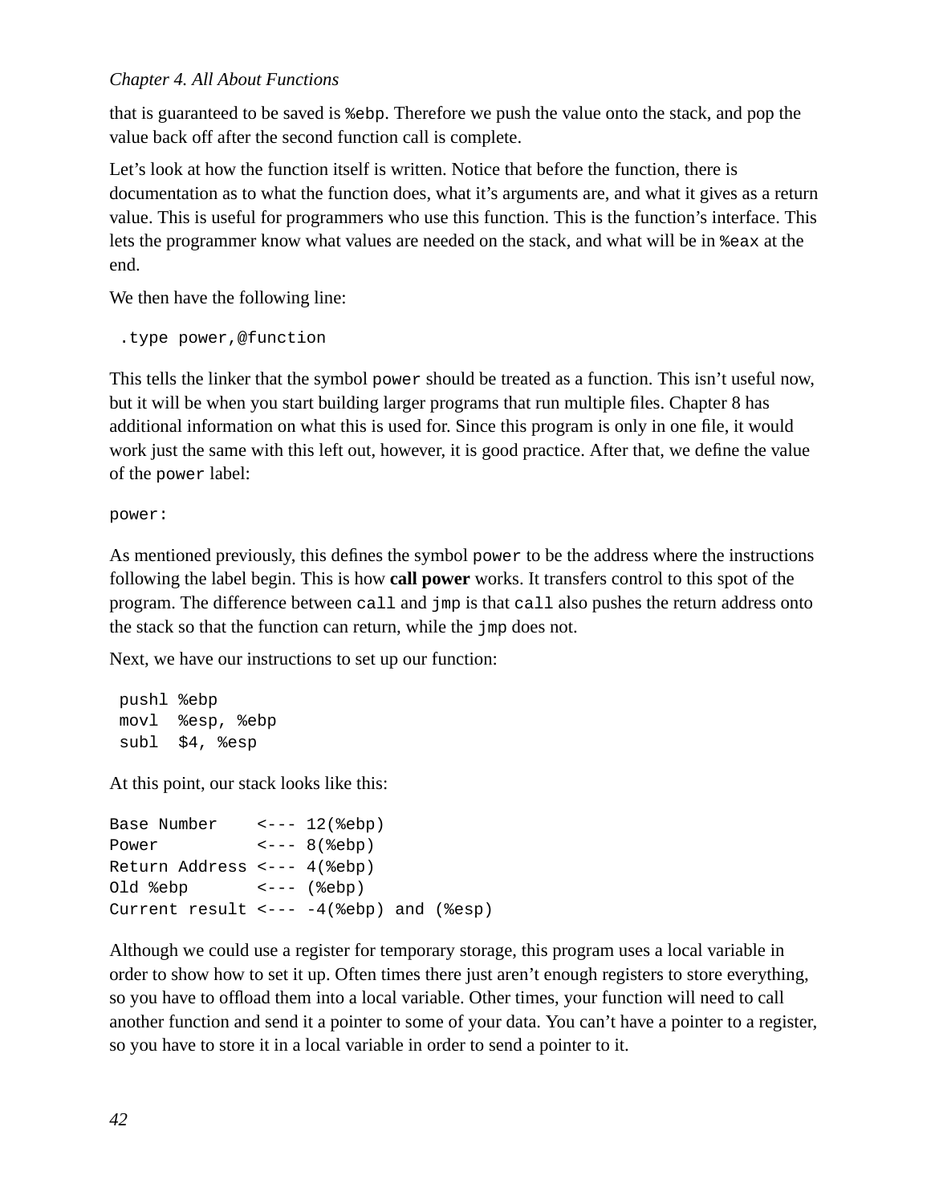that is guaranteed to be saved is `%ebp`. Therefore we push the value onto the stack, and pop the value back off after the second function call is complete.

Let's look at how the function itself is written. Notice that before the function, there is documentation as to what the function does, what it's arguments are, and what it gives as a return value. This is useful for programmers who use this function. This is the function's interface. This lets the programmer know what values are needed on the stack, and what will be in `%eax` at the end.

We then have the following line:

```
 .type power,@function
```

This tells the linker that the symbol `power` should be treated as a function. This isn't useful now, but it will be when you start building larger programs that run multiple files. Chapter 8 has additional information on what this is used for. Since this program is only in one file, it would work just the same with this left out, however, it is good practice. After that, we define the value of the `power` label:

```
power:
```

As mentioned previously, this defines the symbol `power` to be the address where the instructions following the label begin. This is how **call power** works. It transfers control to this spot of the program. The difference between `call` and `jmp` is that `call` also pushes the return address onto the stack so that the function can return, while the `jmp` does not.

Next, we have our instructions to set up our function:

```
 pushl %ebp
 movl  %esp, %ebp
 subl  $4, %esp
```

At this point, our stack looks like this:

```
Base Number    <--- 12(%ebp)
Power          <--- 8(%ebp)
Return Address <--- 4(%ebp)
Old %ebp       <--- (%ebp)
Current result <--- -4(%ebp) and (%esp)
```

Although we could use a register for temporary storage, this program uses a local variable in order to show how to set it up. Often times there just aren't enough registers to store everything, so you have to offload them into a local variable. Other times, your function will need to call another function and send it a pointer to some of your data. You can't have a pointer to a register, so you have to store it in a local variable in order to send a pointer to it.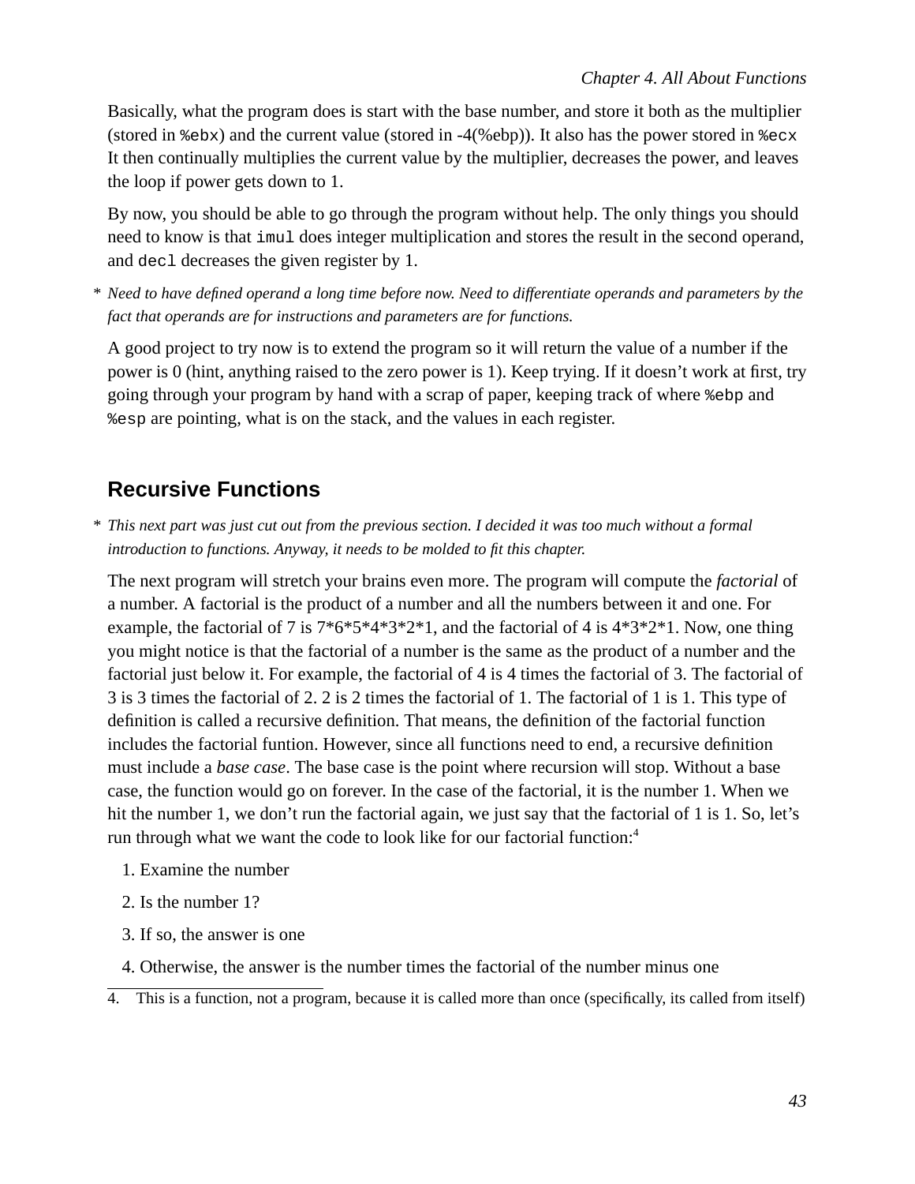Basically, what the program does is start with the base number, and store it both as the multiplier (stored in `%ebx`) and the current value (stored in -4(%ebp)). It also has the power stored in `%ecx` It then continually multiplies the current value by the multiplier, decreases the power, and leaves the loop if power gets down to 1.

By now, you should be able to go through the program without help. The only things you should need to know is that `imul` does integer multiplication and stores the result in the second operand, and `decl` decreases the given register by 1.

\* *Need to have defined operand a long time before now. Need to differentiate operands and parameters by the fact that operands are for instructions and parameters are for functions.*

A good project to try now is to extend the program so it will return the value of a number if the power is 0 (hint, anything raised to the zero power is 1). Keep trying. If it doesn't work at first, try going through your program by hand with a scrap of paper, keeping track of where `%ebp` and `%esp` are pointing, what is on the stack, and the values in each register.

## Recursive Functions

\* *This next part was just cut out from the previous section. I decided it was too much without a formal introduction to functions. Anyway, it needs to be molded to fit this chapter.*

The next program will stretch your brains even more. The program will compute the *factorial* of a number. A factorial is the product of a number and all the numbers between it and one. For example, the factorial of 7 is 7*6*5*4*3*2*1, and the factorial of 4 is 4*3*2*1. Now, one thing you might notice is that the factorial of a number is the same as the product of a number and the factorial just below it. For example, the factorial of 4 is 4 times the factorial of 3. The factorial of 3 is 3 times the factorial of 2. 2 is 2 times the factorial of 1. The factorial of 1 is 1. This type of definition is called a recursive definition. That means, the definition of the factorial function includes the factorial funtion. However, since all functions need to end, a recursive definition must include a *base case*. The base case is the point where recursion will stop. Without a base case, the function would go on forever. In the case of the factorial, it is the number 1. When we hit the number 1, we don't run the factorial again, we just say that the factorial of 1 is 1. So, let's run through what we want the code to look like for our factorial function:[4]

1. Examine the number
2. Is the number 1?
3. If so, the answer is one
4. Otherwise, the answer is the number times the factorial of the number minus one

4. This is a function, not a program, because it is called more than once (specifically, its called from itself)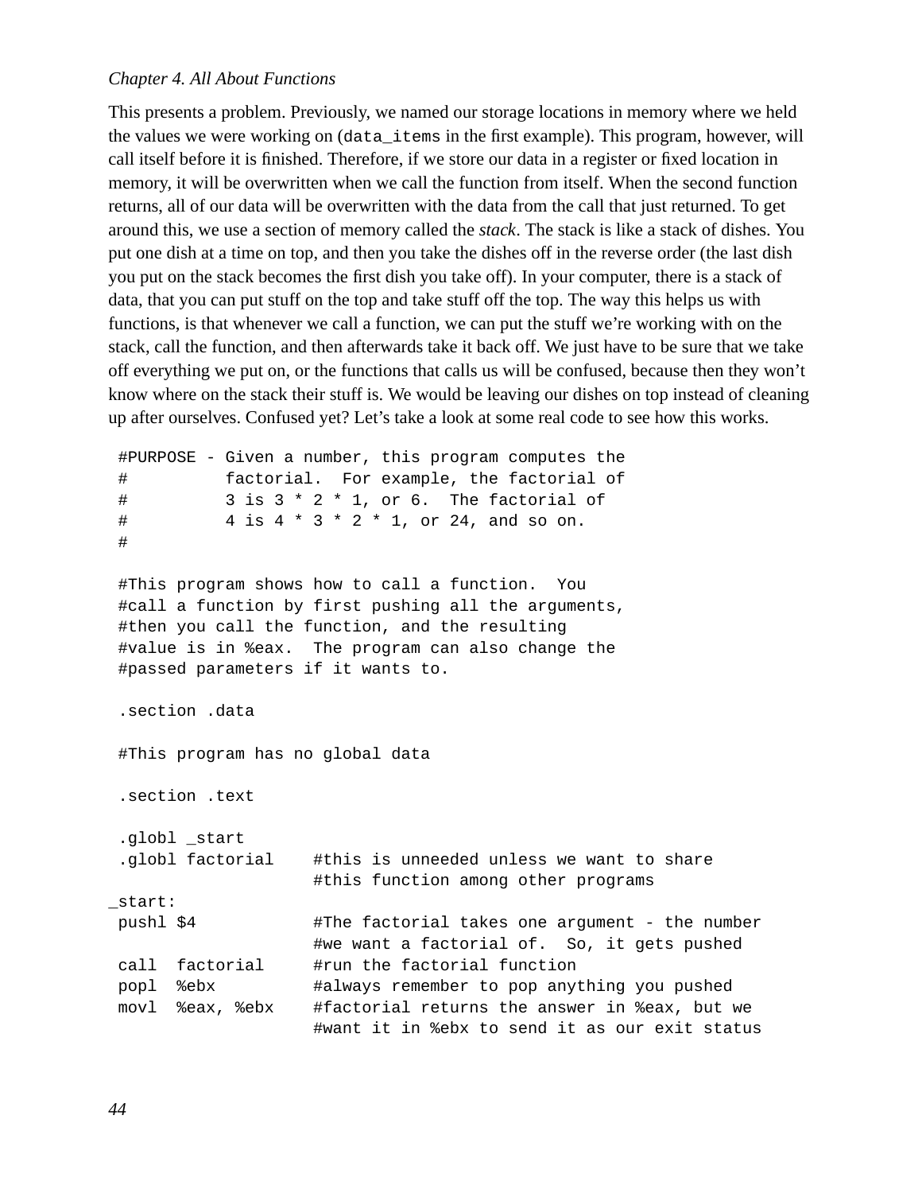This presents a problem. Previously, we named our storage locations in memory where we held the values we were working on (`data_items` in the first example). This program, however, will call itself before it is finished. Therefore, if we store our data in a register or fixed location in memory, it will be overwritten when we call the function from itself. When the second function returns, all of our data will be overwritten with the data from the call that just returned. To get around this, we use a section of memory called the *stack*. The stack is like a stack of dishes. You put one dish at a time on top, and then you take the dishes off in the reverse order (the last dish you put on the stack becomes the first dish you take off). In your computer, there is a stack of data, that you can put stuff on the top and take stuff off the top. The way this helps us with functions, is that whenever we call a function, we can put the stuff we're working with on the stack, call the function, and then afterwards take it back off. We just have to be sure that we take off everything we put on, or the functions that calls us will be confused, because then they won't know where on the stack their stuff is. We would be leaving our dishes on top instead of cleaning up after ourselves. Confused yet? Let's take a look at some real code to see how this works.

```
 #PURPOSE - Given a number, this program computes the
 #          factorial.  For example, the factorial of
 #          3 is 3 * 2 * 1, or 6.  The factorial of
 #          4 is 4 * 3 * 2 * 1, or 24, and so on.
 #

 #This program shows how to call a function.  You
 #call a function by first pushing all the arguments,
 #then you call the function, and the resulting
 #value is in %eax.  The program can also change the
 #passed parameters if it wants to.

 .section .data

 #This program has no global data

 .section .text

 .globl _start
 .globl factorial    #this is unneeded unless we want to share
                     #this function among other programs
_start:
 pushl $4            #The factorial takes one argument - the number
                     #we want a factorial of.  So, it gets pushed
 call  factorial     #run the factorial function
 popl  %ebx          #always remember to pop anything you pushed
 movl  %eax, %ebx    #factorial returns the answer in %eax, but we
                     #want it in %ebx to send it as our exit status
```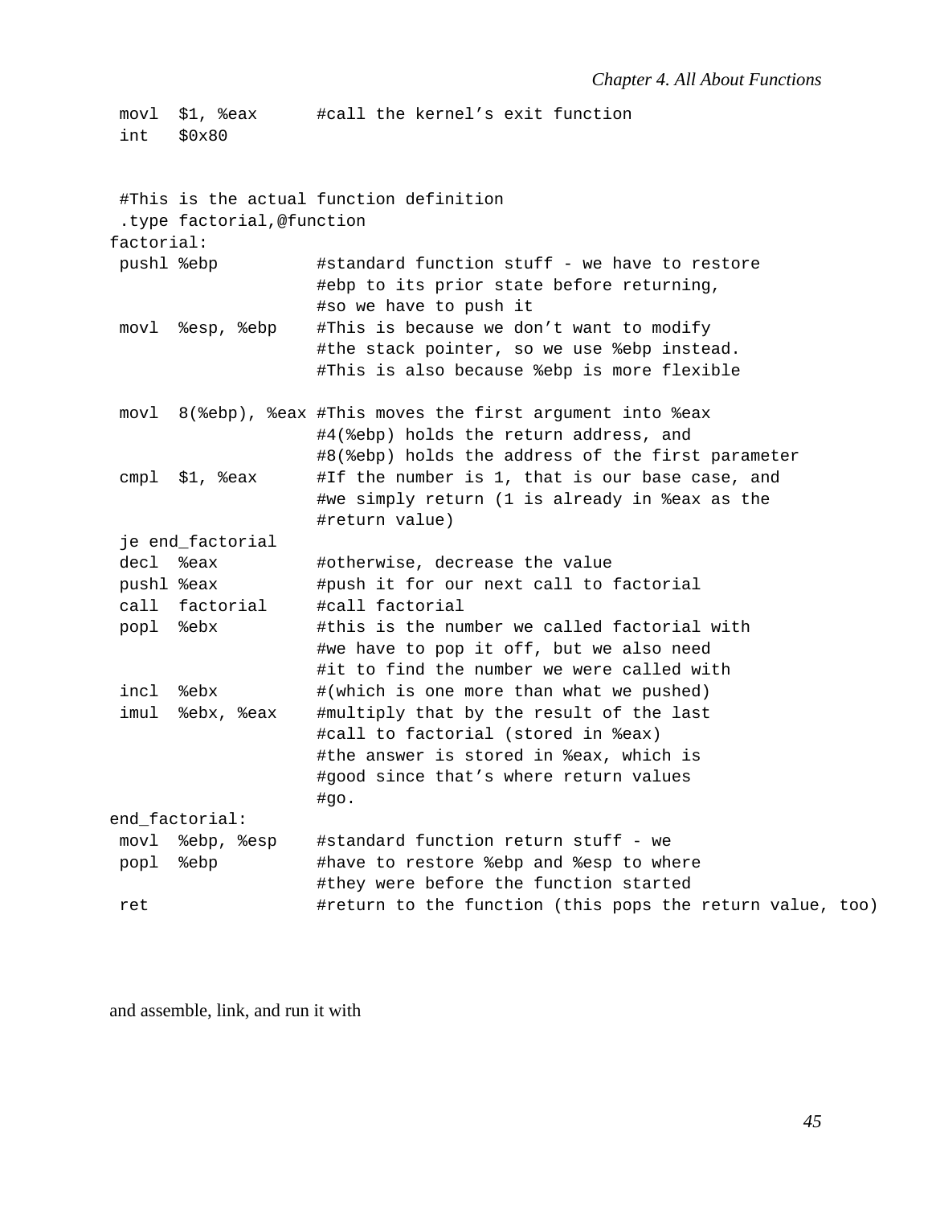```
 movl  $1, %eax      #call the kernel’s exit function
 int   $0x80


 #This is the actual function definition
 .type factorial,@function
factorial:
 pushl %ebp          #standard function stuff - we have to restore
                     #ebp to its prior state before returning,
                     #so we have to push it
 movl  %esp, %ebp    #This is because we don’t want to modify
                     #the stack pointer, so we use %ebp instead.
                     #This is also because %ebp is more flexible

 movl  8(%ebp), %eax #This moves the first argument into %eax
                     #4(%ebp) holds the return address, and
                     #8(%ebp) holds the address of the first parameter
 cmpl  $1, %eax      #If the number is 1, that is our base case, and
                     #we simply return (1 is already in %eax as the
                     #return value)
 je end_factorial
 decl  %eax          #otherwise, decrease the value
 pushl %eax          #push it for our next call to factorial
 call  factorial     #call factorial
 popl  %ebx          #this is the number we called factorial with
                     #we have to pop it off, but we also need
                     #it to find the number we were called with
 incl  %ebx          #(which is one more than what we pushed)
 imul  %ebx, %eax    #multiply that by the result of the last
                     #call to factorial (stored in %eax)
                     #the answer is stored in %eax, which is
                     #good since that’s where return values
                     #go.
end_factorial:
 movl  %ebp, %esp    #standard function return stuff - we
 popl  %ebp          #have to restore %ebp and %esp to where
                     #they were before the function started
 ret                 #return to the function (this pops the return value, too)
```

and assemble, link, and run it with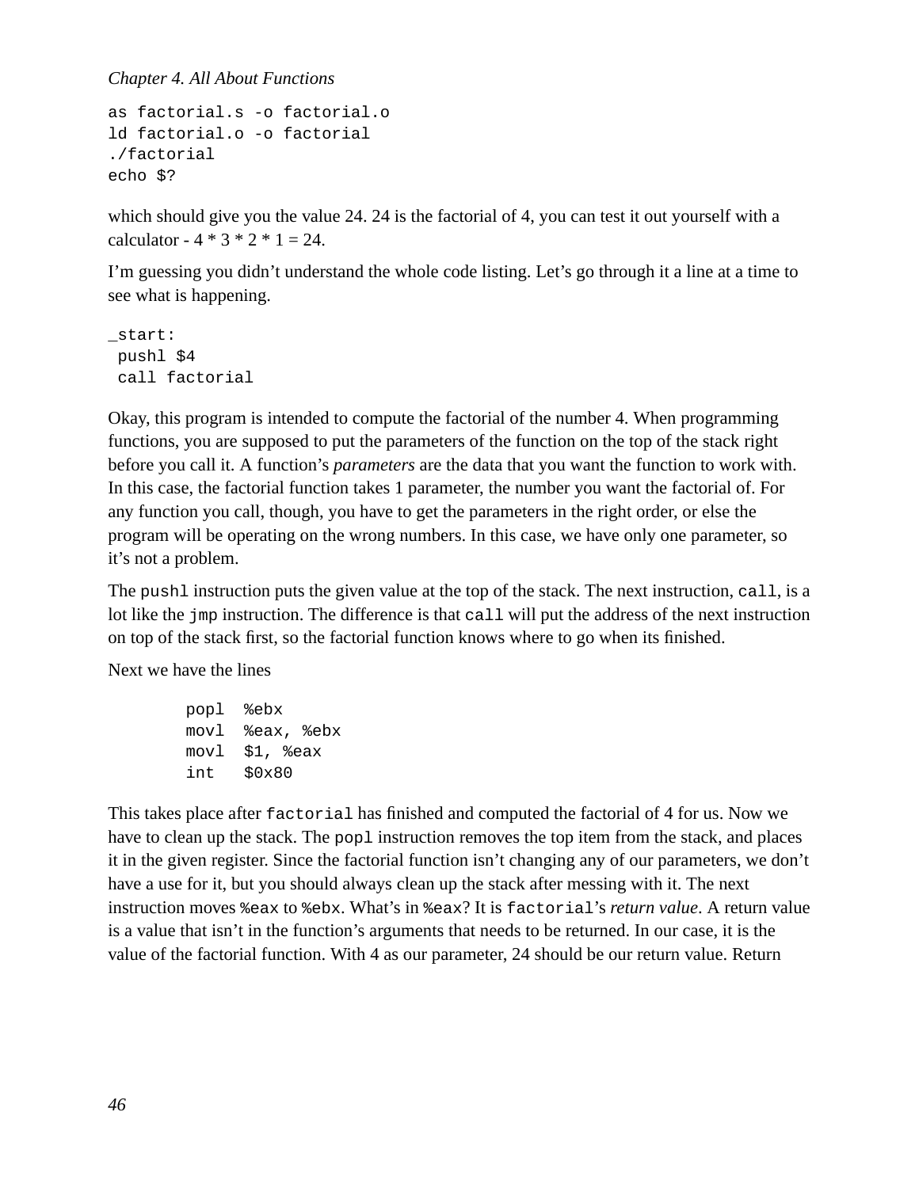```
as factorial.s -o factorial.o
ld factorial.o -o factorial
./factorial
echo $?
```

which should give you the value 24. 24 is the factorial of 4, you can test it out yourself with a calculator - 4 * 3 * 2 * 1 = 24.

I'm guessing you didn't understand the whole code listing. Let's go through it a line at a time to see what is happening.

```
_start:
 pushl $4
 call factorial
```

Okay, this program is intended to compute the factorial of the number 4. When programming functions, you are supposed to put the parameters of the function on the top of the stack right before you call it. A function's *parameters* are the data that you want the function to work with. In this case, the factorial function takes 1 parameter, the number you want the factorial of. For any function you call, though, you have to get the parameters in the right order, or else the program will be operating on the wrong numbers. In this case, we have only one parameter, so it's not a problem.

The `pushl` instruction puts the given value at the top of the stack. The next instruction, `call`, is a lot like the `jmp` instruction. The difference is that `call` will put the address of the next instruction on top of the stack first, so the factorial function knows where to go when its finished.

Next we have the lines

```
        popl  %ebx
        movl  %eax, %ebx
        movl  $1, %eax
        int   $0x80
```

This takes place after `factorial` has finished and computed the factorial of 4 for us. Now we have to clean up the stack. The `popl` instruction removes the top item from the stack, and places it in the given register. Since the factorial function isn't changing any of our parameters, we don't have a use for it, but you should always clean up the stack after messing with it. The next instruction moves `%eax` to `%ebx`. What's in `%eax`? It is `factorial`'s *return value*. A return value is a value that isn't in the function's arguments that needs to be returned. In our case, it is the value of the factorial function. With 4 as our parameter, 24 should be our return value. Return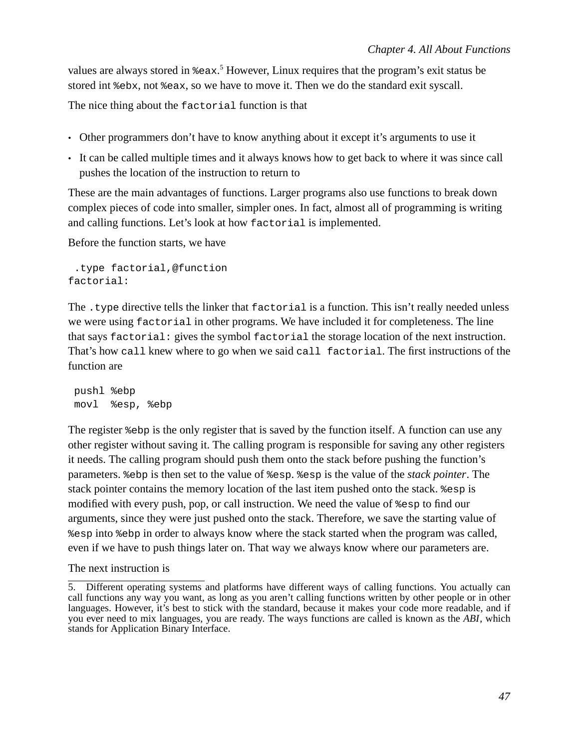values are always stored in `%eax`.[5] However, Linux requires that the program's exit status be stored int `%ebx`, not `%eax`, so we have to move it. Then we do the standard exit syscall.

The nice thing about the `factorial` function is that

- Other programmers don't have to know anything about it except it's arguments to use it
- It can be called multiple times and it always knows how to get back to where it was since call pushes the location of the instruction to return to

These are the main advantages of functions. Larger programs also use functions to break down complex pieces of code into smaller, simpler ones. In fact, almost all of programming is writing and calling functions. Let's look at how `factorial` is implemented.

Before the function starts, we have

```
 .type factorial,@function
factorial:
```

The `.type` directive tells the linker that `factorial` is a function. This isn't really needed unless we were using `factorial` in other programs. We have included it for completeness. The line that says `factorial:` gives the symbol `factorial` the storage location of the next instruction. That's how `call` knew where to go when we said `call factorial`. The first instructions of the function are

```
 pushl %ebp
 movl  %esp, %ebp
```

The register `%ebp` is the only register that is saved by the function itself. A function can use any other register without saving it. The calling program is responsible for saving any other registers it needs. The calling program should push them onto the stack before pushing the function's parameters. `%ebp` is then set to the value of `%esp`. `%esp` is the value of the *stack pointer*. The stack pointer contains the memory location of the last item pushed onto the stack. `%esp` is modified with every push, pop, or call instruction. We need the value of `%esp` to find our arguments, since they were just pushed onto the stack. Therefore, we save the starting value of `%esp` into `%ebp` in order to always know where the stack started when the program was called, even if we have to push things later on. That way we always know where our parameters are.

The next instruction is

---

5. Different operating systems and platforms have different ways of calling functions. You actually can call functions any way you want, as long as you aren't calling functions written by other people or in other languages. However, it's best to stick with the standard, because it makes your code more readable, and if you ever need to mix languages, you are ready. The ways functions are called is known as the *ABI*, which stands for Application Binary Interface.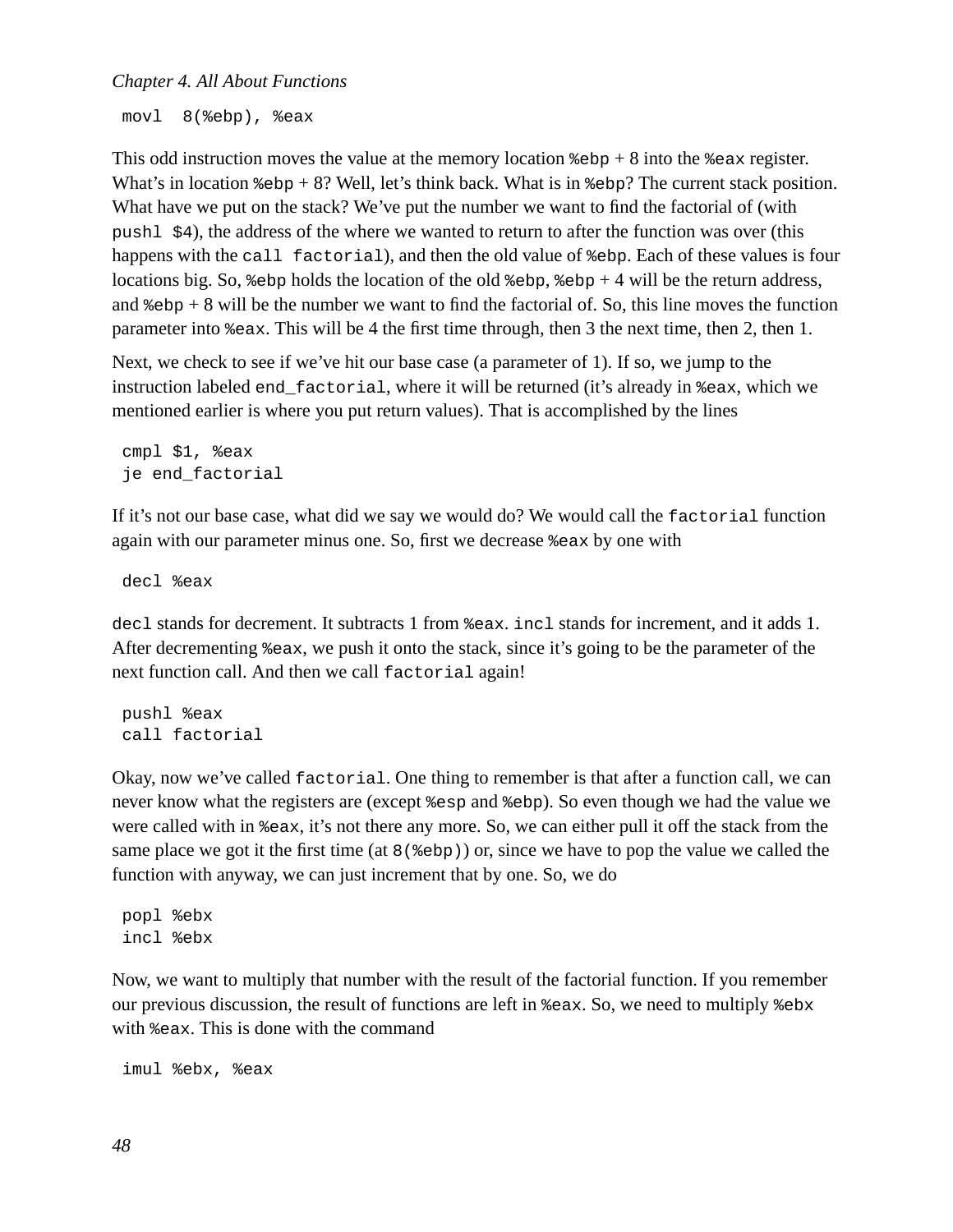```
movl  8(%ebp), %eax
```

This odd instruction moves the value at the memory location `%ebp` + 8 into the `%eax` register. What's in location `%ebp` + 8? Well, let's think back. What is in `%ebp`? The current stack position. What have we put on the stack? We've put the number we want to find the factorial of (with `pushl $4`), the address of the where we wanted to return to after the function was over (this happens with the `call factorial`), and then the old value of `%ebp`. Each of these values is four locations big. So, `%ebp` holds the location of the old `%ebp`, `%ebp` + 4 will be the return address, and `%ebp` + 8 will be the number we want to find the factorial of. So, this line moves the function parameter into `%eax`. This will be 4 the first time through, then 3 the next time, then 2, then 1.

Next, we check to see if we've hit our base case (a parameter of 1). If so, we jump to the instruction labeled `end_factorial`, where it will be returned (it's already in `%eax`, which we mentioned earlier is where you put return values). That is accomplished by the lines

```
cmpl $1, %eax
je end_factorial
```

If it's not our base case, what did we say we would do? We would call the `factorial` function again with our parameter minus one. So, first we decrease `%eax` by one with

```
decl %eax
```

`decl` stands for decrement. It subtracts 1 from `%eax`. `incl` stands for increment, and it adds 1. After decrementing `%eax`, we push it onto the stack, since it's going to be the parameter of the next function call. And then we call `factorial` again!

```
pushl %eax
call factorial
```

Okay, now we've called `factorial`. One thing to remember is that after a function call, we can never know what the registers are (except `%esp` and `%ebp`). So even though we had the value we were called with in `%eax`, it's not there any more. So, we can either pull it off the stack from the same place we got it the first time (at `8(%ebp)`) or, since we have to pop the value we called the function with anyway, we can just increment that by one. So, we do

```
popl %ebx
incl %ebx
```

Now, we want to multiply that number with the result of the factorial function. If you remember our previous discussion, the result of functions are left in `%eax`. So, we need to multiply `%ebx` with `%eax`. This is done with the command

```
imul %ebx, %eax
```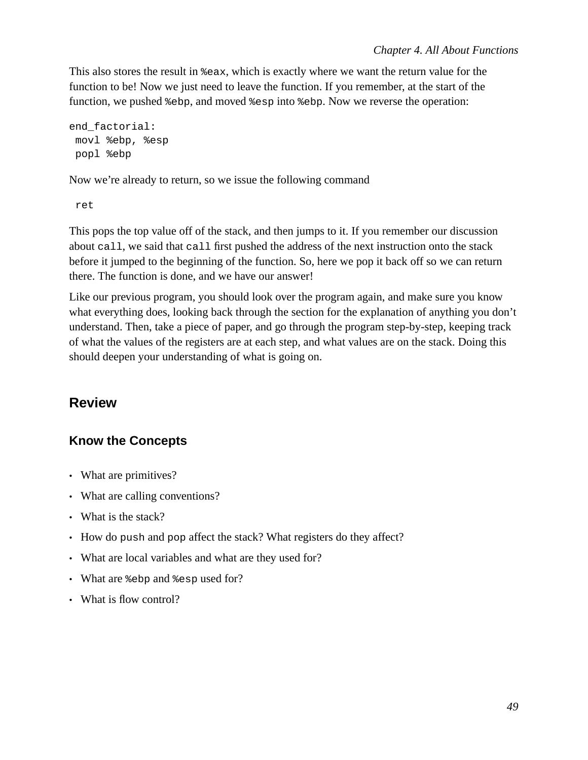This also stores the result in `%eax`, which is exactly where we want the return value for the function to be! Now we just need to leave the function. If you remember, at the start of the function, we pushed `%ebp`, and moved `%esp` into `%ebp`. Now we reverse the operation:

```
end_factorial:
 movl %ebp, %esp
 popl %ebp
```

Now we're already to return, so we issue the following command

```
 ret
```

This pops the top value off of the stack, and then jumps to it. If you remember our discussion about `call`, we said that `call` first pushed the address of the next instruction onto the stack before it jumped to the beginning of the function. So, here we pop it back off so we can return there. The function is done, and we have our answer!

Like our previous program, you should look over the program again, and make sure you know what everything does, looking back through the section for the explanation of anything you don't understand. Then, take a piece of paper, and go through the program step-by-step, keeping track of what the values of the registers are at each step, and what values are on the stack. Doing this should deepen your understanding of what is going on.

## Review

### Know the Concepts

- What are primitives?
- What are calling conventions?
- What is the stack?
- How do `push` and `pop` affect the stack? What registers do they affect?
- What are local variables and what are they used for?
- What are `%ebp` and `%esp` used for?
- What is flow control?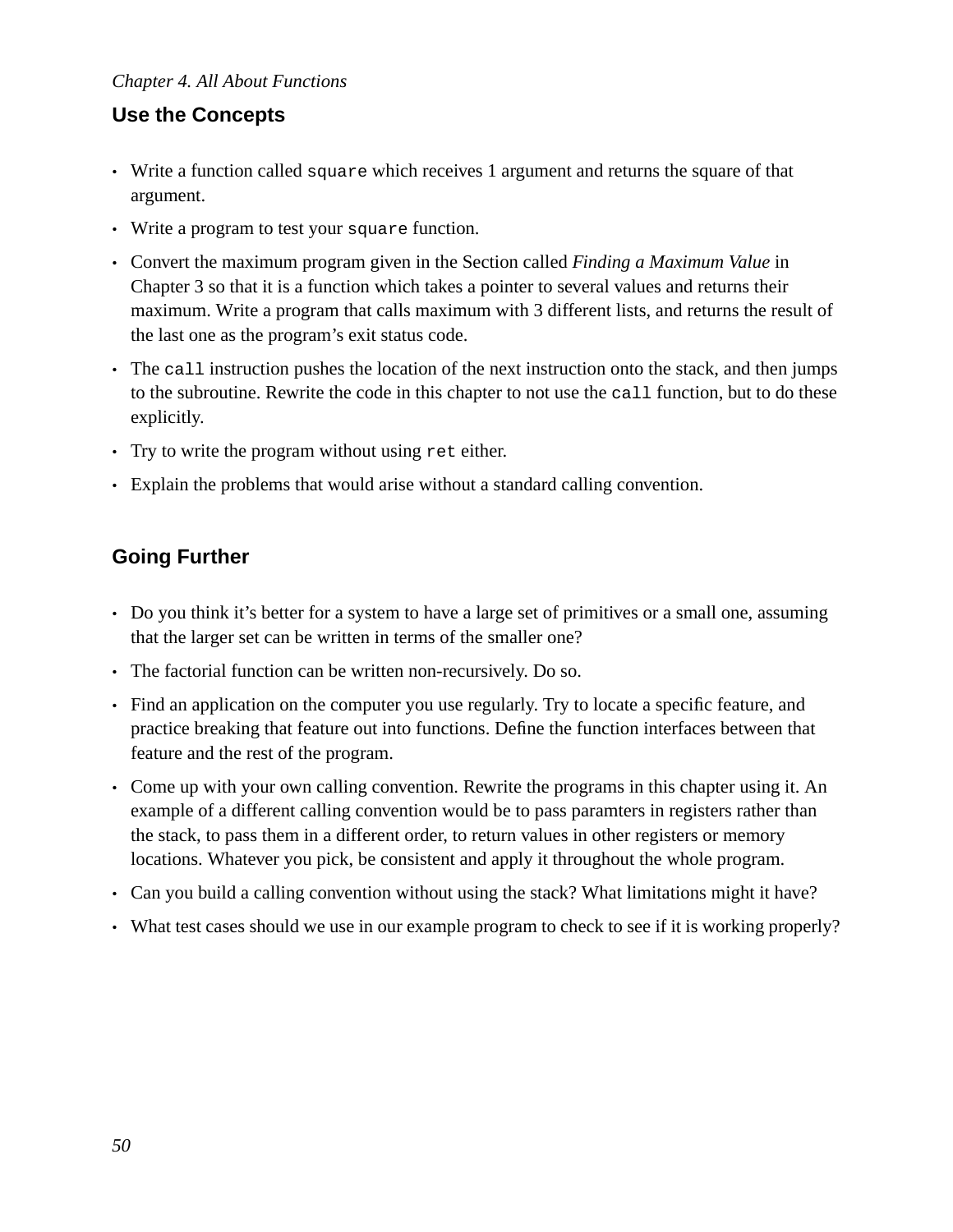## Use the Concepts

- Write a function called `square` which receives 1 argument and returns the square of that argument.
- Write a program to test your `square` function.
- Convert the maximum program given in the Section called *Finding a Maximum Value* in Chapter 3 so that it is a function which takes a pointer to several values and returns their maximum. Write a program that calls maximum with 3 different lists, and returns the result of the last one as the program's exit status code.
- The `call` instruction pushes the location of the next instruction onto the stack, and then jumps to the subroutine. Rewrite the code in this chapter to not use the `call` function, but to do these explicitly.
- Try to write the program without using `ret` either.
- Explain the problems that would arise without a standard calling convention.

## Going Further

- Do you think it's better for a system to have a large set of primitives or a small one, assuming that the larger set can be written in terms of the smaller one?
- The factorial function can be written non-recursively. Do so.
- Find an application on the computer you use regularly. Try to locate a specific feature, and practice breaking that feature out into functions. Define the function interfaces between that feature and the rest of the program.
- Come up with your own calling convention. Rewrite the programs in this chapter using it. An example of a different calling convention would be to pass paramters in registers rather than the stack, to pass them in a different order, to return values in other registers or memory locations. Whatever you pick, be consistent and apply it throughout the whole program.
- Can you build a calling convention without using the stack? What limitations might it have?
- What test cases should we use in our example program to check to see if it is working properly?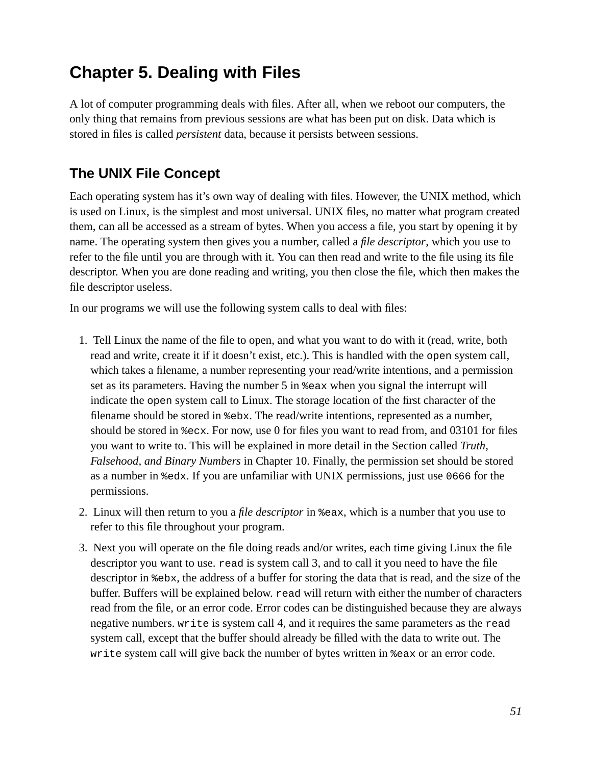# Chapter 5. Dealing with Files

A lot of computer programming deals with files. After all, when we reboot our computers, the only thing that remains from previous sessions are what has been put on disk. Data which is stored in files is called *persistent* data, because it persists between sessions.

## The UNIX File Concept

Each operating system has it's own way of dealing with files. However, the UNIX method, which is used on Linux, is the simplest and most universal. UNIX files, no matter what program created them, can all be accessed as a stream of bytes. When you access a file, you start by opening it by name. The operating system then gives you a number, called a *file descriptor*, which you use to refer to the file until you are through with it. You can then read and write to the file using its file descriptor. When you are done reading and writing, you then close the file, which then makes the file descriptor useless.

In our programs we will use the following system calls to deal with files:

1. Tell Linux the name of the file to open, and what you want to do with it (read, write, both read and write, create it if it doesn't exist, etc.). This is handled with the `open` system call, which takes a filename, a number representing your read/write intentions, and a permission set as its parameters. Having the number 5 in `%eax` when you signal the interrupt will indicate the `open` system call to Linux. The storage location of the first character of the filename should be stored in `%ebx`. The read/write intentions, represented as a number, should be stored in `%ecx`. For now, use 0 for files you want to read from, and 03101 for files you want to write to. This will be explained in more detail in the Section called *Truth, Falsehood, and Binary Numbers* in Chapter 10. Finally, the permission set should be stored as a number in `%edx`. If you are unfamiliar with UNIX permissions, just use `0666` for the permissions.
2. Linux will then return to you a *file descriptor* in `%eax`, which is a number that you use to refer to this file throughout your program.
3. Next you will operate on the file doing reads and/or writes, each time giving Linux the file descriptor you want to use. `read` is system call 3, and to call it you need to have the file descriptor in `%ebx`, the address of a buffer for storing the data that is read, and the size of the buffer. Buffers will be explained below. `read` will return with either the number of characters read from the file, or an error code. Error codes can be distinguished because they are always negative numbers. `write` is system call 4, and it requires the same parameters as the `read` system call, except that the buffer should already be filled with the data to write out. The `write` system call will give back the number of bytes written in `%eax` or an error code.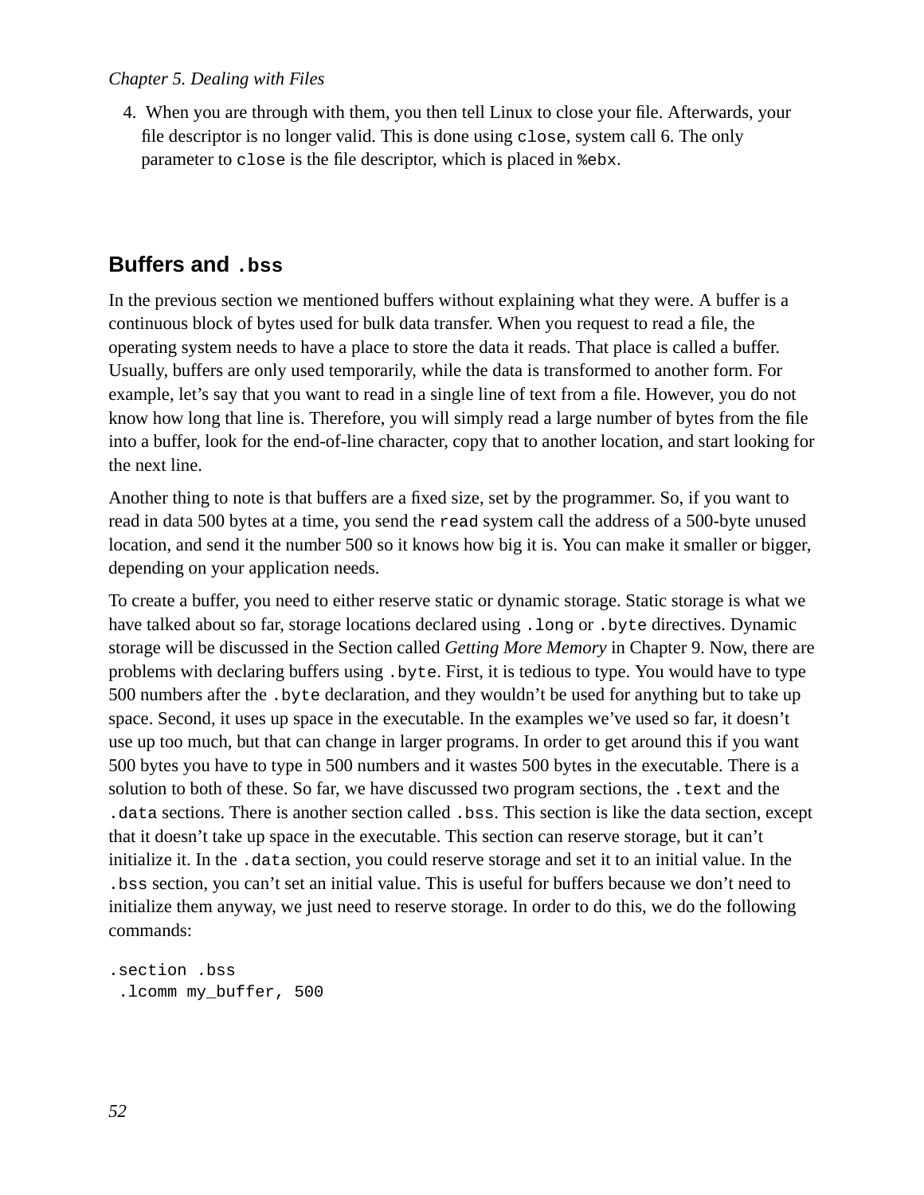4. When you are through with them, you then tell Linux to close your file. Afterwards, your file descriptor is no longer valid. This is done using `close`, system call 6. The only parameter to `close` is the file descriptor, which is placed in `%ebx`.

## Buffers and `.bss`

In the previous section we mentioned buffers without explaining what they were. A buffer is a continuous block of bytes used for bulk data transfer. When you request to read a file, the operating system needs to have a place to store the data it reads. That place is called a buffer. Usually, buffers are only used temporarily, while the data is transformed to another form. For example, let's say that you want to read in a single line of text from a file. However, you do not know how long that line is. Therefore, you will simply read a large number of bytes from the file into a buffer, look for the end-of-line character, copy that to another location, and start looking for the next line.

Another thing to note is that buffers are a fixed size, set by the programmer. So, if you want to read in data 500 bytes at a time, you send the `read` system call the address of a 500-byte unused location, and send it the number 500 so it knows how big it is. You can make it smaller or bigger, depending on your application needs.

To create a buffer, you need to either reserve static or dynamic storage. Static storage is what we have talked about so far, storage locations declared using `.long` or `.byte` directives. Dynamic storage will be discussed in the Section called *Getting More Memory* in Chapter 9. Now, there are problems with declaring buffers using `.byte`. First, it is tedious to type. You would have to type 500 numbers after the `.byte` declaration, and they wouldn't be used for anything but to take up space. Second, it uses up space in the executable. In the examples we've used so far, it doesn't use up too much, but that can change in larger programs. In order to get around this if you want 500 bytes you have to type in 500 numbers and it wastes 500 bytes in the executable. There is a solution to both of these. So far, we have discussed two program sections, the `.text` and the `.data` sections. There is another section called `.bss`. This section is like the data section, except that it doesn't take up space in the executable. This section can reserve storage, but it can't initialize it. In the `.data` section, you could reserve storage and set it to an initial value. In the `.bss` section, you can't set an initial value. This is useful for buffers because we don't need to initialize them anyway, we just need to reserve storage. In order to do this, we do the following commands:

```
.section .bss
 .lcomm my_buffer, 500
```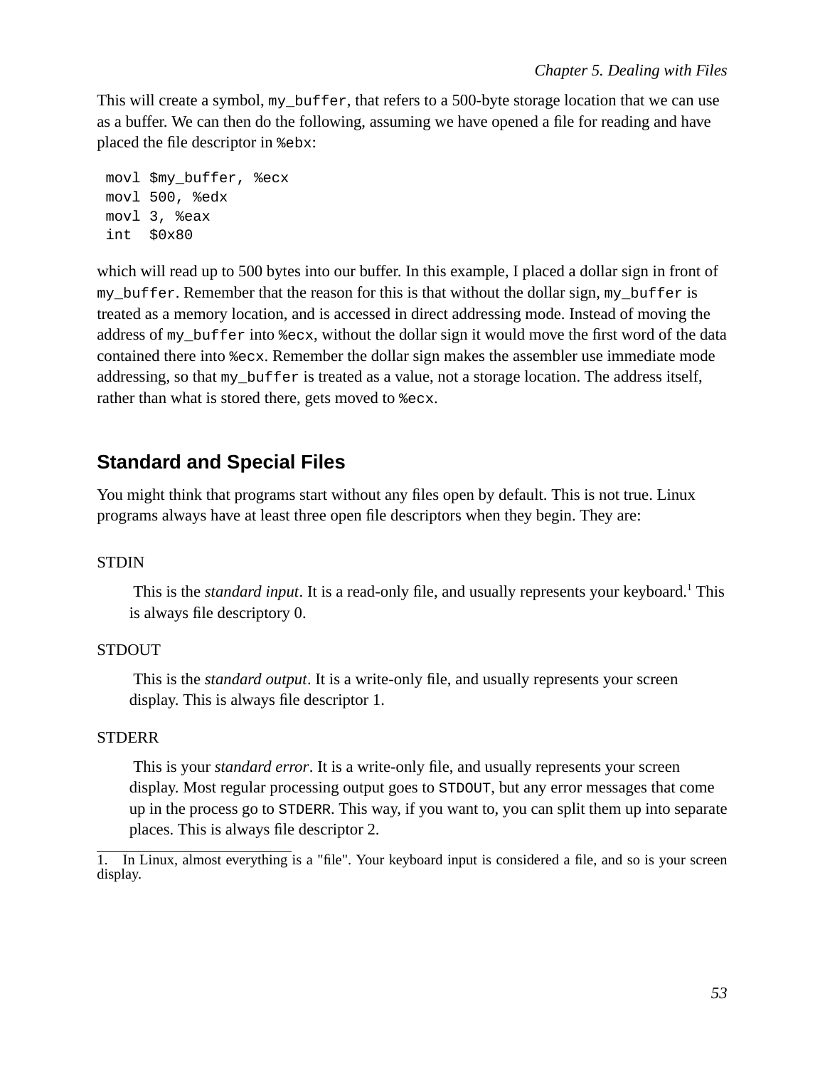This will create a symbol, `my_buffer`, that refers to a 500-byte storage location that we can use as a buffer. We can then do the following, assuming we have opened a file for reading and have placed the file descriptor in `%ebx`:

```
movl $my_buffer, %ecx
movl 500, %edx
movl 3, %eax
int  $0x80
```

which will read up to 500 bytes into our buffer. In this example, I placed a dollar sign in front of `my_buffer`. Remember that the reason for this is that without the dollar sign, `my_buffer` is treated as a memory location, and is accessed in direct addressing mode. Instead of moving the address of `my_buffer` into `%ecx`, without the dollar sign it would move the first word of the data contained there into `%ecx`. Remember the dollar sign makes the assembler use immediate mode addressing, so that `my_buffer` is treated as a value, not a storage location. The address itself, rather than what is stored there, gets moved to `%ecx`.

## Standard and Special Files

You might think that programs start without any files open by default. This is not true. Linux programs always have at least three open file descriptors when they begin. They are:

STDIN

> This is the *standard input*. It is a read-only file, and usually represents your keyboard.[1] This is always file descriptory 0.

STDOUT

> This is the *standard output*. It is a write-only file, and usually represents your screen display. This is always file descriptor 1.

STDERR

> This is your *standard error*. It is a write-only file, and usually represents your screen display. Most regular processing output goes to `STDOUT`, but any error messages that come up in the process go to `STDERR`. This way, if you want to, you can split them up into separate places. This is always file descriptor 2.

---

1. In Linux, almost everything is a "file". Your keyboard input is considered a file, and so is your screen display.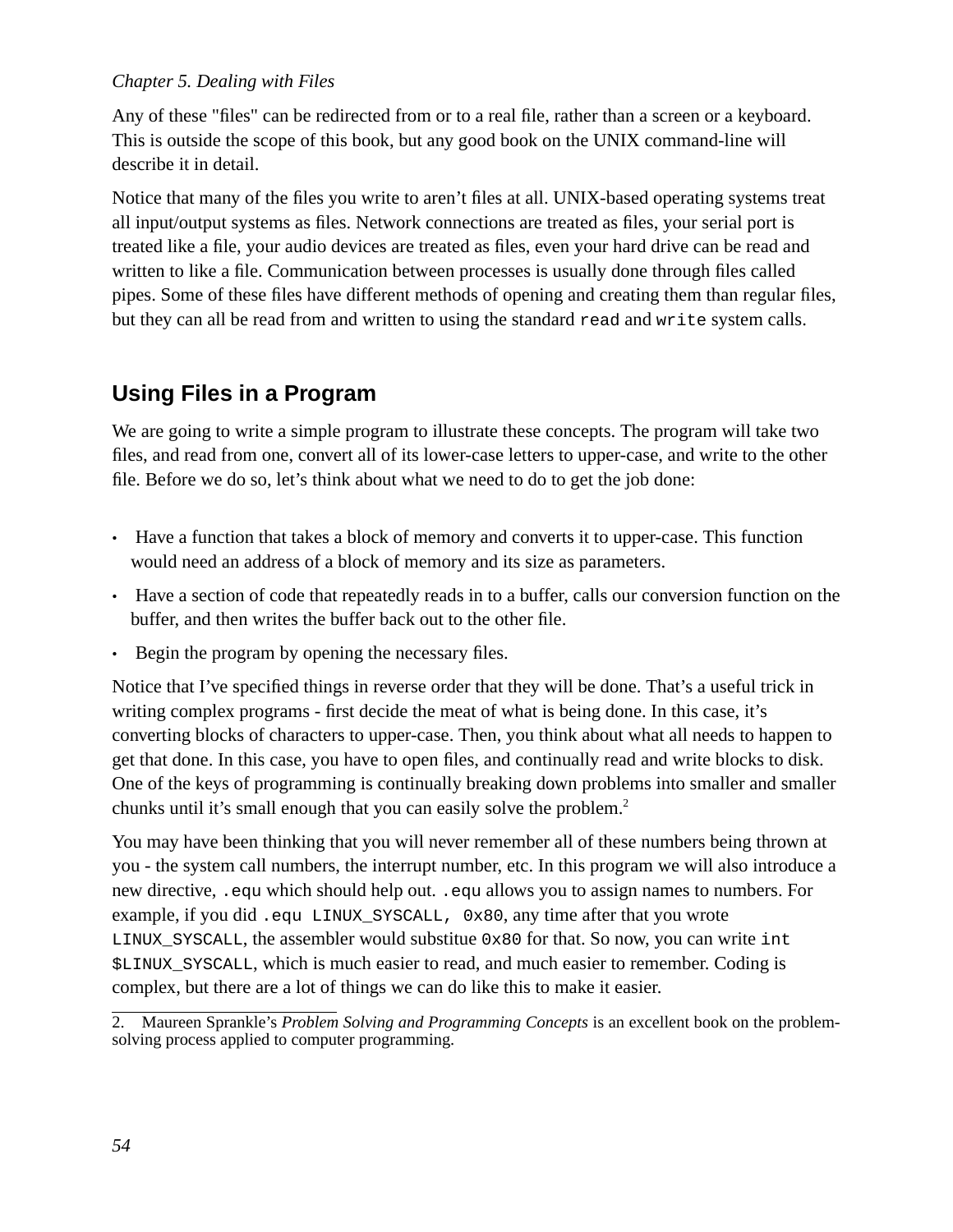Any of these "files" can be redirected from or to a real file, rather than a screen or a keyboard. This is outside the scope of this book, but any good book on the UNIX command-line will describe it in detail.

Notice that many of the files you write to aren't files at all. UNIX-based operating systems treat all input/output systems as files. Network connections are treated as files, your serial port is treated like a file, your audio devices are treated as files, even your hard drive can be read and written to like a file. Communication between processes is usually done through files called pipes. Some of these files have different methods of opening and creating them than regular files, but they can all be read from and written to using the standard `read` and `write` system calls.

## Using Files in a Program

We are going to write a simple program to illustrate these concepts. The program will take two files, and read from one, convert all of its lower-case letters to upper-case, and write to the other file. Before we do so, let's think about what we need to do to get the job done:

- Have a function that takes a block of memory and converts it to upper-case. This function would need an address of a block of memory and its size as parameters.
- Have a section of code that repeatedly reads in to a buffer, calls our conversion function on the buffer, and then writes the buffer back out to the other file.
- Begin the program by opening the necessary files.

Notice that I've specified things in reverse order that they will be done. That's a useful trick in writing complex programs - first decide the meat of what is being done. In this case, it's converting blocks of characters to upper-case. Then, you think about what all needs to happen to get that done. In this case, you have to open files, and continually read and write blocks to disk. One of the keys of programming is continually breaking down problems into smaller and smaller chunks until it's small enough that you can easily solve the problem.[2]

You may have been thinking that you will never remember all of these numbers being thrown at you - the system call numbers, the interrupt number, etc. In this program we will also introduce a new directive, `.equ` which should help out. `.equ` allows you to assign names to numbers. For example, if you did `.equ LINUX_SYSCALL, 0x80`, any time after that you wrote `LINUX_SYSCALL`, the assembler would substitue `0x80` for that. So now, you can write `int $LINUX_SYSCALL`, which is much easier to read, and much easier to remember. Coding is complex, but there are a lot of things we can do like this to make it easier.

---

2. Maureen Sprankle's *Problem Solving and Programming Concepts* is an excellent book on the problem-solving process applied to computer programming.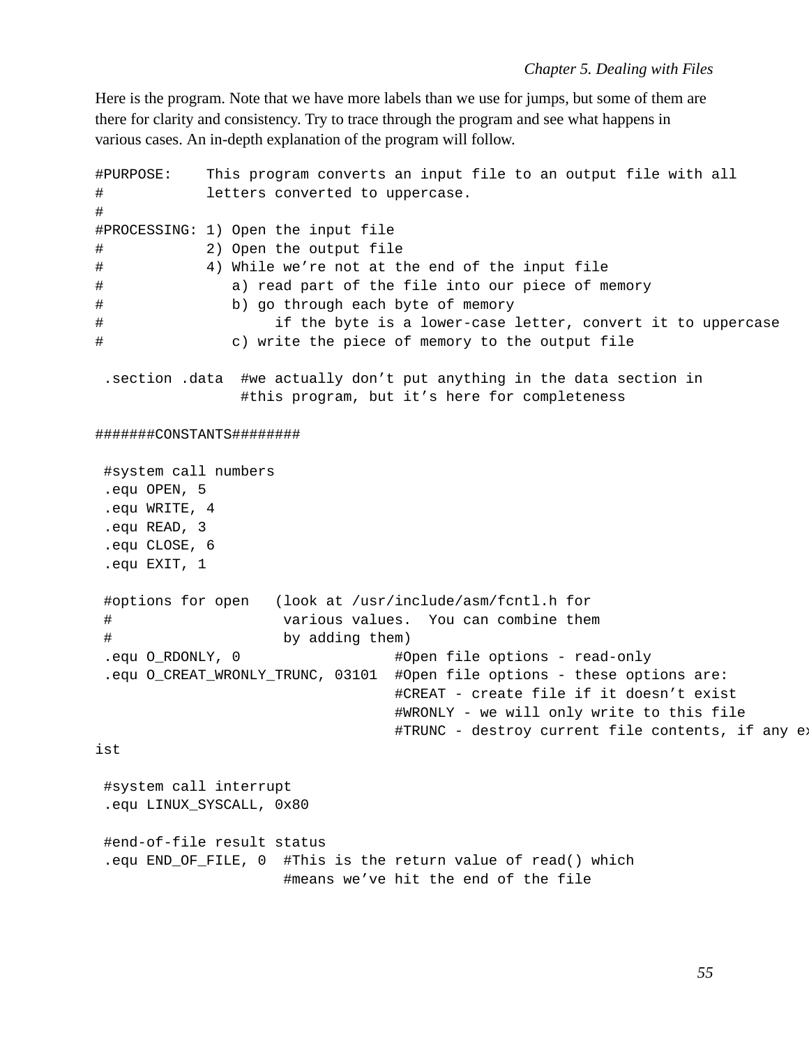Here is the program. Note that we have more labels than we use for jumps, but some of them are there for clarity and consistency. Try to trace through the program and see what happens in various cases. An in-depth explanation of the program will follow.

```
#PURPOSE:    This program converts an input file to an output file with all
#            letters converted to uppercase.
#
#PROCESSING: 1) Open the input file
#            2) Open the output file
#            4) While we’re not at the end of the input file
#               a) read part of the file into our piece of memory
#               b) go through each byte of memory
#                    if the byte is a lower-case letter, convert it to uppercase
#               c) write the piece of memory to the output file

 .section .data  #we actually don’t put anything in the data section in
                 #this program, but it’s here for completeness

#######CONSTANTS########

 #system call numbers
 .equ OPEN, 5
 .equ WRITE, 4
 .equ READ, 3
 .equ CLOSE, 6
 .equ EXIT, 1

 #options for open   (look at /usr/include/asm/fcntl.h for
 #                    various values.  You can combine them
 #                    by adding them)
 .equ O_RDONLY, 0                  #Open file options - read-only
 .equ O_CREAT_WRONLY_TRUNC, 03101  #Open file options - these options are:
                                   #CREAT - create file if it doesn’t exist
                                   #WRONLY - we will only write to this file
                                   #TRUNC - destroy current file contents, if any exist

 #system call interrupt
 .equ LINUX_SYSCALL, 0x80

 #end-of-file result status
 .equ END_OF_FILE, 0  #This is the return value of read() which
                      #means we’ve hit the end of the file
```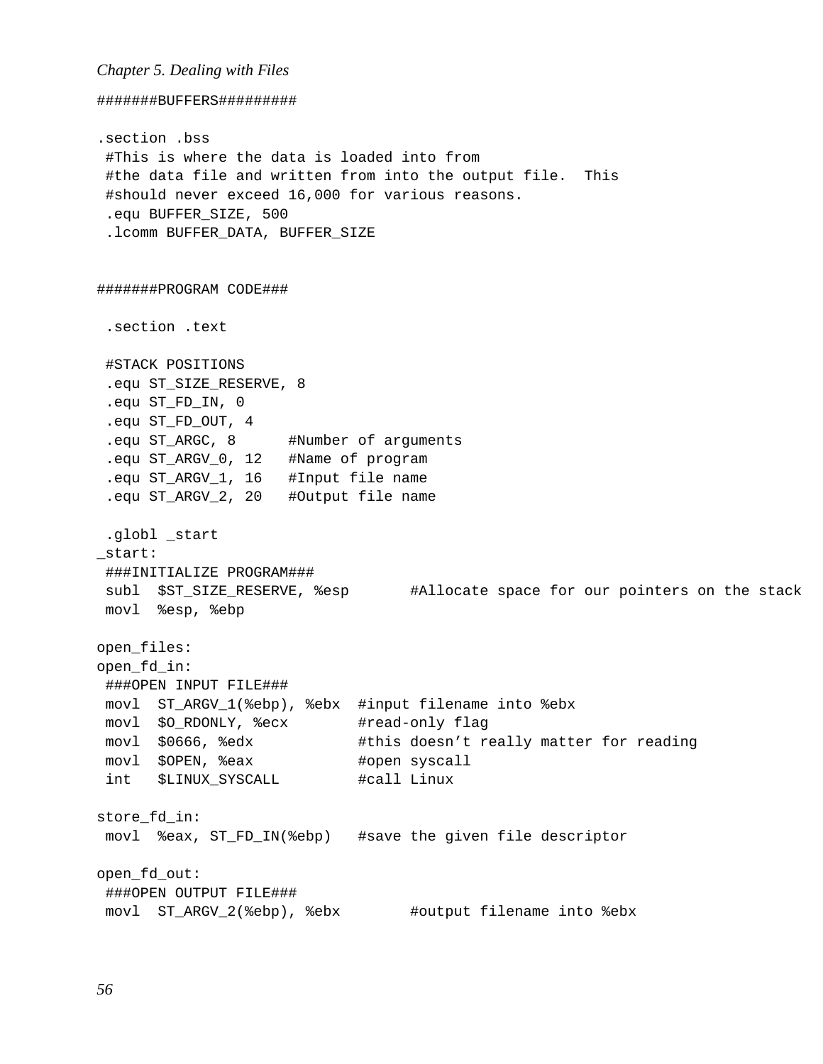```
#######BUFFERS#########

.section .bss
 #This is where the data is loaded into from
 #the data file and written from into the output file.  This
 #should never exceed 16,000 for various reasons.
 .equ BUFFER_SIZE, 500
 .lcomm BUFFER_DATA, BUFFER_SIZE


#######PROGRAM CODE###

 .section .text

 #STACK POSITIONS
 .equ ST_SIZE_RESERVE, 8
 .equ ST_FD_IN, 0
 .equ ST_FD_OUT, 4
 .equ ST_ARGC, 8      #Number of arguments
 .equ ST_ARGV_0, 12   #Name of program
 .equ ST_ARGV_1, 16   #Input file name
 .equ ST_ARGV_2, 20   #Output file name

 .globl _start
_start:
 ###INITIALIZE PROGRAM###
 subl  $ST_SIZE_RESERVE, %esp       #Allocate space for our pointers on the stack
 movl  %esp, %ebp

open_files:
open_fd_in:
 ###OPEN INPUT FILE###
 movl  ST_ARGV_1(%ebp), %ebx  #input filename into %ebx
 movl  $O_RDONLY, %ecx        #read-only flag
 movl  $0666, %edx            #this doesn't really matter for reading
 movl  $OPEN, %eax            #open syscall
 int   $LINUX_SYSCALL         #call Linux

store_fd_in:
 movl  %eax, ST_FD_IN(%ebp)   #save the given file descriptor

open_fd_out:
 ###OPEN OUTPUT FILE###
 movl  ST_ARGV_2(%ebp), %ebx        #output filename into %ebx
```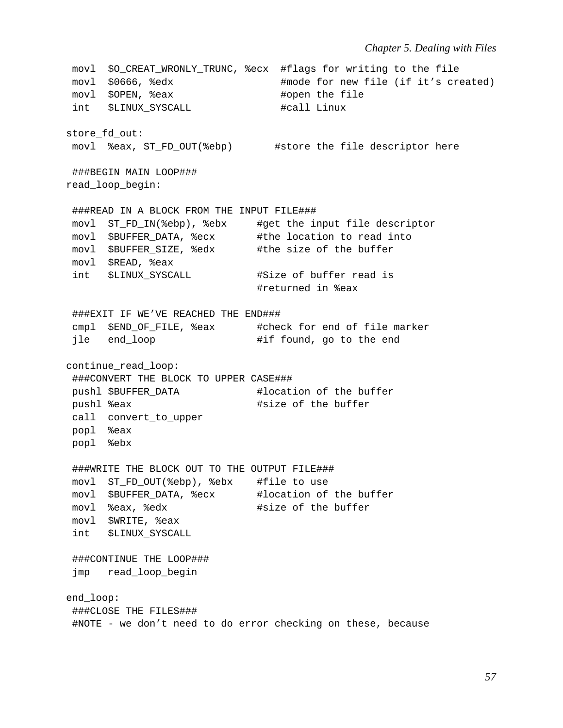```
 movl  $O_CREAT_WRONLY_TRUNC, %ecx  #flags for writing to the file
 movl  $0666, %edx                  #mode for new file (if it’s created)
 movl  $OPEN, %eax                  #open the file
 int   $LINUX_SYSCALL               #call Linux

store_fd_out:
 movl  %eax, ST_FD_OUT(%ebp)       #store the file descriptor here

 ###BEGIN MAIN LOOP###
read_loop_begin:

 ###READ IN A BLOCK FROM THE INPUT FILE###
 movl  ST_FD_IN(%ebp), %ebx     #get the input file descriptor
 movl  $BUFFER_DATA, %ecx       #the location to read into
 movl  $BUFFER_SIZE, %edx       #the size of the buffer
 movl  $READ, %eax
 int   $LINUX_SYSCALL           #Size of buffer read is
                                #returned in %eax

 ###EXIT IF WE’VE REACHED THE END###
 cmpl  $END_OF_FILE, %eax       #check for end of file marker
 jle   end_loop                 #if found, go to the end

continue_read_loop:
 ###CONVERT THE BLOCK TO UPPER CASE###
 pushl $BUFFER_DATA             #location of the buffer
 pushl %eax                     #size of the buffer
 call  convert_to_upper
 popl  %eax
 popl  %ebx

 ###WRITE THE BLOCK OUT TO THE OUTPUT FILE###
 movl  ST_FD_OUT(%ebp), %ebx    #file to use
 movl  $BUFFER_DATA, %ecx       #location of the buffer
 movl  %eax, %edx               #size of the buffer
 movl  $WRITE, %eax
 int   $LINUX_SYSCALL

 ###CONTINUE THE LOOP###
 jmp   read_loop_begin

end_loop:
 ###CLOSE THE FILES###
 #NOTE - we don’t need to do error checking on these, because
```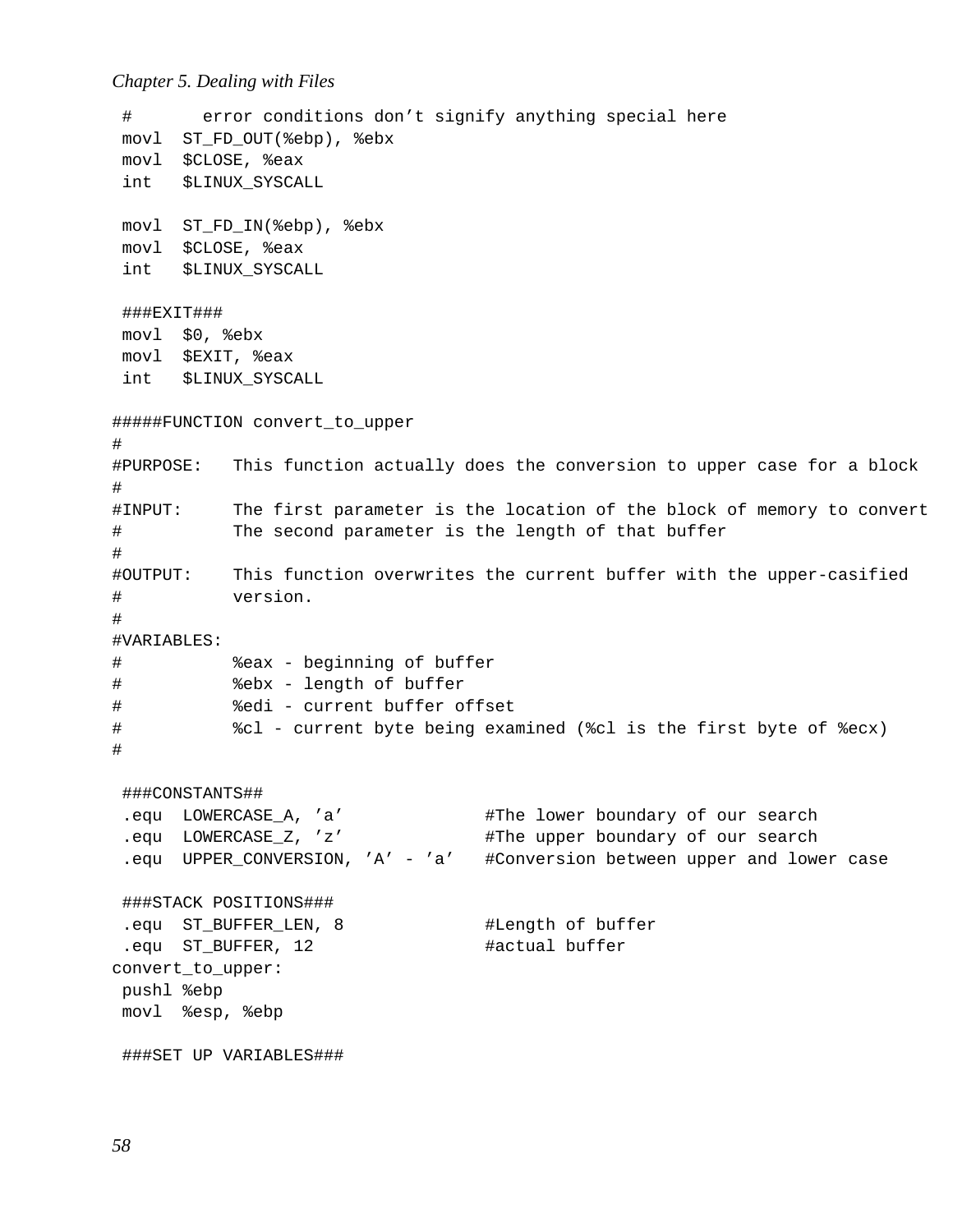```
 #       error conditions don’t signify anything special here
 movl  ST_FD_OUT(%ebp), %ebx
 movl  $CLOSE, %eax
 int   $LINUX_SYSCALL

 movl  ST_FD_IN(%ebp), %ebx
 movl  $CLOSE, %eax
 int   $LINUX_SYSCALL

 ###EXIT###
 movl  $0, %ebx
 movl  $EXIT, %eax
 int   $LINUX_SYSCALL

#####FUNCTION convert_to_upper
#
#PURPOSE:   This function actually does the conversion to upper case for a block
#
#INPUT:     The first parameter is the location of the block of memory to convert
#           The second parameter is the length of that buffer
#
#OUTPUT:    This function overwrites the current buffer with the upper-casified
#           version.
#
#VARIABLES:
#           %eax - beginning of buffer
#           %ebx - length of buffer
#           %edi - current buffer offset
#           %cl - current byte being examined (%cl is the first byte of %ecx)
#

 ###CONSTANTS##
 .equ  LOWERCASE_A, ’a’              #The lower boundary of our search
 .equ  LOWERCASE_Z, ’z’              #The upper boundary of our search
 .equ  UPPER_CONVERSION, ’A’ - ’a’   #Conversion between upper and lower case

 ###STACK POSITIONS###
 .equ  ST_BUFFER_LEN, 8              #Length of buffer
 .equ  ST_BUFFER, 12                 #actual buffer
convert_to_upper:
 pushl %ebp
 movl  %esp, %ebp

 ###SET UP VARIABLES###
```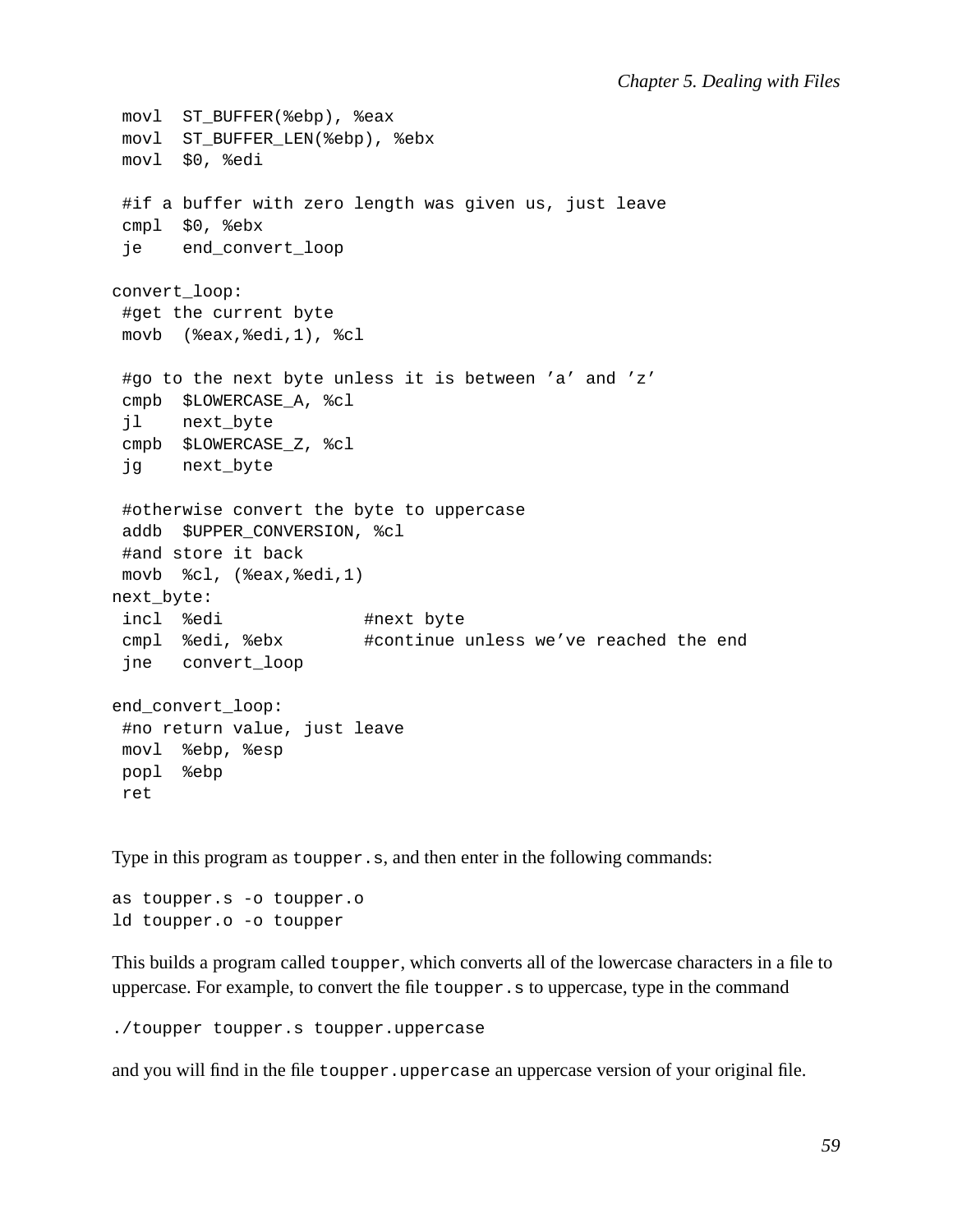```
 movl  ST_BUFFER(%ebp), %eax
 movl  ST_BUFFER_LEN(%ebp), %ebx
 movl  $0, %edi

 #if a buffer with zero length was given us, just leave
 cmpl  $0, %ebx
 je    end_convert_loop

convert_loop:
 #get the current byte
 movb  (%eax,%edi,1), %cl

 #go to the next byte unless it is between ’a’ and ’z’
 cmpb  $LOWERCASE_A, %cl
 jl    next_byte
 cmpb  $LOWERCASE_Z, %cl
 jg    next_byte

 #otherwise convert the byte to uppercase
 addb  $UPPER_CONVERSION, %cl
 #and store it back
 movb  %cl, (%eax,%edi,1)
next_byte:
 incl  %edi              #next byte
 cmpl  %edi, %ebx        #continue unless we’ve reached the end
 jne   convert_loop

end_convert_loop:
 #no return value, just leave
 movl  %ebp, %esp
 popl  %ebp
 ret
```

Type in this program as `toupper.s`, and then enter in the following commands:

```
as toupper.s -o toupper.o
ld toupper.o -o toupper
```

This builds a program called `toupper`, which converts all of the lowercase characters in a file to uppercase. For example, to convert the file `toupper.s` to uppercase, type in the command

```
./toupper toupper.s toupper.uppercase
```

and you will find in the file `toupper.uppercase` an uppercase version of your original file.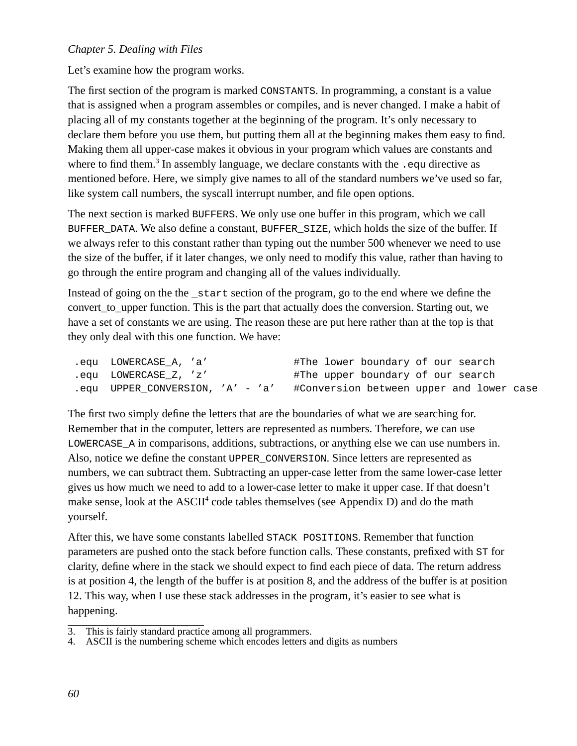Let's examine how the program works.

The first section of the program is marked CONSTANTS. In programming, a constant is a value that is assigned when a program assembles or compiles, and is never changed. I make a habit of placing all of my constants together at the beginning of the program. It's only necessary to declare them before you use them, but putting them all at the beginning makes them easy to find. Making them all upper-case makes it obvious in your program which values are constants and where to find them.[3] In assembly language, we declare constants with the .equ directive as mentioned before. Here, we simply give names to all of the standard numbers we've used so far, like system call numbers, the syscall interrupt number, and file open options.

The next section is marked BUFFERS. We only use one buffer in this program, which we call BUFFER_DATA. We also define a constant, BUFFER_SIZE, which holds the size of the buffer. If we always refer to this constant rather than typing out the number 500 whenever we need to use the size of the buffer, if it later changes, we only need to modify this value, rather than having to go through the entire program and changing all of the values individually.

Instead of going on the the _start section of the program, go to the end where we define the convert_to_upper function. This is the part that actually does the conversion. Starting out, we have a set of constants we are using. The reason these are put here rather than at the top is that they only deal with this one function. We have:

```
.equ  LOWERCASE_A, 'a'              #The lower boundary of our search
.equ  LOWERCASE_Z, 'z'              #The upper boundary of our search
.equ  UPPER_CONVERSION, 'A' - 'a'   #Conversion between upper and lower case
```

The first two simply define the letters that are the boundaries of what we are searching for. Remember that in the computer, letters are represented as numbers. Therefore, we can use LOWERCASE_A in comparisons, additions, subtractions, or anything else we can use numbers in. Also, notice we define the constant UPPER_CONVERSION. Since letters are represented as numbers, we can subtract them. Subtracting an upper-case letter from the same lower-case letter gives us how much we need to add to a lower-case letter to make it upper case. If that doesn't make sense, look at the ASCII[4] code tables themselves (see Appendix D) and do the math yourself.

After this, we have some constants labelled STACK POSITIONS. Remember that function parameters are pushed onto the stack before function calls. These constants, prefixed with ST for clarity, define where in the stack we should expect to find each piece of data. The return address is at position 4, the length of the buffer is at position 8, and the address of the buffer is at position 12. This way, when I use these stack addresses in the program, it's easier to see what is happening.

3. This is fairly standard practice among all programmers.
4. ASCII is the numbering scheme which encodes letters and digits as numbers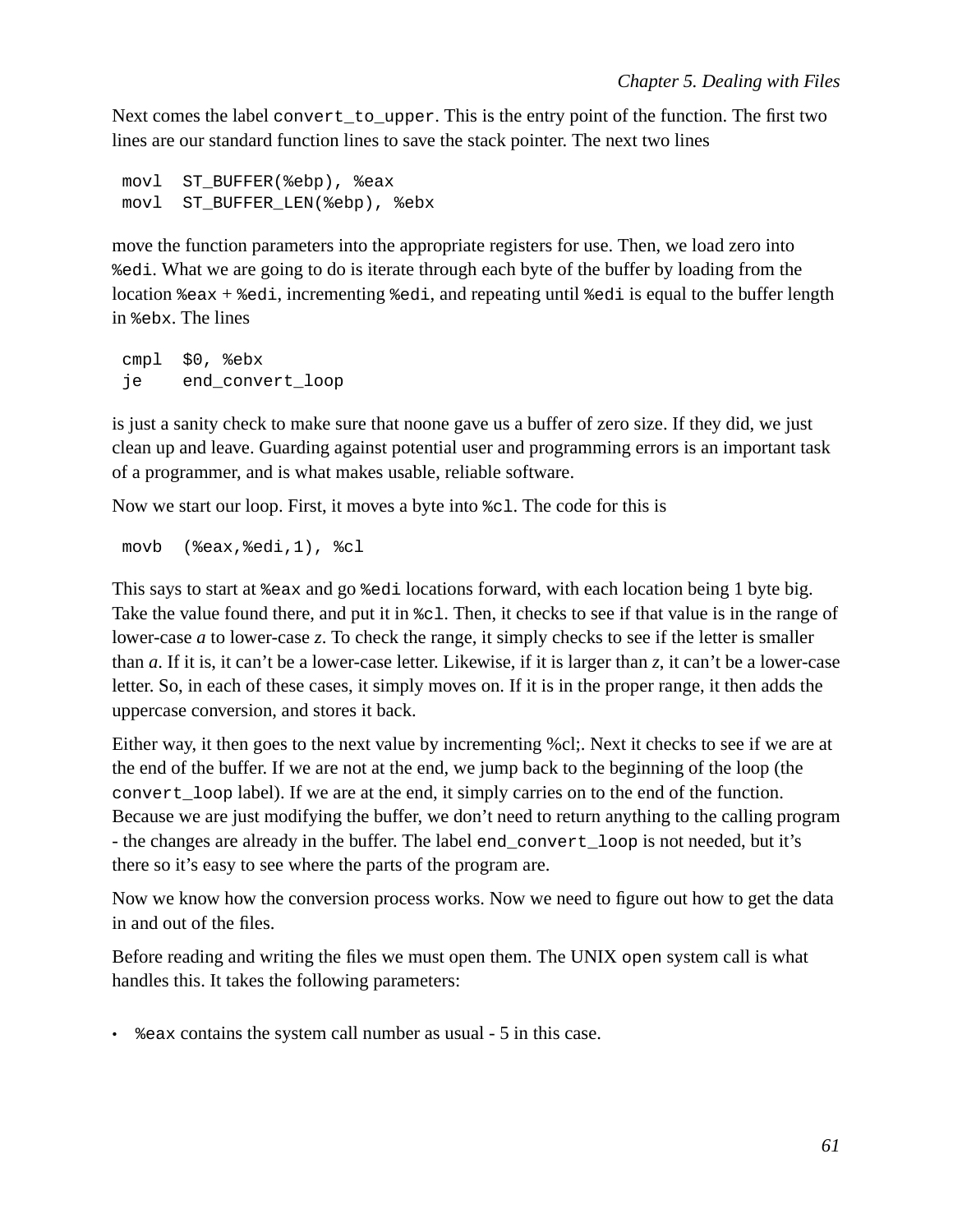Next comes the label `convert_to_upper`. This is the entry point of the function. The first two lines are our standard function lines to save the stack pointer. The next two lines

```
movl  ST_BUFFER(%ebp), %eax
movl  ST_BUFFER_LEN(%ebp), %ebx
```

move the function parameters into the appropriate registers for use. Then, we load zero into `%edi`. What we are going to do is iterate through each byte of the buffer by loading from the location `%eax` + `%edi`, incrementing `%edi`, and repeating until `%edi` is equal to the buffer length in `%ebx`. The lines

```
cmpl  $0, %ebx
je    end_convert_loop
```

is just a sanity check to make sure that noone gave us a buffer of zero size. If they did, we just clean up and leave. Guarding against potential user and programming errors is an important task of a programmer, and is what makes usable, reliable software.

Now we start our loop. First, it moves a byte into `%cl`. The code for this is

```
movb  (%eax,%edi,1), %cl
```

This says to start at `%eax` and go `%edi` locations forward, with each location being 1 byte big. Take the value found there, and put it in `%cl`. Then, it checks to see if that value is in the range of lower-case *a* to lower-case *z*. To check the range, it simply checks to see if the letter is smaller than *a*. If it is, it can't be a lower-case letter. Likewise, if it is larger than *z*, it can't be a lower-case letter. So, in each of these cases, it simply moves on. If it is in the proper range, it then adds the uppercase conversion, and stores it back.

Either way, it then goes to the next value by incrementing %cl;. Next it checks to see if we are at the end of the buffer. If we are not at the end, we jump back to the beginning of the loop (the `convert_loop` label). If we are at the end, it simply carries on to the end of the function. Because we are just modifying the buffer, we don't need to return anything to the calling program - the changes are already in the buffer. The label `end_convert_loop` is not needed, but it's there so it's easy to see where the parts of the program are.

Now we know how the conversion process works. Now we need to figure out how to get the data in and out of the files.

Before reading and writing the files we must open them. The UNIX `open` system call is what handles this. It takes the following parameters:

- `%eax` contains the system call number as usual - 5 in this case.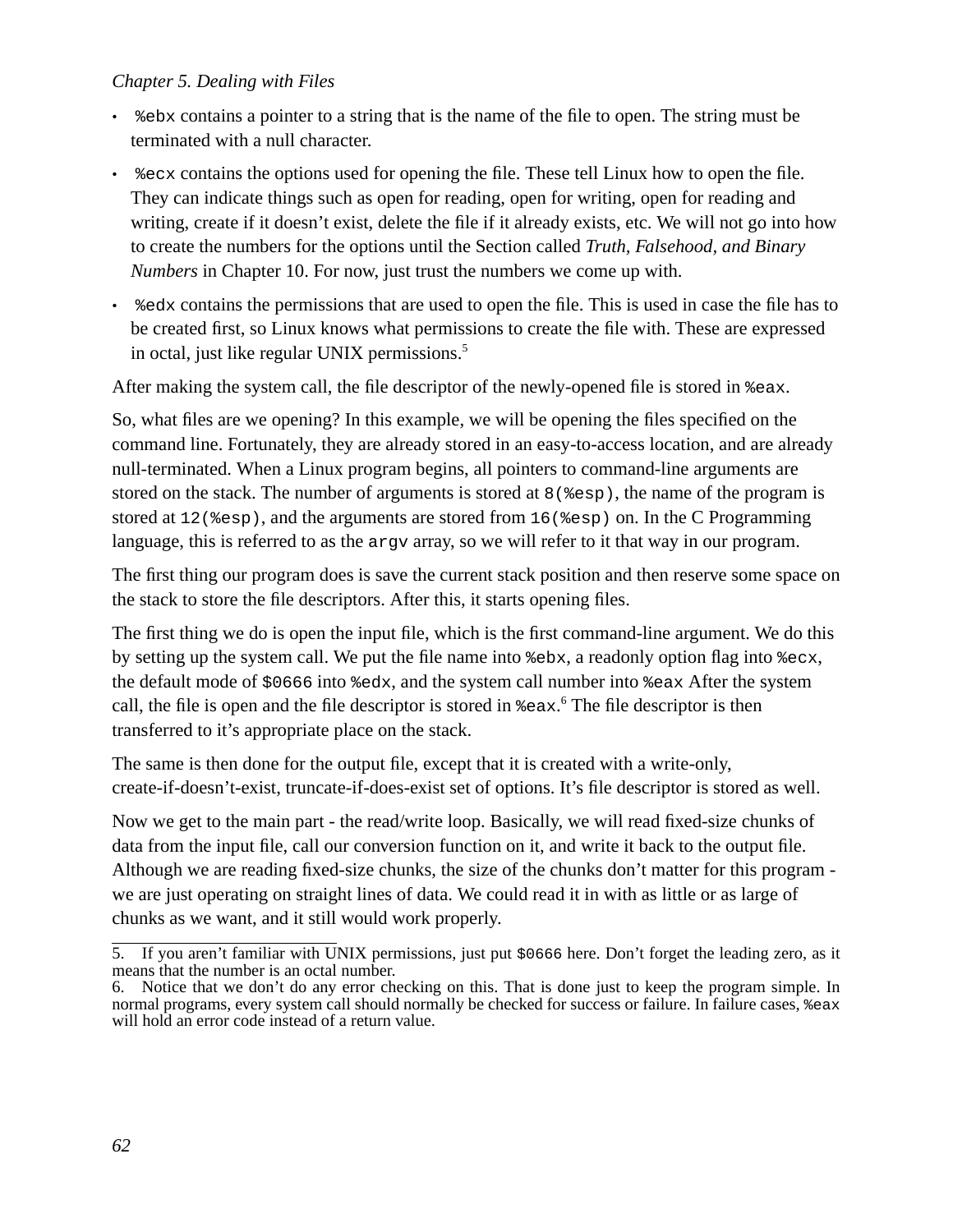- `%ebx` contains a pointer to a string that is the name of the file to open. The string must be terminated with a null character.
- `%ecx` contains the options used for opening the file. These tell Linux how to open the file. They can indicate things such as open for reading, open for writing, open for reading and writing, create if it doesn't exist, delete the file if it already exists, etc. We will not go into how to create the numbers for the options until the Section called *Truth, Falsehood, and Binary Numbers* in Chapter 10. For now, just trust the numbers we come up with.
- `%edx` contains the permissions that are used to open the file. This is used in case the file has to be created first, so Linux knows what permissions to create the file with. These are expressed in octal, just like regular UNIX permissions.[5]

After making the system call, the file descriptor of the newly-opened file is stored in `%eax`.

So, what files are we opening? In this example, we will be opening the files specified on the command line. Fortunately, they are already stored in an easy-to-access location, and are already null-terminated. When a Linux program begins, all pointers to command-line arguments are stored on the stack. The number of arguments is stored at `8(%esp)`, the name of the program is stored at `12(%esp)`, and the arguments are stored from `16(%esp)` on. In the C Programming language, this is referred to as the `argv` array, so we will refer to it that way in our program.

The first thing our program does is save the current stack position and then reserve some space on the stack to store the file descriptors. After this, it starts opening files.

The first thing we do is open the input file, which is the first command-line argument. We do this by setting up the system call. We put the file name into `%ebx`, a readonly option flag into `%ecx`, the default mode of `$0666` into `%edx`, and the system call number into `%eax` After the system call, the file is open and the file descriptor is stored in `%eax`.[6] The file descriptor is then transferred to it's appropriate place on the stack.

The same is then done for the output file, except that it is created with a write-only, create-if-doesn't-exist, truncate-if-does-exist set of options. It's file descriptor is stored as well.

Now we get to the main part - the read/write loop. Basically, we will read fixed-size chunks of data from the input file, call our conversion function on it, and write it back to the output file. Although we are reading fixed-size chunks, the size of the chunks don't matter for this program - we are just operating on straight lines of data. We could read it in with as little or as large of chunks as we want, and it still would work properly.

---

5. If you aren't familiar with UNIX permissions, just put `$0666` here. Don't forget the leading zero, as it means that the number is an octal number.

6. Notice that we don't do any error checking on this. That is done just to keep the program simple. In normal programs, every system call should normally be checked for success or failure. In failure cases, `%eax` will hold an error code instead of a return value.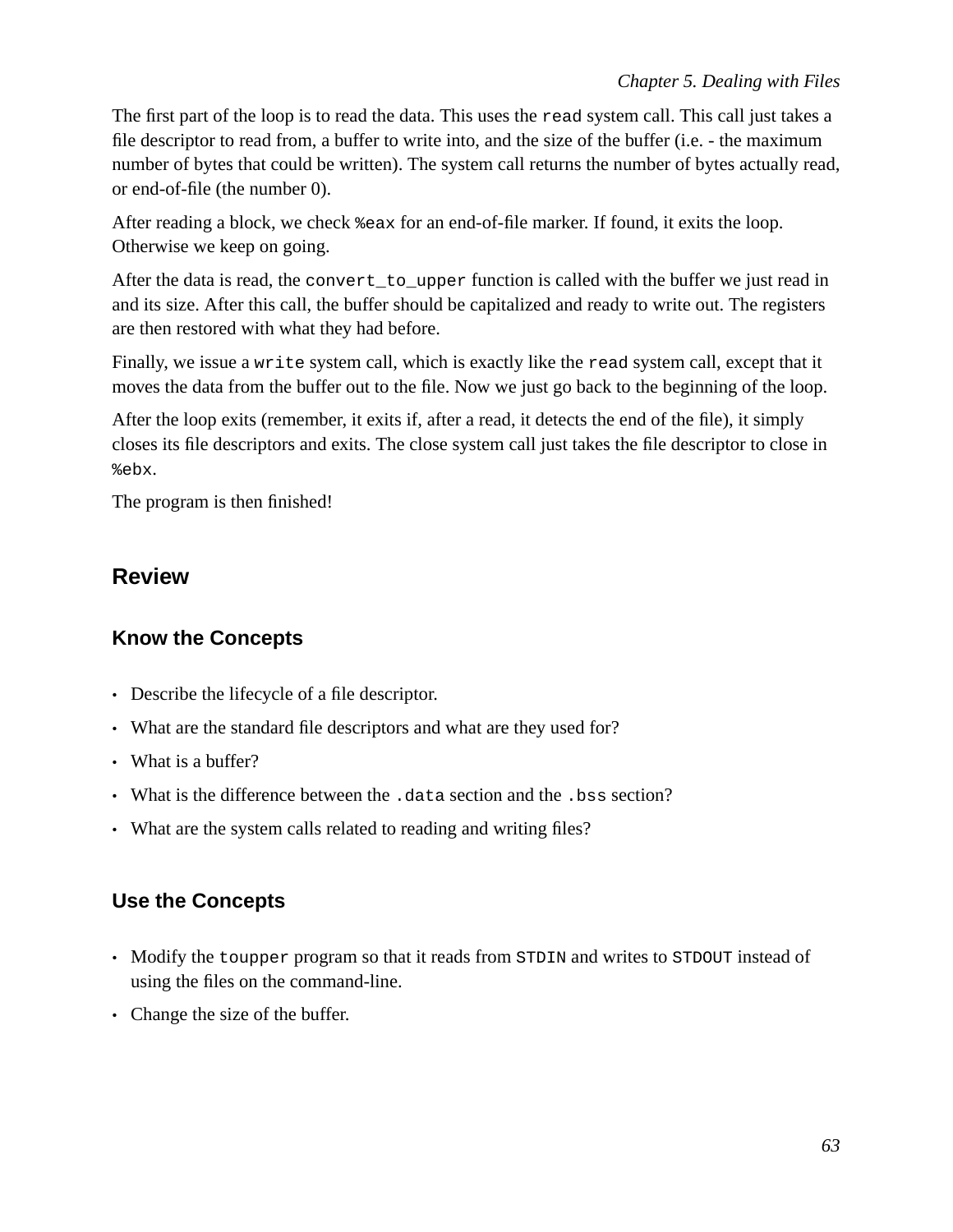The first part of the loop is to read the data. This uses the `read` system call. This call just takes a file descriptor to read from, a buffer to write into, and the size of the buffer (i.e. - the maximum number of bytes that could be written). The system call returns the number of bytes actually read, or end-of-file (the number 0).

After reading a block, we check `%eax` for an end-of-file marker. If found, it exits the loop. Otherwise we keep on going.

After the data is read, the `convert_to_upper` function is called with the buffer we just read in and its size. After this call, the buffer should be capitalized and ready to write out. The registers are then restored with what they had before.

Finally, we issue a `write` system call, which is exactly like the `read` system call, except that it moves the data from the buffer out to the file. Now we just go back to the beginning of the loop.

After the loop exits (remember, it exits if, after a read, it detects the end of the file), it simply closes its file descriptors and exits. The close system call just takes the file descriptor to close in `%ebx`.

The program is then finished!

## Review

### Know the Concepts

- Describe the lifecycle of a file descriptor.
- What are the standard file descriptors and what are they used for?
- What is a buffer?
- What is the difference between the `.data` section and the `.bss` section?
- What are the system calls related to reading and writing files?

### Use the Concepts

- Modify the `toupper` program so that it reads from `STDIN` and writes to `STDOUT` instead of using the files on the command-line.
- Change the size of the buffer.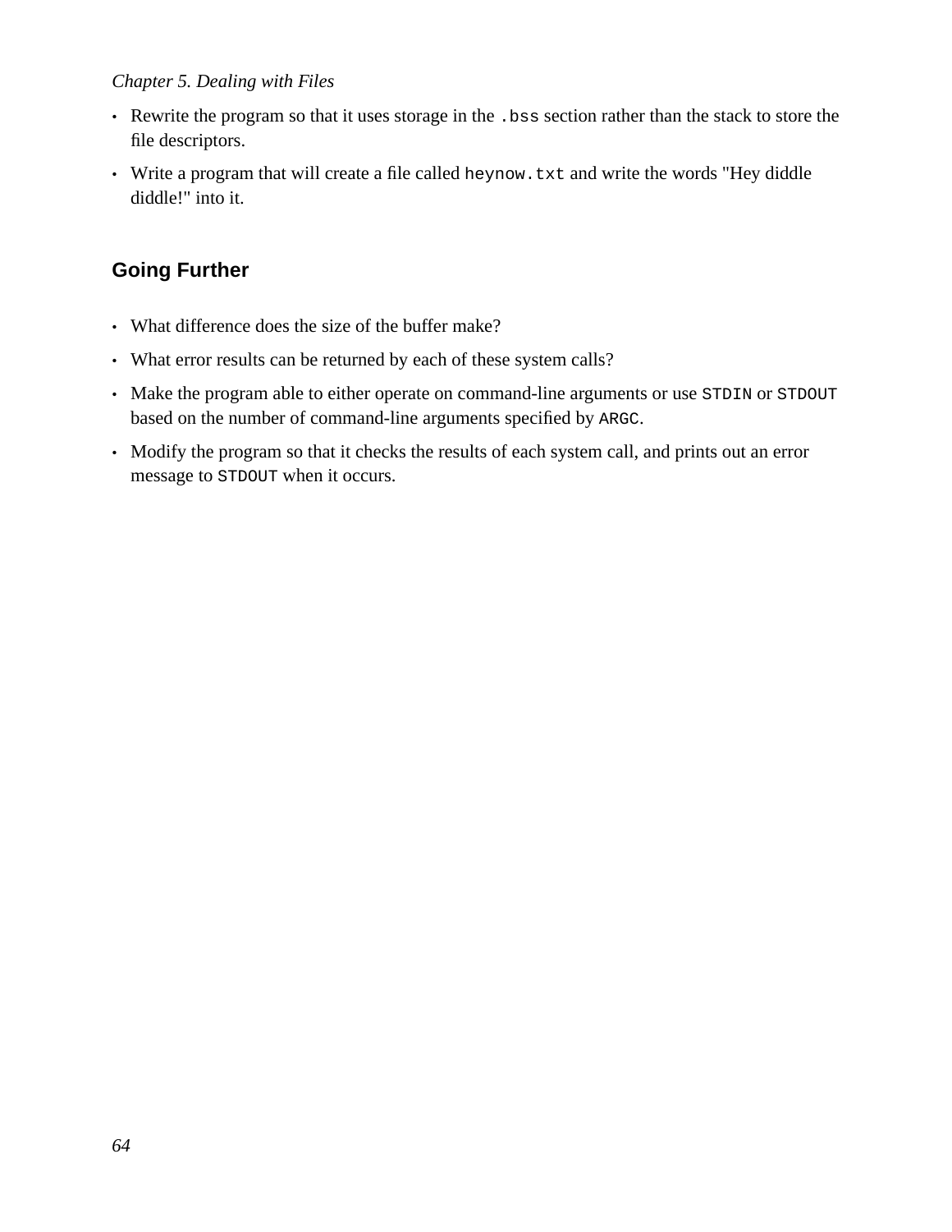- Rewrite the program so that it uses storage in the `.bss` section rather than the stack to store the file descriptors.
- Write a program that will create a file called `heynow.txt` and write the words "Hey diddle diddle!" into it.

## Going Further

- What difference does the size of the buffer make?
- What error results can be returned by each of these system calls?
- Make the program able to either operate on command-line arguments or use `STDIN` or `STDOUT` based on the number of command-line arguments specified by `ARGC`.
- Modify the program so that it checks the results of each system call, and prints out an error message to `STDOUT` when it occurs.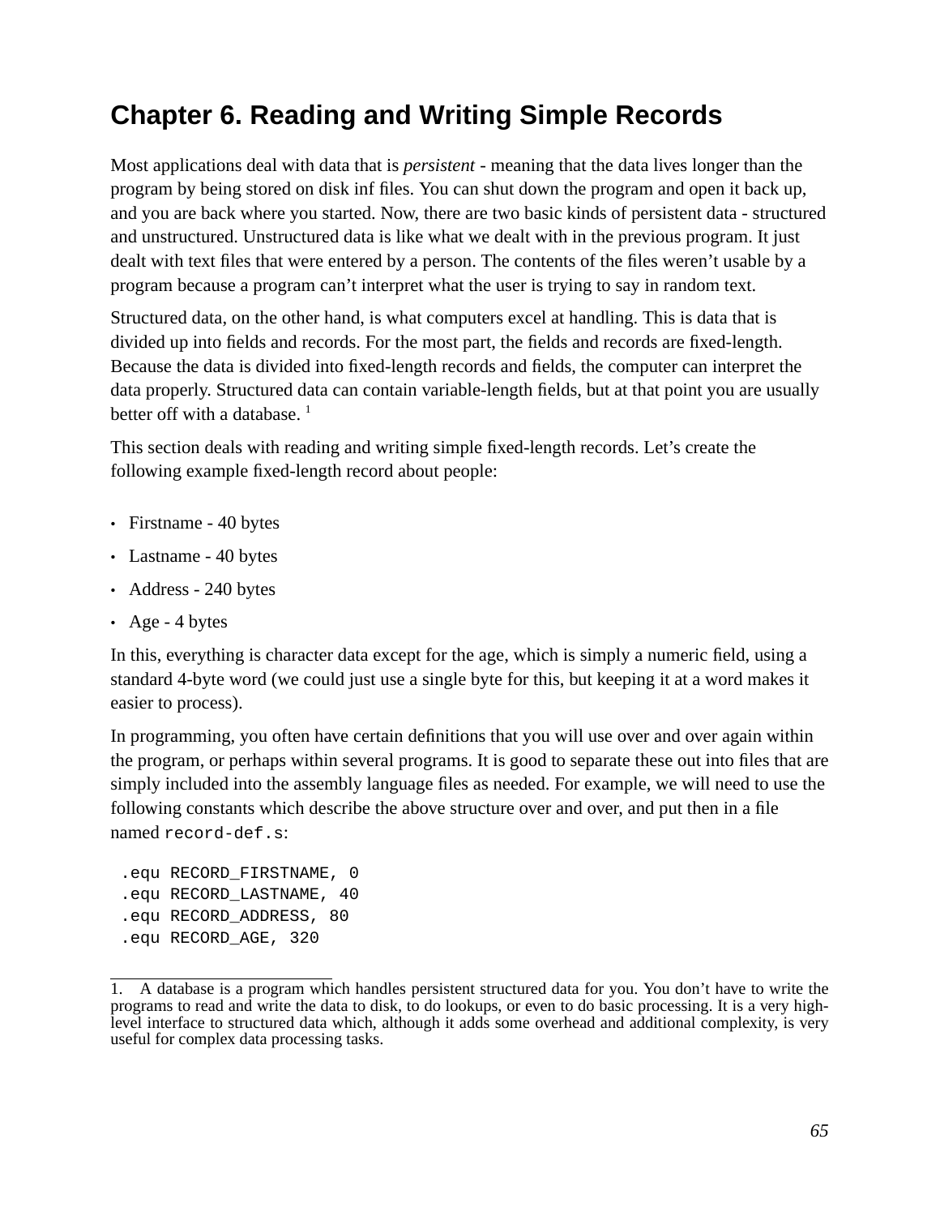# Chapter 6. Reading and Writing Simple Records

Most applications deal with data that is *persistent* - meaning that the data lives longer than the program by being stored on disk inf files. You can shut down the program and open it back up, and you are back where you started. Now, there are two basic kinds of persistent data - structured and unstructured. Unstructured data is like what we dealt with in the previous program. It just dealt with text files that were entered by a person. The contents of the files weren't usable by a program because a program can't interpret what the user is trying to say in random text.

Structured data, on the other hand, is what computers excel at handling. This is data that is divided up into fields and records. For the most part, the fields and records are fixed-length. Because the data is divided into fixed-length records and fields, the computer can interpret the data properly. Structured data can contain variable-length fields, but at that point you are usually better off with a database. [1]

This section deals with reading and writing simple fixed-length records. Let's create the following example fixed-length record about people:

- Firstname - 40 bytes
- Lastname - 40 bytes
- Address - 240 bytes
- Age - 4 bytes

In this, everything is character data except for the age, which is simply a numeric field, using a standard 4-byte word (we could just use a single byte for this, but keeping it at a word makes it easier to process).

In programming, you often have certain definitions that you will use over and over again within the program, or perhaps within several programs. It is good to separate these out into files that are simply included into the assembly language files as needed. For example, we will need to use the following constants which describe the above structure over and over, and put then in a file named `record-def.s`:

```
.equ RECORD_FIRSTNAME, 0
.equ RECORD_LASTNAME, 40
.equ RECORD_ADDRESS, 80
.equ RECORD_AGE, 320
```

1. A database is a program which handles persistent structured data for you. You don't have to write the programs to read and write the data to disk, to do lookups, or even to do basic processing. It is a very high-level interface to structured data which, although it adds some overhead and additional complexity, is very useful for complex data processing tasks.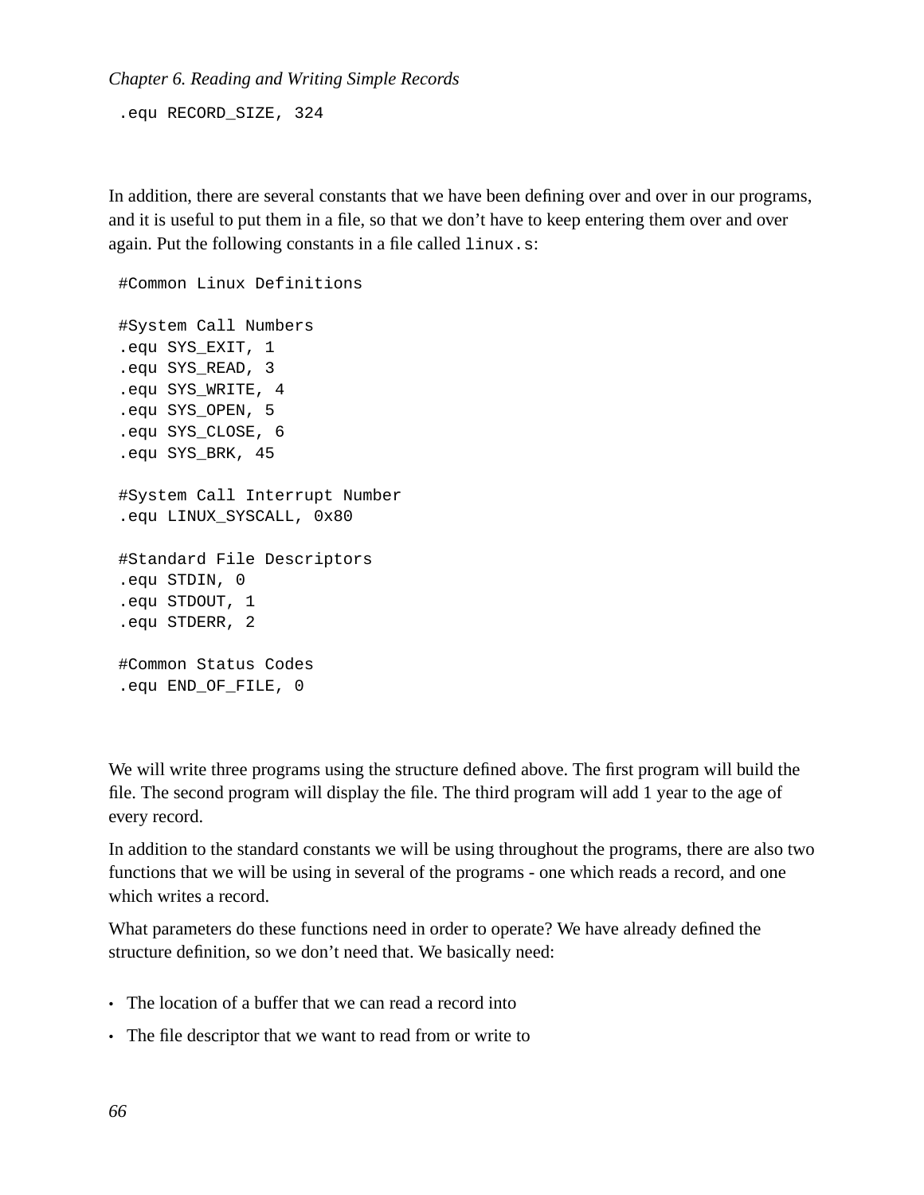```
.equ RECORD_SIZE, 324
```

In addition, there are several constants that we have been defining over and over in our programs, and it is useful to put them in a file, so that we don't have to keep entering them over and over again. Put the following constants in a file called `linux.s`:

```
#Common Linux Definitions

#System Call Numbers
.equ SYS_EXIT, 1
.equ SYS_READ, 3
.equ SYS_WRITE, 4
.equ SYS_OPEN, 5
.equ SYS_CLOSE, 6
.equ SYS_BRK, 45

#System Call Interrupt Number
.equ LINUX_SYSCALL, 0x80

#Standard File Descriptors
.equ STDIN, 0
.equ STDOUT, 1
.equ STDERR, 2

#Common Status Codes
.equ END_OF_FILE, 0
```

We will write three programs using the structure defined above. The first program will build the file. The second program will display the file. The third program will add 1 year to the age of every record.

In addition to the standard constants we will be using throughout the programs, there are also two functions that we will be using in several of the programs - one which reads a record, and one which writes a record.

What parameters do these functions need in order to operate? We have already defined the structure definition, so we don't need that. We basically need:

- The location of a buffer that we can read a record into
- The file descriptor that we want to read from or write to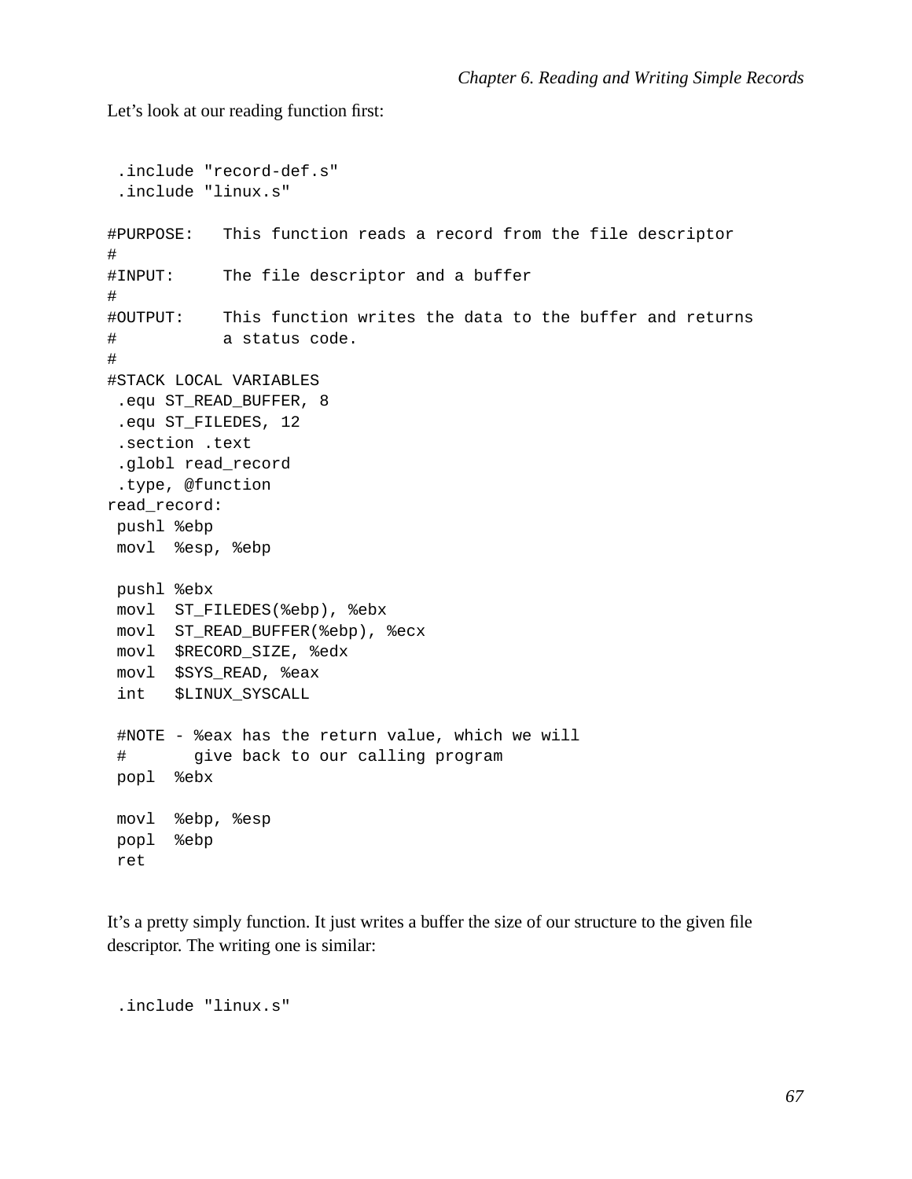Let's look at our reading function first:

```
 .include "record-def.s"
 .include "linux.s"

#PURPOSE:   This function reads a record from the file descriptor
#
#INPUT:     The file descriptor and a buffer
#
#OUTPUT:    This function writes the data to the buffer and returns
#           a status code.
#
#STACK LOCAL VARIABLES
 .equ ST_READ_BUFFER, 8
 .equ ST_FILEDES, 12
 .section .text
 .globl read_record
 .type, @function
read_record:
 pushl %ebp
 movl  %esp, %ebp

 pushl %ebx
 movl  ST_FILEDES(%ebp), %ebx
 movl  ST_READ_BUFFER(%ebp), %ecx
 movl  $RECORD_SIZE, %edx
 movl  $SYS_READ, %eax
 int   $LINUX_SYSCALL

 #NOTE - %eax has the return value, which we will
 #       give back to our calling program
 popl  %ebx

 movl  %ebp, %esp
 popl  %ebp
 ret
```

It's a pretty simply function. It just writes a buffer the size of our structure to the given file descriptor. The writing one is similar:

```
 .include "linux.s"
```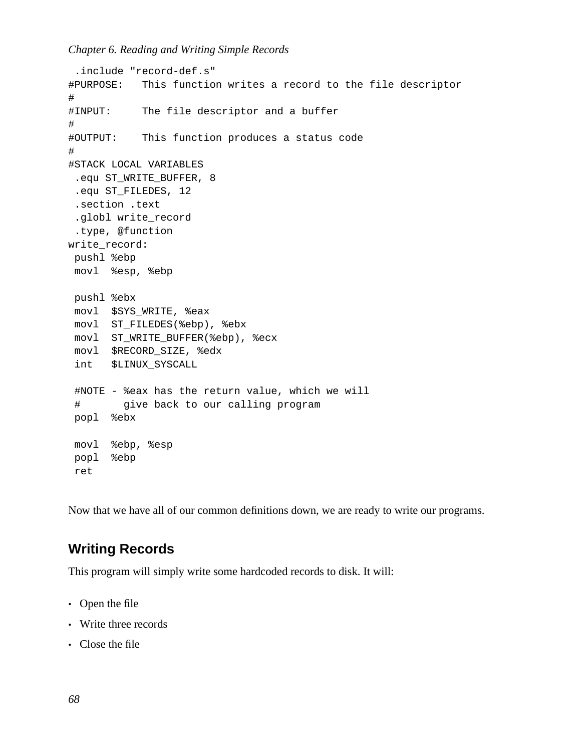```
 .include "record-def.s"
#PURPOSE:   This function writes a record to the file descriptor
#
#INPUT:     The file descriptor and a buffer
#
#OUTPUT:    This function produces a status code
#
#STACK LOCAL VARIABLES
 .equ ST_WRITE_BUFFER, 8
 .equ ST_FILEDES, 12
 .section .text
 .globl write_record
 .type, @function
write_record:
 pushl %ebp
 movl  %esp, %ebp

 pushl %ebx
 movl  $SYS_WRITE, %eax
 movl  ST_FILEDES(%ebp), %ebx
 movl  ST_WRITE_BUFFER(%ebp), %ecx
 movl  $RECORD_SIZE, %edx
 int   $LINUX_SYSCALL

 #NOTE - %eax has the return value, which we will
 #       give back to our calling program
 popl  %ebx

 movl  %ebp, %esp
 popl  %ebp
 ret
```

Now that we have all of our common definitions down, we are ready to write our programs.

## Writing Records

This program will simply write some hardcoded records to disk. It will:

- Open the file
- Write three records
- Close the file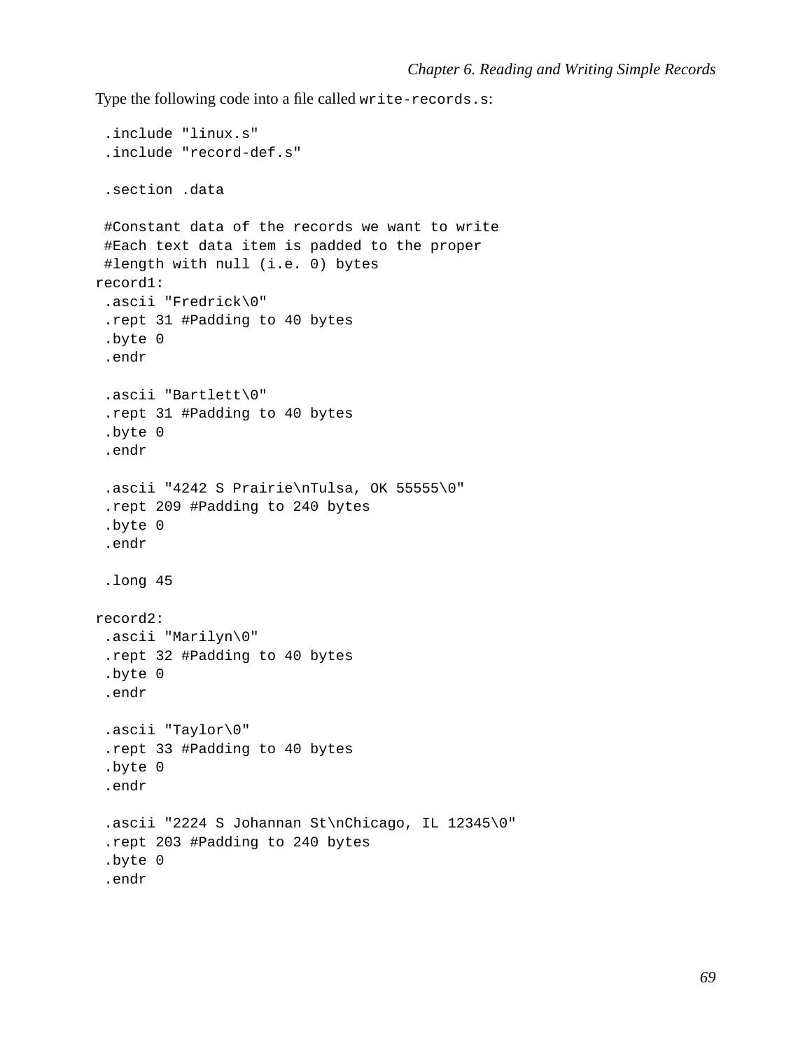Type the following code into a file called `write-records.s`:

```
 .include "linux.s"
 .include "record-def.s"

 .section .data

 #Constant data of the records we want to write
 #Each text data item is padded to the proper
 #length with null (i.e. 0) bytes
record1:
 .ascii "Fredrick\0"
 .rept 31 #Padding to 40 bytes
 .byte 0
 .endr

 .ascii "Bartlett\0"
 .rept 31 #Padding to 40 bytes
 .byte 0
 .endr

 .ascii "4242 S Prairie\nTulsa, OK 55555\0"
 .rept 209 #Padding to 240 bytes
 .byte 0
 .endr

 .long 45

record2:
 .ascii "Marilyn\0"
 .rept 32 #Padding to 40 bytes
 .byte 0
 .endr

 .ascii "Taylor\0"
 .rept 33 #Padding to 40 bytes
 .byte 0
 .endr

 .ascii "2224 S Johannan St\nChicago, IL 12345\0"
 .rept 203 #Padding to 240 bytes
 .byte 0
 .endr
```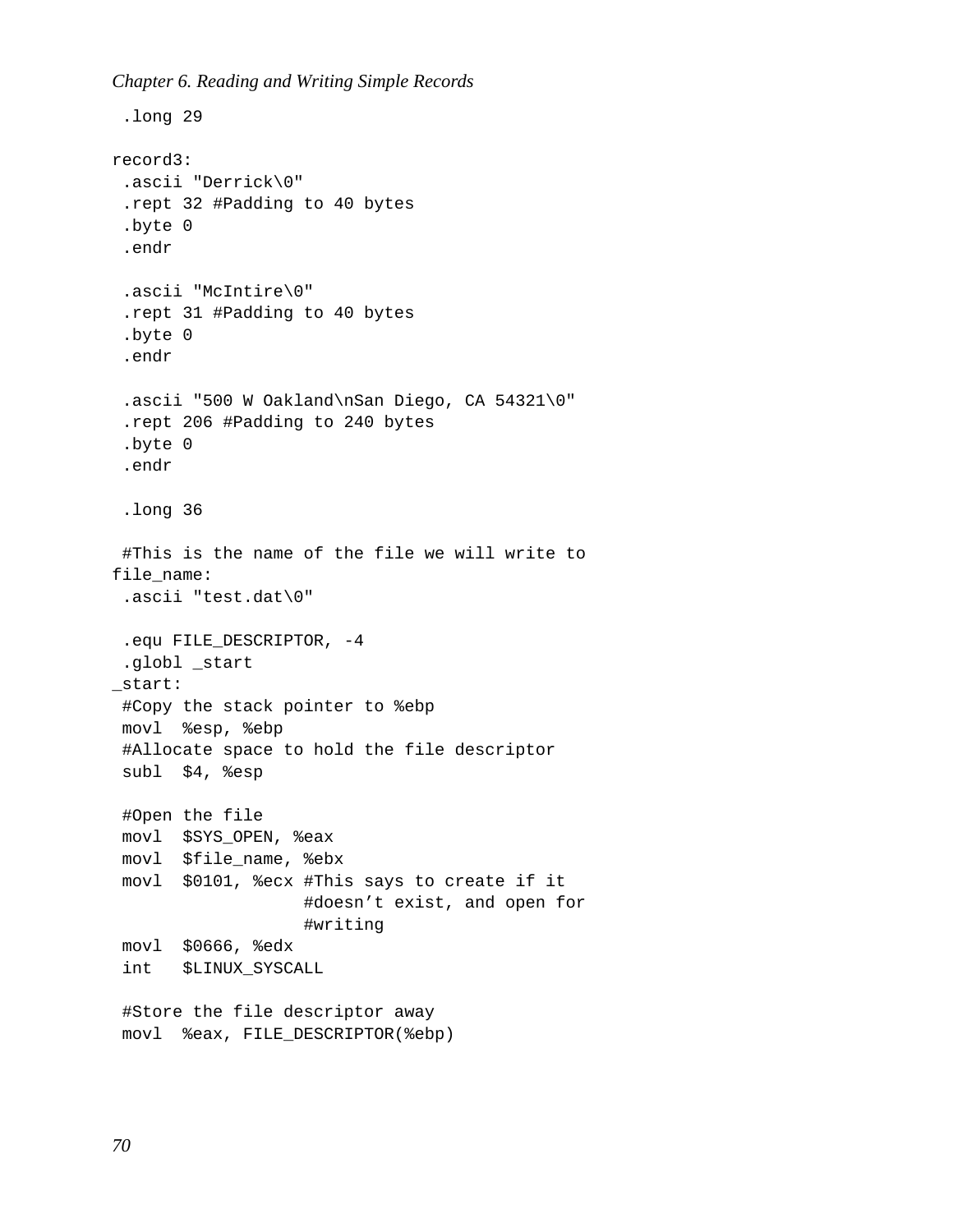```
 .long 29

record3:
 .ascii "Derrick\0"
 .rept 32 #Padding to 40 bytes
 .byte 0
 .endr

 .ascii "McIntire\0"
 .rept 31 #Padding to 40 bytes
 .byte 0
 .endr

 .ascii "500 W Oakland\nSan Diego, CA 54321\0"
 .rept 206 #Padding to 240 bytes
 .byte 0
 .endr

 .long 36

 #This is the name of the file we will write to
file_name:
 .ascii "test.dat\0"

 .equ FILE_DESCRIPTOR, -4
 .globl _start
_start:
 #Copy the stack pointer to %ebp
 movl  %esp, %ebp
 #Allocate space to hold the file descriptor
 subl  $4, %esp

 #Open the file
 movl  $SYS_OPEN, %eax
 movl  $file_name, %ebx
 movl  $0101, %ecx #This says to create if it
                   #doesn't exist, and open for
                   #writing
 movl  $0666, %edx
 int   $LINUX_SYSCALL

 #Store the file descriptor away
 movl  %eax, FILE_DESCRIPTOR(%ebp)
```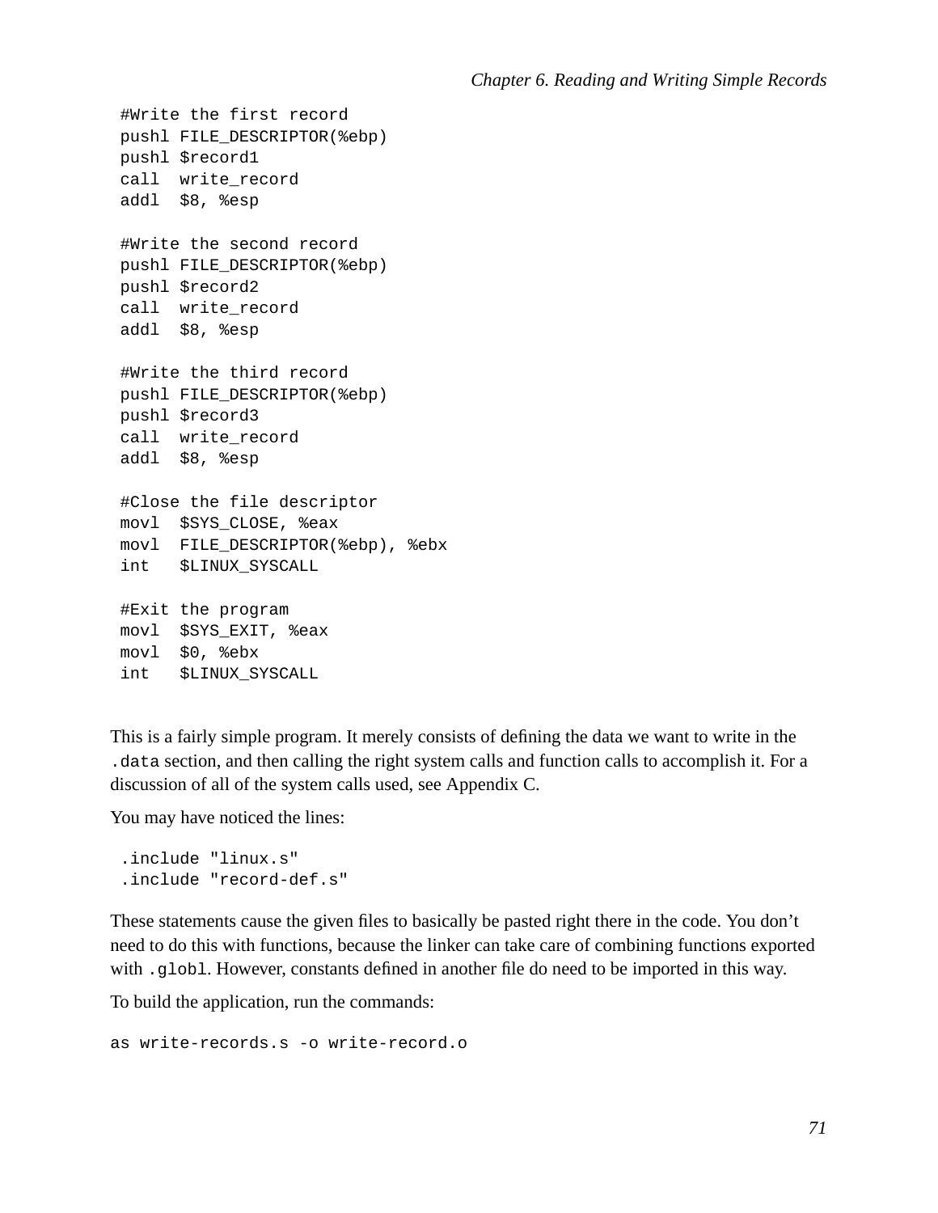```
#Write the first record
pushl FILE_DESCRIPTOR(%ebp)
pushl $record1
call  write_record
addl  $8, %esp

#Write the second record
pushl FILE_DESCRIPTOR(%ebp)
pushl $record2
call  write_record
addl  $8, %esp

#Write the third record
pushl FILE_DESCRIPTOR(%ebp)
pushl $record3
call  write_record
addl  $8, %esp

#Close the file descriptor
movl  $SYS_CLOSE, %eax
movl  FILE_DESCRIPTOR(%ebp), %ebx
int   $LINUX_SYSCALL

#Exit the program
movl  $SYS_EXIT, %eax
movl  $0, %ebx
int   $LINUX_SYSCALL
```

This is a fairly simple program. It merely consists of defining the data we want to write in the `.data` section, and then calling the right system calls and function calls to accomplish it. For a discussion of all of the system calls used, see Appendix C.

You may have noticed the lines:

```
.include "linux.s"
.include "record-def.s"
```

These statements cause the given files to basically be pasted right there in the code. You don't need to do this with functions, because the linker can take care of combining functions exported with `.globl`. However, constants defined in another file do need to be imported in this way.

To build the application, run the commands:

```
as write-records.s -o write-record.o
```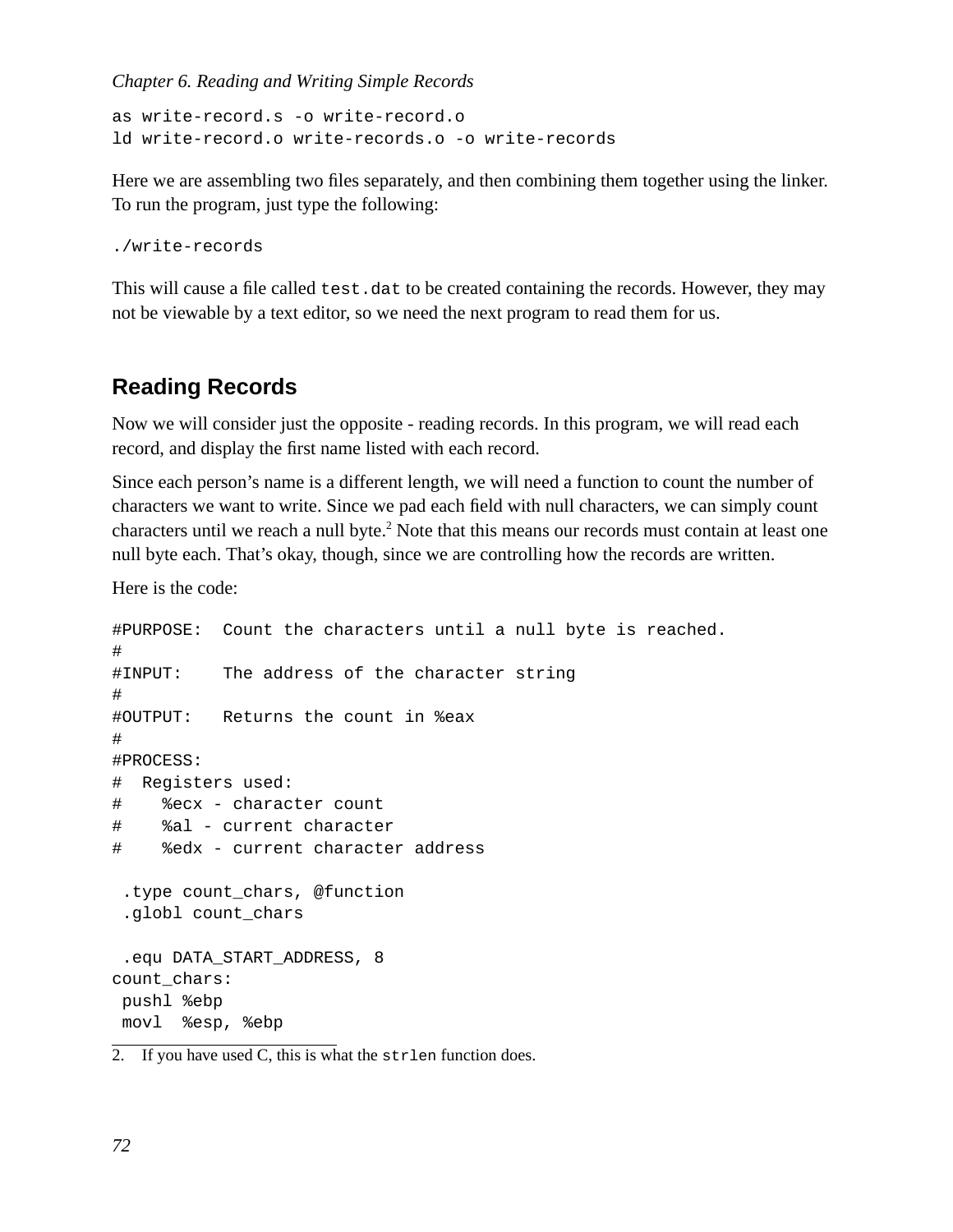```
as write-record.s -o write-record.o
ld write-record.o write-records.o -o write-records
```

Here we are assembling two files separately, and then combining them together using the linker. To run the program, just type the following:

```
./write-records
```

This will cause a file called `test.dat` to be created containing the records. However, they may not be viewable by a text editor, so we need the next program to read them for us.

## Reading Records

Now we will consider just the opposite - reading records. In this program, we will read each record, and display the first name listed with each record.

Since each person's name is a different length, we will need a function to count the number of characters we want to write. Since we pad each field with null characters, we can simply count characters until we reach a null byte.[2] Note that this means our records must contain at least one null byte each. That's okay, though, since we are controlling how the records are written.

Here is the code:

```
#PURPOSE:  Count the characters until a null byte is reached.
#
#INPUT:    The address of the character string
#
#OUTPUT:   Returns the count in %eax
#
#PROCESS:
#  Registers used:
#    %ecx - character count
#    %al - current character
#    %edx - current character address

 .type count_chars, @function
 .globl count_chars

 .equ DATA_START_ADDRESS, 8
count_chars:
 pushl %ebp
 movl  %esp, %ebp
```

2. If you have used C, this is what the `strlen` function does.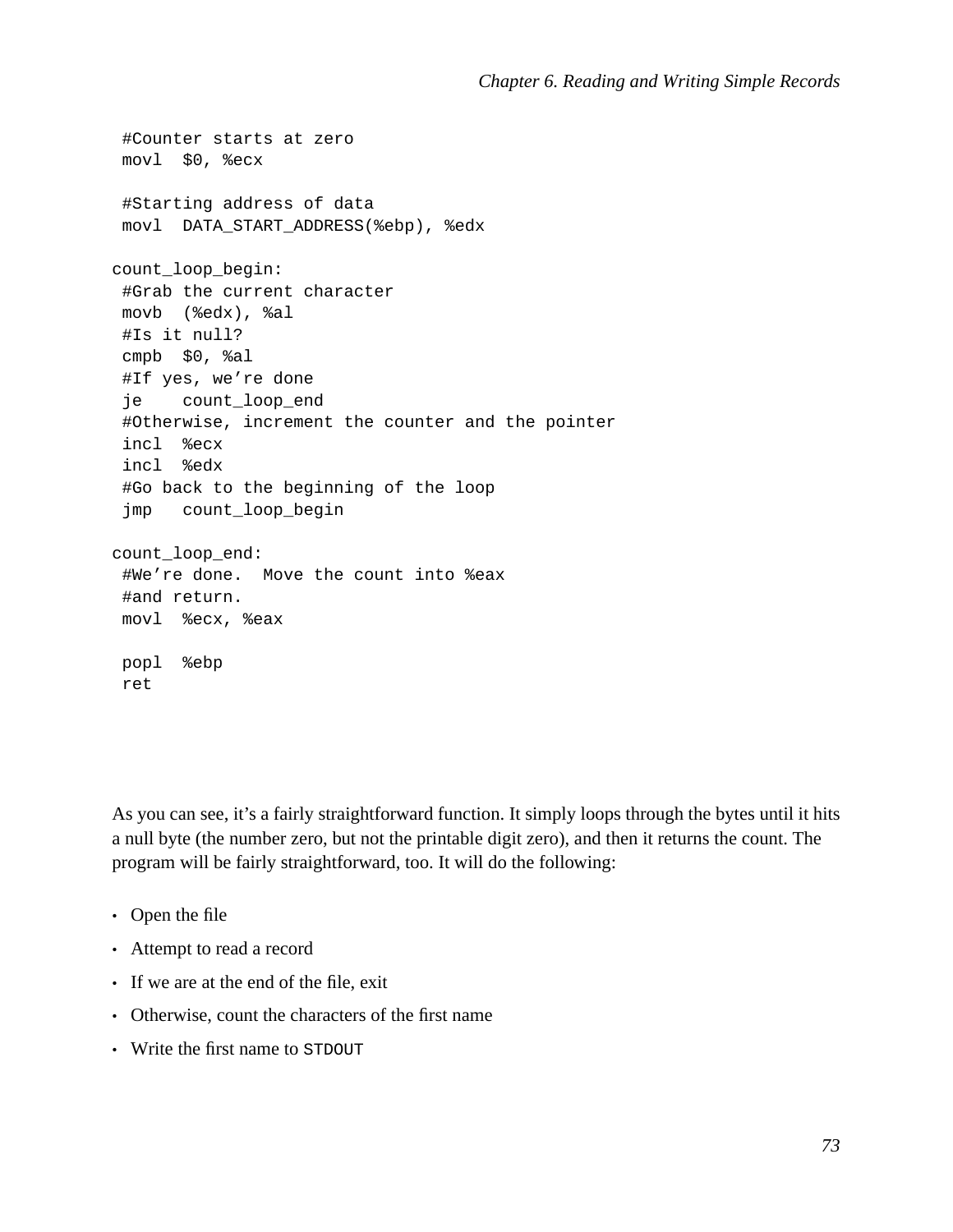```
 #Counter starts at zero
 movl  $0, %ecx

 #Starting address of data
 movl  DATA_START_ADDRESS(%ebp), %edx

count_loop_begin:
 #Grab the current character
 movb  (%edx), %al
 #Is it null?
 cmpb  $0, %al
 #If yes, we’re done
 je    count_loop_end
 #Otherwise, increment the counter and the pointer
 incl  %ecx
 incl  %edx
 #Go back to the beginning of the loop
 jmp   count_loop_begin

count_loop_end:
 #We’re done.  Move the count into %eax
 #and return.
 movl  %ecx, %eax

 popl  %ebp
 ret
```

As you can see, it’s a fairly straightforward function. It simply loops through the bytes until it hits a null byte (the number zero, but not the printable digit zero), and then it returns the count. The program will be fairly straightforward, too. It will do the following:

- Open the file
- Attempt to read a record
- If we are at the end of the file, exit
- Otherwise, count the characters of the first name
- Write the first name to `STDOUT`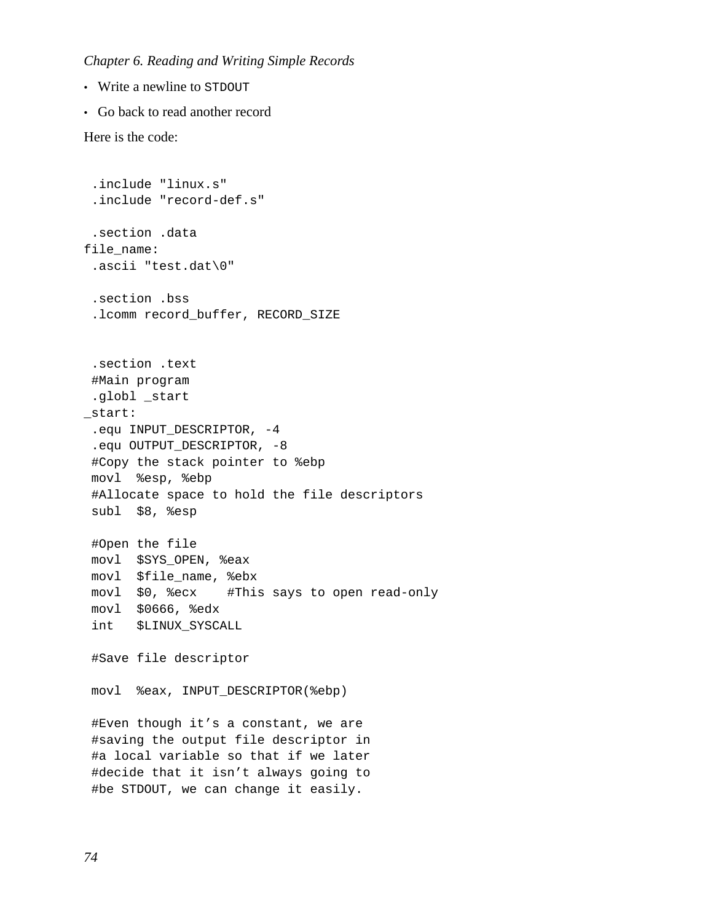- Write a newline to STDOUT
- Go back to read another record

Here is the code:

```
 .include "linux.s"
 .include "record-def.s"

 .section .data
file_name:
 .ascii "test.dat\0"

 .section .bss
 .lcomm record_buffer, RECORD_SIZE


 .section .text
 #Main program
 .globl _start
_start:
 .equ INPUT_DESCRIPTOR, -4
 .equ OUTPUT_DESCRIPTOR, -8
 #Copy the stack pointer to %ebp
 movl  %esp, %ebp
 #Allocate space to hold the file descriptors
 subl  $8, %esp

 #Open the file
 movl  $SYS_OPEN, %eax
 movl  $file_name, %ebx
 movl  $0, %ecx    #This says to open read-only
 movl  $0666, %edx
 int   $LINUX_SYSCALL

 #Save file descriptor

 movl  %eax, INPUT_DESCRIPTOR(%ebp)

 #Even though it’s a constant, we are
 #saving the output file descriptor in
 #a local variable so that if we later
 #decide that it isn’t always going to
 #be STDOUT, we can change it easily.
```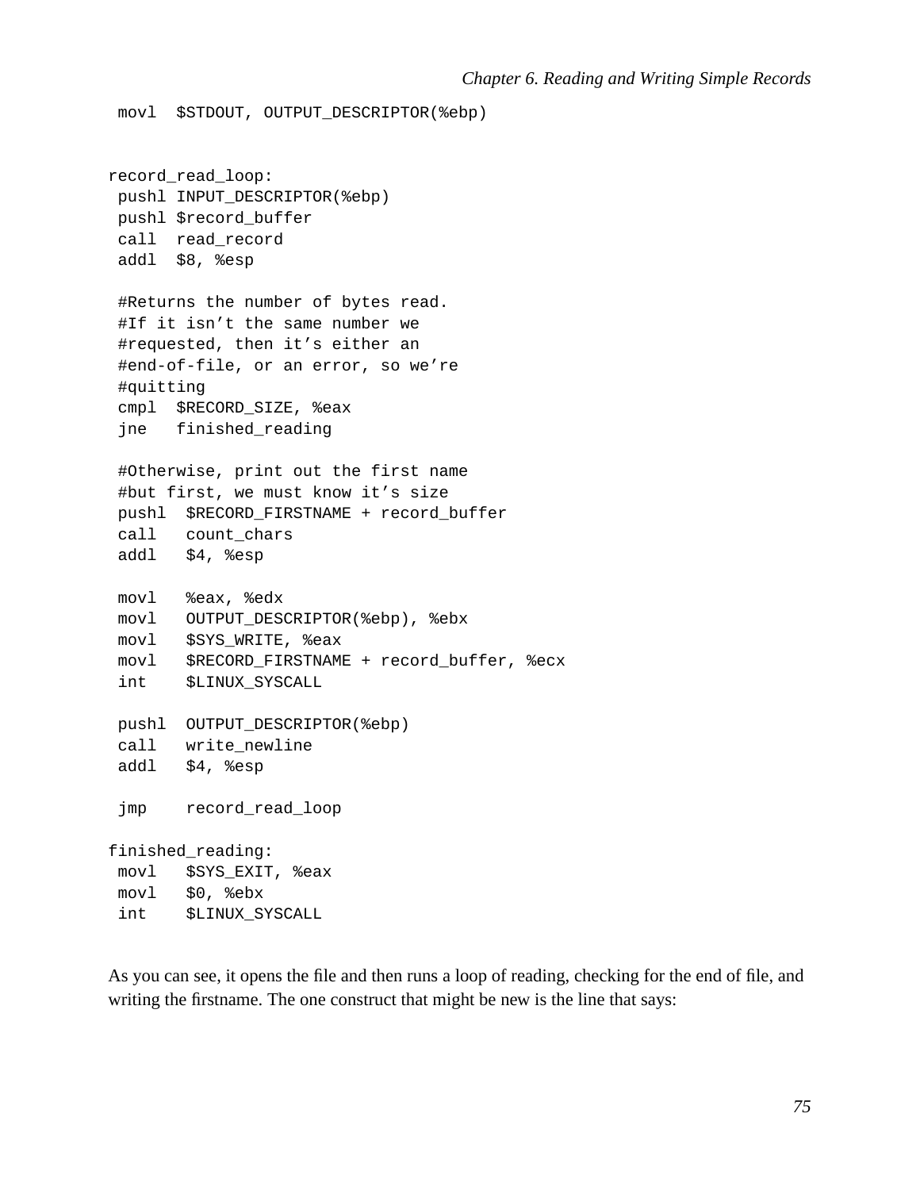```
 movl  $STDOUT, OUTPUT_DESCRIPTOR(%ebp)


record_read_loop:
 pushl INPUT_DESCRIPTOR(%ebp)
 pushl $record_buffer
 call  read_record
 addl  $8, %esp

 #Returns the number of bytes read.
 #If it isn’t the same number we
 #requested, then it’s either an
 #end-of-file, or an error, so we’re
 #quitting
 cmpl  $RECORD_SIZE, %eax
 jne   finished_reading

 #Otherwise, print out the first name
 #but first, we must know it’s size
 pushl  $RECORD_FIRSTNAME + record_buffer
 call   count_chars
 addl   $4, %esp

 movl   %eax, %edx
 movl   OUTPUT_DESCRIPTOR(%ebp), %ebx
 movl   $SYS_WRITE, %eax
 movl   $RECORD_FIRSTNAME + record_buffer, %ecx
 int    $LINUX_SYSCALL

 pushl  OUTPUT_DESCRIPTOR(%ebp)
 call   write_newline
 addl   $4, %esp

 jmp    record_read_loop

finished_reading:
 movl   $SYS_EXIT, %eax
 movl   $0, %ebx
 int    $LINUX_SYSCALL
```

As you can see, it opens the file and then runs a loop of reading, checking for the end of file, and writing the firstname. The one construct that might be new is the line that says: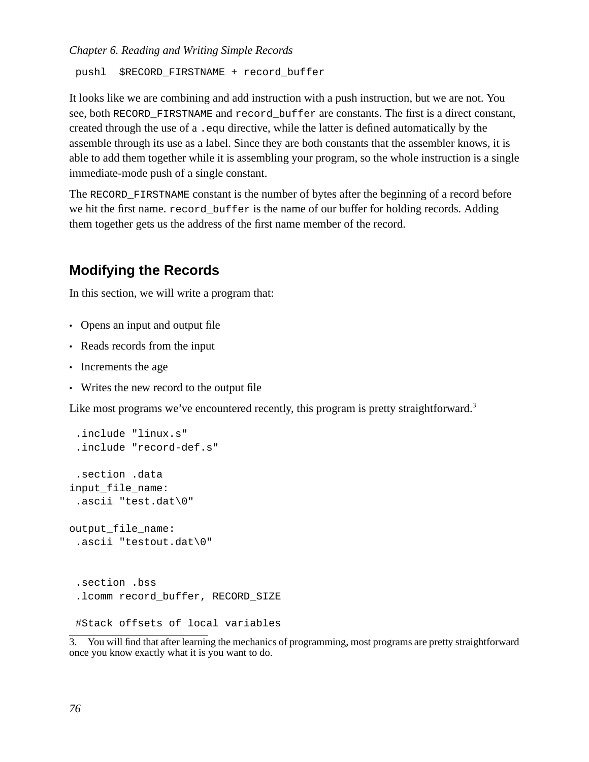```
pushl  $RECORD_FIRSTNAME + record_buffer
```

It looks like we are combining and add instruction with a push instruction, but we are not. You see, both `RECORD_FIRSTNAME` and `record_buffer` are constants. The first is a direct constant, created through the use of a `.equ` directive, while the latter is defined automatically by the assemble through its use as a label. Since they are both constants that the assembler knows, it is able to add them together while it is assembling your program, so the whole instruction is a single immediate-mode push of a single constant.

The `RECORD_FIRSTNAME` constant is the number of bytes after the beginning of a record before we hit the first name. `record_buffer` is the name of our buffer for holding records. Adding them together gets us the address of the first name member of the record.

## Modifying the Records

In this section, we will write a program that:

- Opens an input and output file
- Reads records from the input
- Increments the age
- Writes the new record to the output file

Like most programs we've encountered recently, this program is pretty straightforward.[3]

```
 .include "linux.s"
 .include "record-def.s"

 .section .data
input_file_name:
 .ascii "test.dat\0"

output_file_name:
 .ascii "testout.dat\0"


 .section .bss
 .lcomm record_buffer, RECORD_SIZE

 #Stack offsets of local variables
```

3. You will find that after learning the mechanics of programming, most programs are pretty straightforward once you know exactly what it is you want to do.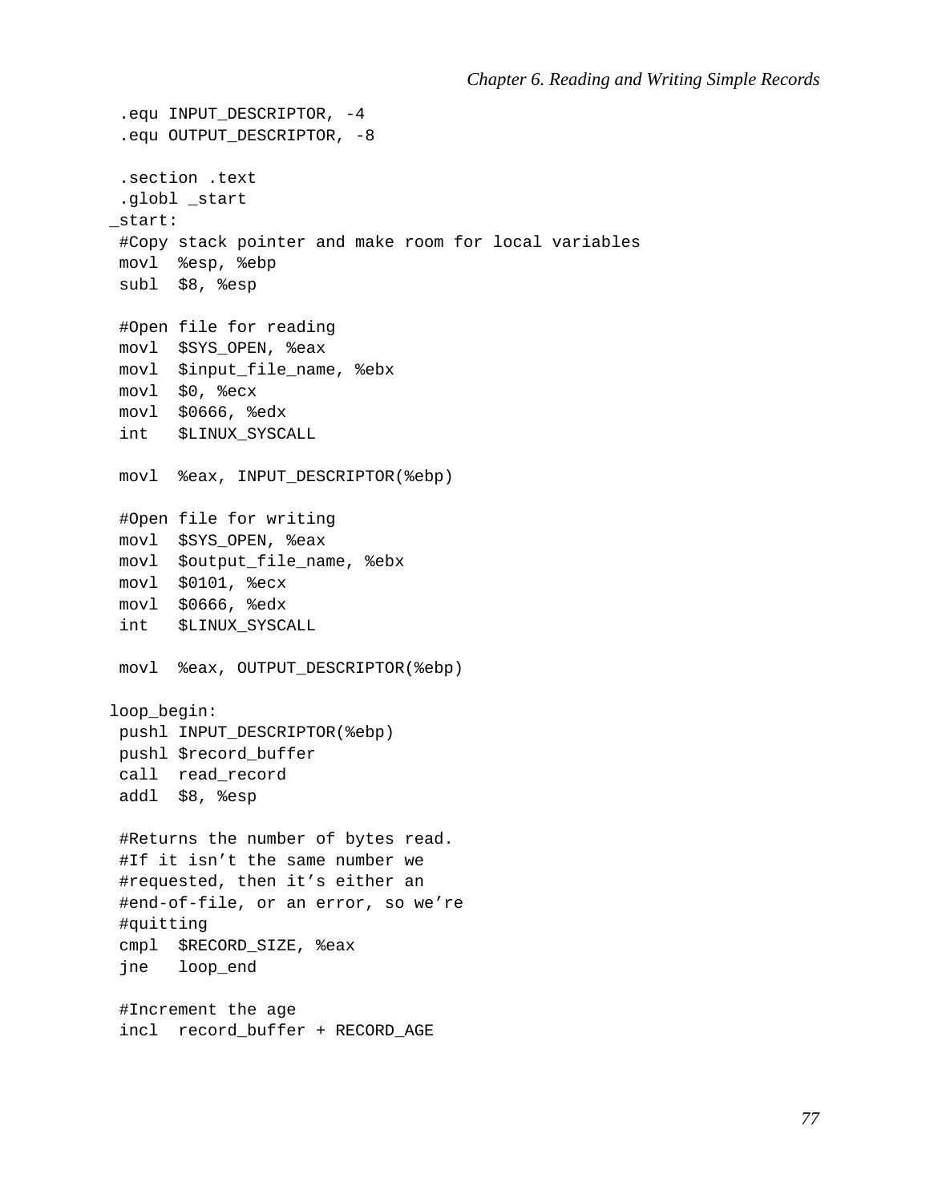```
 .equ INPUT_DESCRIPTOR, -4
 .equ OUTPUT_DESCRIPTOR, -8

 .section .text
 .globl _start
_start:
 #Copy stack pointer and make room for local variables
 movl  %esp, %ebp
 subl  $8, %esp

 #Open file for reading
 movl  $SYS_OPEN, %eax
 movl  $input_file_name, %ebx
 movl  $0, %ecx
 movl  $0666, %edx
 int   $LINUX_SYSCALL

 movl  %eax, INPUT_DESCRIPTOR(%ebp)

 #Open file for writing
 movl  $SYS_OPEN, %eax
 movl  $output_file_name, %ebx
 movl  $0101, %ecx
 movl  $0666, %edx
 int   $LINUX_SYSCALL

 movl  %eax, OUTPUT_DESCRIPTOR(%ebp)

loop_begin:
 pushl INPUT_DESCRIPTOR(%ebp)
 pushl $record_buffer
 call  read_record
 addl  $8, %esp

 #Returns the number of bytes read.
 #If it isn’t the same number we
 #requested, then it’s either an
 #end-of-file, or an error, so we’re
 #quitting
 cmpl  $RECORD_SIZE, %eax
 jne   loop_end

 #Increment the age
 incl  record_buffer + RECORD_AGE
```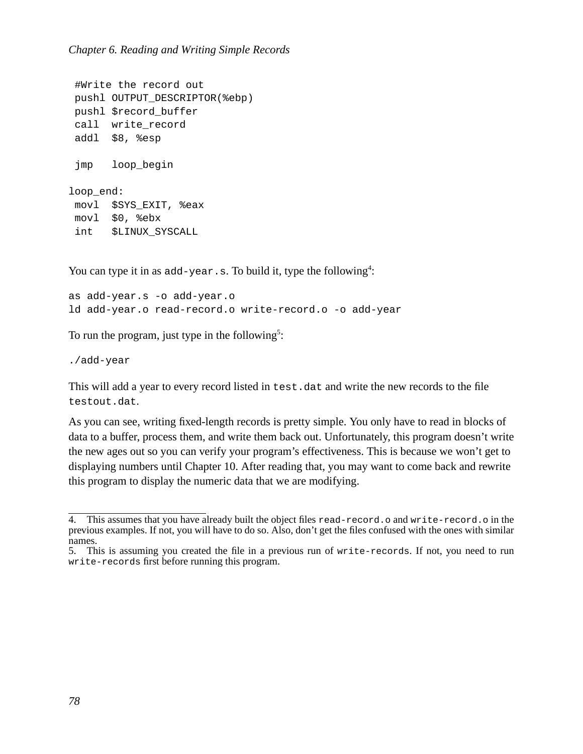```
 #Write the record out
 pushl OUTPUT_DESCRIPTOR(%ebp)
 pushl $record_buffer
 call  write_record
 addl  $8, %esp

 jmp   loop_begin

loop_end:
 movl  $SYS_EXIT, %eax
 movl  $0, %ebx
 int   $LINUX_SYSCALL
```

You can type it in as `add-year.s`. To build it, type the following[4]:

```
as add-year.s -o add-year.o
ld add-year.o read-record.o write-record.o -o add-year
```

To run the program, just type in the following[5]:

```
./add-year
```

This will add a year to every record listed in `test.dat` and write the new records to the file `testout.dat`.

As you can see, writing fixed-length records is pretty simple. You only have to read in blocks of data to a buffer, process them, and write them back out. Unfortunately, this program doesn't write the new ages out so you can verify your program's effectiveness. This is because we won't get to displaying numbers until Chapter 10. After reading that, you may want to come back and rewrite this program to display the numeric data that we are modifying.

---

4. This assumes that you have already built the object files `read-record.o` and `write-record.o` in the previous examples. If not, you will have to do so. Also, don't get the files confused with the ones with similar names.

5. This is assuming you created the file in a previous run of `write-records`. If not, you need to run `write-records` first before running this program.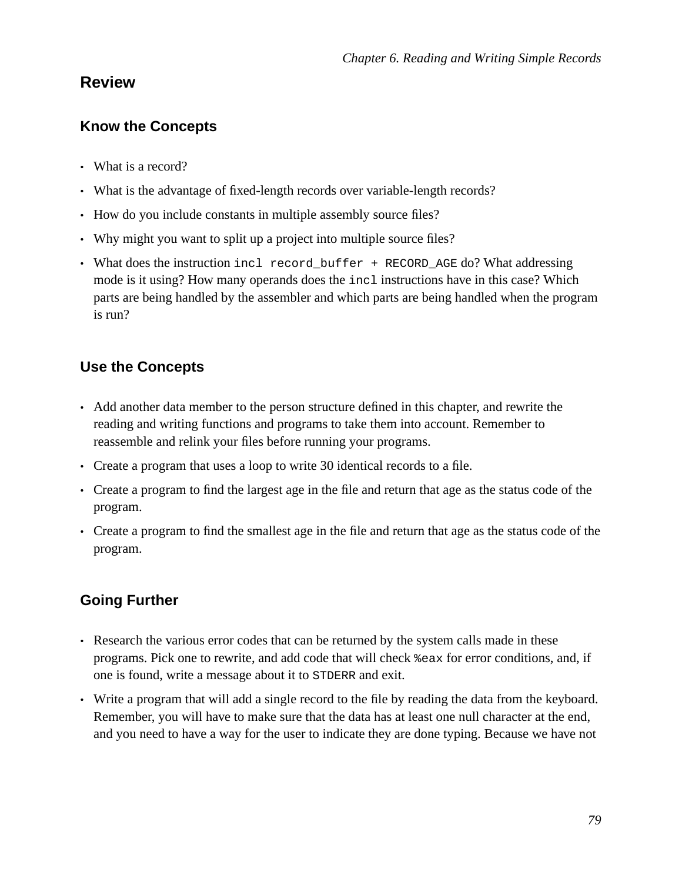## Review

### Know the Concepts

- What is a record?
- What is the advantage of fixed-length records over variable-length records?
- How do you include constants in multiple assembly source files?
- Why might you want to split up a project into multiple source files?
- What does the instruction `incl record_buffer + RECORD_AGE` do? What addressing mode is it using? How many operands does the `incl` instructions have in this case? Which parts are being handled by the assembler and which parts are being handled when the program is run?

### Use the Concepts

- Add another data member to the person structure defined in this chapter, and rewrite the reading and writing functions and programs to take them into account. Remember to reassemble and relink your files before running your programs.
- Create a program that uses a loop to write 30 identical records to a file.
- Create a program to find the largest age in the file and return that age as the status code of the program.
- Create a program to find the smallest age in the file and return that age as the status code of the program.

### Going Further

- Research the various error codes that can be returned by the system calls made in these programs. Pick one to rewrite, and add code that will check `%eax` for error conditions, and, if one is found, write a message about it to `STDERR` and exit.
- Write a program that will add a single record to the file by reading the data from the keyboard. Remember, you will have to make sure that the data has at least one null character at the end, and you need to have a way for the user to indicate they are done typing. Because we have not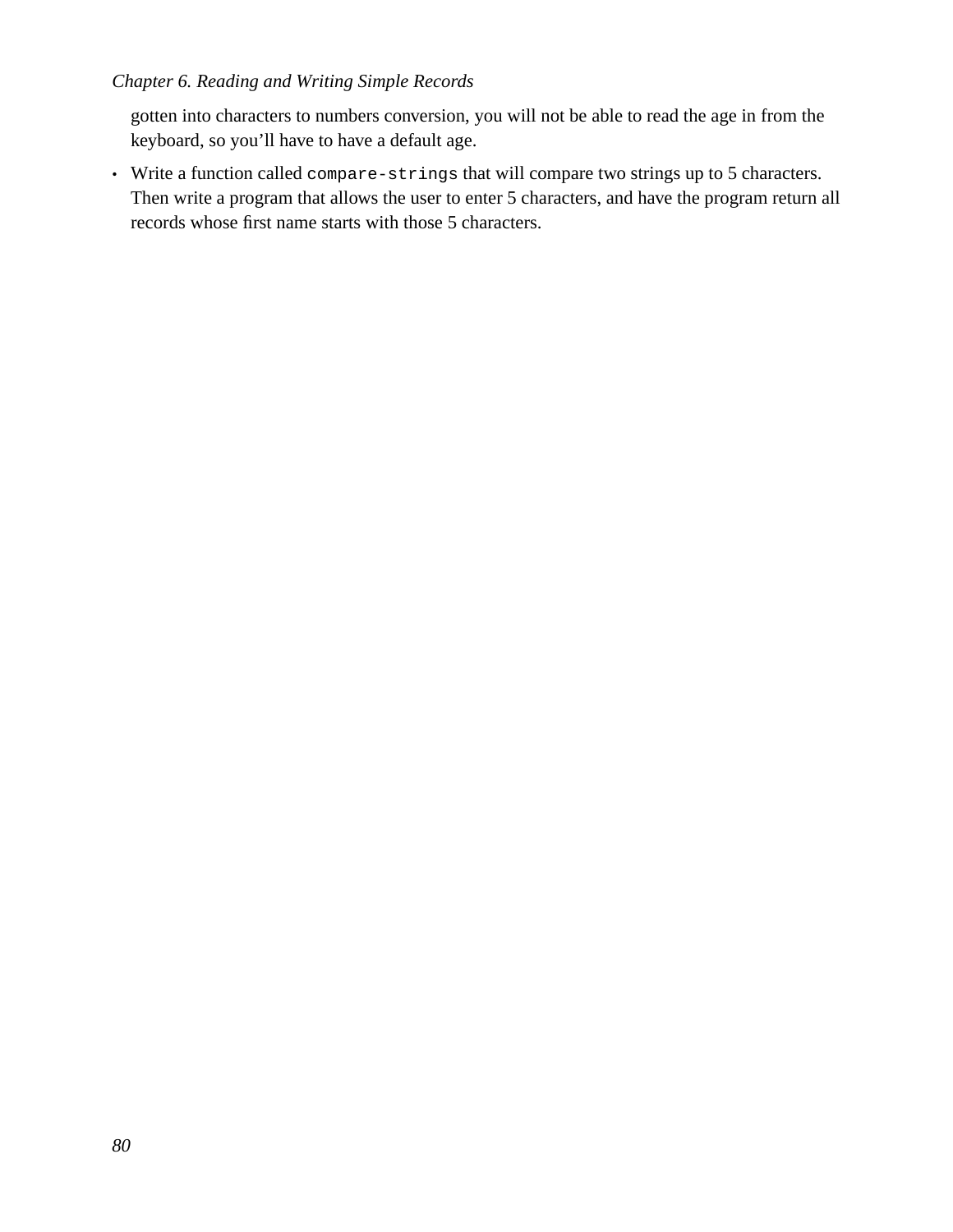gotten into characters to numbers conversion, you will not be able to read the age in from the keyboard, so you'll have to have a default age.

- Write a function called `compare-strings` that will compare two strings up to 5 characters. Then write a program that allows the user to enter 5 characters, and have the program return all records whose first name starts with those 5 characters.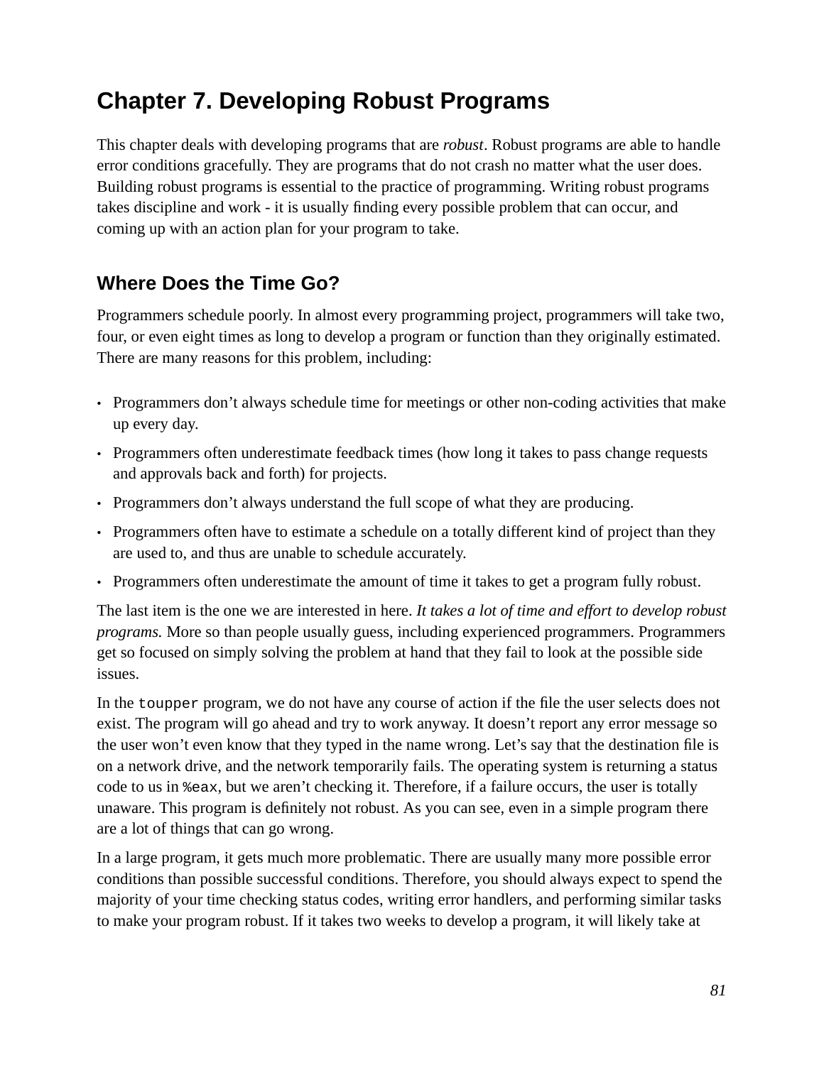# Chapter 7. Developing Robust Programs

This chapter deals with developing programs that are *robust*. Robust programs are able to handle error conditions gracefully. They are programs that do not crash no matter what the user does. Building robust programs is essential to the practice of programming. Writing robust programs takes discipline and work - it is usually finding every possible problem that can occur, and coming up with an action plan for your program to take.

## Where Does the Time Go?

Programmers schedule poorly. In almost every programming project, programmers will take two, four, or even eight times as long to develop a program or function than they originally estimated. There are many reasons for this problem, including:

- Programmers don't always schedule time for meetings or other non-coding activities that make up every day.
- Programmers often underestimate feedback times (how long it takes to pass change requests and approvals back and forth) for projects.
- Programmers don't always understand the full scope of what they are producing.
- Programmers often have to estimate a schedule on a totally different kind of project than they are used to, and thus are unable to schedule accurately.
- Programmers often underestimate the amount of time it takes to get a program fully robust.

The last item is the one we are interested in here. *It takes a lot of time and effort to develop robust programs.* More so than people usually guess, including experienced programmers. Programmers get so focused on simply solving the problem at hand that they fail to look at the possible side issues.

In the `toupper` program, we do not have any course of action if the file the user selects does not exist. The program will go ahead and try to work anyway. It doesn't report any error message so the user won't even know that they typed in the name wrong. Let's say that the destination file is on a network drive, and the network temporarily fails. The operating system is returning a status code to us in `%eax`, but we aren't checking it. Therefore, if a failure occurs, the user is totally unaware. This program is definitely not robust. As you can see, even in a simple program there are a lot of things that can go wrong.

In a large program, it gets much more problematic. There are usually many more possible error conditions than possible successful conditions. Therefore, you should always expect to spend the majority of your time checking status codes, writing error handlers, and performing similar tasks to make your program robust. If it takes two weeks to develop a program, it will likely take at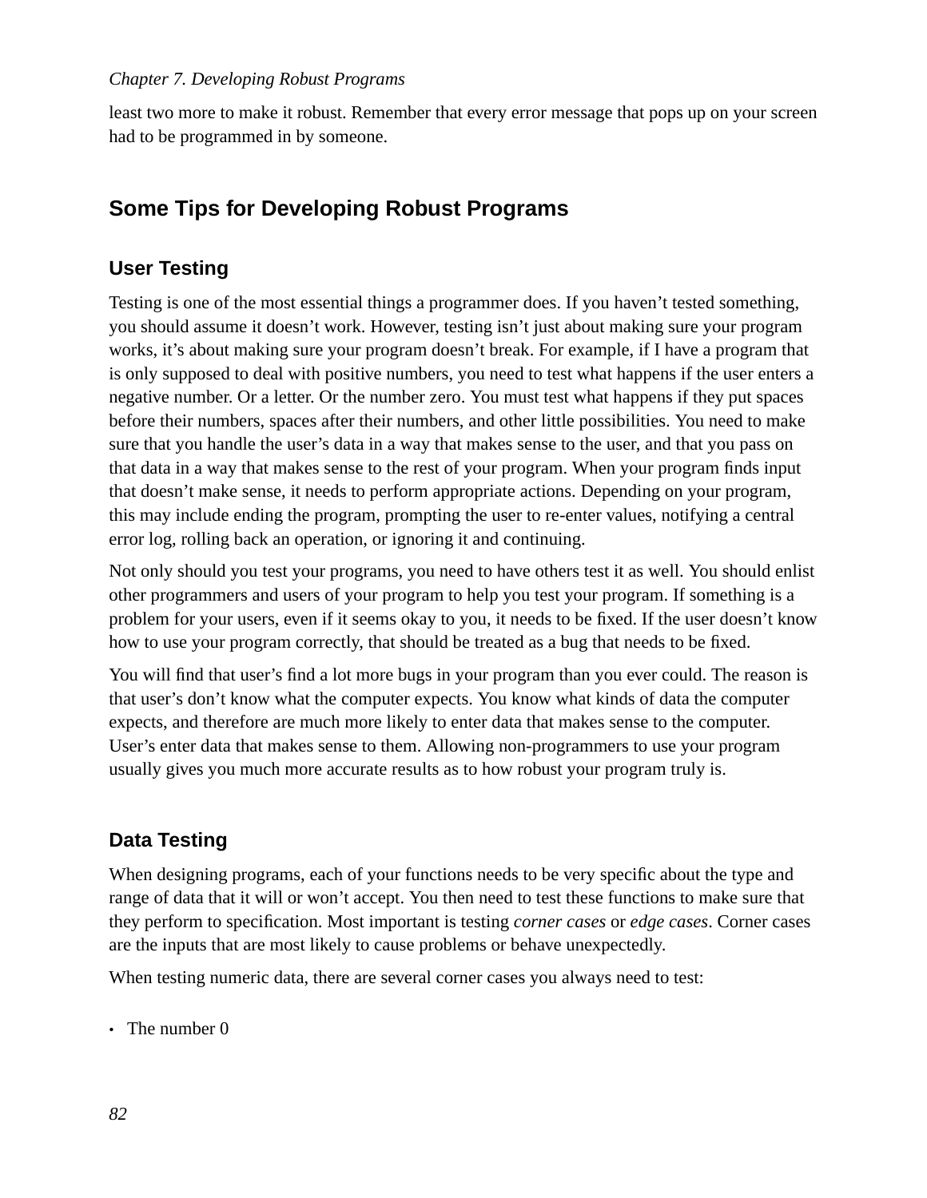least two more to make it robust. Remember that every error message that pops up on your screen had to be programmed in by someone.

## Some Tips for Developing Robust Programs

### User Testing

Testing is one of the most essential things a programmer does. If you haven't tested something, you should assume it doesn't work. However, testing isn't just about making sure your program works, it's about making sure your program doesn't break. For example, if I have a program that is only supposed to deal with positive numbers, you need to test what happens if the user enters a negative number. Or a letter. Or the number zero. You must test what happens if they put spaces before their numbers, spaces after their numbers, and other little possibilities. You need to make sure that you handle the user's data in a way that makes sense to the user, and that you pass on that data in a way that makes sense to the rest of your program. When your program finds input that doesn't make sense, it needs to perform appropriate actions. Depending on your program, this may include ending the program, prompting the user to re-enter values, notifying a central error log, rolling back an operation, or ignoring it and continuing.

Not only should you test your programs, you need to have others test it as well. You should enlist other programmers and users of your program to help you test your program. If something is a problem for your users, even if it seems okay to you, it needs to be fixed. If the user doesn't know how to use your program correctly, that should be treated as a bug that needs to be fixed.

You will find that user's find a lot more bugs in your program than you ever could. The reason is that user's don't know what the computer expects. You know what kinds of data the computer expects, and therefore are much more likely to enter data that makes sense to the computer. User's enter data that makes sense to them. Allowing non-programmers to use your program usually gives you much more accurate results as to how robust your program truly is.

### Data Testing

When designing programs, each of your functions needs to be very specific about the type and range of data that it will or won't accept. You then need to test these functions to make sure that they perform to specification. Most important is testing *corner cases* or *edge cases*. Corner cases are the inputs that are most likely to cause problems or behave unexpectedly.

When testing numeric data, there are several corner cases you always need to test:

- The number 0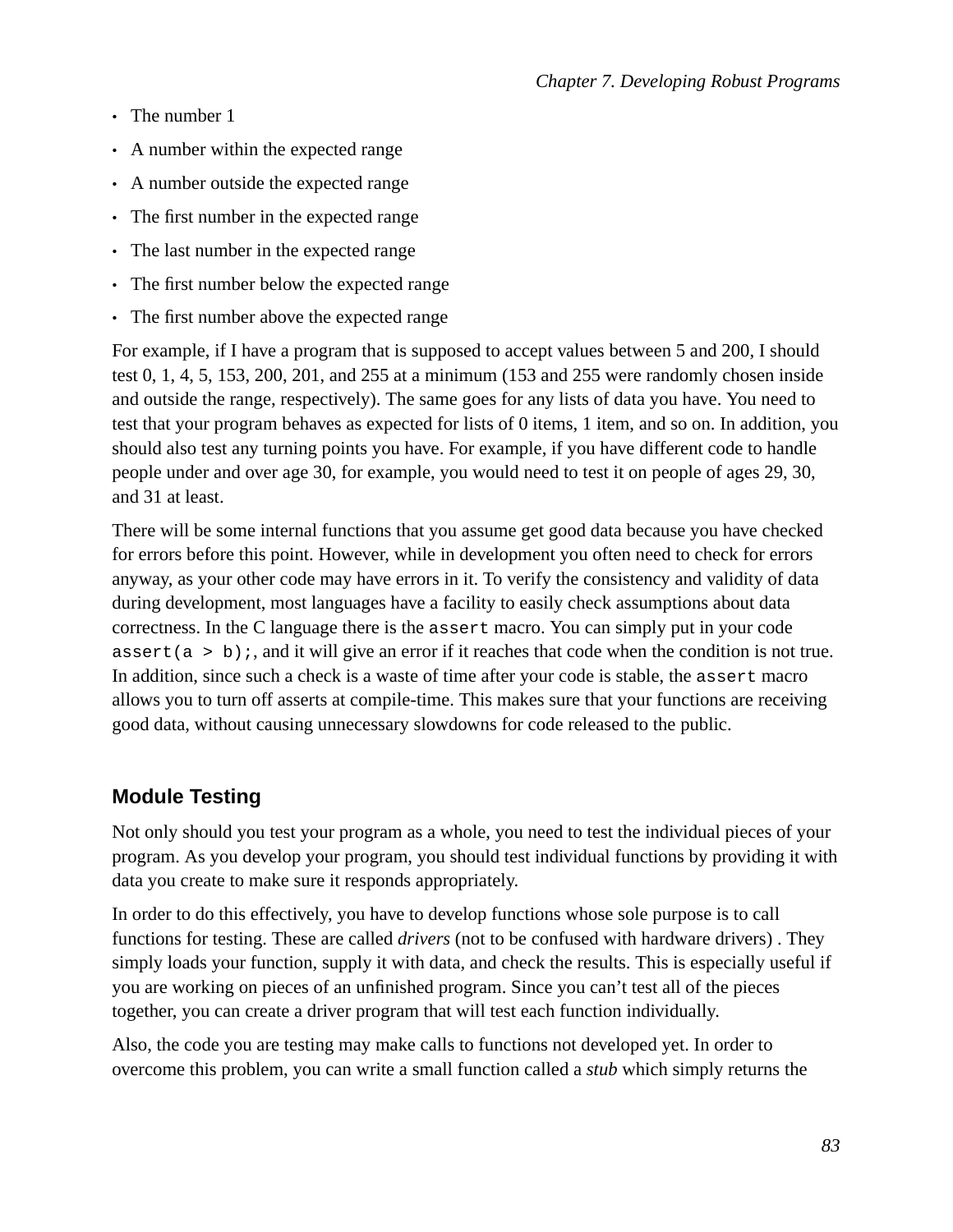- The number 1
- A number within the expected range
- A number outside the expected range
- The first number in the expected range
- The last number in the expected range
- The first number below the expected range
- The first number above the expected range

For example, if I have a program that is supposed to accept values between 5 and 200, I should test 0, 1, 4, 5, 153, 200, 201, and 255 at a minimum (153 and 255 were randomly chosen inside and outside the range, respectively). The same goes for any lists of data you have. You need to test that your program behaves as expected for lists of 0 items, 1 item, and so on. In addition, you should also test any turning points you have. For example, if you have different code to handle people under and over age 30, for example, you would need to test it on people of ages 29, 30, and 31 at least.

There will be some internal functions that you assume get good data because you have checked for errors before this point. However, while in development you often need to check for errors anyway, as your other code may have errors in it. To verify the consistency and validity of data during development, most languages have a facility to easily check assumptions about data correctness. In the C language there is the `assert` macro. You can simply put in your code `assert(a > b);`, and it will give an error if it reaches that code when the condition is not true. In addition, since such a check is a waste of time after your code is stable, the `assert` macro allows you to turn off asserts at compile-time. This makes sure that your functions are receiving good data, without causing unnecessary slowdowns for code released to the public.

## Module Testing

Not only should you test your program as a whole, you need to test the individual pieces of your program. As you develop your program, you should test individual functions by providing it with data you create to make sure it responds appropriately.

In order to do this effectively, you have to develop functions whose sole purpose is to call functions for testing. These are called *drivers* (not to be confused with hardware drivers) . They simply loads your function, supply it with data, and check the results. This is especially useful if you are working on pieces of an unfinished program. Since you can't test all of the pieces together, you can create a driver program that will test each function individually.

Also, the code you are testing may make calls to functions not developed yet. In order to overcome this problem, you can write a small function called a *stub* which simply returns the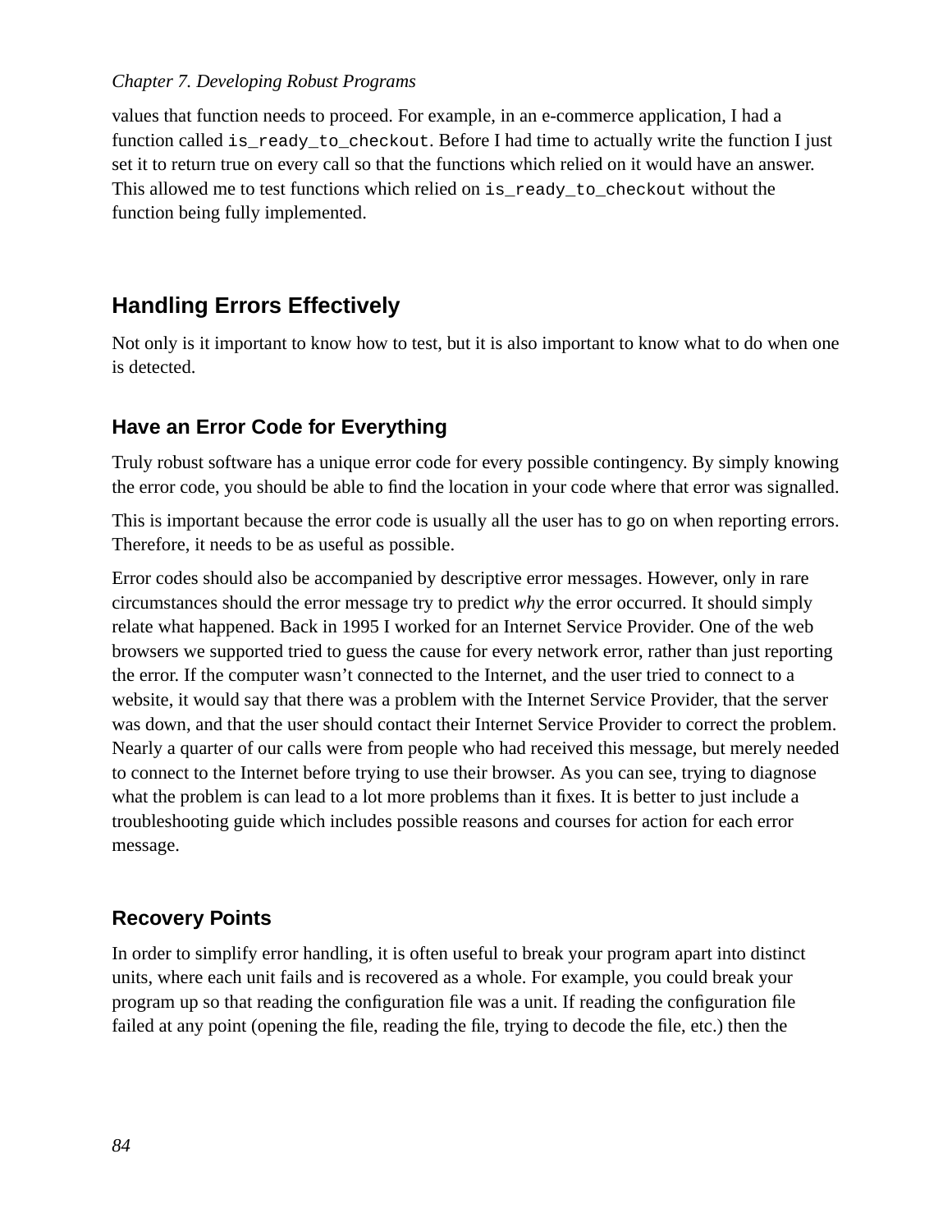values that function needs to proceed. For example, in an e-commerce application, I had a function called `is_ready_to_checkout`. Before I had time to actually write the function I just set it to return true on every call so that the functions which relied on it would have an answer. This allowed me to test functions which relied on `is_ready_to_checkout` without the function being fully implemented.

## Handling Errors Effectively

Not only is it important to know how to test, but it is also important to know what to do when one is detected.

### Have an Error Code for Everything

Truly robust software has a unique error code for every possible contingency. By simply knowing the error code, you should be able to find the location in your code where that error was signalled.

This is important because the error code is usually all the user has to go on when reporting errors. Therefore, it needs to be as useful as possible.

Error codes should also be accompanied by descriptive error messages. However, only in rare circumstances should the error message try to predict *why* the error occurred. It should simply relate what happened. Back in 1995 I worked for an Internet Service Provider. One of the web browsers we supported tried to guess the cause for every network error, rather than just reporting the error. If the computer wasn't connected to the Internet, and the user tried to connect to a website, it would say that there was a problem with the Internet Service Provider, that the server was down, and that the user should contact their Internet Service Provider to correct the problem. Nearly a quarter of our calls were from people who had received this message, but merely needed to connect to the Internet before trying to use their browser. As you can see, trying to diagnose what the problem is can lead to a lot more problems than it fixes. It is better to just include a troubleshooting guide which includes possible reasons and courses for action for each error message.

### Recovery Points

In order to simplify error handling, it is often useful to break your program apart into distinct units, where each unit fails and is recovered as a whole. For example, you could break your program up so that reading the configuration file was a unit. If reading the configuration file failed at any point (opening the file, reading the file, trying to decode the file, etc.) then the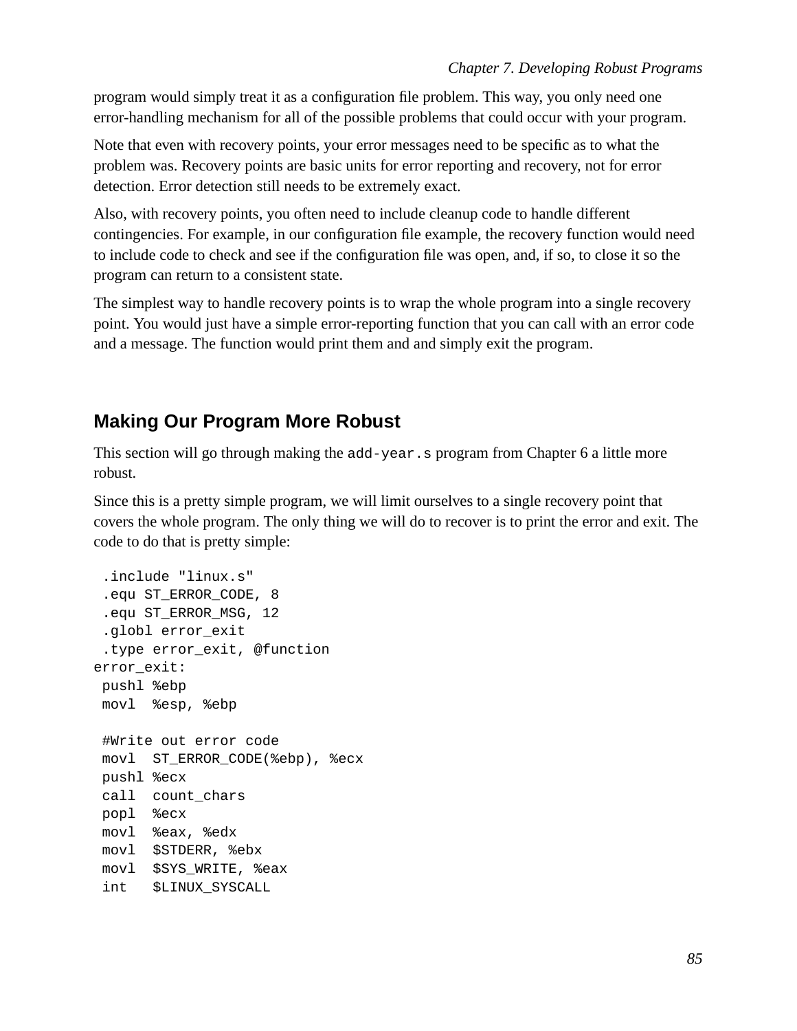program would simply treat it as a configuration file problem. This way, you only need one error-handling mechanism for all of the possible problems that could occur with your program.

Note that even with recovery points, your error messages need to be specific as to what the problem was. Recovery points are basic units for error reporting and recovery, not for error detection. Error detection still needs to be extremely exact.

Also, with recovery points, you often need to include cleanup code to handle different contingencies. For example, in our configuration file example, the recovery function would need to include code to check and see if the configuration file was open, and, if so, to close it so the program can return to a consistent state.

The simplest way to handle recovery points is to wrap the whole program into a single recovery point. You would just have a simple error-reporting function that you can call with an error code and a message. The function would print them and and simply exit the program.

## Making Our Program More Robust

This section will go through making the `add-year.s` program from Chapter 6 a little more robust.

Since this is a pretty simple program, we will limit ourselves to a single recovery point that covers the whole program. The only thing we will do to recover is to print the error and exit. The code to do that is pretty simple:

```
 .include "linux.s"
 .equ ST_ERROR_CODE, 8
 .equ ST_ERROR_MSG, 12
 .globl error_exit
 .type error_exit, @function
error_exit:
 pushl %ebp
 movl  %esp, %ebp

 #Write out error code
 movl  ST_ERROR_CODE(%ebp), %ecx
 pushl %ecx
 call  count_chars
 popl  %ecx
 movl  %eax, %edx
 movl  $STDERR, %ebx
 movl  $SYS_WRITE, %eax
 int   $LINUX_SYSCALL
```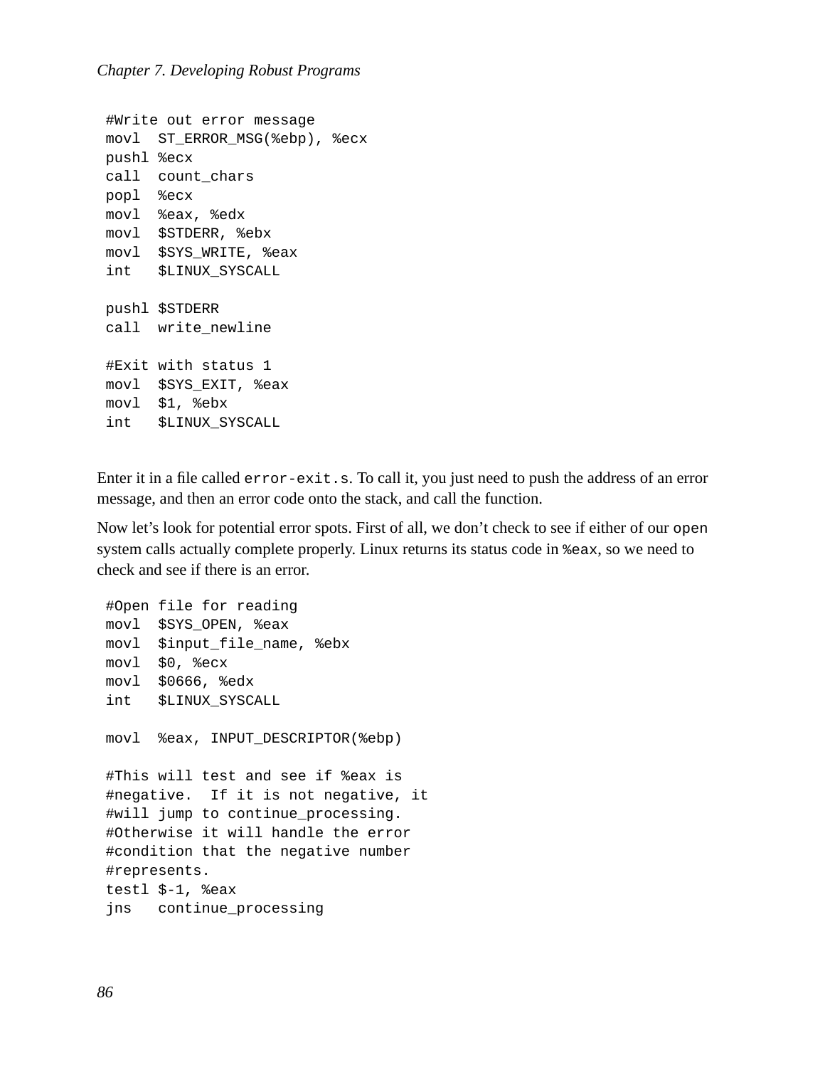```
#Write out error message
movl  ST_ERROR_MSG(%ebp), %ecx
pushl %ecx
call  count_chars
popl  %ecx
movl  %eax, %edx
movl  $STDERR, %ebx
movl  $SYS_WRITE, %eax
int   $LINUX_SYSCALL

pushl $STDERR
call  write_newline

#Exit with status 1
movl  $SYS_EXIT, %eax
movl  $1, %ebx
int   $LINUX_SYSCALL
```

Enter it in a file called `error-exit.s`. To call it, you just need to push the address of an error message, and then an error code onto the stack, and call the function.

Now let's look for potential error spots. First of all, we don't check to see if either of our `open` system calls actually complete properly. Linux returns its status code in `%eax`, so we need to check and see if there is an error.

```
#Open file for reading
movl  $SYS_OPEN, %eax
movl  $input_file_name, %ebx
movl  $0, %ecx
movl  $0666, %edx
int   $LINUX_SYSCALL

movl  %eax, INPUT_DESCRIPTOR(%ebp)

#This will test and see if %eax is
#negative.  If it is not negative, it
#will jump to continue_processing.
#Otherwise it will handle the error
#condition that the negative number
#represents.
testl $-1, %eax
jns   continue_processing
```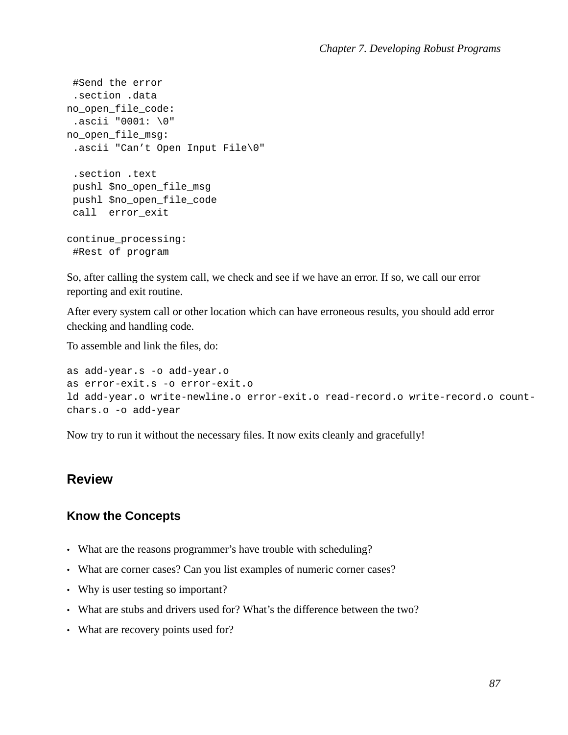```
 #Send the error
 .section .data
no_open_file_code:
 .ascii "0001: \0"
no_open_file_msg:
 .ascii "Can’t Open Input File\0"

 .section .text
 pushl $no_open_file_msg
 pushl $no_open_file_code
 call  error_exit

continue_processing:
 #Rest of program
```

So, after calling the system call, we check and see if we have an error. If so, we call our error reporting and exit routine.

After every system call or other location which can have erroneous results, you should add error checking and handling code.

To assemble and link the files, do:

```
as add-year.s -o add-year.o
as error-exit.s -o error-exit.o
ld add-year.o write-newline.o error-exit.o read-record.o write-record.o count-
chars.o -o add-year
```

Now try to run it without the necessary files. It now exits cleanly and gracefully!

## Review

### Know the Concepts

- What are the reasons programmer’s have trouble with scheduling?
- What are corner cases? Can you list examples of numeric corner cases?
- Why is user testing so important?
- What are stubs and drivers used for? What’s the difference between the two?
- What are recovery points used for?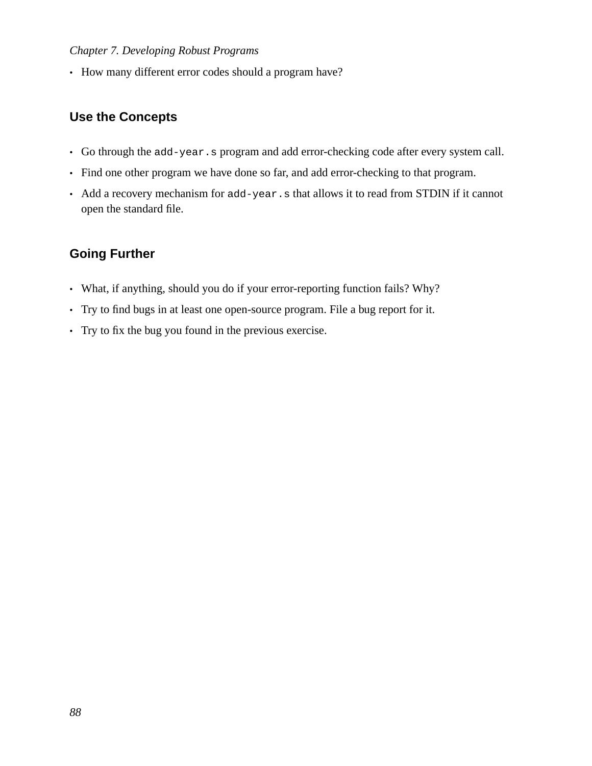- How many different error codes should a program have?

## Use the Concepts

- Go through the `add-year.s` program and add error-checking code after every system call.
- Find one other program we have done so far, and add error-checking to that program.
- Add a recovery mechanism for `add-year.s` that allows it to read from STDIN if it cannot open the standard file.

## Going Further

- What, if anything, should you do if your error-reporting function fails? Why?
- Try to find bugs in at least one open-source program. File a bug report for it.
- Try to fix the bug you found in the previous exercise.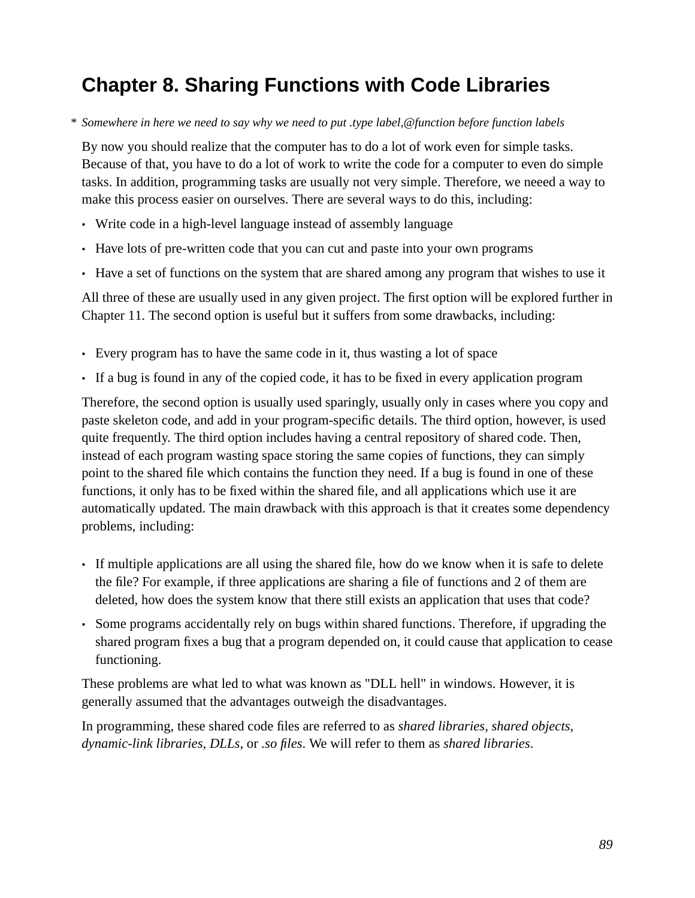# Chapter 8. Sharing Functions with Code Libraries

* *Somewhere in here we need to say why we need to put .type label,@function before function labels*

By now you should realize that the computer has to do a lot of work even for simple tasks. Because of that, you have to do a lot of work to write the code for a computer to even do simple tasks. In addition, programming tasks are usually not very simple. Therefore, we neeed a way to make this process easier on ourselves. There are several ways to do this, including:

- Write code in a high-level language instead of assembly language
- Have lots of pre-written code that you can cut and paste into your own programs
- Have a set of functions on the system that are shared among any program that wishes to use it

All three of these are usually used in any given project. The first option will be explored further in Chapter 11. The second option is useful but it suffers from some drawbacks, including:

- Every program has to have the same code in it, thus wasting a lot of space
- If a bug is found in any of the copied code, it has to be fixed in every application program

Therefore, the second option is usually used sparingly, usually only in cases where you copy and paste skeleton code, and add in your program-specific details. The third option, however, is used quite frequently. The third option includes having a central repository of shared code. Then, instead of each program wasting space storing the same copies of functions, they can simply point to the shared file which contains the function they need. If a bug is found in one of these functions, it only has to be fixed within the shared file, and all applications which use it are automatically updated. The main drawback with this approach is that it creates some dependency problems, including:

- If multiple applications are all using the shared file, how do we know when it is safe to delete the file? For example, if three applications are sharing a file of functions and 2 of them are deleted, how does the system know that there still exists an application that uses that code?
- Some programs accidentally rely on bugs within shared functions. Therefore, if upgrading the shared program fixes a bug that a program depended on, it could cause that application to cease functioning.

These problems are what led to what was known as "DLL hell" in windows. However, it is generally assumed that the advantages outweigh the disadvantages.

In programming, these shared code files are referred to as *shared libraries*, *shared objects*, *dynamic-link libraries*, *DLLs*, or *.so files*. We will refer to them as *shared libraries*.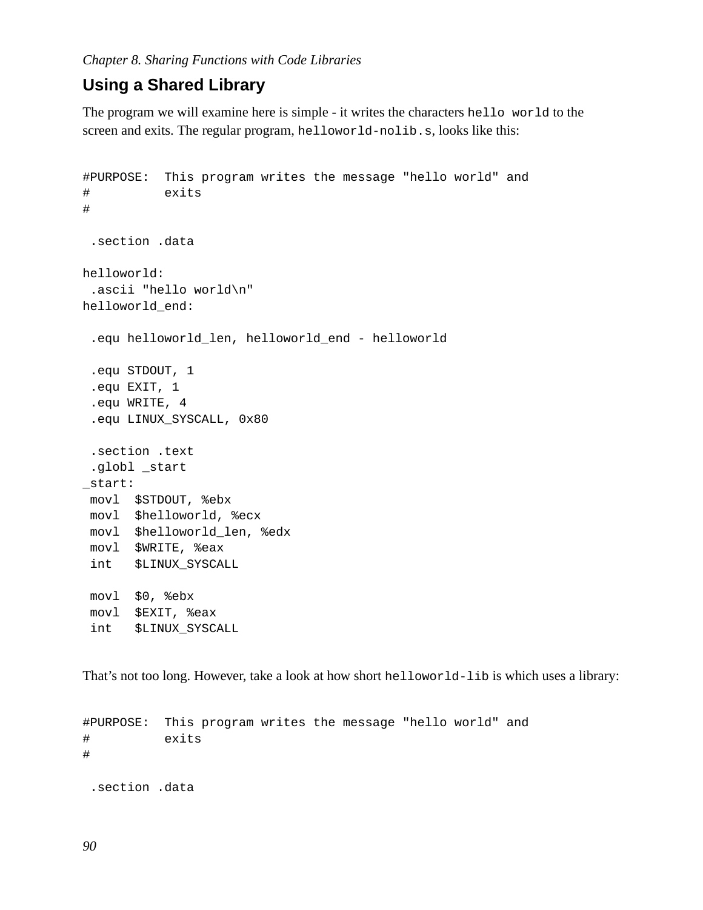## Using a Shared Library

The program we will examine here is simple - it writes the characters `hello world` to the screen and exits. The regular program, `helloworld-nolib.s`, looks like this:

```
#PURPOSE:  This program writes the message "hello world" and
#          exits
#

 .section .data

helloworld:
 .ascii "hello world\n"
helloworld_end:

 .equ helloworld_len, helloworld_end - helloworld

 .equ STDOUT, 1
 .equ EXIT, 1
 .equ WRITE, 4
 .equ LINUX_SYSCALL, 0x80

 .section .text
 .globl _start
_start:
 movl  $STDOUT, %ebx
 movl  $helloworld, %ecx
 movl  $helloworld_len, %edx
 movl  $WRITE, %eax
 int   $LINUX_SYSCALL

 movl  $0, %ebx
 movl  $EXIT, %eax
 int   $LINUX_SYSCALL
```

That's not too long. However, take a look at how short `helloworld-lib` is which uses a library:

```
#PURPOSE:  This program writes the message "hello world" and
#          exits
#

 .section .data
```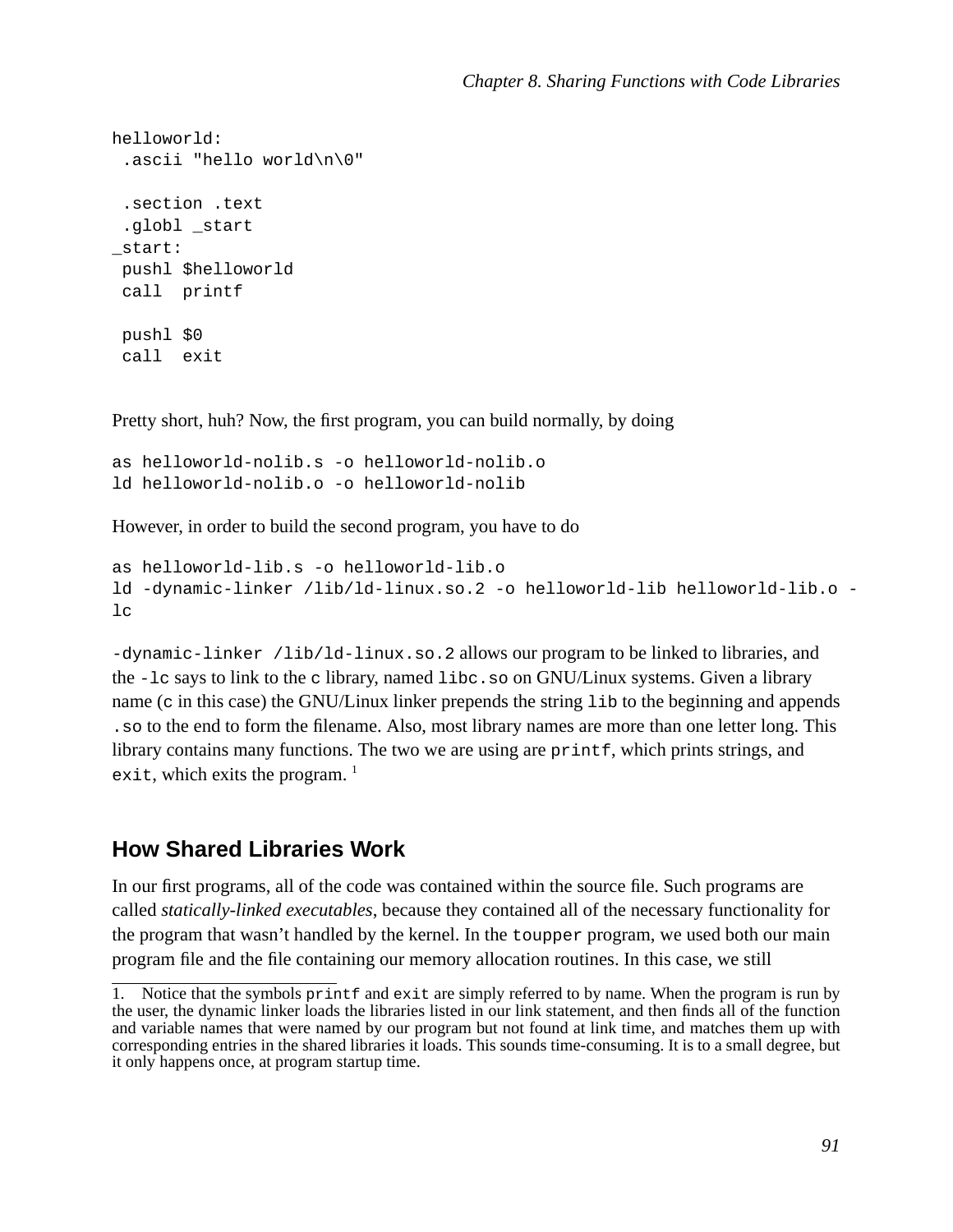```
helloworld:
 .ascii "hello world\n\0"

 .section .text
 .globl _start
_start:
 pushl $helloworld
 call  printf

 pushl $0
 call  exit
```

Pretty short, huh? Now, the first program, you can build normally, by doing

```
as helloworld-nolib.s -o helloworld-nolib.o
ld helloworld-nolib.o -o helloworld-nolib
```

However, in order to build the second program, you have to do

```
as helloworld-lib.s -o helloworld-lib.o
ld -dynamic-linker /lib/ld-linux.so.2 -o helloworld-lib helloworld-lib.o -lc
```

`-dynamic-linker /lib/ld-linux.so.2` allows our program to be linked to libraries, and the `-lc` says to link to the `c` library, named `libc.so` on GNU/Linux systems. Given a library name (`c` in this case) the GNU/Linux linker prepends the string `lib` to the beginning and appends `.so` to the end to form the filename. Also, most library names are more than one letter long. This library contains many functions. The two we are using are `printf`, which prints strings, and `exit`, which exits the program. [1]

## How Shared Libraries Work

In our first programs, all of the code was contained within the source file. Such programs are called *statically-linked executables*, because they contained all of the necessary functionality for the program that wasn't handled by the kernel. In the `toupper` program, we used both our main program file and the file containing our memory allocation routines. In this case, we still

1. Notice that the symbols `printf` and `exit` are simply referred to by name. When the program is run by the user, the dynamic linker loads the libraries listed in our link statement, and then finds all of the function and variable names that were named by our program but not found at link time, and matches them up with corresponding entries in the shared libraries it loads. This sounds time-consuming. It is to a small degree, but it only happens once, at program startup time.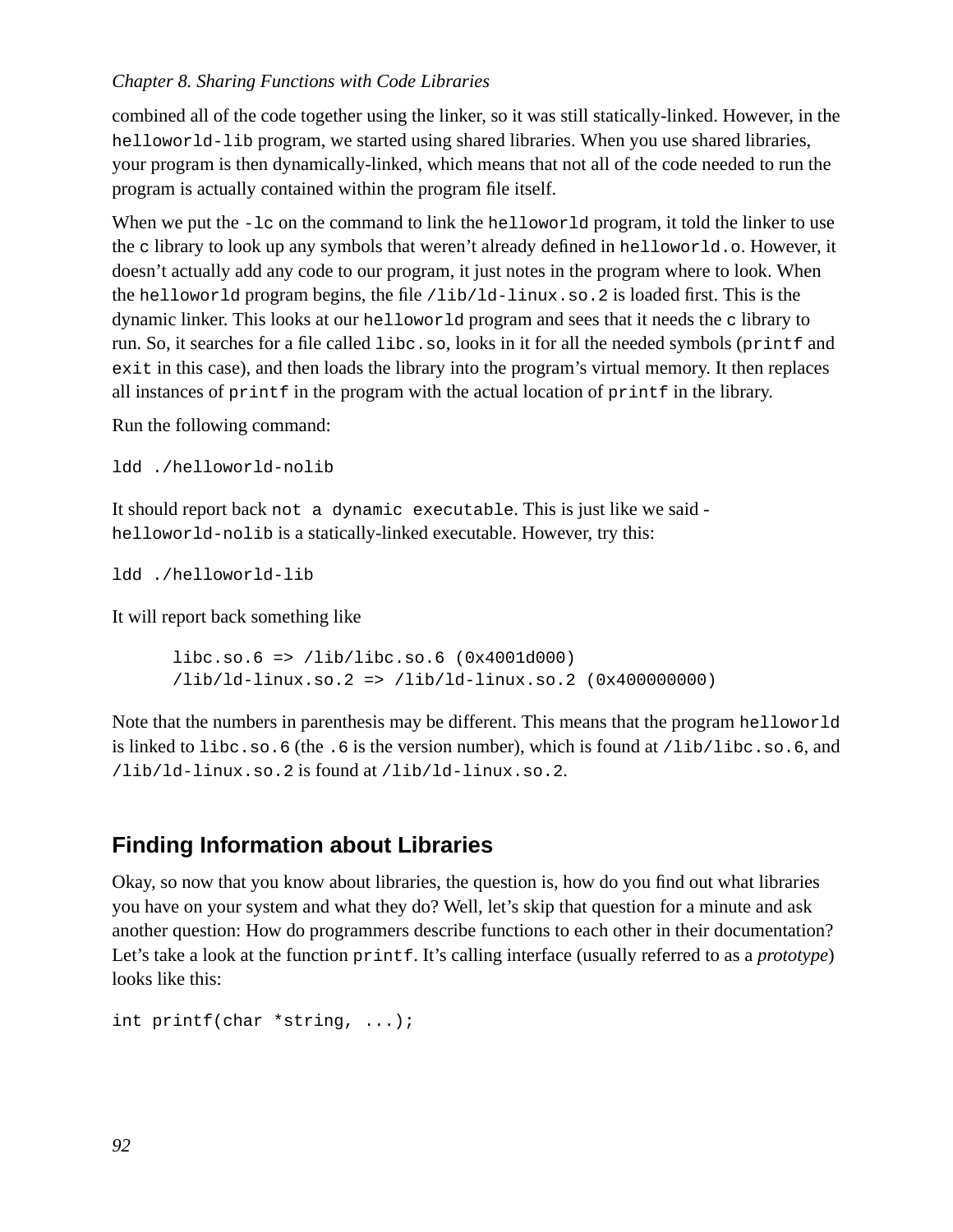combined all of the code together using the linker, so it was still statically-linked. However, in the `helloworld-lib` program, we started using shared libraries. When you use shared libraries, your program is then dynamically-linked, which means that not all of the code needed to run the program is actually contained within the program file itself.

When we put the `-lc` on the command to link the `helloworld` program, it told the linker to use the `c` library to look up any symbols that weren't already defined in `helloworld.o`. However, it doesn't actually add any code to our program, it just notes in the program where to look. When the `helloworld` program begins, the file `/lib/ld-linux.so.2` is loaded first. This is the dynamic linker. This looks at our `helloworld` program and sees that it needs the `c` library to run. So, it searches for a file called `libc.so`, looks in it for all the needed symbols (`printf` and `exit` in this case), and then loads the library into the program's virtual memory. It then replaces all instances of `printf` in the program with the actual location of `printf` in the library.

Run the following command:

```
ldd ./helloworld-nolib
```

It should report back `not a dynamic executable`. This is just like we said - `helloworld-nolib` is a statically-linked executable. However, try this:

```
ldd ./helloworld-lib
```

It will report back something like

```
libc.so.6 => /lib/libc.so.6 (0x4001d000)
/lib/ld-linux.so.2 => /lib/ld-linux.so.2 (0x400000000)
```

Note that the numbers in parenthesis may be different. This means that the program `helloworld` is linked to `libc.so.6` (the `.6` is the version number), which is found at `/lib/libc.so.6`, and `/lib/ld-linux.so.2` is found at `/lib/ld-linux.so.2`.

## Finding Information about Libraries

Okay, so now that you know about libraries, the question is, how do you find out what libraries you have on your system and what they do? Well, let's skip that question for a minute and ask another question: How do programmers describe functions to each other in their documentation? Let's take a look at the function `printf`. It's calling interface (usually referred to as a *prototype*) looks like this:

```
int printf(char *string, ...);
```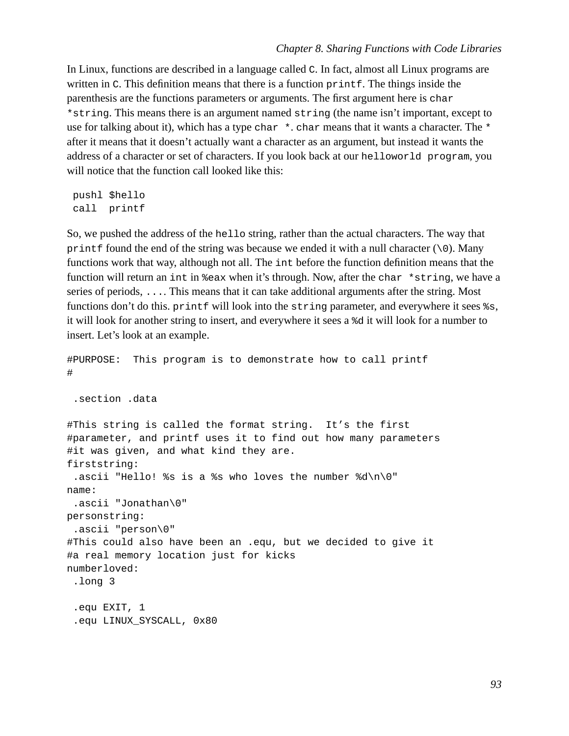In Linux, functions are described in a language called `C`. In fact, almost all Linux programs are written in `C`. This definition means that there is a function `printf`. The things inside the parenthesis are the functions parameters or arguments. The first argument here is `char *string`. This means there is an argument named `string` (the name isn't important, except to use for talking about it), which has a type `char *`. `char` means that it wants a character. The `*` after it means that it doesn't actually want a character as an argument, but instead it wants the address of a character or set of characters. If you look back at our `helloworld program`, you will notice that the function call looked like this:

```
 pushl $hello
 call  printf
```

So, we pushed the address of the `hello` string, rather than the actual characters. The way that `printf` found the end of the string was because we ended it with a null character (`\0`). Many functions work that way, although not all. The `int` before the function definition means that the function will return an `int` in `%eax` when it's through. Now, after the `char *string`, we have a series of periods, `...`. This means that it can take additional arguments after the string. Most functions don't do this. `printf` will look into the `string` parameter, and everywhere it sees `%s`, it will look for another string to insert, and everywhere it sees a `%d` it will look for a number to insert. Let's look at an example.

```
#PURPOSE:  This program is to demonstrate how to call printf
#

 .section .data

#This string is called the format string.  It's the first
#parameter, and printf uses it to find out how many parameters
#it was given, and what kind they are.
firststring:
 .ascii "Hello! %s is a %s who loves the number %d\n\0"
name:
 .ascii "Jonathan\0"
personstring:
 .ascii "person\0"
#This could also have been an .equ, but we decided to give it
#a real memory location just for kicks
numberloved:
 .long 3

 .equ EXIT, 1
 .equ LINUX_SYSCALL, 0x80
```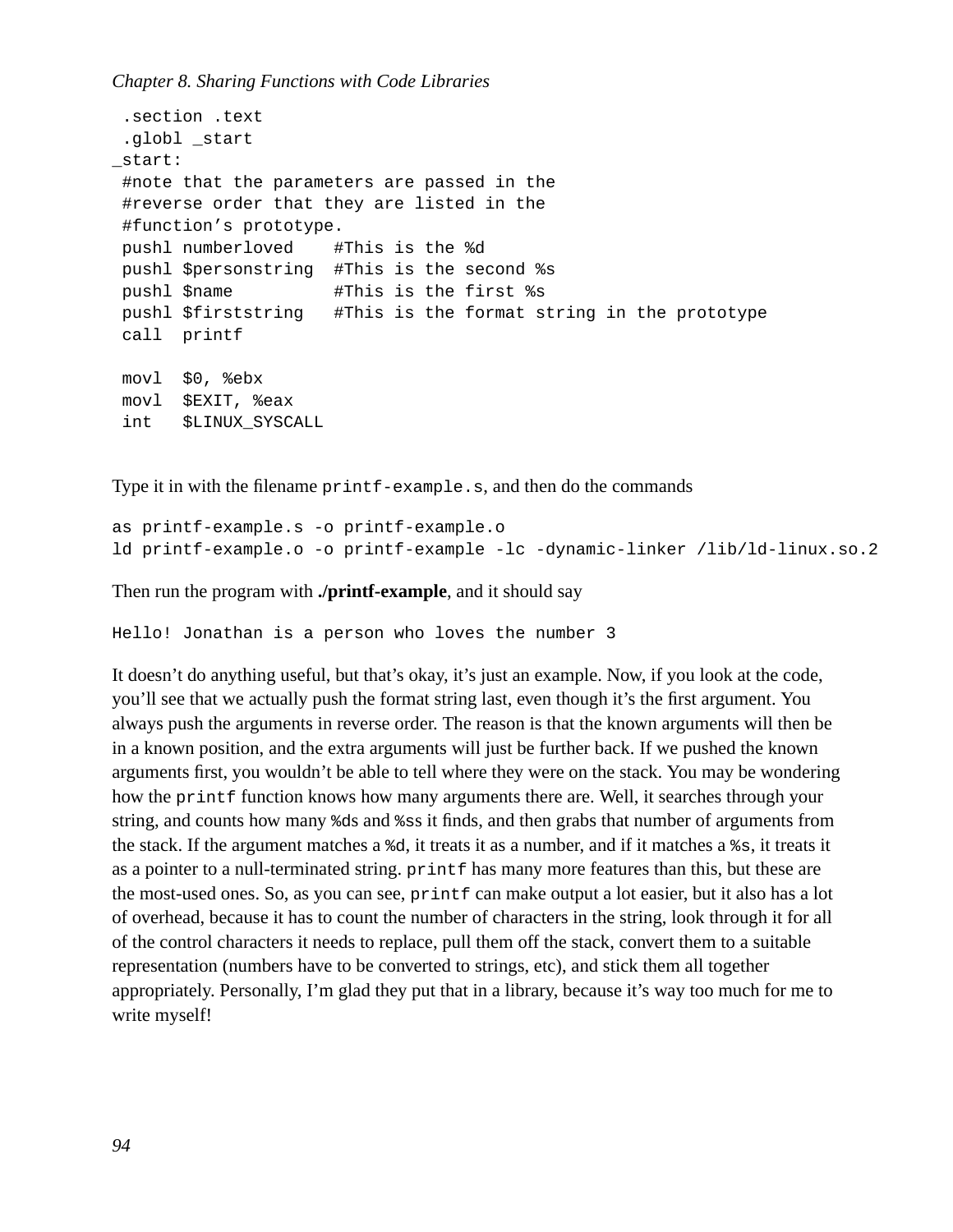```
 .section .text
 .globl _start
_start:
 #note that the parameters are passed in the
 #reverse order that they are listed in the
 #function’s prototype.
 pushl numberloved    #This is the %d
 pushl $personstring  #This is the second %s
 pushl $name          #This is the first %s
 pushl $firststring   #This is the format string in the prototype
 call  printf

 movl  $0, %ebx
 movl  $EXIT, %eax
 int   $LINUX_SYSCALL
```

Type it in with the filename `printf-example.s`, and then do the commands

```
as printf-example.s -o printf-example.o
ld printf-example.o -o printf-example -lc -dynamic-linker /lib/ld-linux.so.2
```

Then run the program with **./printf-example**, and it should say

```
Hello! Jonathan is a person who loves the number 3
```

It doesn’t do anything useful, but that’s okay, it’s just an example. Now, if you look at the code, you’ll see that we actually push the format string last, even though it’s the first argument. You always push the arguments in reverse order. The reason is that the known arguments will then be in a known position, and the extra arguments will just be further back. If we pushed the known arguments first, you wouldn’t be able to tell where they were on the stack. You may be wondering how the `printf` function knows how many arguments there are. Well, it searches through your string, and counts how many `%d`s and `%s`s it finds, and then grabs that number of arguments from the stack. If the argument matches a `%d`, it treats it as a number, and if it matches a `%s`, it treats it as a pointer to a null-terminated string. `printf` has many more features than this, but these are the most-used ones. So, as you can see, `printf` can make output a lot easier, but it also has a lot of overhead, because it has to count the number of characters in the string, look through it for all of the control characters it needs to replace, pull them off the stack, convert them to a suitable representation (numbers have to be converted to strings, etc), and stick them all together appropriately. Personally, I’m glad they put that in a library, because it’s way too much for me to write myself!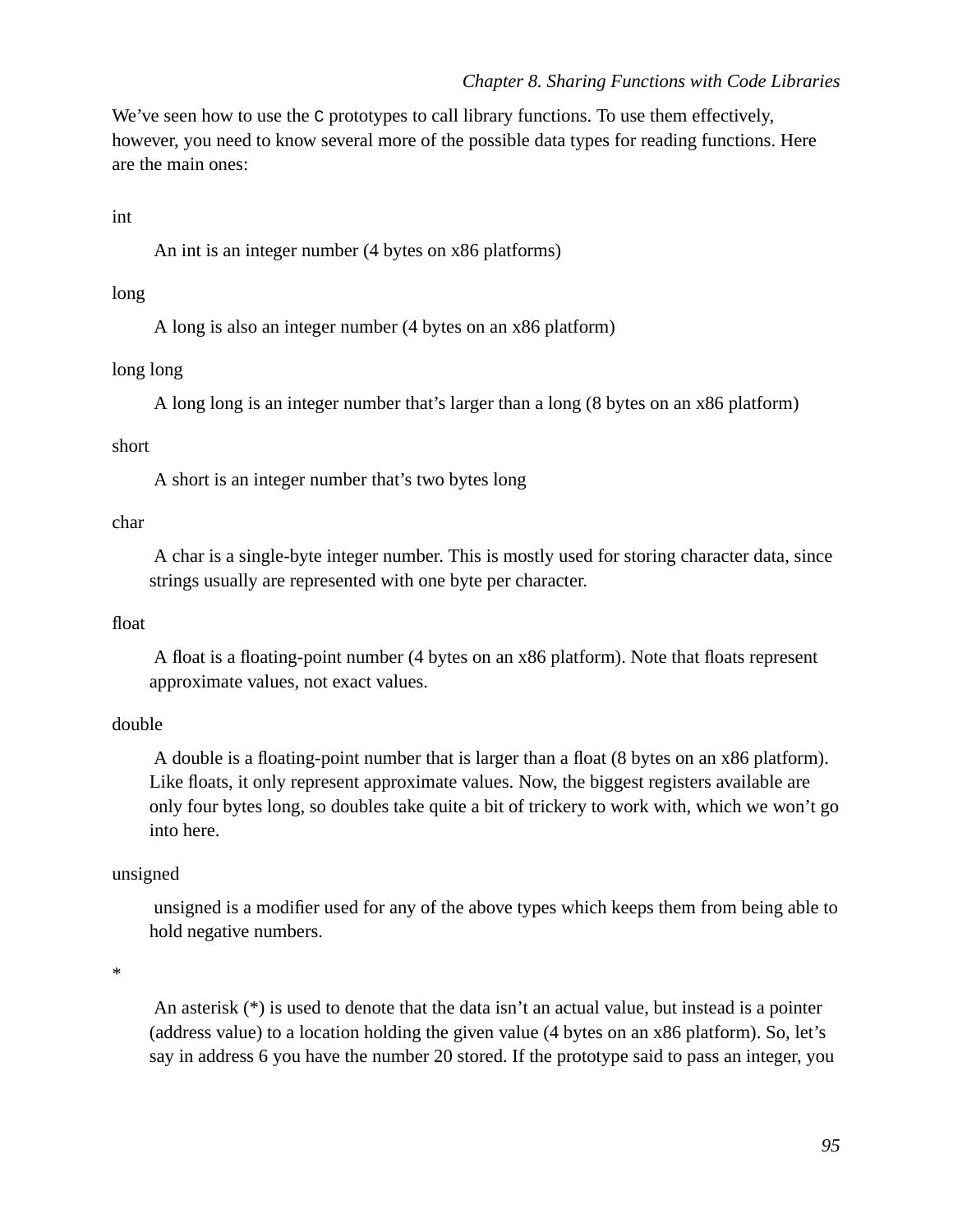We've seen how to use the `C` prototypes to call library functions. To use them effectively, however, you need to know several more of the possible data types for reading functions. Here are the main ones:

int

An int is an integer number (4 bytes on x86 platforms)

long

A long is also an integer number (4 bytes on an x86 platform)

long long

A long long is an integer number that's larger than a long (8 bytes on an x86 platform)

short

A short is an integer number that's two bytes long

char

A char is a single-byte integer number. This is mostly used for storing character data, since strings usually are represented with one byte per character.

float

A float is a floating-point number (4 bytes on an x86 platform). Note that floats represent approximate values, not exact values.

double

A double is a floating-point number that is larger than a float (8 bytes on an x86 platform). Like floats, it only represent approximate values. Now, the biggest registers available are only four bytes long, so doubles take quite a bit of trickery to work with, which we won't go into here.

unsigned

unsigned is a modifier used for any of the above types which keeps them from being able to hold negative numbers.

*

An asterisk (*) is used to denote that the data isn't an actual value, but instead is a pointer (address value) to a location holding the given value (4 bytes on an x86 platform). So, let's say in address 6 you have the number 20 stored. If the prototype said to pass an integer, you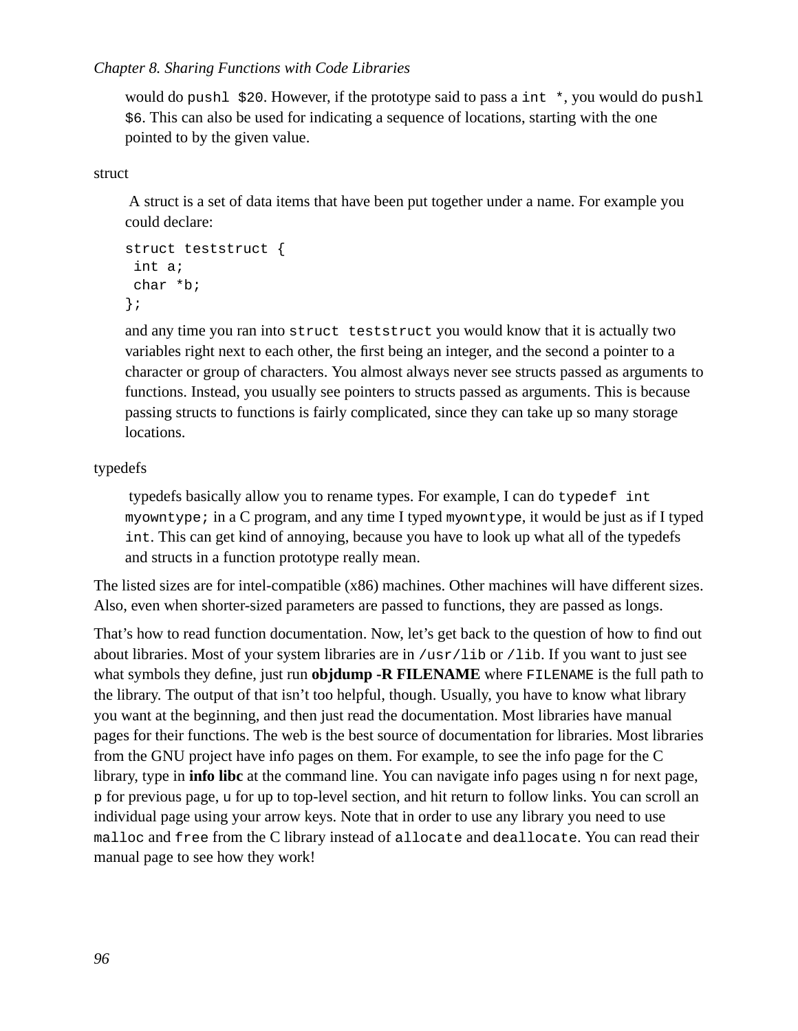would do `pushl $20`. However, if the prototype said to pass a `int *`, you would do `pushl $6`. This can also be used for indicating a sequence of locations, starting with the one pointed to by the given value.

struct

A struct is a set of data items that have been put together under a name. For example you could declare:

```
struct teststruct {
 int a;
 char *b;
};
```

and any time you ran into `struct teststruct` you would know that it is actually two variables right next to each other, the first being an integer, and the second a pointer to a character or group of characters. You almost always never see structs passed as arguments to functions. Instead, you usually see pointers to structs passed as arguments. This is because passing structs to functions is fairly complicated, since they can take up so many storage locations.

typedefs

typedefs basically allow you to rename types. For example, I can do `typedef int myowntype;` in a C program, and any time I typed `myowntype`, it would be just as if I typed `int`. This can get kind of annoying, because you have to look up what all of the typedefs and structs in a function prototype really mean.

The listed sizes are for intel-compatible (x86) machines. Other machines will have different sizes. Also, even when shorter-sized parameters are passed to functions, they are passed as longs.

That's how to read function documentation. Now, let's get back to the question of how to find out about libraries. Most of your system libraries are in `/usr/lib` or `/lib`. If you want to just see what symbols they define, just run **objdump -R FILENAME** where `FILENAME` is the full path to the library. The output of that isn't too helpful, though. Usually, you have to know what library you want at the beginning, and then just read the documentation. Most libraries have manual pages for their functions. The web is the best source of documentation for libraries. Most libraries from the GNU project have info pages on them. For example, to see the info page for the C library, type in **info libc** at the command line. You can navigate info pages using `n` for next page, `p` for previous page, `u` for up to top-level section, and hit return to follow links. You can scroll an individual page using your arrow keys. Note that in order to use any library you need to use `malloc` and `free` from the C library instead of `allocate` and `deallocate`. You can read their manual page to see how they work!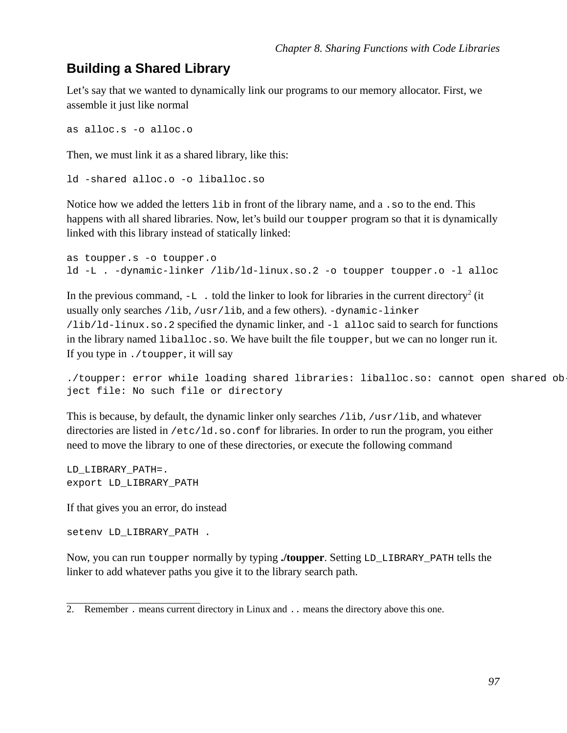## Building a Shared Library

Let's say that we wanted to dynamically link our programs to our memory allocator. First, we assemble it just like normal

```
as alloc.s -o alloc.o
```

Then, we must link it as a shared library, like this:

```
ld -shared alloc.o -o liballoc.so
```

Notice how we added the letters `lib` in front of the library name, and a `.so` to the end. This happens with all shared libraries. Now, let's build our `toupper` program so that it is dynamically linked with this library instead of statically linked:

```
as toupper.s -o toupper.o
ld -L . -dynamic-linker /lib/ld-linux.so.2 -o toupper toupper.o -l alloc
```

In the previous command, `-L .` told the linker to look for libraries in the current directory[2] (it usually only searches `/lib`, `/usr/lib`, and a few others). `-dynamic-linker /lib/ld-linux.so.2` specified the dynamic linker, and `-l alloc` said to search for functions in the library named `liballoc.so`. We have built the file `toupper`, but we can no longer run it. If you type in `./toupper`, it will say

```
./toupper: error while loading shared libraries: liballoc.so: cannot open shared object file: No such file or directory
```

This is because, by default, the dynamic linker only searches `/lib`, `/usr/lib`, and whatever directories are listed in `/etc/ld.so.conf` for libraries. In order to run the program, you either need to move the library to one of these directories, or execute the following command

```
LD_LIBRARY_PATH=.
export LD_LIBRARY_PATH
```

If that gives you an error, do instead

```
setenv LD_LIBRARY_PATH .
```

Now, you can run `toupper` normally by typing **./toupper**. Setting `LD_LIBRARY_PATH` tells the linker to add whatever paths you give it to the library search path.

---

2. Remember `.` means current directory in Linux and `..` means the directory above this one.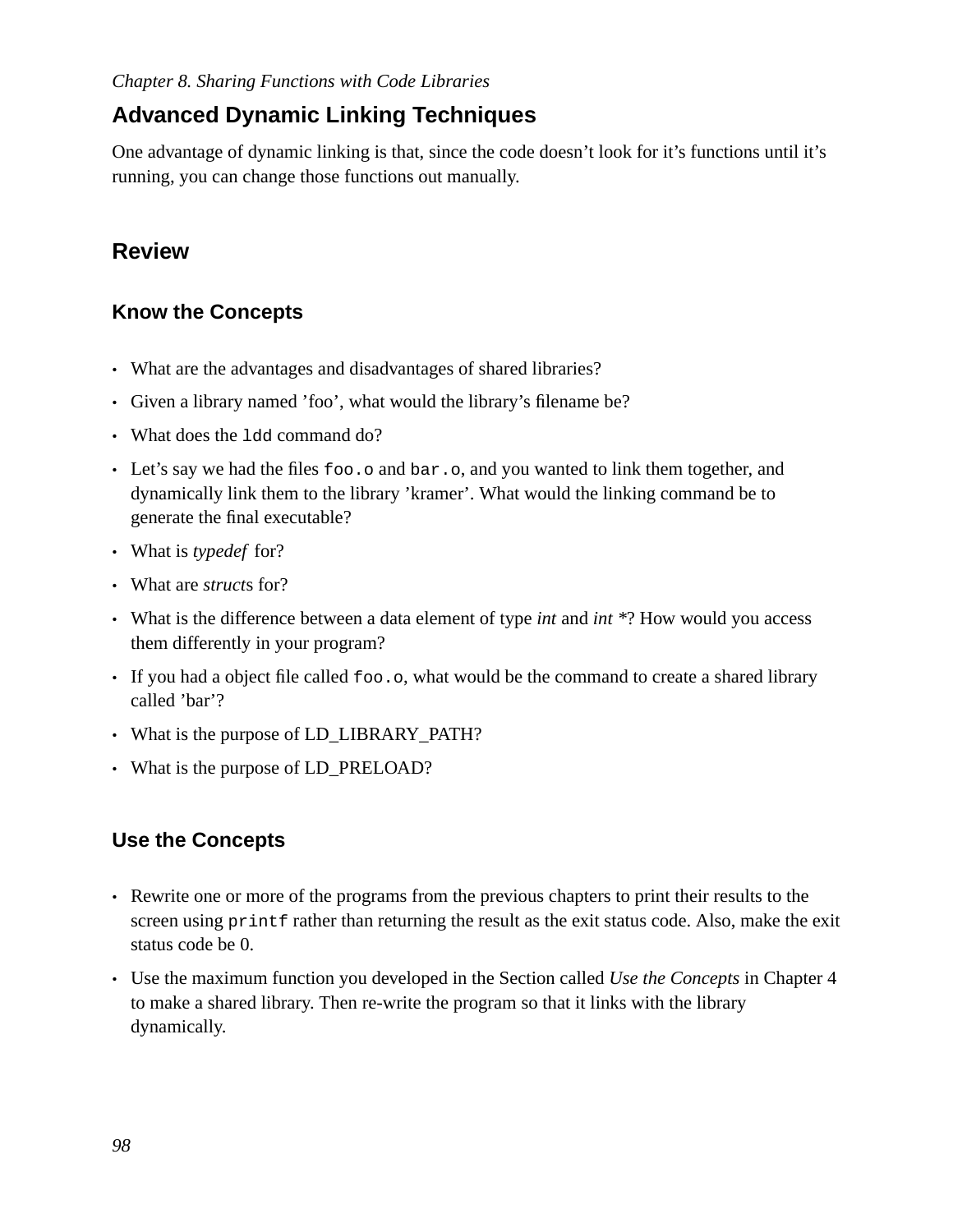## Advanced Dynamic Linking Techniques

One advantage of dynamic linking is that, since the code doesn't look for it's functions until it's running, you can change those functions out manually.

## Review

### Know the Concepts

- What are the advantages and disadvantages of shared libraries?
- Given a library named 'foo', what would the library's filename be?
- What does the `ldd` command do?
- Let's say we had the files `foo.o` and `bar.o`, and you wanted to link them together, and dynamically link them to the library 'kramer'. What would the linking command be to generate the final executable?
- What is *typedef* for?
- What are *struct*s for?
- What is the difference between a data element of type *int* and *int* \*? How would you access them differently in your program?
- If you had a object file called `foo.o`, what would be the command to create a shared library called 'bar'?
- What is the purpose of LD_LIBRARY_PATH?
- What is the purpose of LD_PRELOAD?

### Use the Concepts

- Rewrite one or more of the programs from the previous chapters to print their results to the screen using `printf` rather than returning the result as the exit status code. Also, make the exit status code be 0.
- Use the maximum function you developed in the Section called *Use the Concepts* in Chapter 4 to make a shared library. Then re-write the program so that it links with the library dynamically.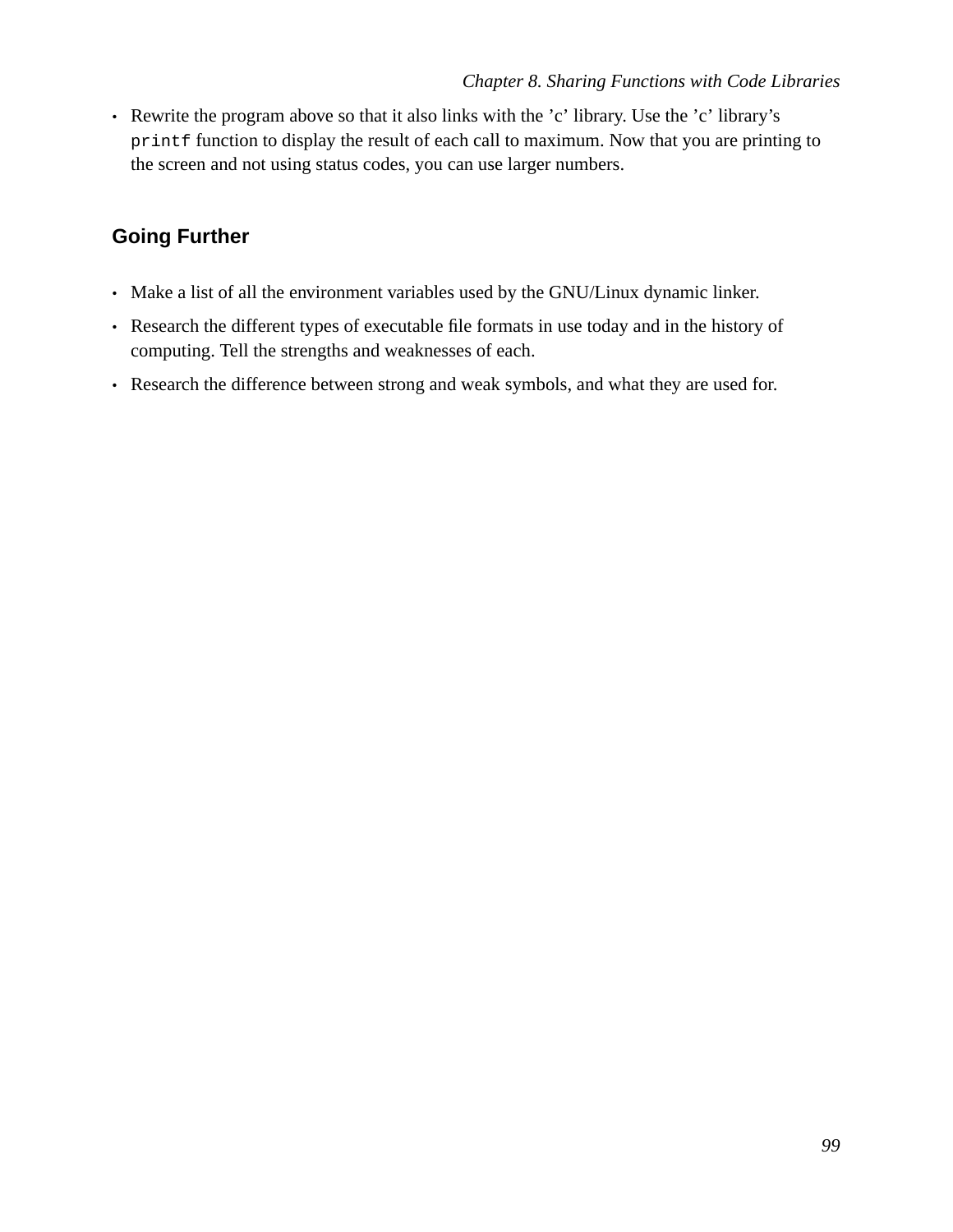- Rewrite the program above so that it also links with the ’c’ library. Use the ’c’ library’s `printf` function to display the result of each call to maximum. Now that you are printing to the screen and not using status codes, you can use larger numbers.

## Going Further

- Make a list of all the environment variables used by the GNU/Linux dynamic linker.
- Research the different types of executable file formats in use today and in the history of computing. Tell the strengths and weaknesses of each.
- Research the difference between strong and weak symbols, and what they are used for.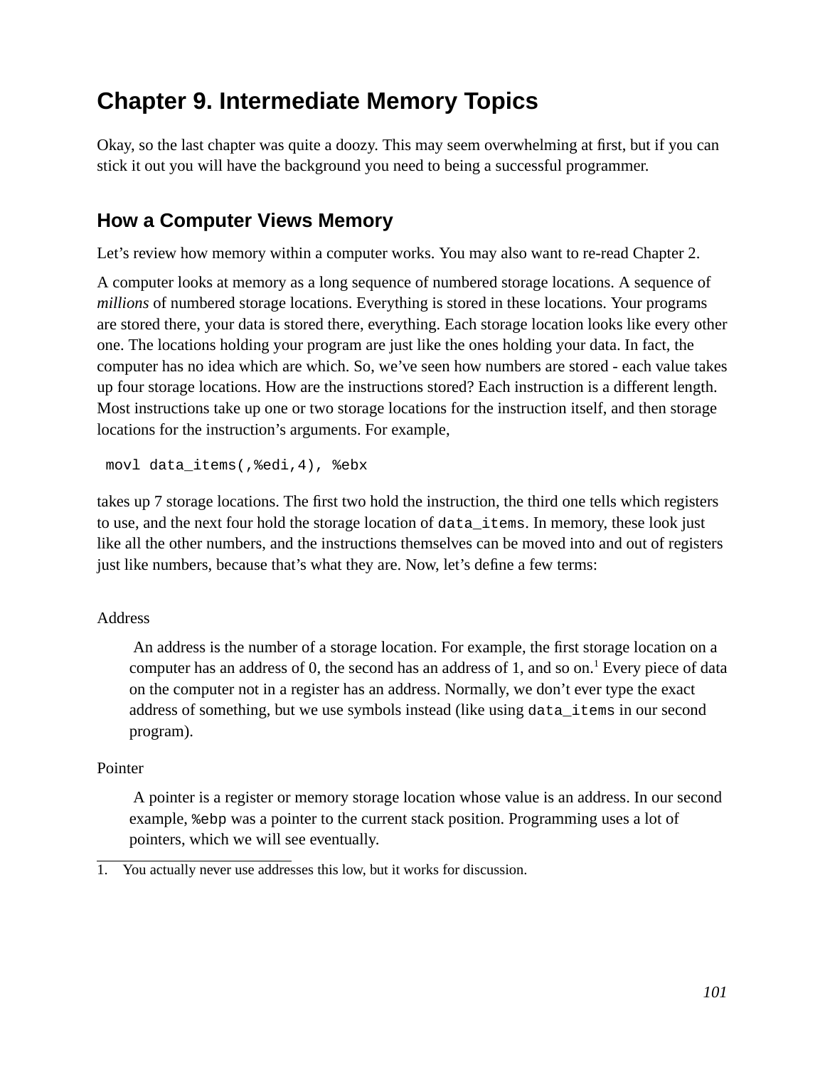# Chapter 9. Intermediate Memory Topics

Okay, so the last chapter was quite a doozy. This may seem overwhelming at first, but if you can stick it out you will have the background you need to being a successful programmer.

## How a Computer Views Memory

Let's review how memory within a computer works. You may also want to re-read Chapter 2.

A computer looks at memory as a long sequence of numbered storage locations. A sequence of *millions* of numbered storage locations. Everything is stored in these locations. Your programs are stored there, your data is stored there, everything. Each storage location looks like every other one. The locations holding your program are just like the ones holding your data. In fact, the computer has no idea which are which. So, we've seen how numbers are stored - each value takes up four storage locations. How are the instructions stored? Each instruction is a different length. Most instructions take up one or two storage locations for the instruction itself, and then storage locations for the instruction's arguments. For example,

```
movl data_items(,%edi,4), %ebx
```

takes up 7 storage locations. The first two hold the instruction, the third one tells which registers to use, and the next four hold the storage location of `data_items`. In memory, these look just like all the other numbers, and the instructions themselves can be moved into and out of registers just like numbers, because that's what they are. Now, let's define a few terms:

Address

An address is the number of a storage location. For example, the first storage location on a computer has an address of 0, the second has an address of 1, and so on.[1] Every piece of data on the computer not in a register has an address. Normally, we don't ever type the exact address of something, but we use symbols instead (like using `data_items` in our second program).

Pointer

A pointer is a register or memory storage location whose value is an address. In our second example, `%ebp` was a pointer to the current stack position. Programming uses a lot of pointers, which we will see eventually.

1. You actually never use addresses this low, but it works for discussion.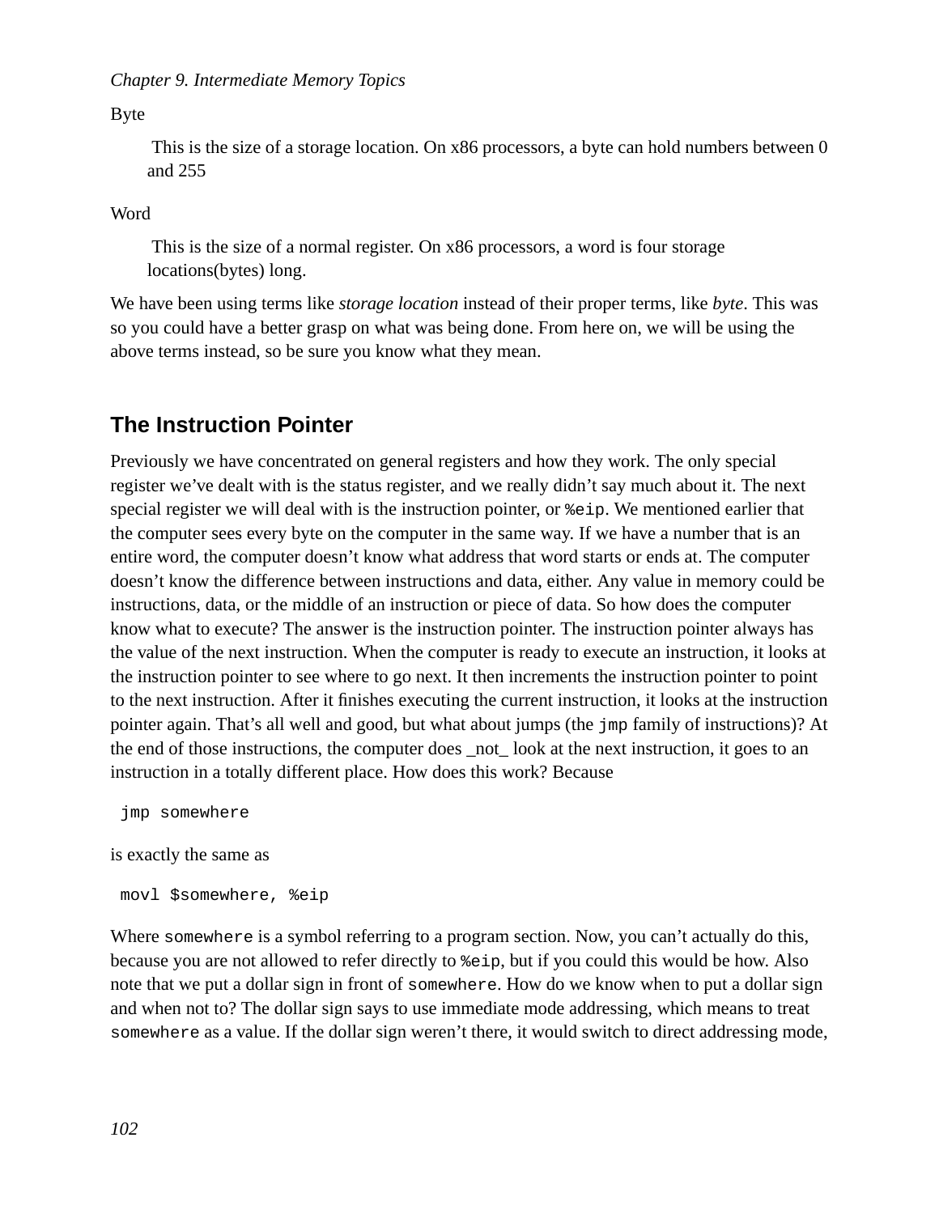Byte

This is the size of a storage location. On x86 processors, a byte can hold numbers between 0 and 255

Word

This is the size of a normal register. On x86 processors, a word is four storage locations(bytes) long.

We have been using terms like *storage location* instead of their proper terms, like *byte*. This was so you could have a better grasp on what was being done. From here on, we will be using the above terms instead, so be sure you know what they mean.

## The Instruction Pointer

Previously we have concentrated on general registers and how they work. The only special register we've dealt with is the status register, and we really didn't say much about it. The next special register we will deal with is the instruction pointer, or `%eip`. We mentioned earlier that the computer sees every byte on the computer in the same way. If we have a number that is an entire word, the computer doesn't know what address that word starts or ends at. The computer doesn't know the difference between instructions and data, either. Any value in memory could be instructions, data, or the middle of an instruction or piece of data. So how does the computer know what to execute? The answer is the instruction pointer. The instruction pointer always has the value of the next instruction. When the computer is ready to execute an instruction, it looks at the instruction pointer to see where to go next. It then increments the instruction pointer to point to the next instruction. After it finishes executing the current instruction, it looks at the instruction pointer again. That's all well and good, but what about jumps (the `jmp` family of instructions)? At the end of those instructions, the computer does _not_ look at the next instruction, it goes to an instruction in a totally different place. How does this work? Because

```
jmp somewhere
```

is exactly the same as

```
movl $somewhere, %eip
```

Where `somewhere` is a symbol referring to a program section. Now, you can't actually do this, because you are not allowed to refer directly to `%eip`, but if you could this would be how. Also note that we put a dollar sign in front of `somewhere`. How do we know when to put a dollar sign and when not to? The dollar sign says to use immediate mode addressing, which means to treat `somewhere` as a value. If the dollar sign weren't there, it would switch to direct addressing mode,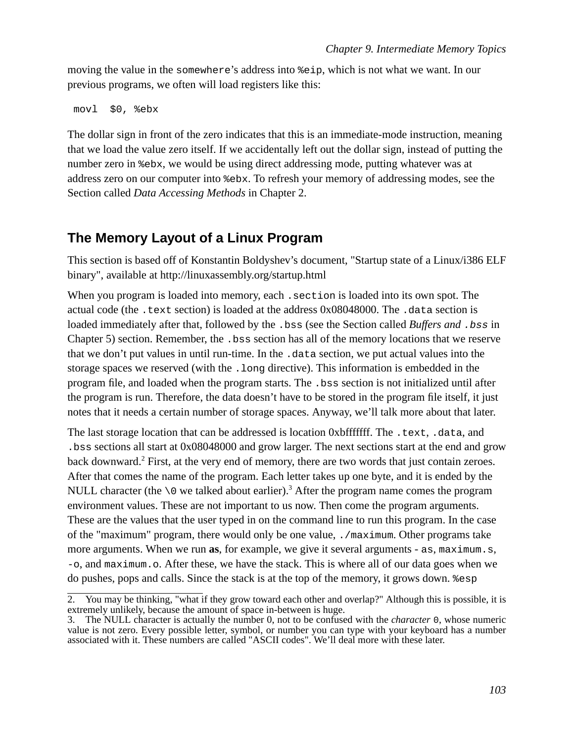moving the value in the `somewhere`'s address into `%eip`, which is not what we want. In our previous programs, we often will load registers like this:

```
movl  $0, %ebx
```

The dollar sign in front of the zero indicates that this is an immediate-mode instruction, meaning that we load the value zero itself. If we accidentally left out the dollar sign, instead of putting the number zero in `%ebx`, we would be using direct addressing mode, putting whatever was at address zero on our computer into `%ebx`. To refresh your memory of addressing modes, see the Section called *Data Accessing Methods* in Chapter 2.

## The Memory Layout of a Linux Program

This section is based off of Konstantin Boldyshev's document, "Startup state of a Linux/i386 ELF binary", available at http://linuxassembly.org/startup.html

When you program is loaded into memory, each `.section` is loaded into its own spot. The actual code (the `.text` section) is loaded at the address 0x08048000. The `.data` section is loaded immediately after that, followed by the `.bss` (see the Section called *Buffers and `.bss`* in Chapter 5) section. Remember, the `.bss` section has all of the memory locations that we reserve that we don't put values in until run-time. In the `.data` section, we put actual values into the storage spaces we reserved (with the `.long` directive). This information is embedded in the program file, and loaded when the program starts. The `.bss` section is not initialized until after the program is run. Therefore, the data doesn't have to be stored in the program file itself, it just notes that it needs a certain number of storage spaces. Anyway, we'll talk more about that later.

The last storage location that can be addressed is location 0xbfffffff. The `.text`, `.data`, and `.bss` sections all start at 0x08048000 and grow larger. The next sections start at the end and grow back downward.[2] First, at the very end of memory, there are two words that just contain zeroes. After that comes the name of the program. Each letter takes up one byte, and it is ended by the NULL character (the `\0` we talked about earlier).[3] After the program name comes the program environment values. These are not important to us now. Then come the program arguments. These are the values that the user typed in on the command line to run this program. In the case of the "maximum" program, there would only be one value, `./maximum`. Other programs take more arguments. When we run **as**, for example, we give it several arguments - `as`, `maximum.s`, `-o`, and `maximum.o`. After these, we have the stack. This is where all of our data goes when we do pushes, pops and calls. Since the stack is at the top of the memory, it grows down. `%esp`

---

2. You may be thinking, "what if they grow toward each other and overlap?" Although this is possible, it is extremely unlikely, because the amount of space in-between is huge.

3. The NULL character is actually the number 0, not to be confused with the *character* `0`, whose numeric value is not zero. Every possible letter, symbol, or number you can type with your keyboard has a number associated with it. These numbers are called "ASCII codes". We'll deal more with these later.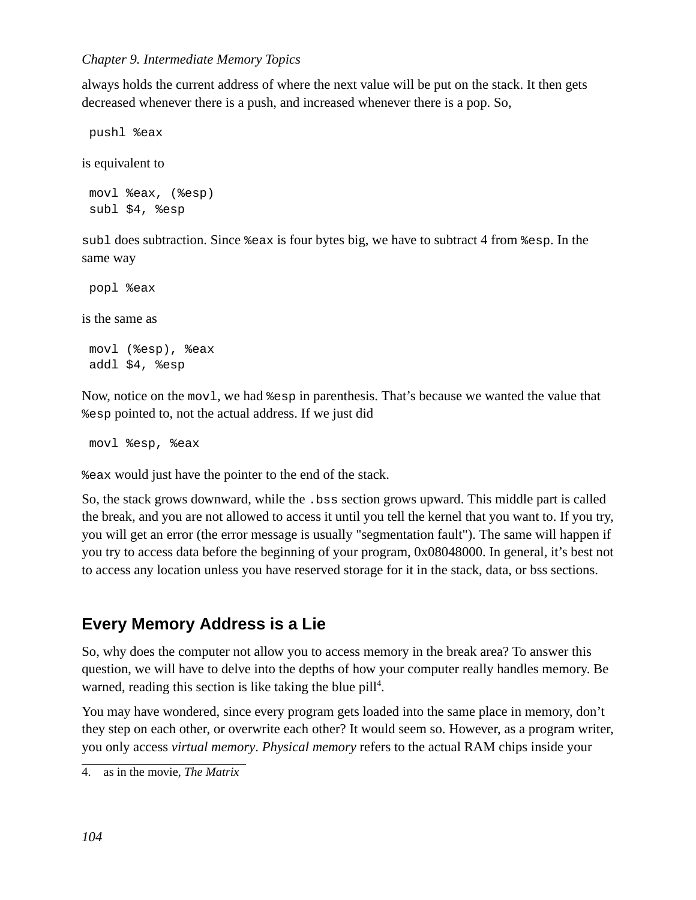always holds the current address of where the next value will be put on the stack. It then gets decreased whenever there is a push, and increased whenever there is a pop. So,

```
pushl %eax
```

is equivalent to

```
movl %eax, (%esp)
subl $4, %esp
```

`subl` does subtraction. Since `%eax` is four bytes big, we have to subtract 4 from `%esp`. In the same way

```
popl %eax
```

is the same as

```
movl (%esp), %eax
addl $4, %esp
```

Now, notice on the `movl`, we had `%esp` in parenthesis. That's because we wanted the value that `%esp` pointed to, not the actual address. If we just did

```
movl %esp, %eax
```

`%eax` would just have the pointer to the end of the stack.

So, the stack grows downward, while the `.bss` section grows upward. This middle part is called the break, and you are not allowed to access it until you tell the kernel that you want to. If you try, you will get an error (the error message is usually "segmentation fault"). The same will happen if you try to access data before the beginning of your program, 0x08048000. In general, it's best not to access any location unless you have reserved storage for it in the stack, data, or bss sections.

## Every Memory Address is a Lie

So, why does the computer not allow you to access memory in the break area? To answer this question, we will have to delve into the depths of how your computer really handles memory. Be warned, reading this section is like taking the blue pill[4].

You may have wondered, since every program gets loaded into the same place in memory, don't they step on each other, or overwrite each other? It would seem so. However, as a program writer, you only access *virtual memory*. *Physical memory* refers to the actual RAM chips inside your

4. as in the movie, *The Matrix*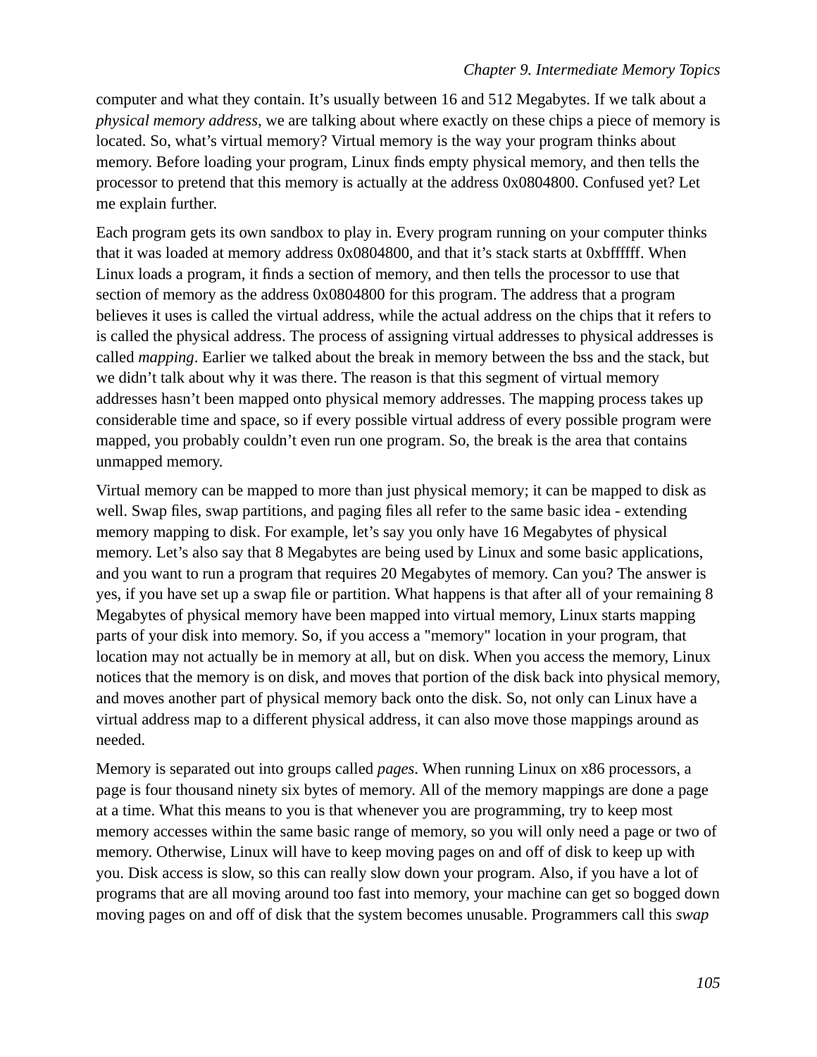computer and what they contain. It's usually between 16 and 512 Megabytes. If we talk about a *physical memory address*, we are talking about where exactly on these chips a piece of memory is located. So, what's virtual memory? Virtual memory is the way your program thinks about memory. Before loading your program, Linux finds empty physical memory, and then tells the processor to pretend that this memory is actually at the address 0x0804800. Confused yet? Let me explain further.

Each program gets its own sandbox to play in. Every program running on your computer thinks that it was loaded at memory address 0x0804800, and that it's stack starts at 0xbfffffff. When Linux loads a program, it finds a section of memory, and then tells the processor to use that section of memory as the address 0x0804800 for this program. The address that a program believes it uses is called the virtual address, while the actual address on the chips that it refers to is called the physical address. The process of assigning virtual addresses to physical addresses is called *mapping*. Earlier we talked about the break in memory between the bss and the stack, but we didn't talk about why it was there. The reason is that this segment of virtual memory addresses hasn't been mapped onto physical memory addresses. The mapping process takes up considerable time and space, so if every possible virtual address of every possible program were mapped, you probably couldn't even run one program. So, the break is the area that contains unmapped memory.

Virtual memory can be mapped to more than just physical memory; it can be mapped to disk as well. Swap files, swap partitions, and paging files all refer to the same basic idea - extending memory mapping to disk. For example, let's say you only have 16 Megabytes of physical memory. Let's also say that 8 Megabytes are being used by Linux and some basic applications, and you want to run a program that requires 20 Megabytes of memory. Can you? The answer is yes, if you have set up a swap file or partition. What happens is that after all of your remaining 8 Megabytes of physical memory have been mapped into virtual memory, Linux starts mapping parts of your disk into memory. So, if you access a "memory" location in your program, that location may not actually be in memory at all, but on disk. When you access the memory, Linux notices that the memory is on disk, and moves that portion of the disk back into physical memory, and moves another part of physical memory back onto the disk. So, not only can Linux have a virtual address map to a different physical address, it can also move those mappings around as needed.

Memory is separated out into groups called *pages*. When running Linux on x86 processors, a page is four thousand ninety six bytes of memory. All of the memory mappings are done a page at a time. What this means to you is that whenever you are programming, try to keep most memory accesses within the same basic range of memory, so you will only need a page or two of memory. Otherwise, Linux will have to keep moving pages on and off of disk to keep up with you. Disk access is slow, so this can really slow down your program. Also, if you have a lot of programs that are all moving around too fast into memory, your machine can get so bogged down moving pages on and off of disk that the system becomes unusable. Programmers call this *swap*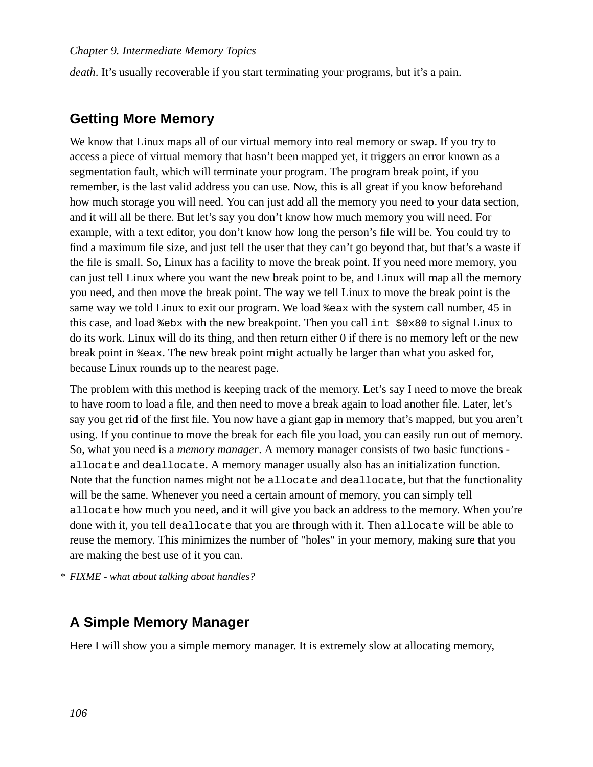*death*. It's usually recoverable if you start terminating your programs, but it's a pain.

## Getting More Memory

We know that Linux maps all of our virtual memory into real memory or swap. If you try to access a piece of virtual memory that hasn't been mapped yet, it triggers an error known as a segmentation fault, which will terminate your program. The program break point, if you remember, is the last valid address you can use. Now, this is all great if you know beforehand how much storage you will need. You can just add all the memory you need to your data section, and it will all be there. But let's say you don't know how much memory you will need. For example, with a text editor, you don't know how long the person's file will be. You could try to find a maximum file size, and just tell the user that they can't go beyond that, but that's a waste if the file is small. So, Linux has a facility to move the break point. If you need more memory, you can just tell Linux where you want the new break point to be, and Linux will map all the memory you need, and then move the break point. The way we tell Linux to move the break point is the same way we told Linux to exit our program. We load `%eax` with the system call number, 45 in this case, and load `%ebx` with the new breakpoint. Then you call `int $0x80` to signal Linux to do its work. Linux will do its thing, and then return either 0 if there is no memory left or the new break point in `%eax`. The new break point might actually be larger than what you asked for, because Linux rounds up to the nearest page.

The problem with this method is keeping track of the memory. Let's say I need to move the break to have room to load a file, and then need to move a break again to load another file. Later, let's say you get rid of the first file. You now have a giant gap in memory that's mapped, but you aren't using. If you continue to move the break for each file you load, you can easily run out of memory. So, what you need is a *memory manager*. A memory manager consists of two basic functions - `allocate` and `deallocate`. A memory manager usually also has an initialization function. Note that the function names might not be `allocate` and `deallocate`, but that the functionality will be the same. Whenever you need a certain amount of memory, you can simply tell `allocate` how much you need, and it will give you back an address to the memory. When you're done with it, you tell `deallocate` that you are through with it. Then `allocate` will be able to reuse the memory. This minimizes the number of "holes" in your memory, making sure that you are making the best use of it you can.

* *FIXME - what about talking about handles?*

## A Simple Memory Manager

Here I will show you a simple memory manager. It is extremely slow at allocating memory,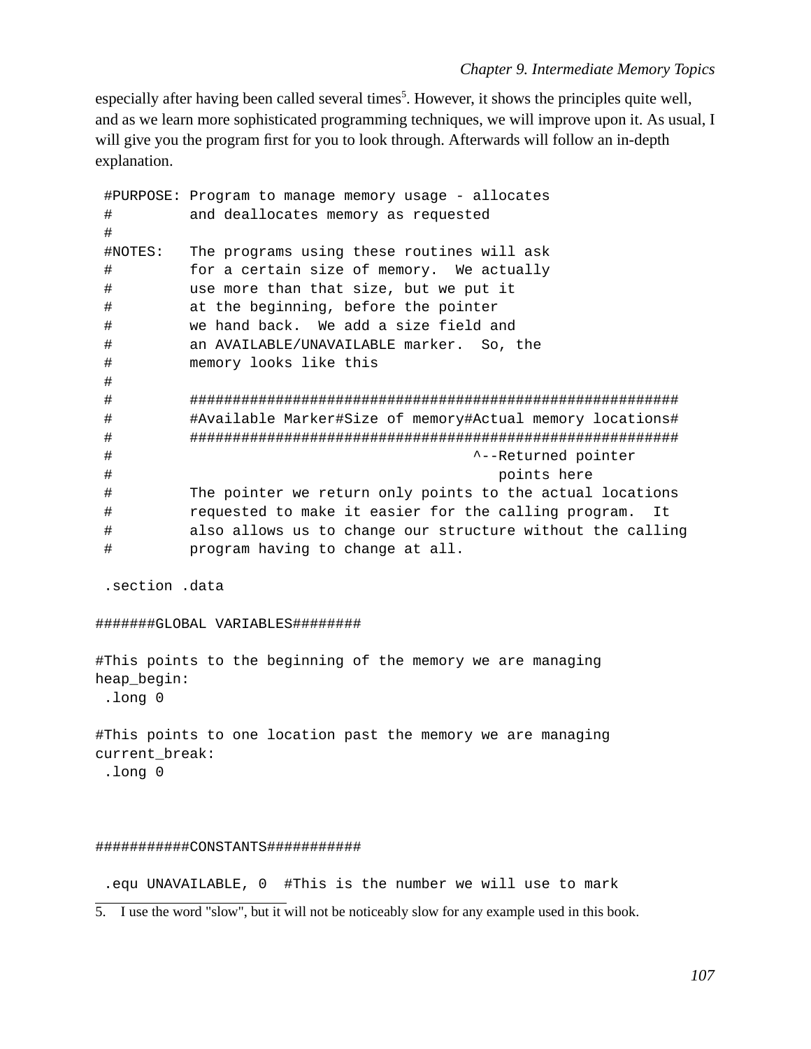especially after having been called several times[5]. However, it shows the principles quite well, and as we learn more sophisticated programming techniques, we will improve upon it. As usual, I will give you the program first for you to look through. Afterwards will follow an in-depth explanation.

```
 #PURPOSE: Program to manage memory usage - allocates
 #         and deallocates memory as requested
 #
 #NOTES:   The programs using these routines will ask
 #         for a certain size of memory.  We actually
 #         use more than that size, but we put it
 #         at the beginning, before the pointer
 #         we hand back.  We add a size field and
 #         an AVAILABLE/UNAVAILABLE marker.  So, the
 #         memory looks like this
 #
 #         #########################################################
 #         #Available Marker#Size of memory#Actual memory locations#
 #         #########################################################
 #                                          ^--Returned pointer
 #                                             points here
 #         The pointer we return only points to the actual locations
 #         requested to make it easier for the calling program.  It
 #         also allows us to change our structure without the calling
 #         program having to change at all.

 .section .data

#######GLOBAL VARIABLES########

#This points to the beginning of the memory we are managing
heap_begin:
 .long 0

#This points to one location past the memory we are managing
current_break:
 .long 0



###########CONSTANTS###########

 .equ UNAVAILABLE, 0  #This is the number we will use to mark
```

5. I use the word "slow", but it will not be noticeably slow for any example used in this book.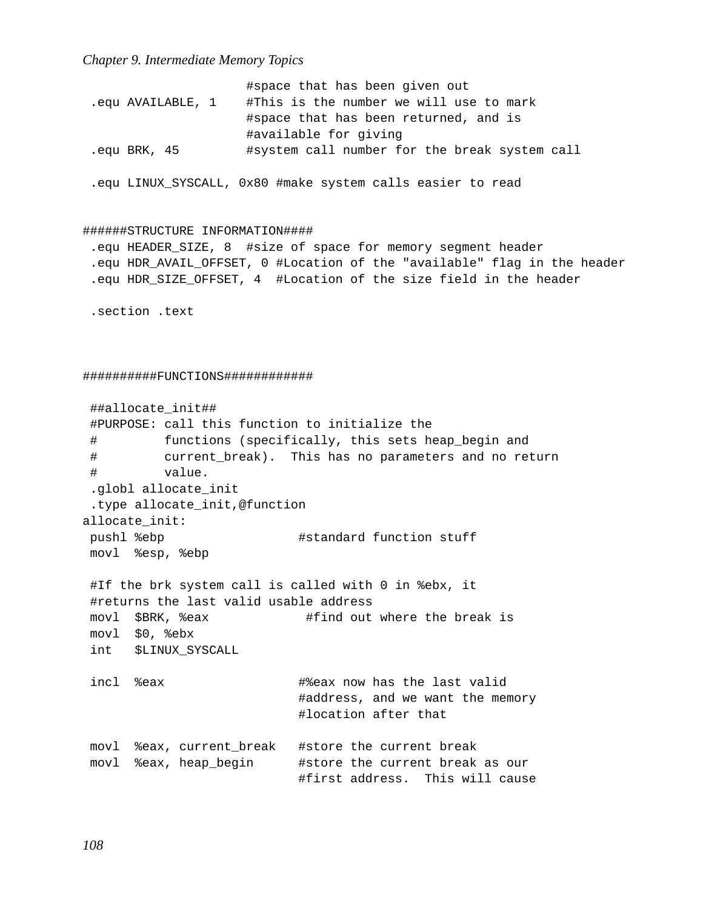```
                     #space that has been given out
 .equ AVAILABLE, 1    #This is the number we will use to mark
                      #space that has been returned, and is
                      #available for giving
 .equ BRK, 45         #system call number for the break system call

 .equ LINUX_SYSCALL, 0x80 #make system calls easier to read


######STRUCTURE INFORMATION####
 .equ HEADER_SIZE, 8  #size of space for memory segment header
 .equ HDR_AVAIL_OFFSET, 0 #Location of the "available" flag in the header
 .equ HDR_SIZE_OFFSET, 4  #Location of the size field in the header

 .section .text



##########FUNCTIONS############

 ##allocate_init##
 #PURPOSE: call this function to initialize the
 #         functions (specifically, this sets heap_begin and
 #         current_break).  This has no parameters and no return
 #         value.
 .globl allocate_init
 .type allocate_init,@function
allocate_init:
 pushl %ebp                  #standard function stuff
 movl  %esp, %ebp

 #If the brk system call is called with 0 in %ebx, it
 #returns the last valid usable address
 movl  $BRK, %eax             #find out where the break is
 movl  $0, %ebx
 int   $LINUX_SYSCALL

 incl  %eax                  #%eax now has the last valid
                             #address, and we want the memory
                             #location after that

 movl  %eax, current_break   #store the current break
 movl  %eax, heap_begin      #store the current break as our
                             #first address.  This will cause
```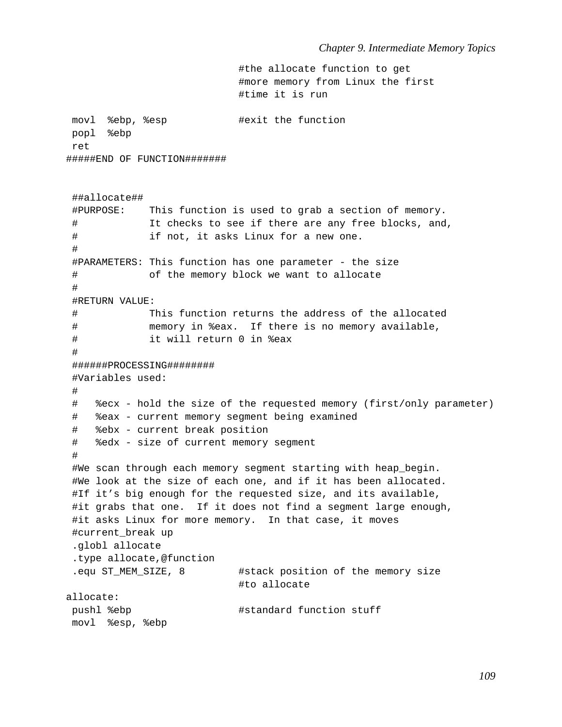```
                           #the allocate function to get
                           #more memory from Linux the first
                           #time it is run

 movl  %ebp, %esp          #exit the function
 popl  %ebp
 ret
#####END OF FUNCTION#######


 ##allocate##
 #PURPOSE:    This function is used to grab a section of memory.
 #            It checks to see if there are any free blocks, and,
 #            if not, it asks Linux for a new one.
 #
 #PARAMETERS: This function has one parameter - the size
 #            of the memory block we want to allocate
 #
 #RETURN VALUE:
 #            This function returns the address of the allocated
 #            memory in %eax.  If there is no memory available,
 #            it will return 0 in %eax
 #
 ######PROCESSING########
 #Variables used:
 #
 #   %ecx - hold the size of the requested memory (first/only parameter)
 #   %eax - current memory segment being examined
 #   %ebx - current break position
 #   %edx - size of current memory segment
 #
 #We scan through each memory segment starting with heap_begin.
 #We look at the size of each one, and if it has been allocated.
 #If it’s big enough for the requested size, and its available,
 #it grabs that one.  If it does not find a segment large enough,
 #it asks Linux for more memory.  In that case, it moves
 #current_break up
 .globl allocate
 .type allocate,@function
 .equ ST_MEM_SIZE, 8       #stack position of the memory size
                           #to allocate
allocate:
 pushl %ebp                #standard function stuff
 movl  %esp, %ebp
```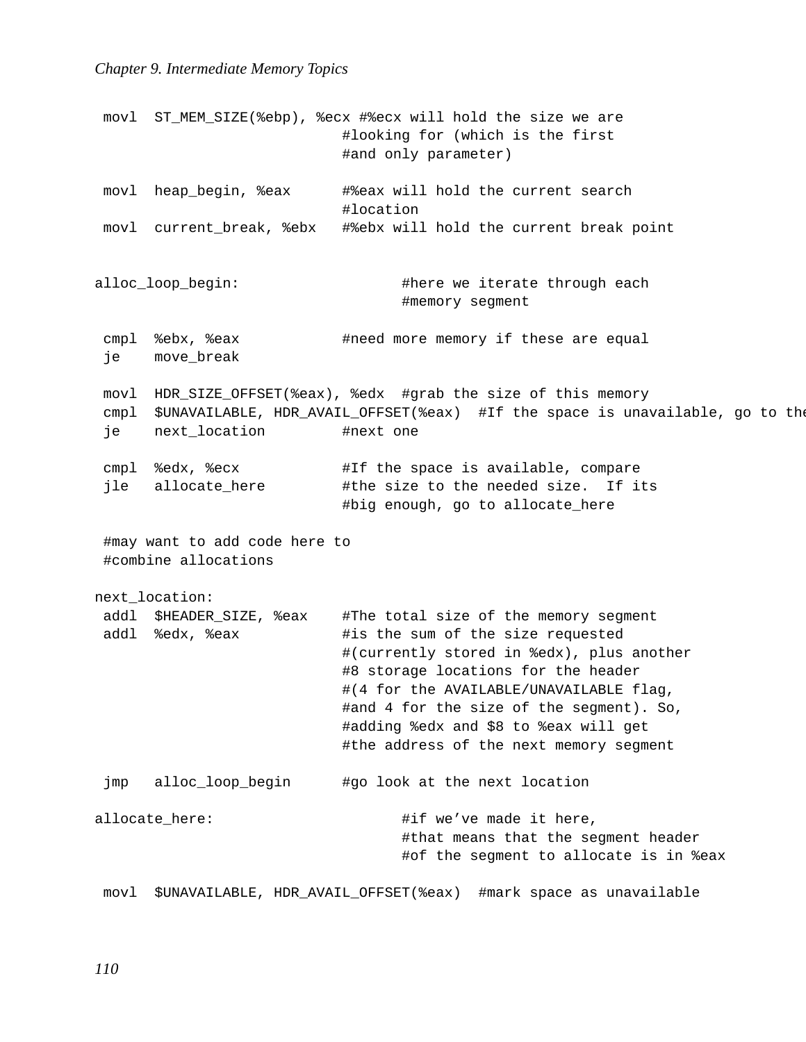```
 movl  ST_MEM_SIZE(%ebp), %ecx #%ecx will hold the size we are
                            #looking for (which is the first
                            #and only parameter)

 movl  heap_begin, %eax      #%eax will hold the current search
                            #location
 movl  current_break, %ebx   #%ebx will hold the current break point


alloc_loop_begin:                   #here we iterate through each
                                    #memory segment

 cmpl  %ebx, %eax            #need more memory if these are equal
 je    move_break

 movl  HDR_SIZE_OFFSET(%eax), %edx  #grab the size of this memory
 cmpl  $UNAVAILABLE, HDR_AVAIL_OFFSET(%eax)  #If the space is unavailable, go to the
 je    next_location         #next one

 cmpl  %edx, %ecx            #If the space is available, compare
 jle   allocate_here         #the size to the needed size.  If its
                            #big enough, go to allocate_here

 #may want to add code here to
 #combine allocations

next_location:
 addl  $HEADER_SIZE, %eax    #The total size of the memory segment
 addl  %edx, %eax            #is the sum of the size requested
                            #(currently stored in %edx), plus another
                            #8 storage locations for the header
                            #(4 for the AVAILABLE/UNAVAILABLE flag,
                            #and 4 for the size of the segment). So,
                            #adding %edx and $8 to %eax will get
                            #the address of the next memory segment

 jmp   alloc_loop_begin      #go look at the next location

allocate_here:                      #if we've made it here,
                                    #that means that the segment header
                                    #of the segment to allocate is in %eax

 movl  $UNAVAILABLE, HDR_AVAIL_OFFSET(%eax)  #mark space as unavailable
```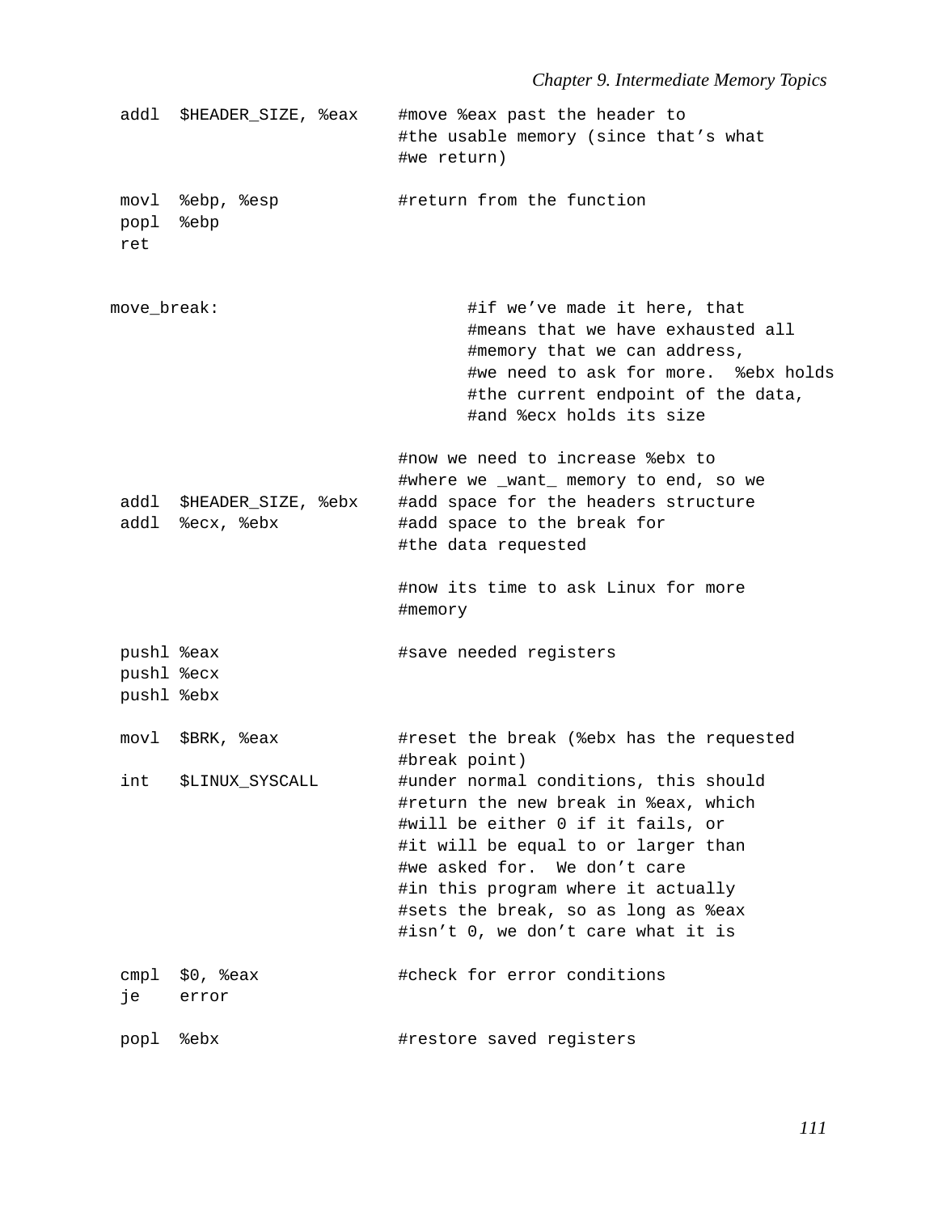```
 addl  $HEADER_SIZE, %eax    #move %eax past the header to
                             #the usable memory (since that’s what
                             #we return)

 movl  %ebp, %esp            #return from the function
 popl  %ebp
 ret


move_break:                         #if we’ve made it here, that
                                    #means that we have exhausted all
                                    #memory that we can address,
                                    #we need to ask for more.  %ebx holds
                                    #the current endpoint of the data,
                                    #and %ecx holds its size

                             #now we need to increase %ebx to
                             #where we _want_ memory to end, so we
 addl  $HEADER_SIZE, %ebx    #add space for the headers structure
 addl  %ecx, %ebx            #add space to the break for
                             #the data requested

                             #now its time to ask Linux for more
                             #memory

 pushl %eax                  #save needed registers
 pushl %ecx
 pushl %ebx

 movl  $BRK, %eax            #reset the break (%ebx has the requested
                             #break point)
 int   $LINUX_SYSCALL        #under normal conditions, this should
                             #return the new break in %eax, which
                             #will be either 0 if it fails, or
                             #it will be equal to or larger than
                             #we asked for.  We don’t care
                             #in this program where it actually
                             #sets the break, so as long as %eax
                             #isn’t 0, we don’t care what it is

 cmpl  $0, %eax              #check for error conditions
 je    error

 popl  %ebx                  #restore saved registers
```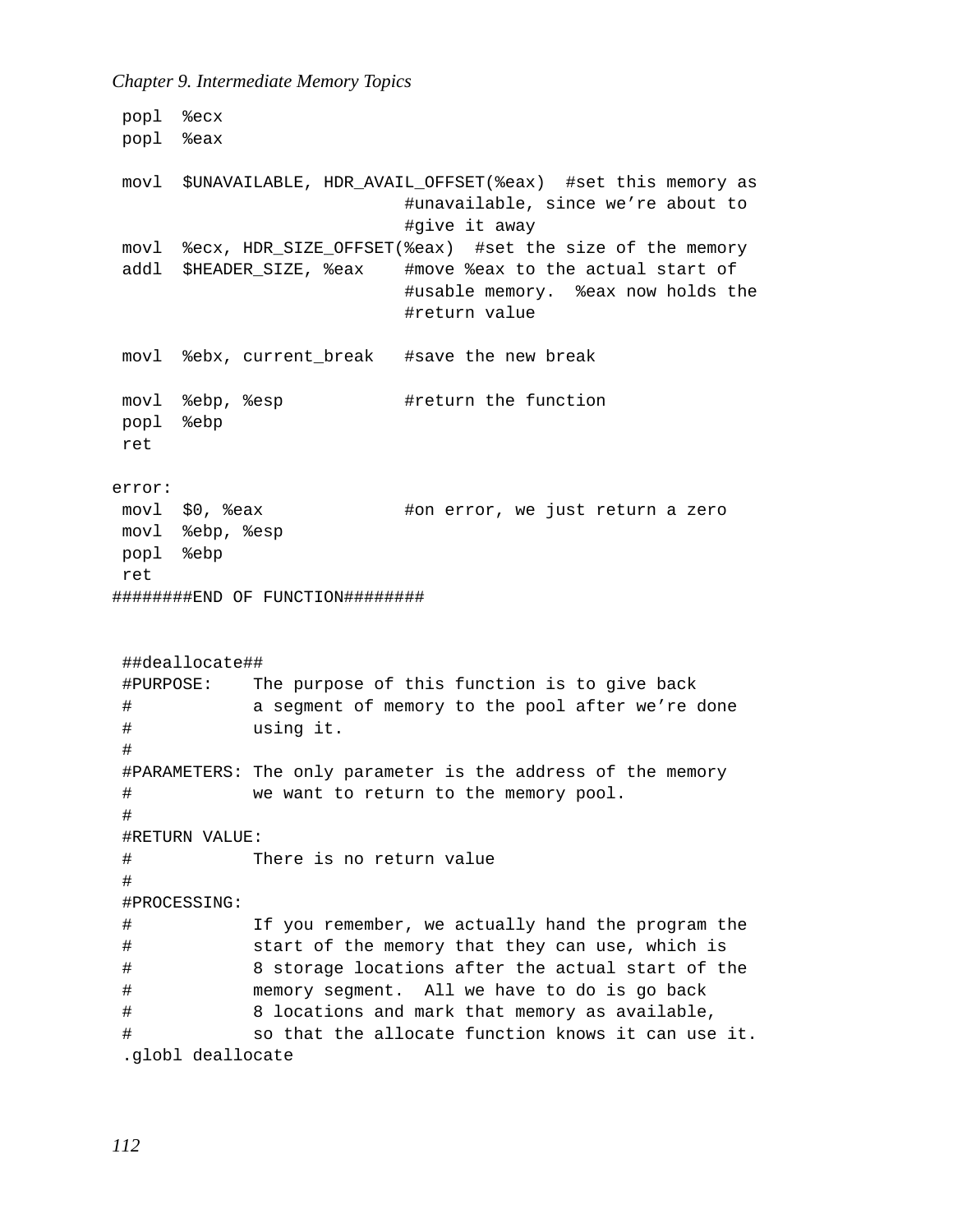```
 popl  %ecx
 popl  %eax

 movl  $UNAVAILABLE, HDR_AVAIL_OFFSET(%eax)  #set this memory as
                          #unavailable, since we’re about to
                          #give it away
 movl  %ecx, HDR_SIZE_OFFSET(%eax)  #set the size of the memory
 addl  $HEADER_SIZE, %eax    #move %eax to the actual start of
                          #usable memory.  %eax now holds the
                          #return value

 movl  %ebx, current_break   #save the new break

 movl  %ebp, %esp            #return the function
 popl  %ebp
 ret

error:
 movl  $0, %eax              #on error, we just return a zero
 movl  %ebp, %esp
 popl  %ebp
 ret
########END OF FUNCTION########


 ##deallocate##
 #PURPOSE:    The purpose of this function is to give back
 #            a segment of memory to the pool after we’re done
 #            using it.
 #
 #PARAMETERS: The only parameter is the address of the memory
 #            we want to return to the memory pool.
 #
 #RETURN VALUE:
 #            There is no return value
 #
 #PROCESSING:
 #            If you remember, we actually hand the program the
 #            start of the memory that they can use, which is
 #            8 storage locations after the actual start of the
 #            memory segment.  All we have to do is go back
 #            8 locations and mark that memory as available,
 #            so that the allocate function knows it can use it.
 .globl deallocate
```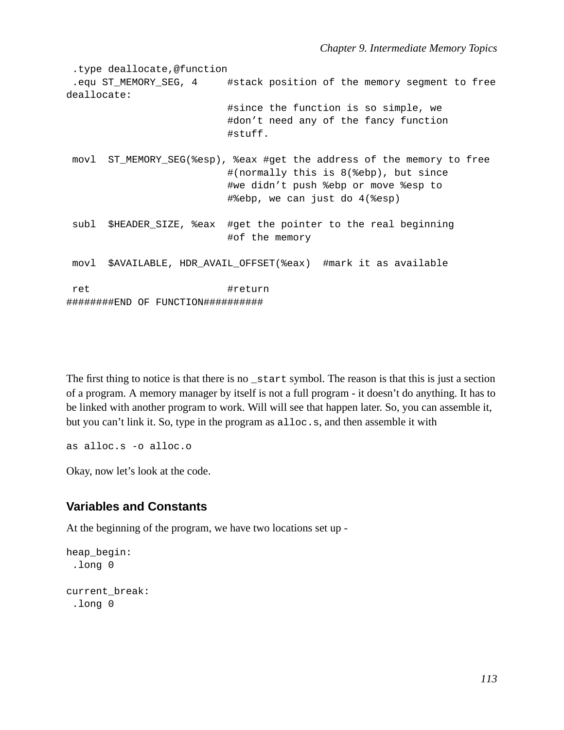```
 .type deallocate,@function
 .equ ST_MEMORY_SEG, 4     #stack position of the memory segment to free
deallocate:
                           #since the function is so simple, we
                           #don’t need any of the fancy function
                           #stuff.

 movl  ST_MEMORY_SEG(%esp), %eax #get the address of the memory to free
                           #(normally this is 8(%ebp), but since
                           #we didn’t push %ebp or move %esp to
                           #%ebp, we can just do 4(%esp)

 subl  $HEADER_SIZE, %eax  #get the pointer to the real beginning
                           #of the memory

 movl  $AVAILABLE, HDR_AVAIL_OFFSET(%eax)  #mark it as available

 ret                       #return
########END OF FUNCTION##########
```

The first thing to notice is that there is no `_start` symbol. The reason is that this is just a section of a program. A memory manager by itself is not a full program - it doesn’t do anything. It has to be linked with another program to work. Will will see that happen later. So, you can assemble it, but you can’t link it. So, type in the program as `alloc.s`, and then assemble it with

```
as alloc.s -o alloc.o
```

Okay, now let’s look at the code.

### Variables and Constants

At the beginning of the program, we have two locations set up -

```
heap_begin:
 .long 0

current_break:
 .long 0
```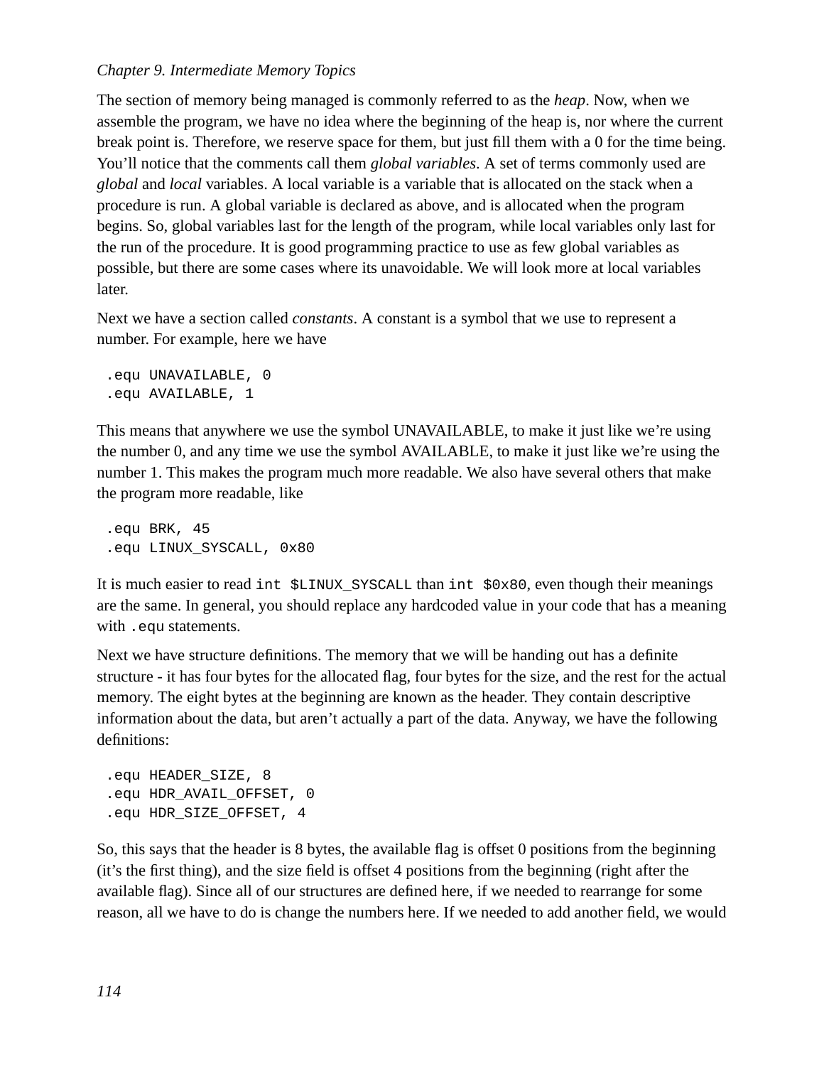The section of memory being managed is commonly referred to as the *heap*. Now, when we assemble the program, we have no idea where the beginning of the heap is, nor where the current break point is. Therefore, we reserve space for them, but just fill them with a 0 for the time being. You'll notice that the comments call them *global variables*. A set of terms commonly used are *global* and *local* variables. A local variable is a variable that is allocated on the stack when a procedure is run. A global variable is declared as above, and is allocated when the program begins. So, global variables last for the length of the program, while local variables only last for the run of the procedure. It is good programming practice to use as few global variables as possible, but there are some cases where its unavoidable. We will look more at local variables later.

Next we have a section called *constants*. A constant is a symbol that we use to represent a number. For example, here we have

```
.equ UNAVAILABLE, 0
.equ AVAILABLE, 1
```

This means that anywhere we use the symbol UNAVAILABLE, to make it just like we're using the number 0, and any time we use the symbol AVAILABLE, to make it just like we're using the number 1. This makes the program much more readable. We also have several others that make the program more readable, like

```
.equ BRK, 45
.equ LINUX_SYSCALL, 0x80
```

It is much easier to read `int $LINUX_SYSCALL` than `int $0x80`, even though their meanings are the same. In general, you should replace any hardcoded value in your code that has a meaning with `.equ` statements.

Next we have structure definitions. The memory that we will be handing out has a definite structure - it has four bytes for the allocated flag, four bytes for the size, and the rest for the actual memory. The eight bytes at the beginning are known as the header. They contain descriptive information about the data, but aren't actually a part of the data. Anyway, we have the following definitions:

```
.equ HEADER_SIZE, 8
.equ HDR_AVAIL_OFFSET, 0
.equ HDR_SIZE_OFFSET, 4
```

So, this says that the header is 8 bytes, the available flag is offset 0 positions from the beginning (it's the first thing), and the size field is offset 4 positions from the beginning (right after the available flag). Since all of our structures are defined here, if we needed to rearrange for some reason, all we have to do is change the numbers here. If we needed to add another field, we would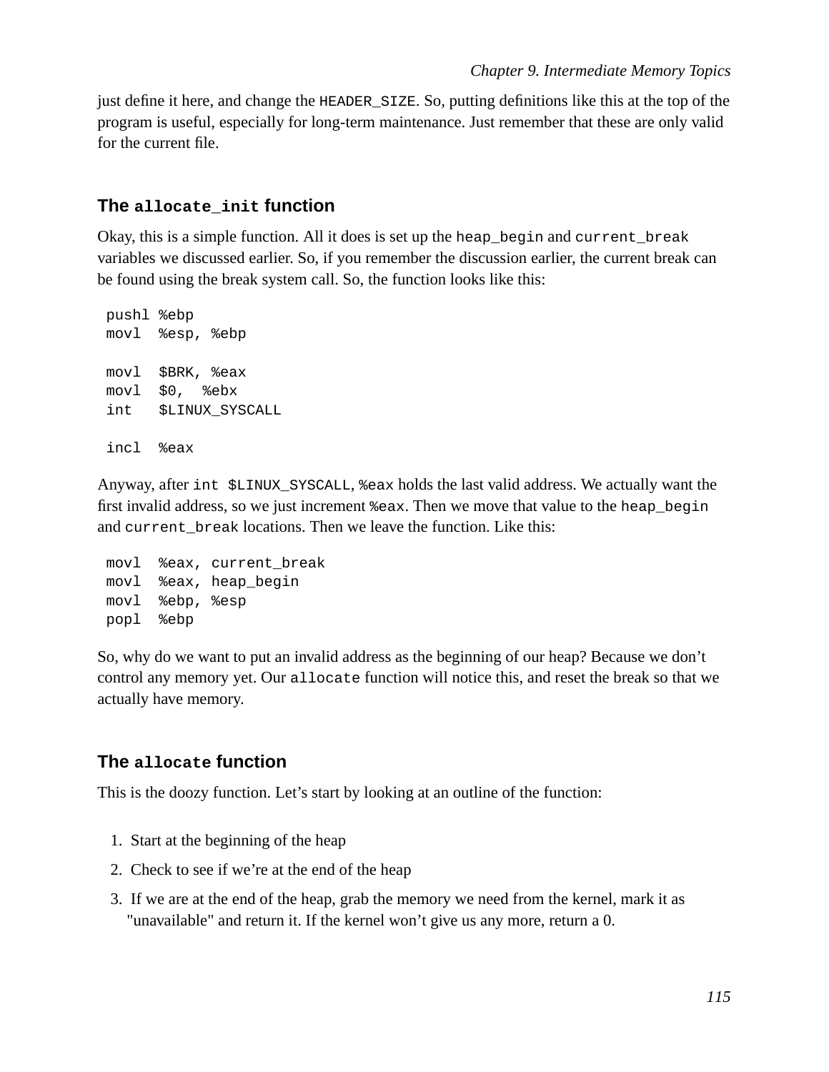just define it here, and change the `HEADER_SIZE`. So, putting definitions like this at the top of the program is useful, especially for long-term maintenance. Just remember that these are only valid for the current file.

### The `allocate_init` function

Okay, this is a simple function. All it does is set up the `heap_begin` and `current_break` variables we discussed earlier. So, if you remember the discussion earlier, the current break can be found using the break system call. So, the function looks like this:

```
pushl %ebp
movl  %esp, %ebp

movl  $BRK, %eax
movl  $0,  %ebx
int   $LINUX_SYSCALL

incl  %eax
```

Anyway, after `int $LINUX_SYSCALL`, `%eax` holds the last valid address. We actually want the first invalid address, so we just increment `%eax`. Then we move that value to the `heap_begin` and `current_break` locations. Then we leave the function. Like this:

```
movl  %eax, current_break
movl  %eax, heap_begin
movl  %ebp, %esp
popl  %ebp
```

So, why do we want to put an invalid address as the beginning of our heap? Because we don't control any memory yet. Our `allocate` function will notice this, and reset the break so that we actually have memory.

### The `allocate` function

This is the doozy function. Let's start by looking at an outline of the function:

1. Start at the beginning of the heap
2. Check to see if we're at the end of the heap
3. If we are at the end of the heap, grab the memory we need from the kernel, mark it as "unavailable" and return it. If the kernel won't give us any more, return a 0.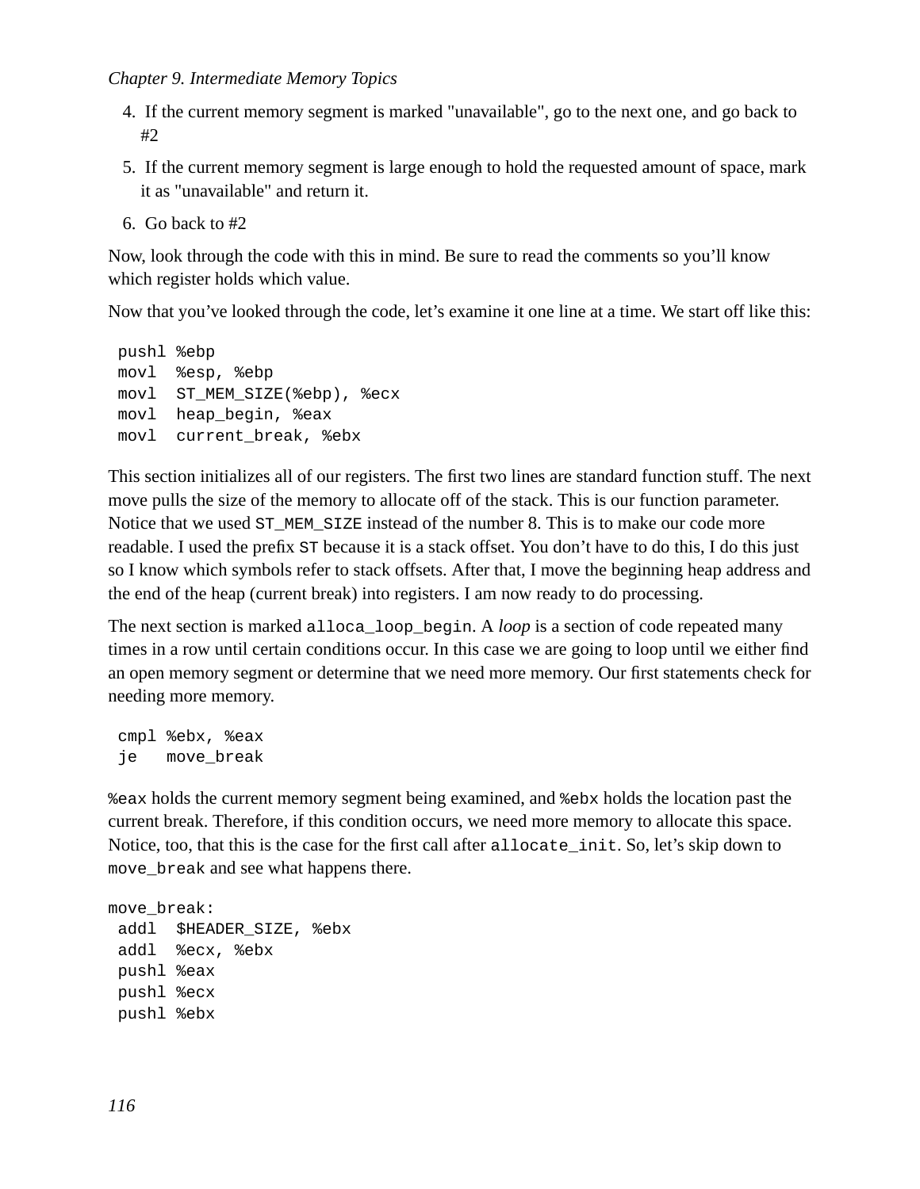4. If the current memory segment is marked "unavailable", go to the next one, and go back to #2
5. If the current memory segment is large enough to hold the requested amount of space, mark it as "unavailable" and return it.
6. Go back to #2

Now, look through the code with this in mind. Be sure to read the comments so you'll know which register holds which value.

Now that you've looked through the code, let's examine it one line at a time. We start off like this:

```
pushl %ebp
movl  %esp, %ebp
movl  ST_MEM_SIZE(%ebp), %ecx
movl  heap_begin, %eax
movl  current_break, %ebx
```

This section initializes all of our registers. The first two lines are standard function stuff. The next move pulls the size of the memory to allocate off of the stack. This is our function parameter. Notice that we used `ST_MEM_SIZE` instead of the number 8. This is to make our code more readable. I used the prefix `ST` because it is a stack offset. You don't have to do this, I do this just so I know which symbols refer to stack offsets. After that, I move the beginning heap address and the end of the heap (current break) into registers. I am now ready to do processing.

The next section is marked `alloca_loop_begin`. A *loop* is a section of code repeated many times in a row until certain conditions occur. In this case we are going to loop until we either find an open memory segment or determine that we need more memory. Our first statements check for needing more memory.

```
cmpl %ebx, %eax
je   move_break
```

`%eax` holds the current memory segment being examined, and `%ebx` holds the location past the current break. Therefore, if this condition occurs, we need more memory to allocate this space. Notice, too, that this is the case for the first call after `allocate_init`. So, let's skip down to `move_break` and see what happens there.

```
move_break:
 addl  $HEADER_SIZE, %ebx
 addl  %ecx, %ebx
 pushl %eax
 pushl %ecx
 pushl %ebx
```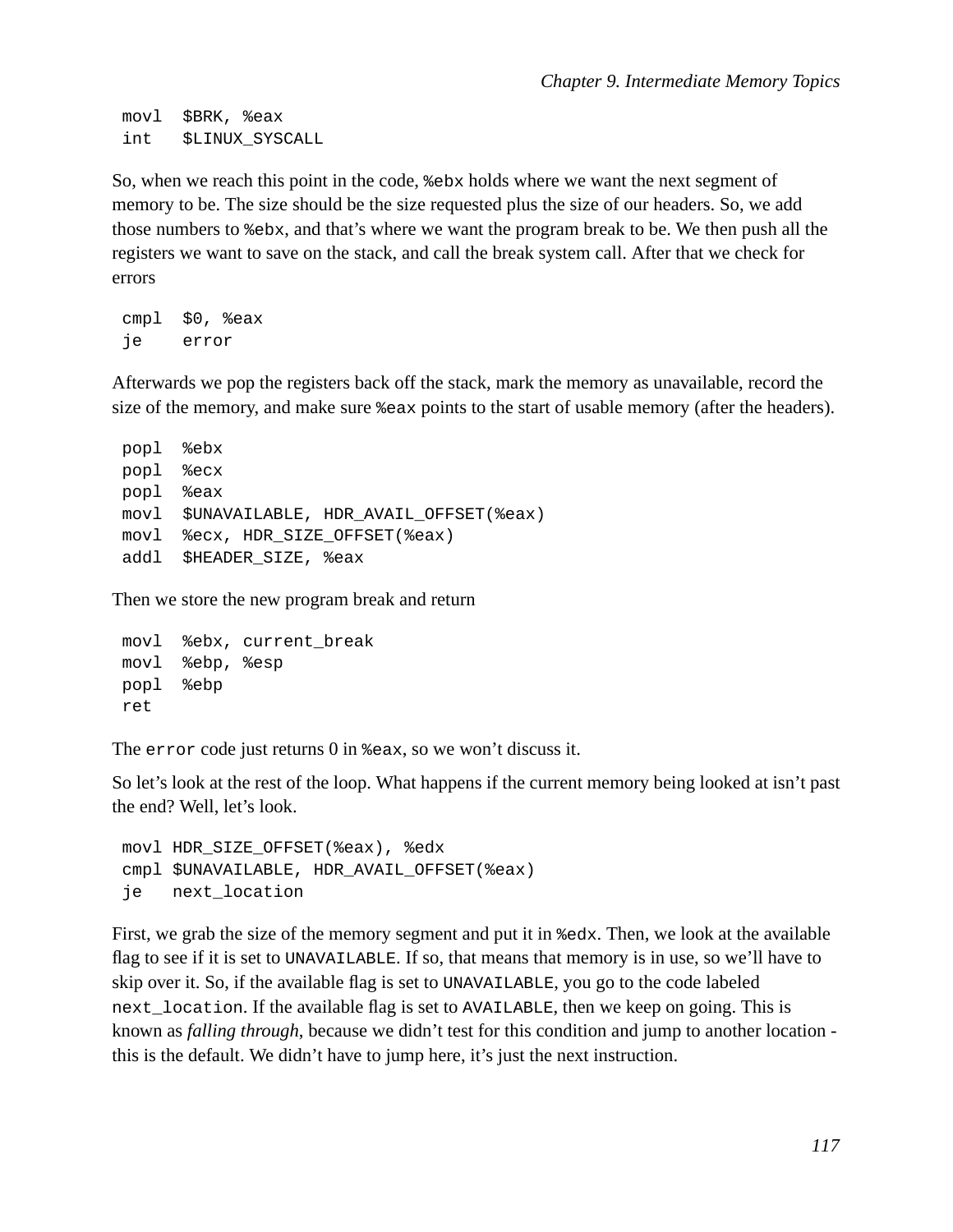```
movl  $BRK, %eax
int   $LINUX_SYSCALL
```

So, when we reach this point in the code, `%ebx` holds where we want the next segment of memory to be. The size should be the size requested plus the size of our headers. So, we add those numbers to `%ebx`, and that's where we want the program break to be. We then push all the registers we want to save on the stack, and call the break system call. After that we check for errors

```
cmpl  $0, %eax
je    error
```

Afterwards we pop the registers back off the stack, mark the memory as unavailable, record the size of the memory, and make sure `%eax` points to the start of usable memory (after the headers).

```
popl  %ebx
popl  %ecx
popl  %eax
movl  $UNAVAILABLE, HDR_AVAIL_OFFSET(%eax)
movl  %ecx, HDR_SIZE_OFFSET(%eax)
addl  $HEADER_SIZE, %eax
```

Then we store the new program break and return

```
movl  %ebx, current_break
movl  %ebp, %esp
popl  %ebp
ret
```

The `error` code just returns 0 in `%eax`, so we won't discuss it.

So let's look at the rest of the loop. What happens if the current memory being looked at isn't past the end? Well, let's look.

```
movl HDR_SIZE_OFFSET(%eax), %edx
cmpl $UNAVAILABLE, HDR_AVAIL_OFFSET(%eax)
je   next_location
```

First, we grab the size of the memory segment and put it in `%edx`. Then, we look at the available flag to see if it is set to `UNAVAILABLE`. If so, that means that memory is in use, so we'll have to skip over it. So, if the available flag is set to `UNAVAILABLE`, you go to the code labeled `next_location`. If the available flag is set to `AVAILABLE`, then we keep on going. This is known as *falling through*, because we didn't test for this condition and jump to another location - this is the default. We didn't have to jump here, it's just the next instruction.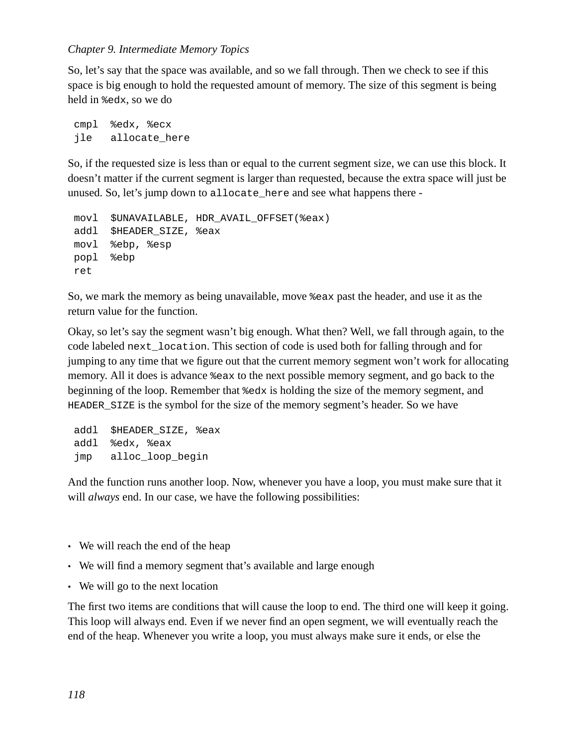So, let's say that the space was available, and so we fall through. Then we check to see if this space is big enough to hold the requested amount of memory. The size of this segment is being held in `%edx`, so we do

```
cmpl  %edx, %ecx
jle   allocate_here
```

So, if the requested size is less than or equal to the current segment size, we can use this block. It doesn't matter if the current segment is larger than requested, because the extra space will just be unused. So, let's jump down to `allocate_here` and see what happens there -

```
movl  $UNAVAILABLE, HDR_AVAIL_OFFSET(%eax)
addl  $HEADER_SIZE, %eax
movl  %ebp, %esp
popl  %ebp
ret
```

So, we mark the memory as being unavailable, move `%eax` past the header, and use it as the return value for the function.

Okay, so let's say the segment wasn't big enough. What then? Well, we fall through again, to the code labeled `next_location`. This section of code is used both for falling through and for jumping to any time that we figure out that the current memory segment won't work for allocating memory. All it does is advance `%eax` to the next possible memory segment, and go back to the beginning of the loop. Remember that `%edx` is holding the size of the memory segment, and `HEADER_SIZE` is the symbol for the size of the memory segment's header. So we have

```
addl  $HEADER_SIZE, %eax
addl  %edx, %eax
jmp   alloc_loop_begin
```

And the function runs another loop. Now, whenever you have a loop, you must make sure that it will *always* end. In our case, we have the following possibilities:

- We will reach the end of the heap
- We will find a memory segment that's available and large enough
- We will go to the next location

The first two items are conditions that will cause the loop to end. The third one will keep it going. This loop will always end. Even if we never find an open segment, we will eventually reach the end of the heap. Whenever you write a loop, you must always make sure it ends, or else the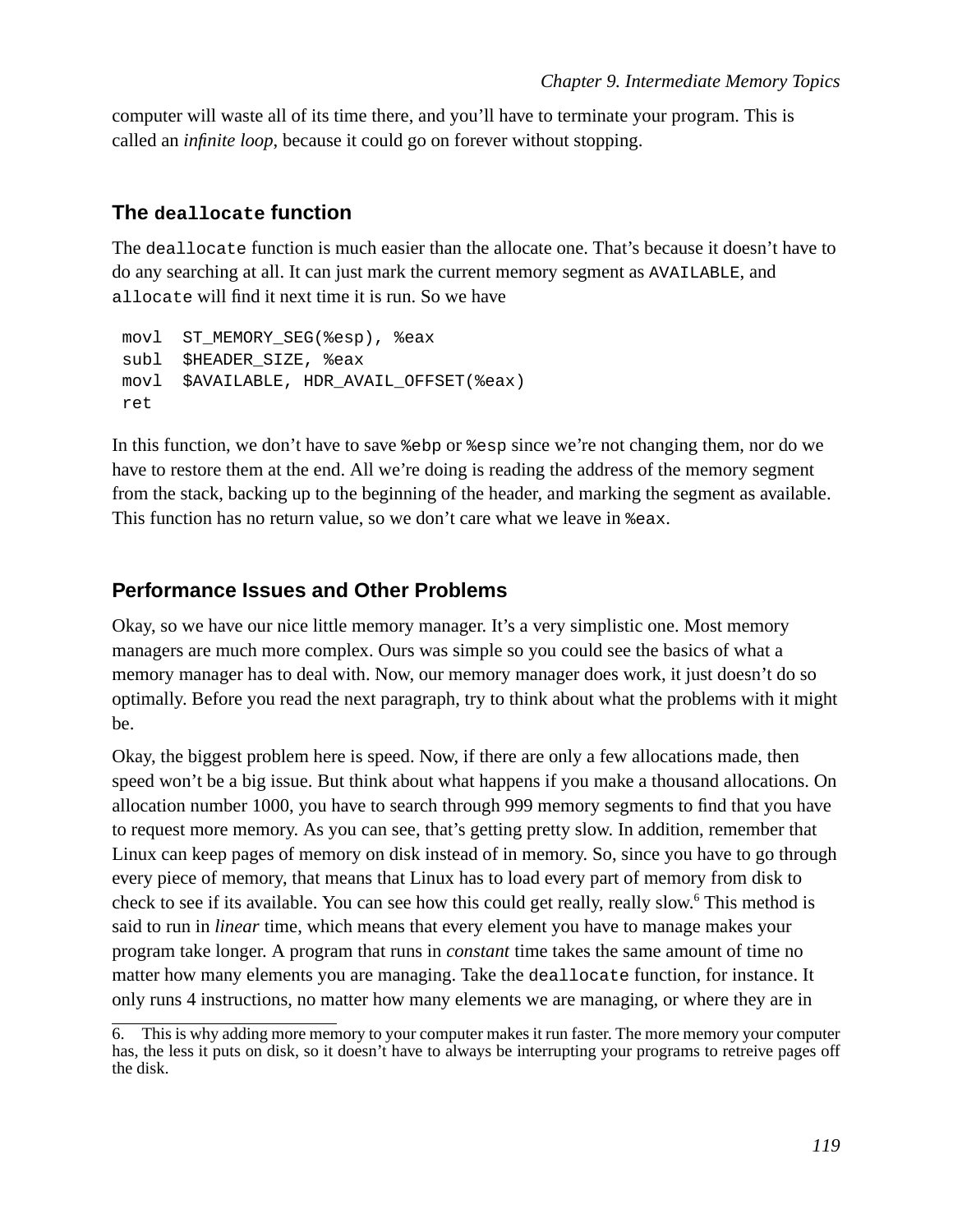computer will waste all of its time there, and you'll have to terminate your program. This is called an *infinite loop*, because it could go on forever without stopping.

### The `deallocate` function

The `deallocate` function is much easier than the allocate one. That's because it doesn't have to do any searching at all. It can just mark the current memory segment as `AVAILABLE`, and `allocate` will find it next time it is run. So we have

```
movl  ST_MEMORY_SEG(%esp), %eax
subl  $HEADER_SIZE, %eax
movl  $AVAILABLE, HDR_AVAIL_OFFSET(%eax)
ret
```

In this function, we don't have to save `%ebp` or `%esp` since we're not changing them, nor do we have to restore them at the end. All we're doing is reading the address of the memory segment from the stack, backing up to the beginning of the header, and marking the segment as available. This function has no return value, so we don't care what we leave in `%eax`.

## Performance Issues and Other Problems

Okay, so we have our nice little memory manager. It's a very simplistic one. Most memory managers are much more complex. Ours was simple so you could see the basics of what a memory manager has to deal with. Now, our memory manager does work, it just doesn't do so optimally. Before you read the next paragraph, try to think about what the problems with it might be.

Okay, the biggest problem here is speed. Now, if there are only a few allocations made, then speed won't be a big issue. But think about what happens if you make a thousand allocations. On allocation number 1000, you have to search through 999 memory segments to find that you have to request more memory. As you can see, that's getting pretty slow. In addition, remember that Linux can keep pages of memory on disk instead of in memory. So, since you have to go through every piece of memory, that means that Linux has to load every part of memory from disk to check to see if its available. You can see how this could get really, really slow.[6] This method is said to run in *linear* time, which means that every element you have to manage makes your program take longer. A program that runs in *constant* time takes the same amount of time no matter how many elements you are managing. Take the `deallocate` function, for instance. It only runs 4 instructions, no matter how many elements we are managing, or where they are in

---

6. This is why adding more memory to your computer makes it run faster. The more memory your computer has, the less it puts on disk, so it doesn't have to always be interrupting your programs to retreive pages off the disk.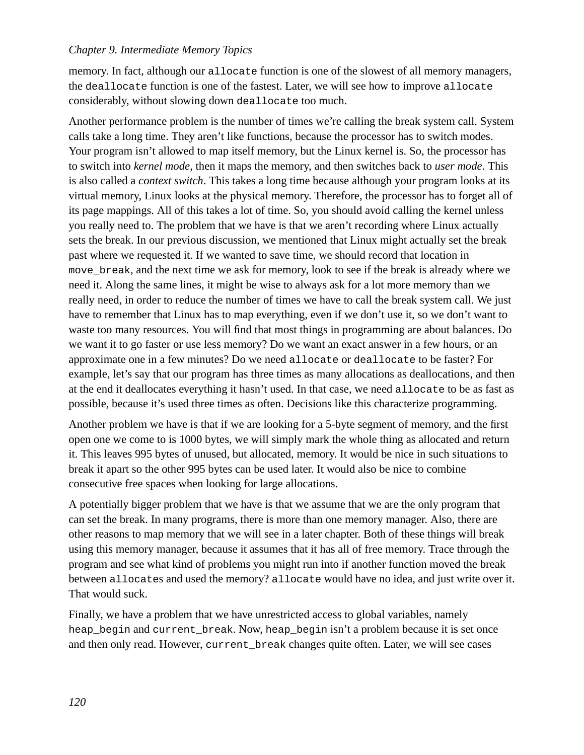memory. In fact, although our `allocate` function is one of the slowest of all memory managers, the `deallocate` function is one of the fastest. Later, we will see how to improve `allocate` considerably, without slowing down `deallocate` too much.

Another performance problem is the number of times we're calling the break system call. System calls take a long time. They aren't like functions, because the processor has to switch modes. Your program isn't allowed to map itself memory, but the Linux kernel is. So, the processor has to switch into *kernel mode*, then it maps the memory, and then switches back to *user mode*. This is also called a *context switch*. This takes a long time because although your program looks at its virtual memory, Linux looks at the physical memory. Therefore, the processor has to forget all of its page mappings. All of this takes a lot of time. So, you should avoid calling the kernel unless you really need to. The problem that we have is that we aren't recording where Linux actually sets the break. In our previous discussion, we mentioned that Linux might actually set the break past where we requested it. If we wanted to save time, we should record that location in `move_break`, and the next time we ask for memory, look to see if the break is already where we need it. Along the same lines, it might be wise to always ask for a lot more memory than we really need, in order to reduce the number of times we have to call the break system call. We just have to remember that Linux has to map everything, even if we don't use it, so we don't want to waste too many resources. You will find that most things in programming are about balances. Do we want it to go faster or use less memory? Do we want an exact answer in a few hours, or an approximate one in a few minutes? Do we need `allocate` or `deallocate` to be faster? For example, let's say that our program has three times as many allocations as deallocations, and then at the end it deallocates everything it hasn't used. In that case, we need `allocate` to be as fast as possible, because it's used three times as often. Decisions like this characterize programming.

Another problem we have is that if we are looking for a 5-byte segment of memory, and the first open one we come to is 1000 bytes, we will simply mark the whole thing as allocated and return it. This leaves 995 bytes of unused, but allocated, memory. It would be nice in such situations to break it apart so the other 995 bytes can be used later. It would also be nice to combine consecutive free spaces when looking for large allocations.

A potentially bigger problem that we have is that we assume that we are the only program that can set the break. In many programs, there is more than one memory manager. Also, there are other reasons to map memory that we will see in a later chapter. Both of these things will break using this memory manager, because it assumes that it has all of free memory. Trace through the program and see what kind of problems you might run into if another function moved the break between `allocate`s and used the memory? `allocate` would have no idea, and just write over it. That would suck.

Finally, we have a problem that we have unrestricted access to global variables, namely `heap_begin` and `current_break`. Now, `heap_begin` isn't a problem because it is set once and then only read. However, `current_break` changes quite often. Later, we will see cases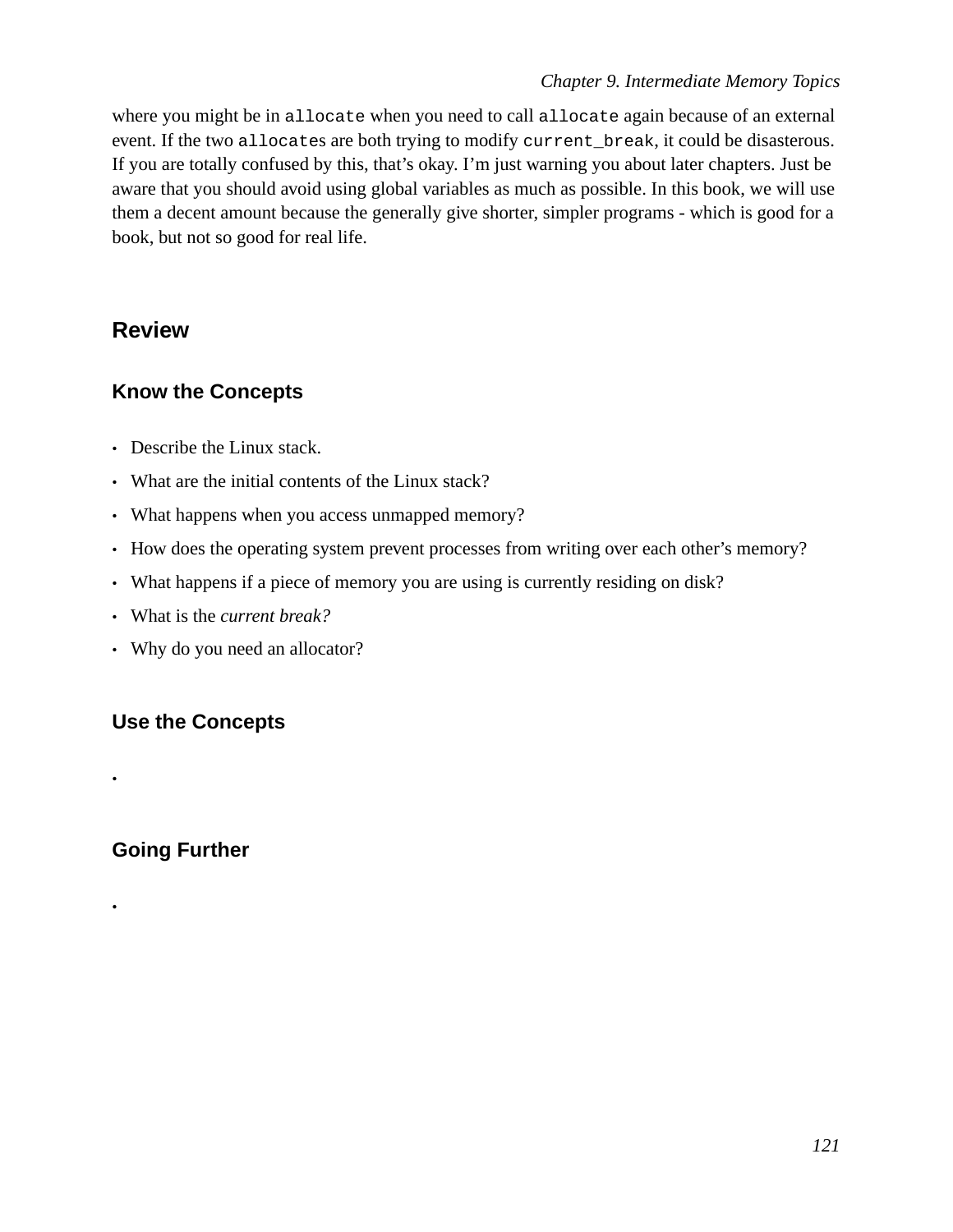where you might be in `allocate` when you need to call `allocate` again because of an external event. If the two `allocate`s are both trying to modify `current_break`, it could be disasterous. If you are totally confused by this, that's okay. I'm just warning you about later chapters. Just be aware that you should avoid using global variables as much as possible. In this book, we will use them a decent amount because the generally give shorter, simpler programs - which is good for a book, but not so good for real life.

## Review

### Know the Concepts

- Describe the Linux stack.
- What are the initial contents of the Linux stack?
- What happens when you access unmapped memory?
- How does the operating system prevent processes from writing over each other's memory?
- What happens if a piece of memory you are using is currently residing on disk?
- What is the *current break?*
- Why do you need an allocator?

### Use the Concepts

-

### Going Further

-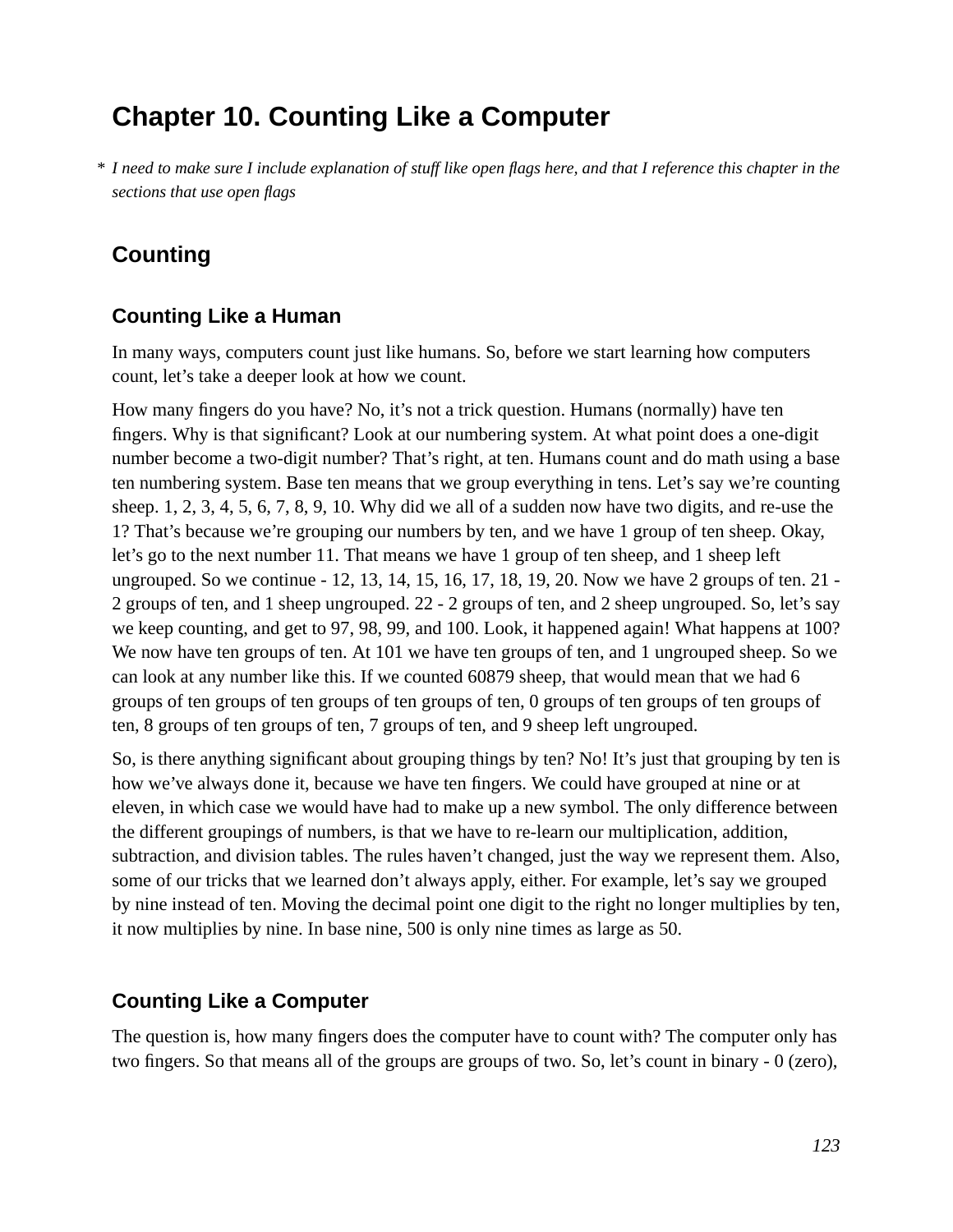# Chapter 10. Counting Like a Computer

* *I need to make sure I include explanation of stuff like open flags here, and that I reference this chapter in the sections that use open flags*

## Counting

### Counting Like a Human

In many ways, computers count just like humans. So, before we start learning how computers count, let's take a deeper look at how we count.

How many fingers do you have? No, it's not a trick question. Humans (normally) have ten fingers. Why is that significant? Look at our numbering system. At what point does a one-digit number become a two-digit number? That's right, at ten. Humans count and do math using a base ten numbering system. Base ten means that we group everything in tens. Let's say we're counting sheep. 1, 2, 3, 4, 5, 6, 7, 8, 9, 10. Why did we all of a sudden now have two digits, and re-use the 1? That's because we're grouping our numbers by ten, and we have 1 group of ten sheep. Okay, let's go to the next number 11. That means we have 1 group of ten sheep, and 1 sheep left ungrouped. So we continue - 12, 13, 14, 15, 16, 17, 18, 19, 20. Now we have 2 groups of ten. 21 - 2 groups of ten, and 1 sheep ungrouped. 22 - 2 groups of ten, and 2 sheep ungrouped. So, let's say we keep counting, and get to 97, 98, 99, and 100. Look, it happened again! What happens at 100? We now have ten groups of ten. At 101 we have ten groups of ten, and 1 ungrouped sheep. So we can look at any number like this. If we counted 60879 sheep, that would mean that we had 6 groups of ten groups of ten groups of ten groups of ten, 0 groups of ten groups of ten groups of ten, 8 groups of ten groups of ten, 7 groups of ten, and 9 sheep left ungrouped.

So, is there anything significant about grouping things by ten? No! It's just that grouping by ten is how we've always done it, because we have ten fingers. We could have grouped at nine or at eleven, in which case we would have had to make up a new symbol. The only difference between the different groupings of numbers, is that we have to re-learn our multiplication, addition, subtraction, and division tables. The rules haven't changed, just the way we represent them. Also, some of our tricks that we learned don't always apply, either. For example, let's say we grouped by nine instead of ten. Moving the decimal point one digit to the right no longer multiplies by ten, it now multiplies by nine. In base nine, 500 is only nine times as large as 50.

### Counting Like a Computer

The question is, how many fingers does the computer have to count with? The computer only has two fingers. So that means all of the groups are groups of two. So, let's count in binary - 0 (zero),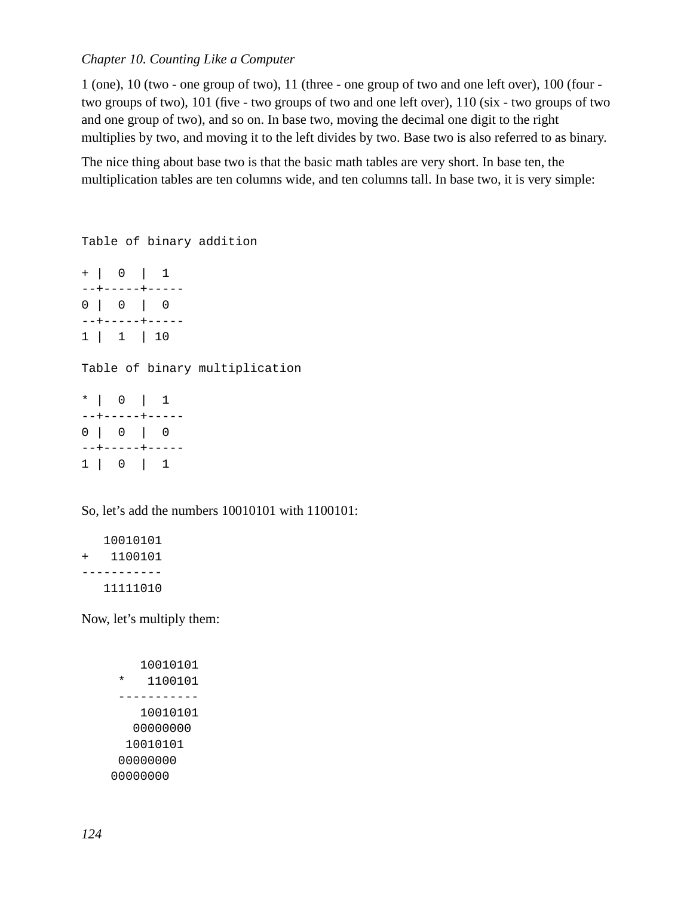1 (one), 10 (two - one group of two), 11 (three - one group of two and one left over), 100 (four - two groups of two), 101 (five - two groups of two and one left over), 110 (six - two groups of two and one group of two), and so on. In base two, moving the decimal one digit to the right multiplies by two, and moving it to the left divides by two. Base two is also referred to as binary.

The nice thing about base two is that the basic math tables are very short. In base ten, the multiplication tables are ten columns wide, and ten columns tall. In base two, it is very simple:

```
Table of binary addition

+ |  0  |  1
--+-----+-----
0 |  0  |  0
--+-----+-----
1 |  1  | 10

Table of binary multiplication

* |  0  |  1
--+-----+-----
0 |  0  |  0
--+-----+-----
1 |  0  |  1
```

So, let's add the numbers 10010101 with 1100101:

```
   10010101
+   1100101
-----------
   11111010
```

Now, let's multiply them:

```
        10010101
     *   1100101
     -----------
        10010101
       00000000
      10010101
     00000000
    00000000
```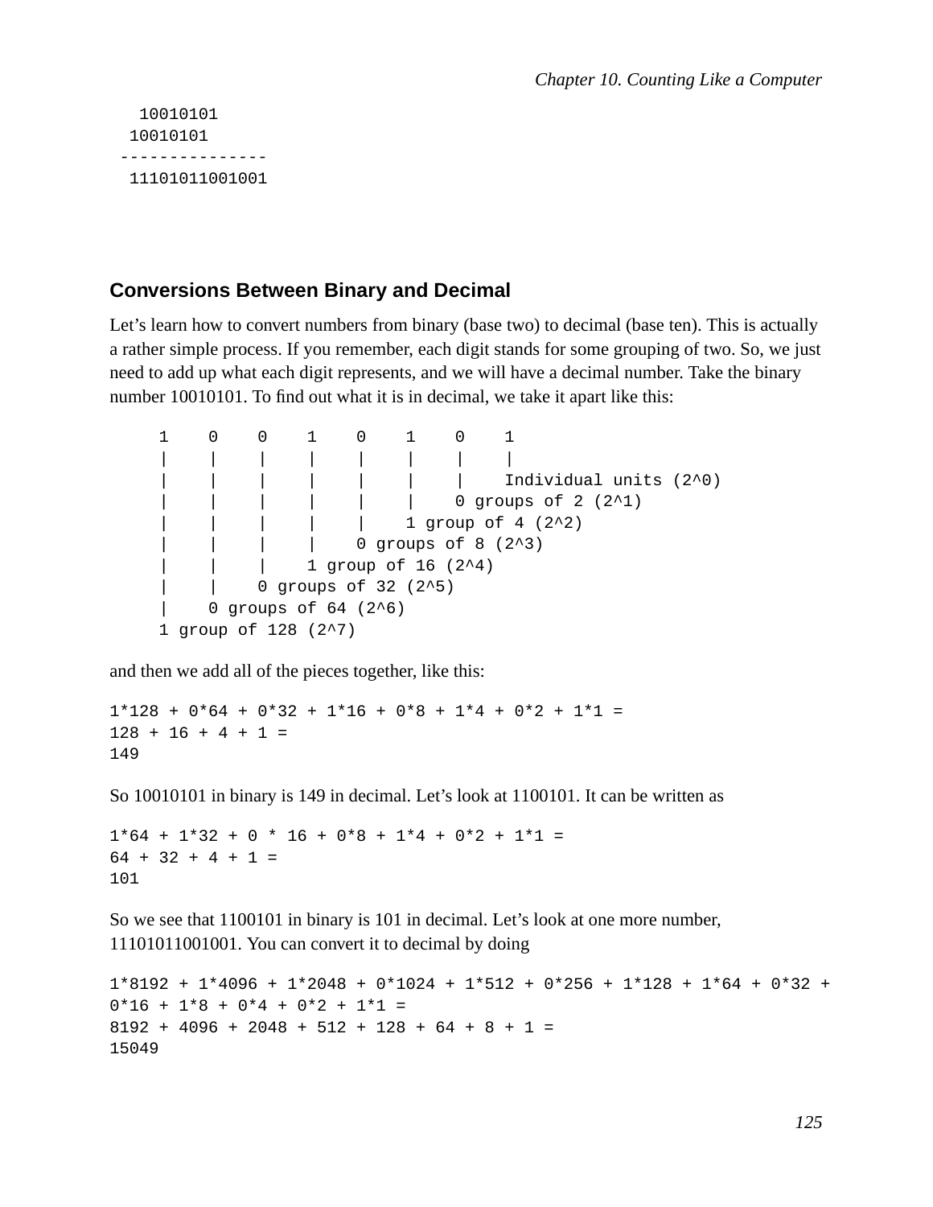```
   10010101
  10010101
---------------
  11101011001001
```

## Conversions Between Binary and Decimal

Let's learn how to convert numbers from binary (base two) to decimal (base ten). This is actually a rather simple process. If you remember, each digit stands for some grouping of two. So, we just need to add up what each digit represents, and we will have a decimal number. Take the binary number 10010101. To find out what it is in decimal, we take it apart like this:

```
     1    0    0    1    0    1    0    1
     |    |    |    |    |    |    |    |
     |    |    |    |    |    |    |    Individual units (2^0)
     |    |    |    |    |    |    0 groups of 2 (2^1)
     |    |    |    |    |    1 group of 4 (2^2)
     |    |    |    |    0 groups of 8 (2^3)
     |    |    |    1 group of 16 (2^4)
     |    |    0 groups of 32 (2^5)
     |    0 groups of 64 (2^6)
     1 group of 128 (2^7)
```

and then we add all of the pieces together, like this:

```
1*128 + 0*64 + 0*32 + 1*16 + 0*8 + 1*4 + 0*2 + 1*1 =
128 + 16 + 4 + 1 =
149
```

So 10010101 in binary is 149 in decimal. Let's look at 1100101. It can be written as

```
1*64 + 1*32 + 0 * 16 + 0*8 + 1*4 + 0*2 + 1*1 =
64 + 32 + 4 + 1 =
101
```

So we see that 1100101 in binary is 101 in decimal. Let's look at one more number, 11101011001001. You can convert it to decimal by doing

```
1*8192 + 1*4096 + 1*2048 + 0*1024 + 1*512 + 0*256 + 1*128 + 1*64 + 0*32 +
0*16 + 1*8 + 0*4 + 0*2 + 1*1 =
8192 + 4096 + 2048 + 512 + 128 + 64 + 8 + 1 =
15049
```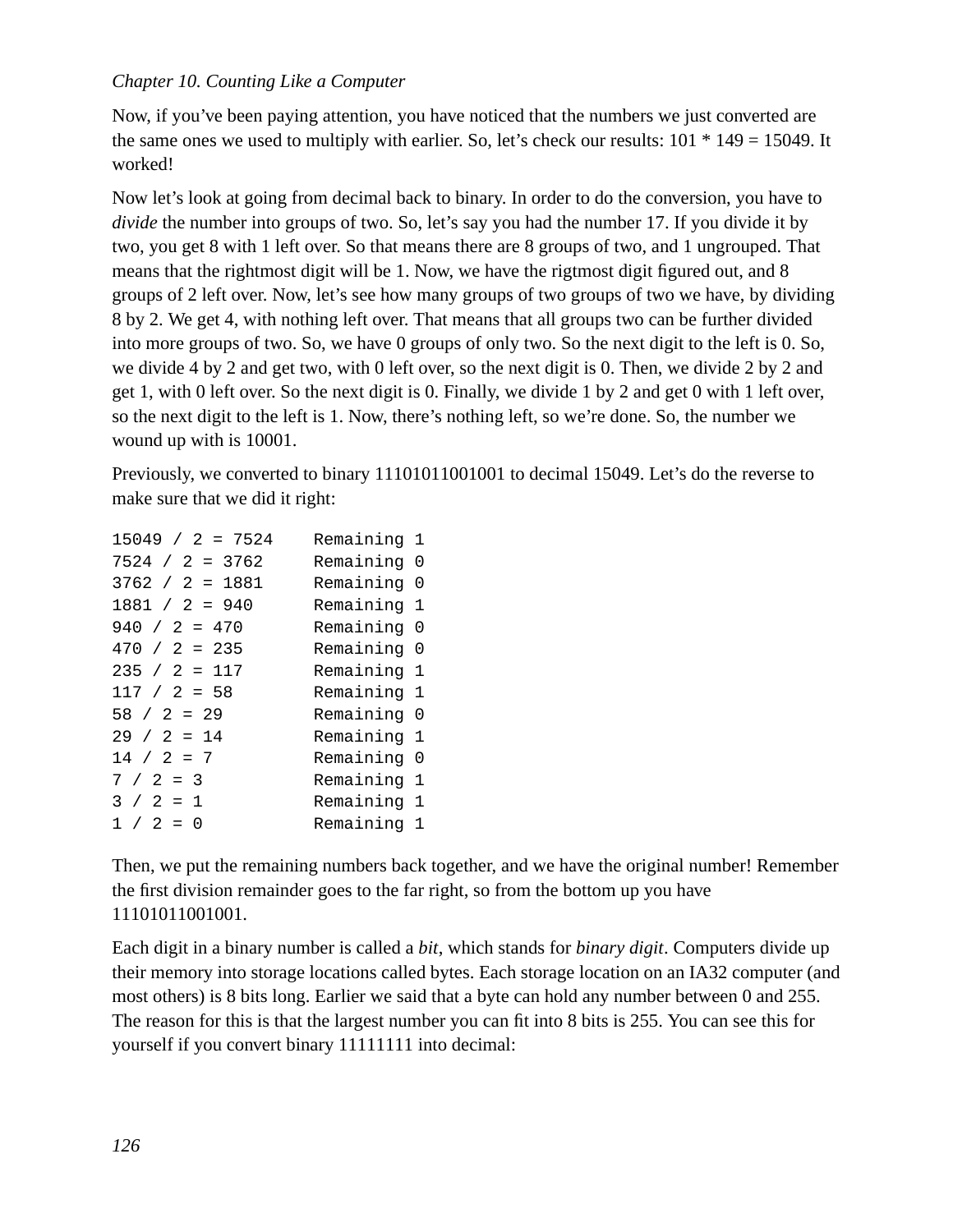Now, if you've been paying attention, you have noticed that the numbers we just converted are the same ones we used to multiply with earlier. So, let's check our results: 101 * 149 = 15049. It worked!

Now let's look at going from decimal back to binary. In order to do the conversion, you have to *divide* the number into groups of two. So, let's say you had the number 17. If you divide it by two, you get 8 with 1 left over. So that means there are 8 groups of two, and 1 ungrouped. That means that the rightmost digit will be 1. Now, we have the rigtmost digit figured out, and 8 groups of 2 left over. Now, let's see how many groups of two groups of two we have, by dividing 8 by 2. We get 4, with nothing left over. That means that all groups two can be further divided into more groups of two. So, we have 0 groups of only two. So the next digit to the left is 0. So, we divide 4 by 2 and get two, with 0 left over, so the next digit is 0. Then, we divide 2 by 2 and get 1, with 0 left over. So the next digit is 0. Finally, we divide 1 by 2 and get 0 with 1 left over, so the next digit to the left is 1. Now, there's nothing left, so we're done. So, the number we wound up with is 10001.

Previously, we converted to binary 11101011001001 to decimal 15049. Let's do the reverse to make sure that we did it right:

```
15049 / 2 = 7524    Remaining 1
7524 / 2 = 3762     Remaining 0
3762 / 2 = 1881     Remaining 0
1881 / 2 = 940      Remaining 1
940 / 2 = 470       Remaining 0
470 / 2 = 235       Remaining 0
235 / 2 = 117       Remaining 1
117 / 2 = 58        Remaining 1
58 / 2 = 29         Remaining 0
29 / 2 = 14         Remaining 1
14 / 2 = 7          Remaining 0
7 / 2 = 3           Remaining 1
3 / 2 = 1           Remaining 1
1 / 2 = 0           Remaining 1
```

Then, we put the remaining numbers back together, and we have the original number! Remember the first division remainder goes to the far right, so from the bottom up you have 11101011001001.

Each digit in a binary number is called a *bit*, which stands for *binary digit*. Computers divide up their memory into storage locations called bytes. Each storage location on an IA32 computer (and most others) is 8 bits long. Earlier we said that a byte can hold any number between 0 and 255. The reason for this is that the largest number you can fit into 8 bits is 255. You can see this for yourself if you convert binary 11111111 into decimal: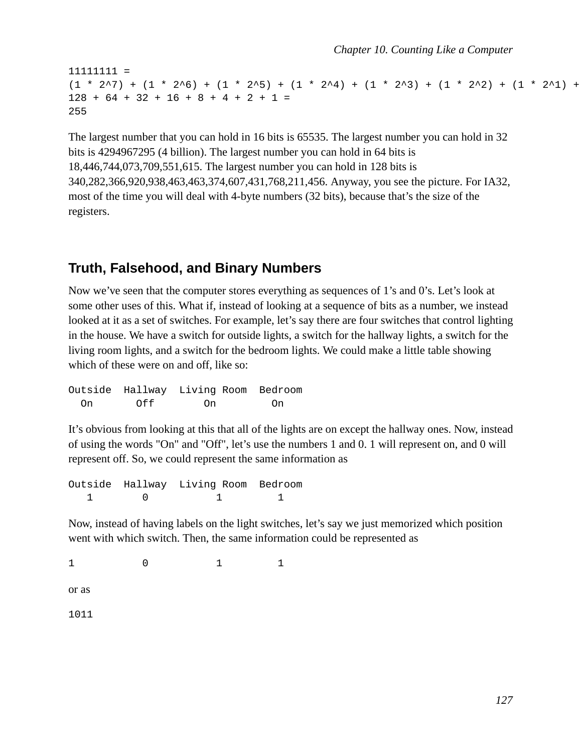```
11111111 =
(1 * 2^7) + (1 * 2^6) + (1 * 2^5) + (1 * 2^4) + (1 * 2^3) + (1 * 2^2) + (1 * 2^1) +
128 + 64 + 32 + 16 + 8 + 4 + 2 + 1 =
255
```

The largest number that you can hold in 16 bits is 65535. The largest number you can hold in 32 bits is 4294967295 (4 billion). The largest number you can hold in 64 bits is 18,446,744,073,709,551,615. The largest number you can hold in 128 bits is 340,282,366,920,938,463,463,374,607,431,768,211,456. Anyway, you see the picture. For IA32, most of the time you will deal with 4-byte numbers (32 bits), because that's the size of the registers.

## Truth, Falsehood, and Binary Numbers

Now we've seen that the computer stores everything as sequences of 1's and 0's. Let's look at some other uses of this. What if, instead of looking at a sequence of bits as a number, we instead looked at it as a set of switches. For example, let's say there are four switches that control lighting in the house. We have a switch for outside lights, a switch for the hallway lights, a switch for the living room lights, and a switch for the bedroom lights. We could make a little table showing which of these were on and off, like so:

```
Outside  Hallway  Living Room  Bedroom
  On       Off        On         On
```

It's obvious from looking at this that all of the lights are on except the hallway ones. Now, instead of using the words "On" and "Off", let's use the numbers 1 and 0. 1 will represent on, and 0 will represent off. So, we could represent the same information as

```
Outside  Hallway  Living Room  Bedroom
   1        0           1         1
```

Now, instead of having labels on the light switches, let's say we just memorized which position went with which switch. Then, the same information could be represented as

```
1           0           1         1
```

or as

```
1011
```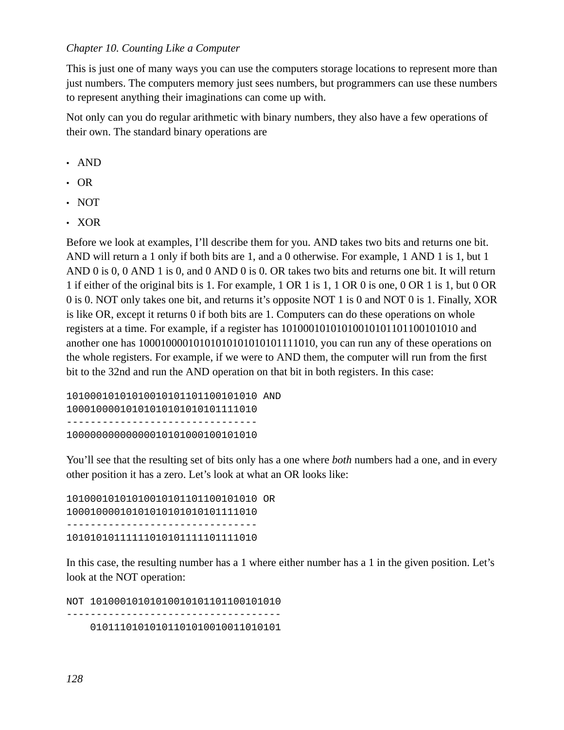This is just one of many ways you can use the computers storage locations to represent more than just numbers. The computers memory just sees numbers, but programmers can use these numbers to represent anything their imaginations can come up with.

Not only can you do regular arithmetic with binary numbers, they also have a few operations of their own. The standard binary operations are

- AND
- OR
- NOT
- XOR

Before we look at examples, I'll describe them for you. AND takes two bits and returns one bit. AND will return a 1 only if both bits are 1, and a 0 otherwise. For example, 1 AND 1 is 1, but 1 AND 0 is 0, 0 AND 1 is 0, and 0 AND 0 is 0. OR takes two bits and returns one bit. It will return 1 if either of the original bits is 1. For example, 1 OR 1 is 1, 1 OR 0 is one, 0 OR 1 is 1, but 0 OR 0 is 0. NOT only takes one bit, and returns it's opposite NOT 1 is 0 and NOT 0 is 1. Finally, XOR is like OR, except it returns 0 if both bits are 1. Computers can do these operations on whole registers at a time. For example, if a register has 10100010101010010101101100101010 and another one has 10001000010101010101010101111010, you can run any of these operations on the whole registers. For example, if we were to AND them, the computer will run from the first bit to the 32nd and run the AND operation on that bit in both registers. In this case:

```
10100010101010010101101100101010 AND
10001000010101010101010101111010
--------------------------------
10000000000000010101000100101010
```

You'll see that the resulting set of bits only has a one where *both* numbers had a one, and in every other position it has a zero. Let's look at what an OR looks like:

```
10100010101010010101101100101010 OR
10001000010101010101010101111010
--------------------------------
10101010111111010101111101111010
```

In this case, the resulting number has a 1 where either number has a 1 in the given position. Let's look at the NOT operation:

```
NOT 10100010101010010101101100101010
------------------------------------
    01011101010101101010010011010101
```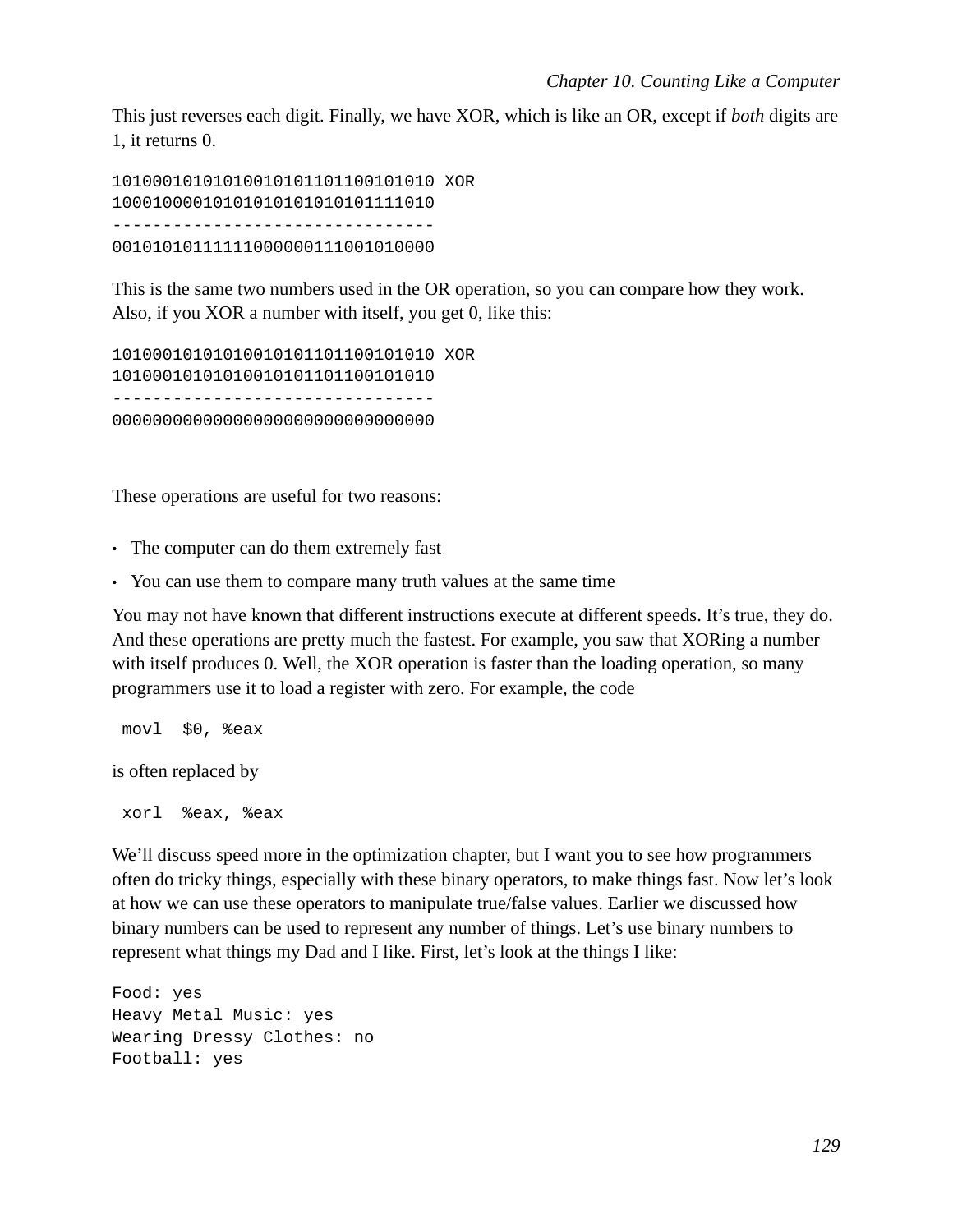This just reverses each digit. Finally, we have XOR, which is like an OR, except if *both* digits are 1, it returns 0.

```
10100010101010010101101100101010 XOR
10001000010101010101010101111010
--------------------------------
00101010111111000000111001010000
```

This is the same two numbers used in the OR operation, so you can compare how they work. Also, if you XOR a number with itself, you get 0, like this:

```
10100010101010010101101100101010 XOR
10100010101010010101101100101010
--------------------------------
00000000000000000000000000000000
```

These operations are useful for two reasons:

- The computer can do them extremely fast
- You can use them to compare many truth values at the same time

You may not have known that different instructions execute at different speeds. It's true, they do. And these operations are pretty much the fastest. For example, you saw that XORing a number with itself produces 0. Well, the XOR operation is faster than the loading operation, so many programmers use it to load a register with zero. For example, the code

```
 movl  $0, %eax
```

is often replaced by

```
 xorl  %eax, %eax
```

We'll discuss speed more in the optimization chapter, but I want you to see how programmers often do tricky things, especially with these binary operators, to make things fast. Now let's look at how we can use these operators to manipulate true/false values. Earlier we discussed how binary numbers can be used to represent any number of things. Let's use binary numbers to represent what things my Dad and I like. First, let's look at the things I like:

```
Food: yes
Heavy Metal Music: yes
Wearing Dressy Clothes: no
Football: yes
```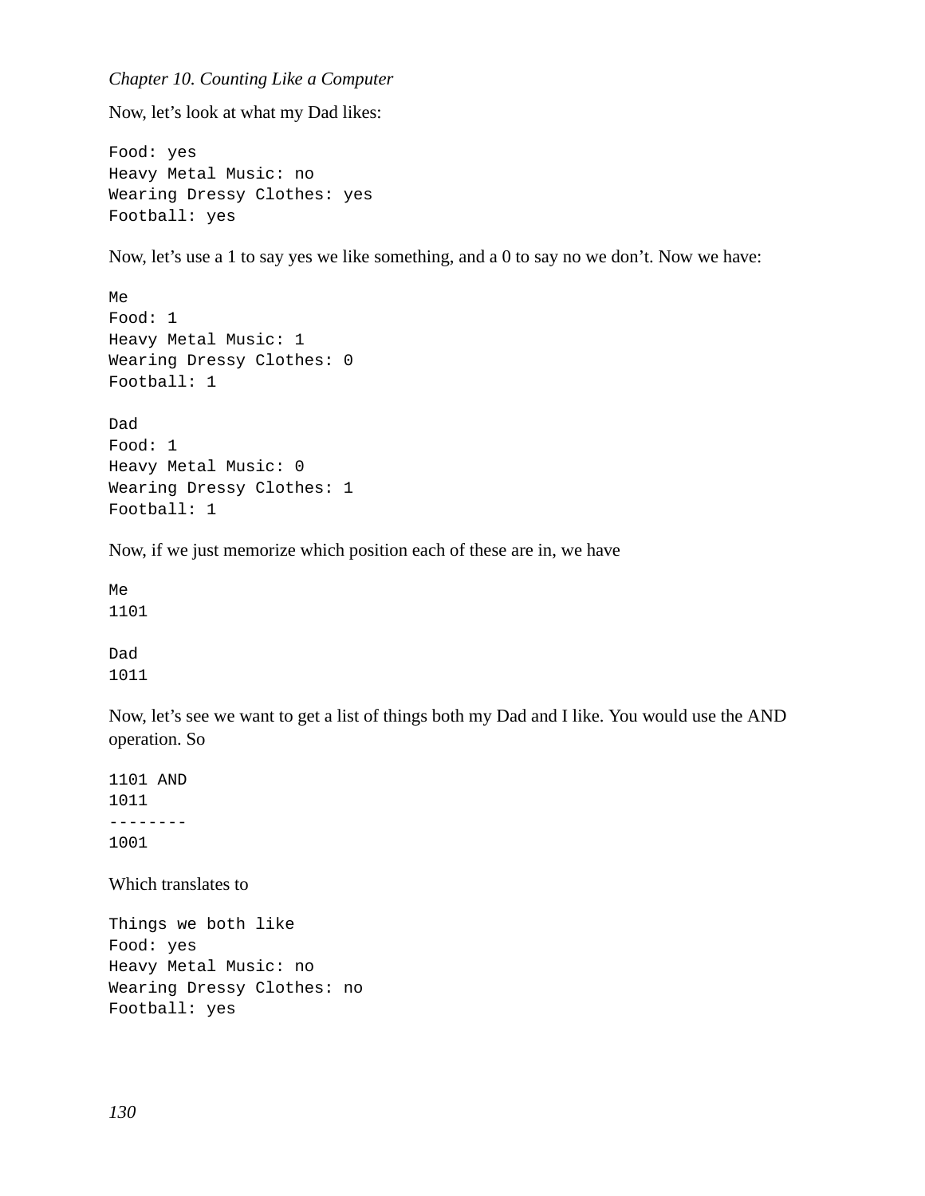Now, let's look at what my Dad likes:

```
Food: yes
Heavy Metal Music: no
Wearing Dressy Clothes: yes
Football: yes
```

Now, let's use a 1 to say yes we like something, and a 0 to say no we don't. Now we have:

```
Me
Food: 1
Heavy Metal Music: 1
Wearing Dressy Clothes: 0
Football: 1

Dad
Food: 1
Heavy Metal Music: 0
Wearing Dressy Clothes: 1
Football: 1
```

Now, if we just memorize which position each of these are in, we have

```
Me
1101

Dad
1011
```

Now, let's see we want to get a list of things both my Dad and I like. You would use the AND operation. So

```
1101 AND
1011
--------
1001
```

Which translates to

```
Things we both like
Food: yes
Heavy Metal Music: no
Wearing Dressy Clothes: no
Football: yes
```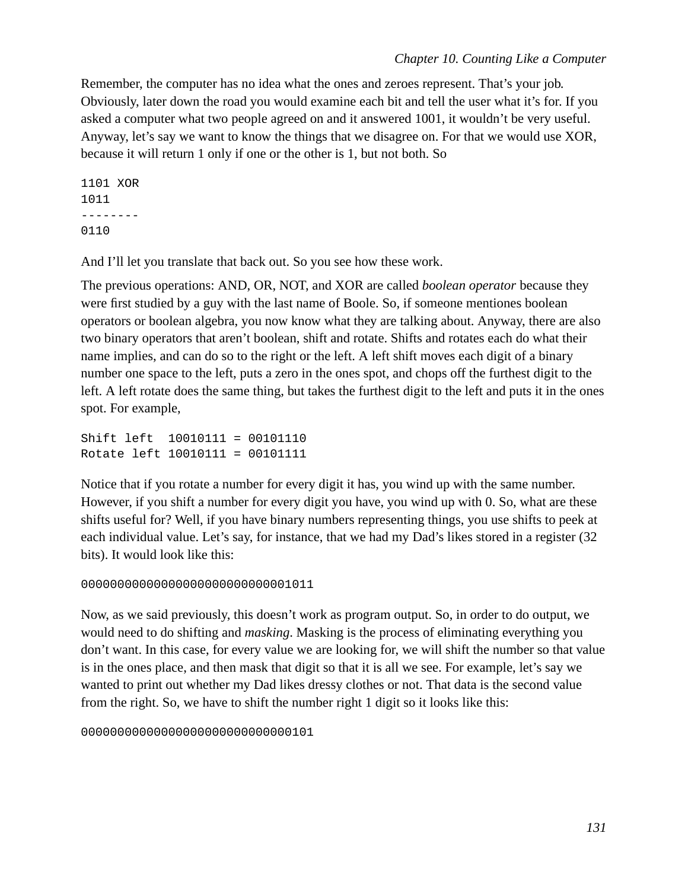Remember, the computer has no idea what the ones and zeroes represent. That's your job. Obviously, later down the road you would examine each bit and tell the user what it's for. If you asked a computer what two people agreed on and it answered 1001, it wouldn't be very useful. Anyway, let's say we want to know the things that we disagree on. For that we would use XOR, because it will return 1 only if one or the other is 1, but not both. So

```
1101 XOR
1011
--------
0110
```

And I'll let you translate that back out. So you see how these work.

The previous operations: AND, OR, NOT, and XOR are called *boolean operator* because they were first studied by a guy with the last name of Boole. So, if someone mentiones boolean operators or boolean algebra, you now know what they are talking about. Anyway, there are also two binary operators that aren't boolean, shift and rotate. Shifts and rotates each do what their name implies, and can do so to the right or the left. A left shift moves each digit of a binary number one space to the left, puts a zero in the ones spot, and chops off the furthest digit to the left. A left rotate does the same thing, but takes the furthest digit to the left and puts it in the ones spot. For example,

```
Shift left  10010111 = 00101110
Rotate left 10010111 = 00101111
```

Notice that if you rotate a number for every digit it has, you wind up with the same number. However, if you shift a number for every digit you have, you wind up with 0. So, what are these shifts useful for? Well, if you have binary numbers representing things, you use shifts to peek at each individual value. Let's say, for instance, that we had my Dad's likes stored in a register (32 bits). It would look like this:

```
00000000000000000000000000001011
```

Now, as we said previously, this doesn't work as program output. So, in order to do output, we would need to do shifting and *masking*. Masking is the process of eliminating everything you don't want. In this case, for every value we are looking for, we will shift the number so that value is in the ones place, and then mask that digit so that it is all we see. For example, let's say we wanted to print out whether my Dad likes dressy clothes or not. That data is the second value from the right. So, we have to shift the number right 1 digit so it looks like this:

```
00000000000000000000000000000101
```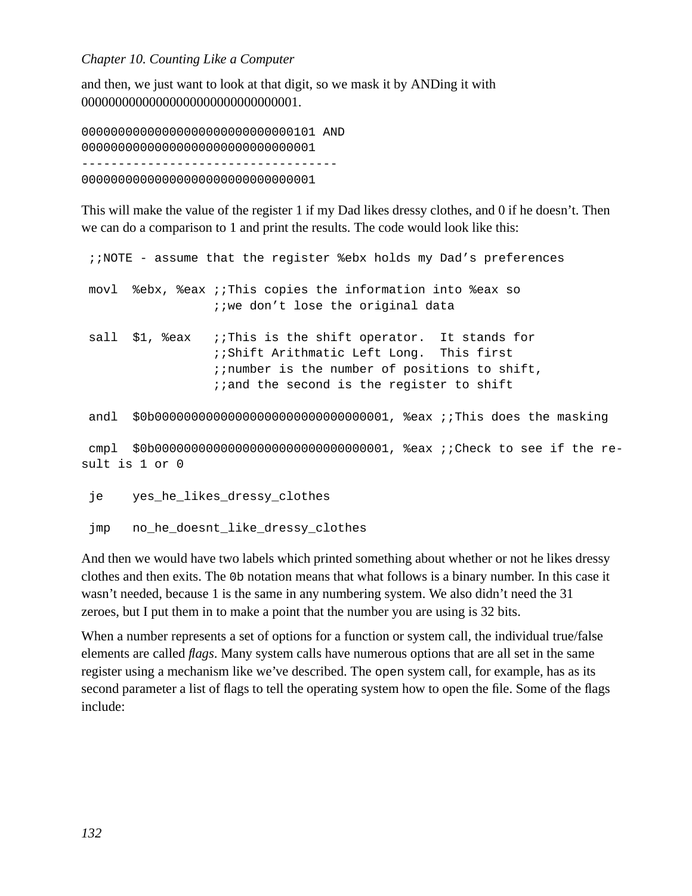and then, we just want to look at that digit, so we mask it by ANDing it with 00000000000000000000000000000001.

```
00000000000000000000000000000101 AND
00000000000000000000000000000001
-----------------------------------
00000000000000000000000000000001
```

This will make the value of the register 1 if my Dad likes dressy clothes, and 0 if he doesn't. Then we can do a comparison to 1 and print the results. The code would look like this:

```
 ;;NOTE - assume that the register %ebx holds my Dad's preferences

 movl  %ebx, %eax ;;This copies the information into %eax so
                  ;;we don't lose the original data

 sall  $1, %eax   ;;This is the shift operator.  It stands for
                  ;;Shift Arithmatic Left Long.  This first
                  ;;number is the number of positions to shift,
                  ;;and the second is the register to shift

 andl  $0b00000000000000000000000000000001, %eax ;;This does the masking

 cmpl  $0b00000000000000000000000000000001, %eax ;;Check to see if the re-
sult is 1 or 0

 je    yes_he_likes_dressy_clothes

 jmp   no_he_doesnt_like_dressy_clothes
```

And then we would have two labels which printed something about whether or not he likes dressy clothes and then exits. The `0b` notation means that what follows is a binary number. In this case it wasn't needed, because 1 is the same in any numbering system. We also didn't need the 31 zeroes, but I put them in to make a point that the number you are using is 32 bits.

When a number represents a set of options for a function or system call, the individual true/false elements are called *flags*. Many system calls have numerous options that are all set in the same register using a mechanism like we've described. The `open` system call, for example, has as its second parameter a list of flags to tell the operating system how to open the file. Some of the flags include: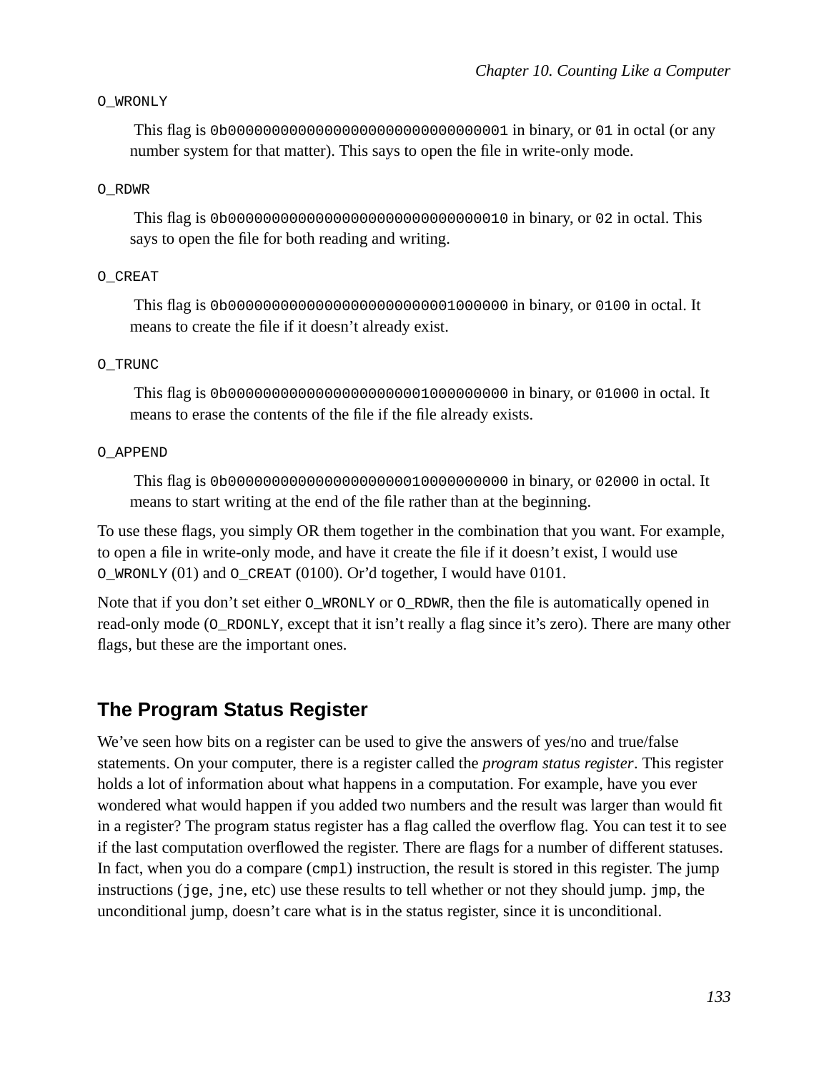O_WRONLY

This flag is `0b00000000000000000000000000000001` in binary, or `01` in octal (or any number system for that matter). This says to open the file in write-only mode.

O_RDWR

This flag is `0b00000000000000000000000000000010` in binary, or `02` in octal. This says to open the file for both reading and writing.

O_CREAT

This flag is `0b00000000000000000000000001000000` in binary, or `0100` in octal. It means to create the file if it doesn't already exist.

O_TRUNC

This flag is `0b00000000000000000000001000000000` in binary, or `01000` in octal. It means to erase the contents of the file if the file already exists.

O_APPEND

This flag is `0b00000000000000000000010000000000` in binary, or `02000` in octal. It means to start writing at the end of the file rather than at the beginning.

To use these flags, you simply OR them together in the combination that you want. For example, to open a file in write-only mode, and have it create the file if it doesn't exist, I would use `O_WRONLY` (01) and `O_CREAT` (0100). Or'd together, I would have 0101.

Note that if you don't set either `O_WRONLY` or `O_RDWR`, then the file is automatically opened in read-only mode (`O_RDONLY`, except that it isn't really a flag since it's zero). There are many other flags, but these are the important ones.

## The Program Status Register

We've seen how bits on a register can be used to give the answers of yes/no and true/false statements. On your computer, there is a register called the *program status register*. This register holds a lot of information about what happens in a computation. For example, have you ever wondered what would happen if you added two numbers and the result was larger than would fit in a register? The program status register has a flag called the overflow flag. You can test it to see if the last computation overflowed the register. There are flags for a number of different statuses. In fact, when you do a compare (`cmpl`) instruction, the result is stored in this register. The jump instructions (`jge`, `jne`, etc) use these results to tell whether or not they should jump. `jmp`, the unconditional jump, doesn't care what is in the status register, since it is unconditional.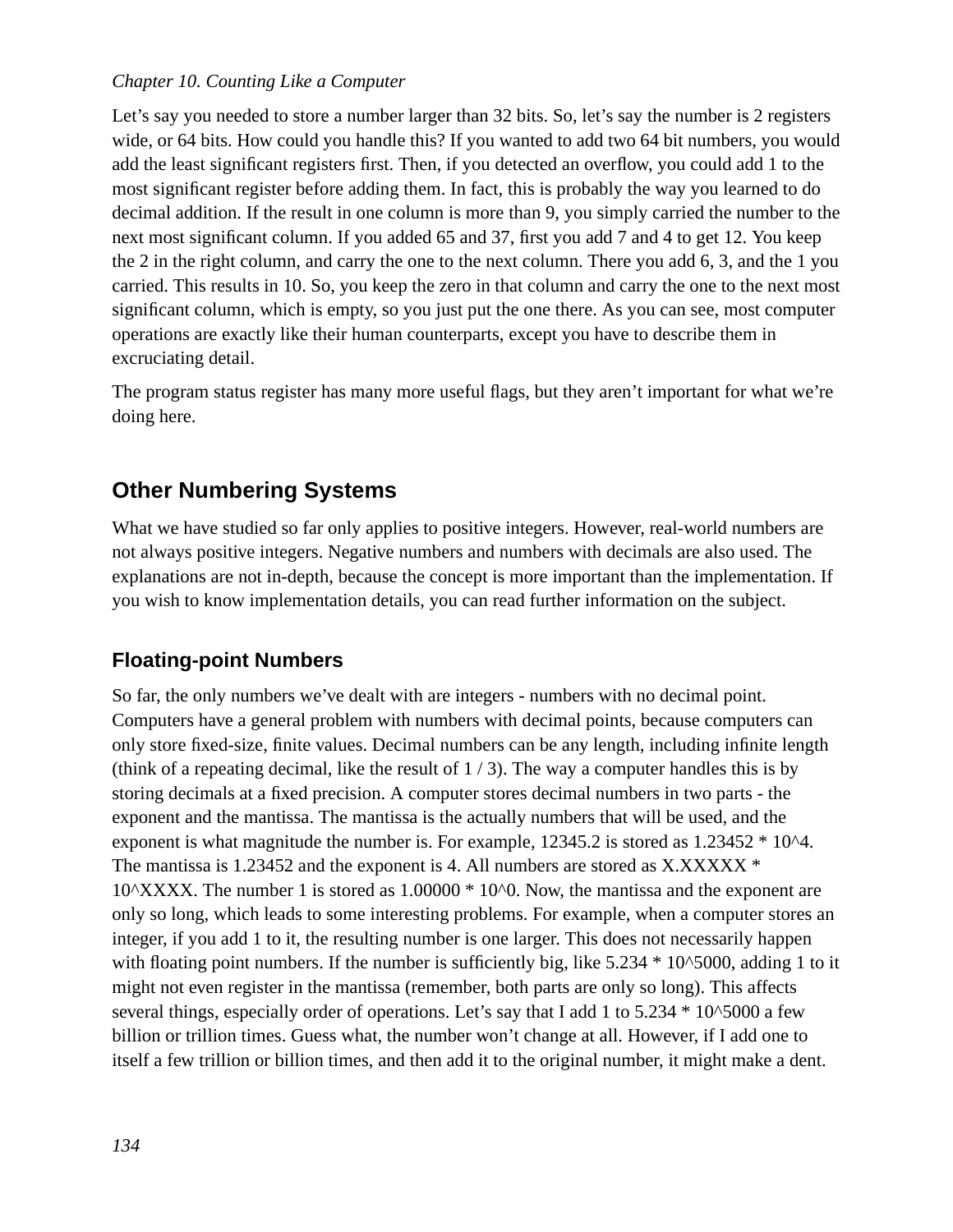Let's say you needed to store a number larger than 32 bits. So, let's say the number is 2 registers wide, or 64 bits. How could you handle this? If you wanted to add two 64 bit numbers, you would add the least significant registers first. Then, if you detected an overflow, you could add 1 to the most significant register before adding them. In fact, this is probably the way you learned to do decimal addition. If the result in one column is more than 9, you simply carried the number to the next most significant column. If you added 65 and 37, first you add 7 and 4 to get 12. You keep the 2 in the right column, and carry the one to the next column. There you add 6, 3, and the 1 you carried. This results in 10. So, you keep the zero in that column and carry the one to the next most significant column, which is empty, so you just put the one there. As you can see, most computer operations are exactly like their human counterparts, except you have to describe them in excruciating detail.

The program status register has many more useful flags, but they aren't important for what we're doing here.

## Other Numbering Systems

What we have studied so far only applies to positive integers. However, real-world numbers are not always positive integers. Negative numbers and numbers with decimals are also used. The explanations are not in-depth, because the concept is more important than the implementation. If you wish to know implementation details, you can read further information on the subject.

### Floating-point Numbers

So far, the only numbers we've dealt with are integers - numbers with no decimal point. Computers have a general problem with numbers with decimal points, because computers can only store fixed-size, finite values. Decimal numbers can be any length, including infinite length (think of a repeating decimal, like the result of 1 / 3). The way a computer handles this is by storing decimals at a fixed precision. A computer stores decimal numbers in two parts - the exponent and the mantissa. The mantissa is the actually numbers that will be used, and the exponent is what magnitude the number is. For example, 12345.2 is stored as 1.23452 * 10^4. The mantissa is 1.23452 and the exponent is 4. All numbers are stored as X.XXXXX * 10^XXXX. The number 1 is stored as 1.00000 * 10^0. Now, the mantissa and the exponent are only so long, which leads to some interesting problems. For example, when a computer stores an integer, if you add 1 to it, the resulting number is one larger. This does not necessarily happen with floating point numbers. If the number is sufficiently big, like 5.234 * 10^5000, adding 1 to it might not even register in the mantissa (remember, both parts are only so long). This affects several things, especially order of operations. Let's say that I add 1 to 5.234 * 10^5000 a few billion or trillion times. Guess what, the number won't change at all. However, if I add one to itself a few trillion or billion times, and then add it to the original number, it might make a dent.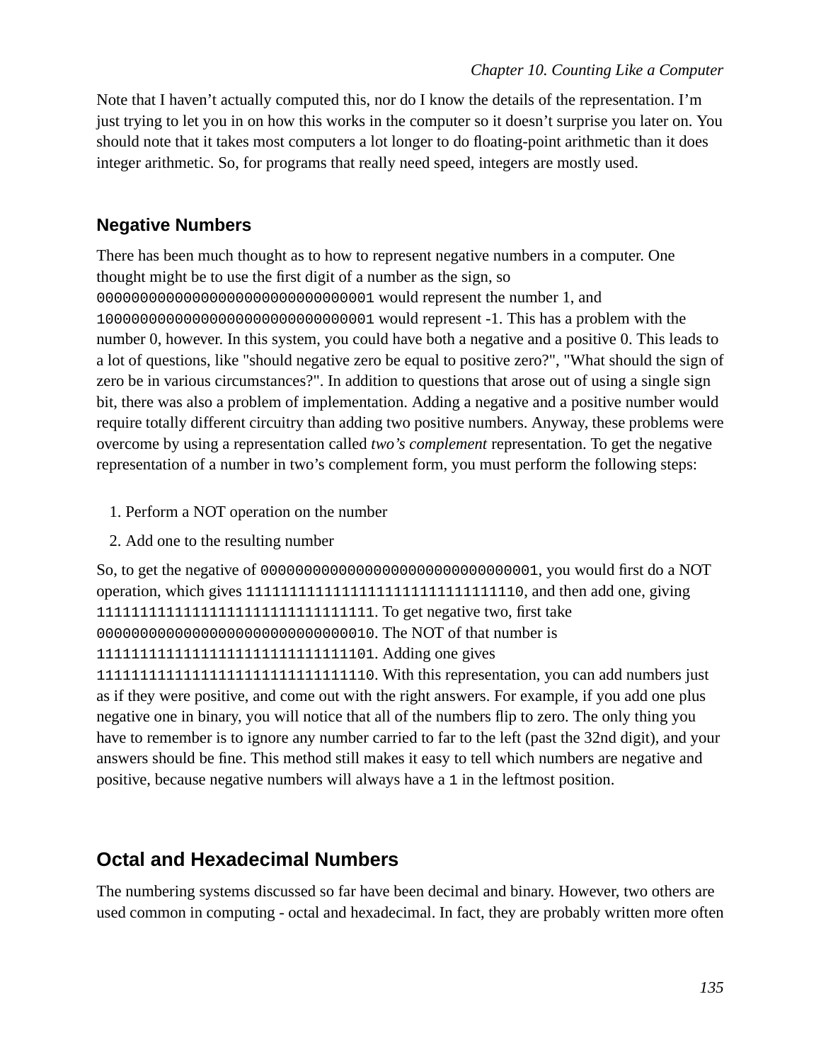Note that I haven't actually computed this, nor do I know the details of the representation. I'm just trying to let you in on how this works in the computer so it doesn't surprise you later on. You should note that it takes most computers a lot longer to do floating-point arithmetic than it does integer arithmetic. So, for programs that really need speed, integers are mostly used.

## Negative Numbers

There has been much thought as to how to represent negative numbers in a computer. One thought might be to use the first digit of a number as the sign, so `00000000000000000000000000000001` would represent the number 1, and `10000000000000000000000000000001` would represent -1. This has a problem with the number 0, however. In this system, you could have both a negative and a positive 0. This leads to a lot of questions, like "should negative zero be equal to positive zero?", "What should the sign of zero be in various circumstances?". In addition to questions that arose out of using a single sign bit, there was also a problem of implementation. Adding a negative and a positive number would require totally different circuitry than adding two positive numbers. Anyway, these problems were overcome by using a representation called *two's complement* representation. To get the negative representation of a number in two's complement form, you must perform the following steps:

1. Perform a NOT operation on the number
2. Add one to the resulting number

So, to get the negative of `00000000000000000000000000000001`, you would first do a NOT operation, which gives `11111111111111111111111111111110`, and then add one, giving `11111111111111111111111111111111`. To get negative two, first take `00000000000000000000000000000010`. The NOT of that number is `11111111111111111111111111111101`. Adding one gives `11111111111111111111111111111110`. With this representation, you can add numbers just as if they were positive, and come out with the right answers. For example, if you add one plus negative one in binary, you will notice that all of the numbers flip to zero. The only thing you have to remember is to ignore any number carried to far to the left (past the 32nd digit), and your answers should be fine. This method still makes it easy to tell which numbers are negative and positive, because negative numbers will always have a `1` in the leftmost position.

## Octal and Hexadecimal Numbers

The numbering systems discussed so far have been decimal and binary. However, two others are used common in computing - octal and hexadecimal. In fact, they are probably written more often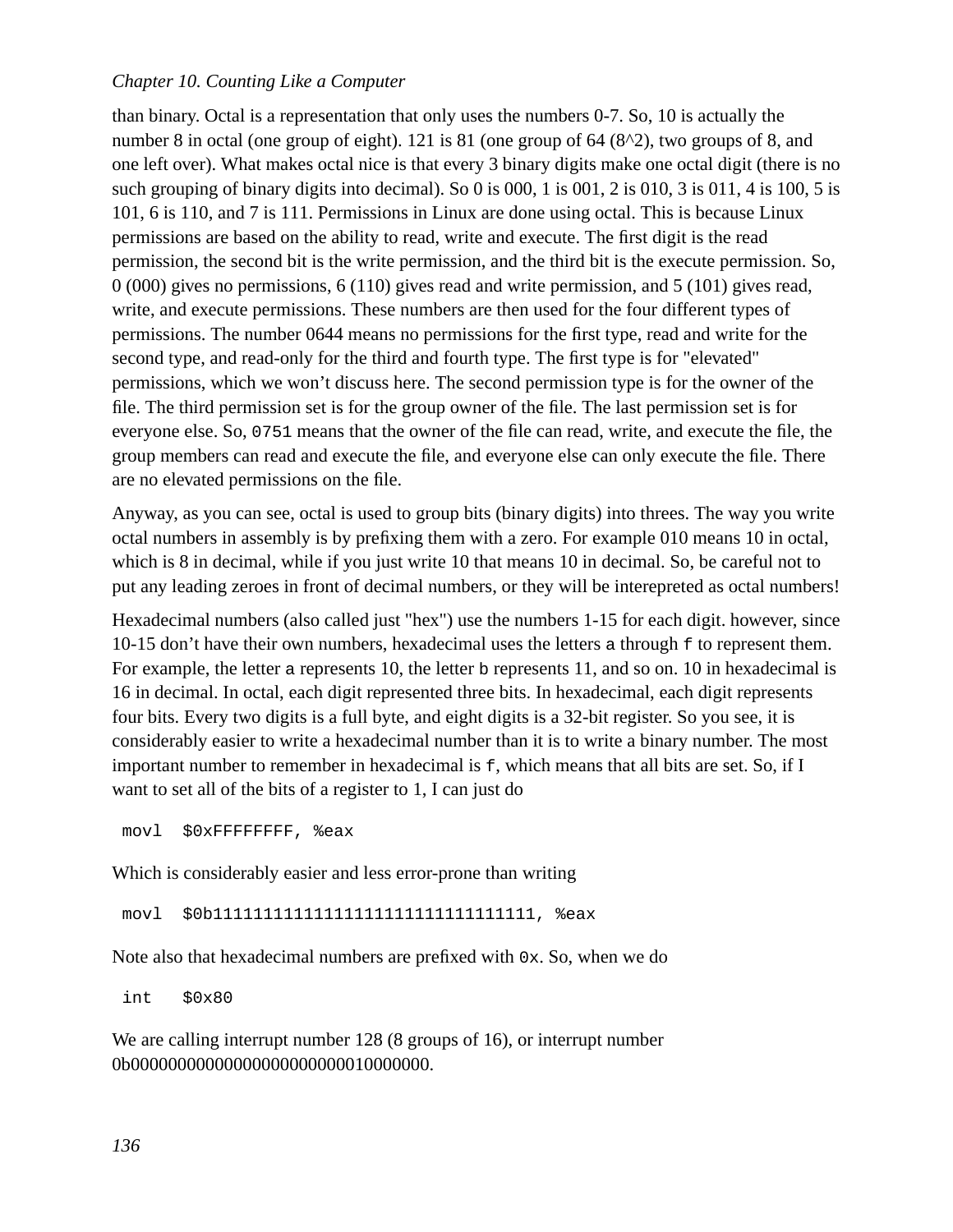than binary. Octal is a representation that only uses the numbers 0-7. So, 10 is actually the number 8 in octal (one group of eight). 121 is 81 (one group of 64 (8^2), two groups of 8, and one left over). What makes octal nice is that every 3 binary digits make one octal digit (there is no such grouping of binary digits into decimal). So 0 is 000, 1 is 001, 2 is 010, 3 is 011, 4 is 100, 5 is 101, 6 is 110, and 7 is 111. Permissions in Linux are done using octal. This is because Linux permissions are based on the ability to read, write and execute. The first digit is the read permission, the second bit is the write permission, and the third bit is the execute permission. So, 0 (000) gives no permissions, 6 (110) gives read and write permission, and 5 (101) gives read, write, and execute permissions. These numbers are then used for the four different types of permissions. The number 0644 means no permissions for the first type, read and write for the second type, and read-only for the third and fourth type. The first type is for "elevated" permissions, which we won't discuss here. The second permission type is for the owner of the file. The third permission set is for the group owner of the file. The last permission set is for everyone else. So, `0751` means that the owner of the file can read, write, and execute the file, the group members can read and execute the file, and everyone else can only execute the file. There are no elevated permissions on the file.

Anyway, as you can see, octal is used to group bits (binary digits) into threes. The way you write octal numbers in assembly is by prefixing them with a zero. For example 010 means 10 in octal, which is 8 in decimal, while if you just write 10 that means 10 in decimal. So, be careful not to put any leading zeroes in front of decimal numbers, or they will be interepreted as octal numbers!

Hexadecimal numbers (also called just "hex") use the numbers 1-15 for each digit. however, since 10-15 don't have their own numbers, hexadecimal uses the letters `a` through `f` to represent them. For example, the letter `a` represents 10, the letter `b` represents 11, and so on. 10 in hexadecimal is 16 in decimal. In octal, each digit represented three bits. In hexadecimal, each digit represents four bits. Every two digits is a full byte, and eight digits is a 32-bit register. So you see, it is considerably easier to write a hexadecimal number than it is to write a binary number. The most important number to remember in hexadecimal is `f`, which means that all bits are set. So, if I want to set all of the bits of a register to 1, I can just do

```
movl  $0xFFFFFFFF, %eax
```

Which is considerably easier and less error-prone than writing

```
movl  $0b11111111111111111111111111111111, %eax
```

Note also that hexadecimal numbers are prefixed with `0x`. So, when we do

```
int   $0x80
```

We are calling interrupt number 128 (8 groups of 16), or interrupt number 0b00000000000000000000000010000000.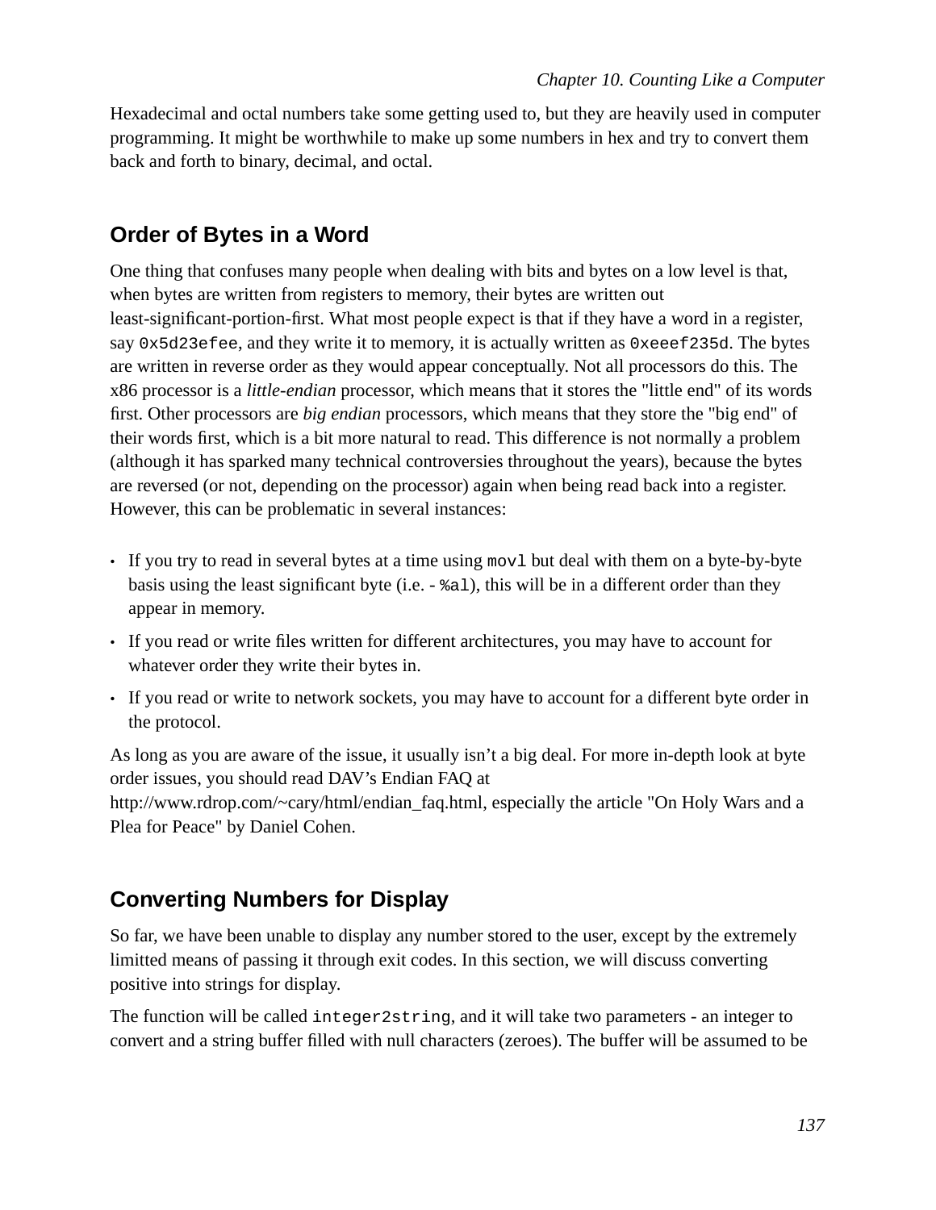Hexadecimal and octal numbers take some getting used to, but they are heavily used in computer programming. It might be worthwhile to make up some numbers in hex and try to convert them back and forth to binary, decimal, and octal.

## Order of Bytes in a Word

One thing that confuses many people when dealing with bits and bytes on a low level is that, when bytes are written from registers to memory, their bytes are written out least-significant-portion-first. What most people expect is that if they have a word in a register, say `0x5d23efee`, and they write it to memory, it is actually written as `0xeeef235d`. The bytes are written in reverse order as they would appear conceptually. Not all processors do this. The x86 processor is a *little-endian* processor, which means that it stores the "little end" of its words first. Other processors are *big endian* processors, which means that they store the "big end" of their words first, which is a bit more natural to read. This difference is not normally a problem (although it has sparked many technical controversies throughout the years), because the bytes are reversed (or not, depending on the processor) again when being read back into a register. However, this can be problematic in several instances:

- If you try to read in several bytes at a time using `movl` but deal with them on a byte-by-byte basis using the least significant byte (i.e. - `%al`), this will be in a different order than they appear in memory.
- If you read or write files written for different architectures, you may have to account for whatever order they write their bytes in.
- If you read or write to network sockets, you may have to account for a different byte order in the protocol.

As long as you are aware of the issue, it usually isn't a big deal. For more in-depth look at byte order issues, you should read DAV's Endian FAQ at http://www.rdrop.com/~cary/html/endian_faq.html, especially the article "On Holy Wars and a Plea for Peace" by Daniel Cohen.

## Converting Numbers for Display

So far, we have been unable to display any number stored to the user, except by the extremely limitted means of passing it through exit codes. In this section, we will discuss converting positive into strings for display.

The function will be called `integer2string`, and it will take two parameters - an integer to convert and a string buffer filled with null characters (zeroes). The buffer will be assumed to be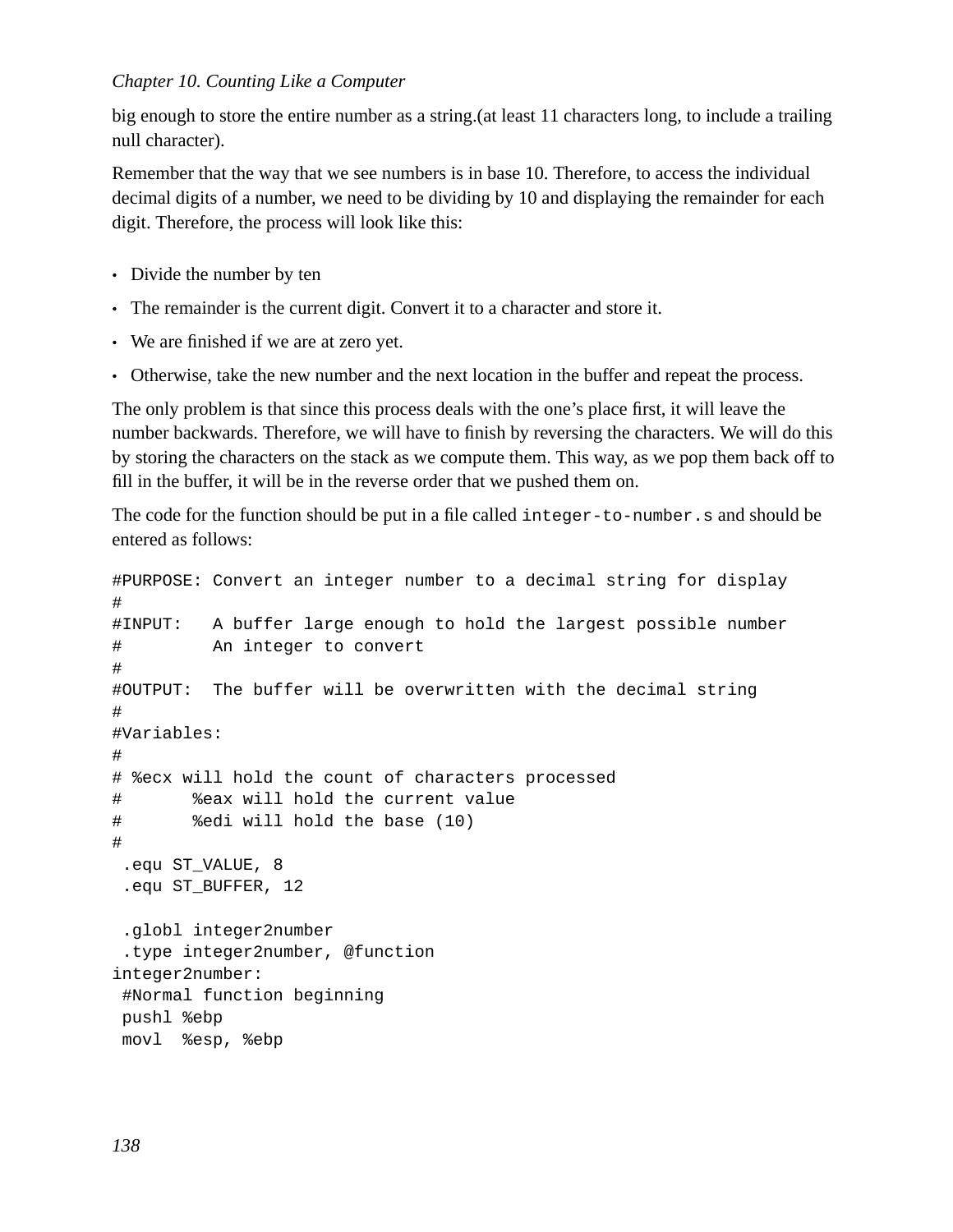big enough to store the entire number as a string.(at least 11 characters long, to include a trailing null character).

Remember that the way that we see numbers is in base 10. Therefore, to access the individual decimal digits of a number, we need to be dividing by 10 and displaying the remainder for each digit. Therefore, the process will look like this:

- Divide the number by ten
- The remainder is the current digit. Convert it to a character and store it.
- We are finished if we are at zero yet.
- Otherwise, take the new number and the next location in the buffer and repeat the process.

The only problem is that since this process deals with the one's place first, it will leave the number backwards. Therefore, we will have to finish by reversing the characters. We will do this by storing the characters on the stack as we compute them. This way, as we pop them back off to fill in the buffer, it will be in the reverse order that we pushed them on.

The code for the function should be put in a file called `integer-to-number.s` and should be entered as follows:

```
#PURPOSE: Convert an integer number to a decimal string for display
#
#INPUT:   A buffer large enough to hold the largest possible number
#         An integer to convert
#
#OUTPUT:  The buffer will be overwritten with the decimal string
#
#Variables:
#
# %ecx will hold the count of characters processed
#       %eax will hold the current value
#       %edi will hold the base (10)
#
 .equ ST_VALUE, 8
 .equ ST_BUFFER, 12

 .globl integer2number
 .type integer2number, @function
integer2number:
 #Normal function beginning
 pushl %ebp
 movl  %esp, %ebp
```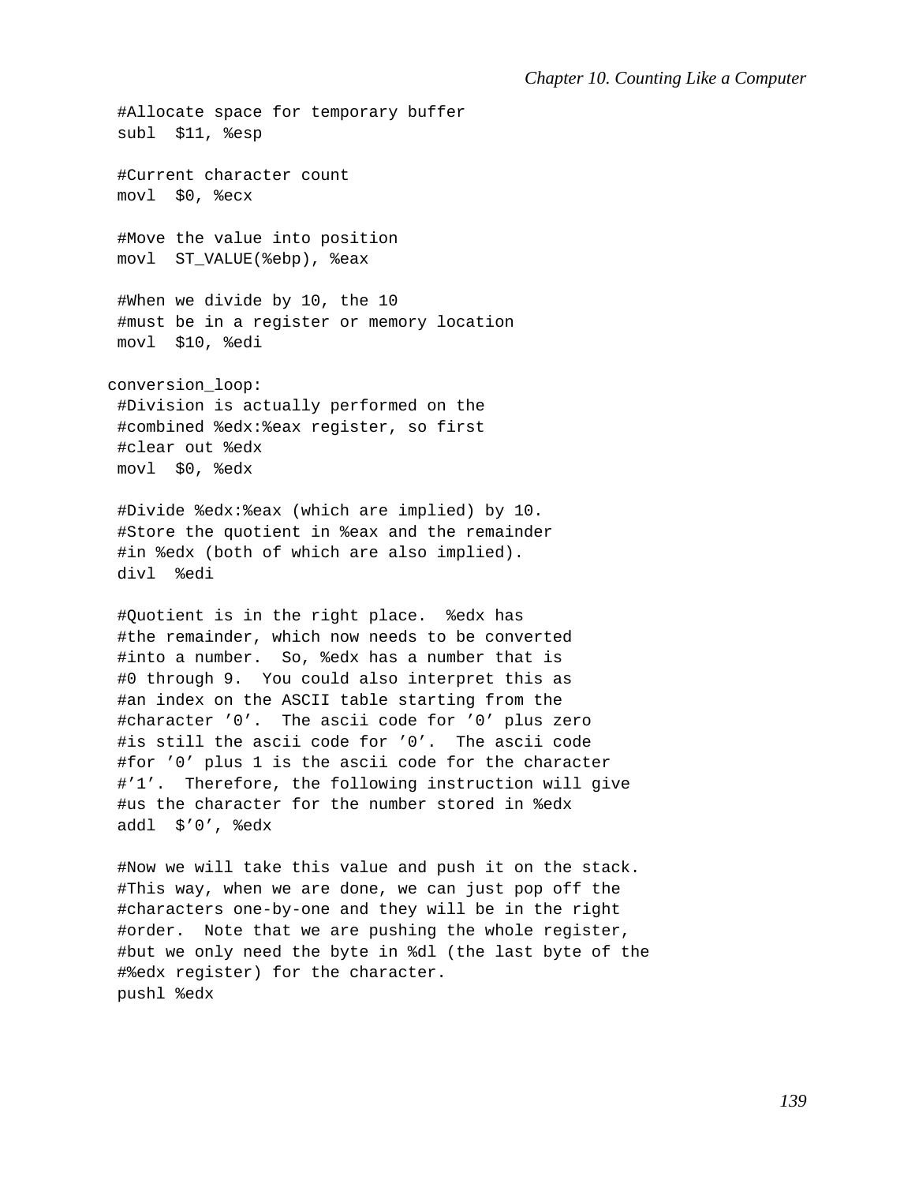```
 #Allocate space for temporary buffer
 subl  $11, %esp

 #Current character count
 movl  $0, %ecx

 #Move the value into position
 movl  ST_VALUE(%ebp), %eax

 #When we divide by 10, the 10
 #must be in a register or memory location
 movl  $10, %edi

conversion_loop:
 #Division is actually performed on the
 #combined %edx:%eax register, so first
 #clear out %edx
 movl  $0, %edx

 #Divide %edx:%eax (which are implied) by 10.
 #Store the quotient in %eax and the remainder
 #in %edx (both of which are also implied).
 divl  %edi

 #Quotient is in the right place.  %edx has
 #the remainder, which now needs to be converted
 #into a number.  So, %edx has a number that is
 #0 through 9.  You could also interpret this as
 #an index on the ASCII table starting from the
 #character ’0’.  The ascii code for ’0’ plus zero
 #is still the ascii code for ’0’.  The ascii code
 #for ’0’ plus 1 is the ascii code for the character
 #’1’.  Therefore, the following instruction will give
 #us the character for the number stored in %edx
 addl  $’0’, %edx

 #Now we will take this value and push it on the stack.
 #This way, when we are done, we can just pop off the
 #characters one-by-one and they will be in the right
 #order.  Note that we are pushing the whole register,
 #but we only need the byte in %dl (the last byte of the
 #%edx register) for the character.
 pushl %edx
```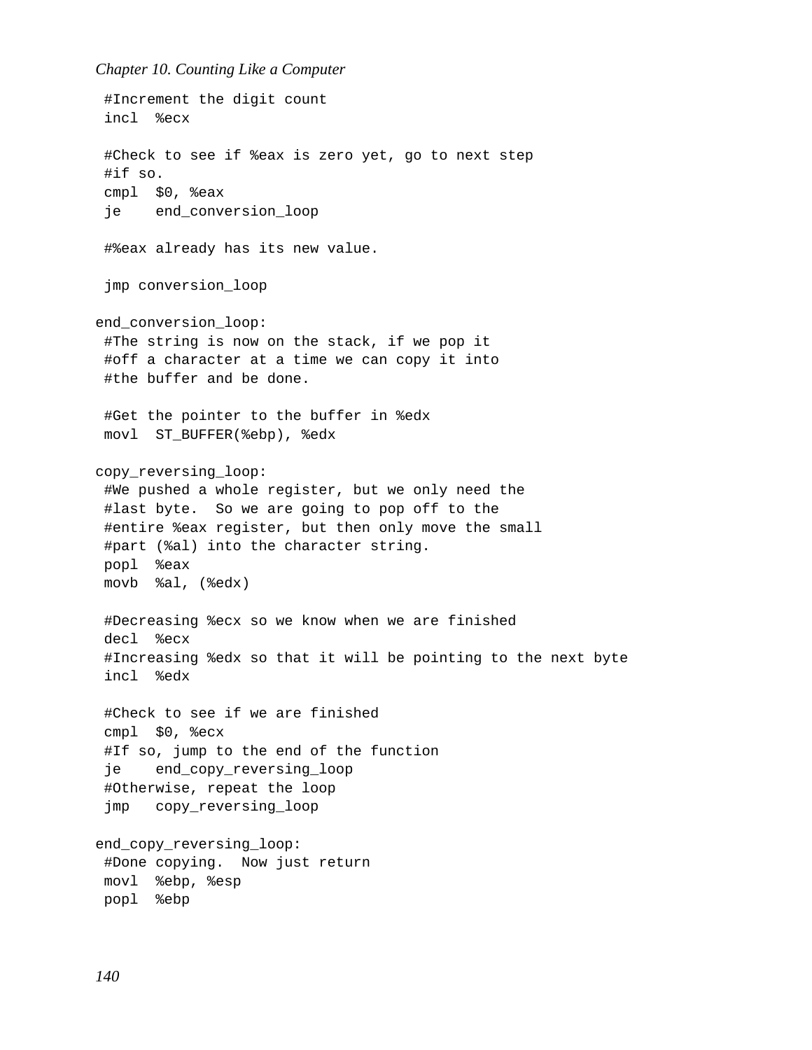```
 #Increment the digit count
 incl  %ecx

 #Check to see if %eax is zero yet, go to next step
 #if so.
 cmpl  $0, %eax
 je    end_conversion_loop

 #%eax already has its new value.

 jmp conversion_loop

end_conversion_loop:
 #The string is now on the stack, if we pop it
 #off a character at a time we can copy it into
 #the buffer and be done.

 #Get the pointer to the buffer in %edx
 movl  ST_BUFFER(%ebp), %edx

copy_reversing_loop:
 #We pushed a whole register, but we only need the
 #last byte.  So we are going to pop off to the
 #entire %eax register, but then only move the small
 #part (%al) into the character string.
 popl  %eax
 movb  %al, (%edx)

 #Decreasing %ecx so we know when we are finished
 decl  %ecx
 #Increasing %edx so that it will be pointing to the next byte
 incl  %edx

 #Check to see if we are finished
 cmpl  $0, %ecx
 #If so, jump to the end of the function
 je    end_copy_reversing_loop
 #Otherwise, repeat the loop
 jmp   copy_reversing_loop

end_copy_reversing_loop:
 #Done copying.  Now just return
 movl  %ebp, %esp
 popl  %ebp
```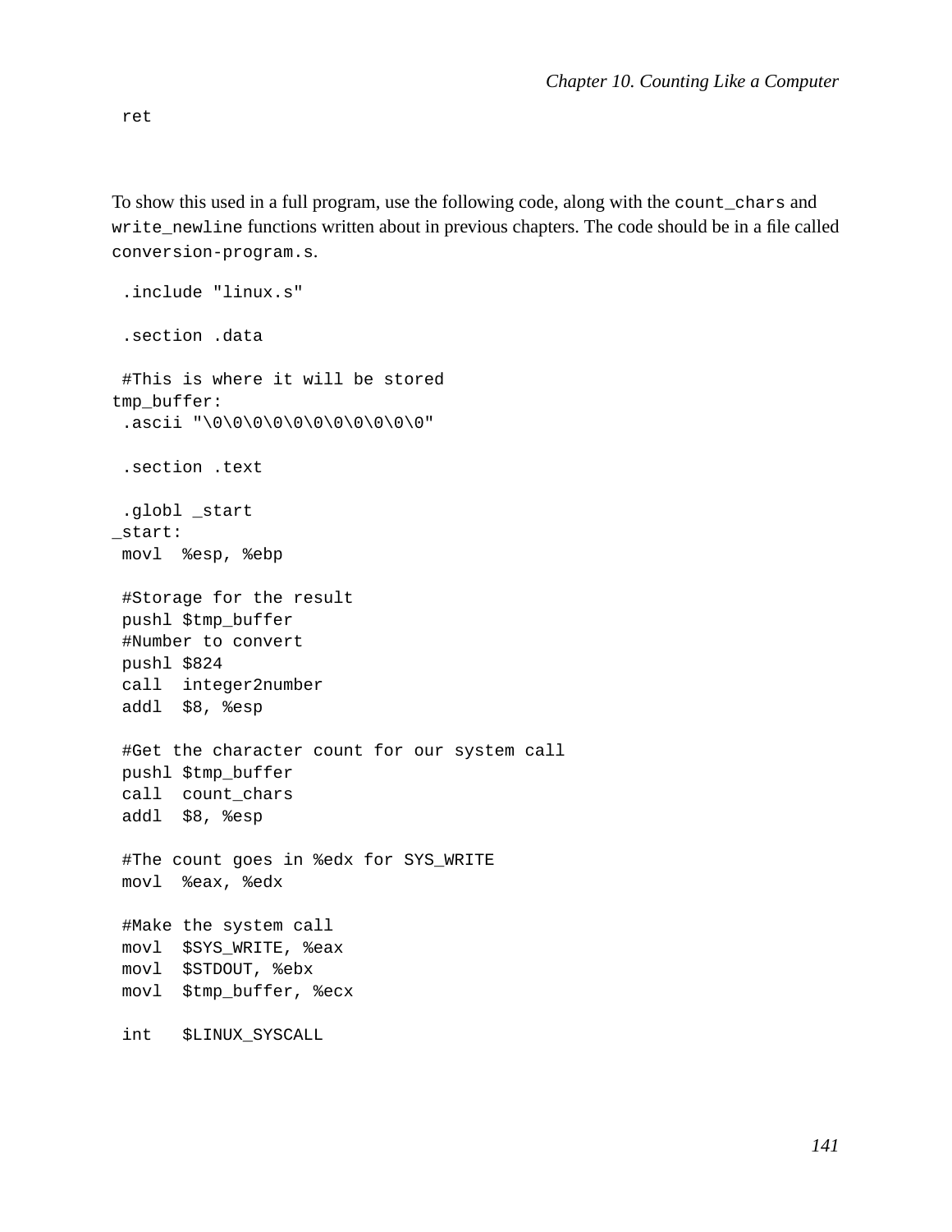```
 ret
```

To show this used in a full program, use the following code, along with the `count_chars` and `write_newline` functions written about in previous chapters. The code should be in a file called `conversion-program.s`.

```
 .include "linux.s"

 .section .data

 #This is where it will be stored
tmp_buffer:
 .ascii "\0\0\0\0\0\0\0\0\0\0\0"

 .section .text

 .globl _start
_start:
 movl  %esp, %ebp

 #Storage for the result
 pushl $tmp_buffer
 #Number to convert
 pushl $824
 call  integer2number
 addl  $8, %esp

 #Get the character count for our system call
 pushl $tmp_buffer
 call  count_chars
 addl  $8, %esp

 #The count goes in %edx for SYS_WRITE
 movl  %eax, %edx

 #Make the system call
 movl  $SYS_WRITE, %eax
 movl  $STDOUT, %ebx
 movl  $tmp_buffer, %ecx

 int   $LINUX_SYSCALL
```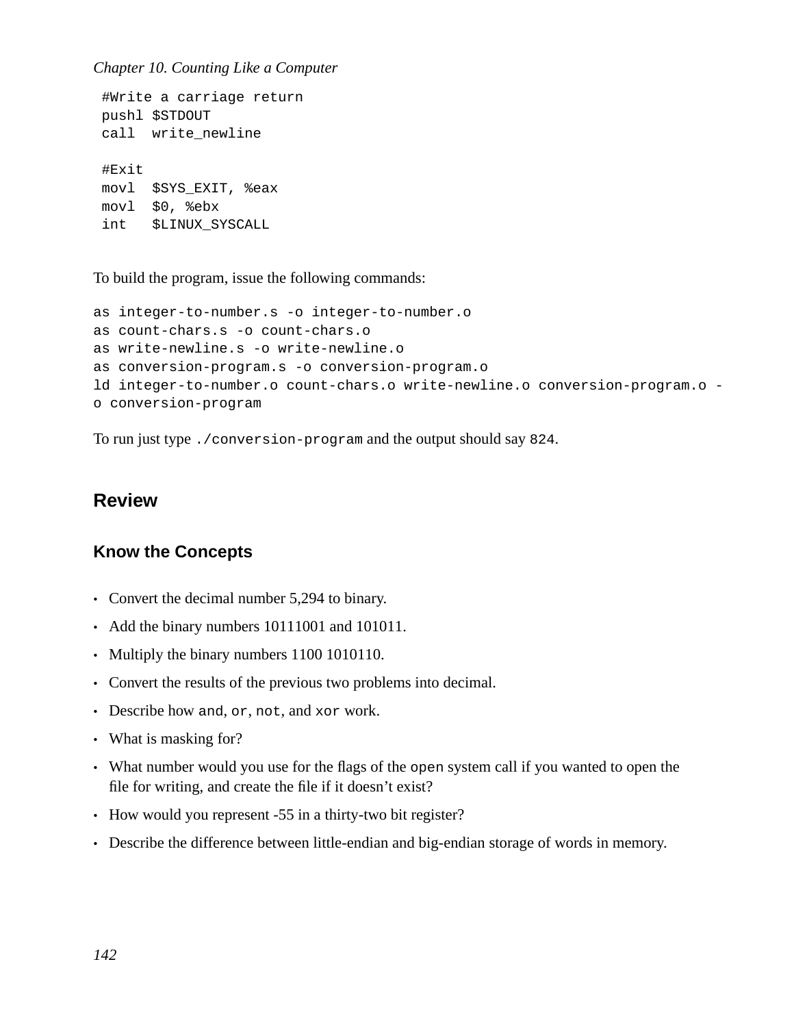```
 #Write a carriage return
 pushl $STDOUT
 call  write_newline

 #Exit
 movl  $SYS_EXIT, %eax
 movl  $0, %ebx
 int   $LINUX_SYSCALL
```

To build the program, issue the following commands:

```
as integer-to-number.s -o integer-to-number.o
as count-chars.s -o count-chars.o
as write-newline.s -o write-newline.o
as conversion-program.s -o conversion-program.o
ld integer-to-number.o count-chars.o write-newline.o conversion-program.o -
o conversion-program
```

To run just type `./conversion-program` and the output should say `824`.

## Review

### Know the Concepts

- Convert the decimal number 5,294 to binary.
- Add the binary numbers 10111001 and 101011.
- Multiply the binary numbers 1100 1010110.
- Convert the results of the previous two problems into decimal.
- Describe how `and`, `or`, `not`, and `xor` work.
- What is masking for?
- What number would you use for the flags of the `open` system call if you wanted to open the file for writing, and create the file if it doesn't exist?
- How would you represent -55 in a thirty-two bit register?
- Describe the difference between little-endian and big-endian storage of words in memory.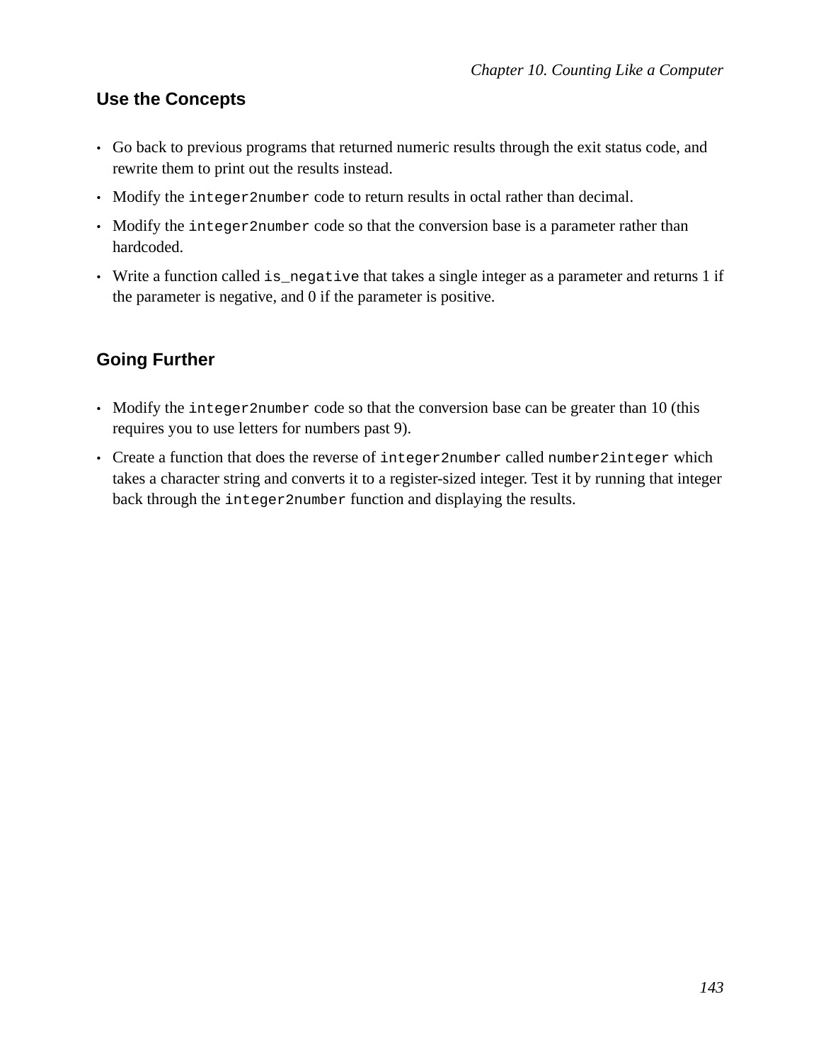## Use the Concepts

- Go back to previous programs that returned numeric results through the exit status code, and rewrite them to print out the results instead.
- Modify the `integer2number` code to return results in octal rather than decimal.
- Modify the `integer2number` code so that the conversion base is a parameter rather than hardcoded.
- Write a function called `is_negative` that takes a single integer as a parameter and returns 1 if the parameter is negative, and 0 if the parameter is positive.

## Going Further

- Modify the `integer2number` code so that the conversion base can be greater than 10 (this requires you to use letters for numbers past 9).
- Create a function that does the reverse of `integer2number` called `number2integer` which takes a character string and converts it to a register-sized integer. Test it by running that integer back through the `integer2number` function and displaying the results.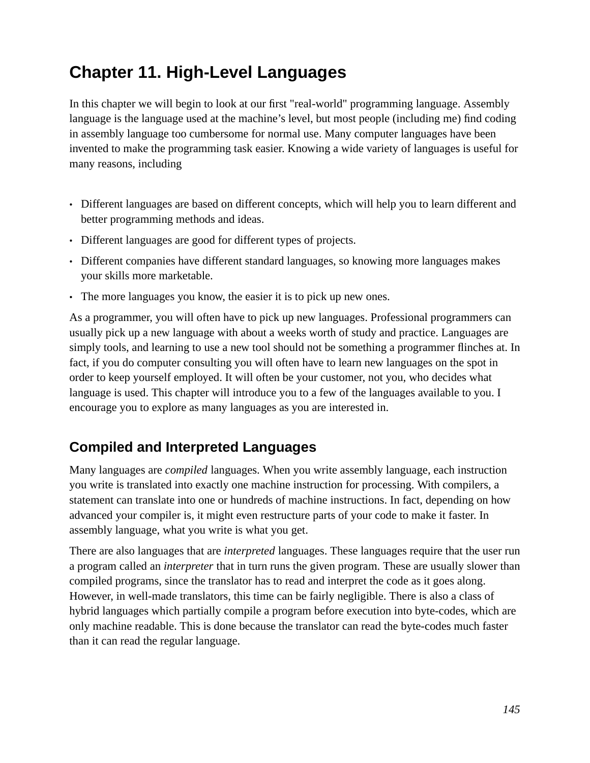# Chapter 11. High-Level Languages

In this chapter we will begin to look at our first "real-world" programming language. Assembly language is the language used at the machine's level, but most people (including me) find coding in assembly language too cumbersome for normal use. Many computer languages have been invented to make the programming task easier. Knowing a wide variety of languages is useful for many reasons, including

- Different languages are based on different concepts, which will help you to learn different and better programming methods and ideas.
- Different languages are good for different types of projects.
- Different companies have different standard languages, so knowing more languages makes your skills more marketable.
- The more languages you know, the easier it is to pick up new ones.

As a programmer, you will often have to pick up new languages. Professional programmers can usually pick up a new language with about a weeks worth of study and practice. Languages are simply tools, and learning to use a new tool should not be something a programmer flinches at. In fact, if you do computer consulting you will often have to learn new languages on the spot in order to keep yourself employed. It will often be your customer, not you, who decides what language is used. This chapter will introduce you to a few of the languages available to you. I encourage you to explore as many languages as you are interested in.

## Compiled and Interpreted Languages

Many languages are *compiled* languages. When you write assembly language, each instruction you write is translated into exactly one machine instruction for processing. With compilers, a statement can translate into one or hundreds of machine instructions. In fact, depending on how advanced your compiler is, it might even restructure parts of your code to make it faster. In assembly language, what you write is what you get.

There are also languages that are *interpreted* languages. These languages require that the user run a program called an *interpreter* that in turn runs the given program. These are usually slower than compiled programs, since the translator has to read and interpret the code as it goes along. However, in well-made translators, this time can be fairly negligible. There is also a class of hybrid languages which partially compile a program before execution into byte-codes, which are only machine readable. This is done because the translator can read the byte-codes much faster than it can read the regular language.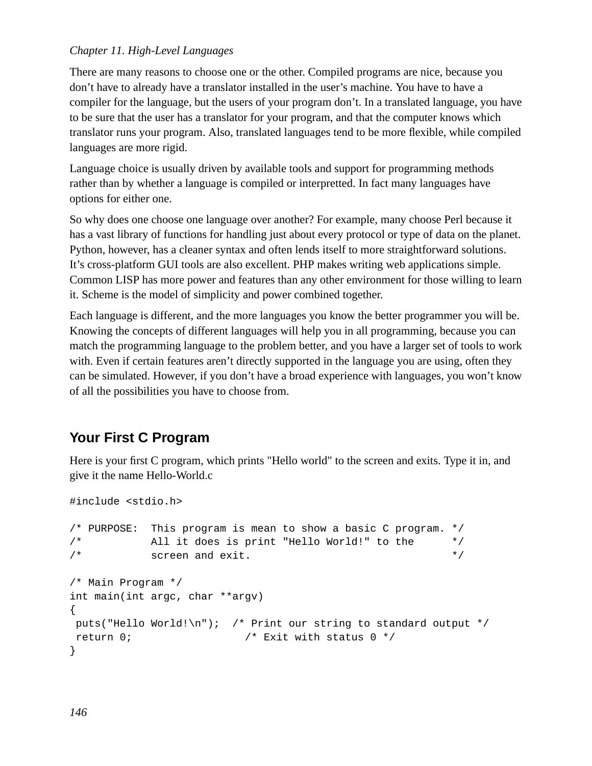There are many reasons to choose one or the other. Compiled programs are nice, because you don't have to already have a translator installed in the user's machine. You have to have a compiler for the language, but the users of your program don't. In a translated language, you have to be sure that the user has a translator for your program, and that the computer knows which translator runs your program. Also, translated languages tend to be more flexible, while compiled languages are more rigid.

Language choice is usually driven by available tools and support for programming methods rather than by whether a language is compiled or interpretted. In fact many languages have options for either one.

So why does one choose one language over another? For example, many choose Perl because it has a vast library of functions for handling just about every protocol or type of data on the planet. Python, however, has a cleaner syntax and often lends itself to more straightforward solutions. It's cross-platform GUI tools are also excellent. PHP makes writing web applications simple. Common LISP has more power and features than any other environment for those willing to learn it. Scheme is the model of simplicity and power combined together.

Each language is different, and the more languages you know the better programmer you will be. Knowing the concepts of different languages will help you in all programming, because you can match the programming language to the problem better, and you have a larger set of tools to work with. Even if certain features aren't directly supported in the language you are using, often they can be simulated. However, if you don't have a broad experience with languages, you won't know of all the possibilities you have to choose from.

## Your First C Program

Here is your first C program, which prints "Hello world" to the screen and exits. Type it in, and give it the name Hello-World.c

```
#include <stdio.h>

/* PURPOSE:  This program is mean to show a basic C program. */
/*           All it does is print "Hello World!" to the      */
/*           screen and exit.                                 */

/* Main Program */
int main(int argc, char **argv)
{
 puts("Hello World!\n");  /* Print our string to standard output */
 return 0;                  /* Exit with status 0 */
}
```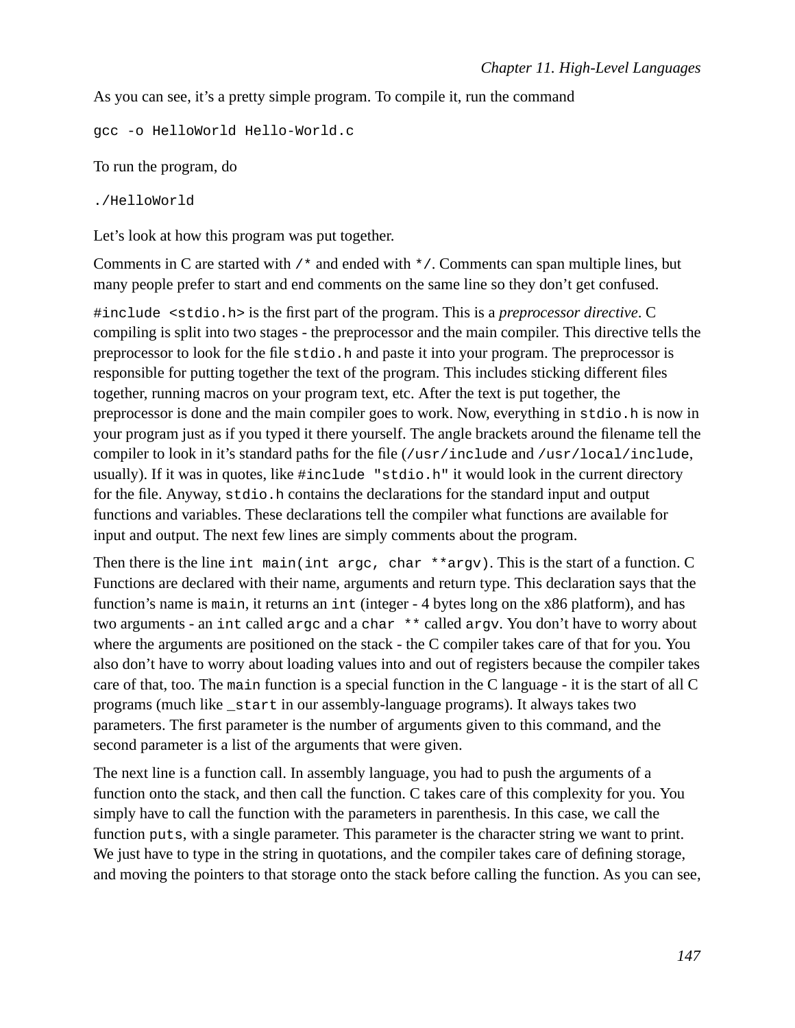As you can see, it's a pretty simple program. To compile it, run the command

```
gcc -o HelloWorld Hello-World.c
```

To run the program, do

```
./HelloWorld
```

Let's look at how this program was put together.

Comments in C are started with `/*` and ended with `*/`. Comments can span multiple lines, but many people prefer to start and end comments on the same line so they don't get confused.

`#include <stdio.h>` is the first part of the program. This is a *preprocessor directive*. C compiling is split into two stages - the preprocessor and the main compiler. This directive tells the preprocessor to look for the file `stdio.h` and paste it into your program. The preprocessor is responsible for putting together the text of the program. This includes sticking different files together, running macros on your program text, etc. After the text is put together, the preprocessor is done and the main compiler goes to work. Now, everything in `stdio.h` is now in your program just as if you typed it there yourself. The angle brackets around the filename tell the compiler to look in it's standard paths for the file (`/usr/include` and `/usr/local/include`, usually). If it was in quotes, like `#include "stdio.h"` it would look in the current directory for the file. Anyway, `stdio.h` contains the declarations for the standard input and output functions and variables. These declarations tell the compiler what functions are available for input and output. The next few lines are simply comments about the program.

Then there is the line `int main(int argc, char **argv)`. This is the start of a function. C Functions are declared with their name, arguments and return type. This declaration says that the function's name is `main`, it returns an `int` (integer - 4 bytes long on the x86 platform), and has two arguments - an `int` called `argc` and a `char **` called `argv`. You don't have to worry about where the arguments are positioned on the stack - the C compiler takes care of that for you. You also don't have to worry about loading values into and out of registers because the compiler takes care of that, too. The `main` function is a special function in the C language - it is the start of all C programs (much like `_start` in our assembly-language programs). It always takes two parameters. The first parameter is the number of arguments given to this command, and the second parameter is a list of the arguments that were given.

The next line is a function call. In assembly language, you had to push the arguments of a function onto the stack, and then call the function. C takes care of this complexity for you. You simply have to call the function with the parameters in parenthesis. In this case, we call the function `puts`, with a single parameter. This parameter is the character string we want to print. We just have to type in the string in quotations, and the compiler takes care of defining storage, and moving the pointers to that storage onto the stack before calling the function. As you can see,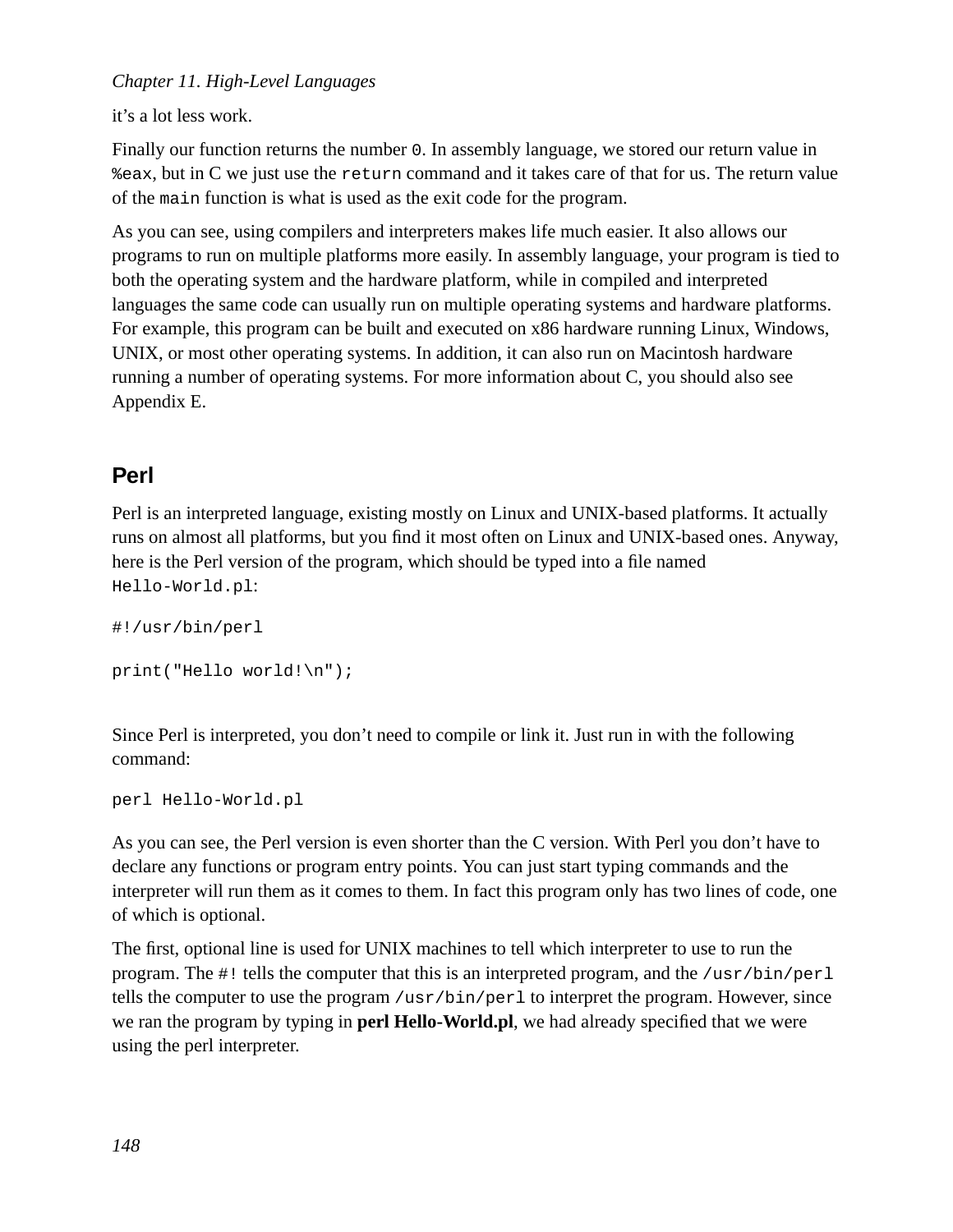it’s a lot less work.

Finally our function returns the number `0`. In assembly language, we stored our return value in `%eax`, but in C we just use the `return` command and it takes care of that for us. The return value of the `main` function is what is used as the exit code for the program.

As you can see, using compilers and interpreters makes life much easier. It also allows our programs to run on multiple platforms more easily. In assembly language, your program is tied to both the operating system and the hardware platform, while in compiled and interpreted languages the same code can usually run on multiple operating systems and hardware platforms. For example, this program can be built and executed on x86 hardware running Linux, Windows, UNIX, or most other operating systems. In addition, it can also run on Macintosh hardware running a number of operating systems. For more information about C, you should also see Appendix E.

## Perl

Perl is an interpreted language, existing mostly on Linux and UNIX-based platforms. It actually runs on almost all platforms, but you find it most often on Linux and UNIX-based ones. Anyway, here is the Perl version of the program, which should be typed into a file named `Hello-World.pl`:

```
#!/usr/bin/perl

print("Hello world!\n");
```

Since Perl is interpreted, you don’t need to compile or link it. Just run in with the following command:

```
perl Hello-World.pl
```

As you can see, the Perl version is even shorter than the C version. With Perl you don’t have to declare any functions or program entry points. You can just start typing commands and the interpreter will run them as it comes to them. In fact this program only has two lines of code, one of which is optional.

The first, optional line is used for UNIX machines to tell which interpreter to use to run the program. The `#!` tells the computer that this is an interpreted program, and the `/usr/bin/perl` tells the computer to use the program `/usr/bin/perl` to interpret the program. However, since we ran the program by typing in **perl Hello-World.pl**, we had already specified that we were using the perl interpreter.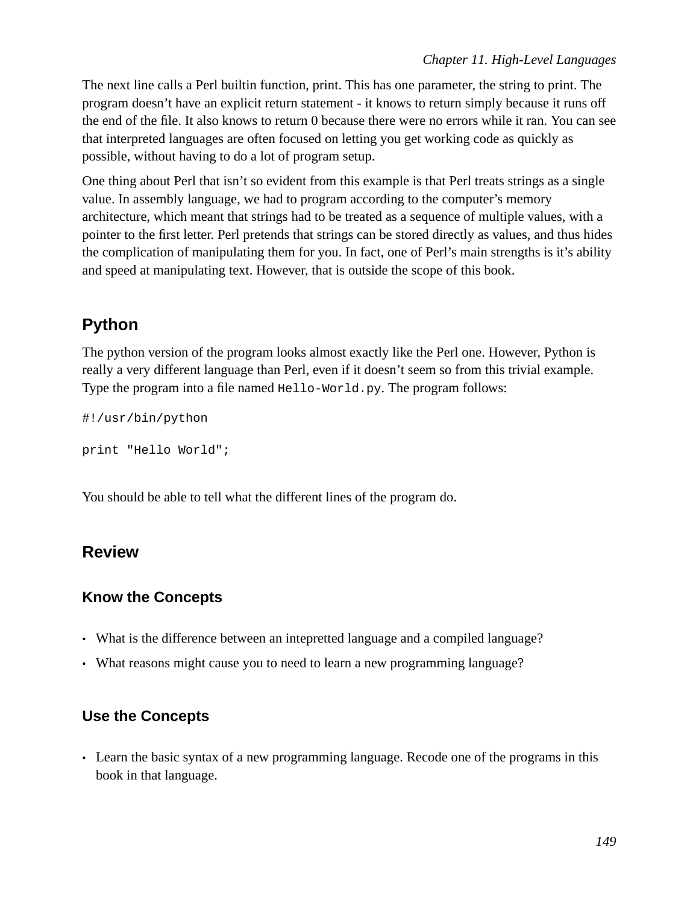The next line calls a Perl builtin function, print. This has one parameter, the string to print. The program doesn't have an explicit return statement - it knows to return simply because it runs off the end of the file. It also knows to return `0` because there were no errors while it ran. You can see that interpreted languages are often focused on letting you get working code as quickly as possible, without having to do a lot of program setup.

One thing about Perl that isn't so evident from this example is that Perl treats strings as a single value. In assembly language, we had to program according to the computer's memory architecture, which meant that strings had to be treated as a sequence of multiple values, with a pointer to the first letter. Perl pretends that strings can be stored directly as values, and thus hides the complication of manipulating them for you. In fact, one of Perl's main strengths is it's ability and speed at manipulating text. However, that is outside the scope of this book.

## Python

The python version of the program looks almost exactly like the Perl one. However, Python is really a very different language than Perl, even if it doesn't seem so from this trivial example. Type the program into a file named `Hello-World.py`. The program follows:

```
#!/usr/bin/python

print "Hello World";
```

You should be able to tell what the different lines of the program do.

## Review

### Know the Concepts

- What is the difference between an intepretted language and a compiled language?
- What reasons might cause you to need to learn a new programming language?

### Use the Concepts

- Learn the basic syntax of a new programming language. Recode one of the programs in this book in that language.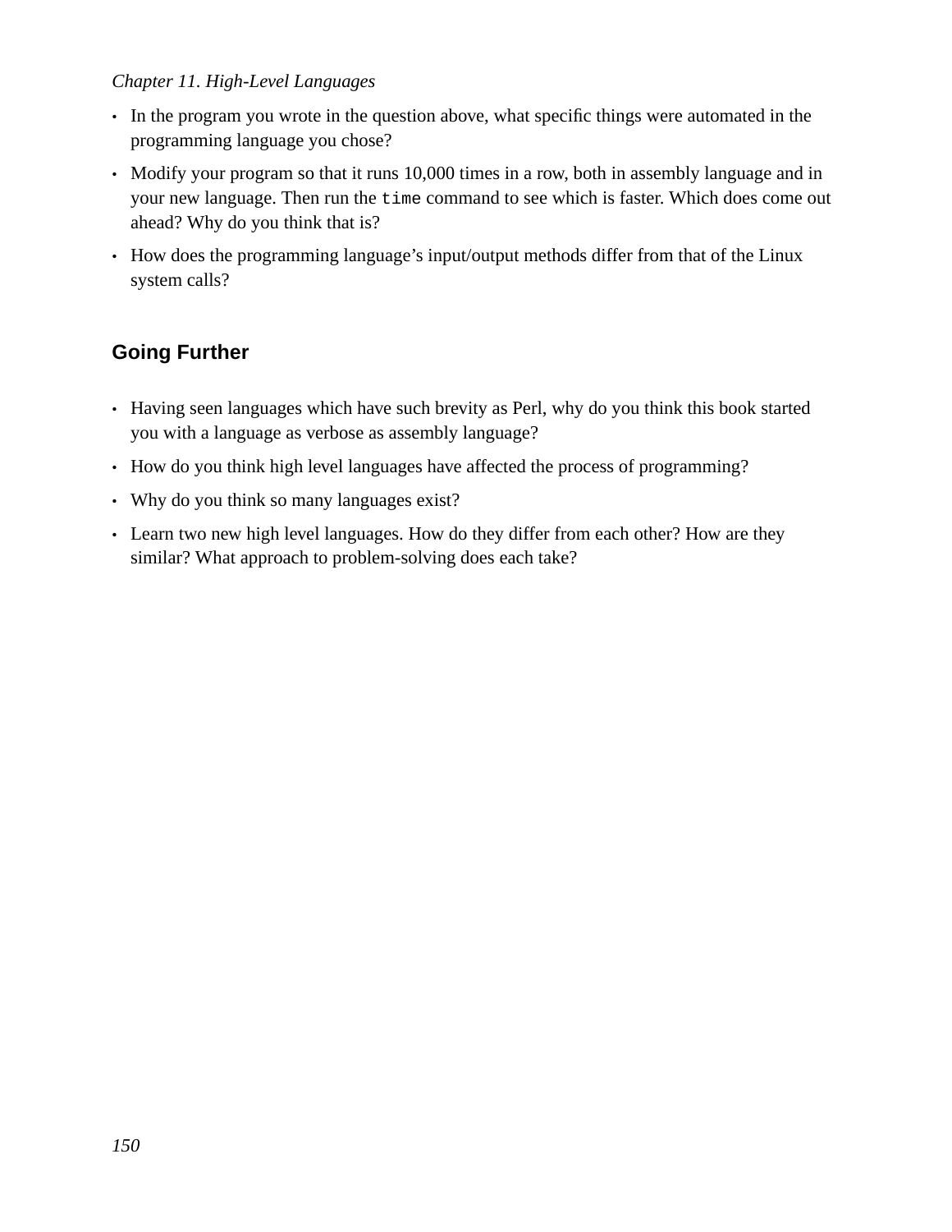- In the program you wrote in the question above, what specific things were automated in the programming language you chose?
- Modify your program so that it runs 10,000 times in a row, both in assembly language and in your new language. Then run the `time` command to see which is faster. Which does come out ahead? Why do you think that is?
- How does the programming language's input/output methods differ from that of the Linux system calls?

## Going Further

- Having seen languages which have such brevity as Perl, why do you think this book started you with a language as verbose as assembly language?
- How do you think high level languages have affected the process of programming?
- Why do you think so many languages exist?
- Learn two new high level languages. How do they differ from each other? How are they similar? What approach to problem-solving does each take?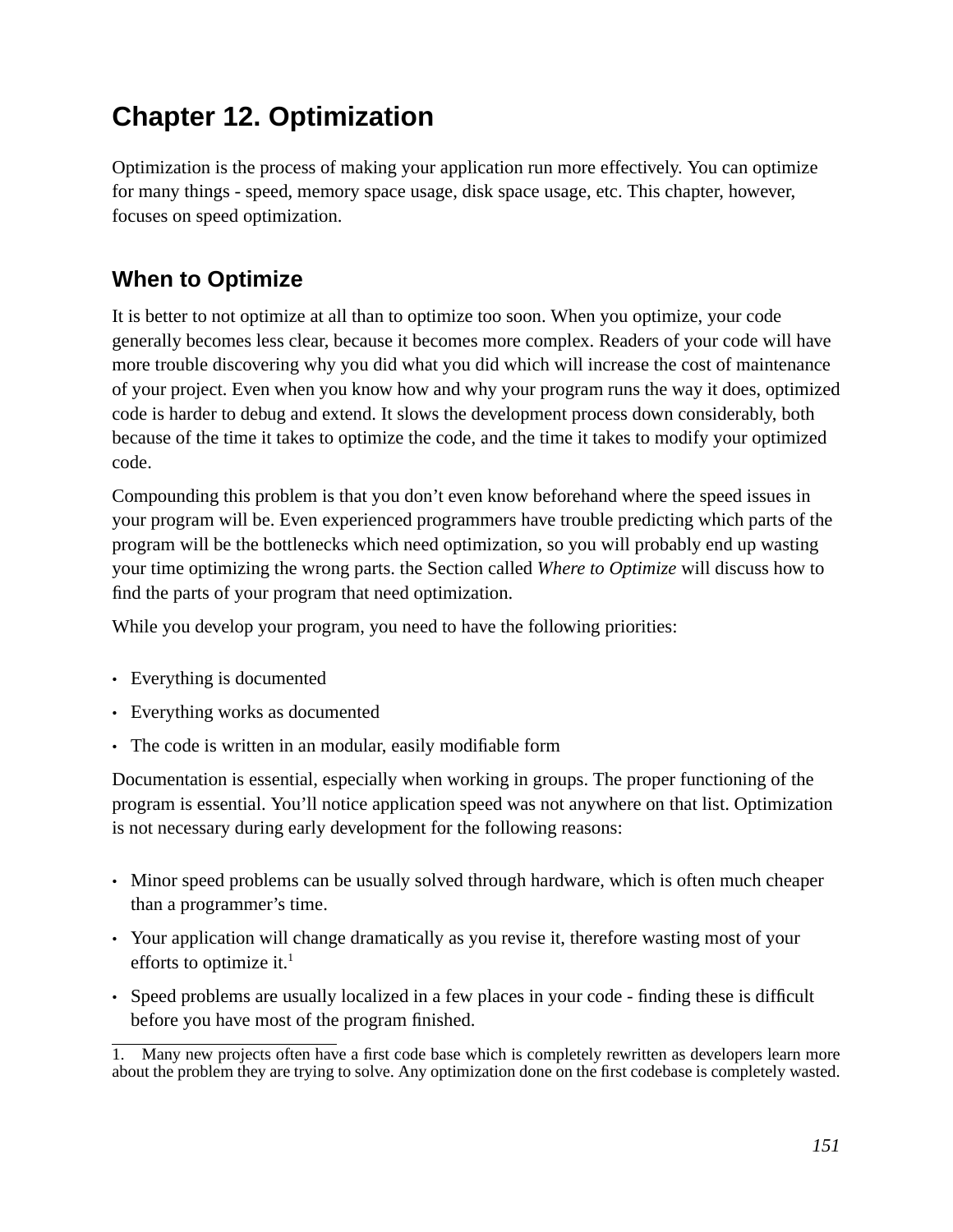# Chapter 12. Optimization

Optimization is the process of making your application run more effectively. You can optimize for many things - speed, memory space usage, disk space usage, etc. This chapter, however, focuses on speed optimization.

## When to Optimize

It is better to not optimize at all than to optimize too soon. When you optimize, your code generally becomes less clear, because it becomes more complex. Readers of your code will have more trouble discovering why you did what you did which will increase the cost of maintenance of your project. Even when you know how and why your program runs the way it does, optimized code is harder to debug and extend. It slows the development process down considerably, both because of the time it takes to optimize the code, and the time it takes to modify your optimized code.

Compounding this problem is that you don't even know beforehand where the speed issues in your program will be. Even experienced programmers have trouble predicting which parts of the program will be the bottlenecks which need optimization, so you will probably end up wasting your time optimizing the wrong parts. the Section called *Where to Optimize* will discuss how to find the parts of your program that need optimization.

While you develop your program, you need to have the following priorities:

- Everything is documented
- Everything works as documented
- The code is written in an modular, easily modifiable form

Documentation is essential, especially when working in groups. The proper functioning of the program is essential. You'll notice application speed was not anywhere on that list. Optimization is not necessary during early development for the following reasons:

- Minor speed problems can be usually solved through hardware, which is often much cheaper than a programmer's time.
- Your application will change dramatically as you revise it, therefore wasting most of your efforts to optimize it.[1]
- Speed problems are usually localized in a few places in your code - finding these is difficult before you have most of the program finished.

1. Many new projects often have a first code base which is completely rewritten as developers learn more about the problem they are trying to solve. Any optimization done on the first codebase is completely wasted.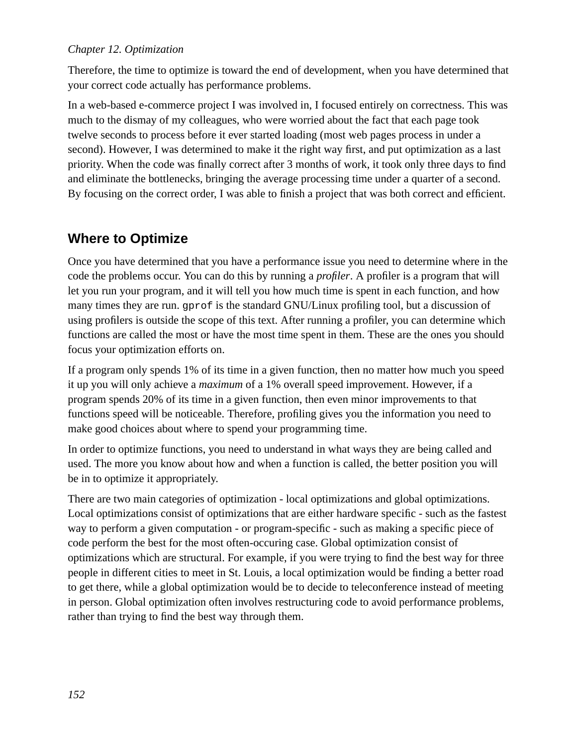Therefore, the time to optimize is toward the end of development, when you have determined that your correct code actually has performance problems.

In a web-based e-commerce project I was involved in, I focused entirely on correctness. This was much to the dismay of my colleagues, who were worried about the fact that each page took twelve seconds to process before it ever started loading (most web pages process in under a second). However, I was determined to make it the right way first, and put optimization as a last priority. When the code was finally correct after 3 months of work, it took only three days to find and eliminate the bottlenecks, bringing the average processing time under a quarter of a second. By focusing on the correct order, I was able to finish a project that was both correct and efficient.

## Where to Optimize

Once you have determined that you have a performance issue you need to determine where in the code the problems occur. You can do this by running a *profiler*. A profiler is a program that will let you run your program, and it will tell you how much time is spent in each function, and how many times they are run. `gprof` is the standard GNU/Linux profiling tool, but a discussion of using profilers is outside the scope of this text. After running a profiler, you can determine which functions are called the most or have the most time spent in them. These are the ones you should focus your optimization efforts on.

If a program only spends 1% of its time in a given function, then no matter how much you speed it up you will only achieve a *maximum* of a 1% overall speed improvement. However, if a program spends 20% of its time in a given function, then even minor improvements to that functions speed will be noticeable. Therefore, profiling gives you the information you need to make good choices about where to spend your programming time.

In order to optimize functions, you need to understand in what ways they are being called and used. The more you know about how and when a function is called, the better position you will be in to optimize it appropriately.

There are two main categories of optimization - local optimizations and global optimizations. Local optimizations consist of optimizations that are either hardware specific - such as the fastest way to perform a given computation - or program-specific - such as making a specific piece of code perform the best for the most often-occuring case. Global optimization consist of optimizations which are structural. For example, if you were trying to find the best way for three people in different cities to meet in St. Louis, a local optimization would be finding a better road to get there, while a global optimization would be to decide to teleconference instead of meeting in person. Global optimization often involves restructuring code to avoid performance problems, rather than trying to find the best way through them.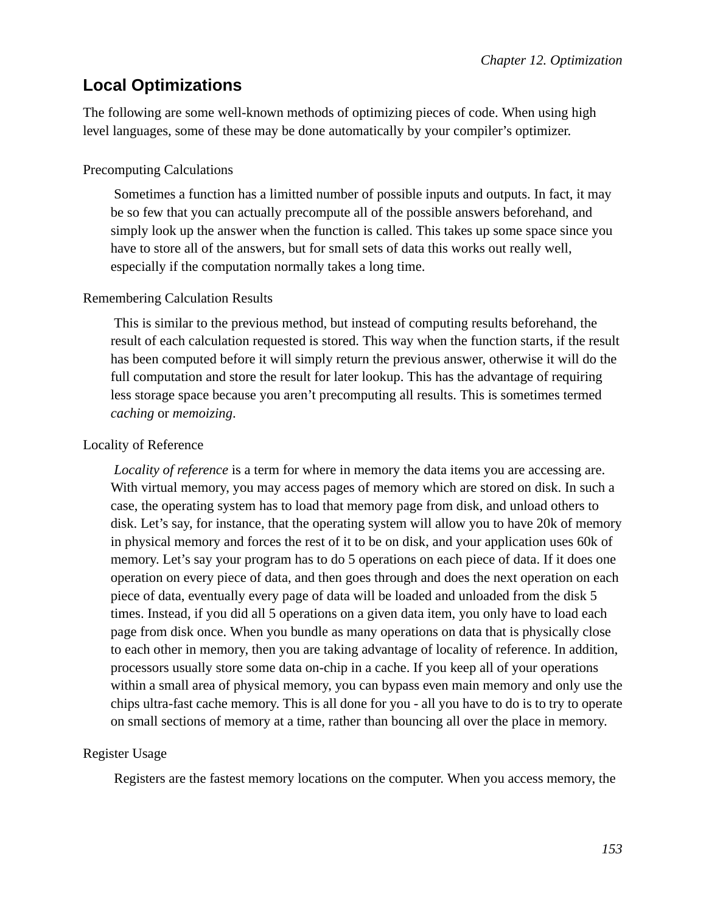## Local Optimizations

The following are some well-known methods of optimizing pieces of code. When using high level languages, some of these may be done automatically by your compiler's optimizer.

Precomputing Calculations

> Sometimes a function has a limitted number of possible inputs and outputs. In fact, it may be so few that you can actually precompute all of the possible answers beforehand, and simply look up the answer when the function is called. This takes up some space since you have to store all of the answers, but for small sets of data this works out really well, especially if the computation normally takes a long time.

Remembering Calculation Results

> This is similar to the previous method, but instead of computing results beforehand, the result of each calculation requested is stored. This way when the function starts, if the result has been computed before it will simply return the previous answer, otherwise it will do the full computation and store the result for later lookup. This has the advantage of requiring less storage space because you aren't precomputing all results. This is sometimes termed *caching* or *memoizing*.

Locality of Reference

> *Locality of reference* is a term for where in memory the data items you are accessing are. With virtual memory, you may access pages of memory which are stored on disk. In such a case, the operating system has to load that memory page from disk, and unload others to disk. Let's say, for instance, that the operating system will allow you to have 20k of memory in physical memory and forces the rest of it to be on disk, and your application uses 60k of memory. Let's say your program has to do 5 operations on each piece of data. If it does one operation on every piece of data, and then goes through and does the next operation on each piece of data, eventually every page of data will be loaded and unloaded from the disk 5 times. Instead, if you did all 5 operations on a given data item, you only have to load each page from disk once. When you bundle as many operations on data that is physically close to each other in memory, then you are taking advantage of locality of reference. In addition, processors usually store some data on-chip in a cache. If you keep all of your operations within a small area of physical memory, you can bypass even main memory and only use the chips ultra-fast cache memory. This is all done for you - all you have to do is to try to operate on small sections of memory at a time, rather than bouncing all over the place in memory.

Register Usage

> Registers are the fastest memory locations on the computer. When you access memory, the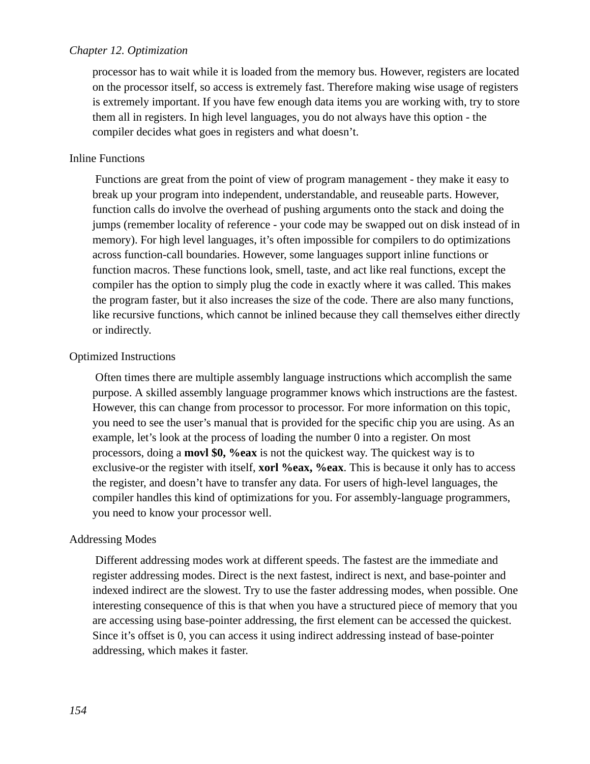processor has to wait while it is loaded from the memory bus. However, registers are located on the processor itself, so access is extremely fast. Therefore making wise usage of registers is extremely important. If you have few enough data items you are working with, try to store them all in registers. In high level languages, you do not always have this option - the compiler decides what goes in registers and what doesn't.

Inline Functions

Functions are great from the point of view of program management - they make it easy to break up your program into independent, understandable, and reuseable parts. However, function calls do involve the overhead of pushing arguments onto the stack and doing the jumps (remember locality of reference - your code may be swapped out on disk instead of in memory). For high level languages, it's often impossible for compilers to do optimizations across function-call boundaries. However, some languages support inline functions or function macros. These functions look, smell, taste, and act like real functions, except the compiler has the option to simply plug the code in exactly where it was called. This makes the program faster, but it also increases the size of the code. There are also many functions, like recursive functions, which cannot be inlined because they call themselves either directly or indirectly.

Optimized Instructions

Often times there are multiple assembly language instructions which accomplish the same purpose. A skilled assembly language programmer knows which instructions are the fastest. However, this can change from processor to processor. For more information on this topic, you need to see the user's manual that is provided for the specific chip you are using. As an example, let's look at the process of loading the number 0 into a register. On most processors, doing a **movl $0, %eax** is not the quickest way. The quickest way is to exclusive-or the register with itself, **xorl %eax, %eax**. This is because it only has to access the register, and doesn't have to transfer any data. For users of high-level languages, the compiler handles this kind of optimizations for you. For assembly-language programmers, you need to know your processor well.

Addressing Modes

Different addressing modes work at different speeds. The fastest are the immediate and register addressing modes. Direct is the next fastest, indirect is next, and base-pointer and indexed indirect are the slowest. Try to use the faster addressing modes, when possible. One interesting consequence of this is that when you have a structured piece of memory that you are accessing using base-pointer addressing, the first element can be accessed the quickest. Since it's offset is 0, you can access it using indirect addressing instead of base-pointer addressing, which makes it faster.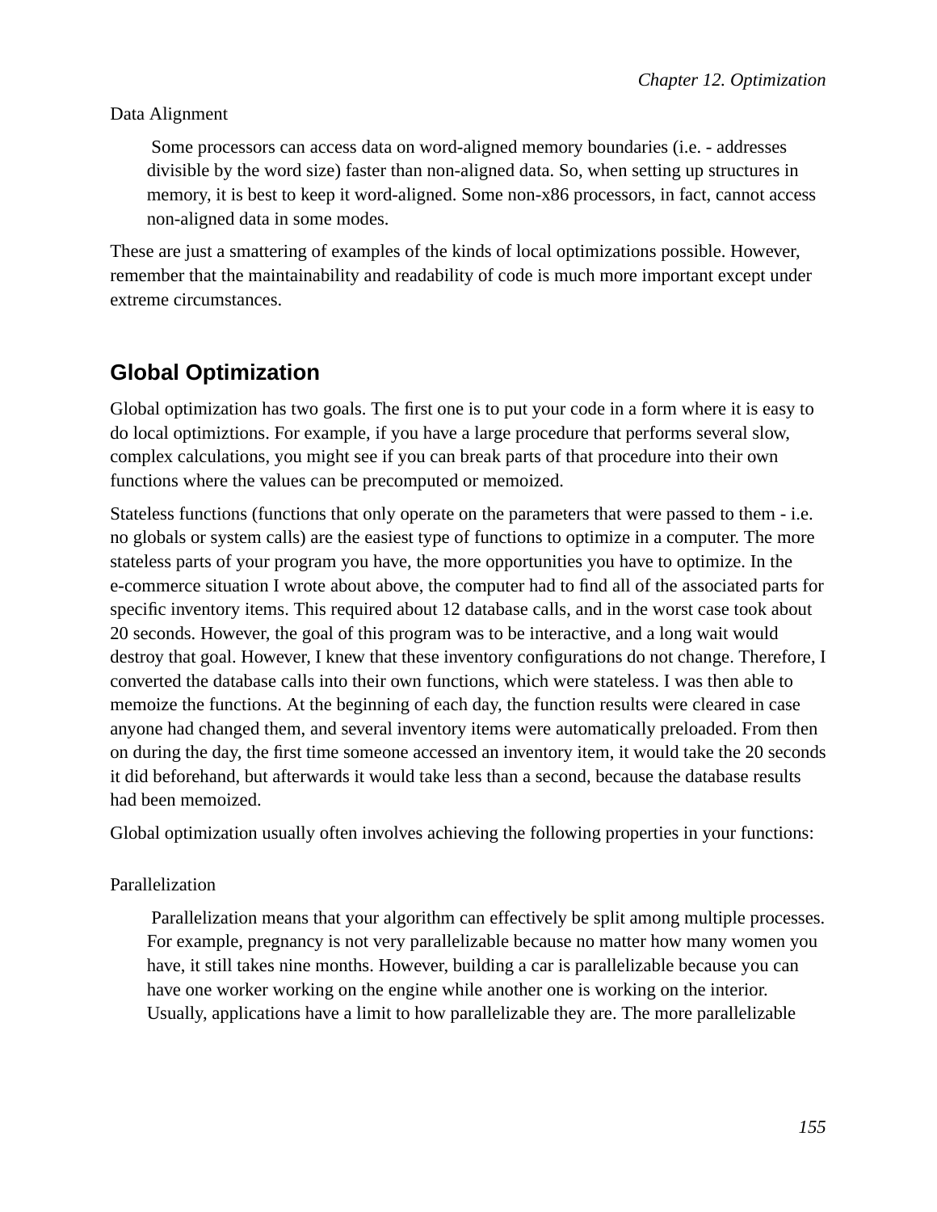Data Alignment

> Some processors can access data on word-aligned memory boundaries (i.e. - addresses divisible by the word size) faster than non-aligned data. So, when setting up structures in memory, it is best to keep it word-aligned. Some non-x86 processors, in fact, cannot access non-aligned data in some modes.

These are just a smattering of examples of the kinds of local optimizations possible. However, remember that the maintainability and readability of code is much more important except under extreme circumstances.

## Global Optimization

Global optimization has two goals. The first one is to put your code in a form where it is easy to do local optimiztions. For example, if you have a large procedure that performs several slow, complex calculations, you might see if you can break parts of that procedure into their own functions where the values can be precomputed or memoized.

Stateless functions (functions that only operate on the parameters that were passed to them - i.e. no globals or system calls) are the easiest type of functions to optimize in a computer. The more stateless parts of your program you have, the more opportunities you have to optimize. In the e-commerce situation I wrote about above, the computer had to find all of the associated parts for specific inventory items. This required about 12 database calls, and in the worst case took about 20 seconds. However, the goal of this program was to be interactive, and a long wait would destroy that goal. However, I knew that these inventory configurations do not change. Therefore, I converted the database calls into their own functions, which were stateless. I was then able to memoize the functions. At the beginning of each day, the function results were cleared in case anyone had changed them, and several inventory items were automatically preloaded. From then on during the day, the first time someone accessed an inventory item, it would take the 20 seconds it did beforehand, but afterwards it would take less than a second, because the database results had been memoized.

Global optimization usually often involves achieving the following properties in your functions:

Parallelization

> Parallelization means that your algorithm can effectively be split among multiple processes. For example, pregnancy is not very parallelizable because no matter how many women you have, it still takes nine months. However, building a car is parallelizable because you can have one worker working on the engine while another one is working on the interior. Usually, applications have a limit to how parallelizable they are. The more parallelizable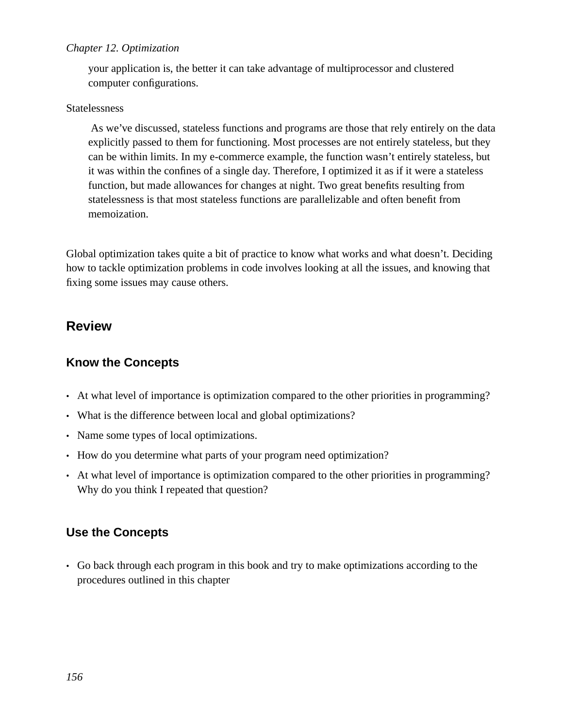your application is, the better it can take advantage of multiprocessor and clustered computer configurations.

Statelessness

As we've discussed, stateless functions and programs are those that rely entirely on the data explicitly passed to them for functioning. Most processes are not entirely stateless, but they can be within limits. In my e-commerce example, the function wasn't entirely stateless, but it was within the confines of a single day. Therefore, I optimized it as if it were a stateless function, but made allowances for changes at night. Two great benefits resulting from statelessness is that most stateless functions are parallelizable and often benefit from memoization.

Global optimization takes quite a bit of practice to know what works and what doesn't. Deciding how to tackle optimization problems in code involves looking at all the issues, and knowing that fixing some issues may cause others.

## Review

### Know the Concepts

- At what level of importance is optimization compared to the other priorities in programming?
- What is the difference between local and global optimizations?
- Name some types of local optimizations.
- How do you determine what parts of your program need optimization?
- At what level of importance is optimization compared to the other priorities in programming? Why do you think I repeated that question?

### Use the Concepts

- Go back through each program in this book and try to make optimizations according to the procedures outlined in this chapter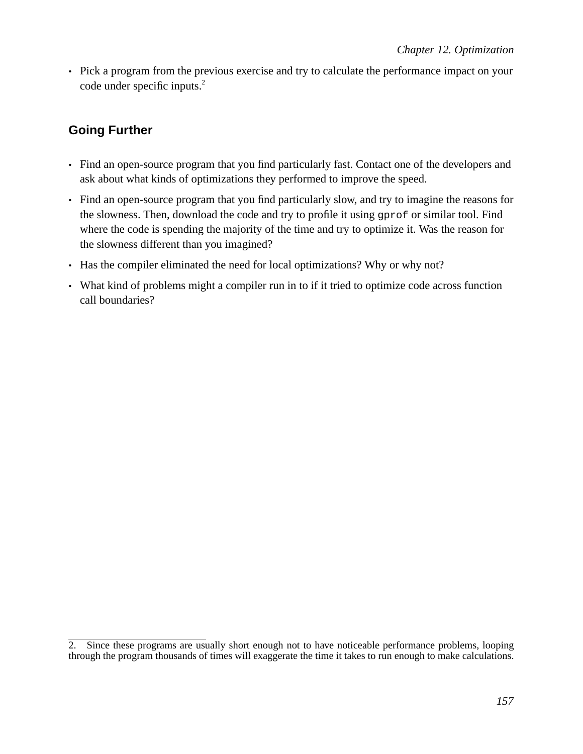- Pick a program from the previous exercise and try to calculate the performance impact on your code under specific inputs.[2]

## Going Further

- Find an open-source program that you find particularly fast. Contact one of the developers and ask about what kinds of optimizations they performed to improve the speed.
- Find an open-source program that you find particularly slow, and try to imagine the reasons for the slowness. Then, download the code and try to profile it using `gprof` or similar tool. Find where the code is spending the majority of the time and try to optimize it. Was the reason for the slowness different than you imagined?
- Has the compiler eliminated the need for local optimizations? Why or why not?
- What kind of problems might a compiler run in to if it tried to optimize code across function call boundaries?

---

2. Since these programs are usually short enough not to have noticeable performance problems, looping through the program thousands of times will exaggerate the time it takes to run enough to make calculations.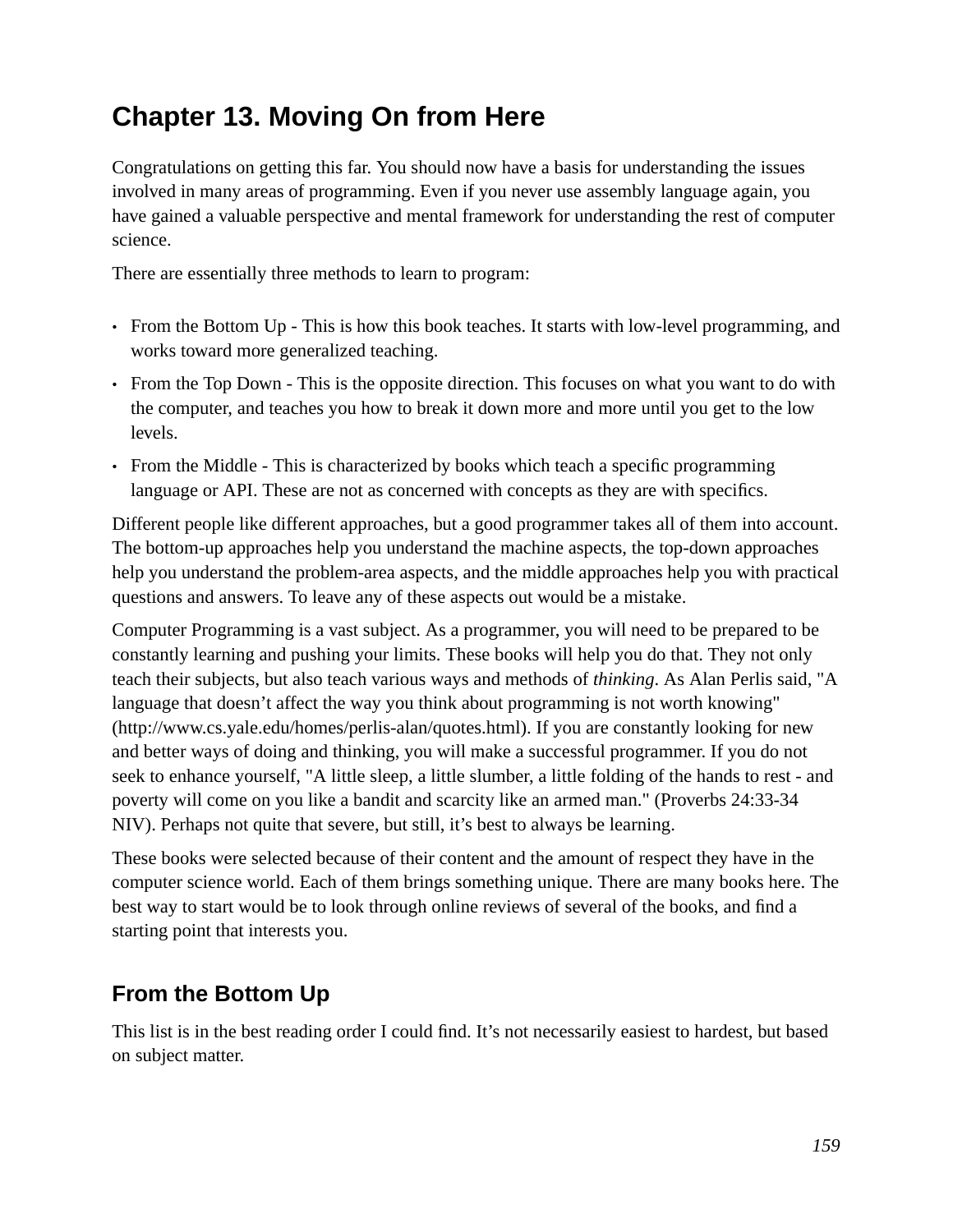# Chapter 13. Moving On from Here

Congratulations on getting this far. You should now have a basis for understanding the issues involved in many areas of programming. Even if you never use assembly language again, you have gained a valuable perspective and mental framework for understanding the rest of computer science.

There are essentially three methods to learn to program:

- From the Bottom Up - This is how this book teaches. It starts with low-level programming, and works toward more generalized teaching.
- From the Top Down - This is the opposite direction. This focuses on what you want to do with the computer, and teaches you how to break it down more and more until you get to the low levels.
- From the Middle - This is characterized by books which teach a specific programming language or API. These are not as concerned with concepts as they are with specifics.

Different people like different approaches, but a good programmer takes all of them into account. The bottom-up approaches help you understand the machine aspects, the top-down approaches help you understand the problem-area aspects, and the middle approaches help you with practical questions and answers. To leave any of these aspects out would be a mistake.

Computer Programming is a vast subject. As a programmer, you will need to be prepared to be constantly learning and pushing your limits. These books will help you do that. They not only teach their subjects, but also teach various ways and methods of *thinking*. As Alan Perlis said, "A language that doesn't affect the way you think about programming is not worth knowing" (http://www.cs.yale.edu/homes/perlis-alan/quotes.html). If you are constantly looking for new and better ways of doing and thinking, you will make a successful programmer. If you do not seek to enhance yourself, "A little sleep, a little slumber, a little folding of the hands to rest - and poverty will come on you like a bandit and scarcity like an armed man." (Proverbs 24:33-34 NIV). Perhaps not quite that severe, but still, it's best to always be learning.

These books were selected because of their content and the amount of respect they have in the computer science world. Each of them brings something unique. There are many books here. The best way to start would be to look through online reviews of several of the books, and find a starting point that interests you.

## From the Bottom Up

This list is in the best reading order I could find. It's not necessarily easiest to hardest, but based on subject matter.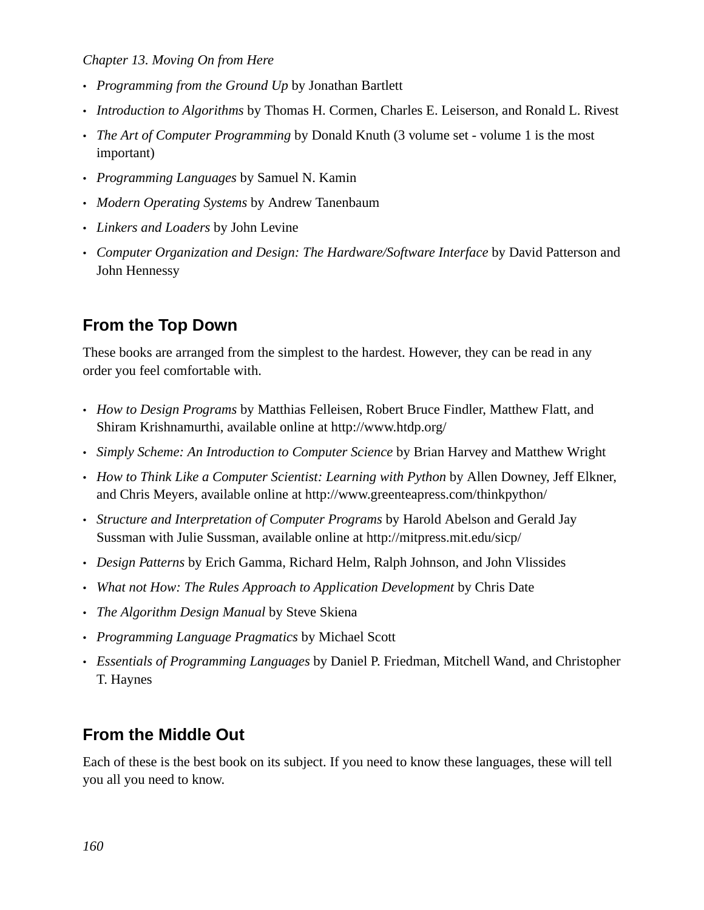- *Programming from the Ground Up* by Jonathan Bartlett
- *Introduction to Algorithms* by Thomas H. Cormen, Charles E. Leiserson, and Ronald L. Rivest
- *The Art of Computer Programming* by Donald Knuth (3 volume set - volume 1 is the most important)
- *Programming Languages* by Samuel N. Kamin
- *Modern Operating Systems* by Andrew Tanenbaum
- *Linkers and Loaders* by John Levine
- *Computer Organization and Design: The Hardware/Software Interface* by David Patterson and John Hennessy

## From the Top Down

These books are arranged from the simplest to the hardest. However, they can be read in any order you feel comfortable with.

- *How to Design Programs* by Matthias Felleisen, Robert Bruce Findler, Matthew Flatt, and Shiram Krishnamurthi, available online at http://www.htdp.org/
- *Simply Scheme: An Introduction to Computer Science* by Brian Harvey and Matthew Wright
- *How to Think Like a Computer Scientist: Learning with Python* by Allen Downey, Jeff Elkner, and Chris Meyers, available online at http://www.greenteapress.com/thinkpython/
- *Structure and Interpretation of Computer Programs* by Harold Abelson and Gerald Jay Sussman with Julie Sussman, available online at http://mitpress.mit.edu/sicp/
- *Design Patterns* by Erich Gamma, Richard Helm, Ralph Johnson, and John Vlissides
- *What not How: The Rules Approach to Application Development* by Chris Date
- *The Algorithm Design Manual* by Steve Skiena
- *Programming Language Pragmatics* by Michael Scott
- *Essentials of Programming Languages* by Daniel P. Friedman, Mitchell Wand, and Christopher T. Haynes

## From the Middle Out

Each of these is the best book on its subject. If you need to know these languages, these will tell you all you need to know.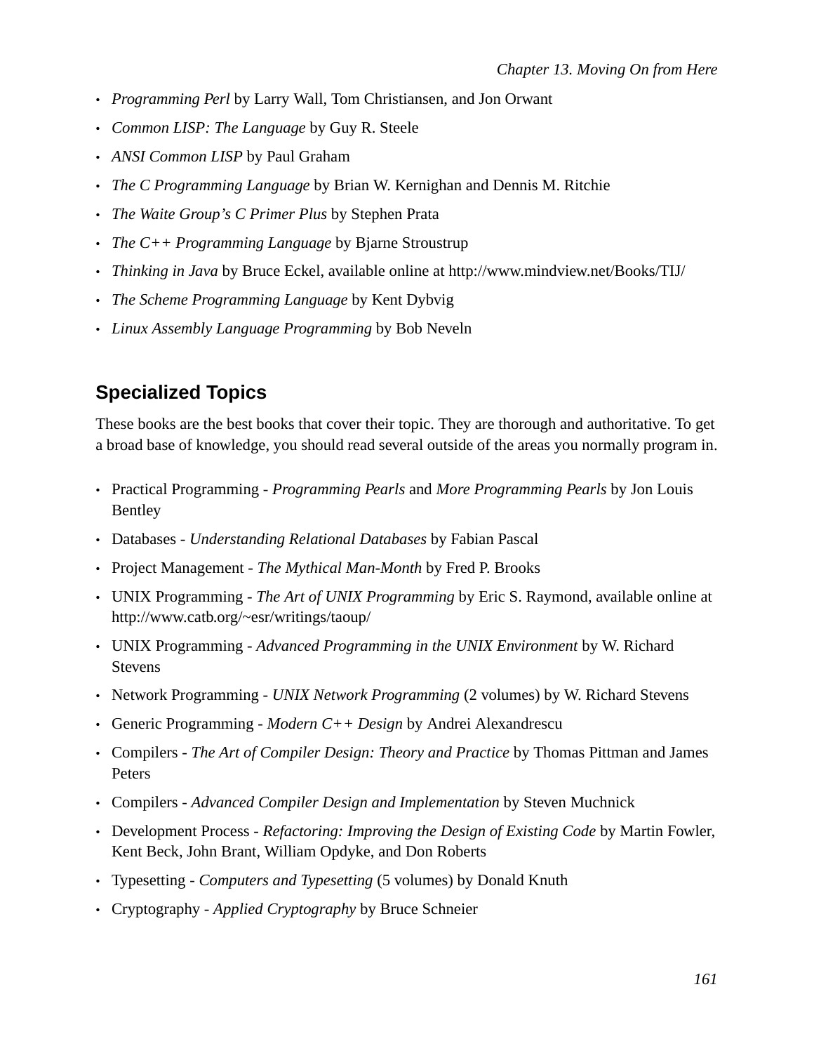- *Programming Perl* by Larry Wall, Tom Christiansen, and Jon Orwant
- *Common LISP: The Language* by Guy R. Steele
- *ANSI Common LISP* by Paul Graham
- *The C Programming Language* by Brian W. Kernighan and Dennis M. Ritchie
- *The Waite Group's C Primer Plus* by Stephen Prata
- *The C++ Programming Language* by Bjarne Stroustrup
- *Thinking in Java* by Bruce Eckel, available online at http://www.mindview.net/Books/TIJ/
- *The Scheme Programming Language* by Kent Dybvig
- *Linux Assembly Language Programming* by Bob Neveln

## Specialized Topics

These books are the best books that cover their topic. They are thorough and authoritative. To get a broad base of knowledge, you should read several outside of the areas you normally program in.

- Practical Programming - *Programming Pearls* and *More Programming Pearls* by Jon Louis Bentley
- Databases - *Understanding Relational Databases* by Fabian Pascal
- Project Management - *The Mythical Man-Month* by Fred P. Brooks
- UNIX Programming - *The Art of UNIX Programming* by Eric S. Raymond, available online at http://www.catb.org/~esr/writings/taoup/
- UNIX Programming - *Advanced Programming in the UNIX Environment* by W. Richard Stevens
- Network Programming - *UNIX Network Programming* (2 volumes) by W. Richard Stevens
- Generic Programming - *Modern C++ Design* by Andrei Alexandrescu
- Compilers - *The Art of Compiler Design: Theory and Practice* by Thomas Pittman and James Peters
- Compilers - *Advanced Compiler Design and Implementation* by Steven Muchnick
- Development Process - *Refactoring: Improving the Design of Existing Code* by Martin Fowler, Kent Beck, John Brant, William Opdyke, and Don Roberts
- Typesetting - *Computers and Typesetting* (5 volumes) by Donald Knuth
- Cryptography - *Applied Cryptography* by Bruce Schneier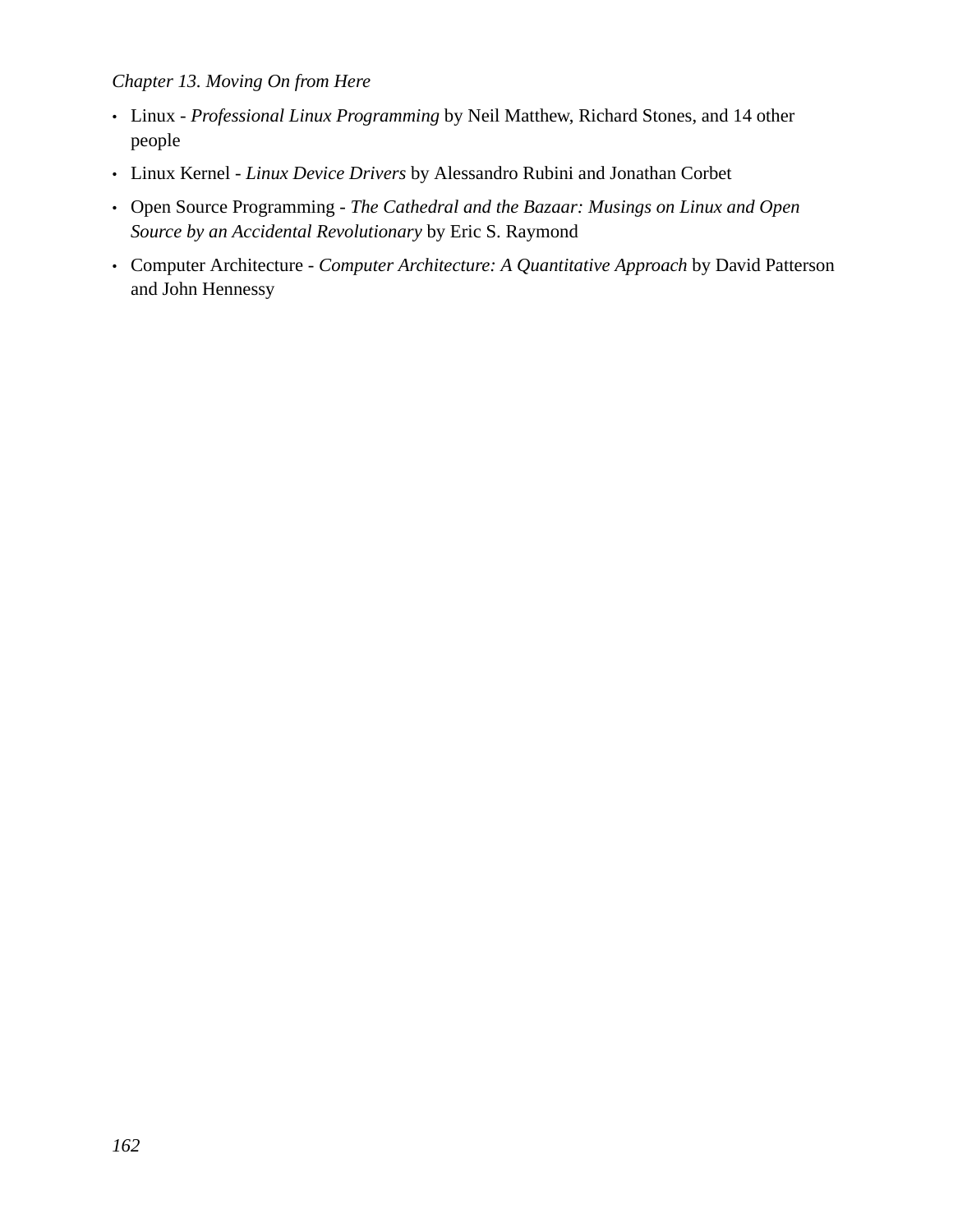- Linux - *Professional Linux Programming* by Neil Matthew, Richard Stones, and 14 other people
- Linux Kernel - *Linux Device Drivers* by Alessandro Rubini and Jonathan Corbet
- Open Source Programming - *The Cathedral and the Bazaar: Musings on Linux and Open Source by an Accidental Revolutionary* by Eric S. Raymond
- Computer Architecture - *Computer Architecture: A Quantitative Approach* by David Patterson and John Hennessy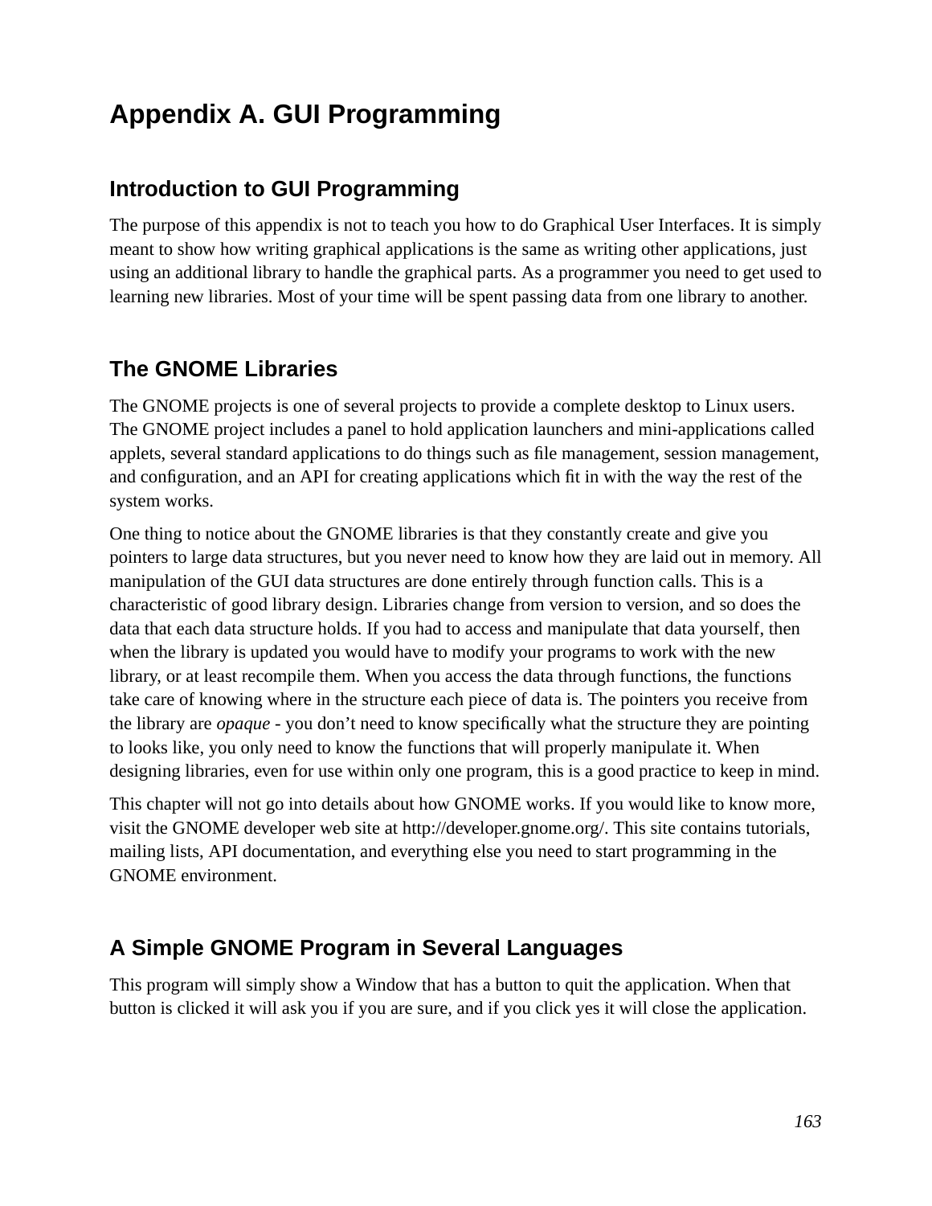# Appendix A. GUI Programming

## Introduction to GUI Programming

The purpose of this appendix is not to teach you how to do Graphical User Interfaces. It is simply meant to show how writing graphical applications is the same as writing other applications, just using an additional library to handle the graphical parts. As a programmer you need to get used to learning new libraries. Most of your time will be spent passing data from one library to another.

## The GNOME Libraries

The GNOME projects is one of several projects to provide a complete desktop to Linux users. The GNOME project includes a panel to hold application launchers and mini-applications called applets, several standard applications to do things such as file management, session management, and configuration, and an API for creating applications which fit in with the way the rest of the system works.

One thing to notice about the GNOME libraries is that they constantly create and give you pointers to large data structures, but you never need to know how they are laid out in memory. All manipulation of the GUI data structures are done entirely through function calls. This is a characteristic of good library design. Libraries change from version to version, and so does the data that each data structure holds. If you had to access and manipulate that data yourself, then when the library is updated you would have to modify your programs to work with the new library, or at least recompile them. When you access the data through functions, the functions take care of knowing where in the structure each piece of data is. The pointers you receive from the library are *opaque* - you don't need to know specifically what the structure they are pointing to looks like, you only need to know the functions that will properly manipulate it. When designing libraries, even for use within only one program, this is a good practice to keep in mind.

This chapter will not go into details about how GNOME works. If you would like to know more, visit the GNOME developer web site at http://developer.gnome.org/. This site contains tutorials, mailing lists, API documentation, and everything else you need to start programming in the GNOME environment.

## A Simple GNOME Program in Several Languages

This program will simply show a Window that has a button to quit the application. When that button is clicked it will ask you if you are sure, and if you click yes it will close the application.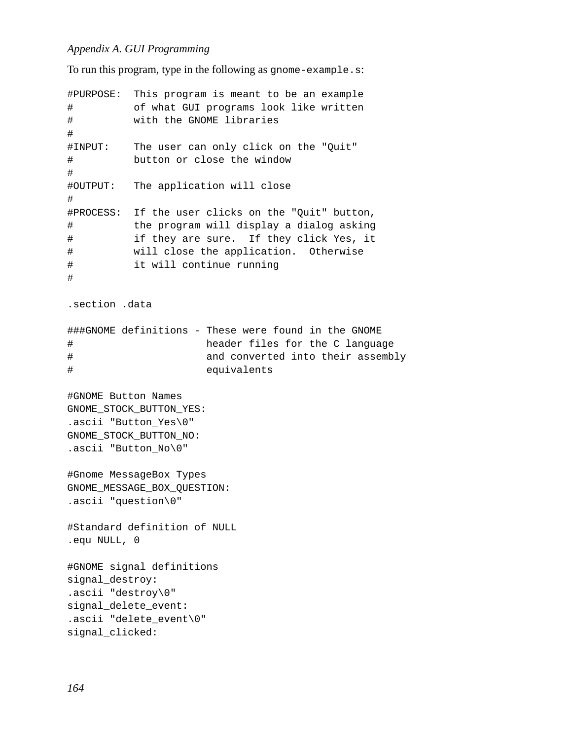To run this program, type in the following as `gnome-example.s`:

```
#PURPOSE:  This program is meant to be an example
#          of what GUI programs look like written
#          with the GNOME libraries
#
#INPUT:    The user can only click on the "Quit"
#          button or close the window
#
#OUTPUT:   The application will close
#
#PROCESS:  If the user clicks on the "Quit" button,
#          the program will display a dialog asking
#          if they are sure.  If they click Yes, it
#          will close the application.  Otherwise
#          it will continue running
#

.section .data

###GNOME definitions - These were found in the GNOME
#                      header files for the C language
#                      and converted into their assembly
#                      equivalents

#GNOME Button Names
GNOME_STOCK_BUTTON_YES:
.ascii "Button_Yes\0"
GNOME_STOCK_BUTTON_NO:
.ascii "Button_No\0"

#Gnome MessageBox Types
GNOME_MESSAGE_BOX_QUESTION:
.ascii "question\0"

#Standard definition of NULL
.equ NULL, 0

#GNOME signal definitions
signal_destroy:
.ascii "destroy\0"
signal_delete_event:
.ascii "delete_event\0"
signal_clicked:
```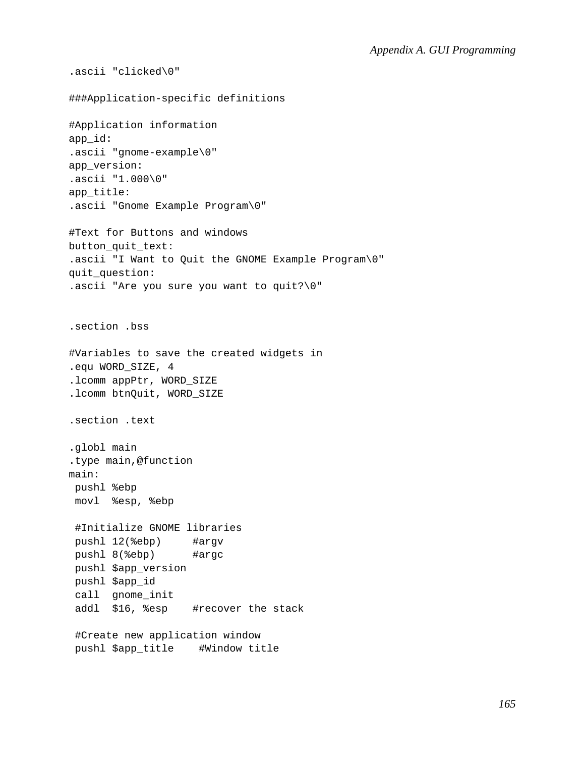```
.ascii "clicked\0"

###Application-specific definitions

#Application information
app_id:
.ascii "gnome-example\0"
app_version:
.ascii "1.000\0"
app_title:
.ascii "Gnome Example Program\0"

#Text for Buttons and windows
button_quit_text:
.ascii "I Want to Quit the GNOME Example Program\0"
quit_question:
.ascii "Are you sure you want to quit?\0"


.section .bss

#Variables to save the created widgets in
.equ WORD_SIZE, 4
.lcomm appPtr, WORD_SIZE
.lcomm btnQuit, WORD_SIZE

.section .text

.globl main
.type main,@function
main:
 pushl %ebp
 movl  %esp, %ebp

 #Initialize GNOME libraries
 pushl 12(%ebp)     #argv
 pushl 8(%ebp)      #argc
 pushl $app_version
 pushl $app_id
 call  gnome_init
 addl  $16, %esp    #recover the stack

 #Create new application window
 pushl $app_title    #Window title
```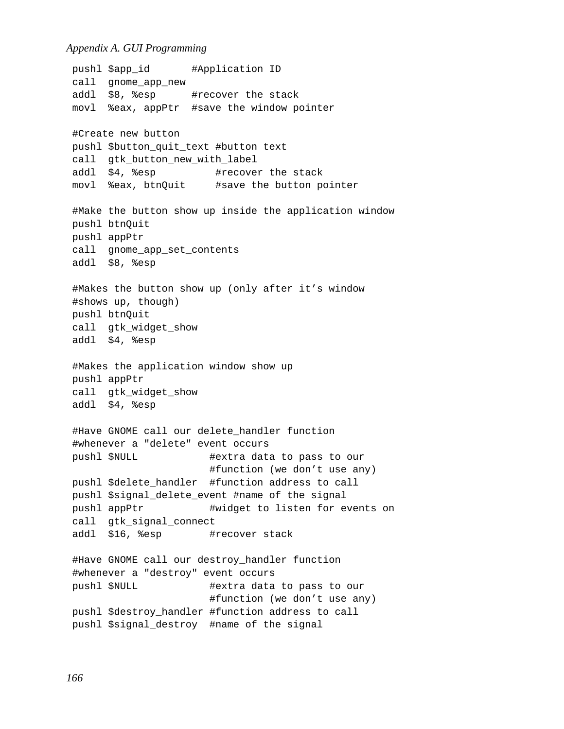```
pushl $app_id       #Application ID
call  gnome_app_new
addl  $8, %esp      #recover the stack
movl  %eax, appPtr  #save the window pointer

#Create new button
pushl $button_quit_text #button text
call  gtk_button_new_with_label
addl  $4, %esp          #recover the stack
movl  %eax, btnQuit     #save the button pointer

#Make the button show up inside the application window
pushl btnQuit
pushl appPtr
call  gnome_app_set_contents
addl  $8, %esp

#Makes the button show up (only after it’s window
#shows up, though)
pushl btnQuit
call  gtk_widget_show
addl  $4, %esp

#Makes the application window show up
pushl appPtr
call  gtk_widget_show
addl  $4, %esp

#Have GNOME call our delete_handler function
#whenever a "delete" event occurs
pushl $NULL            #extra data to pass to our
                       #function (we don’t use any)
pushl $delete_handler  #function address to call
pushl $signal_delete_event #name of the signal
pushl appPtr           #widget to listen for events on
call  gtk_signal_connect
addl  $16, %esp        #recover stack

#Have GNOME call our destroy_handler function
#whenever a "destroy" event occurs
pushl $NULL            #extra data to pass to our
                       #function (we don’t use any)
pushl $destroy_handler #function address to call
pushl $signal_destroy  #name of the signal
```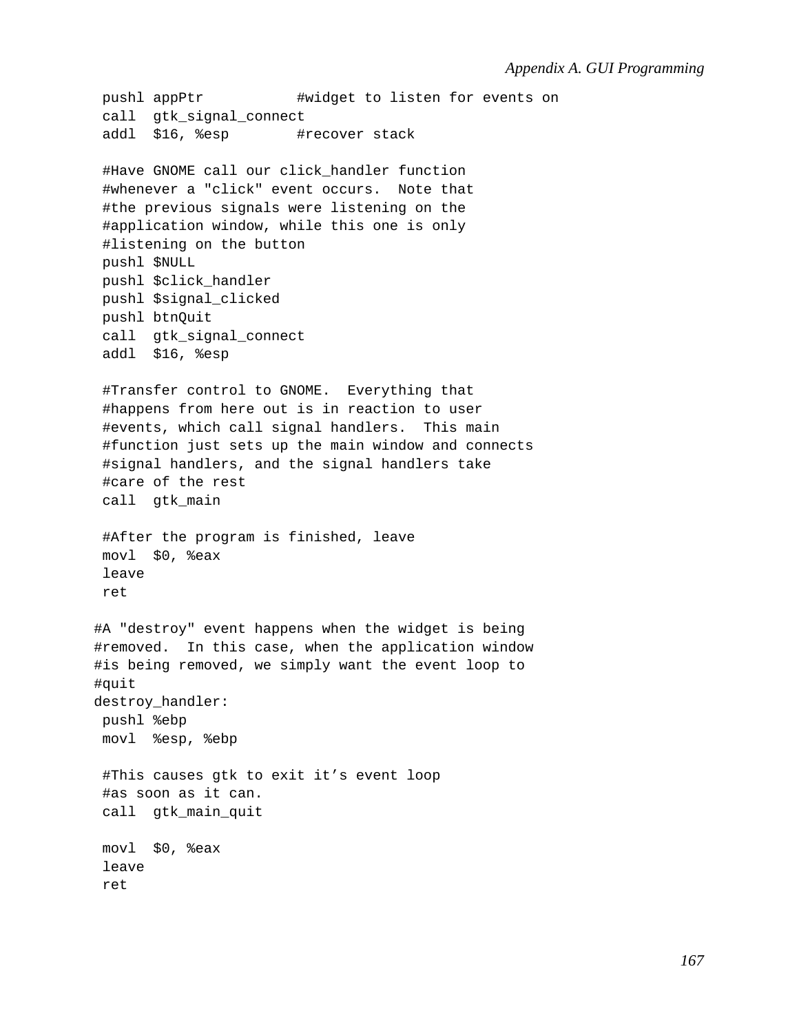```
 pushl appPtr           #widget to listen for events on
 call  gtk_signal_connect
 addl  $16, %esp        #recover stack

 #Have GNOME call our click_handler function
 #whenever a "click" event occurs.  Note that
 #the previous signals were listening on the
 #application window, while this one is only
 #listening on the button
 pushl $NULL
 pushl $click_handler
 pushl $signal_clicked
 pushl btnQuit
 call  gtk_signal_connect
 addl  $16, %esp

 #Transfer control to GNOME.  Everything that
 #happens from here out is in reaction to user
 #events, which call signal handlers.  This main
 #function just sets up the main window and connects
 #signal handlers, and the signal handlers take
 #care of the rest
 call  gtk_main

 #After the program is finished, leave
 movl  $0, %eax
 leave
 ret

#A "destroy" event happens when the widget is being
#removed.  In this case, when the application window
#is being removed, we simply want the event loop to
#quit
destroy_handler:
 pushl %ebp
 movl  %esp, %ebp

 #This causes gtk to exit it's event loop
 #as soon as it can.
 call  gtk_main_quit

 movl  $0, %eax
 leave
 ret
```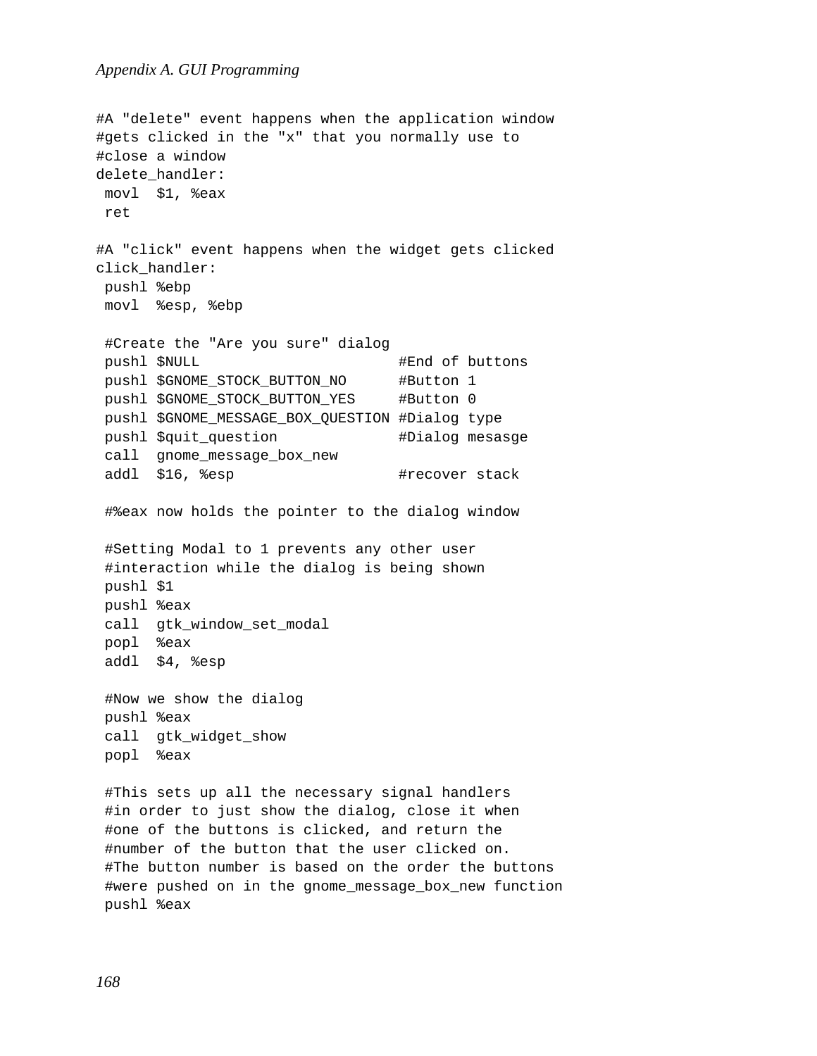```
#A "delete" event happens when the application window
#gets clicked in the "x" that you normally use to
#close a window
delete_handler:
 movl  $1, %eax
 ret

#A "click" event happens when the widget gets clicked
click_handler:
 pushl %ebp
 movl  %esp, %ebp

 #Create the "Are you sure" dialog
 pushl $NULL                       #End of buttons
 pushl $GNOME_STOCK_BUTTON_NO      #Button 1
 pushl $GNOME_STOCK_BUTTON_YES     #Button 0
 pushl $GNOME_MESSAGE_BOX_QUESTION #Dialog type
 pushl $quit_question              #Dialog mesasge
 call  gnome_message_box_new
 addl  $16, %esp                   #recover stack

 #%eax now holds the pointer to the dialog window

 #Setting Modal to 1 prevents any other user
 #interaction while the dialog is being shown
 pushl $1
 pushl %eax
 call  gtk_window_set_modal
 popl  %eax
 addl  $4, %esp

 #Now we show the dialog
 pushl %eax
 call  gtk_widget_show
 popl  %eax

 #This sets up all the necessary signal handlers
 #in order to just show the dialog, close it when
 #one of the buttons is clicked, and return the
 #number of the button that the user clicked on.
 #The button number is based on the order the buttons
 #were pushed on in the gnome_message_box_new function
 pushl %eax
```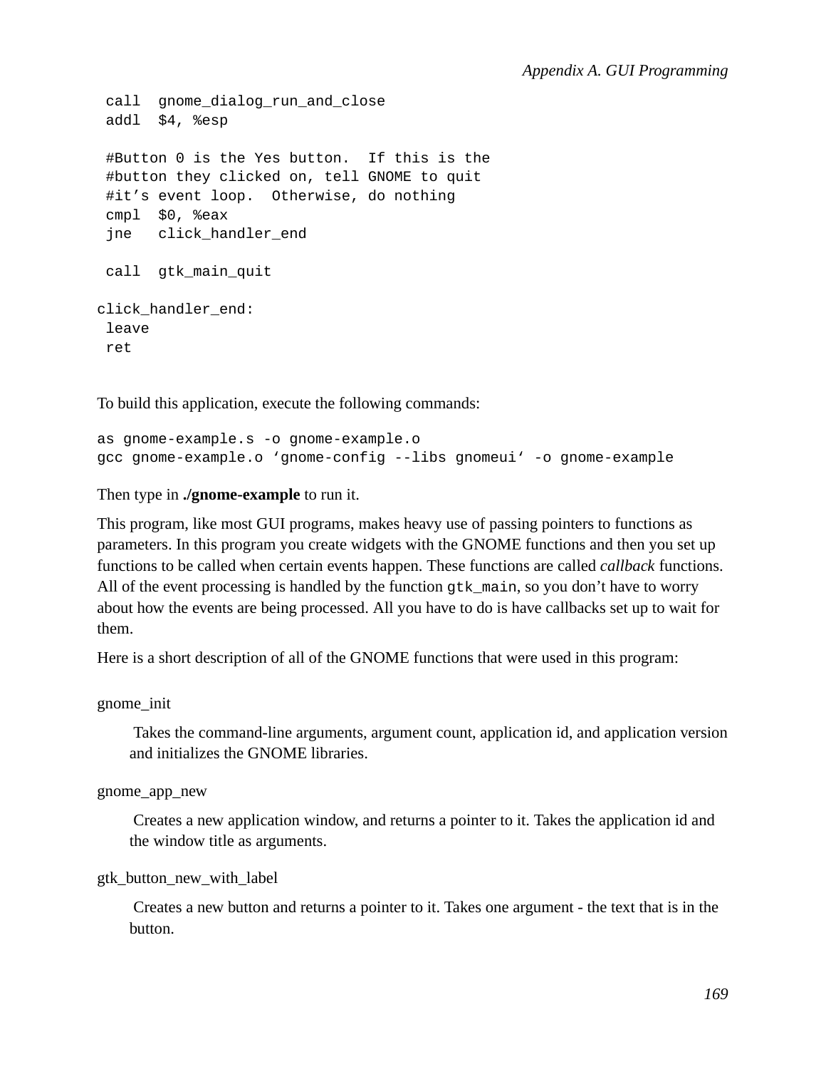```
 call  gnome_dialog_run_and_close
 addl  $4, %esp

 #Button 0 is the Yes button.  If this is the
 #button they clicked on, tell GNOME to quit
 #it’s event loop.  Otherwise, do nothing
 cmpl  $0, %eax
 jne   click_handler_end

 call  gtk_main_quit

click_handler_end:
 leave
 ret
```

To build this application, execute the following commands:

```
as gnome-example.s -o gnome-example.o
gcc gnome-example.o ‘gnome-config --libs gnomeui‘ -o gnome-example
```

Then type in **./gnome-example** to run it.

This program, like most GUI programs, makes heavy use of passing pointers to functions as parameters. In this program you create widgets with the GNOME functions and then you set up functions to be called when certain events happen. These functions are called *callback* functions. All of the event processing is handled by the function `gtk_main`, so you don’t have to worry about how the events are being processed. All you have to do is have callbacks set up to wait for them.

Here is a short description of all of the GNOME functions that were used in this program:

gnome_init

: Takes the command-line arguments, argument count, application id, and application version and initializes the GNOME libraries.

gnome_app_new

: Creates a new application window, and returns a pointer to it. Takes the application id and the window title as arguments.

gtk_button_new_with_label

: Creates a new button and returns a pointer to it. Takes one argument - the text that is in the button.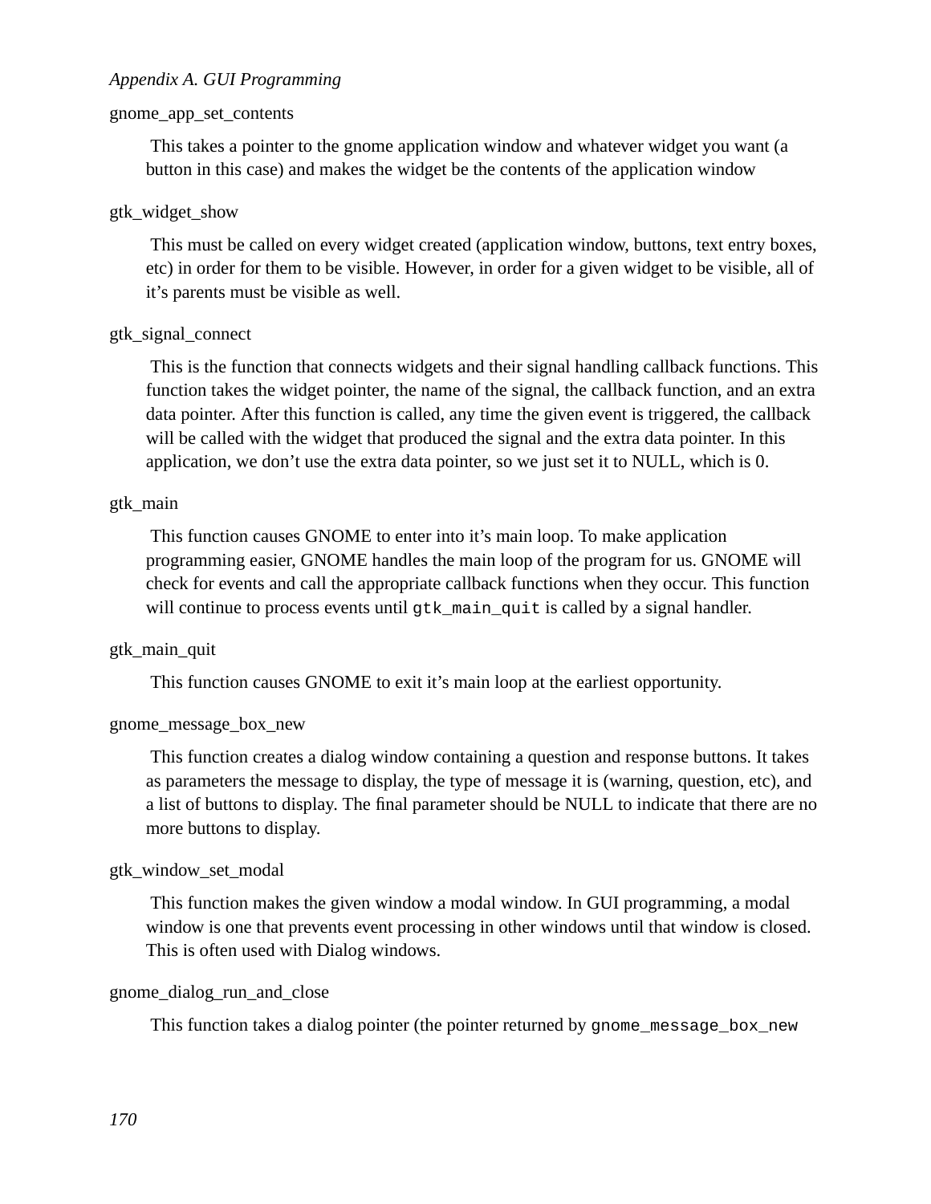gnome_app_set_contents

This takes a pointer to the gnome application window and whatever widget you want (a button in this case) and makes the widget be the contents of the application window

gtk_widget_show

This must be called on every widget created (application window, buttons, text entry boxes, etc) in order for them to be visible. However, in order for a given widget to be visible, all of it's parents must be visible as well.

gtk_signal_connect

This is the function that connects widgets and their signal handling callback functions. This function takes the widget pointer, the name of the signal, the callback function, and an extra data pointer. After this function is called, any time the given event is triggered, the callback will be called with the widget that produced the signal and the extra data pointer. In this application, we don't use the extra data pointer, so we just set it to NULL, which is 0.

gtk_main

This function causes GNOME to enter into it's main loop. To make application programming easier, GNOME handles the main loop of the program for us. GNOME will check for events and call the appropriate callback functions when they occur. This function will continue to process events until `gtk_main_quit` is called by a signal handler.

gtk_main_quit

This function causes GNOME to exit it's main loop at the earliest opportunity.

gnome_message_box_new

This function creates a dialog window containing a question and response buttons. It takes as parameters the message to display, the type of message it is (warning, question, etc), and a list of buttons to display. The final parameter should be NULL to indicate that there are no more buttons to display.

gtk_window_set_modal

This function makes the given window a modal window. In GUI programming, a modal window is one that prevents event processing in other windows until that window is closed. This is often used with Dialog windows.

gnome_dialog_run_and_close

This function takes a dialog pointer (the pointer returned by `gnome_message_box_new`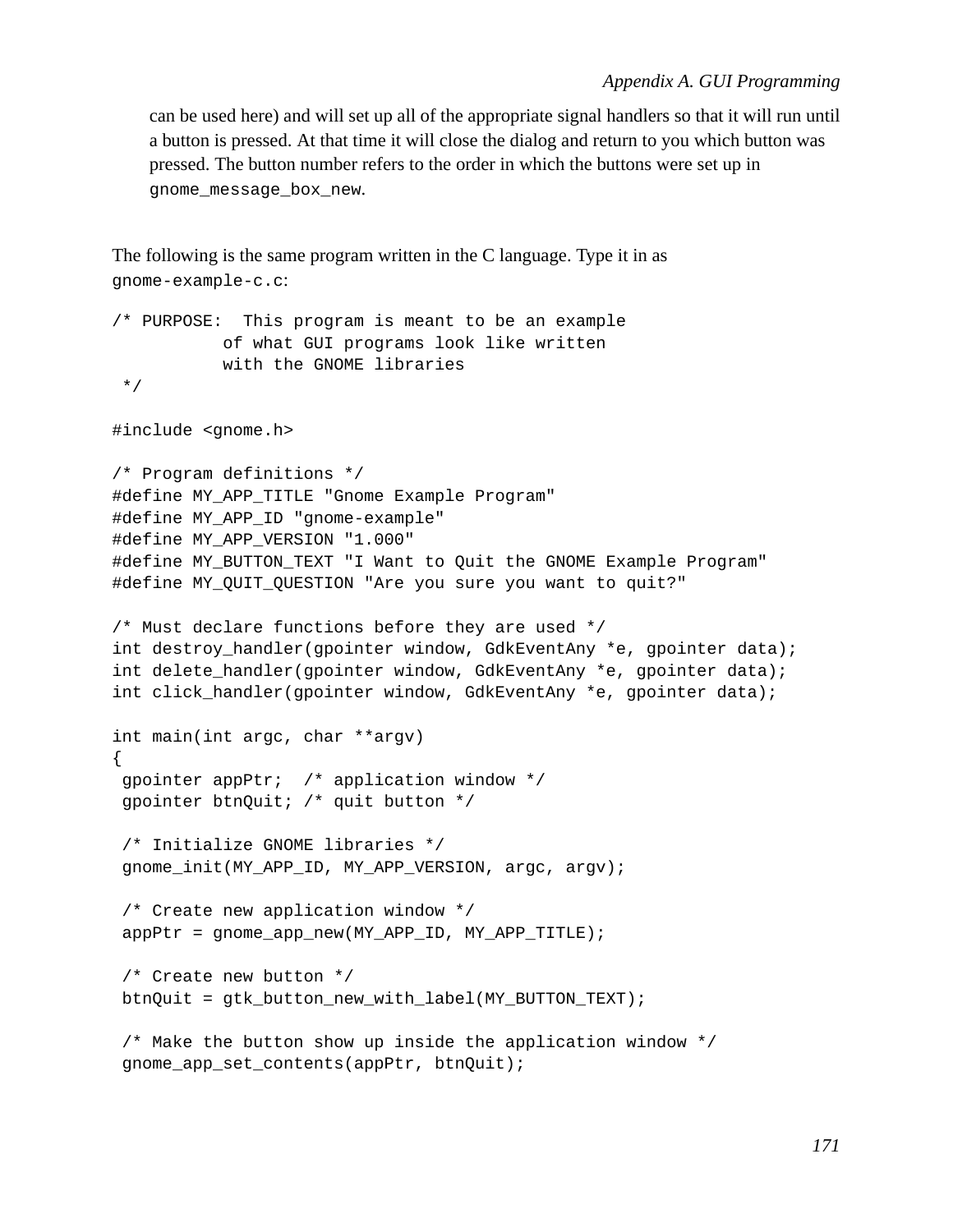can be used here) and will set up all of the appropriate signal handlers so that it will run until a button is pressed. At that time it will close the dialog and return to you which button was pressed. The button number refers to the order in which the buttons were set up in `gnome_message_box_new`.

The following is the same program written in the C language. Type it in as `gnome-example-c.c`:

```
/* PURPOSE:  This program is meant to be an example
           of what GUI programs look like written
           with the GNOME libraries
 */

#include <gnome.h>

/* Program definitions */
#define MY_APP_TITLE "Gnome Example Program"
#define MY_APP_ID "gnome-example"
#define MY_APP_VERSION "1.000"
#define MY_BUTTON_TEXT "I Want to Quit the GNOME Example Program"
#define MY_QUIT_QUESTION "Are you sure you want to quit?"

/* Must declare functions before they are used */
int destroy_handler(gpointer window, GdkEventAny *e, gpointer data);
int delete_handler(gpointer window, GdkEventAny *e, gpointer data);
int click_handler(gpointer window, GdkEventAny *e, gpointer data);

int main(int argc, char **argv)
{
 gpointer appPtr;  /* application window */
 gpointer btnQuit; /* quit button */

 /* Initialize GNOME libraries */
 gnome_init(MY_APP_ID, MY_APP_VERSION, argc, argv);

 /* Create new application window */
 appPtr = gnome_app_new(MY_APP_ID, MY_APP_TITLE);

 /* Create new button */
 btnQuit = gtk_button_new_with_label(MY_BUTTON_TEXT);

 /* Make the button show up inside the application window */
 gnome_app_set_contents(appPtr, btnQuit);
```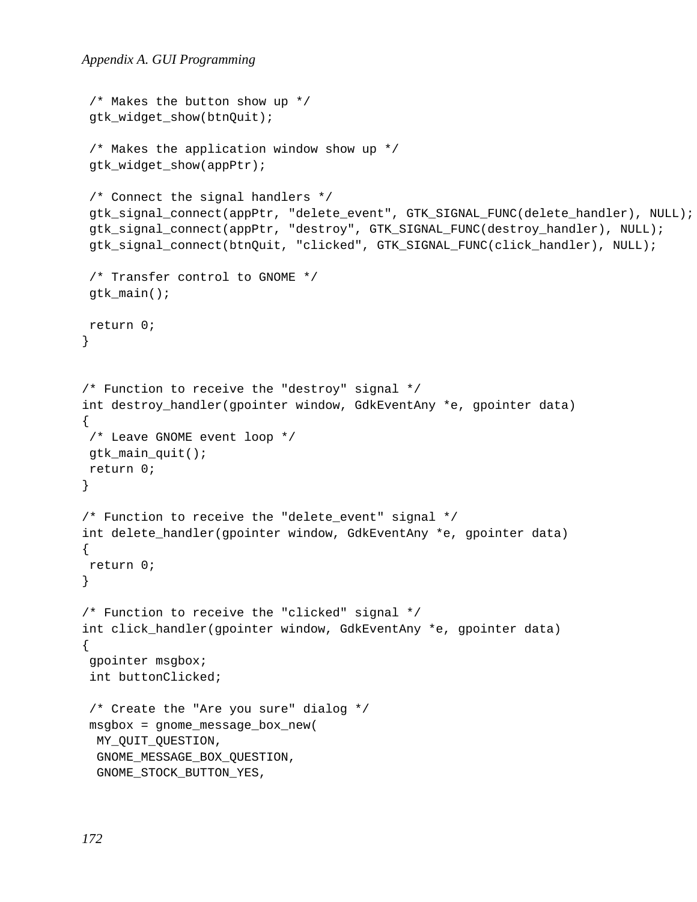```
 /* Makes the button show up */
 gtk_widget_show(btnQuit);

 /* Makes the application window show up */
 gtk_widget_show(appPtr);

 /* Connect the signal handlers */
 gtk_signal_connect(appPtr, "delete_event", GTK_SIGNAL_FUNC(delete_handler), NULL);
 gtk_signal_connect(appPtr, "destroy", GTK_SIGNAL_FUNC(destroy_handler), NULL);
 gtk_signal_connect(btnQuit, "clicked", GTK_SIGNAL_FUNC(click_handler), NULL);

 /* Transfer control to GNOME */
 gtk_main();

 return 0;
}


/* Function to receive the "destroy" signal */
int destroy_handler(gpointer window, GdkEventAny *e, gpointer data)
{
 /* Leave GNOME event loop */
 gtk_main_quit();
 return 0;
}

/* Function to receive the "delete_event" signal */
int delete_handler(gpointer window, GdkEventAny *e, gpointer data)
{
 return 0;
}

/* Function to receive the "clicked" signal */
int click_handler(gpointer window, GdkEventAny *e, gpointer data)
{
 gpointer msgbox;
 int buttonClicked;

 /* Create the "Are you sure" dialog */
 msgbox = gnome_message_box_new(
  MY_QUIT_QUESTION,
  GNOME_MESSAGE_BOX_QUESTION,
  GNOME_STOCK_BUTTON_YES,
```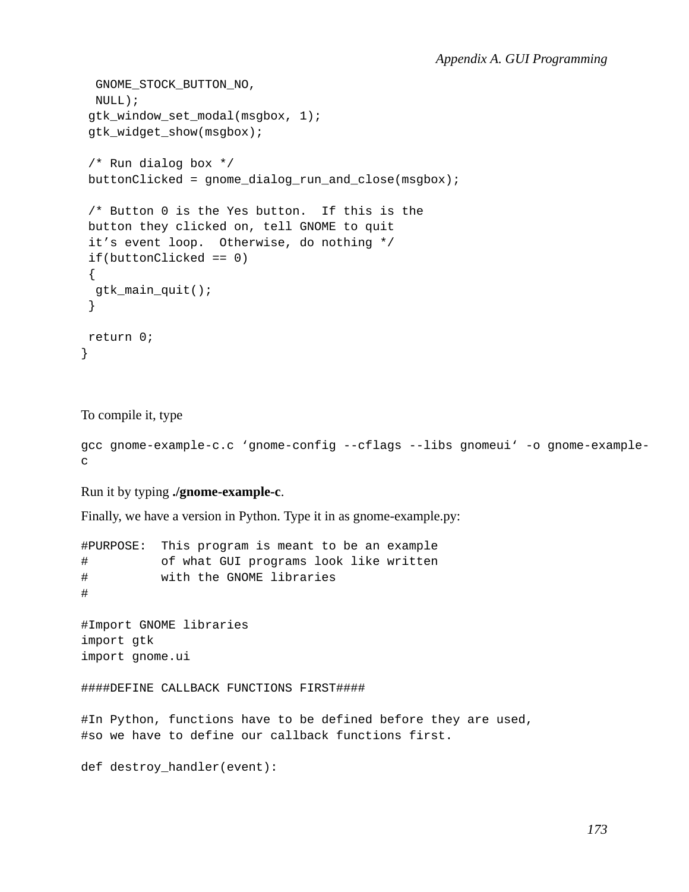```
  GNOME_STOCK_BUTTON_NO,
  NULL);
 gtk_window_set_modal(msgbox, 1);
 gtk_widget_show(msgbox);

 /* Run dialog box */
 buttonClicked = gnome_dialog_run_and_close(msgbox);

 /* Button 0 is the Yes button.  If this is the
 button they clicked on, tell GNOME to quit
 it’s event loop.  Otherwise, do nothing */
 if(buttonClicked == 0)
 {
  gtk_main_quit();
 }

 return 0;
}
```

To compile it, type

```
gcc gnome-example-c.c ‘gnome-config --cflags --libs gnomeui‘ -o gnome-example-c
```

Run it by typing **./gnome-example-c**.

Finally, we have a version in Python. Type it in as gnome-example.py:

```
#PURPOSE:  This program is meant to be an example
#          of what GUI programs look like written
#          with the GNOME libraries
#

#Import GNOME libraries
import gtk
import gnome.ui

####DEFINE CALLBACK FUNCTIONS FIRST####

#In Python, functions have to be defined before they are used,
#so we have to define our callback functions first.

def destroy_handler(event):
```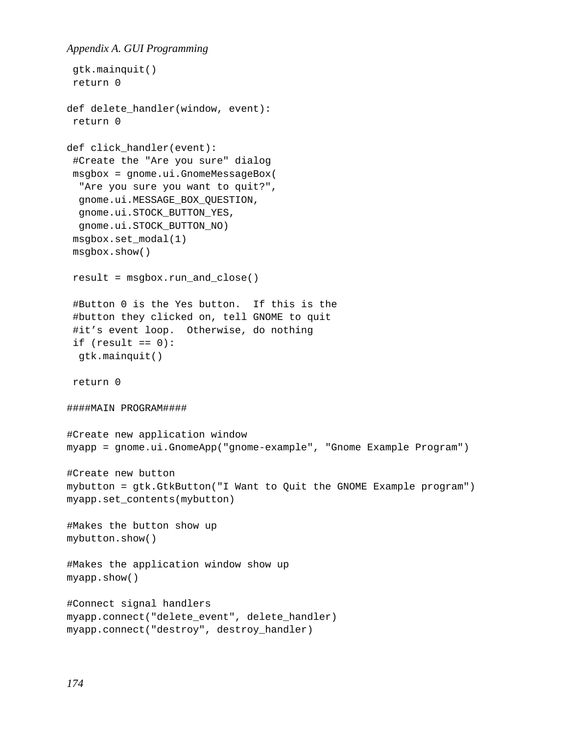```
 gtk.mainquit()
 return 0

def delete_handler(window, event):
 return 0

def click_handler(event):
 #Create the "Are you sure" dialog
 msgbox = gnome.ui.GnomeMessageBox(
  "Are you sure you want to quit?",
  gnome.ui.MESSAGE_BOX_QUESTION,
  gnome.ui.STOCK_BUTTON_YES,
  gnome.ui.STOCK_BUTTON_NO)
 msgbox.set_modal(1)
 msgbox.show()

 result = msgbox.run_and_close()

 #Button 0 is the Yes button.  If this is the
 #button they clicked on, tell GNOME to quit
 #it’s event loop.  Otherwise, do nothing
 if (result == 0):
  gtk.mainquit()

 return 0

####MAIN PROGRAM####

#Create new application window
myapp = gnome.ui.GnomeApp("gnome-example", "Gnome Example Program")

#Create new button
mybutton = gtk.GtkButton("I Want to Quit the GNOME Example program")
myapp.set_contents(mybutton)

#Makes the button show up
mybutton.show()

#Makes the application window show up
myapp.show()

#Connect signal handlers
myapp.connect("delete_event", delete_handler)
myapp.connect("destroy", destroy_handler)
```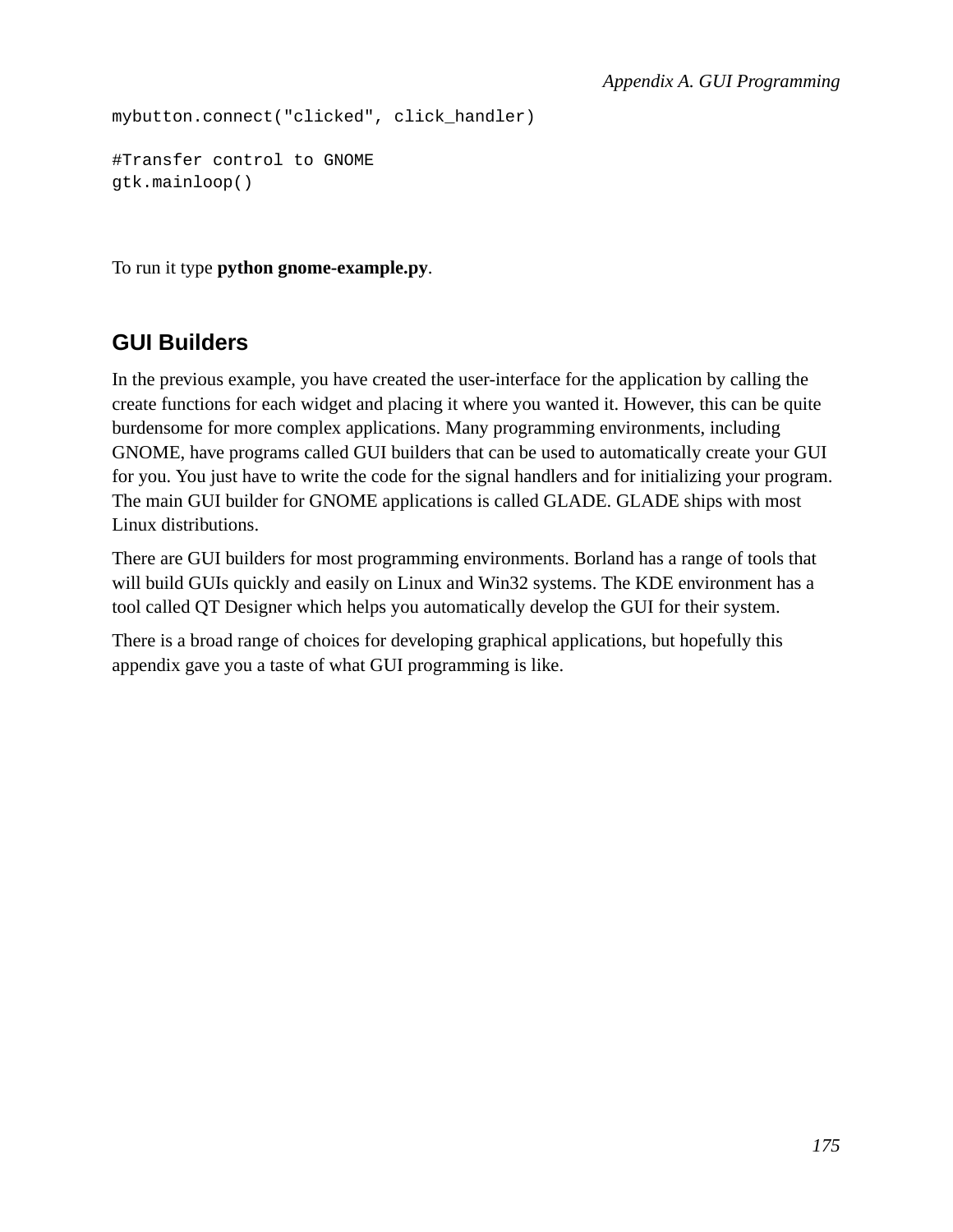```
mybutton.connect("clicked", click_handler)

#Transfer control to GNOME
gtk.mainloop()
```

To run it type **python gnome-example.py**.

## GUI Builders

In the previous example, you have created the user-interface for the application by calling the create functions for each widget and placing it where you wanted it. However, this can be quite burdensome for more complex applications. Many programming environments, including GNOME, have programs called GUI builders that can be used to automatically create your GUI for you. You just have to write the code for the signal handlers and for initializing your program. The main GUI builder for GNOME applications is called GLADE. GLADE ships with most Linux distributions.

There are GUI builders for most programming environments. Borland has a range of tools that will build GUIs quickly and easily on Linux and Win32 systems. The KDE environment has a tool called QT Designer which helps you automatically develop the GUI for their system.

There is a broad range of choices for developing graphical applications, but hopefully this appendix gave you a taste of what GUI programming is like.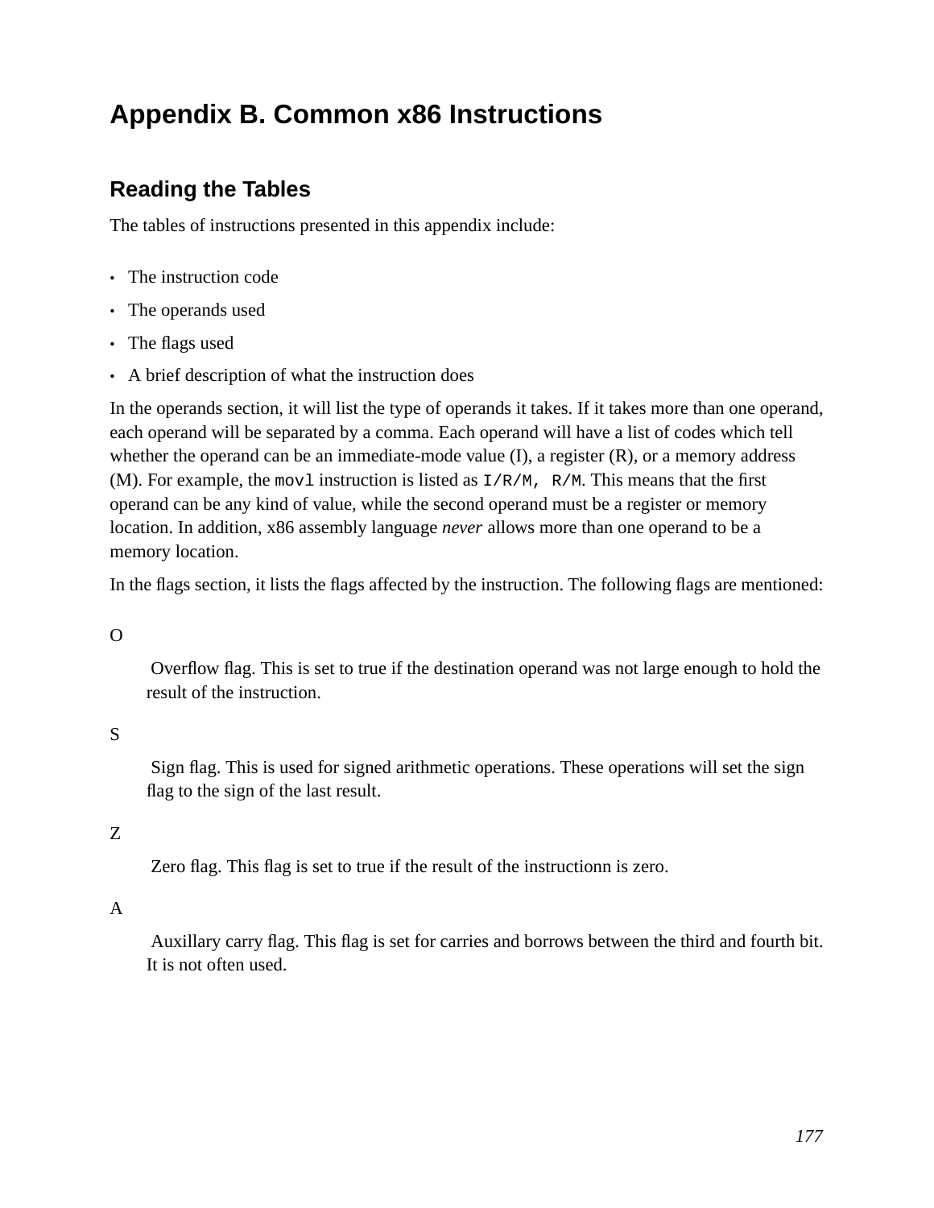# Appendix B. Common x86 Instructions

## Reading the Tables

The tables of instructions presented in this appendix include:

- The instruction code
- The operands used
- The flags used
- A brief description of what the instruction does

In the operands section, it will list the type of operands it takes. If it takes more than one operand, each operand will be separated by a comma. Each operand will have a list of codes which tell whether the operand can be an immediate-mode value (I), a register (R), or a memory address (M). For example, the `movl` instruction is listed as `I/R/M, R/M`. This means that the first operand can be any kind of value, while the second operand must be a register or memory location. In addition, x86 assembly language *never* allows more than one operand to be a memory location.

In the flags section, it lists the flags affected by the instruction. The following flags are mentioned:

O

: Overflow flag. This is set to true if the destination operand was not large enough to hold the result of the instruction.

S

: Sign flag. This is used for signed arithmetic operations. These operations will set the sign flag to the sign of the last result.

Z

: Zero flag. This flag is set to true if the result of the instructionn is zero.

A

: Auxillary carry flag. This flag is set for carries and borrows between the third and fourth bit. It is not often used.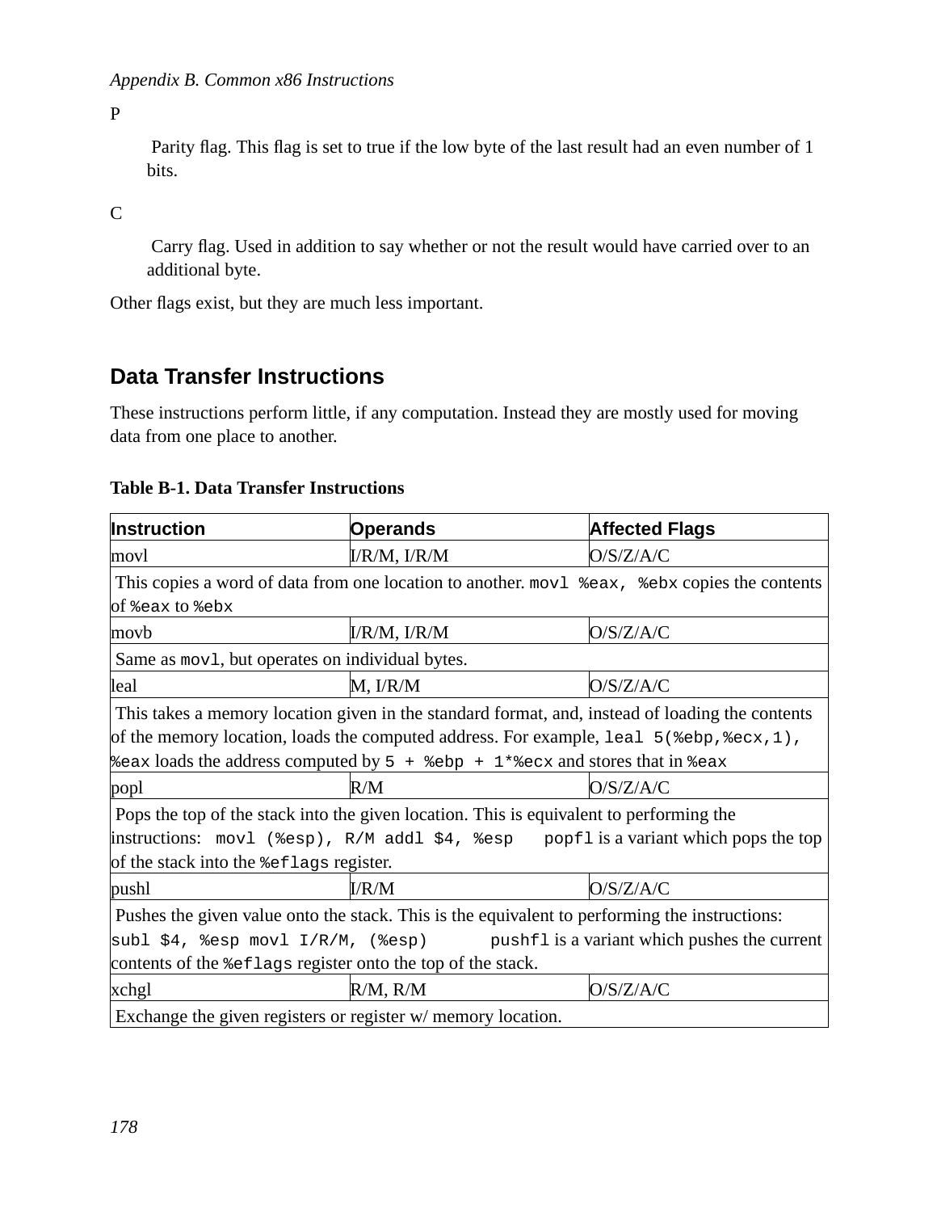P

Parity flag. This flag is set to true if the low byte of the last result had an even number of 1 bits.

C

Carry flag. Used in addition to say whether or not the result would have carried over to an additional byte.

Other flags exist, but they are much less important.

## Data Transfer Instructions

These instructions perform little, if any computation. Instead they are mostly used for moving data from one place to another.

**Table B-1. Data Transfer Instructions**

| Instruction | Operands | Affected Flags |
|---|---|---|
| movl | I/R/M, I/R/M | O/S/Z/A/C |
| This copies a word of data from one location to another. `movl %eax, %ebx` copies the contents of `%eax` to `%ebx` | | |
| movb | I/R/M, I/R/M | O/S/Z/A/C |
| Same as `movl`, but operates on individual bytes. | | |
| leal | M, I/R/M | O/S/Z/A/C |
| This takes a memory location given in the standard format, and, instead of loading the contents of the memory location, loads the computed address. For example, `leal 5(%ebp,%ecx,1), %eax` loads the address computed by `5 + %ebp + 1*%ecx` and stores that in `%eax` | | |
| popl | R/M | O/S/Z/A/C |
| Pops the top of the stack into the given location. This is equivalent to performing the instructions: `movl (%esp), R/M addl $4, %esp` `popfl` is a variant which pops the top of the stack into the `%eflags` register. | | |
| pushl | I/R/M | O/S/Z/A/C |
| Pushes the given value onto the stack. This is the equivalent to performing the instructions: `subl $4, %esp movl I/R/M, (%esp)` `pushfl` is a variant which pushes the current contents of the `%eflags` register onto the top of the stack. | | |
| xchgl | R/M, R/M | O/S/Z/A/C |
| Exchange the given registers or register w/ memory location. | | |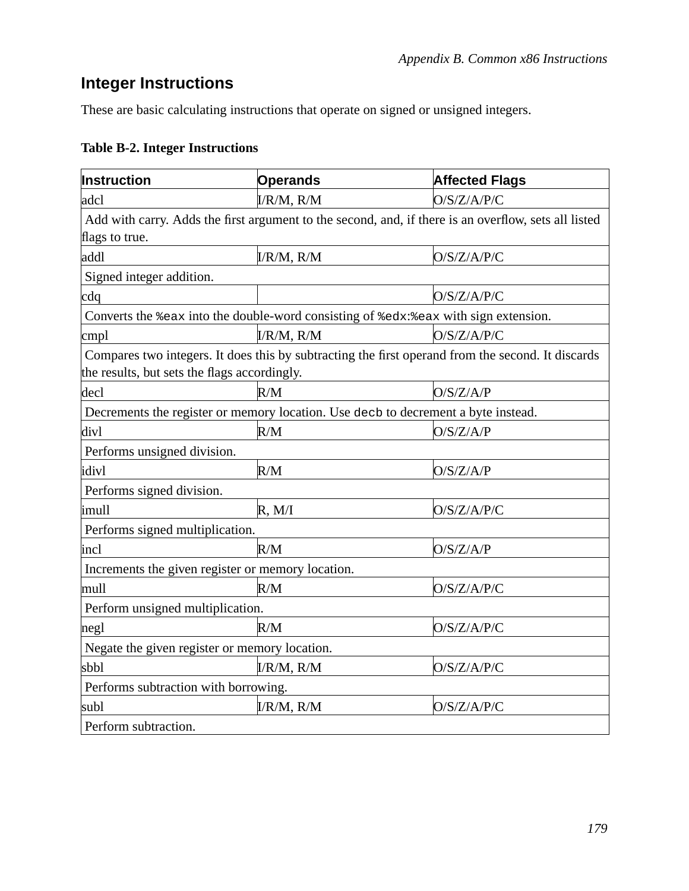## Integer Instructions

These are basic calculating instructions that operate on signed or unsigned integers.

**Table B-2. Integer Instructions**

| Instruction | Operands | Affected Flags |
|---|---|---|
| adcl | I/R/M, R/M | O/S/Z/A/P/C |
| Add with carry. Adds the first argument to the second, and, if there is an overflow, sets all listed flags to true. | | |
| addl | I/R/M, R/M | O/S/Z/A/P/C |
| Signed integer addition. | | |
| cdq | | O/S/Z/A/P/C |
| Converts the `%eax` into the double-word consisting of `%edx:%eax` with sign extension. | | |
| cmpl | I/R/M, R/M | O/S/Z/A/P/C |
| Compares two integers. It does this by subtracting the first operand from the second. It discards the results, but sets the flags accordingly. | | |
| decl | R/M | O/S/Z/A/P |
| Decrements the register or memory location. Use `decb` to decrement a byte instead. | | |
| divl | R/M | O/S/Z/A/P |
| Performs unsigned division. | | |
| idivl | R/M | O/S/Z/A/P |
| Performs signed division. | | |
| imull | R, M/I | O/S/Z/A/P/C |
| Performs signed multiplication. | | |
| incl | R/M | O/S/Z/A/P |
| Increments the given register or memory location. | | |
| mull | R/M | O/S/Z/A/P/C |
| Perform unsigned multiplication. | | |
| negl | R/M | O/S/Z/A/P/C |
| Negate the given register or memory location. | | |
| sbbl | I/R/M, R/M | O/S/Z/A/P/C |
| Performs subtraction with borrowing. | | |
| subl | I/R/M, R/M | O/S/Z/A/P/C |
| Perform subtraction. | | |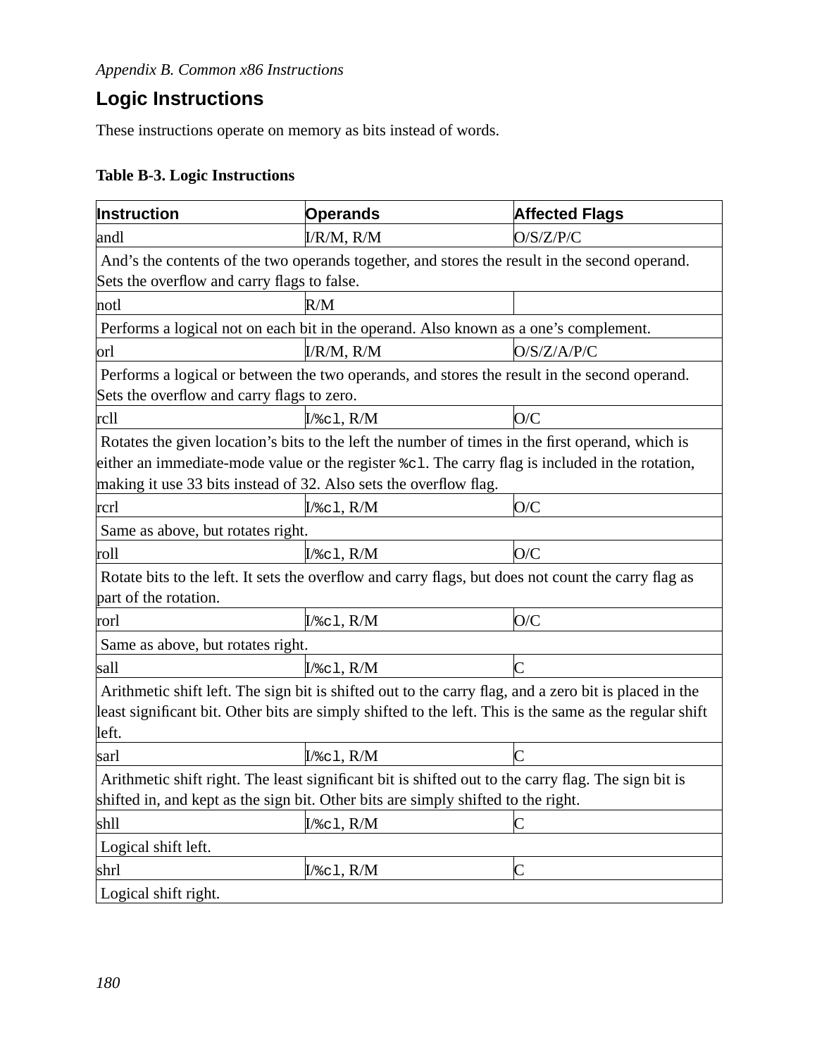## Logic Instructions

These instructions operate on memory as bits instead of words.

**Table B-3. Logic Instructions**

| Instruction | Operands | Affected Flags |
|---|---|---|
| andl | I/R/M, R/M | O/S/Z/P/C |
| And's the contents of the two operands together, and stores the result in the second operand. Sets the overflow and carry flags to false. | | |
| notl | R/M | |
| Performs a logical not on each bit in the operand. Also known as a one's complement. | | |
| orl | I/R/M, R/M | O/S/Z/A/P/C |
| Performs a logical or between the two operands, and stores the result in the second operand. Sets the overflow and carry flags to zero. | | |
| rcll | I/`%cl`, R/M | O/C |
| Rotates the given location's bits to the left the number of times in the first operand, which is either an immediate-mode value or the register `%cl`. The carry flag is included in the rotation, making it use 33 bits instead of 32. Also sets the overflow flag. | | |
| rcrl | I/`%cl`, R/M | O/C |
| Same as above, but rotates right. | | |
| roll | I/`%cl`, R/M | O/C |
| Rotate bits to the left. It sets the overflow and carry flags, but does not count the carry flag as part of the rotation. | | |
| rorl | I/`%cl`, R/M | O/C |
| Same as above, but rotates right. | | |
| sall | I/`%cl`, R/M | C |
| Arithmetic shift left. The sign bit is shifted out to the carry flag, and a zero bit is placed in the least significant bit. Other bits are simply shifted to the left. This is the same as the regular shift left. | | |
| sarl | I/`%cl`, R/M | C |
| Arithmetic shift right. The least significant bit is shifted out to the carry flag. The sign bit is shifted in, and kept as the sign bit. Other bits are simply shifted to the right. | | |
| shll | I/`%cl`, R/M | C |
| Logical shift left. | | |
| shrl | I/`%cl`, R/M | C |
| Logical shift right. | | |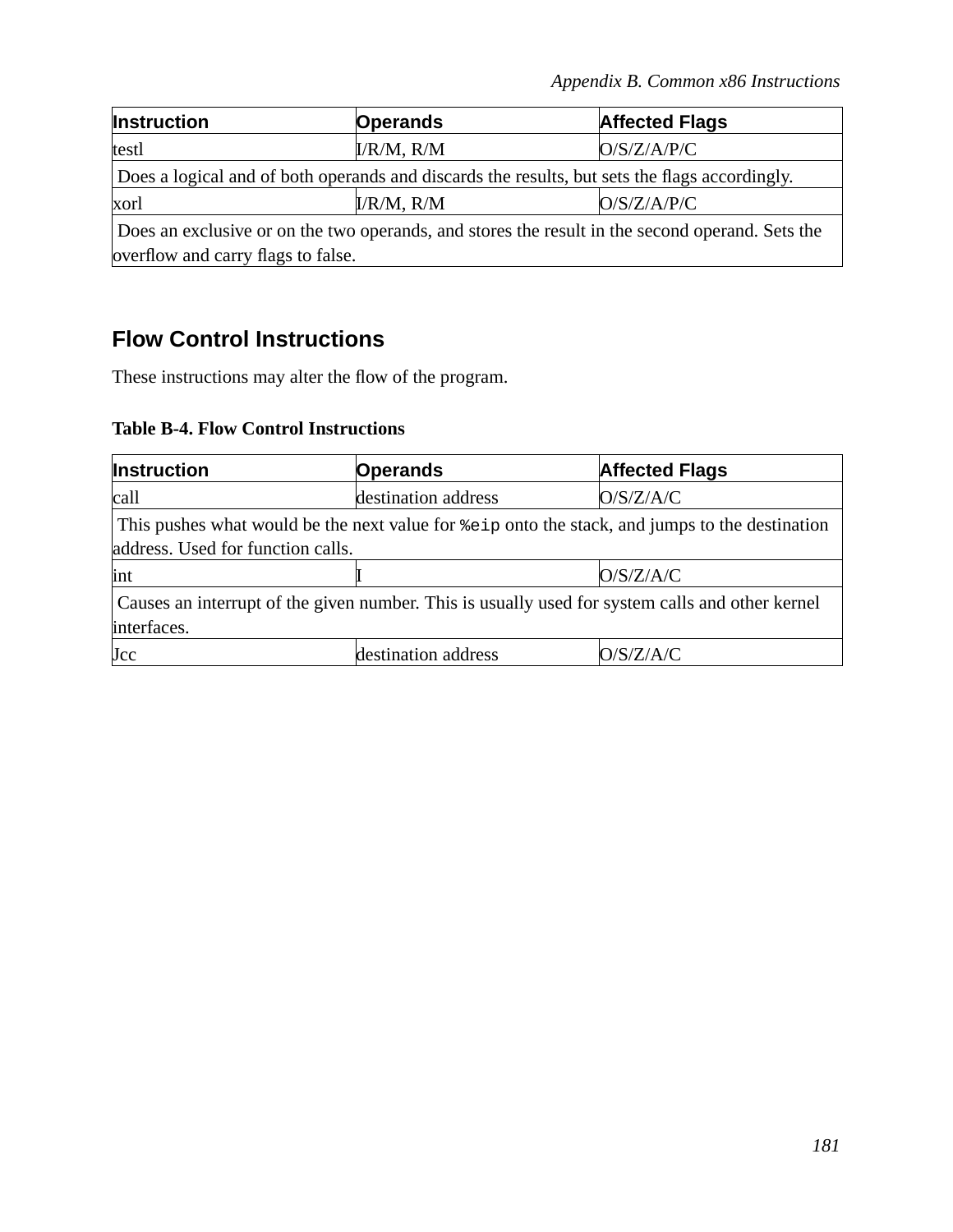| Instruction | Operands | Affected Flags |
|---|---|---|
| testl | I/R/M, R/M | O/S/Z/A/P/C |
| Does a logical and of both operands and discards the results, but sets the flags accordingly. | | |
| xorl | I/R/M, R/M | O/S/Z/A/P/C |
| Does an exclusive or on the two operands, and stores the result in the second operand. Sets the overflow and carry flags to false. | | |

## Flow Control Instructions

These instructions may alter the flow of the program.

**Table B-4. Flow Control Instructions**

| Instruction | Operands | Affected Flags |
|---|---|---|
| call | destination address | O/S/Z/A/C |
| This pushes what would be the next value for `%eip` onto the stack, and jumps to the destination address. Used for function calls. | | |
| int | I | O/S/Z/A/C |
| Causes an interrupt of the given number. This is usually used for system calls and other kernel interfaces. | | |
| Jcc | destination address | O/S/Z/A/C |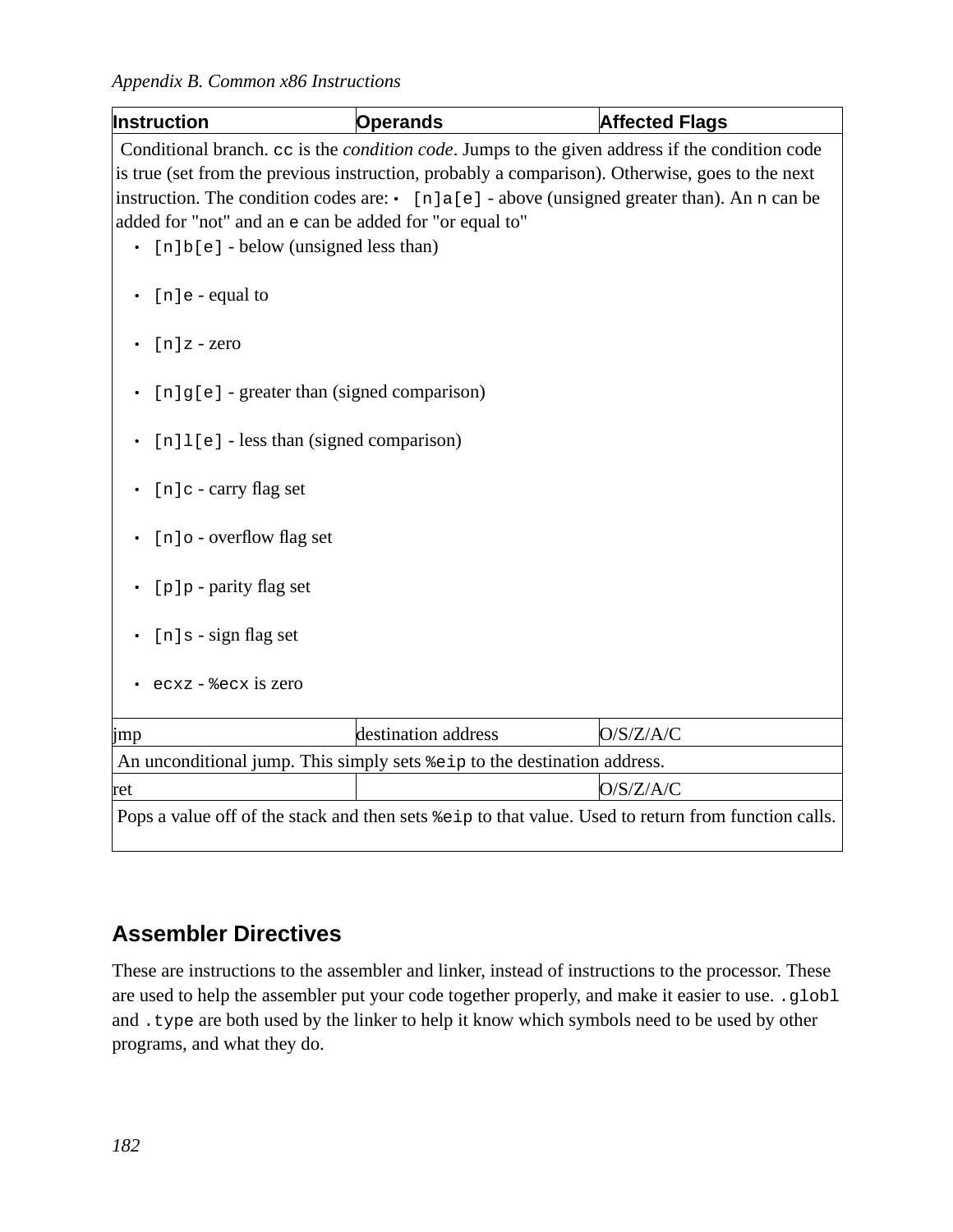| Instruction | Operands | Affected Flags |
| --- | --- | --- |
| Conditional branch. `cc` is the *condition code*. Jumps to the given address if the condition code is true (set from the previous instruction, probably a comparison). Otherwise, goes to the next instruction. The condition codes are: • `[n]a[e]` - above (unsigned greater than). An `n` can be added for "not" and an `e` can be added for "or equal to" <br>• `[n]b[e]` - below (unsigned less than)<br>• `[n]e` - equal to<br>• `[n]z` - zero<br>• `[n]g[e]` - greater than (signed comparison)<br>• `[n]l[e]` - less than (signed comparison)<br>• `[n]c` - carry flag set<br>• `[n]o` - overflow flag set<br>• `[p]p` - parity flag set<br>• `[n]s` - sign flag set<br>• `ecxz` - `%ecx` is zero | | |
| jmp | destination address | O/S/Z/A/C |
| An unconditional jump. This simply sets `%eip` to the destination address. | | |
| ret | | O/S/Z/A/C |
| Pops a value off of the stack and then sets `%eip` to that value. Used to return from function calls. | | |

## Assembler Directives

These are instructions to the assembler and linker, instead of instructions to the processor. These are used to help the assembler put your code together properly, and make it easier to use. `.globl` and `.type` are both used by the linker to help it know which symbols need to be used by other programs, and what they do.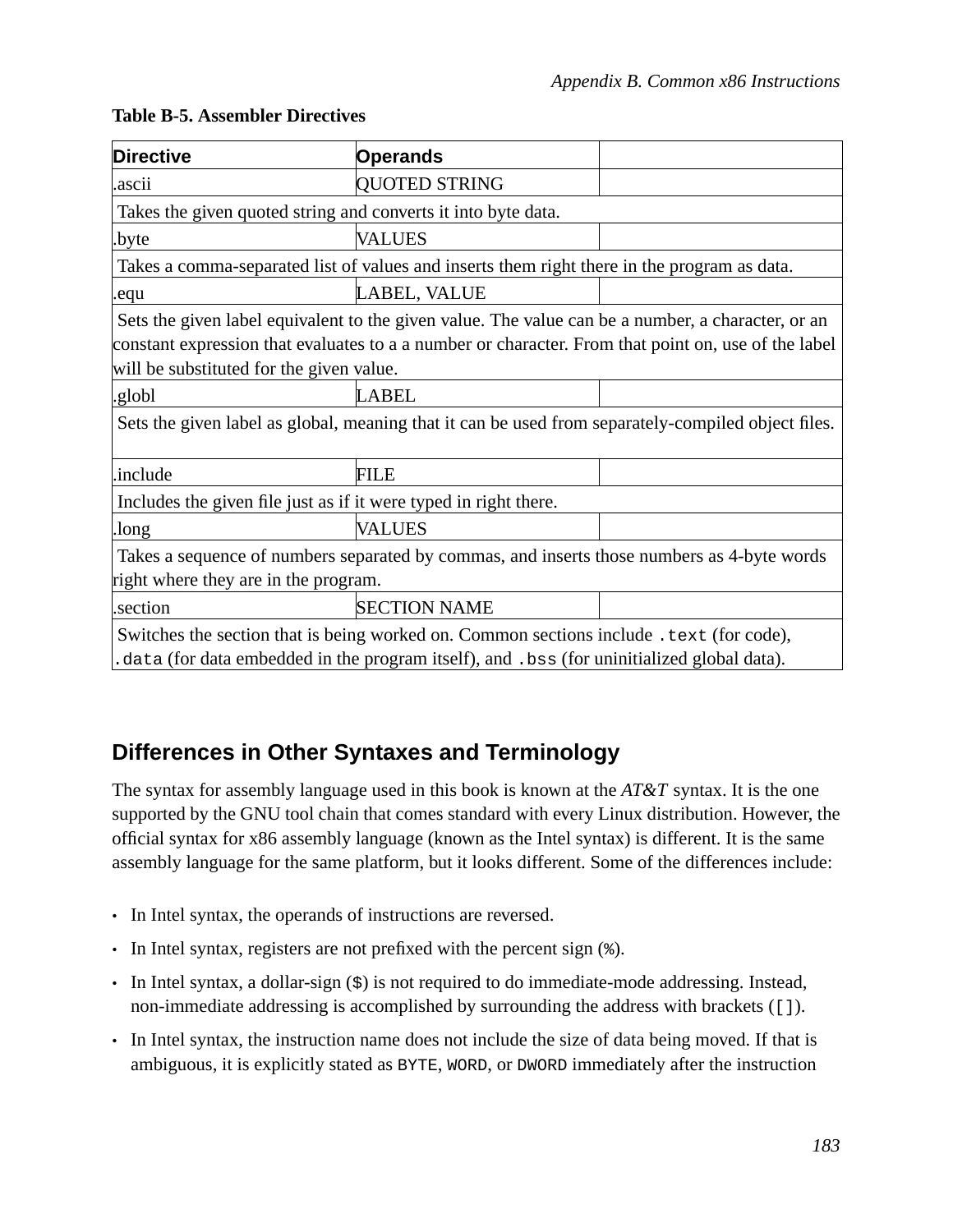**Table B-5. Assembler Directives**

| Directive | Operands | |
|---|---|---|
| .ascii | QUOTED STRING | |
| Takes the given quoted string and converts it into byte data. | | |
| .byte | VALUES | |
| Takes a comma-separated list of values and inserts them right there in the program as data. | | |
| .equ | LABEL, VALUE | |
| Sets the given label equivalent to the given value. The value can be a number, a character, or an constant expression that evaluates to a a number or character. From that point on, use of the label will be substituted for the given value. | | |
| .globl | LABEL | |
| Sets the given label as global, meaning that it can be used from separately-compiled object files. | | |
| .include | FILE | |
| Includes the given file just as if it were typed in right there. | | |
| .long | VALUES | |
| Takes a sequence of numbers separated by commas, and inserts those numbers as 4-byte words right where they are in the program. | | |
| .section | SECTION NAME | |
| Switches the section that is being worked on. Common sections include `.text` (for code), `.data` (for data embedded in the program itself), and `.bss` (for uninitialized global data). | | |

## Differences in Other Syntaxes and Terminology

The syntax for assembly language used in this book is known at the *AT&T* syntax. It is the one supported by the GNU tool chain that comes standard with every Linux distribution. However, the official syntax for x86 assembly language (known as the Intel syntax) is different. It is the same assembly language for the same platform, but it looks different. Some of the differences include:

- In Intel syntax, the operands of instructions are reversed.
- In Intel syntax, registers are not prefixed with the percent sign (`%`).
- In Intel syntax, a dollar-sign (`$`) is not required to do immediate-mode addressing. Instead, non-immediate addressing is accomplished by surrounding the address with brackets (`[]`).
- In Intel syntax, the instruction name does not include the size of data being moved. If that is ambiguous, it is explicitly stated as `BYTE`, `WORD`, or `DWORD` immediately after the instruction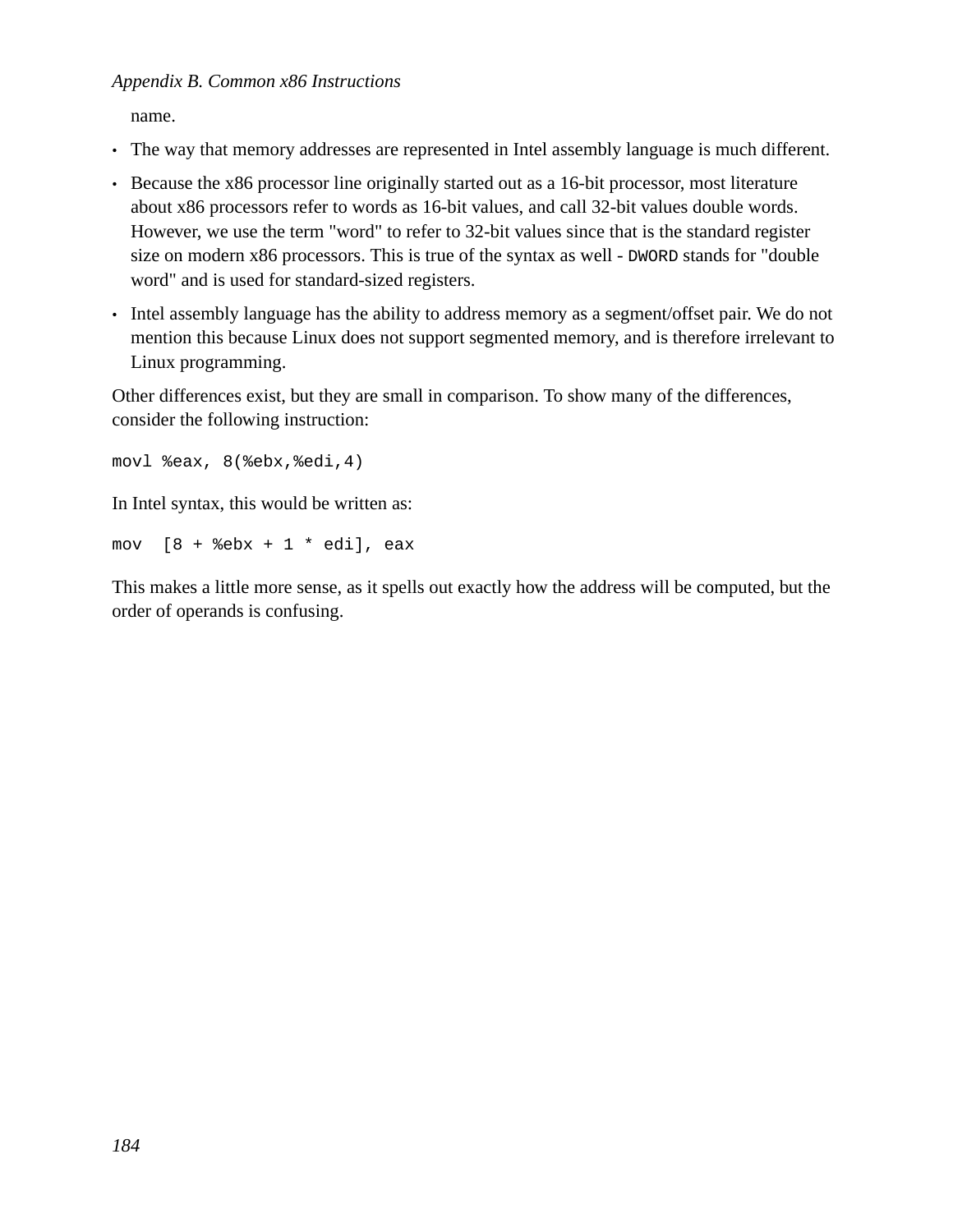name.

- The way that memory addresses are represented in Intel assembly language is much different.
- Because the x86 processor line originally started out as a 16-bit processor, most literature about x86 processors refer to words as 16-bit values, and call 32-bit values double words. However, we use the term "word" to refer to 32-bit values since that is the standard register size on modern x86 processors. This is true of the syntax as well - `DWORD` stands for "double word" and is used for standard-sized registers.
- Intel assembly language has the ability to address memory as a segment/offset pair. We do not mention this because Linux does not support segmented memory, and is therefore irrelevant to Linux programming.

Other differences exist, but they are small in comparison. To show many of the differences, consider the following instruction:

```
movl %eax, 8(%ebx,%edi,4)
```

In Intel syntax, this would be written as:

```
mov  [8 + %ebx + 1 * edi], eax
```

This makes a little more sense, as it spells out exactly how the address will be computed, but the order of operands is confusing.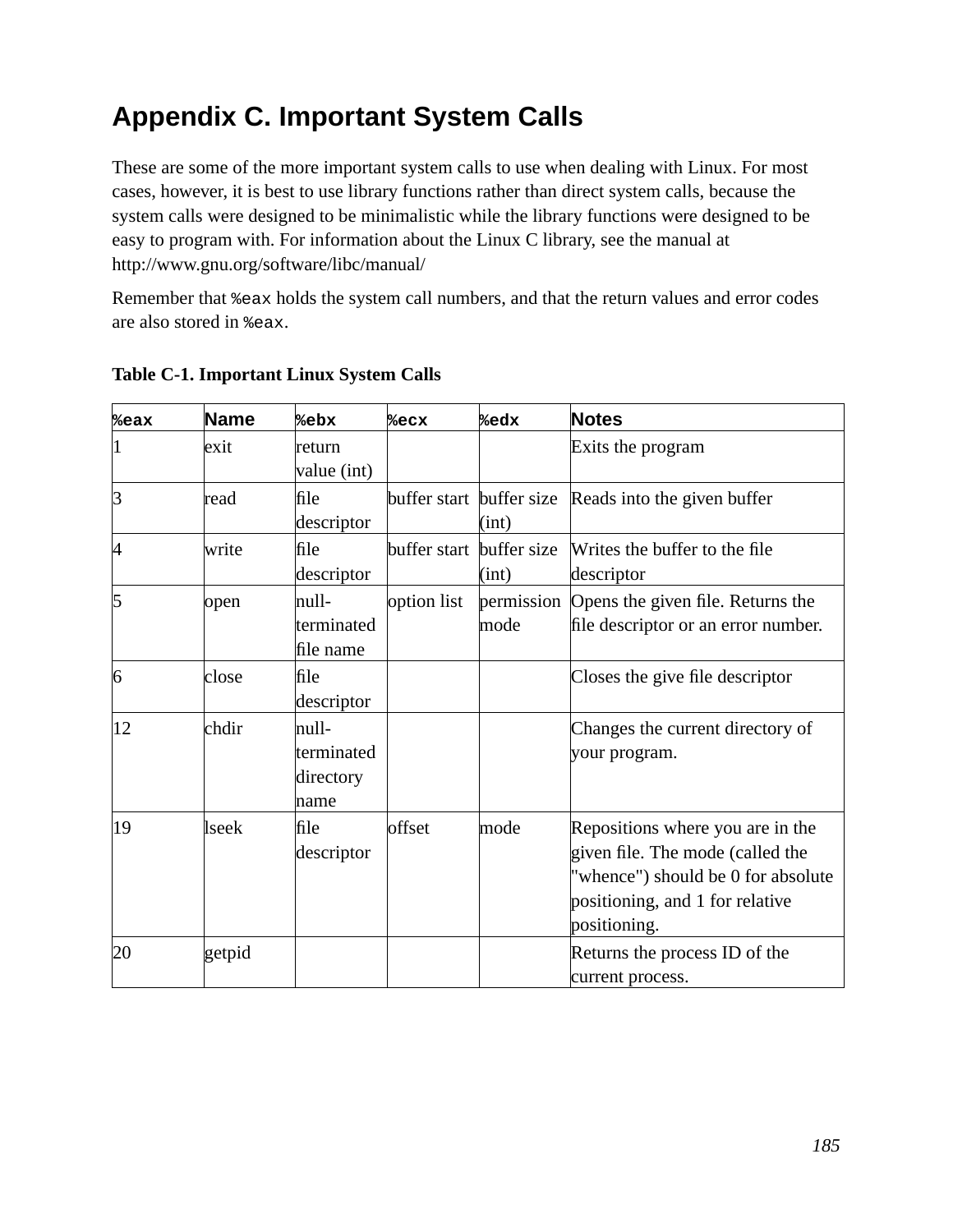# Appendix C. Important System Calls

These are some of the more important system calls to use when dealing with Linux. For most cases, however, it is best to use library functions rather than direct system calls, because the system calls were designed to be minimalistic while the library functions were designed to be easy to program with. For information about the Linux C library, see the manual at http://www.gnu.org/software/libc/manual/

Remember that `%eax` holds the system call numbers, and that the return values and error codes are also stored in `%eax`.

**Table C-1. Important Linux System Calls**

| `%eax` | Name | `%ebx` | `%ecx` | `%edx` | Notes |
|---|---|---|---|---|---|
| 1 | exit | return value (int) | | | Exits the program |
| 3 | read | file descriptor | buffer start | buffer size (int) | Reads into the given buffer |
| 4 | write | file descriptor | buffer start | buffer size (int) | Writes the buffer to the file descriptor |
| 5 | open | null-terminated file name | option list | permission mode | Opens the given file. Returns the file descriptor or an error number. |
| 6 | close | file descriptor | | | Closes the give file descriptor |
| 12 | chdir | null-terminated directory name | | | Changes the current directory of your program. |
| 19 | lseek | file descriptor | offset | mode | Repositions where you are in the given file. The mode (called the "whence") should be 0 for absolute positioning, and 1 for relative positioning. |
| 20 | getpid | | | | Returns the process ID of the current process. |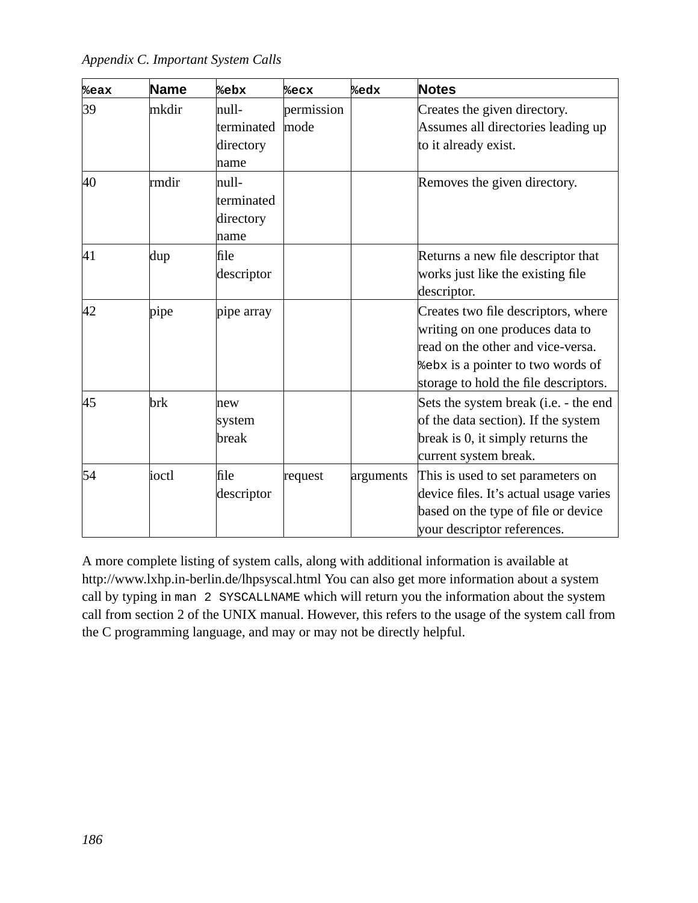| %eax | Name | %ebx | %ecx | %edx | Notes |
|---|---|---|---|---|---|
| 39 | mkdir | null-terminated directory name | permission mode | | Creates the given directory. Assumes all directories leading up to it already exist. |
| 40 | rmdir | null-terminated directory name | | | Removes the given directory. |
| 41 | dup | file descriptor | | | Returns a new file descriptor that works just like the existing file descriptor. |
| 42 | pipe | pipe array | | | Creates two file descriptors, where writing on one produces data to read on the other and vice-versa. `%ebx` is a pointer to two words of storage to hold the file descriptors. |
| 45 | brk | new system break | | | Sets the system break (i.e. - the end of the data section). If the system break is 0, it simply returns the current system break. |
| 54 | ioctl | file descriptor | request | arguments | This is used to set parameters on device files. It's actual usage varies based on the type of file or device your descriptor references. |

A more complete listing of system calls, along with additional information is available at http://www.lxhp.in-berlin.de/lhpsyscal.html You can also get more information about a system call by typing in `man 2 SYSCALLNAME` which will return you the information about the system call from section 2 of the UNIX manual. However, this refers to the usage of the system call from the C programming language, and may or may not be directly helpful.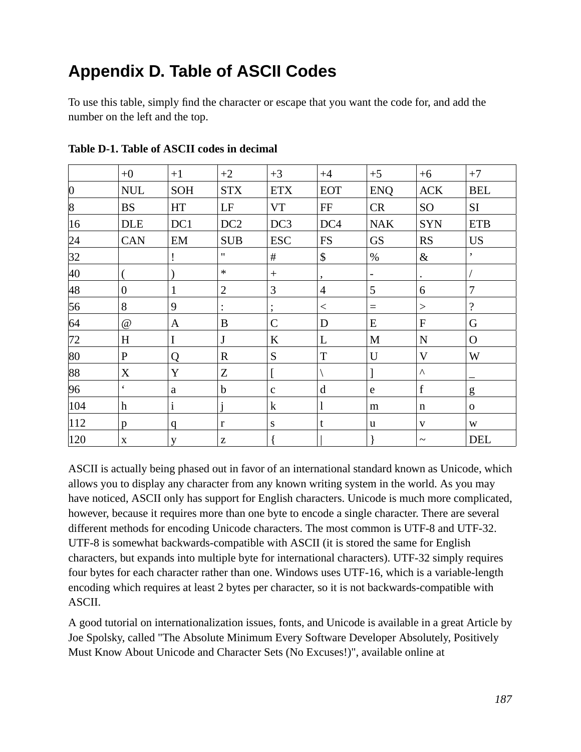# Appendix D. Table of ASCII Codes

To use this table, simply find the character or escape that you want the code for, and add the number on the left and the top.

**Table D-1. Table of ASCII codes in decimal**

| | +0 | +1 | +2 | +3 | +4 | +5 | +6 | +7 |
|---|---|---|---|---|---|---|---|---|
| 0 | NUL | SOH | STX | ETX | EOT | ENQ | ACK | BEL |
| 8 | BS | HT | LF | VT | FF | CR | SO | SI |
| 16 | DLE | DC1 | DC2 | DC3 | DC4 | NAK | SYN | ETB |
| 24 | CAN | EM | SUB | ESC | FS | GS | RS | US |
| 32 | | ! | " | # | $ | % | & | ’ |
| 40 | ( | ) | * | + | , | - | . | / |
| 48 | 0 | 1 | 2 | 3 | 4 | 5 | 6 | 7 |
| 56 | 8 | 9 | : | ; | < | = | > | ? |
| 64 | @ | A | B | C | D | E | F | G |
| 72 | H | I | J | K | L | M | N | O |
| 80 | P | Q | R | S | T | U | V | W |
| 88 | X | Y | Z | [ | \ | ] | ^ | _ |
| 96 | ‘ | a | b | c | d | e | f | g |
| 104 | h | i | j | k | l | m | n | o |
| 112 | p | q | r | s | t | u | v | w |
| 120 | x | y | z | { | \| | } | ~ | DEL |

ASCII is actually being phased out in favor of an international standard known as Unicode, which allows you to display any character from any known writing system in the world. As you may have noticed, ASCII only has support for English characters. Unicode is much more complicated, however, because it requires more than one byte to encode a single character. There are several different methods for encoding Unicode characters. The most common is UTF-8 and UTF-32. UTF-8 is somewhat backwards-compatible with ASCII (it is stored the same for English characters, but expands into multiple byte for international characters). UTF-32 simply requires four bytes for each character rather than one. Windows uses UTF-16, which is a variable-length encoding which requires at least 2 bytes per character, so it is not backwards-compatible with ASCII.

A good tutorial on internationalization issues, fonts, and Unicode is available in a great Article by Joe Spolsky, called "The Absolute Minimum Every Software Developer Absolutely, Positively Must Know About Unicode and Character Sets (No Excuses!)", available online at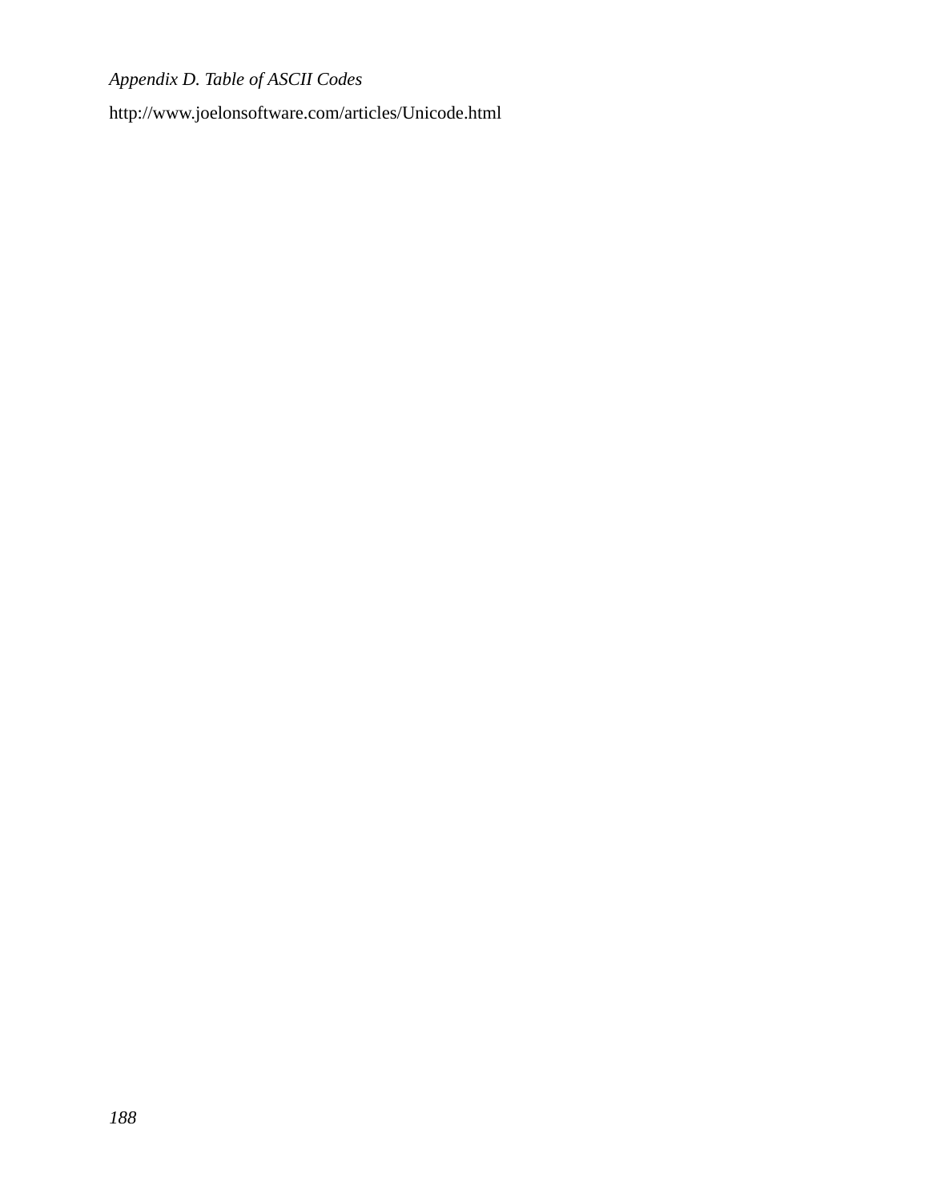http://www.joelonsoftware.com/articles/Unicode.html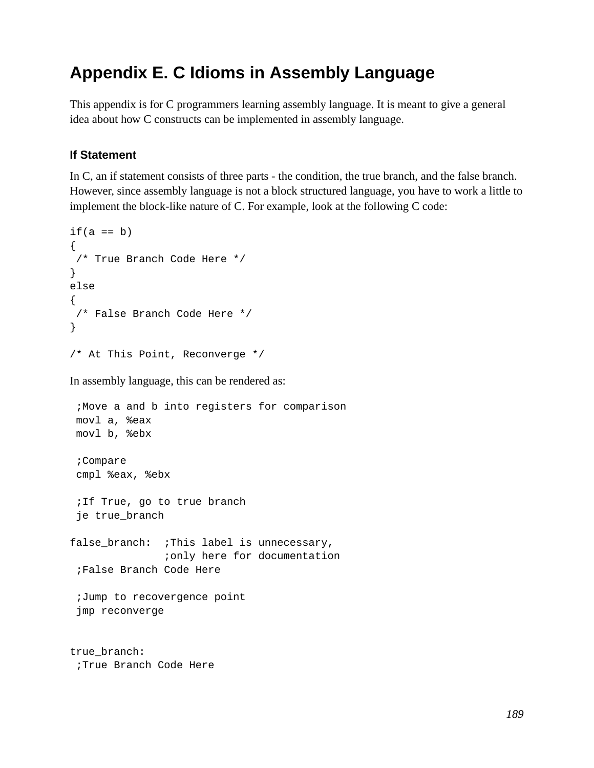# Appendix E. C Idioms in Assembly Language

This appendix is for C programmers learning assembly language. It is meant to give a general idea about how C constructs can be implemented in assembly language.

### If Statement

In C, an if statement consists of three parts - the condition, the true branch, and the false branch. However, since assembly language is not a block structured language, you have to work a little to implement the block-like nature of C. For example, look at the following C code:

```
if(a == b)
{
 /* True Branch Code Here */
}
else
{
 /* False Branch Code Here */
}

/* At This Point, Reconverge */
```

In assembly language, this can be rendered as:

```
 ;Move a and b into registers for comparison
 movl a, %eax
 movl b, %ebx

 ;Compare
 cmpl %eax, %ebx

 ;If True, go to true branch
 je true_branch

false_branch:  ;This label is unnecessary,
               ;only here for documentation
 ;False Branch Code Here

 ;Jump to recovergence point
 jmp reconverge


true_branch:
 ;True Branch Code Here
```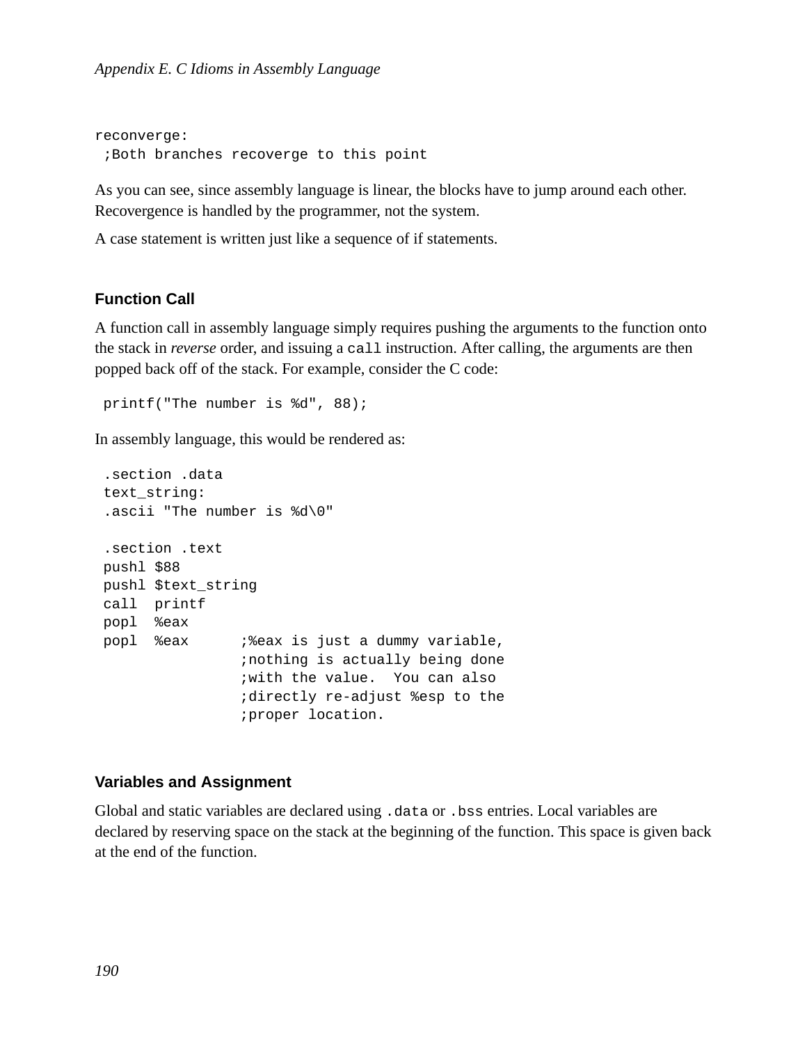```
reconverge:
 ;Both branches recoverge to this point
```

As you can see, since assembly language is linear, the blocks have to jump around each other. Recovergence is handled by the programmer, not the system.

A case statement is written just like a sequence of if statements.

### Function Call

A function call in assembly language simply requires pushing the arguments to the function onto the stack in *reverse* order, and issuing a `call` instruction. After calling, the arguments are then popped back off of the stack. For example, consider the C code:

```
printf("The number is %d", 88);
```

In assembly language, this would be rendered as:

```
.section .data
text_string:
.ascii "The number is %d\0"

.section .text
pushl $88
pushl $text_string
call  printf
popl  %eax
popl  %eax      ;%eax is just a dummy variable,
                ;nothing is actually being done
                ;with the value.  You can also
                ;directly re-adjust %esp to the
                ;proper location.
```

### Variables and Assignment

Global and static variables are declared using `.data` or `.bss` entries. Local variables are declared by reserving space on the stack at the beginning of the function. This space is given back at the end of the function.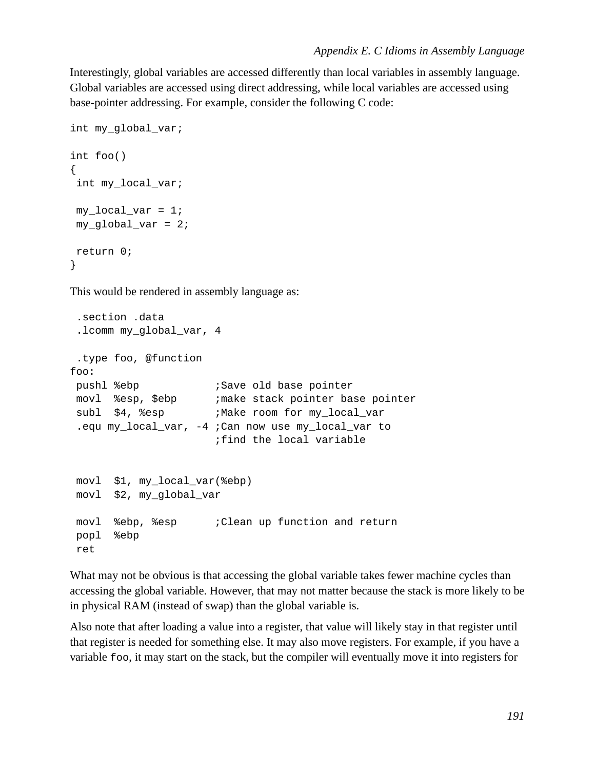Interestingly, global variables are accessed differently than local variables in assembly language. Global variables are accessed using direct addressing, while local variables are accessed using base-pointer addressing. For example, consider the following C code:

```
int my_global_var;

int foo()
{
 int my_local_var;

 my_local_var = 1;
 my_global_var = 2;

 return 0;
}
```

This would be rendered in assembly language as:

```
 .section .data
 .lcomm my_global_var, 4

 .type foo, @function
foo:
 pushl %ebp            ;Save old base pointer
 movl  %esp, $ebp      ;make stack pointer base pointer
 subl  $4, %esp        ;Make room for my_local_var
 .equ my_local_var, -4 ;Can now use my_local_var to
                       ;find the local variable


 movl  $1, my_local_var(%ebp)
 movl  $2, my_global_var

 movl  %ebp, %esp      ;Clean up function and return
 popl  %ebp
 ret
```

What may not be obvious is that accessing the global variable takes fewer machine cycles than accessing the global variable. However, that may not matter because the stack is more likely to be in physical RAM (instead of swap) than the global variable is.

Also note that after loading a value into a register, that value will likely stay in that register until that register is needed for something else. It may also move registers. For example, if you have a variable `foo`, it may start on the stack, but the compiler will eventually move it into registers for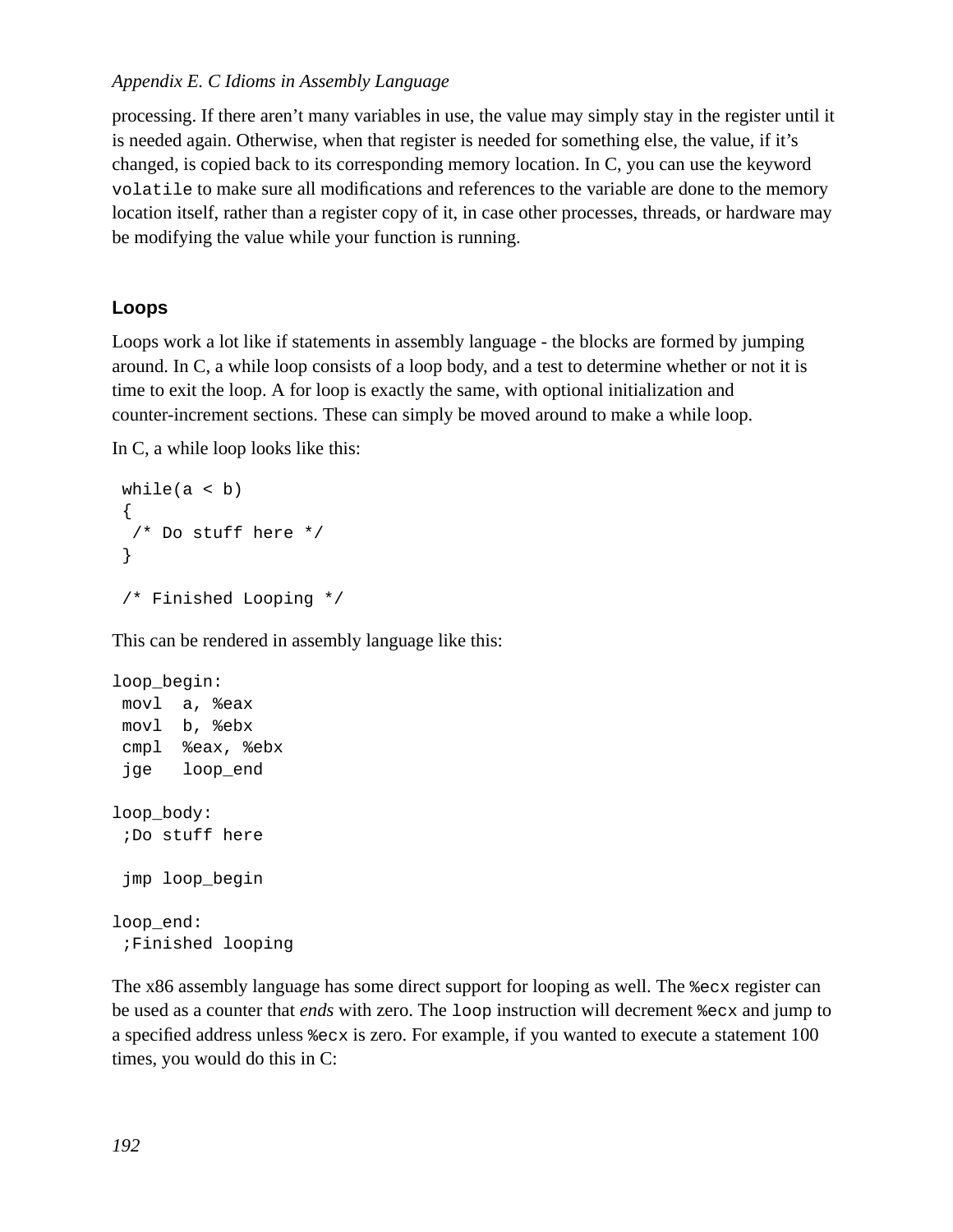processing. If there aren't many variables in use, the value may simply stay in the register until it is needed again. Otherwise, when that register is needed for something else, the value, if it's changed, is copied back to its corresponding memory location. In C, you can use the keyword `volatile` to make sure all modifications and references to the variable are done to the memory location itself, rather than a register copy of it, in case other processes, threads, or hardware may be modifying the value while your function is running.

### Loops

Loops work a lot like if statements in assembly language - the blocks are formed by jumping around. In C, a while loop consists of a loop body, and a test to determine whether or not it is time to exit the loop. A for loop is exactly the same, with optional initialization and counter-increment sections. These can simply be moved around to make a while loop.

In C, a while loop looks like this:

```
while(a < b)
{
 /* Do stuff here */
}

/* Finished Looping */
```

This can be rendered in assembly language like this:

```
loop_begin:
 movl  a, %eax
 movl  b, %ebx
 cmpl  %eax, %ebx
 jge   loop_end

loop_body:
 ;Do stuff here

 jmp loop_begin

loop_end:
 ;Finished looping
```

The x86 assembly language has some direct support for looping as well. The `%ecx` register can be used as a counter that *ends* with zero. The `loop` instruction will decrement `%ecx` and jump to a specified address unless `%ecx` is zero. For example, if you wanted to execute a statement 100 times, you would do this in C: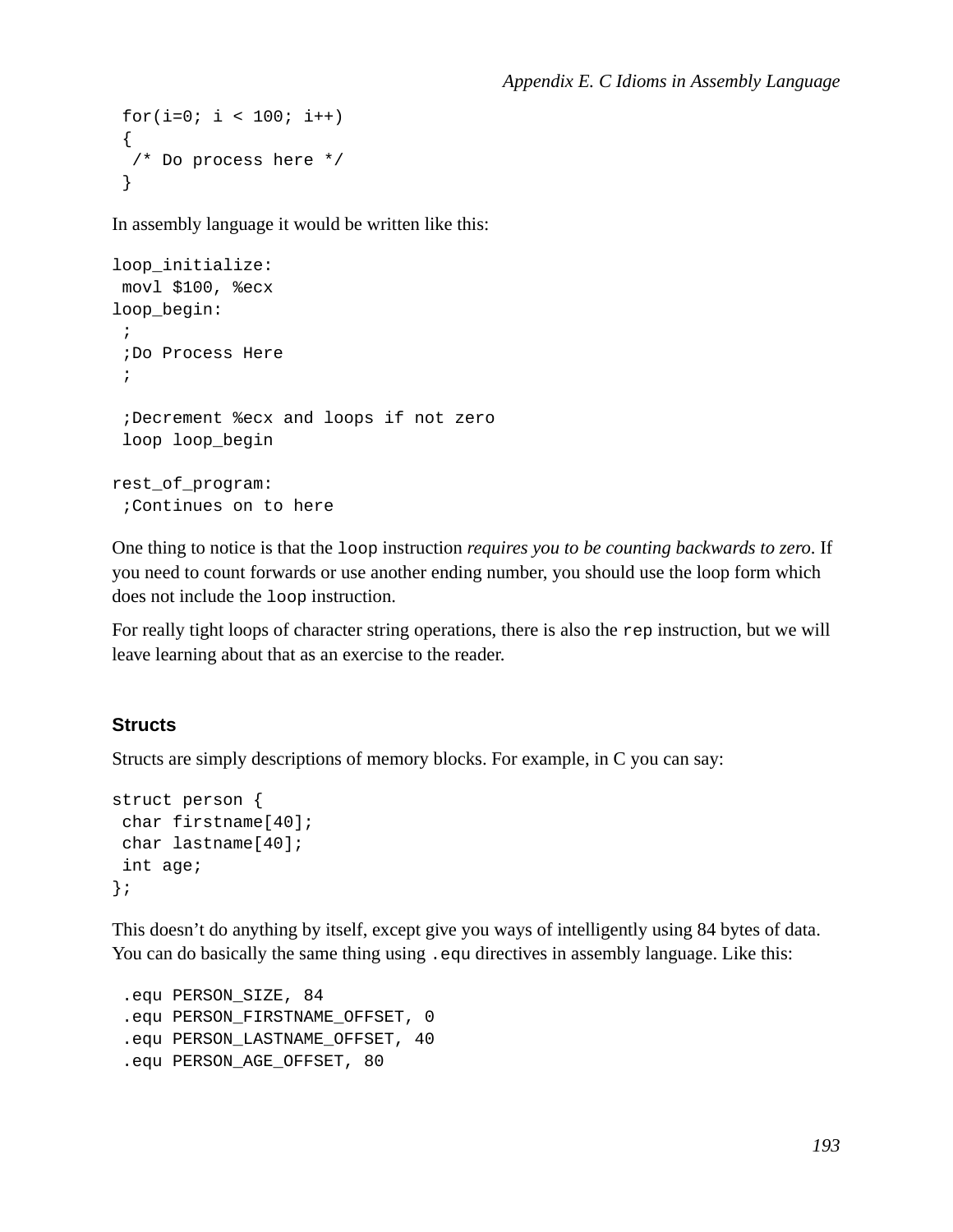```
for(i=0; i < 100; i++)
{
 /* Do process here */
}
```

In assembly language it would be written like this:

```
loop_initialize:
 movl $100, %ecx
loop_begin:
 ;
 ;Do Process Here
 ;

 ;Decrement %ecx and loops if not zero
 loop loop_begin

rest_of_program:
 ;Continues on to here
```

One thing to notice is that the `loop` instruction *requires you to be counting backwards to zero*. If you need to count forwards or use another ending number, you should use the loop form which does not include the `loop` instruction.

For really tight loops of character string operations, there is also the `rep` instruction, but we will leave learning about that as an exercise to the reader.

### Structs

Structs are simply descriptions of memory blocks. For example, in C you can say:

```
struct person {
 char firstname[40];
 char lastname[40];
 int age;
};
```

This doesn't do anything by itself, except give you ways of intelligently using 84 bytes of data. You can do basically the same thing using `.equ` directives in assembly language. Like this:

```
 .equ PERSON_SIZE, 84
 .equ PERSON_FIRSTNAME_OFFSET, 0
 .equ PERSON_LASTNAME_OFFSET, 40
 .equ PERSON_AGE_OFFSET, 80
```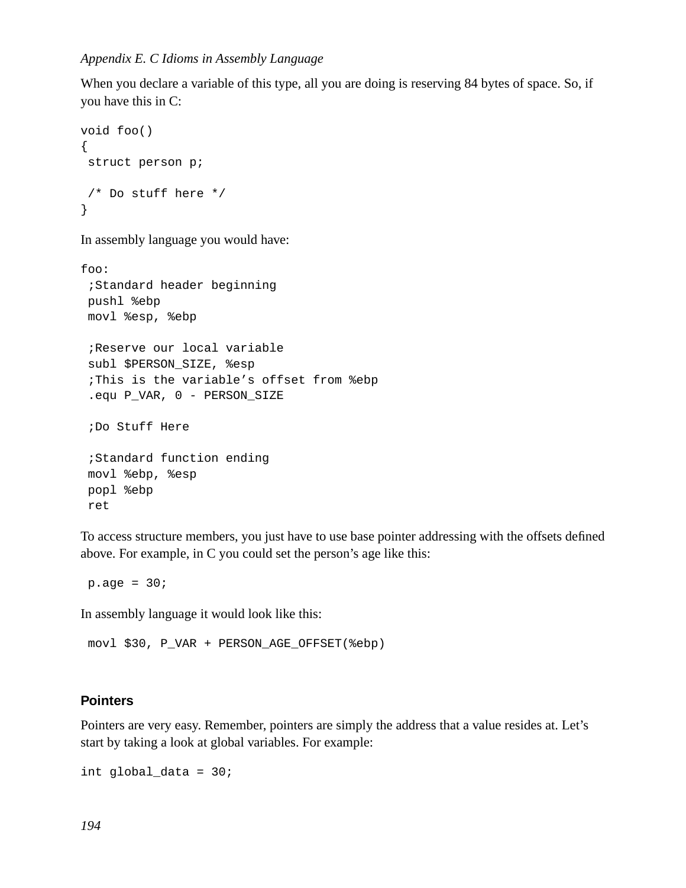When you declare a variable of this type, all you are doing is reserving 84 bytes of space. So, if you have this in C:

```
void foo()
{
 struct person p;

 /* Do stuff here */
}
```

In assembly language you would have:

```
foo:
 ;Standard header beginning
 pushl %ebp
 movl %esp, %ebp

 ;Reserve our local variable
 subl $PERSON_SIZE, %esp
 ;This is the variable’s offset from %ebp
 .equ P_VAR, 0 - PERSON_SIZE

 ;Do Stuff Here

 ;Standard function ending
 movl %ebp, %esp
 popl %ebp
 ret
```

To access structure members, you just have to use base pointer addressing with the offsets defined above. For example, in C you could set the person’s age like this:

```
 p.age = 30;
```

In assembly language it would look like this:

```
 movl $30, P_VAR + PERSON_AGE_OFFSET(%ebp)
```

### Pointers

Pointers are very easy. Remember, pointers are simply the address that a value resides at. Let’s start by taking a look at global variables. For example:

```
int global_data = 30;
```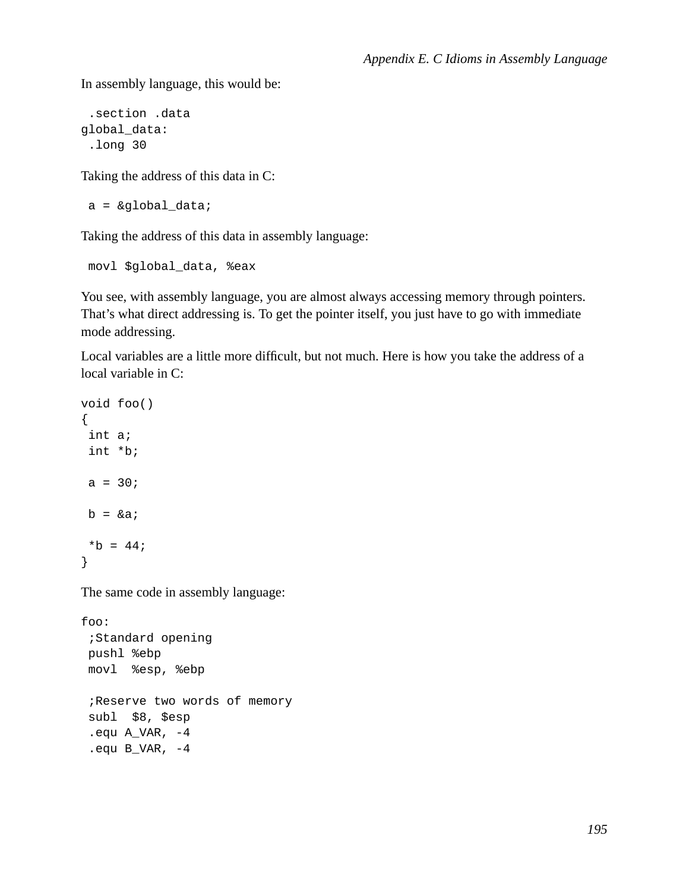In assembly language, this would be:

```
 .section .data
global_data:
 .long 30
```

Taking the address of this data in C:

```
 a = &global_data;
```

Taking the address of this data in assembly language:

```
 movl $global_data, %eax
```

You see, with assembly language, you are almost always accessing memory through pointers. That's what direct addressing is. To get the pointer itself, you just have to go with immediate mode addressing.

Local variables are a little more difficult, but not much. Here is how you take the address of a local variable in C:

```
void foo()
{
 int a;
 int *b;

 a = 30;

 b = &a;

 *b = 44;
}
```

The same code in assembly language:

```
foo:
 ;Standard opening
 pushl %ebp
 movl  %esp, %ebp

 ;Reserve two words of memory
 subl  $8, $esp
 .equ A_VAR, -4
 .equ B_VAR, -4
```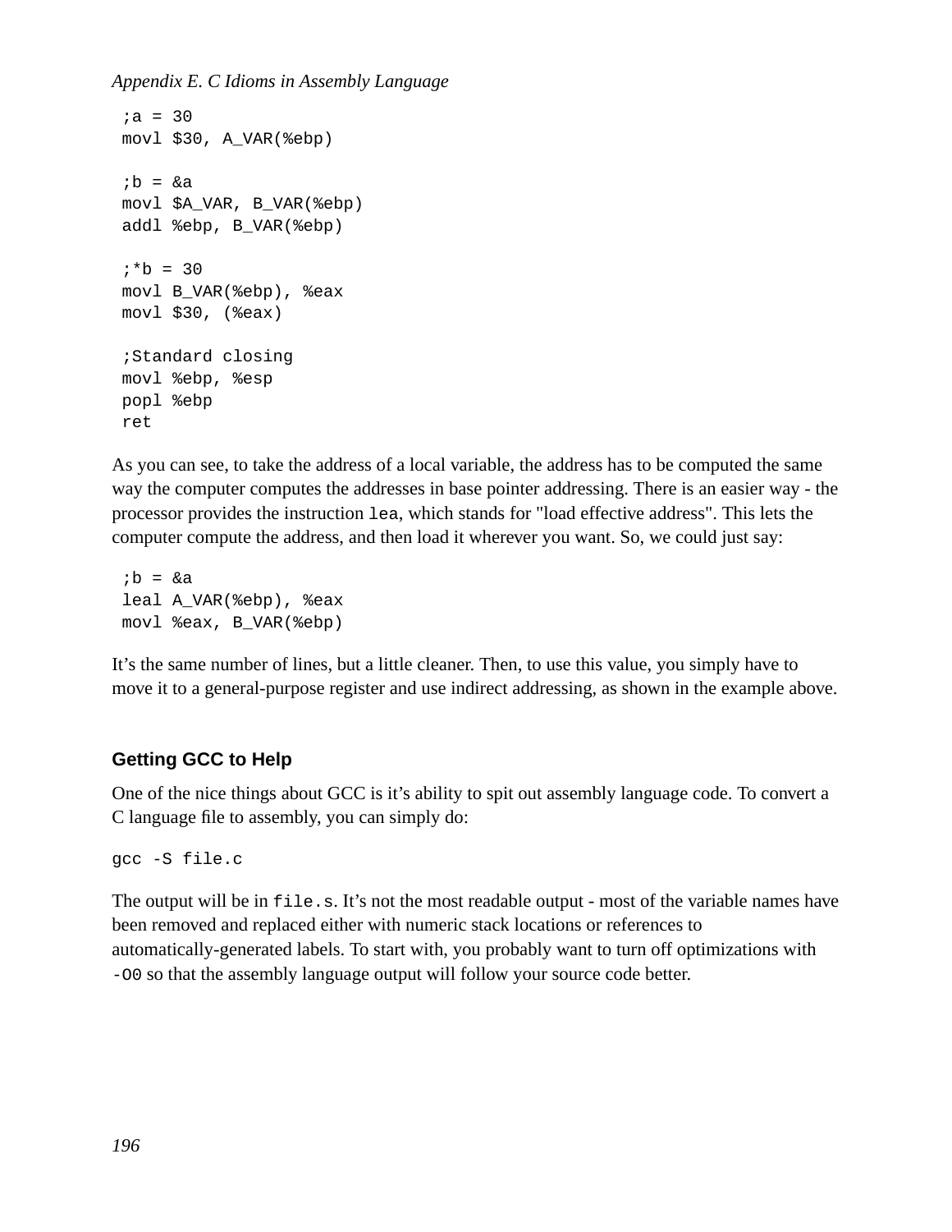```
;a = 30
movl $30, A_VAR(%ebp)

;b = &a
movl $A_VAR, B_VAR(%ebp)
addl %ebp, B_VAR(%ebp)

;*b = 30
movl B_VAR(%ebp), %eax
movl $30, (%eax)

;Standard closing
movl %ebp, %esp
popl %ebp
ret
```

As you can see, to take the address of a local variable, the address has to be computed the same way the computer computes the addresses in base pointer addressing. There is an easier way - the processor provides the instruction `lea`, which stands for "load effective address". This lets the computer compute the address, and then load it wherever you want. So, we could just say:

```
;b = &a
leal A_VAR(%ebp), %eax
movl %eax, B_VAR(%ebp)
```

It's the same number of lines, but a little cleaner. Then, to use this value, you simply have to move it to a general-purpose register and use indirect addressing, as shown in the example above.

### Getting GCC to Help

One of the nice things about GCC is it's ability to spit out assembly language code. To convert a C language file to assembly, you can simply do:

```
gcc -S file.c
```

The output will be in `file.s`. It's not the most readable output - most of the variable names have been removed and replaced either with numeric stack locations or references to automatically-generated labels. To start with, you probably want to turn off optimizations with `-O0` so that the assembly language output will follow your source code better.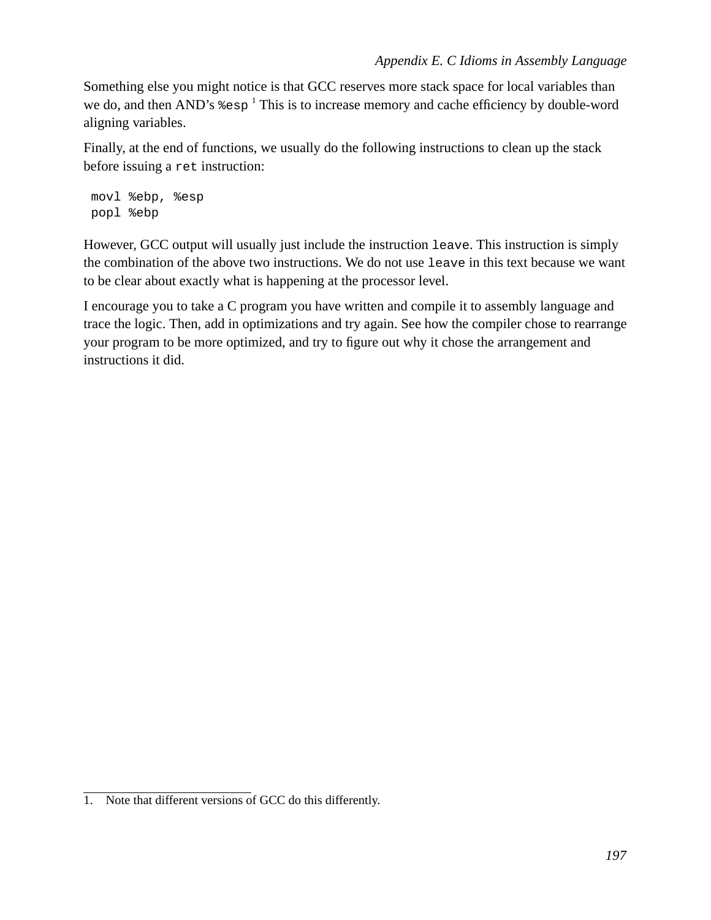Something else you might notice is that GCC reserves more stack space for local variables than we do, and then AND's `%esp` [1] This is to increase memory and cache efficiency by double-word aligning variables.

Finally, at the end of functions, we usually do the following instructions to clean up the stack before issuing a `ret` instruction:

```
movl %ebp, %esp
popl %ebp
```

However, GCC output will usually just include the instruction `leave`. This instruction is simply the combination of the above two instructions. We do not use `leave` in this text because we want to be clear about exactly what is happening at the processor level.

I encourage you to take a C program you have written and compile it to assembly language and trace the logic. Then, add in optimizations and try again. See how the compiler chose to rearrange your program to be more optimized, and try to figure out why it chose the arrangement and instructions it did.

---

1. Note that different versions of GCC do this differently.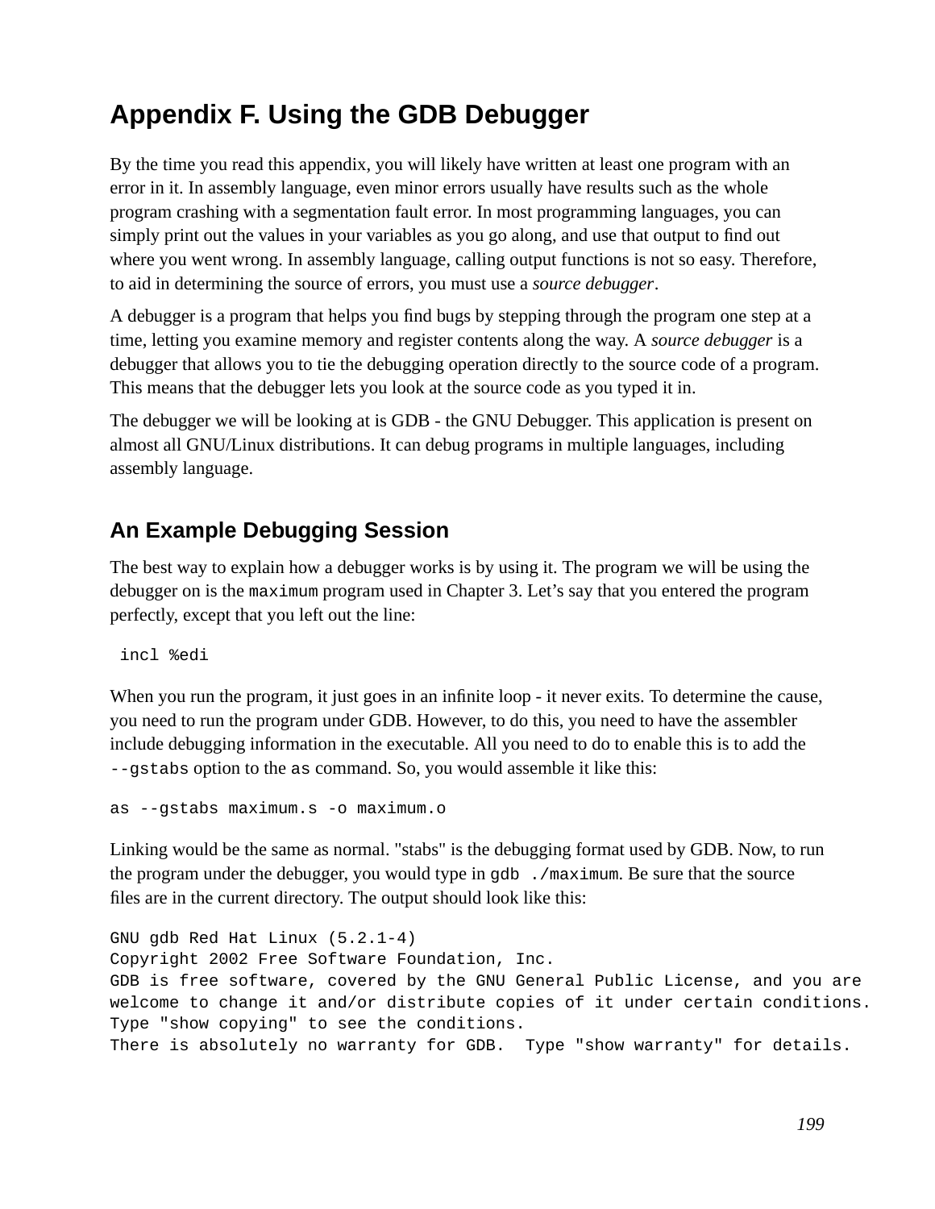# Appendix F. Using the GDB Debugger

By the time you read this appendix, you will likely have written at least one program with an error in it. In assembly language, even minor errors usually have results such as the whole program crashing with a segmentation fault error. In most programming languages, you can simply print out the values in your variables as you go along, and use that output to find out where you went wrong. In assembly language, calling output functions is not so easy. Therefore, to aid in determining the source of errors, you must use a *source debugger*.

A debugger is a program that helps you find bugs by stepping through the program one step at a time, letting you examine memory and register contents along the way. A *source debugger* is a debugger that allows you to tie the debugging operation directly to the source code of a program. This means that the debugger lets you look at the source code as you typed it in.

The debugger we will be looking at is GDB - the GNU Debugger. This application is present on almost all GNU/Linux distributions. It can debug programs in multiple languages, including assembly language.

## An Example Debugging Session

The best way to explain how a debugger works is by using it. The program we will be using the debugger on is the `maximum` program used in Chapter 3. Let's say that you entered the program perfectly, except that you left out the line:

```
 incl %edi
```

When you run the program, it just goes in an infinite loop - it never exits. To determine the cause, you need to run the program under GDB. However, to do this, you need to have the assembler include debugging information in the executable. All you need to do to enable this is to add the `--gstabs` option to the `as` command. So, you would assemble it like this:

```
as --gstabs maximum.s -o maximum.o
```

Linking would be the same as normal. "stabs" is the debugging format used by GDB. Now, to run the program under the debugger, you would type in `gdb ./maximum`. Be sure that the source files are in the current directory. The output should look like this:

```
GNU gdb Red Hat Linux (5.2.1-4)
Copyright 2002 Free Software Foundation, Inc.
GDB is free software, covered by the GNU General Public License, and you are
welcome to change it and/or distribute copies of it under certain conditions.
Type "show copying" to see the conditions.
There is absolutely no warranty for GDB.  Type "show warranty" for details.
```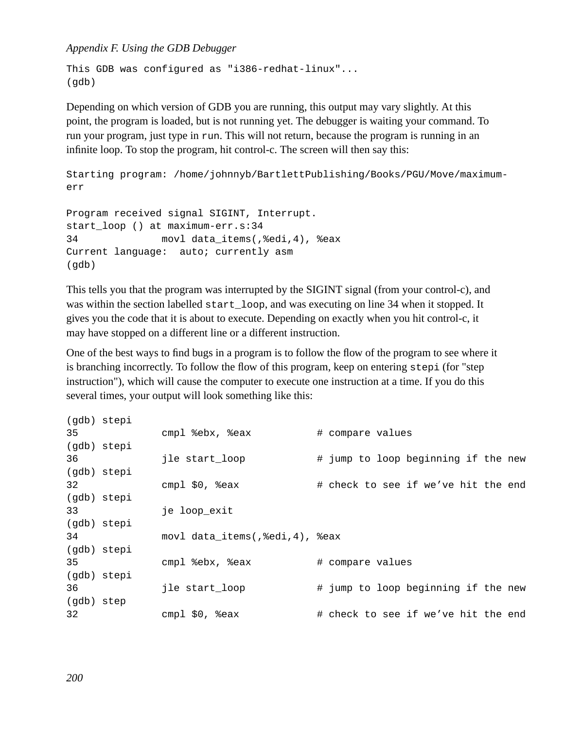```
This GDB was configured as "i386-redhat-linux"...
(gdb)
```

Depending on which version of GDB you are running, this output may vary slightly. At this point, the program is loaded, but is not running yet. The debugger is waiting your command. To run your program, just type in `run`. This will not return, because the program is running in an infinite loop. To stop the program, hit control-c. The screen will then say this:

```
Starting program: /home/johnnyb/BartlettPublishing/Books/PGU/Move/maximum-
err

Program received signal SIGINT, Interrupt.
start_loop () at maximum-err.s:34
34              movl data_items(,%edi,4), %eax
Current language:  auto; currently asm
(gdb)
```

This tells you that the program was interrupted by the SIGINT signal (from your control-c), and was within the section labelled `start_loop`, and was executing on line 34 when it stopped. It gives you the code that it is about to execute. Depending on exactly when you hit control-c, it may have stopped on a different line or a different instruction.

One of the best ways to find bugs in a program is to follow the flow of the program to see where it is branching incorrectly. To follow the flow of this program, keep on entering `stepi` (for "step instruction"), which will cause the computer to execute one instruction at a time. If you do this several times, your output will look something like this:

```
(gdb) stepi
35              cmpl %ebx, %eax           # compare values
(gdb) stepi
36              jle start_loop            # jump to loop beginning if the new
(gdb) stepi
32              cmpl $0, %eax             # check to see if we’ve hit the end
(gdb) stepi
33              je loop_exit
(gdb) stepi
34              movl data_items(,%edi,4), %eax
(gdb) stepi
35              cmpl %ebx, %eax           # compare values
(gdb) stepi
36              jle start_loop            # jump to loop beginning if the new
(gdb) step
32              cmpl $0, %eax             # check to see if we’ve hit the end
```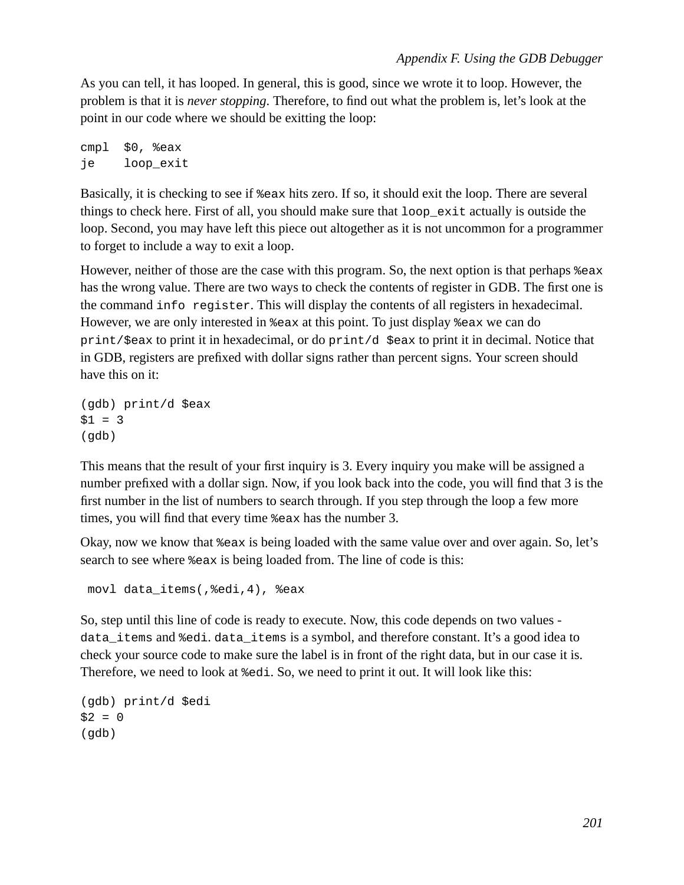As you can tell, it has looped. In general, this is good, since we wrote it to loop. However, the problem is that it is *never stopping*. Therefore, to find out what the problem is, let's look at the point in our code where we should be exitting the loop:

```
cmpl  $0, %eax
je    loop_exit
```

Basically, it is checking to see if `%eax` hits zero. If so, it should exit the loop. There are several things to check here. First of all, you should make sure that `loop_exit` actually is outside the loop. Second, you may have left this piece out altogether as it is not uncommon for a programmer to forget to include a way to exit a loop.

However, neither of those are the case with this program. So, the next option is that perhaps `%eax` has the wrong value. There are two ways to check the contents of register in GDB. The first one is the command `info register`. This will display the contents of all registers in hexadecimal. However, we are only interested in `%eax` at this point. To just display `%eax` we can do `print/$eax` to print it in hexadecimal, or do `print/d $eax` to print it in decimal. Notice that in GDB, registers are prefixed with dollar signs rather than percent signs. Your screen should have this on it:

```
(gdb) print/d $eax
$1 = 3
(gdb)
```

This means that the result of your first inquiry is 3. Every inquiry you make will be assigned a number prefixed with a dollar sign. Now, if you look back into the code, you will find that 3 is the first number in the list of numbers to search through. If you step through the loop a few more times, you will find that every time `%eax` has the number 3.

Okay, now we know that `%eax` is being loaded with the same value over and over again. So, let's search to see where `%eax` is being loaded from. The line of code is this:

```
 movl data_items(,%edi,4), %eax
```

So, step until this line of code is ready to execute. Now, this code depends on two values - `data_items` and `%edi`. `data_items` is a symbol, and therefore constant. It's a good idea to check your source code to make sure the label is in front of the right data, but in our case it is. Therefore, we need to look at `%edi`. So, we need to print it out. It will look like this:

```
(gdb) print/d $edi
$2 = 0
(gdb)
```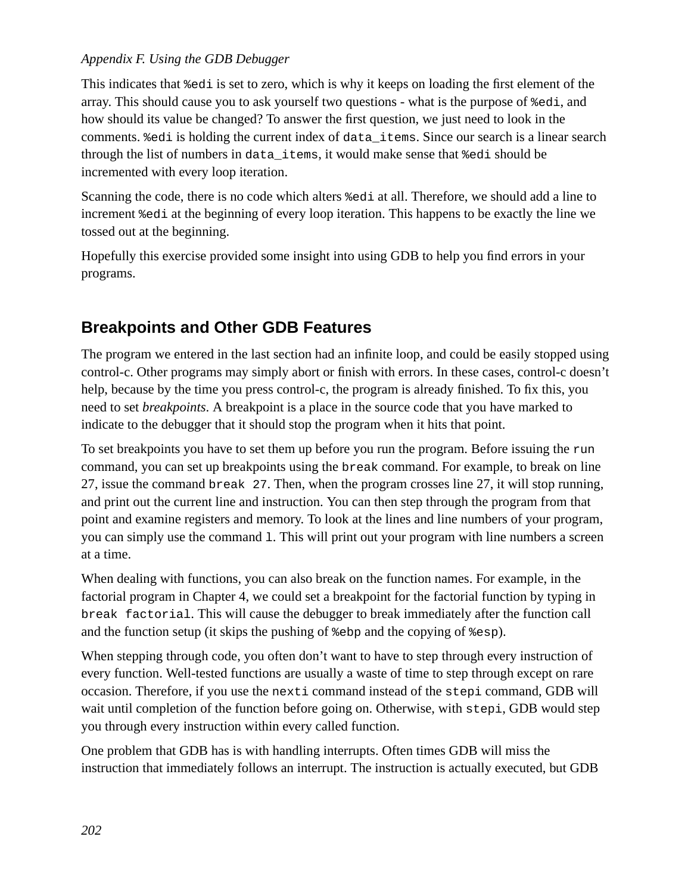This indicates that `%edi` is set to zero, which is why it keeps on loading the first element of the array. This should cause you to ask yourself two questions - what is the purpose of `%edi`, and how should its value be changed? To answer the first question, we just need to look in the comments. `%edi` is holding the current index of `data_items`. Since our search is a linear search through the list of numbers in `data_items`, it would make sense that `%edi` should be incremented with every loop iteration.

Scanning the code, there is no code which alters `%edi` at all. Therefore, we should add a line to increment `%edi` at the beginning of every loop iteration. This happens to be exactly the line we tossed out at the beginning.

Hopefully this exercise provided some insight into using GDB to help you find errors in your programs.

## Breakpoints and Other GDB Features

The program we entered in the last section had an infinite loop, and could be easily stopped using control-c. Other programs may simply abort or finish with errors. In these cases, control-c doesn't help, because by the time you press control-c, the program is already finished. To fix this, you need to set *breakpoints*. A breakpoint is a place in the source code that you have marked to indicate to the debugger that it should stop the program when it hits that point.

To set breakpoints you have to set them up before you run the program. Before issuing the `run` command, you can set up breakpoints using the `break` command. For example, to break on line 27, issue the command `break 27`. Then, when the program crosses line 27, it will stop running, and print out the current line and instruction. You can then step through the program from that point and examine registers and memory. To look at the lines and line numbers of your program, you can simply use the command `l`. This will print out your program with line numbers a screen at a time.

When dealing with functions, you can also break on the function names. For example, in the factorial program in Chapter 4, we could set a breakpoint for the factorial function by typing in `break factorial`. This will cause the debugger to break immediately after the function call and the function setup (it skips the pushing of `%ebp` and the copying of `%esp`).

When stepping through code, you often don't want to have to step through every instruction of every function. Well-tested functions are usually a waste of time to step through except on rare occasion. Therefore, if you use the `nexti` command instead of the `stepi` command, GDB will wait until completion of the function before going on. Otherwise, with `stepi`, GDB would step you through every instruction within every called function.

One problem that GDB has is with handling interrupts. Often times GDB will miss the instruction that immediately follows an interrupt. The instruction is actually executed, but GDB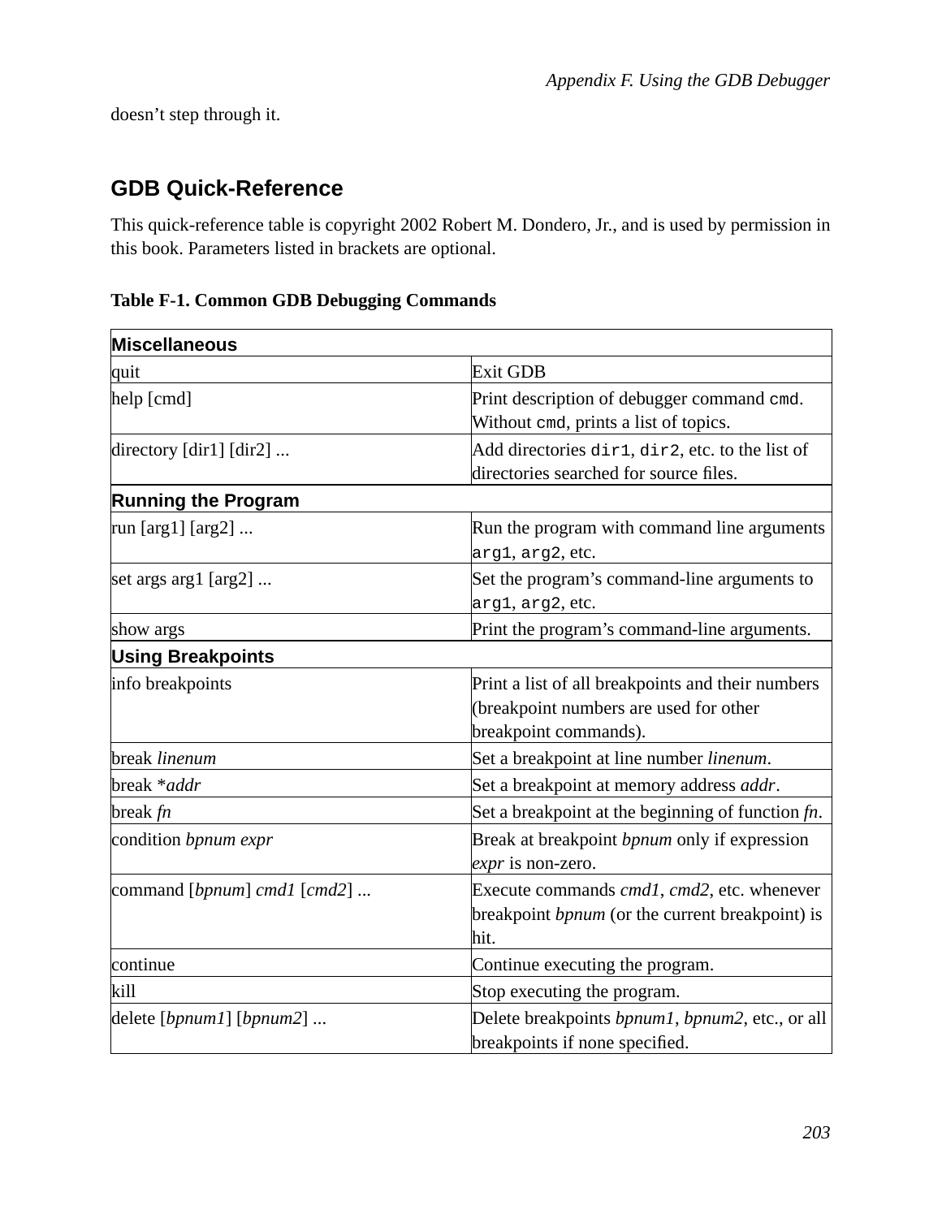doesn’t step through it.

## GDB Quick-Reference

This quick-reference table is copyright 2002 Robert M. Dondero, Jr., and is used by permission in this book. Parameters listed in brackets are optional.

**Table F-1. Common GDB Debugging Commands**

| **Miscellaneous** | |
|---|---|
| quit | Exit GDB |
| help [cmd] | Print description of debugger command `cmd`. Without `cmd`, prints a list of topics. |
| directory [dir1] [dir2] ... | Add directories `dir1`, `dir2`, etc. to the list of directories searched for source files. |
| **Running the Program** | |
| run [arg1] [arg2] ... | Run the program with command line arguments `arg1`, `arg2`, etc. |
| set args arg1 [arg2] ... | Set the program’s command-line arguments to `arg1`, `arg2`, etc. |
| show args | Print the program’s command-line arguments. |
| **Using Breakpoints** | |
| info breakpoints | Print a list of all breakpoints and their numbers (breakpoint numbers are used for other breakpoint commands). |
| break *linenum* | Set a breakpoint at line number *linenum*. |
| break *\*addr* | Set a breakpoint at memory address *addr*. |
| break *fn* | Set a breakpoint at the beginning of function *fn*. |
| condition *bpnum expr* | Break at breakpoint *bpnum* only if expression *expr* is non-zero. |
| command [*bpnum*] *cmd1* [*cmd2*] ... | Execute commands *cmd1*, *cmd2*, etc. whenever breakpoint *bpnum* (or the current breakpoint) is hit. |
| continue | Continue executing the program. |
| kill | Stop executing the program. |
| delete [*bpnum1*] [*bpnum2*] ... | Delete breakpoints *bpnum1*, *bpnum2*, etc., or all breakpoints if none specified. |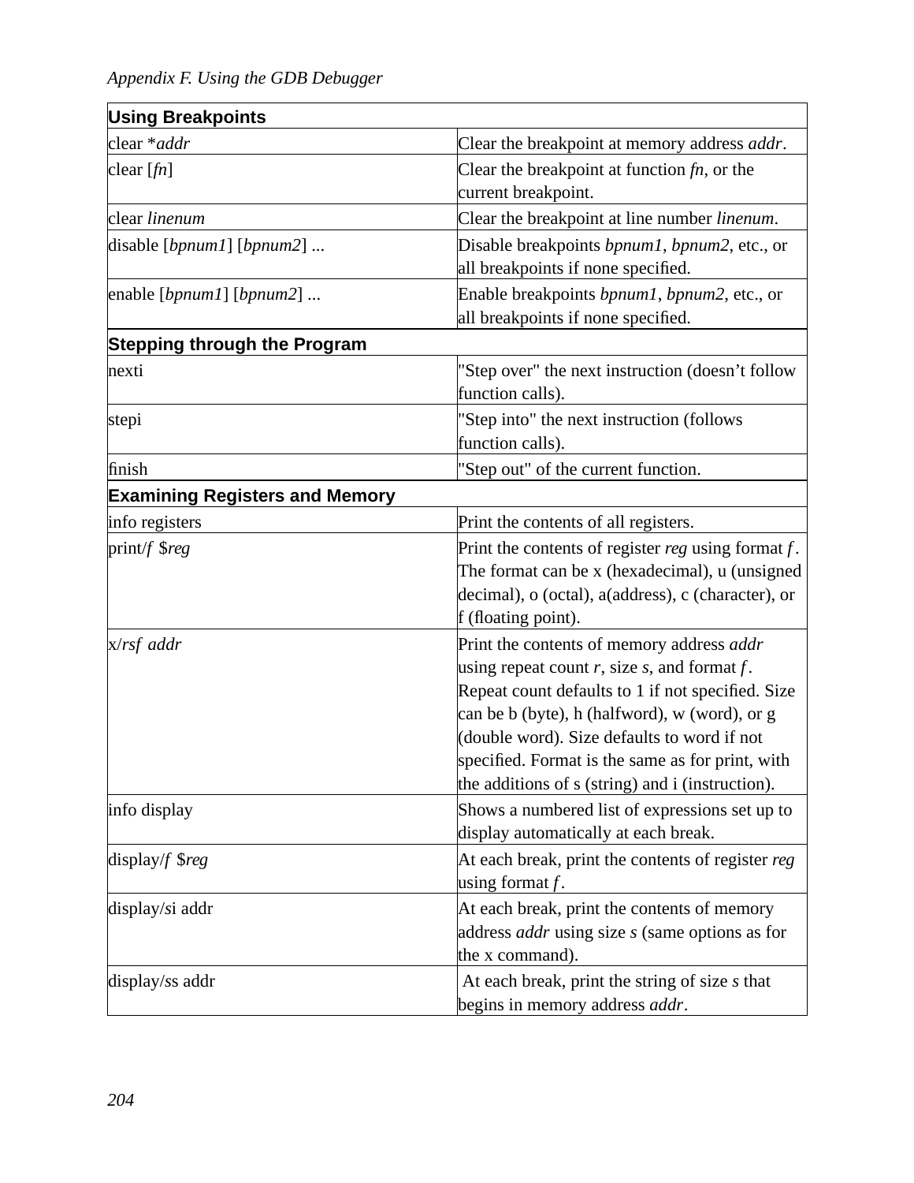| Using Breakpoints | |
|---|---|
| clear **addr* | Clear the breakpoint at memory address *addr*. |
| clear [*fn*] | Clear the breakpoint at function *fn*, or the current breakpoint. |
| clear *linenum* | Clear the breakpoint at line number *linenum*. |
| disable [*bpnum1*] [*bpnum2*] ... | Disable breakpoints *bpnum1*, *bpnum2*, etc., or all breakpoints if none specified. |
| enable [*bpnum1*] [*bpnum2*] ... | Enable breakpoints *bpnum1*, *bpnum2*, etc., or all breakpoints if none specified. |
| **Stepping through the Program** | |
| nexti | "Step over" the next instruction (doesn't follow function calls). |
| stepi | "Step into" the next instruction (follows function calls). |
| finish | "Step out" of the current function. |
| **Examining Registers and Memory** | |
| info registers | Print the contents of all registers. |
| print/*f* $*reg* | Print the contents of register *reg* using format *f*. The format can be x (hexadecimal), u (unsigned decimal), o (octal), a(address), c (character), or f (floating point). |
| x/*rsf* *addr* | Print the contents of memory address *addr* using repeat count *r*, size *s*, and format *f*. Repeat count defaults to 1 if not specified. Size can be b (byte), h (halfword), w (word), or g (double word). Size defaults to word if not specified. Format is the same as for print, with the additions of s (string) and i (instruction). |
| info display | Shows a numbered list of expressions set up to display automatically at each break. |
| display/*f* $*reg* | At each break, print the contents of register *reg* using format *f*. |
| display/*s*i addr | At each break, print the contents of memory address *addr* using size *s* (same options as for the x command). |
| display/*s*s addr | At each break, print the string of size *s* that begins in memory address *addr*. |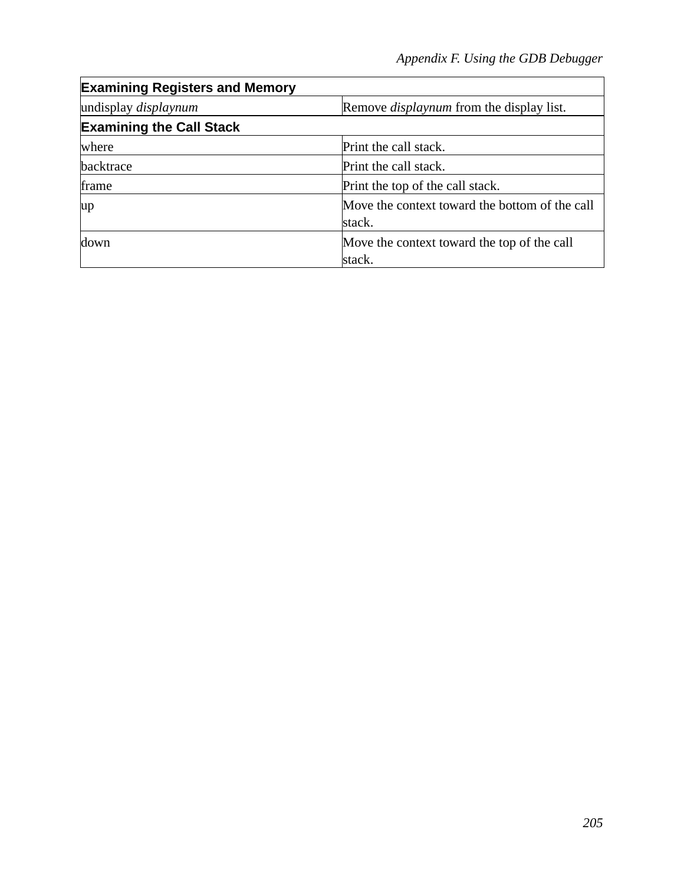| **Examining Registers and Memory** | |
| --- | --- |
| undisplay *displaynum* | Remove *displaynum* from the display list. |
| **Examining the Call Stack** | |
| where | Print the call stack. |
| backtrace | Print the call stack. |
| frame | Print the top of the call stack. |
| up | Move the context toward the bottom of the call stack. |
| down | Move the context toward the top of the call stack. |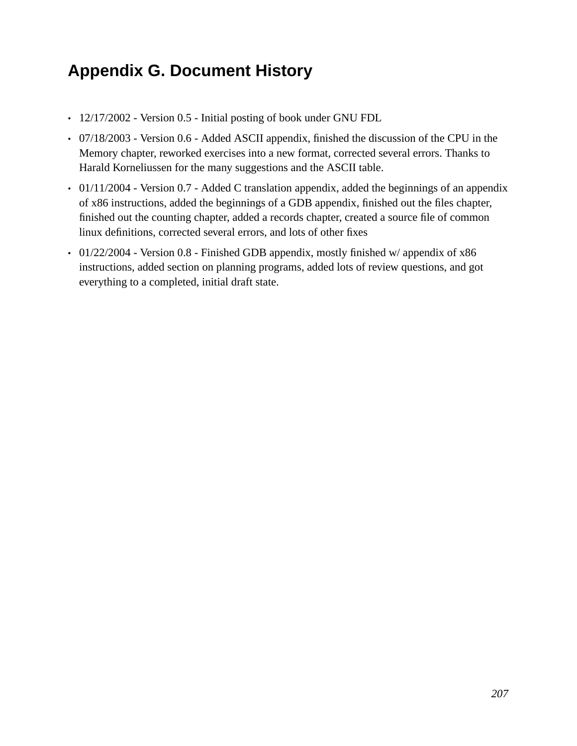# Appendix G. Document History

- 12/17/2002 - Version 0.5 - Initial posting of book under GNU FDL
- 07/18/2003 - Version 0.6 - Added ASCII appendix, finished the discussion of the CPU in the Memory chapter, reworked exercises into a new format, corrected several errors. Thanks to Harald Korneliussen for the many suggestions and the ASCII table.
- 01/11/2004 - Version 0.7 - Added C translation appendix, added the beginnings of an appendix of x86 instructions, added the beginnings of a GDB appendix, finished out the files chapter, finished out the counting chapter, added a records chapter, created a source file of common linux definitions, corrected several errors, and lots of other fixes
- 01/22/2004 - Version 0.8 - Finished GDB appendix, mostly finished w/ appendix of x86 instructions, added section on planning programs, added lots of review questions, and got everything to a completed, initial draft state.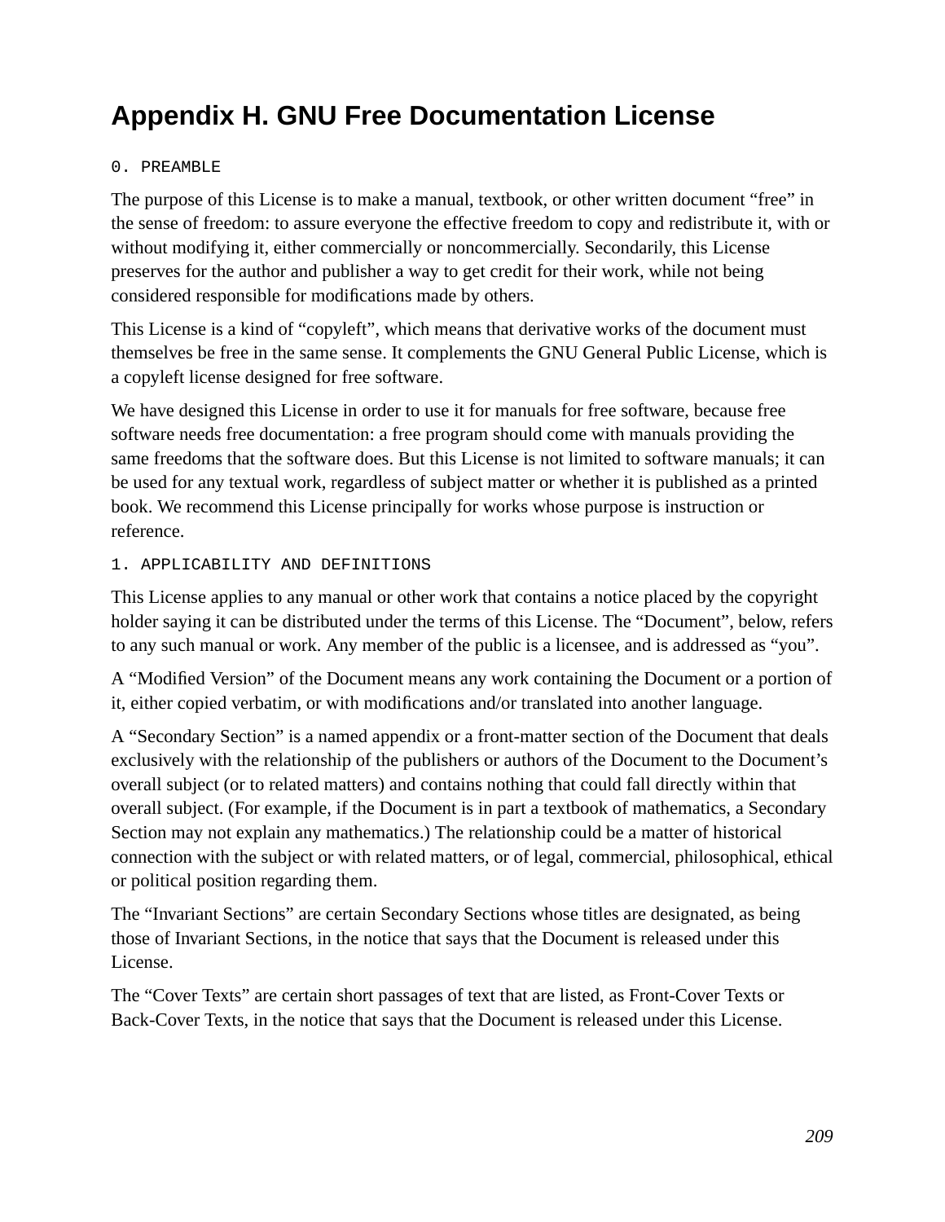# Appendix H. GNU Free Documentation License

0. PREAMBLE

The purpose of this License is to make a manual, textbook, or other written document “free” in the sense of freedom: to assure everyone the effective freedom to copy and redistribute it, with or without modifying it, either commercially or noncommercially. Secondarily, this License preserves for the author and publisher a way to get credit for their work, while not being considered responsible for modifications made by others.

This License is a kind of “copyleft”, which means that derivative works of the document must themselves be free in the same sense. It complements the GNU General Public License, which is a copyleft license designed for free software.

We have designed this License in order to use it for manuals for free software, because free software needs free documentation: a free program should come with manuals providing the same freedoms that the software does. But this License is not limited to software manuals; it can be used for any textual work, regardless of subject matter or whether it is published as a printed book. We recommend this License principally for works whose purpose is instruction or reference.

1. APPLICABILITY AND DEFINITIONS

This License applies to any manual or other work that contains a notice placed by the copyright holder saying it can be distributed under the terms of this License. The “Document”, below, refers to any such manual or work. Any member of the public is a licensee, and is addressed as “you”.

A “Modified Version” of the Document means any work containing the Document or a portion of it, either copied verbatim, or with modifications and/or translated into another language.

A “Secondary Section” is a named appendix or a front-matter section of the Document that deals exclusively with the relationship of the publishers or authors of the Document to the Document’s overall subject (or to related matters) and contains nothing that could fall directly within that overall subject. (For example, if the Document is in part a textbook of mathematics, a Secondary Section may not explain any mathematics.) The relationship could be a matter of historical connection with the subject or with related matters, or of legal, commercial, philosophical, ethical or political position regarding them.

The “Invariant Sections” are certain Secondary Sections whose titles are designated, as being those of Invariant Sections, in the notice that says that the Document is released under this License.

The “Cover Texts” are certain short passages of text that are listed, as Front-Cover Texts or Back-Cover Texts, in the notice that says that the Document is released under this License.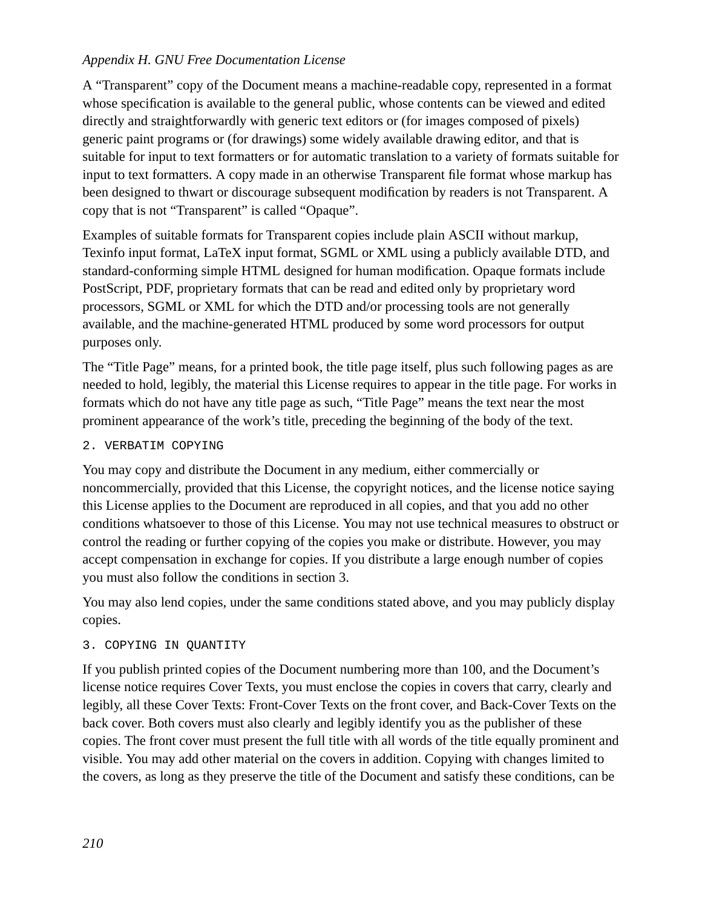A “Transparent” copy of the Document means a machine-readable copy, represented in a format whose specification is available to the general public, whose contents can be viewed and edited directly and straightforwardly with generic text editors or (for images composed of pixels) generic paint programs or (for drawings) some widely available drawing editor, and that is suitable for input to text formatters or for automatic translation to a variety of formats suitable for input to text formatters. A copy made in an otherwise Transparent file format whose markup has been designed to thwart or discourage subsequent modification by readers is not Transparent. A copy that is not “Transparent” is called “Opaque”.

Examples of suitable formats for Transparent copies include plain ASCII without markup, Texinfo input format, LaTeX input format, SGML or XML using a publicly available DTD, and standard-conforming simple HTML designed for human modification. Opaque formats include PostScript, PDF, proprietary formats that can be read and edited only by proprietary word processors, SGML or XML for which the DTD and/or processing tools are not generally available, and the machine-generated HTML produced by some word processors for output purposes only.

The “Title Page” means, for a printed book, the title page itself, plus such following pages as are needed to hold, legibly, the material this License requires to appear in the title page. For works in formats which do not have any title page as such, “Title Page” means the text near the most prominent appearance of the work’s title, preceding the beginning of the body of the text.

## 2. VERBATIM COPYING

You may copy and distribute the Document in any medium, either commercially or noncommercially, provided that this License, the copyright notices, and the license notice saying this License applies to the Document are reproduced in all copies, and that you add no other conditions whatsoever to those of this License. You may not use technical measures to obstruct or control the reading or further copying of the copies you make or distribute. However, you may accept compensation in exchange for copies. If you distribute a large enough number of copies you must also follow the conditions in section 3.

You may also lend copies, under the same conditions stated above, and you may publicly display copies.

## 3. COPYING IN QUANTITY

If you publish printed copies of the Document numbering more than 100, and the Document’s license notice requires Cover Texts, you must enclose the copies in covers that carry, clearly and legibly, all these Cover Texts: Front-Cover Texts on the front cover, and Back-Cover Texts on the back cover. Both covers must also clearly and legibly identify you as the publisher of these copies. The front cover must present the full title with all words of the title equally prominent and visible. You may add other material on the covers in addition. Copying with changes limited to the covers, as long as they preserve the title of the Document and satisfy these conditions, can be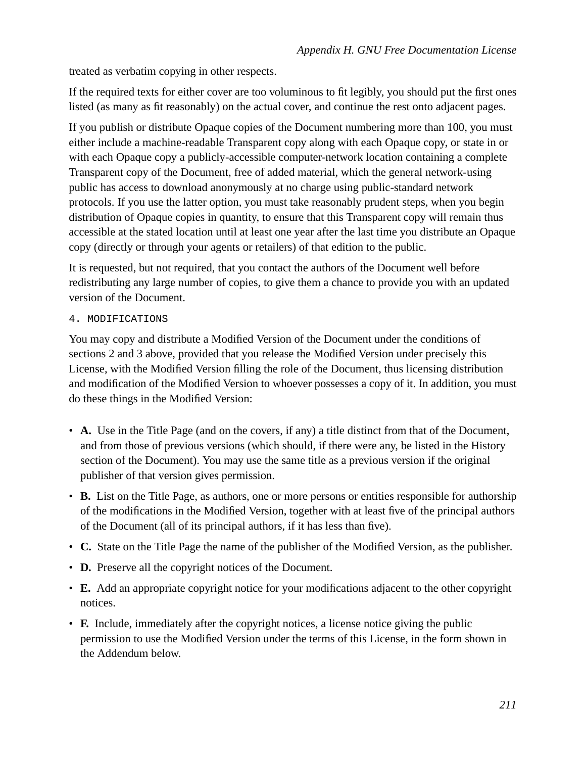treated as verbatim copying in other respects.

If the required texts for either cover are too voluminous to fit legibly, you should put the first ones listed (as many as fit reasonably) on the actual cover, and continue the rest onto adjacent pages.

If you publish or distribute Opaque copies of the Document numbering more than 100, you must either include a machine-readable Transparent copy along with each Opaque copy, or state in or with each Opaque copy a publicly-accessible computer-network location containing a complete Transparent copy of the Document, free of added material, which the general network-using public has access to download anonymously at no charge using public-standard network protocols. If you use the latter option, you must take reasonably prudent steps, when you begin distribution of Opaque copies in quantity, to ensure that this Transparent copy will remain thus accessible at the stated location until at least one year after the last time you distribute an Opaque copy (directly or through your agents or retailers) of that edition to the public.

It is requested, but not required, that you contact the authors of the Document well before redistributing any large number of copies, to give them a chance to provide you with an updated version of the Document.

`4. MODIFICATIONS`

You may copy and distribute a Modified Version of the Document under the conditions of sections 2 and 3 above, provided that you release the Modified Version under precisely this License, with the Modified Version filling the role of the Document, thus licensing distribution and modification of the Modified Version to whoever possesses a copy of it. In addition, you must do these things in the Modified Version:

- **A.** Use in the Title Page (and on the covers, if any) a title distinct from that of the Document, and from those of previous versions (which should, if there were any, be listed in the History section of the Document). You may use the same title as a previous version if the original publisher of that version gives permission.
- **B.** List on the Title Page, as authors, one or more persons or entities responsible for authorship of the modifications in the Modified Version, together with at least five of the principal authors of the Document (all of its principal authors, if it has less than five).
- **C.** State on the Title Page the name of the publisher of the Modified Version, as the publisher.
- **D.** Preserve all the copyright notices of the Document.
- **E.** Add an appropriate copyright notice for your modifications adjacent to the other copyright notices.
- **F.** Include, immediately after the copyright notices, a license notice giving the public permission to use the Modified Version under the terms of this License, in the form shown in the Addendum below.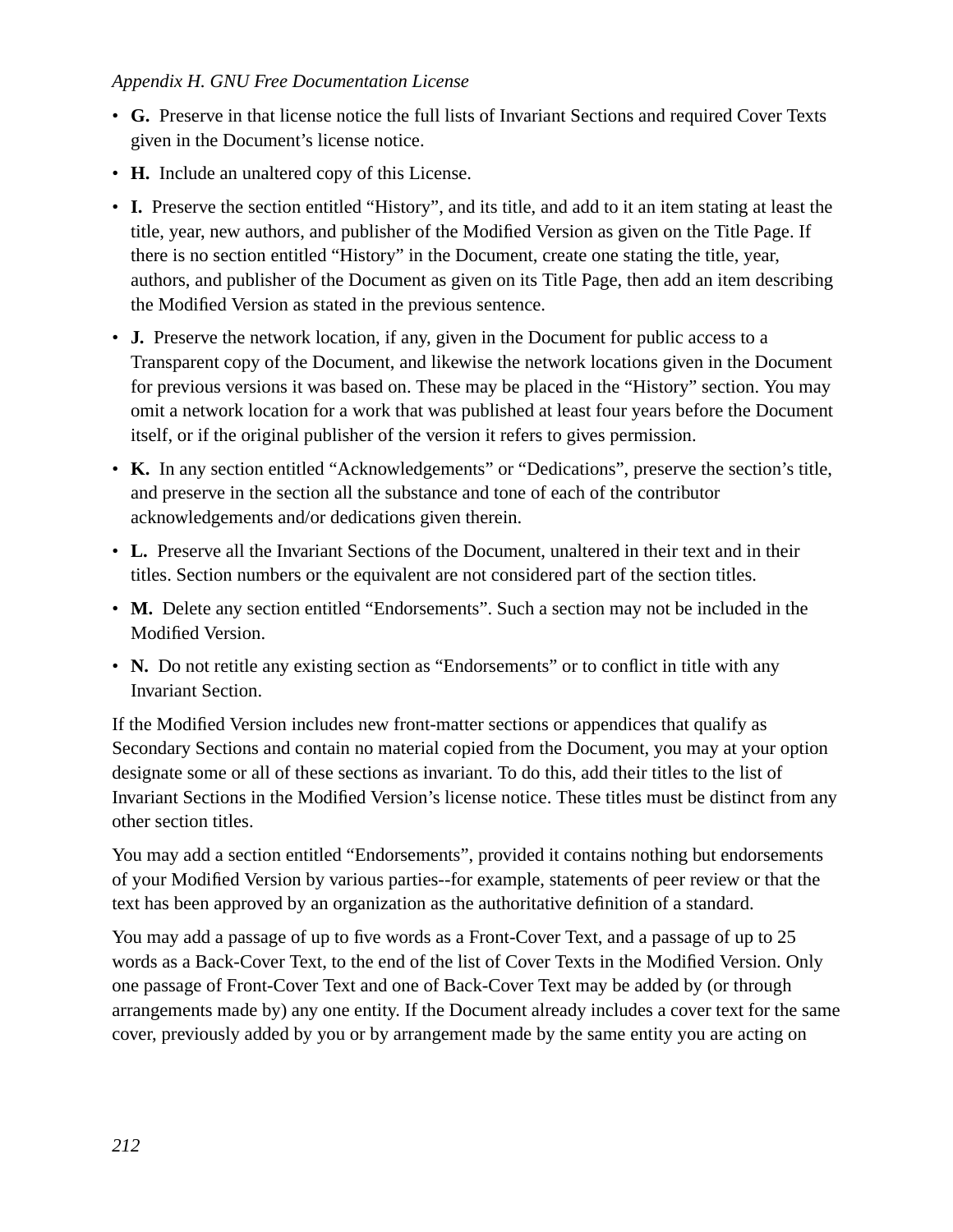- **G.** Preserve in that license notice the full lists of Invariant Sections and required Cover Texts given in the Document's license notice.
- **H.** Include an unaltered copy of this License.
- **I.** Preserve the section entitled "History", and its title, and add to it an item stating at least the title, year, new authors, and publisher of the Modified Version as given on the Title Page. If there is no section entitled "History" in the Document, create one stating the title, year, authors, and publisher of the Document as given on its Title Page, then add an item describing the Modified Version as stated in the previous sentence.
- **J.** Preserve the network location, if any, given in the Document for public access to a Transparent copy of the Document, and likewise the network locations given in the Document for previous versions it was based on. These may be placed in the "History" section. You may omit a network location for a work that was published at least four years before the Document itself, or if the original publisher of the version it refers to gives permission.
- **K.** In any section entitled "Acknowledgements" or "Dedications", preserve the section's title, and preserve in the section all the substance and tone of each of the contributor acknowledgements and/or dedications given therein.
- **L.** Preserve all the Invariant Sections of the Document, unaltered in their text and in their titles. Section numbers or the equivalent are not considered part of the section titles.
- **M.** Delete any section entitled "Endorsements". Such a section may not be included in the Modified Version.
- **N.** Do not retitle any existing section as "Endorsements" or to conflict in title with any Invariant Section.

If the Modified Version includes new front-matter sections or appendices that qualify as Secondary Sections and contain no material copied from the Document, you may at your option designate some or all of these sections as invariant. To do this, add their titles to the list of Invariant Sections in the Modified Version's license notice. These titles must be distinct from any other section titles.

You may add a section entitled "Endorsements", provided it contains nothing but endorsements of your Modified Version by various parties--for example, statements of peer review or that the text has been approved by an organization as the authoritative definition of a standard.

You may add a passage of up to five words as a Front-Cover Text, and a passage of up to 25 words as a Back-Cover Text, to the end of the list of Cover Texts in the Modified Version. Only one passage of Front-Cover Text and one of Back-Cover Text may be added by (or through arrangements made by) any one entity. If the Document already includes a cover text for the same cover, previously added by you or by arrangement made by the same entity you are acting on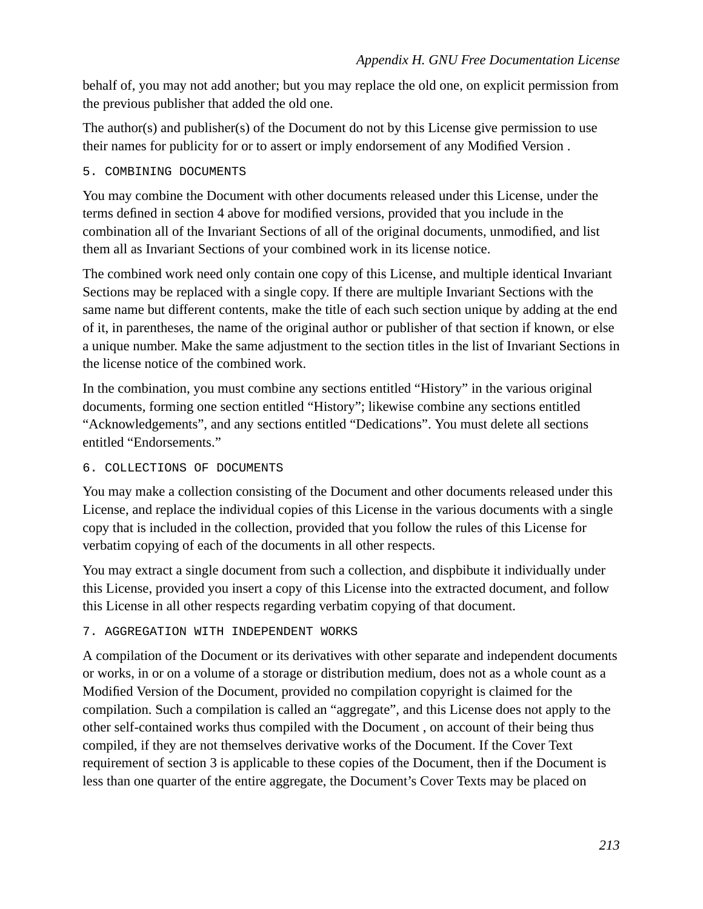behalf of, you may not add another; but you may replace the old one, on explicit permission from the previous publisher that added the old one.

The author(s) and publisher(s) of the Document do not by this License give permission to use their names for publicity for or to assert or imply endorsement of any Modified Version .

## 5. COMBINING DOCUMENTS

You may combine the Document with other documents released under this License, under the terms defined in section 4 above for modified versions, provided that you include in the combination all of the Invariant Sections of all of the original documents, unmodified, and list them all as Invariant Sections of your combined work in its license notice.

The combined work need only contain one copy of this License, and multiple identical Invariant Sections may be replaced with a single copy. If there are multiple Invariant Sections with the same name but different contents, make the title of each such section unique by adding at the end of it, in parentheses, the name of the original author or publisher of that section if known, or else a unique number. Make the same adjustment to the section titles in the list of Invariant Sections in the license notice of the combined work.

In the combination, you must combine any sections entitled “History” in the various original documents, forming one section entitled “History”; likewise combine any sections entitled “Acknowledgements”, and any sections entitled “Dedications”. You must delete all sections entitled “Endorsements.”

## 6. COLLECTIONS OF DOCUMENTS

You may make a collection consisting of the Document and other documents released under this License, and replace the individual copies of this License in the various documents with a single copy that is included in the collection, provided that you follow the rules of this License for verbatim copying of each of the documents in all other respects.

You may extract a single document from such a collection, and dispbibute it individually under this License, provided you insert a copy of this License into the extracted document, and follow this License in all other respects regarding verbatim copying of that document.

## 7. AGGREGATION WITH INDEPENDENT WORKS

A compilation of the Document or its derivatives with other separate and independent documents or works, in or on a volume of a storage or distribution medium, does not as a whole count as a Modified Version of the Document, provided no compilation copyright is claimed for the compilation. Such a compilation is called an “aggregate”, and this License does not apply to the other self-contained works thus compiled with the Document , on account of their being thus compiled, if they are not themselves derivative works of the Document. If the Cover Text requirement of section 3 is applicable to these copies of the Document, then if the Document is less than one quarter of the entire aggregate, the Document’s Cover Texts may be placed on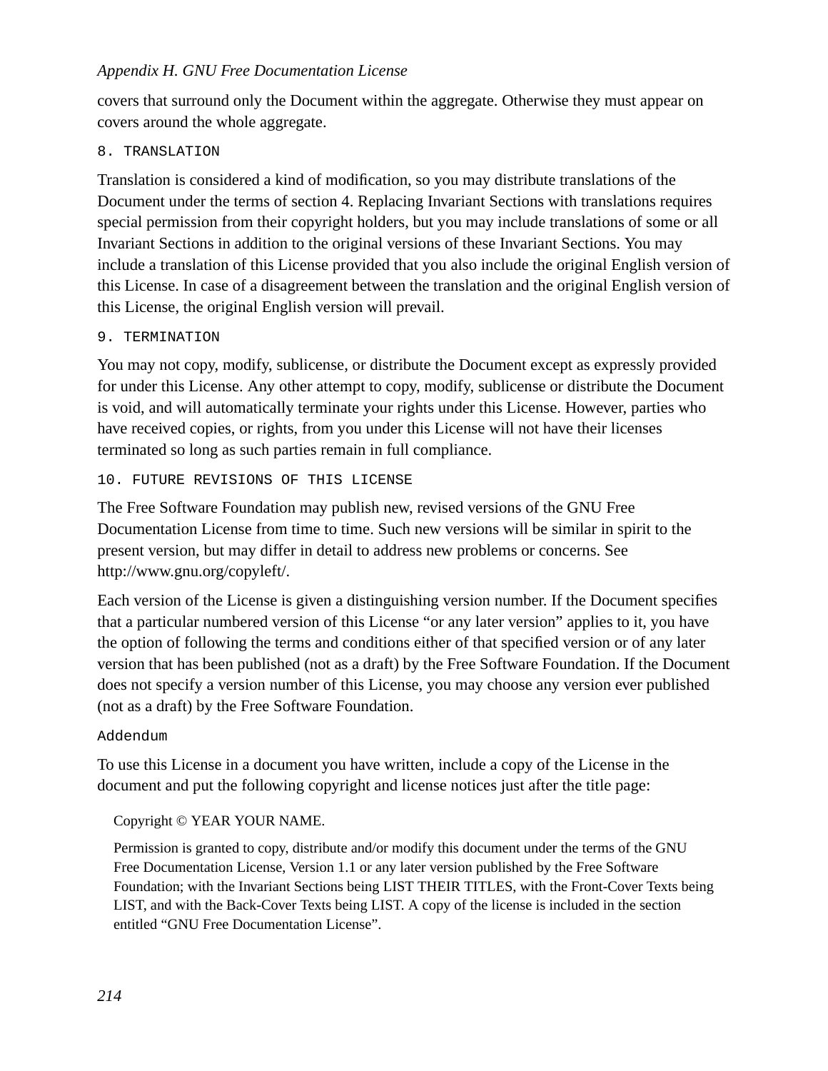covers that surround only the Document within the aggregate. Otherwise they must appear on covers around the whole aggregate.

### 8. TRANSLATION

Translation is considered a kind of modification, so you may distribute translations of the Document under the terms of section 4. Replacing Invariant Sections with translations requires special permission from their copyright holders, but you may include translations of some or all Invariant Sections in addition to the original versions of these Invariant Sections. You may include a translation of this License provided that you also include the original English version of this License. In case of a disagreement between the translation and the original English version of this License, the original English version will prevail.

### 9. TERMINATION

You may not copy, modify, sublicense, or distribute the Document except as expressly provided for under this License. Any other attempt to copy, modify, sublicense or distribute the Document is void, and will automatically terminate your rights under this License. However, parties who have received copies, or rights, from you under this License will not have their licenses terminated so long as such parties remain in full compliance.

### 10. FUTURE REVISIONS OF THIS LICENSE

The Free Software Foundation may publish new, revised versions of the GNU Free Documentation License from time to time. Such new versions will be similar in spirit to the present version, but may differ in detail to address new problems or concerns. See http://www.gnu.org/copyleft/.

Each version of the License is given a distinguishing version number. If the Document specifies that a particular numbered version of this License "or any later version" applies to it, you have the option of following the terms and conditions either of that specified version or of any later version that has been published (not as a draft) by the Free Software Foundation. If the Document does not specify a version number of this License, you may choose any version ever published (not as a draft) by the Free Software Foundation.

### Addendum

To use this License in a document you have written, include a copy of the License in the document and put the following copyright and license notices just after the title page:

> Copyright © YEAR YOUR NAME.
>
> Permission is granted to copy, distribute and/or modify this document under the terms of the GNU Free Documentation License, Version 1.1 or any later version published by the Free Software Foundation; with the Invariant Sections being LIST THEIR TITLES, with the Front-Cover Texts being LIST, and with the Back-Cover Texts being LIST. A copy of the license is included in the section entitled "GNU Free Documentation License".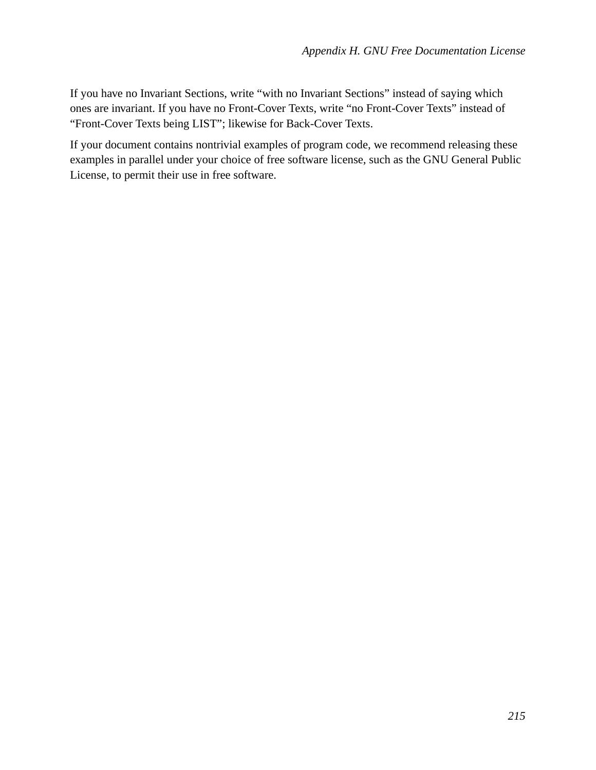If you have no Invariant Sections, write “with no Invariant Sections” instead of saying which ones are invariant. If you have no Front-Cover Texts, write “no Front-Cover Texts” instead of “Front-Cover Texts being LIST”; likewise for Back-Cover Texts.

If your document contains nontrivial examples of program code, we recommend releasing these examples in parallel under your choice of free software license, such as the GNU General Public License, to permit their use in free software.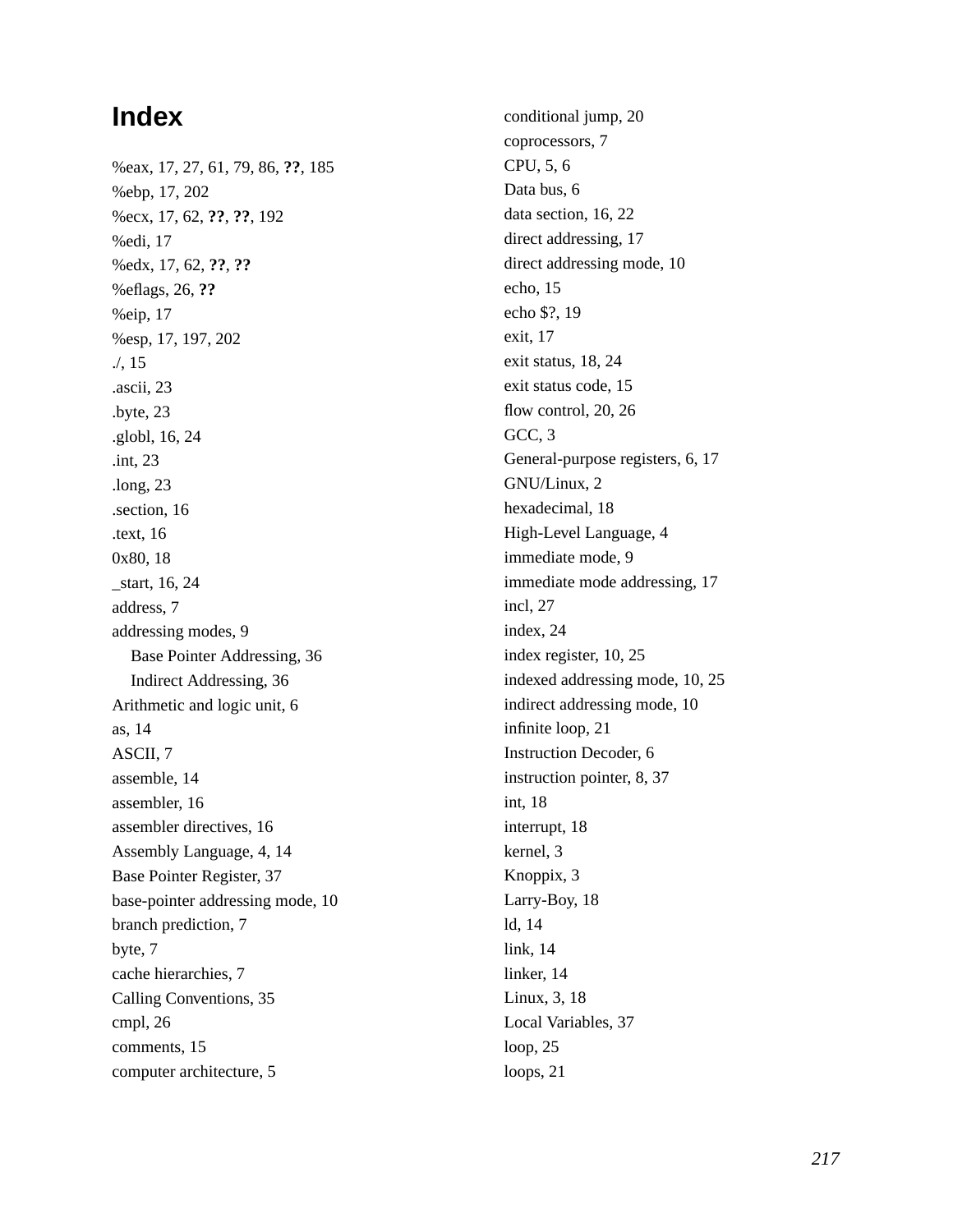# Index

%eax, 17, 27, 61, 79, 86, **??**, 185
%ebp, 17, 202
%ecx, 17, 62, **??**, **??**, 192
%edi, 17
%edx, 17, 62, **??**, **??**
%eflags, 26, **??**
%eip, 17
%esp, 17, 197, 202
./, 15
.ascii, 23
.byte, 23
.globl, 16, 24
.int, 23
.long, 23
.section, 16
.text, 16
0x80, 18
_start, 16, 24
address, 7
addressing modes, 9
  Base Pointer Addressing, 36
  Indirect Addressing, 36
Arithmetic and logic unit, 6
as, 14
ASCII, 7
assemble, 14
assembler, 16
assembler directives, 16
Assembly Language, 4, 14
Base Pointer Register, 37
base-pointer addressing mode, 10
branch prediction, 7
byte, 7
cache hierarchies, 7
Calling Conventions, 35
cmpl, 26
comments, 15
computer architecture, 5
conditional jump, 20
coprocessors, 7
CPU, 5, 6
Data bus, 6
data section, 16, 22
direct addressing, 17
direct addressing mode, 10
echo, 15
echo $?, 19
exit, 17
exit status, 18, 24
exit status code, 15
flow control, 20, 26
GCC, 3
General-purpose registers, 6, 17
GNU/Linux, 2
hexadecimal, 18
High-Level Language, 4
immediate mode, 9
immediate mode addressing, 17
incl, 27
index, 24
index register, 10, 25
indexed addressing mode, 10, 25
indirect addressing mode, 10
infinite loop, 21
Instruction Decoder, 6
instruction pointer, 8, 37
int, 18
interrupt, 18
kernel, 3
Knoppix, 3
Larry-Boy, 18
ld, 14
link, 14
linker, 14
Linux, 3, 18
Local Variables, 37
loop, 25
loops, 21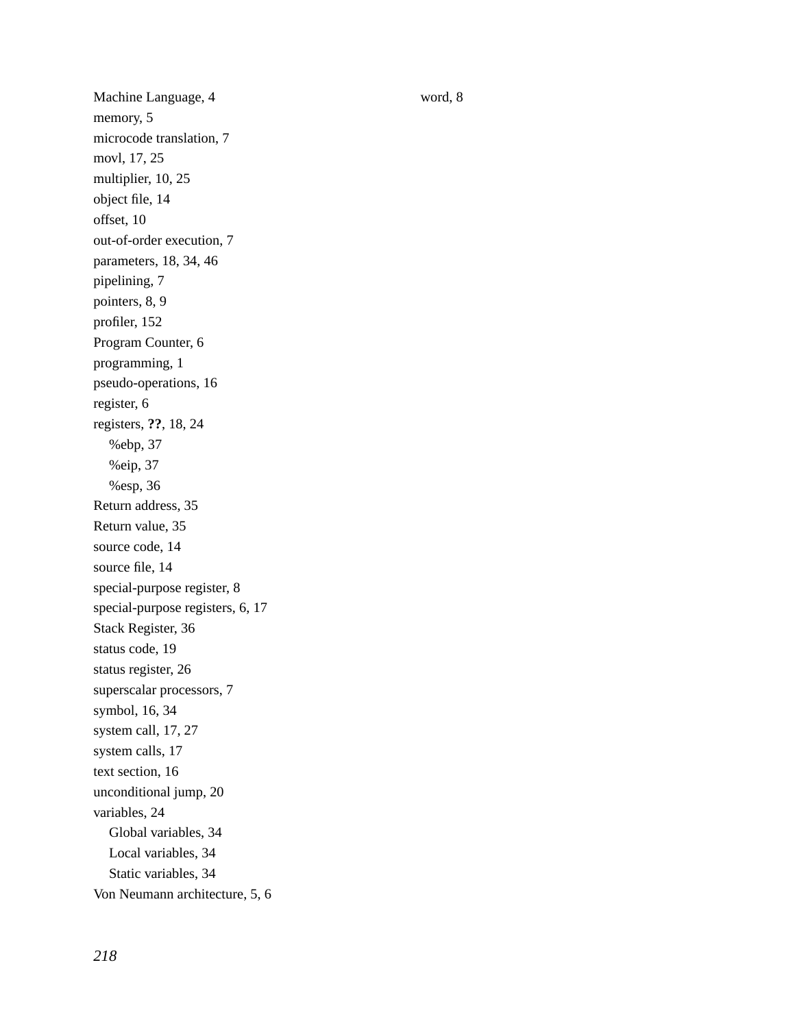Machine Language, 4
memory, 5
microcode translation, 7
movl, 17, 25
multiplier, 10, 25
object file, 14
offset, 10
out-of-order execution, 7
parameters, 18, 34, 46
pipelining, 7
pointers, 8, 9
profiler, 152
Program Counter, 6
programming, 1
pseudo-operations, 16
register, 6
registers, **??**, 18, 24
  %ebp, 37
  %eip, 37
  %esp, 36
Return address, 35
Return value, 35
source code, 14
source file, 14
special-purpose register, 8
special-purpose registers, 6, 17
Stack Register, 36
status code, 19
status register, 26
superscalar processors, 7
symbol, 16, 34
system call, 17, 27
system calls, 17
text section, 16
unconditional jump, 20
variables, 24
  Global variables, 34
  Local variables, 34
  Static variables, 34
Von Neumann architecture, 5, 6

word, 8